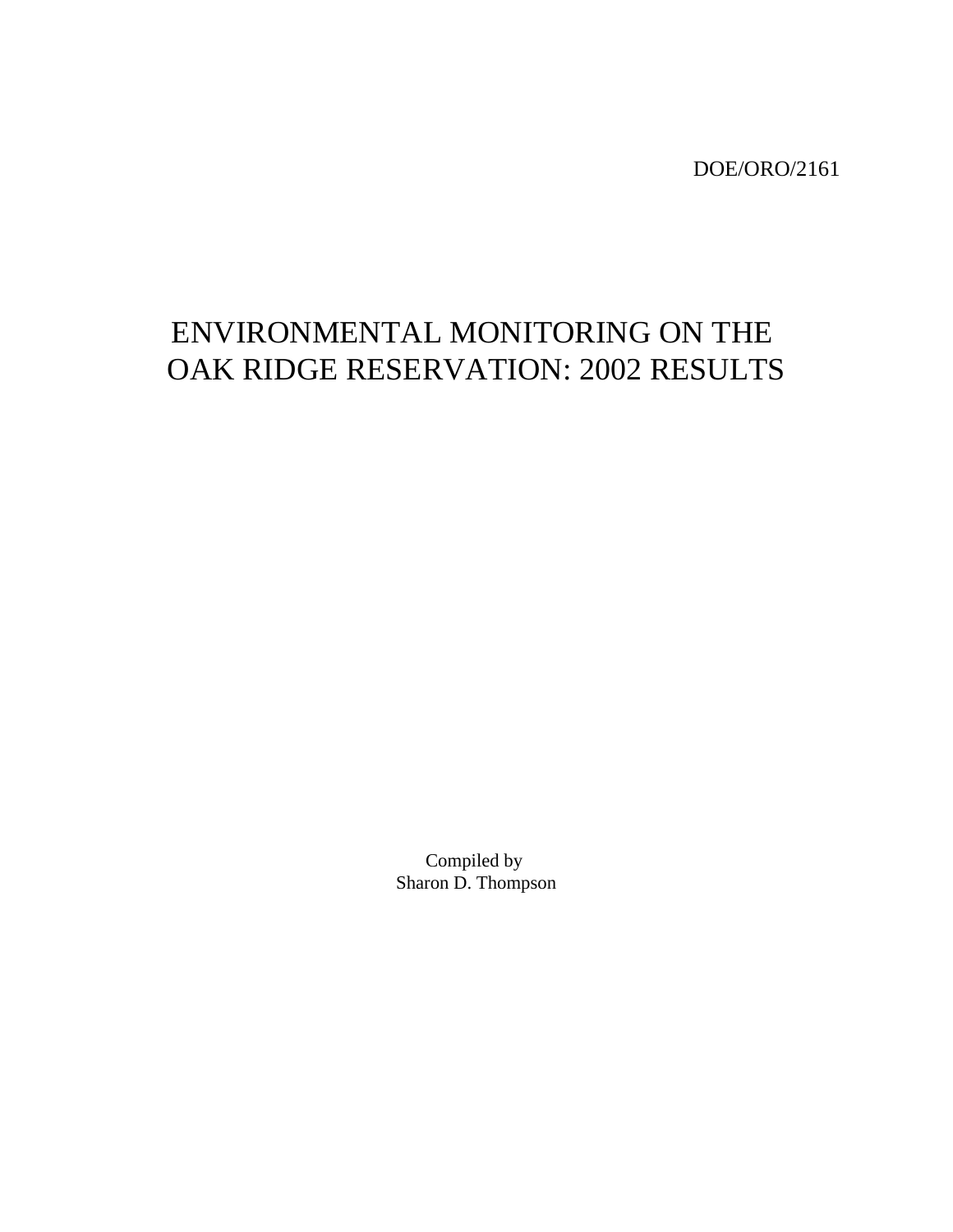DOE/ORO/2161

# ENVIRONMENTAL MONITORING ON THE OAK RIDGE RESERVATION: 2002 RESULTS

Compiled by
Sharon D. Thompson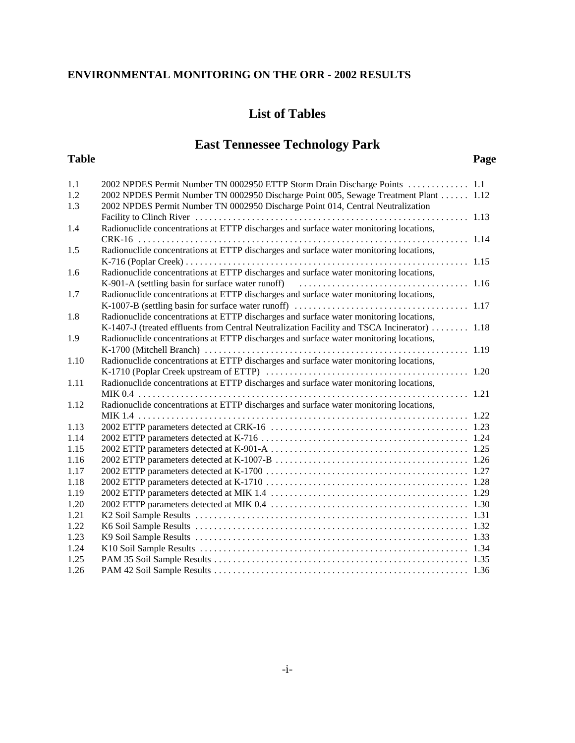**ENVIRONMENTAL MONITORING ON THE ORR - 2002 RESULTS**

# List of Tables

## East Tennessee Technology Park

| Table | | Page |
|---|---|---|
| 1.1 | 2002 NPDES Permit Number TN 0002950 ETTP Storm Drain Discharge Points | 1.1 |
| 1.2 | 2002 NPDES Permit Number TN 0002950 Discharge Point 005, Sewage Treatment Plant | 1.12 |
| 1.3 | 2002 NPDES Permit Number TN 0002950 Discharge Point 014, Central Neutralization Facility to Clinch River | 1.13 |
| 1.4 | Radionuclide concentrations at ETTP discharges and surface water monitoring locations, CRK-16 | 1.14 |
| 1.5 | Radionuclide concentrations at ETTP discharges and surface water monitoring locations, K-716 (Poplar Creek) | 1.15 |
| 1.6 | Radionuclide concentrations at ETTP discharges and surface water monitoring locations, K-901-A (settling basin for surface water runoff) | 1.16 |
| 1.7 | Radionuclide concentrations at ETTP discharges and surface water monitoring locations, K-1007-B (settling basin for surface water runoff) | 1.17 |
| 1.8 | Radionuclide concentrations at ETTP discharges and surface water monitoring locations, K-1407-J (treated effluents from Central Neutralization Facility and TSCA Incinerator) | 1.18 |
| 1.9 | Radionuclide concentrations at ETTP discharges and surface water monitoring locations, K-1700 (Mitchell Branch) | 1.19 |
| 1.10 | Radionuclide concentrations at ETTP discharges and surface water monitoring locations, K-1710 (Poplar Creek upstream of ETTP) | 1.20 |
| 1.11 | Radionuclide concentrations at ETTP discharges and surface water monitoring locations, MIK 0.4 | 1.21 |
| 1.12 | Radionuclide concentrations at ETTP discharges and surface water monitoring locations, MIK 1.4 | 1.22 |
| 1.13 | 2002 ETTP parameters detected at CRK-16 | 1.23 |
| 1.14 | 2002 ETTP parameters detected at K-716 | 1.24 |
| 1.15 | 2002 ETTP parameters detected at K-901-A | 1.25 |
| 1.16 | 2002 ETTP parameters detected at K-1007-B | 1.26 |
| 1.17 | 2002 ETTP parameters detected at K-1700 | 1.27 |
| 1.18 | 2002 ETTP parameters detected at K-1710 | 1.28 |
| 1.19 | 2002 ETTP parameters detected at MIK 1.4 | 1.29 |
| 1.20 | 2002 ETTP parameters detected at MIK 0.4 | 1.30 |
| 1.21 | K2 Soil Sample Results | 1.31 |
| 1.22 | K6 Soil Sample Results | 1.32 |
| 1.23 | K9 Soil Sample Results | 1.33 |
| 1.24 | K10 Soil Sample Results | 1.34 |
| 1.25 | PAM 35 Soil Sample Results | 1.35 |
| 1.26 | PAM 42 Soil Sample Results | 1.36 |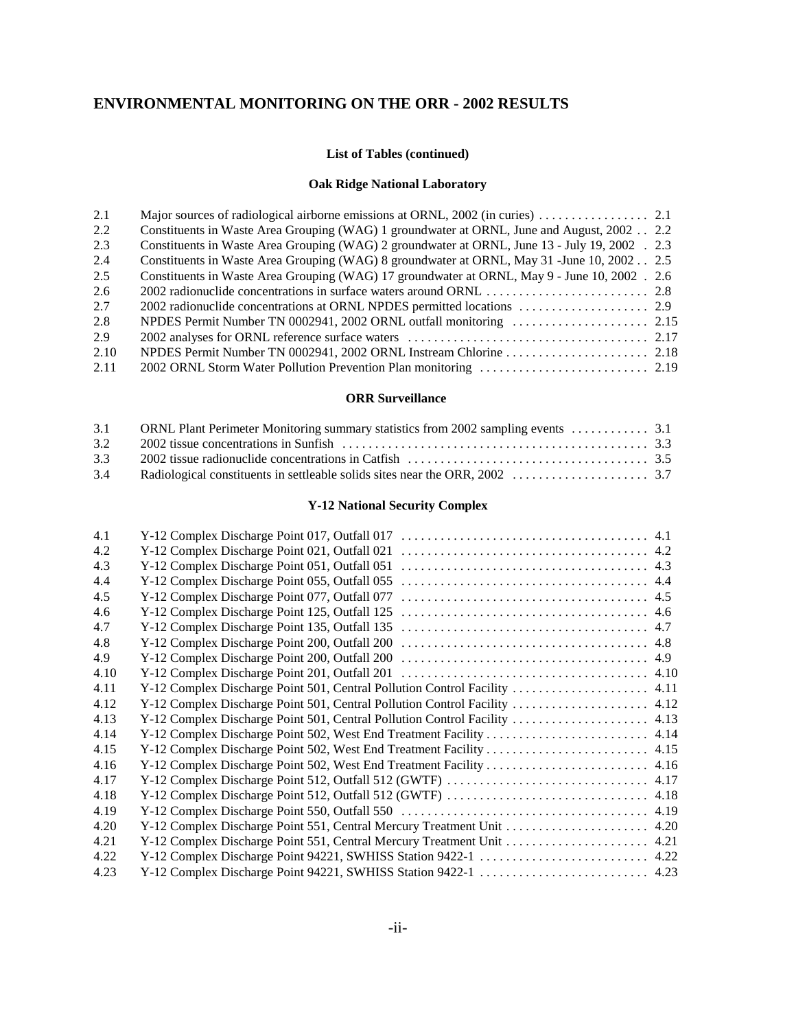# ENVIRONMENTAL MONITORING ON THE ORR - 2002 RESULTS

**List of Tables (continued)**

**Oak Ridge National Laboratory**

| | | |
|---|---|---|
| 2.1 | Major sources of radiological airborne emissions at ORNL, 2002 (in curies) | 2.1 |
| 2.2 | Constituents in Waste Area Grouping (WAG) 1 groundwater at ORNL, June and August, 2002 | 2.2 |
| 2.3 | Constituents in Waste Area Grouping (WAG) 2 groundwater at ORNL, June 13 - July 19, 2002 | 2.3 |
| 2.4 | Constituents in Waste Area Grouping (WAG) 8 groundwater at ORNL, May 31 -June 10, 2002 | 2.5 |
| 2.5 | Constituents in Waste Area Grouping (WAG) 17 groundwater at ORNL, May 9 - June 10, 2002 | 2.6 |
| 2.6 | 2002 radionuclide concentrations in surface waters around ORNL | 2.8 |
| 2.7 | 2002 radionuclide concentrations at ORNL NPDES permitted locations | 2.9 |
| 2.8 | NPDES Permit Number TN 0002941, 2002 ORNL outfall monitoring | 2.15 |
| 2.9 | 2002 analyses for ORNL reference surface waters | 2.17 |
| 2.10 | NPDES Permit Number TN 0002941, 2002 ORNL Instream Chlorine | 2.18 |
| 2.11 | 2002 ORNL Storm Water Pollution Prevention Plan monitoring | 2.19 |

**ORR Surveillance**

| | | |
|---|---|---|
| 3.1 | ORNL Plant Perimeter Monitoring summary statistics from 2002 sampling events | 3.1 |
| 3.2 | 2002 tissue concentrations in Sunfish | 3.3 |
| 3.3 | 2002 tissue radionuclide concentrations in Catfish | 3.5 |
| 3.4 | Radiological constituents in settleable solids sites near the ORR, 2002 | 3.7 |

**Y-12 National Security Complex**

| | | |
|---|---|---|
| 4.1 | Y-12 Complex Discharge Point 017, Outfall 017 | 4.1 |
| 4.2 | Y-12 Complex Discharge Point 021, Outfall 021 | 4.2 |
| 4.3 | Y-12 Complex Discharge Point 051, Outfall 051 | 4.3 |
| 4.4 | Y-12 Complex Discharge Point 055, Outfall 055 | 4.4 |
| 4.5 | Y-12 Complex Discharge Point 077, Outfall 077 | 4.5 |
| 4.6 | Y-12 Complex Discharge Point 125, Outfall 125 | 4.6 |
| 4.7 | Y-12 Complex Discharge Point 135, Outfall 135 | 4.7 |
| 4.8 | Y-12 Complex Discharge Point 200, Outfall 200 | 4.8 |
| 4.9 | Y-12 Complex Discharge Point 200, Outfall 200 | 4.9 |
| 4.10 | Y-12 Complex Discharge Point 201, Outfall 201 | 4.10 |
| 4.11 | Y-12 Complex Discharge Point 501, Central Pollution Control Facility | 4.11 |
| 4.12 | Y-12 Complex Discharge Point 501, Central Pollution Control Facility | 4.12 |
| 4.13 | Y-12 Complex Discharge Point 501, Central Pollution Control Facility | 4.13 |
| 4.14 | Y-12 Complex Discharge Point 502, West End Treatment Facility | 4.14 |
| 4.15 | Y-12 Complex Discharge Point 502, West End Treatment Facility | 4.15 |
| 4.16 | Y-12 Complex Discharge Point 502, West End Treatment Facility | 4.16 |
| 4.17 | Y-12 Complex Discharge Point 512, Outfall 512 (GWTF) | 4.17 |
| 4.18 | Y-12 Complex Discharge Point 512, Outfall 512 (GWTF) | 4.18 |
| 4.19 | Y-12 Complex Discharge Point 550, Outfall 550 | 4.19 |
| 4.20 | Y-12 Complex Discharge Point 551, Central Mercury Treatment Unit | 4.20 |
| 4.21 | Y-12 Complex Discharge Point 551, Central Mercury Treatment Unit | 4.21 |
| 4.22 | Y-12 Complex Discharge Point 94221, SWHISS Station 9422-1 | 4.22 |
| 4.23 | Y-12 Complex Discharge Point 94221, SWHISS Station 9422-1 | 4.23 |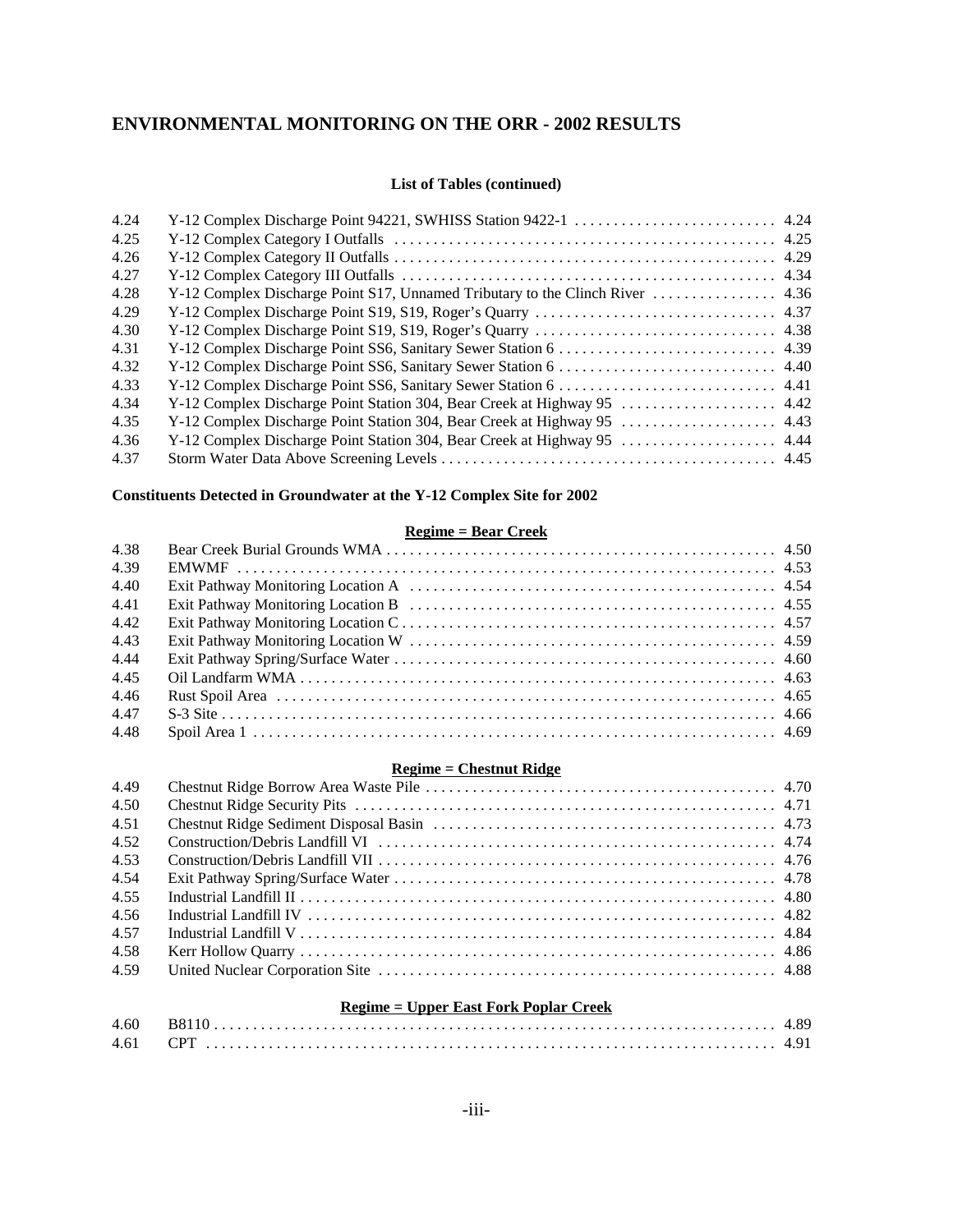## ENVIRONMENTAL MONITORING ON THE ORR - 2002 RESULTS

### List of Tables (continued)

| | | |
|---|---|---|
| 4.24 | Y-12 Complex Discharge Point 94221, SWHISS Station 9422-1 | 4.24 |
| 4.25 | Y-12 Complex Category I Outfalls | 4.25 |
| 4.26 | Y-12 Complex Category II Outfalls | 4.29 |
| 4.27 | Y-12 Complex Category III Outfalls | 4.34 |
| 4.28 | Y-12 Complex Discharge Point S17, Unnamed Tributary to the Clinch River | 4.36 |
| 4.29 | Y-12 Complex Discharge Point S19, S19, Roger's Quarry | 4.37 |
| 4.30 | Y-12 Complex Discharge Point S19, S19, Roger's Quarry | 4.38 |
| 4.31 | Y-12 Complex Discharge Point SS6, Sanitary Sewer Station 6 | 4.39 |
| 4.32 | Y-12 Complex Discharge Point SS6, Sanitary Sewer Station 6 | 4.40 |
| 4.33 | Y-12 Complex Discharge Point SS6, Sanitary Sewer Station 6 | 4.41 |
| 4.34 | Y-12 Complex Discharge Point Station 304, Bear Creek at Highway 95 | 4.42 |
| 4.35 | Y-12 Complex Discharge Point Station 304, Bear Creek at Highway 95 | 4.43 |
| 4.36 | Y-12 Complex Discharge Point Station 304, Bear Creek at Highway 95 | 4.44 |
| 4.37 | Storm Water Data Above Screening Levels | 4.45 |

**Constituents Detected in Groundwater at the Y-12 Complex Site for 2002**

**Regime = Bear Creek**

| | | |
|---|---|---|
| 4.38 | Bear Creek Burial Grounds WMA | 4.50 |
| 4.39 | EMWMF | 4.53 |
| 4.40 | Exit Pathway Monitoring Location A | 4.54 |
| 4.41 | Exit Pathway Monitoring Location B | 4.55 |
| 4.42 | Exit Pathway Monitoring Location C | 4.57 |
| 4.43 | Exit Pathway Monitoring Location W | 4.59 |
| 4.44 | Exit Pathway Spring/Surface Water | 4.60 |
| 4.45 | Oil Landfarm WMA | 4.63 |
| 4.46 | Rust Spoil Area | 4.65 |
| 4.47 | S-3 Site | 4.66 |
| 4.48 | Spoil Area 1 | 4.69 |

**Regime = Chestnut Ridge**

| | | |
|---|---|---|
| 4.49 | Chestnut Ridge Borrow Area Waste Pile | 4.70 |
| 4.50 | Chestnut Ridge Security Pits | 4.71 |
| 4.51 | Chestnut Ridge Sediment Disposal Basin | 4.73 |
| 4.52 | Construction/Debris Landfill VI | 4.74 |
| 4.53 | Construction/Debris Landfill VII | 4.76 |
| 4.54 | Exit Pathway Spring/Surface Water | 4.78 |
| 4.55 | Industrial Landfill II | 4.80 |
| 4.56 | Industrial Landfill IV | 4.82 |
| 4.57 | Industrial Landfill V | 4.84 |
| 4.58 | Kerr Hollow Quarry | 4.86 |
| 4.59 | United Nuclear Corporation Site | 4.88 |

**Regime = Upper East Fork Poplar Creek**

| | | |
|---|---|---|
| 4.60 | B8110 | 4.89 |
| 4.61 | CPT | 4.91 |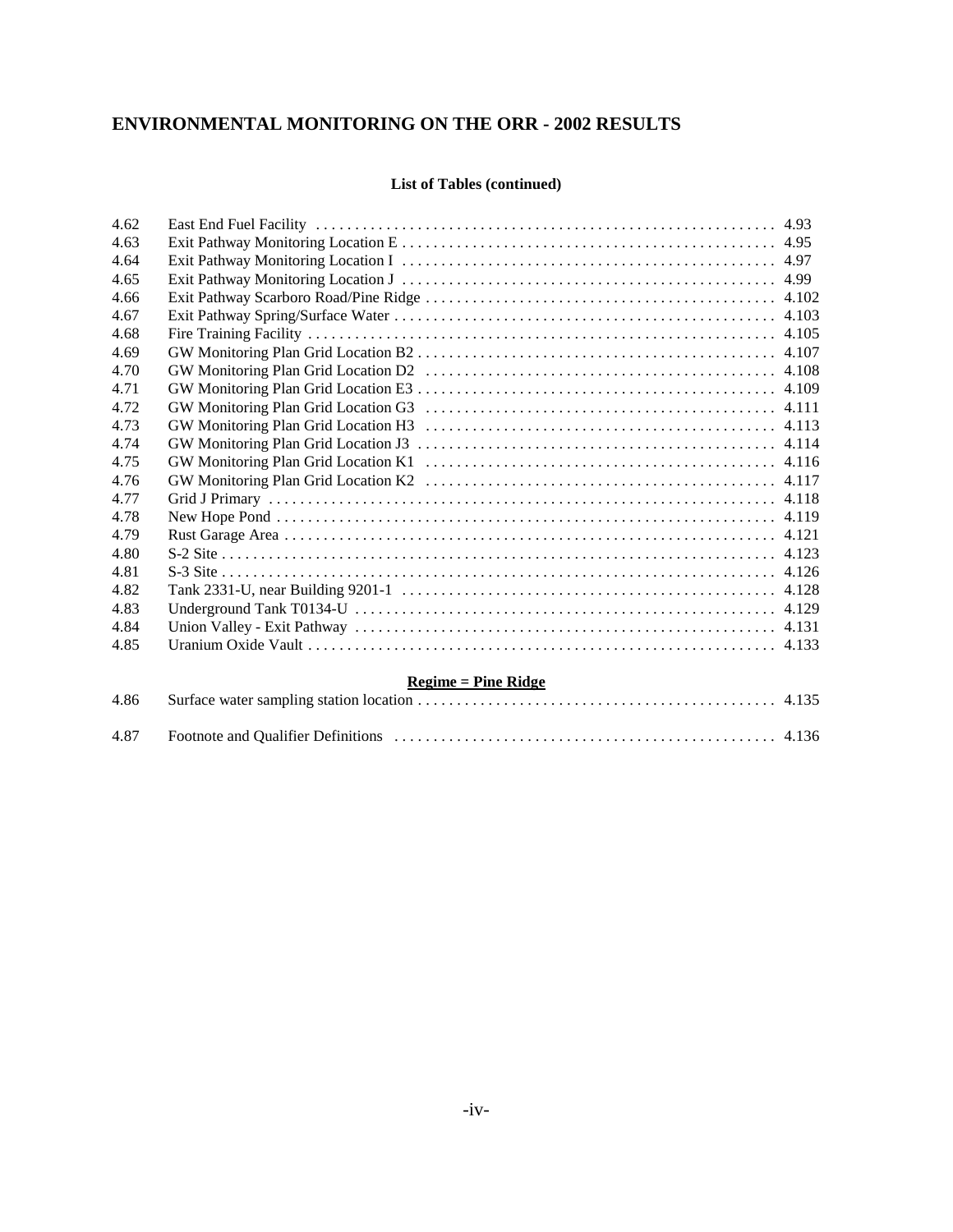# ENVIRONMENTAL MONITORING ON THE ORR - 2002 RESULTS

**List of Tables (continued)**

| | | |
|---|---|---|
| 4.62 | East End Fuel Facility | 4.93 |
| 4.63 | Exit Pathway Monitoring Location E | 4.95 |
| 4.64 | Exit Pathway Monitoring Location I | 4.97 |
| 4.65 | Exit Pathway Monitoring Location J | 4.99 |
| 4.66 | Exit Pathway Scarboro Road/Pine Ridge | 4.102 |
| 4.67 | Exit Pathway Spring/Surface Water | 4.103 |
| 4.68 | Fire Training Facility | 4.105 |
| 4.69 | GW Monitoring Plan Grid Location B2 | 4.107 |
| 4.70 | GW Monitoring Plan Grid Location D2 | 4.108 |
| 4.71 | GW Monitoring Plan Grid Location E3 | 4.109 |
| 4.72 | GW Monitoring Plan Grid Location G3 | 4.111 |
| 4.73 | GW Monitoring Plan Grid Location H3 | 4.113 |
| 4.74 | GW Monitoring Plan Grid Location J3 | 4.114 |
| 4.75 | GW Monitoring Plan Grid Location K1 | 4.116 |
| 4.76 | GW Monitoring Plan Grid Location K2 | 4.117 |
| 4.77 | Grid J Primary | 4.118 |
| 4.78 | New Hope Pond | 4.119 |
| 4.79 | Rust Garage Area | 4.121 |
| 4.80 | S-2 Site | 4.123 |
| 4.81 | S-3 Site | 4.126 |
| 4.82 | Tank 2331-U, near Building 9201-1 | 4.128 |
| 4.83 | Underground Tank T0134-U | 4.129 |
| 4.84 | Union Valley - Exit Pathway | 4.131 |
| 4.85 | Uranium Oxide Vault | 4.133 |

**Regime = Pine Ridge**

| | | |
|---|---|---|
| 4.86 | Surface water sampling station location | 4.135 |
| 4.87 | Footnote and Qualifier Definitions | 4.136 |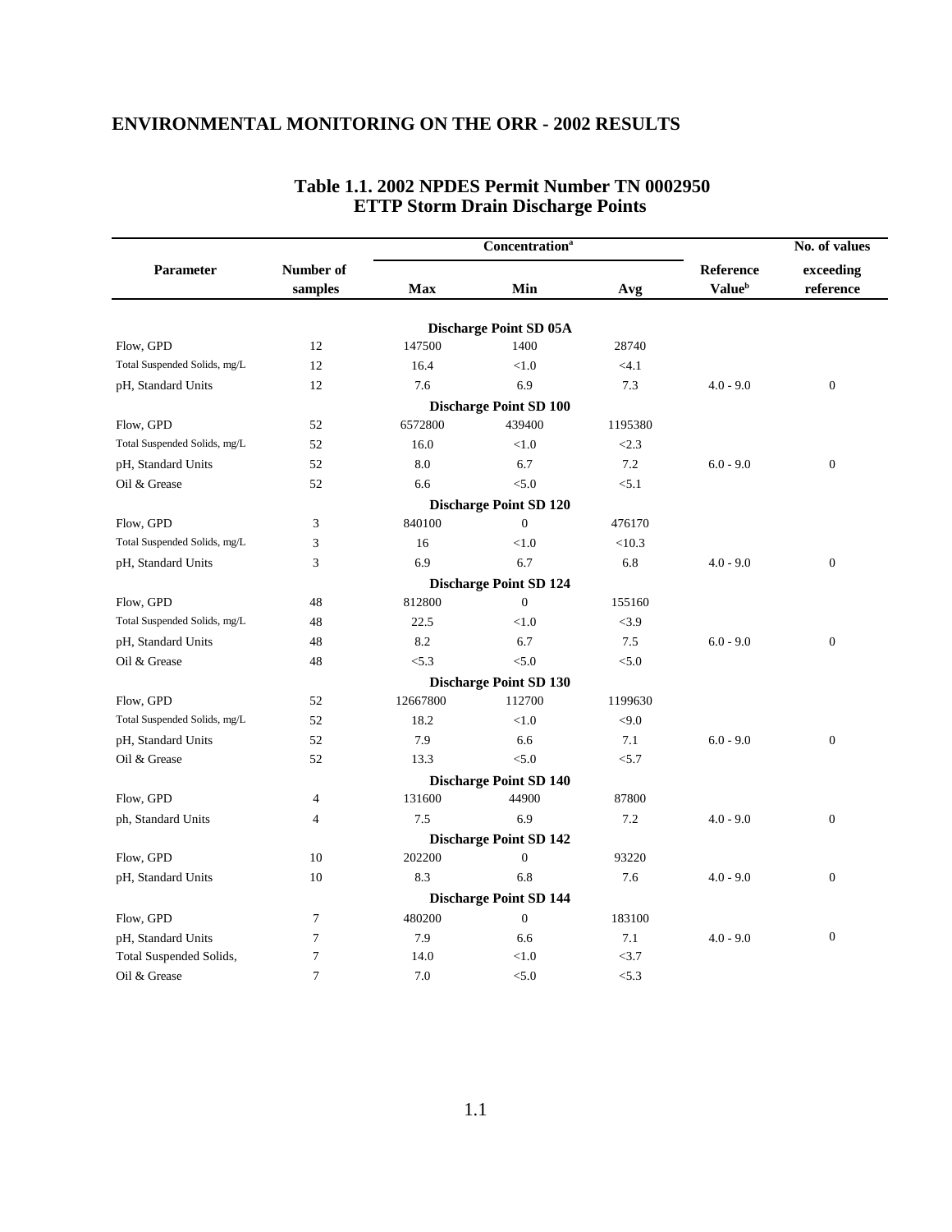## ENVIRONMENTAL MONITORING ON THE ORR - 2002 RESULTS

### Table 1.1. 2002 NPDES Permit Number TN 0002950 ETTP Storm Drain Discharge Points

| Parameter | Number of samples | Concentration[a] | | | Reference Value[b] | No. of values exceeding reference |
|---|---|---|---|---|---|---|
| | | Max | Min | Avg | | |
| | | | **Discharge Point SD 05A** | | | |
| Flow, GPD | 12 | 147500 | 1400 | 28740 | | |
| Total Suspended Solids, mg/L | 12 | 16.4 | <1.0 | <4.1 | | |
| pH, Standard Units | 12 | 7.6 | 6.9 | 7.3 | 4.0 - 9.0 | 0 |
| | | | **Discharge Point SD 100** | | | |
| Flow, GPD | 52 | 6572800 | 439400 | 1195380 | | |
| Total Suspended Solids, mg/L | 52 | 16.0 | <1.0 | <2.3 | | |
| pH, Standard Units | 52 | 8.0 | 6.7 | 7.2 | 6.0 - 9.0 | 0 |
| Oil & Grease | 52 | 6.6 | <5.0 | <5.1 | | |
| | | | **Discharge Point SD 120** | | | |
| Flow, GPD | 3 | 840100 | 0 | 476170 | | |
| Total Suspended Solids, mg/L | 3 | 16 | <1.0 | <10.3 | | |
| pH, Standard Units | 3 | 6.9 | 6.7 | 6.8 | 4.0 - 9.0 | 0 |
| | | | **Discharge Point SD 124** | | | |
| Flow, GPD | 48 | 812800 | 0 | 155160 | | |
| Total Suspended Solids, mg/L | 48 | 22.5 | <1.0 | <3.9 | | |
| pH, Standard Units | 48 | 8.2 | 6.7 | 7.5 | 6.0 - 9.0 | 0 |
| Oil & Grease | 48 | <5.3 | <5.0 | <5.0 | | |
| | | | **Discharge Point SD 130** | | | |
| Flow, GPD | 52 | 12667800 | 112700 | 1199630 | | |
| Total Suspended Solids, mg/L | 52 | 18.2 | <1.0 | <9.0 | | |
| pH, Standard Units | 52 | 7.9 | 6.6 | 7.1 | 6.0 - 9.0 | 0 |
| Oil & Grease | 52 | 13.3 | <5.0 | <5.7 | | |
| | | | **Discharge Point SD 140** | | | |
| Flow, GPD | 4 | 131600 | 44900 | 87800 | | |
| ph, Standard Units | 4 | 7.5 | 6.9 | 7.2 | 4.0 - 9.0 | 0 |
| | | | **Discharge Point SD 142** | | | |
| Flow, GPD | 10 | 202200 | 0 | 93220 | | |
| pH, Standard Units | 10 | 8.3 | 6.8 | 7.6 | 4.0 - 9.0 | 0 |
| | | | **Discharge Point SD 144** | | | |
| Flow, GPD | 7 | 480200 | 0 | 183100 | | |
| pH, Standard Units | 7 | 7.9 | 6.6 | 7.1 | 4.0 - 9.0 | 0 |
| Total Suspended Solids, | 7 | 14.0 | <1.0 | <3.7 | | |
| Oil & Grease | 7 | 7.0 | <5.0 | <5.3 | | |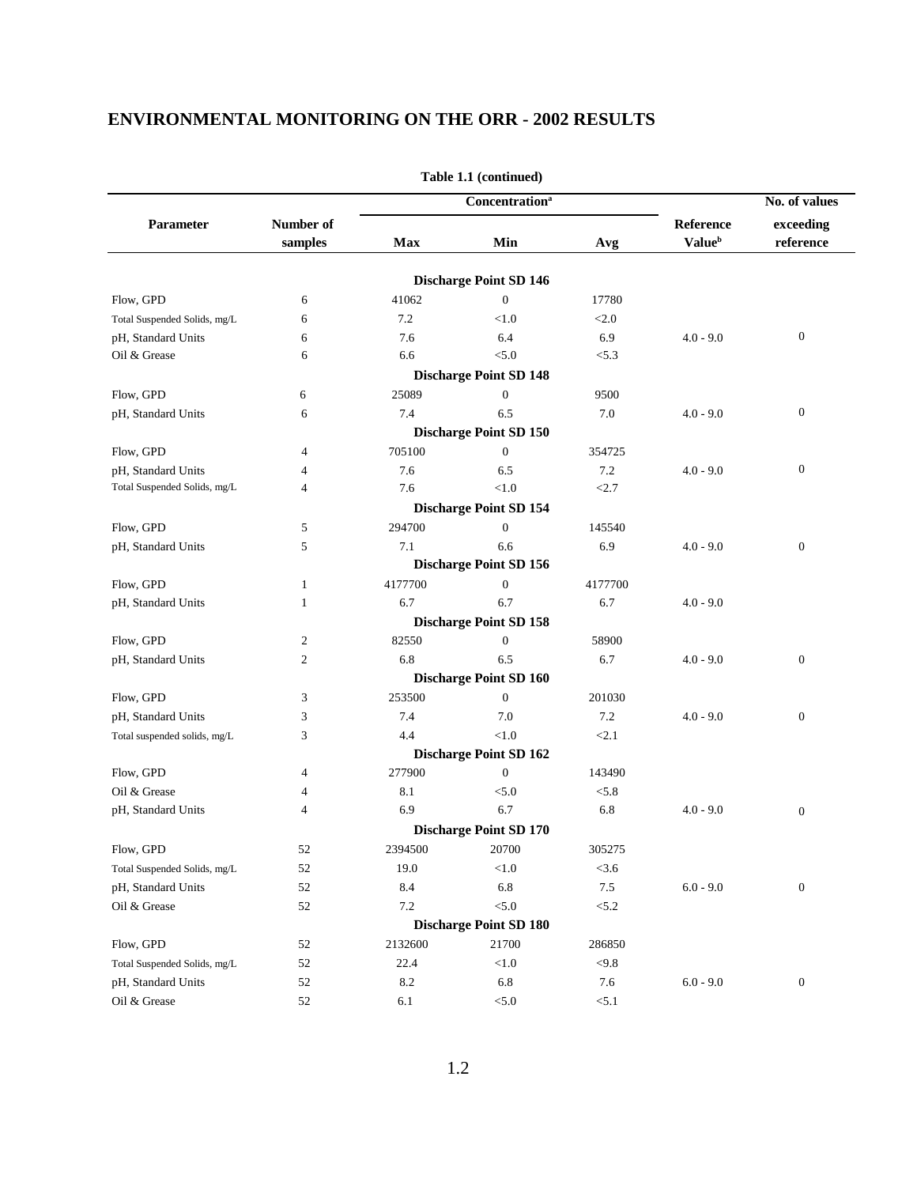## ENVIRONMENTAL MONITORING ON THE ORR - 2002 RESULTS

**Table 1.1 (continued)**

| Parameter | Number of samples | Concentration[a] Max | Min | Avg | Reference Value[b] | No. of values exceeding reference |
|---|---|---|---|---|---|---|
| | | | **Discharge Point SD 146** | | | |
| Flow, GPD | 6 | 41062 | 0 | 17780 | | |
| Total Suspended Solids, mg/L | 6 | 7.2 | <1.0 | <2.0 | | |
| pH, Standard Units | 6 | 7.6 | 6.4 | 6.9 | 4.0 - 9.0 | 0 |
| Oil & Grease | 6 | 6.6 | <5.0 | <5.3 | | |
| | | | **Discharge Point SD 148** | | | |
| Flow, GPD | 6 | 25089 | 0 | 9500 | | |
| pH, Standard Units | 6 | 7.4 | 6.5 | 7.0 | 4.0 - 9.0 | 0 |
| | | | **Discharge Point SD 150** | | | |
| Flow, GPD | 4 | 705100 | 0 | 354725 | | |
| pH, Standard Units | 4 | 7.6 | 6.5 | 7.2 | 4.0 - 9.0 | 0 |
| Total Suspended Solids, mg/L | 4 | 7.6 | <1.0 | <2.7 | | |
| | | | **Discharge Point SD 154** | | | |
| Flow, GPD | 5 | 294700 | 0 | 145540 | | |
| pH, Standard Units | 5 | 7.1 | 6.6 | 6.9 | 4.0 - 9.0 | 0 |
| | | | **Discharge Point SD 156** | | | |
| Flow, GPD | 1 | 4177700 | 0 | 4177700 | | |
| pH, Standard Units | 1 | 6.7 | 6.7 | 6.7 | 4.0 - 9.0 | |
| | | | **Discharge Point SD 158** | | | |
| Flow, GPD | 2 | 82550 | 0 | 58900 | | |
| pH, Standard Units | 2 | 6.8 | 6.5 | 6.7 | 4.0 - 9.0 | 0 |
| | | | **Discharge Point SD 160** | | | |
| Flow, GPD | 3 | 253500 | 0 | 201030 | | |
| pH, Standard Units | 3 | 7.4 | 7.0 | 7.2 | 4.0 - 9.0 | 0 |
| Total suspended solids, mg/L | 3 | 4.4 | <1.0 | <2.1 | | |
| | | | **Discharge Point SD 162** | | | |
| Flow, GPD | 4 | 277900 | 0 | 143490 | | |
| Oil & Grease | 4 | 8.1 | <5.0 | <5.8 | | |
| pH, Standard Units | 4 | 6.9 | 6.7 | 6.8 | 4.0 - 9.0 | 0 |
| | | | **Discharge Point SD 170** | | | |
| Flow, GPD | 52 | 2394500 | 20700 | 305275 | | |
| Total Suspended Solids, mg/L | 52 | 19.0 | <1.0 | <3.6 | | |
| pH, Standard Units | 52 | 8.4 | 6.8 | 7.5 | 6.0 - 9.0 | 0 |
| Oil & Grease | 52 | 7.2 | <5.0 | <5.2 | | |
| | | | **Discharge Point SD 180** | | | |
| Flow, GPD | 52 | 2132600 | 21700 | 286850 | | |
| Total Suspended Solids, mg/L | 52 | 22.4 | <1.0 | <9.8 | | |
| pH, Standard Units | 52 | 8.2 | 6.8 | 7.6 | 6.0 - 9.0 | 0 |
| Oil & Grease | 52 | 6.1 | <5.0 | <5.1 | | |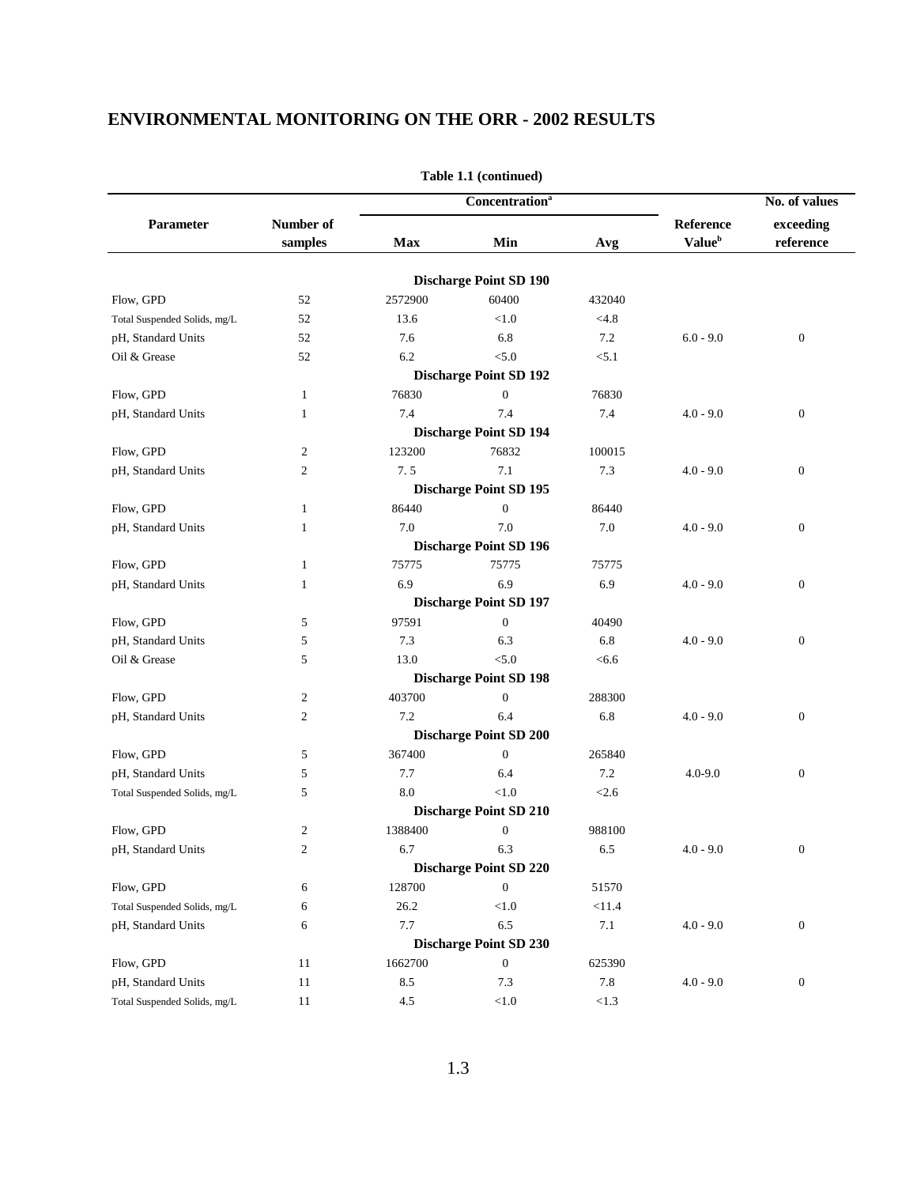## ENVIRONMENTAL MONITORING ON THE ORR - 2002 RESULTS

**Table 1.1 (continued)**

| Parameter | Number of samples | Concentration[a] Max | Min | Avg | Reference Value[b] | No. of values exceeding reference |
|---|---|---|---|---|---|---|
| | | | **Discharge Point SD 190** | | | |
| Flow, GPD | 52 | 2572900 | 60400 | 432040 | | |
| Total Suspended Solids, mg/L | 52 | 13.6 | <1.0 | <4.8 | | |
| pH, Standard Units | 52 | 7.6 | 6.8 | 7.2 | 6.0 - 9.0 | 0 |
| Oil & Grease | 52 | 6.2 | <5.0 | <5.1 | | |
| | | | **Discharge Point SD 192** | | | |
| Flow, GPD | 1 | 76830 | 0 | 76830 | | |
| pH, Standard Units | 1 | 7.4 | 7.4 | 7.4 | 4.0 - 9.0 | 0 |
| | | | **Discharge Point SD 194** | | | |
| Flow, GPD | 2 | 123200 | 76832 | 100015 | | |
| pH, Standard Units | 2 | 7. 5 | 7.1 | 7.3 | 4.0 - 9.0 | 0 |
| | | | **Discharge Point SD 195** | | | |
| Flow, GPD | 1 | 86440 | 0 | 86440 | | |
| pH, Standard Units | 1 | 7.0 | 7.0 | 7.0 | 4.0 - 9.0 | 0 |
| | | | **Discharge Point SD 196** | | | |
| Flow, GPD | 1 | 75775 | 75775 | 75775 | | |
| pH, Standard Units | 1 | 6.9 | 6.9 | 6.9 | 4.0 - 9.0 | 0 |
| | | | **Discharge Point SD 197** | | | |
| Flow, GPD | 5 | 97591 | 0 | 40490 | | |
| pH, Standard Units | 5 | 7.3 | 6.3 | 6.8 | 4.0 - 9.0 | 0 |
| Oil & Grease | 5 | 13.0 | <5.0 | <6.6 | | |
| | | | **Discharge Point SD 198** | | | |
| Flow, GPD | 2 | 403700 | 0 | 288300 | | |
| pH, Standard Units | 2 | 7.2 | 6.4 | 6.8 | 4.0 - 9.0 | 0 |
| | | | **Discharge Point SD 200** | | | |
| Flow, GPD | 5 | 367400 | 0 | 265840 | | |
| pH, Standard Units | 5 | 7.7 | 6.4 | 7.2 | 4.0-9.0 | 0 |
| Total Suspended Solids, mg/L | 5 | 8.0 | <1.0 | <2.6 | | |
| | | | **Discharge Point SD 210** | | | |
| Flow, GPD | 2 | 1388400 | 0 | 988100 | | |
| pH, Standard Units | 2 | 6.7 | 6.3 | 6.5 | 4.0 - 9.0 | 0 |
| | | | **Discharge Point SD 220** | | | |
| Flow, GPD | 6 | 128700 | 0 | 51570 | | |
| Total Suspended Solids, mg/L | 6 | 26.2 | <1.0 | <11.4 | | |
| pH, Standard Units | 6 | 7.7 | 6.5 | 7.1 | 4.0 - 9.0 | 0 |
| | | | **Discharge Point SD 230** | | | |
| Flow, GPD | 11 | 1662700 | 0 | 625390 | | |
| pH, Standard Units | 11 | 8.5 | 7.3 | 7.8 | 4.0 - 9.0 | 0 |
| Total Suspended Solids, mg/L | 11 | 4.5 | <1.0 | <1.3 | | |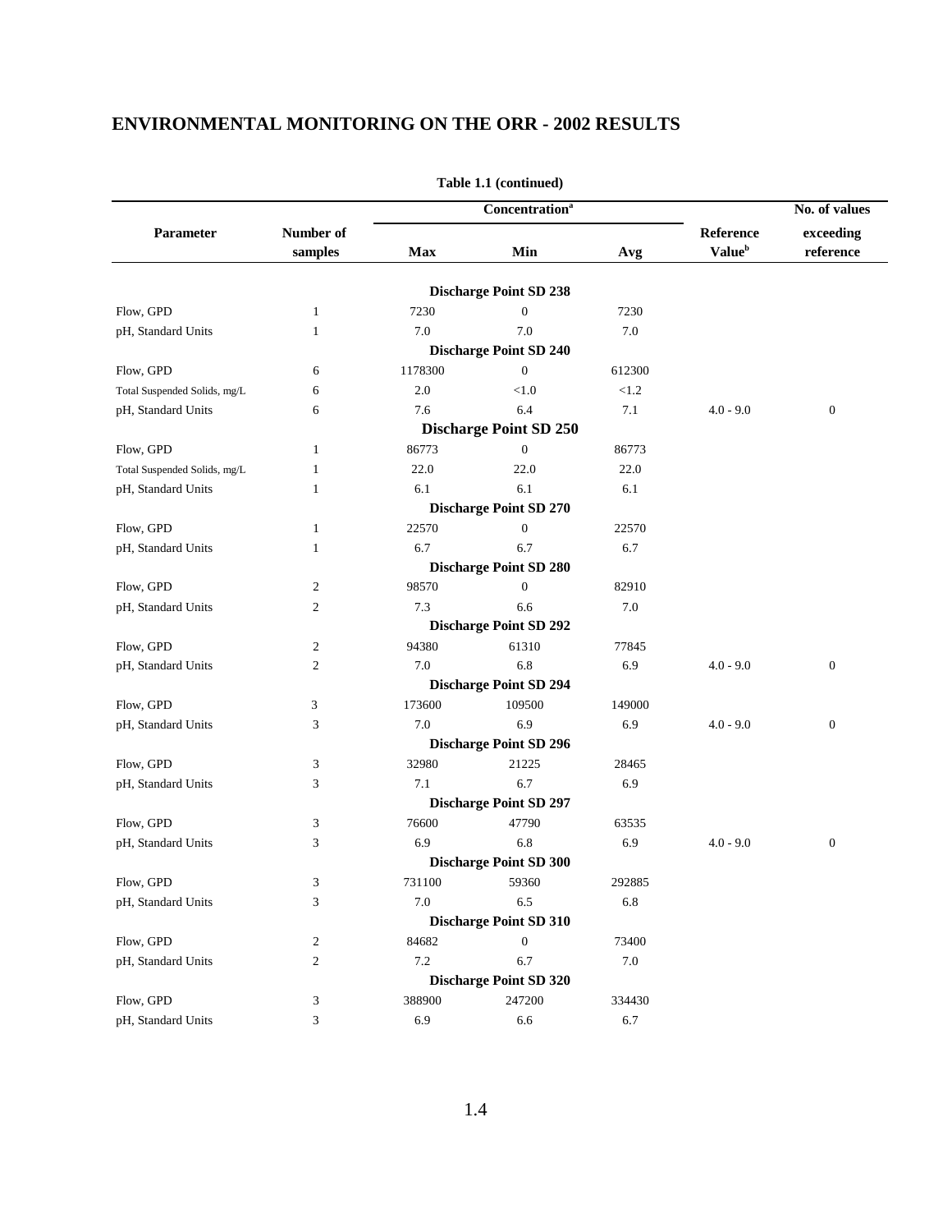## ENVIRONMENTAL MONITORING ON THE ORR - 2002 RESULTS

**Table 1.1 (continued)**

| Parameter | Number of samples | Concentration[a] | | | Reference Value[b] | No. of values exceeding reference |
|---|---|---|---|---|---|---|
| | | Max | Min | Avg | | |
| **Discharge Point SD 238** | | | | | | |
| Flow, GPD | 1 | 7230 | 0 | 7230 | | |
| pH, Standard Units | 1 | 7.0 | 7.0 | 7.0 | | |
| **Discharge Point SD 240** | | | | | | |
| Flow, GPD | 6 | 1178300 | 0 | 612300 | | |
| Total Suspended Solids, mg/L | 6 | 2.0 | <1.0 | <1.2 | | |
| pH, Standard Units | 6 | 7.6 | 6.4 | 7.1 | 4.0 - 9.0 | 0 |
| **Discharge Point SD 250** | | | | | | |
| Flow, GPD | 1 | 86773 | 0 | 86773 | | |
| Total Suspended Solids, mg/L | 1 | 22.0 | 22.0 | 22.0 | | |
| pH, Standard Units | 1 | 6.1 | 6.1 | 6.1 | | |
| **Discharge Point SD 270** | | | | | | |
| Flow, GPD | 1 | 22570 | 0 | 22570 | | |
| pH, Standard Units | 1 | 6.7 | 6.7 | 6.7 | | |
| **Discharge Point SD 280** | | | | | | |
| Flow, GPD | 2 | 98570 | 0 | 82910 | | |
| pH, Standard Units | 2 | 7.3 | 6.6 | 7.0 | | |
| **Discharge Point SD 292** | | | | | | |
| Flow, GPD | 2 | 94380 | 61310 | 77845 | | |
| pH, Standard Units | 2 | 7.0 | 6.8 | 6.9 | 4.0 - 9.0 | 0 |
| **Discharge Point SD 294** | | | | | | |
| Flow, GPD | 3 | 173600 | 109500 | 149000 | | |
| pH, Standard Units | 3 | 7.0 | 6.9 | 6.9 | 4.0 - 9.0 | 0 |
| **Discharge Point SD 296** | | | | | | |
| Flow, GPD | 3 | 32980 | 21225 | 28465 | | |
| pH, Standard Units | 3 | 7.1 | 6.7 | 6.9 | | |
| **Discharge Point SD 297** | | | | | | |
| Flow, GPD | 3 | 76600 | 47790 | 63535 | | |
| pH, Standard Units | 3 | 6.9 | 6.8 | 6.9 | 4.0 - 9.0 | 0 |
| **Discharge Point SD 300** | | | | | | |
| Flow, GPD | 3 | 731100 | 59360 | 292885 | | |
| pH, Standard Units | 3 | 7.0 | 6.5 | 6.8 | | |
| **Discharge Point SD 310** | | | | | | |
| Flow, GPD | 2 | 84682 | 0 | 73400 | | |
| pH, Standard Units | 2 | 7.2 | 6.7 | 7.0 | | |
| **Discharge Point SD 320** | | | | | | |
| Flow, GPD | 3 | 388900 | 247200 | 334430 | | |
| pH, Standard Units | 3 | 6.9 | 6.6 | 6.7 | | |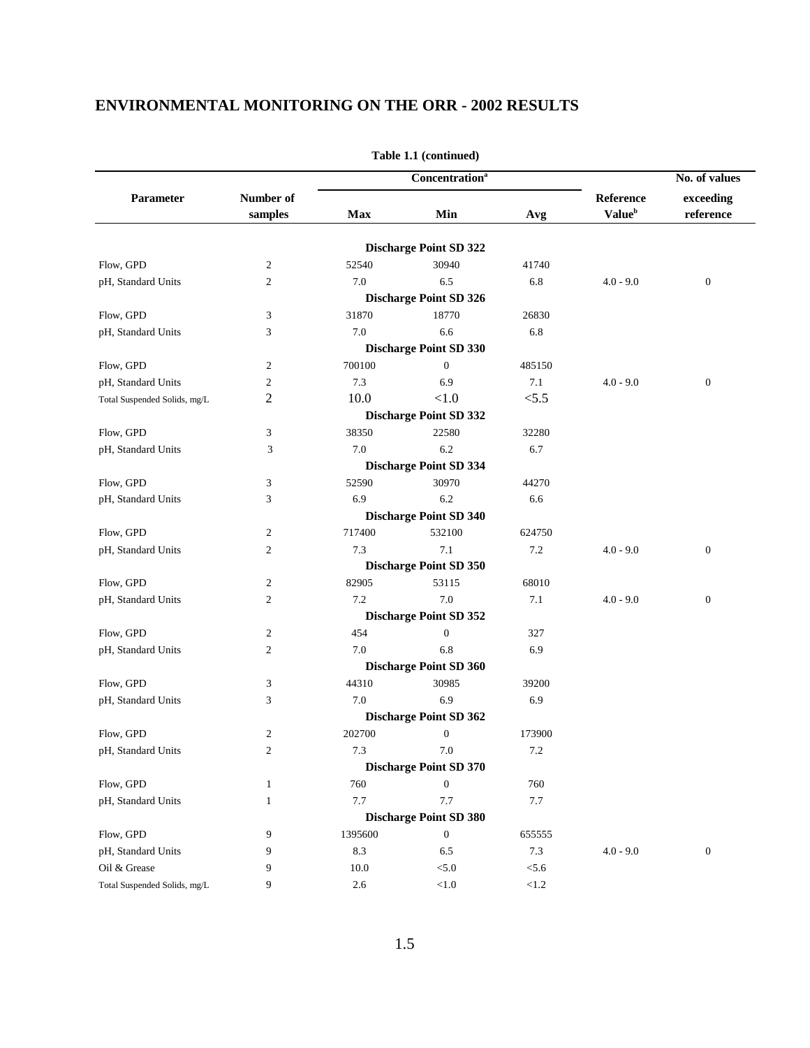## ENVIRONMENTAL MONITORING ON THE ORR - 2002 RESULTS

**Table 1.1 (continued)**

| Parameter | Number of samples | Concentration[a] Max | Min | Avg | Reference Value[b] | No. of values exceeding reference |
|---|---|---|---|---|---|---|
| **Discharge Point SD 322** | | | | | | |
| Flow, GPD | 2 | 52540 | 30940 | 41740 | | |
| pH, Standard Units | 2 | 7.0 | 6.5 | 6.8 | 4.0 - 9.0 | 0 |
| **Discharge Point SD 326** | | | | | | |
| Flow, GPD | 3 | 31870 | 18770 | 26830 | | |
| pH, Standard Units | 3 | 7.0 | 6.6 | 6.8 | | |
| **Discharge Point SD 330** | | | | | | |
| Flow, GPD | 2 | 700100 | 0 | 485150 | | |
| pH, Standard Units | 2 | 7.3 | 6.9 | 7.1 | 4.0 - 9.0 | 0 |
| Total Suspended Solids, mg/L | 2 | 10.0 | <1.0 | <5.5 | | |
| **Discharge Point SD 332** | | | | | | |
| Flow, GPD | 3 | 38350 | 22580 | 32280 | | |
| pH, Standard Units | 3 | 7.0 | 6.2 | 6.7 | | |
| **Discharge Point SD 334** | | | | | | |
| Flow, GPD | 3 | 52590 | 30970 | 44270 | | |
| pH, Standard Units | 3 | 6.9 | 6.2 | 6.6 | | |
| **Discharge Point SD 340** | | | | | | |
| Flow, GPD | 2 | 717400 | 532100 | 624750 | | |
| pH, Standard Units | 2 | 7.3 | 7.1 | 7.2 | 4.0 - 9.0 | 0 |
| **Discharge Point SD 350** | | | | | | |
| Flow, GPD | 2 | 82905 | 53115 | 68010 | | |
| pH, Standard Units | 2 | 7.2 | 7.0 | 7.1 | 4.0 - 9.0 | 0 |
| **Discharge Point SD 352** | | | | | | |
| Flow, GPD | 2 | 454 | 0 | 327 | | |
| pH, Standard Units | 2 | 7.0 | 6.8 | 6.9 | | |
| **Discharge Point SD 360** | | | | | | |
| Flow, GPD | 3 | 44310 | 30985 | 39200 | | |
| pH, Standard Units | 3 | 7.0 | 6.9 | 6.9 | | |
| **Discharge Point SD 362** | | | | | | |
| Flow, GPD | 2 | 202700 | 0 | 173900 | | |
| pH, Standard Units | 2 | 7.3 | 7.0 | 7.2 | | |
| **Discharge Point SD 370** | | | | | | |
| Flow, GPD | 1 | 760 | 0 | 760 | | |
| pH, Standard Units | 1 | 7.7 | 7.7 | 7.7 | | |
| **Discharge Point SD 380** | | | | | | |
| Flow, GPD | 9 | 1395600 | 0 | 655555 | | |
| pH, Standard Units | 9 | 8.3 | 6.5 | 7.3 | 4.0 - 9.0 | 0 |
| Oil & Grease | 9 | 10.0 | <5.0 | <5.6 | | |
| Total Suspended Solids, mg/L | 9 | 2.6 | <1.0 | <1.2 | | |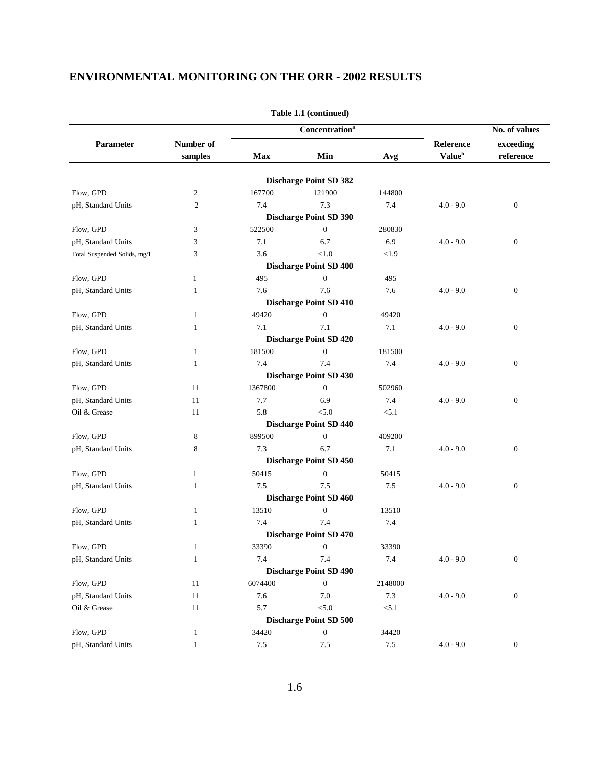## ENVIRONMENTAL MONITORING ON THE ORR - 2002 RESULTS

**Table 1.1 (continued)**

| Parameter | Number of samples | Concentration[a] Max | Min | Avg | Reference Value[b] | No. of values exceeding reference |
|---|---|---|---|---|---|---|
| | | | **Discharge Point SD 382** | | | |
| Flow, GPD | 2 | 167700 | 121900 | 144800 | | |
| pH, Standard Units | 2 | 7.4 | 7.3 | 7.4 | 4.0 - 9.0 | 0 |
| | | | **Discharge Point SD 390** | | | |
| Flow, GPD | 3 | 522500 | 0 | 280830 | | |
| pH, Standard Units | 3 | 7.1 | 6.7 | 6.9 | 4.0 - 9.0 | 0 |
| Total Suspended Solids, mg/L | 3 | 3.6 | <1.0 | <1.9 | | |
| | | | **Discharge Point SD 400** | | | |
| Flow, GPD | 1 | 495 | 0 | 495 | | |
| pH, Standard Units | 1 | 7.6 | 7.6 | 7.6 | 4.0 - 9.0 | 0 |
| | | | **Discharge Point SD 410** | | | |
| Flow, GPD | 1 | 49420 | 0 | 49420 | | |
| pH, Standard Units | 1 | 7.1 | 7.1 | 7.1 | 4.0 - 9.0 | 0 |
| | | | **Discharge Point SD 420** | | | |
| Flow, GPD | 1 | 181500 | 0 | 181500 | | |
| pH, Standard Units | 1 | 7.4 | 7.4 | 7.4 | 4.0 - 9.0 | 0 |
| | | | **Discharge Point SD 430** | | | |
| Flow, GPD | 11 | 1367800 | 0 | 502960 | | |
| pH, Standard Units | 11 | 7.7 | 6.9 | 7.4 | 4.0 - 9.0 | 0 |
| Oil & Grease | 11 | 5.8 | <5.0 | <5.1 | | |
| | | | **Discharge Point SD 440** | | | |
| Flow, GPD | 8 | 899500 | 0 | 409200 | | |
| pH, Standard Units | 8 | 7.3 | 6.7 | 7.1 | 4.0 - 9.0 | 0 |
| | | | **Discharge Point SD 450** | | | |
| Flow, GPD | 1 | 50415 | 0 | 50415 | | |
| pH, Standard Units | 1 | 7.5 | 7.5 | 7.5 | 4.0 - 9.0 | 0 |
| | | | **Discharge Point SD 460** | | | |
| Flow, GPD | 1 | 13510 | 0 | 13510 | | |
| pH, Standard Units | 1 | 7.4 | 7.4 | 7.4 | | |
| | | | **Discharge Point SD 470** | | | |
| Flow, GPD | 1 | 33390 | 0 | 33390 | | |
| pH, Standard Units | 1 | 7.4 | 7.4 | 7.4 | 4.0 - 9.0 | 0 |
| | | | **Discharge Point SD 490** | | | |
| Flow, GPD | 11 | 6074400 | 0 | 2148000 | | |
| pH, Standard Units | 11 | 7.6 | 7.0 | 7.3 | 4.0 - 9.0 | 0 |
| Oil & Grease | 11 | 5.7 | <5.0 | <5.1 | | |
| | | | **Discharge Point SD 500** | | | |
| Flow, GPD | 1 | 34420 | 0 | 34420 | | |
| pH, Standard Units | 1 | 7.5 | 7.5 | 7.5 | 4.0 - 9.0 | 0 |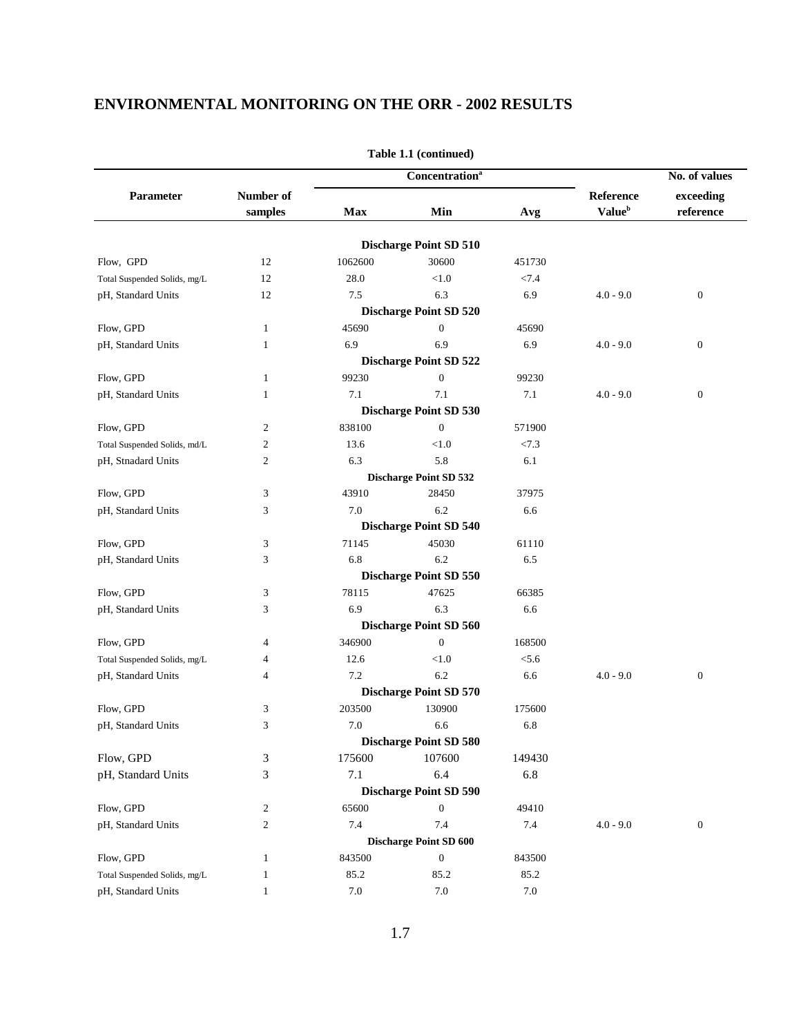## ENVIRONMENTAL MONITORING ON THE ORR - 2002 RESULTS

**Table 1.1 (continued)**

| Parameter | Number of samples | Concentration[a] | | | Reference Value[b] | No. of values exceeding reference |
|---|---|---|---|---|---|---|
| | | Max | Min | Avg | | |
| **Discharge Point SD 510** | | | | | | |
| Flow, GPD | 12 | 1062600 | 30600 | 451730 | | |
| Total Suspended Solids, mg/L | 12 | 28.0 | <1.0 | <7.4 | | |
| pH, Standard Units | 12 | 7.5 | 6.3 | 6.9 | 4.0 - 9.0 | 0 |
| **Discharge Point SD 520** | | | | | | |
| Flow, GPD | 1 | 45690 | 0 | 45690 | | |
| pH, Standard Units | 1 | 6.9 | 6.9 | 6.9 | 4.0 - 9.0 | 0 |
| **Discharge Point SD 522** | | | | | | |
| Flow, GPD | 1 | 99230 | 0 | 99230 | | |
| pH, Standard Units | 1 | 7.1 | 7.1 | 7.1 | 4.0 - 9.0 | 0 |
| **Discharge Point SD 530** | | | | | | |
| Flow, GPD | 2 | 838100 | 0 | 571900 | | |
| Total Suspended Solids, md/L | 2 | 13.6 | <1.0 | <7.3 | | |
| pH, Stnadard Units | 2 | 6.3 | 5.8 | 6.1 | | |
| **Discharge Point SD 532** | | | | | | |
| Flow, GPD | 3 | 43910 | 28450 | 37975 | | |
| pH, Standard Units | 3 | 7.0 | 6.2 | 6.6 | | |
| **Discharge Point SD 540** | | | | | | |
| Flow, GPD | 3 | 71145 | 45030 | 61110 | | |
| pH, Standard Units | 3 | 6.8 | 6.2 | 6.5 | | |
| **Discharge Point SD 550** | | | | | | |
| Flow, GPD | 3 | 78115 | 47625 | 66385 | | |
| pH, Standard Units | 3 | 6.9 | 6.3 | 6.6 | | |
| **Discharge Point SD 560** | | | | | | |
| Flow, GPD | 4 | 346900 | 0 | 168500 | | |
| Total Suspended Solids, mg/L | 4 | 12.6 | <1.0 | <5.6 | | |
| pH, Standard Units | 4 | 7.2 | 6.2 | 6.6 | 4.0 - 9.0 | 0 |
| **Discharge Point SD 570** | | | | | | |
| Flow, GPD | 3 | 203500 | 130900 | 175600 | | |
| pH, Standard Units | 3 | 7.0 | 6.6 | 6.8 | | |
| **Discharge Point SD 580** | | | | | | |
| Flow, GPD | 3 | 175600 | 107600 | 149430 | | |
| pH, Standard Units | 3 | 7.1 | 6.4 | 6.8 | | |
| **Discharge Point SD 590** | | | | | | |
| Flow, GPD | 2 | 65600 | 0 | 49410 | | |
| pH, Standard Units | 2 | 7.4 | 7.4 | 7.4 | 4.0 - 9.0 | 0 |
| **Discharge Point SD 600** | | | | | | |
| Flow, GPD | 1 | 843500 | 0 | 843500 | | |
| Total Suspended Solids, mg/L | 1 | 85.2 | 85.2 | 85.2 | | |
| pH, Standard Units | 1 | 7.0 | 7.0 | 7.0 | | |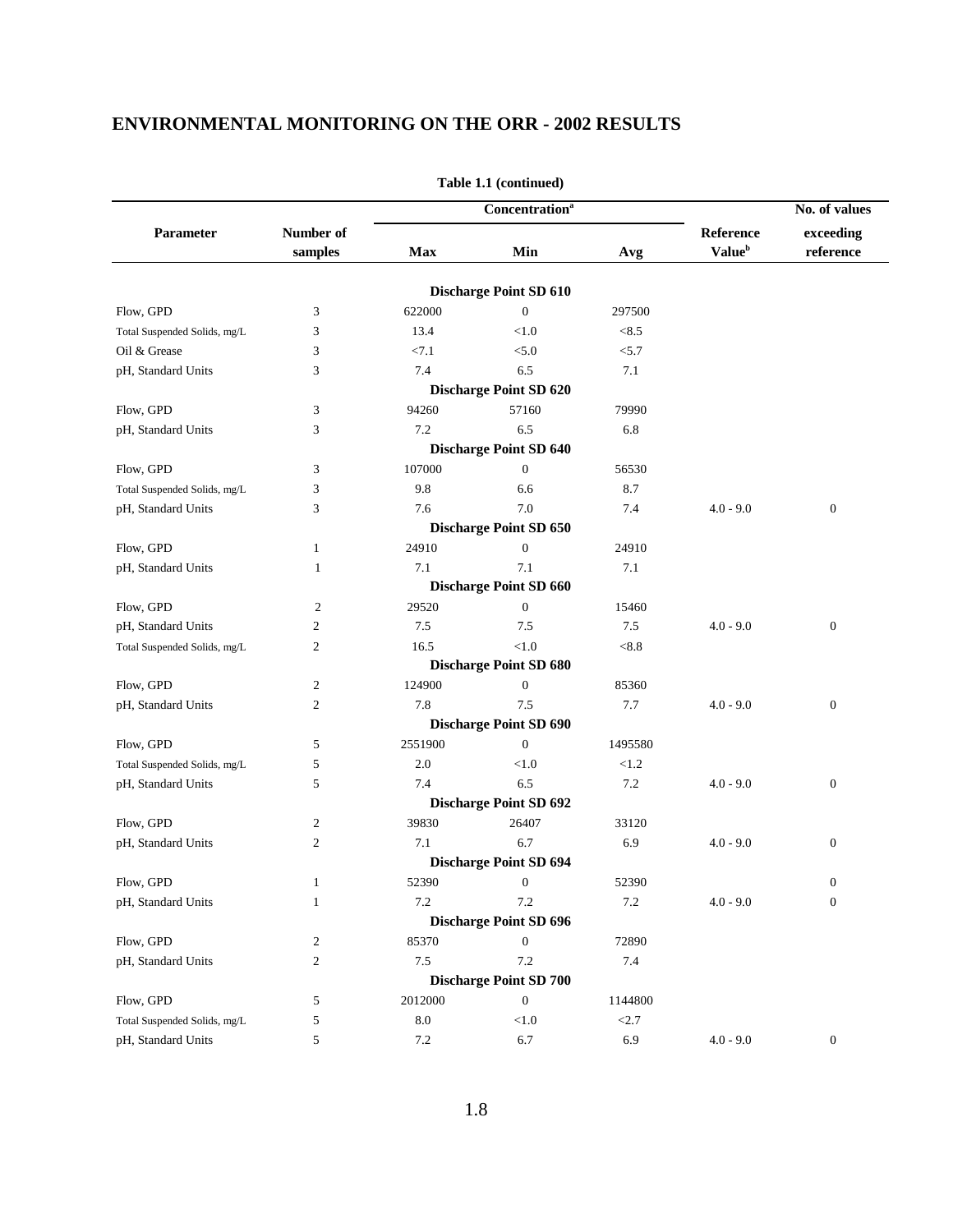## ENVIRONMENTAL MONITORING ON THE ORR - 2002 RESULTS

**Table 1.1 (continued)**

| Parameter | Number of samples | Concentration[a] | | | Reference Value[b] | No. of values exceeding reference |
|---|---|---|---|---|---|---|
| | | Max | Min | Avg | | |
| **Discharge Point SD 610** | | | | | | |
| Flow, GPD | 3 | 622000 | 0 | 297500 | | |
| Total Suspended Solids, mg/L | 3 | 13.4 | <1.0 | <8.5 | | |
| Oil & Grease | 3 | <7.1 | <5.0 | <5.7 | | |
| pH, Standard Units | 3 | 7.4 | 6.5 | 7.1 | | |
| **Discharge Point SD 620** | | | | | | |
| Flow, GPD | 3 | 94260 | 57160 | 79990 | | |
| pH, Standard Units | 3 | 7.2 | 6.5 | 6.8 | | |
| **Discharge Point SD 640** | | | | | | |
| Flow, GPD | 3 | 107000 | 0 | 56530 | | |
| Total Suspended Solids, mg/L | 3 | 9.8 | 6.6 | 8.7 | | |
| pH, Standard Units | 3 | 7.6 | 7.0 | 7.4 | 4.0 - 9.0 | 0 |
| **Discharge Point SD 650** | | | | | | |
| Flow, GPD | 1 | 24910 | 0 | 24910 | | |
| pH, Standard Units | 1 | 7.1 | 7.1 | 7.1 | | |
| **Discharge Point SD 660** | | | | | | |
| Flow, GPD | 2 | 29520 | 0 | 15460 | | |
| pH, Standard Units | 2 | 7.5 | 7.5 | 7.5 | 4.0 - 9.0 | 0 |
| Total Suspended Solids, mg/L | 2 | 16.5 | <1.0 | <8.8 | | |
| **Discharge Point SD 680** | | | | | | |
| Flow, GPD | 2 | 124900 | 0 | 85360 | | |
| pH, Standard Units | 2 | 7.8 | 7.5 | 7.7 | 4.0 - 9.0 | 0 |
| **Discharge Point SD 690** | | | | | | |
| Flow, GPD | 5 | 2551900 | 0 | 1495580 | | |
| Total Suspended Solids, mg/L | 5 | 2.0 | <1.0 | <1.2 | | |
| pH, Standard Units | 5 | 7.4 | 6.5 | 7.2 | 4.0 - 9.0 | 0 |
| **Discharge Point SD 692** | | | | | | |
| Flow, GPD | 2 | 39830 | 26407 | 33120 | | |
| pH, Standard Units | 2 | 7.1 | 6.7 | 6.9 | 4.0 - 9.0 | 0 |
| **Discharge Point SD 694** | | | | | | |
| Flow, GPD | 1 | 52390 | 0 | 52390 | | 0 |
| pH, Standard Units | 1 | 7.2 | 7.2 | 7.2 | 4.0 - 9.0 | 0 |
| **Discharge Point SD 696** | | | | | | |
| Flow, GPD | 2 | 85370 | 0 | 72890 | | |
| pH, Standard Units | 2 | 7.5 | 7.2 | 7.4 | | |
| **Discharge Point SD 700** | | | | | | |
| Flow, GPD | 5 | 2012000 | 0 | 1144800 | | |
| Total Suspended Solids, mg/L | 5 | 8.0 | <1.0 | <2.7 | | |
| pH, Standard Units | 5 | 7.2 | 6.7 | 6.9 | 4.0 - 9.0 | 0 |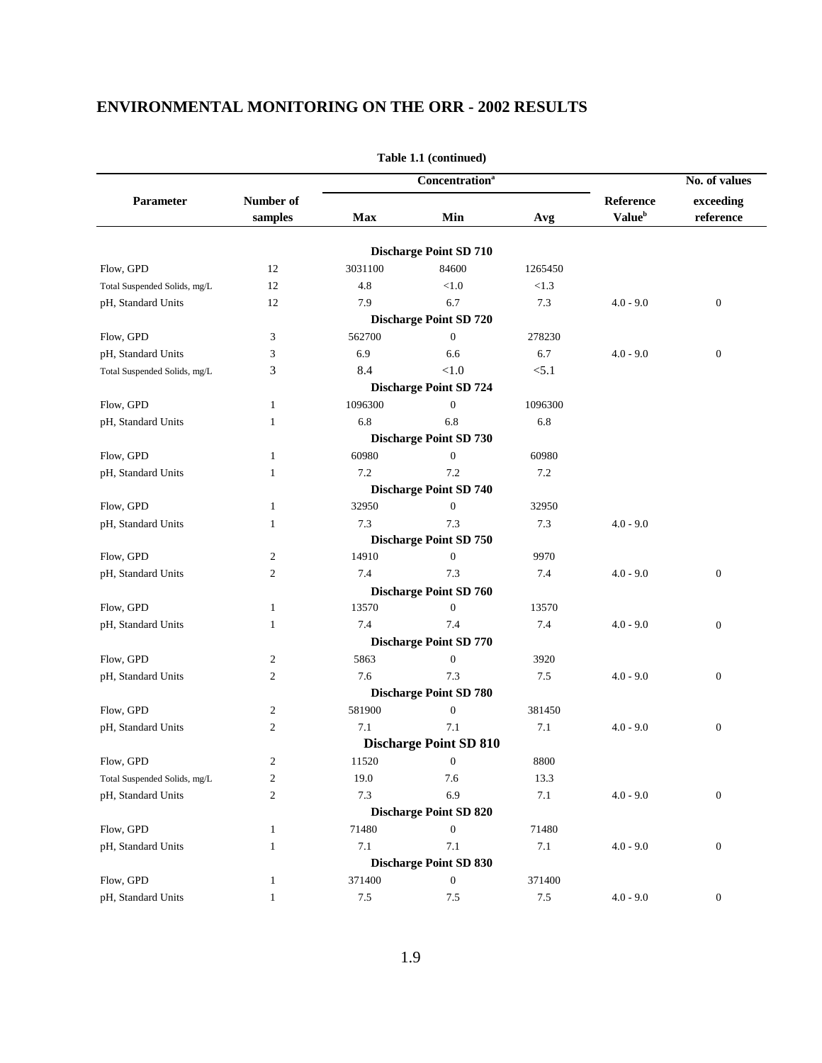## ENVIRONMENTAL MONITORING ON THE ORR - 2002 RESULTS

**Table 1.1 (continued)**

| Parameter | Number of samples | Concentration[a] | | | Reference Value[b] | No. of values exceeding reference |
|---|---|---|---|---|---|---|
| | | Max | Min | Avg | | |
| **Discharge Point SD 710** | | | | | | |
| Flow, GPD | 12 | 3031100 | 84600 | 1265450 | | |
| Total Suspended Solids, mg/L | 12 | 4.8 | <1.0 | <1.3 | | |
| pH, Standard Units | 12 | 7.9 | 6.7 | 7.3 | 4.0 - 9.0 | 0 |
| **Discharge Point SD 720** | | | | | | |
| Flow, GPD | 3 | 562700 | 0 | 278230 | | |
| pH, Standard Units | 3 | 6.9 | 6.6 | 6.7 | 4.0 - 9.0 | 0 |
| Total Suspended Solids, mg/L | 3 | 8.4 | <1.0 | <5.1 | | |
| **Discharge Point SD 724** | | | | | | |
| Flow, GPD | 1 | 1096300 | 0 | 1096300 | | |
| pH, Standard Units | 1 | 6.8 | 6.8 | 6.8 | | |
| **Discharge Point SD 730** | | | | | | |
| Flow, GPD | 1 | 60980 | 0 | 60980 | | |
| pH, Standard Units | 1 | 7.2 | 7.2 | 7.2 | | |
| **Discharge Point SD 740** | | | | | | |
| Flow, GPD | 1 | 32950 | 0 | 32950 | | |
| pH, Standard Units | 1 | 7.3 | 7.3 | 7.3 | 4.0 - 9.0 | |
| **Discharge Point SD 750** | | | | | | |
| Flow, GPD | 2 | 14910 | 0 | 9970 | | |
| pH, Standard Units | 2 | 7.4 | 7.3 | 7.4 | 4.0 - 9.0 | 0 |
| **Discharge Point SD 760** | | | | | | |
| Flow, GPD | 1 | 13570 | 0 | 13570 | | |
| pH, Standard Units | 1 | 7.4 | 7.4 | 7.4 | 4.0 - 9.0 | 0 |
| **Discharge Point SD 770** | | | | | | |
| Flow, GPD | 2 | 5863 | 0 | 3920 | | |
| pH, Standard Units | 2 | 7.6 | 7.3 | 7.5 | 4.0 - 9.0 | 0 |
| **Discharge Point SD 780** | | | | | | |
| Flow, GPD | 2 | 581900 | 0 | 381450 | | |
| pH, Standard Units | 2 | 7.1 | 7.1 | 7.1 | 4.0 - 9.0 | 0 |
| **Discharge Point SD 810** | | | | | | |
| Flow, GPD | 2 | 11520 | 0 | 8800 | | |
| Total Suspended Solids, mg/L | 2 | 19.0 | 7.6 | 13.3 | | |
| pH, Standard Units | 2 | 7.3 | 6.9 | 7.1 | 4.0 - 9.0 | 0 |
| **Discharge Point SD 820** | | | | | | |
| Flow, GPD | 1 | 71480 | 0 | 71480 | | |
| pH, Standard Units | 1 | 7.1 | 7.1 | 7.1 | 4.0 - 9.0 | 0 |
| **Discharge Point SD 830** | | | | | | |
| Flow, GPD | 1 | 371400 | 0 | 371400 | | |
| pH, Standard Units | 1 | 7.5 | 7.5 | 7.5 | 4.0 - 9.0 | 0 |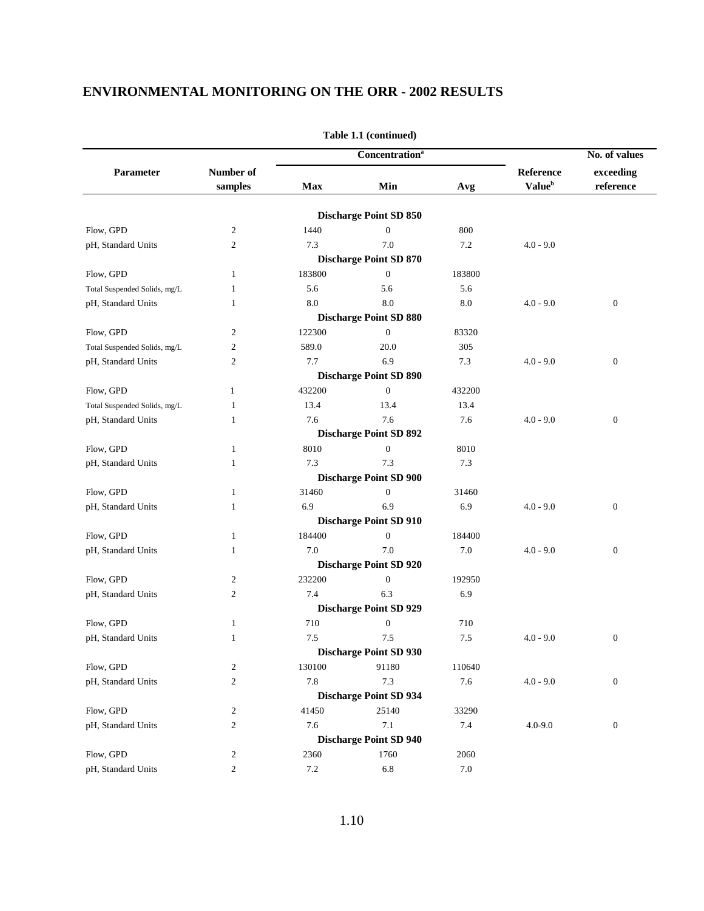## ENVIRONMENTAL MONITORING ON THE ORR - 2002 RESULTS

**Table 1.1 (continued)**

| Parameter | Number of samples | Concentration[a] Max | Min | Avg | Reference Value[b] | No. of values exceeding reference |
|---|---|---|---|---|---|---|
| | | | **Discharge Point SD 850** | | | |
| Flow, GPD | 2 | 1440 | 0 | 800 | | |
| pH, Standard Units | 2 | 7.3 | 7.0 | 7.2 | 4.0 - 9.0 | |
| | | | **Discharge Point SD 870** | | | |
| Flow, GPD | 1 | 183800 | 0 | 183800 | | |
| Total Suspended Solids, mg/L | 1 | 5.6 | 5.6 | 5.6 | | |
| pH, Standard Units | 1 | 8.0 | 8.0 | 8.0 | 4.0 - 9.0 | 0 |
| | | | **Discharge Point SD 880** | | | |
| Flow, GPD | 2 | 122300 | 0 | 83320 | | |
| Total Suspended Solids, mg/L | 2 | 589.0 | 20.0 | 305 | | |
| pH, Standard Units | 2 | 7.7 | 6.9 | 7.3 | 4.0 - 9.0 | 0 |
| | | | **Discharge Point SD 890** | | | |
| Flow, GPD | 1 | 432200 | 0 | 432200 | | |
| Total Suspended Solids, mg/L | 1 | 13.4 | 13.4 | 13.4 | | |
| pH, Standard Units | 1 | 7.6 | 7.6 | 7.6 | 4.0 - 9.0 | 0 |
| | | | **Discharge Point SD 892** | | | |
| Flow, GPD | 1 | 8010 | 0 | 8010 | | |
| pH, Standard Units | 1 | 7.3 | 7.3 | 7.3 | | |
| | | | **Discharge Point SD 900** | | | |
| Flow, GPD | 1 | 31460 | 0 | 31460 | | |
| pH, Standard Units | 1 | 6.9 | 6.9 | 6.9 | 4.0 - 9.0 | 0 |
| | | | **Discharge Point SD 910** | | | |
| Flow, GPD | 1 | 184400 | 0 | 184400 | | |
| pH, Standard Units | 1 | 7.0 | 7.0 | 7.0 | 4.0 - 9.0 | 0 |
| | | | **Discharge Point SD 920** | | | |
| Flow, GPD | 2 | 232200 | 0 | 192950 | | |
| pH, Standard Units | 2 | 7.4 | 6.3 | 6.9 | | |
| | | | **Discharge Point SD 929** | | | |
| Flow, GPD | 1 | 710 | 0 | 710 | | |
| pH, Standard Units | 1 | 7.5 | 7.5 | 7.5 | 4.0 - 9.0 | 0 |
| | | | **Discharge Point SD 930** | | | |
| Flow, GPD | 2 | 130100 | 91180 | 110640 | | |
| pH, Standard Units | 2 | 7.8 | 7.3 | 7.6 | 4.0 - 9.0 | 0 |
| | | | **Discharge Point SD 934** | | | |
| Flow, GPD | 2 | 41450 | 25140 | 33290 | | |
| pH, Standard Units | 2 | 7.6 | 7.1 | 7.4 | 4.0-9.0 | 0 |
| | | | **Discharge Point SD 940** | | | |
| Flow, GPD | 2 | 2360 | 1760 | 2060 | | |
| pH, Standard Units | 2 | 7.2 | 6.8 | 7.0 | | |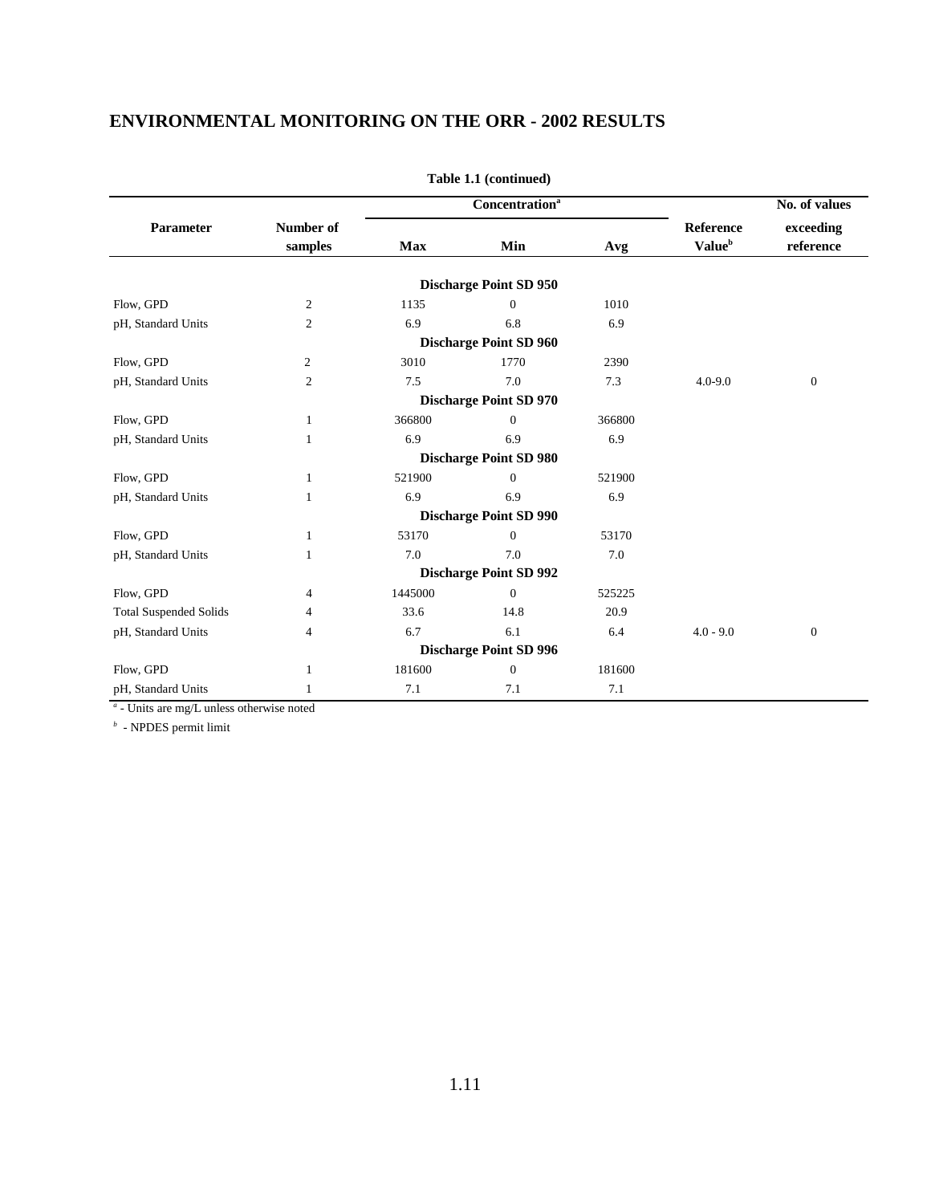## ENVIRONMENTAL MONITORING ON THE ORR - 2002 RESULTS

**Table 1.1 (continued)**

| Parameter | Number of samples | Concentration[a] Max | Min | Avg | Reference Value[b] | No. of values exceeding reference |
|---|---|---|---|---|---|---|
| | | | **Discharge Point SD 950** | | | |
| Flow, GPD | 2 | 1135 | 0 | 1010 | | |
| pH, Standard Units | 2 | 6.9 | 6.8 | 6.9 | | |
| | | | **Discharge Point SD 960** | | | |
| Flow, GPD | 2 | 3010 | 1770 | 2390 | | |
| pH, Standard Units | 2 | 7.5 | 7.0 | 7.3 | 4.0-9.0 | 0 |
| | | | **Discharge Point SD 970** | | | |
| Flow, GPD | 1 | 366800 | 0 | 366800 | | |
| pH, Standard Units | 1 | 6.9 | 6.9 | 6.9 | | |
| | | | **Discharge Point SD 980** | | | |
| Flow, GPD | 1 | 521900 | 0 | 521900 | | |
| pH, Standard Units | 1 | 6.9 | 6.9 | 6.9 | | |
| | | | **Discharge Point SD 990** | | | |
| Flow, GPD | 1 | 53170 | 0 | 53170 | | |
| pH, Standard Units | 1 | 7.0 | 7.0 | 7.0 | | |
| | | | **Discharge Point SD 992** | | | |
| Flow, GPD | 4 | 1445000 | 0 | 525225 | | |
| Total Suspended Solids | 4 | 33.6 | 14.8 | 20.9 | | |
| pH, Standard Units | 4 | 6.7 | 6.1 | 6.4 | 4.0 - 9.0 | 0 |
| | | | **Discharge Point SD 996** | | | |
| Flow, GPD | 1 | 181600 | 0 | 181600 | | |
| pH, Standard Units | 1 | 7.1 | 7.1 | 7.1 | | |

[a] - Units are mg/L unless otherwise noted

[b] - NPDES permit limit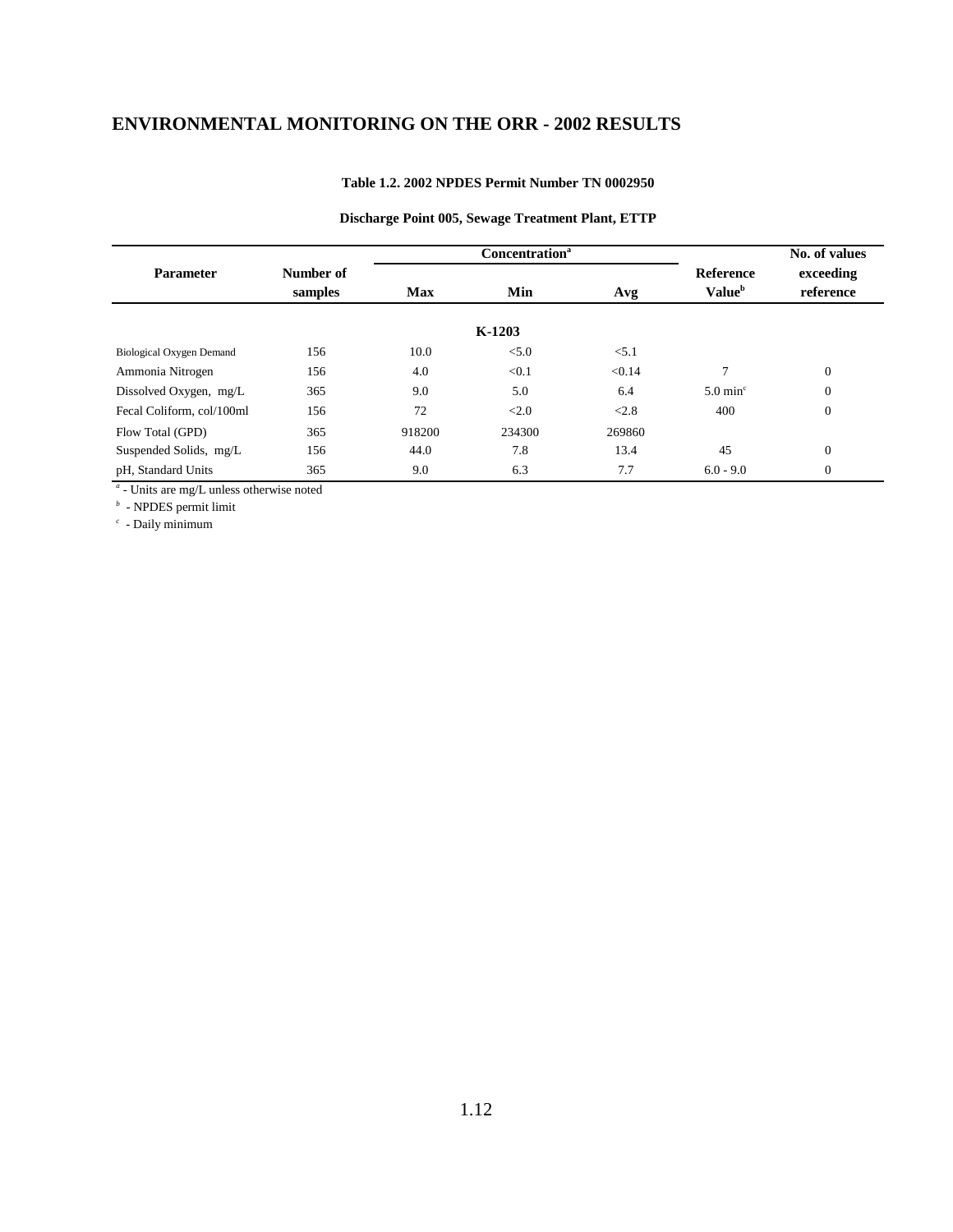## ENVIRONMENTAL MONITORING ON THE ORR - 2002 RESULTS

**Table 1.2. 2002 NPDES Permit Number TN 0002950**

**Discharge Point 005, Sewage Treatment Plant, ETTP**

| Parameter | Number of samples | Concentration[a] Max | Min | Avg | Reference Value[b] | No. of values exceeding reference |
|---|---|---|---|---|---|---|
| | | | **K-1203** | | | |
| Biological Oxygen Demand | 156 | 10.0 | <5.0 | <5.1 | | |
| Ammonia Nitrogen | 156 | 4.0 | <0.1 | <0.14 | 7 | 0 |
| Dissolved Oxygen, mg/L | 365 | 9.0 | 5.0 | 6.4 | 5.0 min[c] | 0 |
| Fecal Coliform, col/100ml | 156 | 72 | <2.0 | <2.8 | 400 | 0 |
| Flow Total (GPD) | 365 | 918200 | 234300 | 269860 | | |
| Suspended Solids, mg/L | 156 | 44.0 | 7.8 | 13.4 | 45 | 0 |
| pH, Standard Units | 365 | 9.0 | 6.3 | 7.7 | 6.0 - 9.0 | 0 |

[a] - Units are mg/L unless otherwise noted

[b] - NPDES permit limit

[c] - Daily minimum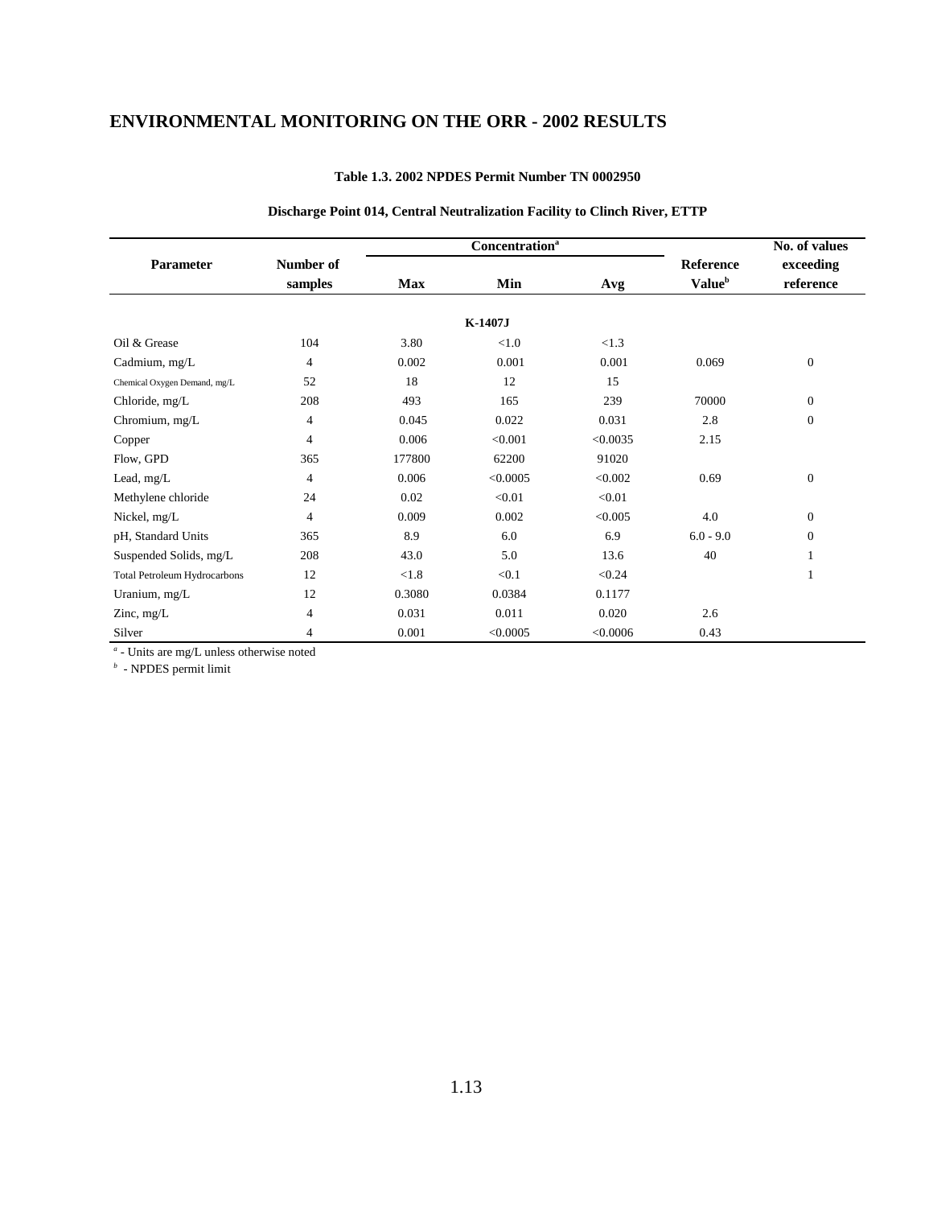# ENVIRONMENTAL MONITORING ON THE ORR - 2002 RESULTS

**Table 1.3. 2002 NPDES Permit Number TN 0002950**

**Discharge Point 014, Central Neutralization Facility to Clinch River, ETTP**

| Parameter | Number of samples | Concentration[a] | | | Reference Value[b] | No. of values exceeding reference |
|---|---|---|---|---|---|---|
| | | Max | Min | Avg | | |
| | | | **K-1407J** | | | |
| Oil & Grease | 104 | 3.80 | <1.0 | <1.3 | | |
| Cadmium, mg/L | 4 | 0.002 | 0.001 | 0.001 | 0.069 | 0 |
| Chemical Oxygen Demand, mg/L | 52 | 18 | 12 | 15 | | |
| Chloride, mg/L | 208 | 493 | 165 | 239 | 70000 | 0 |
| Chromium, mg/L | 4 | 0.045 | 0.022 | 0.031 | 2.8 | 0 |
| Copper | 4 | 0.006 | <0.001 | <0.0035 | 2.15 | |
| Flow, GPD | 365 | 177800 | 62200 | 91020 | | |
| Lead, mg/L | 4 | 0.006 | <0.0005 | <0.002 | 0.69 | 0 |
| Methylene chloride | 24 | 0.02 | <0.01 | <0.01 | | |
| Nickel, mg/L | 4 | 0.009 | 0.002 | <0.005 | 4.0 | 0 |
| pH, Standard Units | 365 | 8.9 | 6.0 | 6.9 | 6.0 - 9.0 | 0 |
| Suspended Solids, mg/L | 208 | 43.0 | 5.0 | 13.6 | 40 | 1 |
| Total Petroleum Hydrocarbons | 12 | <1.8 | <0.1 | <0.24 | | 1 |
| Uranium, mg/L | 12 | 0.3080 | 0.0384 | 0.1177 | | |
| Zinc, mg/L | 4 | 0.031 | 0.011 | 0.020 | 2.6 | |
| Silver | 4 | 0.001 | <0.0005 | <0.0006 | 0.43 | |

[a] - Units are mg/L unless otherwise noted

[b] - NPDES permit limit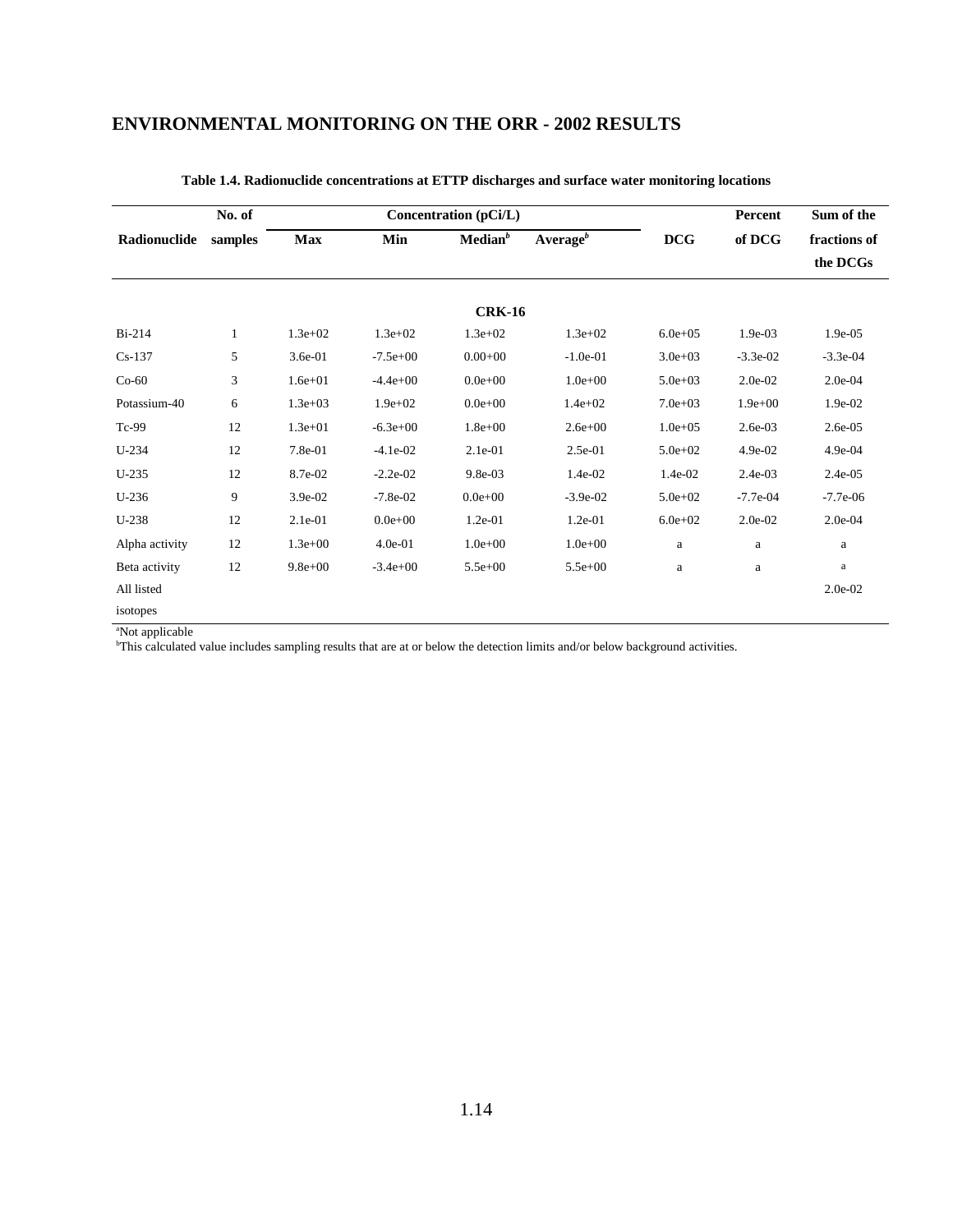# ENVIRONMENTAL MONITORING ON THE ORR - 2002 RESULTS

**Table 1.4. Radionuclide concentrations at ETTP discharges and surface water monitoring locations**

| Radionuclide | No. of samples | Concentration (pCi/L) | | | | DCG | Percent of DCG | Sum of the fractions of the DCGs |
|---|---|---|---|---|---|---|---|---|
| | | Max | Min | Median[b] | Average[b] | | | |
| | | | | **CRK-16** | | | | |
| Bi-214 | 1 | 1.3e+02 | 1.3e+02 | 1.3e+02 | 1.3e+02 | 6.0e+05 | 1.9e-03 | 1.9e-05 |
| Cs-137 | 5 | 3.6e-01 | -7.5e+00 | 0.00+00 | -1.0e-01 | 3.0e+03 | -3.3e-02 | -3.3e-04 |
| Co-60 | 3 | 1.6e+01 | -4.4e+00 | 0.0e+00 | 1.0e+00 | 5.0e+03 | 2.0e-02 | 2.0e-04 |
| Potassium-40 | 6 | 1.3e+03 | 1.9e+02 | 0.0e+00 | 1.4e+02 | 7.0e+03 | 1.9e+00 | 1.9e-02 |
| Tc-99 | 12 | 1.3e+01 | -6.3e+00 | 1.8e+00 | 2.6e+00 | 1.0e+05 | 2.6e-03 | 2.6e-05 |
| U-234 | 12 | 7.8e-01 | -4.1e-02 | 2.1e-01 | 2.5e-01 | 5.0e+02 | 4.9e-02 | 4.9e-04 |
| U-235 | 12 | 8.7e-02 | -2.2e-02 | 9.8e-03 | 1.4e-02 | 1.4e-02 | 2.4e-03 | 2.4e-05 |
| U-236 | 9 | 3.9e-02 | -7.8e-02 | 0.0e+00 | -3.9e-02 | 5.0e+02 | -7.7e-04 | -7.7e-06 |
| U-238 | 12 | 2.1e-01 | 0.0e+00 | 1.2e-01 | 1.2e-01 | 6.0e+02 | 2.0e-02 | 2.0e-04 |
| Alpha activity | 12 | 1.3e+00 | 4.0e-01 | 1.0e+00 | 1.0e+00 | a | a | a |
| Beta activity | 12 | 9.8e+00 | -3.4e+00 | 5.5e+00 | 5.5e+00 | a | a | a |
| All listed isotopes | | | | | | | | 2.0e-02 |

[a]Not applicable

[b]This calculated value includes sampling results that are at or below the detection limits and/or below background activities.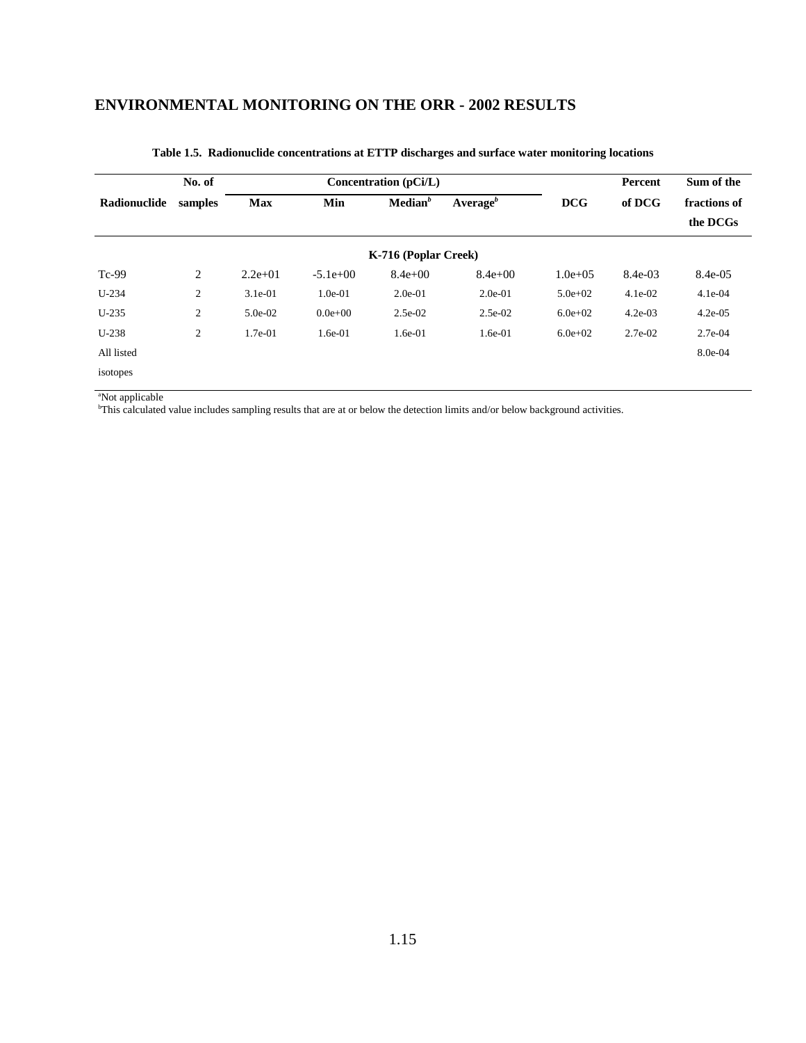## ENVIRONMENTAL MONITORING ON THE ORR - 2002 RESULTS

**Table 1.5. Radionuclide concentrations at ETTP discharges and surface water monitoring locations**

| Radionuclide | No. of samples | Concentration (pCi/L) | | | | DCG | Percent of DCG | Sum of the fractions of the DCGs |
|---|---|---|---|---|---|---|---|---|
| | | Max | Min | Median[b] | Average[b] | | | |
| | | | | **K-716 (Poplar Creek)** | | | | |
| Tc-99 | 2 | 2.2e+01 | -5.1e+00 | 8.4e+00 | 8.4e+00 | 1.0e+05 | 8.4e-03 | 8.4e-05 |
| U-234 | 2 | 3.1e-01 | 1.0e-01 | 2.0e-01 | 2.0e-01 | 5.0e+02 | 4.1e-02 | 4.1e-04 |
| U-235 | 2 | 5.0e-02 | 0.0e+00 | 2.5e-02 | 2.5e-02 | 6.0e+02 | 4.2e-03 | 4.2e-05 |
| U-238 | 2 | 1.7e-01 | 1.6e-01 | 1.6e-01 | 1.6e-01 | 6.0e+02 | 2.7e-02 | 2.7e-04 |
| All listed isotopes | | | | | | | | 8.0e-04 |

[a]Not applicable
[b]This calculated value includes sampling results that are at or below the detection limits and/or below background activities.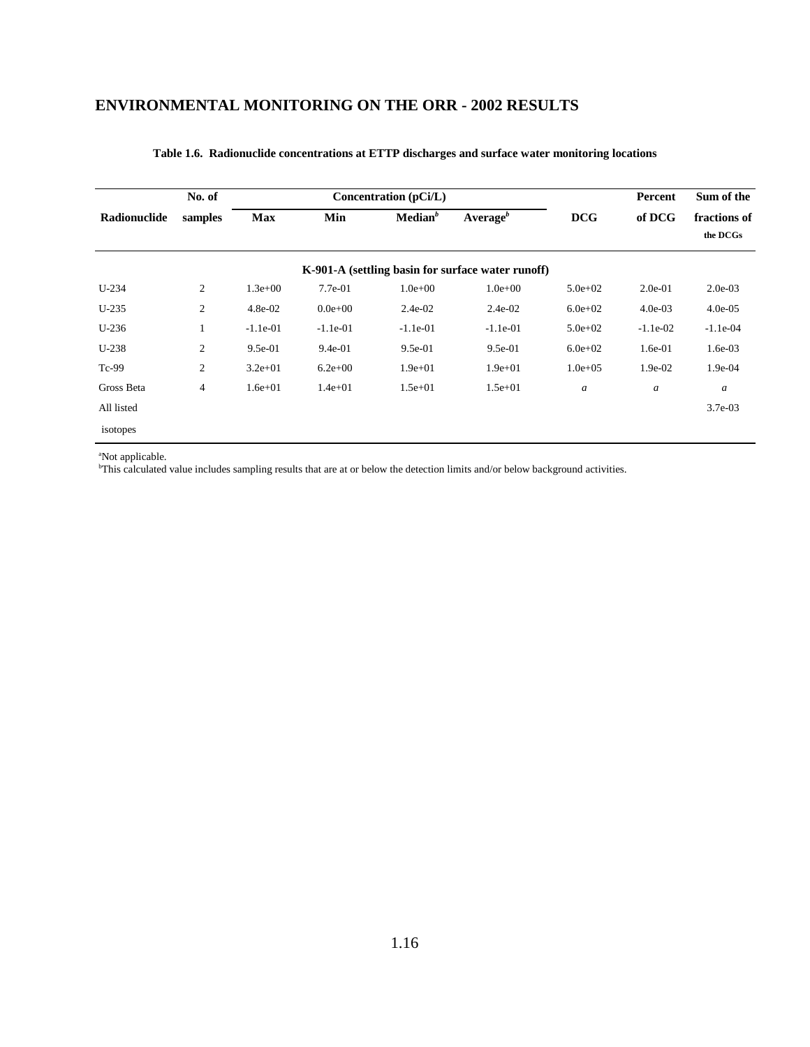## ENVIRONMENTAL MONITORING ON THE ORR - 2002 RESULTS

**Table 1.6. Radionuclide concentrations at ETTP discharges and surface water monitoring locations**

| Radionuclide | No. of samples | Concentration (pCi/L) | | | | DCG | Percent of DCG | Sum of the fractions of the DCGs |
|---|---|---|---|---|---|---|---|---|
| | | Max | Min | Median[b] | Average[b] | | | |
| **K-901-A (settling basin for surface water runoff)** | | | | | | | | |
| U-234 | 2 | 1.3e+00 | 7.7e-01 | 1.0e+00 | 1.0e+00 | 5.0e+02 | 2.0e-01 | 2.0e-03 |
| U-235 | 2 | 4.8e-02 | 0.0e+00 | 2.4e-02 | 2.4e-02 | 6.0e+02 | 4.0e-03 | 4.0e-05 |
| U-236 | 1 | -1.1e-01 | -1.1e-01 | -1.1e-01 | -1.1e-01 | 5.0e+02 | -1.1e-02 | -1.1e-04 |
| U-238 | 2 | 9.5e-01 | 9.4e-01 | 9.5e-01 | 9.5e-01 | 6.0e+02 | 1.6e-01 | 1.6e-03 |
| Tc-99 | 2 | 3.2e+01 | 6.2e+00 | 1.9e+01 | 1.9e+01 | 1.0e+05 | 1.9e-02 | 1.9e-04 |
| Gross Beta | 4 | 1.6e+01 | 1.4e+01 | 1.5e+01 | 1.5e+01 | *a* | *a* | *a* |
| All listed isotopes | | | | | | | | 3.7e-03 |

[a]Not applicable.
[b]This calculated value includes sampling results that are at or below the detection limits and/or below background activities.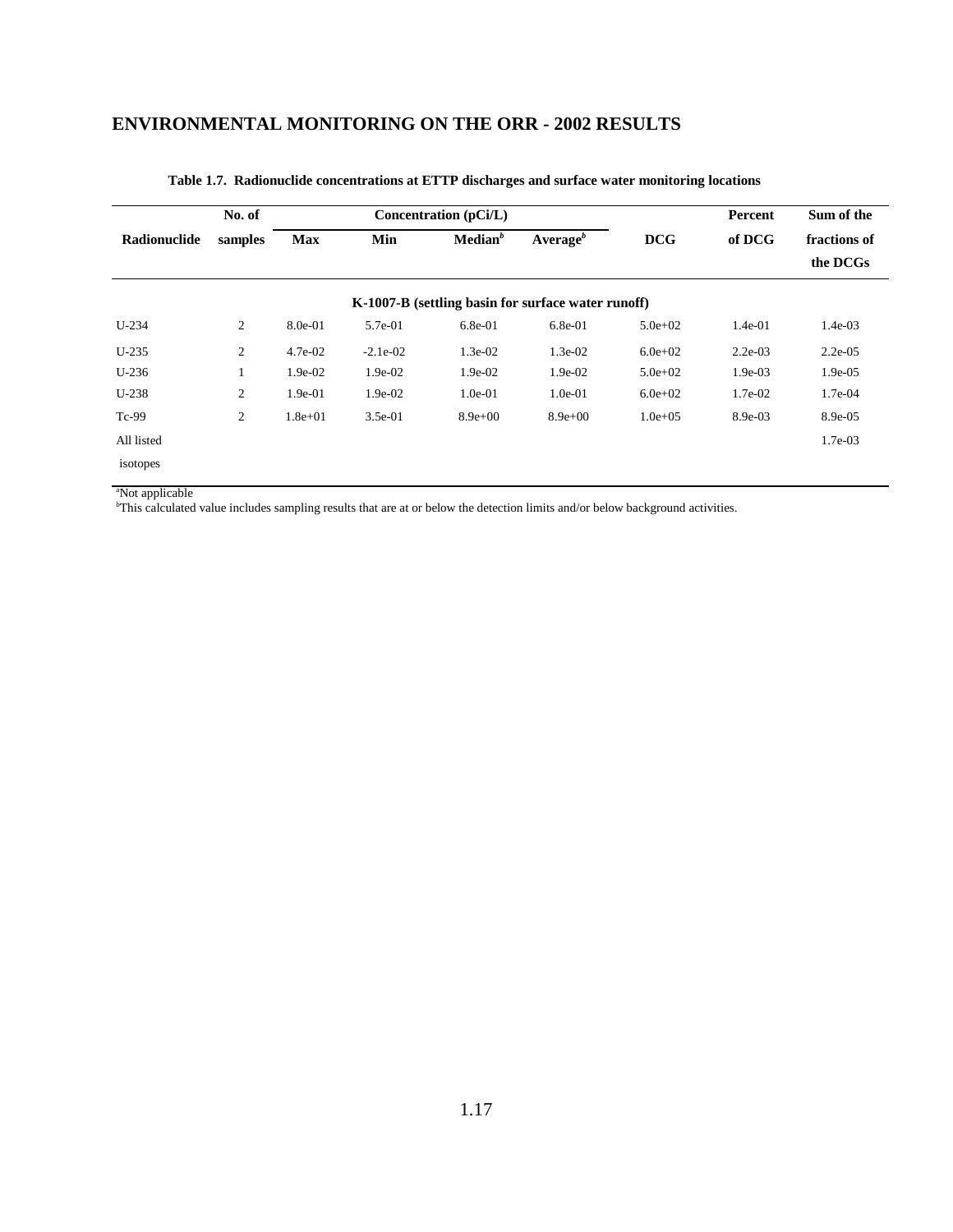**Table 1.7. Radionuclide concentrations at ETTP discharges and surface water monitoring locations**

| Radionuclide | No. of samples | Concentration (pCi/L) | | | | DCG | Percent of DCG | Sum of the fractions of the DCGs |
|---|---|---|---|---|---|---|---|---|
| | | Max | Min | Median[b] | Average[b] | | | |
| **K-1007-B (settling basin for surface water runoff)** | | | | | | | | |
| U-234 | 2 | 8.0e-01 | 5.7e-01 | 6.8e-01 | 6.8e-01 | 5.0e+02 | 1.4e-01 | 1.4e-03 |
| U-235 | 2 | 4.7e-02 | -2.1e-02 | 1.3e-02 | 1.3e-02 | 6.0e+02 | 2.2e-03 | 2.2e-05 |
| U-236 | 1 | 1.9e-02 | 1.9e-02 | 1.9e-02 | 1.9e-02 | 5.0e+02 | 1.9e-03 | 1.9e-05 |
| U-238 | 2 | 1.9e-01 | 1.9e-02 | 1.0e-01 | 1.0e-01 | 6.0e+02 | 1.7e-02 | 1.7e-04 |
| Tc-99 | 2 | 1.8e+01 | 3.5e-01 | 8.9e+00 | 8.9e+00 | 1.0e+05 | 8.9e-03 | 8.9e-05 |
| All listed isotopes | | | | | | | | 1.7e-03 |

[a]Not applicable
[b]This calculated value includes sampling results that are at or below the detection limits and/or below background activities.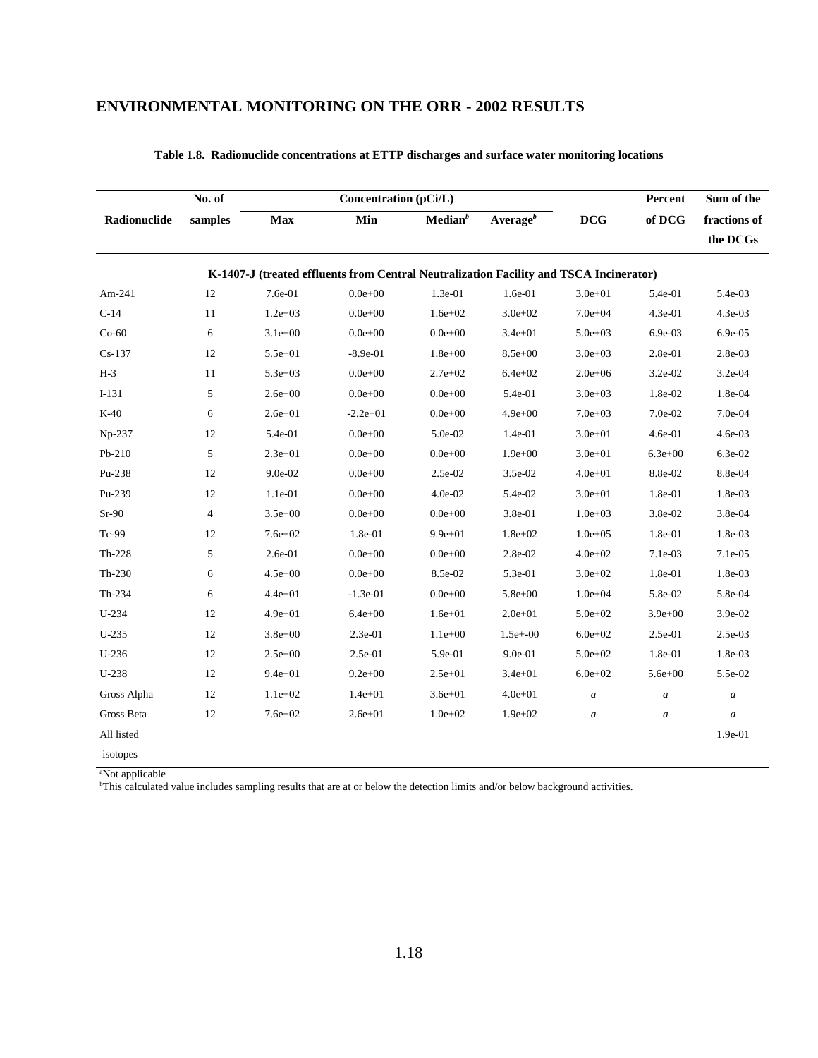## ENVIRONMENTAL MONITORING ON THE ORR - 2002 RESULTS

**Table 1.8. Radionuclide concentrations at ETTP discharges and surface water monitoring locations**

| Radionuclide | No. of samples | Concentration (pCi/L) Max | Min | Median[b] | Average[b] | DCG | Percent of DCG | Sum of the fractions of the DCGs |
|---|---|---|---|---|---|---|---|---|
| **K-1407-J (treated effluents from Central Neutralization Facility and TSCA Incinerator)** | | | | | | | | |
| Am-241 | 12 | 7.6e-01 | 0.0e+00 | 1.3e-01 | 1.6e-01 | 3.0e+01 | 5.4e-01 | 5.4e-03 |
| C-14 | 11 | 1.2e+03 | 0.0e+00 | 1.6e+02 | 3.0e+02 | 7.0e+04 | 4.3e-01 | 4.3e-03 |
| Co-60 | 6 | 3.1e+00 | 0.0e+00 | 0.0e+00 | 3.4e+01 | 5.0e+03 | 6.9e-03 | 6.9e-05 |
| Cs-137 | 12 | 5.5e+01 | -8.9e-01 | 1.8e+00 | 8.5e+00 | 3.0e+03 | 2.8e-01 | 2.8e-03 |
| H-3 | 11 | 5.3e+03 | 0.0e+00 | 2.7e+02 | 6.4e+02 | 2.0e+06 | 3.2e-02 | 3.2e-04 |
| I-131 | 5 | 2.6e+00 | 0.0e+00 | 0.0e+00 | 5.4e-01 | 3.0e+03 | 1.8e-02 | 1.8e-04 |
| K-40 | 6 | 2.6e+01 | -2.2e+01 | 0.0e+00 | 4.9e+00 | 7.0e+03 | 7.0e-02 | 7.0e-04 |
| Np-237 | 12 | 5.4e-01 | 0.0e+00 | 5.0e-02 | 1.4e-01 | 3.0e+01 | 4.6e-01 | 4.6e-03 |
| Pb-210 | 5 | 2.3e+01 | 0.0e+00 | 0.0e+00 | 1.9e+00 | 3.0e+01 | 6.3e+00 | 6.3e-02 |
| Pu-238 | 12 | 9.0e-02 | 0.0e+00 | 2.5e-02 | 3.5e-02 | 4.0e+01 | 8.8e-02 | 8.8e-04 |
| Pu-239 | 12 | 1.1e-01 | 0.0e+00 | 4.0e-02 | 5.4e-02 | 3.0e+01 | 1.8e-01 | 1.8e-03 |
| Sr-90 | 4 | 3.5e+00 | 0.0e+00 | 0.0e+00 | 3.8e-01 | 1.0e+03 | 3.8e-02 | 3.8e-04 |
| Tc-99 | 12 | 7.6e+02 | 1.8e-01 | 9.9e+01 | 1.8e+02 | 1.0e+05 | 1.8e-01 | 1.8e-03 |
| Th-228 | 5 | 2.6e-01 | 0.0e+00 | 0.0e+00 | 2.8e-02 | 4.0e+02 | 7.1e-03 | 7.1e-05 |
| Th-230 | 6 | 4.5e+00 | 0.0e+00 | 8.5e-02 | 5.3e-01 | 3.0e+02 | 1.8e-01 | 1.8e-03 |
| Th-234 | 6 | 4.4e+01 | -1.3e-01 | 0.0e+00 | 5.8e+00 | 1.0e+04 | 5.8e-02 | 5.8e-04 |
| U-234 | 12 | 4.9e+01 | 6.4e+00 | 1.6e+01 | 2.0e+01 | 5.0e+02 | 3.9e+00 | 3.9e-02 |
| U-235 | 12 | 3.8e+00 | 2.3e-01 | 1.1e+00 | 1.5e+-00 | 6.0e+02 | 2.5e-01 | 2.5e-03 |
| U-236 | 12 | 2.5e+00 | 2.5e-01 | 5.9e-01 | 9.0e-01 | 5.0e+02 | 1.8e-01 | 1.8e-03 |
| U-238 | 12 | 9.4e+01 | 9.2e+00 | 2.5e+01 | 3.4e+01 | 6.0e+02 | 5.6e+00 | 5.5e-02 |
| Gross Alpha | 12 | 1.1e+02 | 1.4e+01 | 3.6e+01 | 4.0e+01 | *a* | *a* | *a* |
| Gross Beta | 12 | 7.6e+02 | 2.6e+01 | 1.0e+02 | 1.9e+02 | *a* | *a* | *a* |
| All listed isotopes | | | | | | | | 1.9e-01 |

[a]Not applicable

[b]This calculated value includes sampling results that are at or below the detection limits and/or below background activities.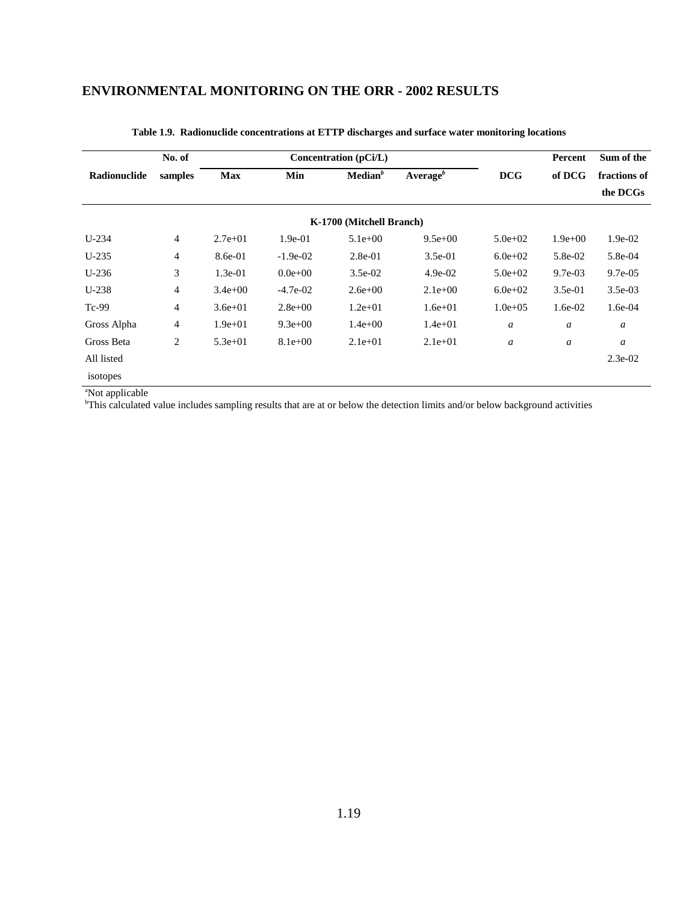## ENVIRONMENTAL MONITORING ON THE ORR - 2002 RESULTS

**Table 1.9. Radionuclide concentrations at ETTP discharges and surface water monitoring locations**

| Radionuclide | No. of samples | Concentration (pCi/L) | | | | DCG | Percent of DCG | Sum of the fractions of the DCGs |
|---|---|---|---|---|---|---|---|---|
| | | Max | Min | Median[b] | Average[b] | | | |
| | | | | **K-1700 (Mitchell Branch)** | | | | |
| U-234 | 4 | 2.7e+01 | 1.9e-01 | 5.1e+00 | 9.5e+00 | 5.0e+02 | 1.9e+00 | 1.9e-02 |
| U-235 | 4 | 8.6e-01 | -1.9e-02 | 2.8e-01 | 3.5e-01 | 6.0e+02 | 5.8e-02 | 5.8e-04 |
| U-236 | 3 | 1.3e-01 | 0.0e+00 | 3.5e-02 | 4.9e-02 | 5.0e+02 | 9.7e-03 | 9.7e-05 |
| U-238 | 4 | 3.4e+00 | -4.7e-02 | 2.6e+00 | 2.1e+00 | 6.0e+02 | 3.5e-01 | 3.5e-03 |
| Tc-99 | 4 | 3.6e+01 | 2.8e+00 | 1.2e+01 | 1.6e+01 | 1.0e+05 | 1.6e-02 | 1.6e-04 |
| Gross Alpha | 4 | 1.9e+01 | 9.3e+00 | 1.4e+00 | 1.4e+01 | *a* | *a* | *a* |
| Gross Beta | 2 | 5.3e+01 | 8.1e+00 | 2.1e+01 | 2.1e+01 | *a* | *a* | *a* |
| All listed isotopes | | | | | | | | 2.3e-02 |

[a]Not applicable
[b]This calculated value includes sampling results that are at or below the detection limits and/or below background activities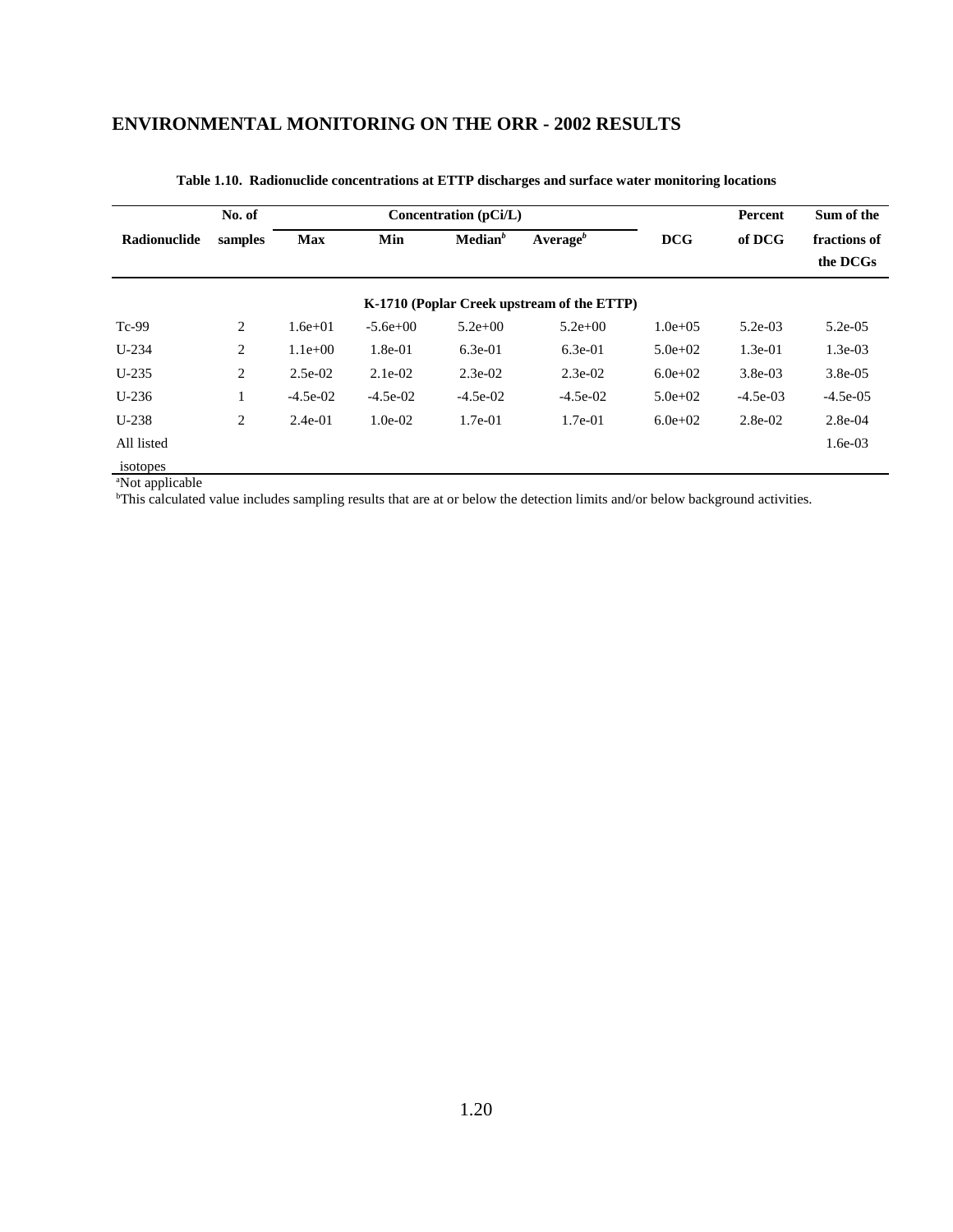## ENVIRONMENTAL MONITORING ON THE ORR - 2002 RESULTS

**Table 1.10. Radionuclide concentrations at ETTP discharges and surface water monitoring locations**

| Radionuclide | No. of samples | Concentration (pCi/L) | | | | DCG | Percent of DCG | Sum of the fractions of the DCGs |
|---|---|---|---|---|---|---|---|---|
| | | Max | Min | Median[b] | Average[b] | | | |
| | | | | **K-1710 (Poplar Creek upstream of the ETTP)** | | | | |
| Tc-99 | 2 | 1.6e+01 | -5.6e+00 | 5.2e+00 | 5.2e+00 | 1.0e+05 | 5.2e-03 | 5.2e-05 |
| U-234 | 2 | 1.1e+00 | 1.8e-01 | 6.3e-01 | 6.3e-01 | 5.0e+02 | 1.3e-01 | 1.3e-03 |
| U-235 | 2 | 2.5e-02 | 2.1e-02 | 2.3e-02 | 2.3e-02 | 6.0e+02 | 3.8e-03 | 3.8e-05 |
| U-236 | 1 | -4.5e-02 | -4.5e-02 | -4.5e-02 | -4.5e-02 | 5.0e+02 | -4.5e-03 | -4.5e-05 |
| U-238 | 2 | 2.4e-01 | 1.0e-02 | 1.7e-01 | 1.7e-01 | 6.0e+02 | 2.8e-02 | 2.8e-04 |
| All listed isotopes | | | | | | | | 1.6e-03 |

[a]Not applicable
[b]This calculated value includes sampling results that are at or below the detection limits and/or below background activities.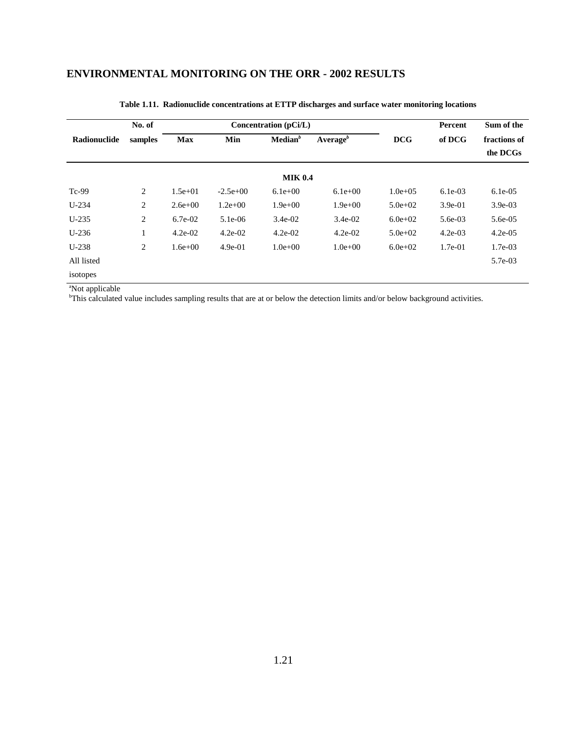**Table 1.11. Radionuclide concentrations at ETTP discharges and surface water monitoring locations**

| Radionuclide | No. of samples | Concentration (pCi/L) | | | | DCG | Percent of DCG | Sum of the fractions of the DCGs |
|---|---|---|---|---|---|---|---|---|
| | | Max | Min | Median[b] | Average[b] | | | |
| | | | | **MIK 0.4** | | | | |
| Tc-99 | 2 | 1.5e+01 | -2.5e+00 | 6.1e+00 | 6.1e+00 | 1.0e+05 | 6.1e-03 | 6.1e-05 |
| U-234 | 2 | 2.6e+00 | 1.2e+00 | 1.9e+00 | 1.9e+00 | 5.0e+02 | 3.9e-01 | 3.9e-03 |
| U-235 | 2 | 6.7e-02 | 5.1e-06 | 3.4e-02 | 3.4e-02 | 6.0e+02 | 5.6e-03 | 5.6e-05 |
| U-236 | 1 | 4.2e-02 | 4.2e-02 | 4.2e-02 | 4.2e-02 | 5.0e+02 | 4.2e-03 | 4.2e-05 |
| U-238 | 2 | 1.6e+00 | 4.9e-01 | 1.0e+00 | 1.0e+00 | 6.0e+02 | 1.7e-01 | 1.7e-03 |
| All listed isotopes | | | | | | | | 5.7e-03 |

[a]Not applicable

[b]This calculated value includes sampling results that are at or below the detection limits and/or below background activities.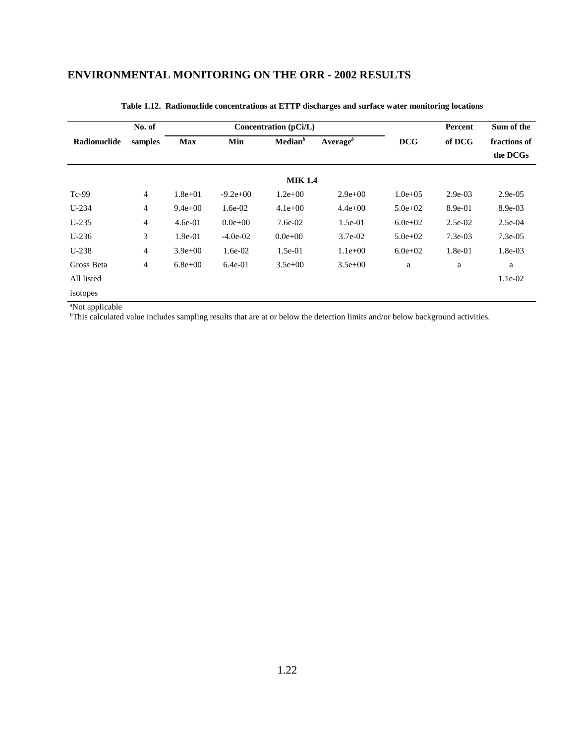## ENVIRONMENTAL MONITORING ON THE ORR - 2002 RESULTS

**Table 1.12. Radionuclide concentrations at ETTP discharges and surface water monitoring locations**

| Radionuclide | No. of samples | Concentration (pCi/L) | | | | DCG | Percent of DCG | Sum of the fractions of the DCGs |
|---|---|---|---|---|---|---|---|---|
| | | Max | Min | Median[b] | Average[b] | | | |
| | | | | **MIK 1.4** | | | | |
| Tc-99 | 4 | 1.8e+01 | -9.2e+00 | 1.2e+00 | 2.9e+00 | 1.0e+05 | 2.9e-03 | 2.9e-05 |
| U-234 | 4 | 9.4e+00 | 1.6e-02 | 4.1e+00 | 4.4e+00 | 5.0e+02 | 8.9e-01 | 8.9e-03 |
| U-235 | 4 | 4.6e-01 | 0.0e+00 | 7.6e-02 | 1.5e-01 | 6.0e+02 | 2.5e-02 | 2.5e-04 |
| U-236 | 3 | 1.9e-01 | -4.0e-02 | 0.0e+00 | 3.7e-02 | 5.0e+02 | 7.3e-03 | 7.3e-05 |
| U-238 | 4 | 3.9e+00 | 1.6e-02 | 1.5e-01 | 1.1e+00 | 6.0e+02 | 1.8e-01 | 1.8e-03 |
| Gross Beta | 4 | 6.8e+00 | 6.4e-01 | 3.5e+00 | 3.5e+00 | a | a | a |
| All listed isotopes | | | | | | | | 1.1e-02 |

[a]Not applicable

[b]This calculated value includes sampling results that are at or below the detection limits and/or below background activities.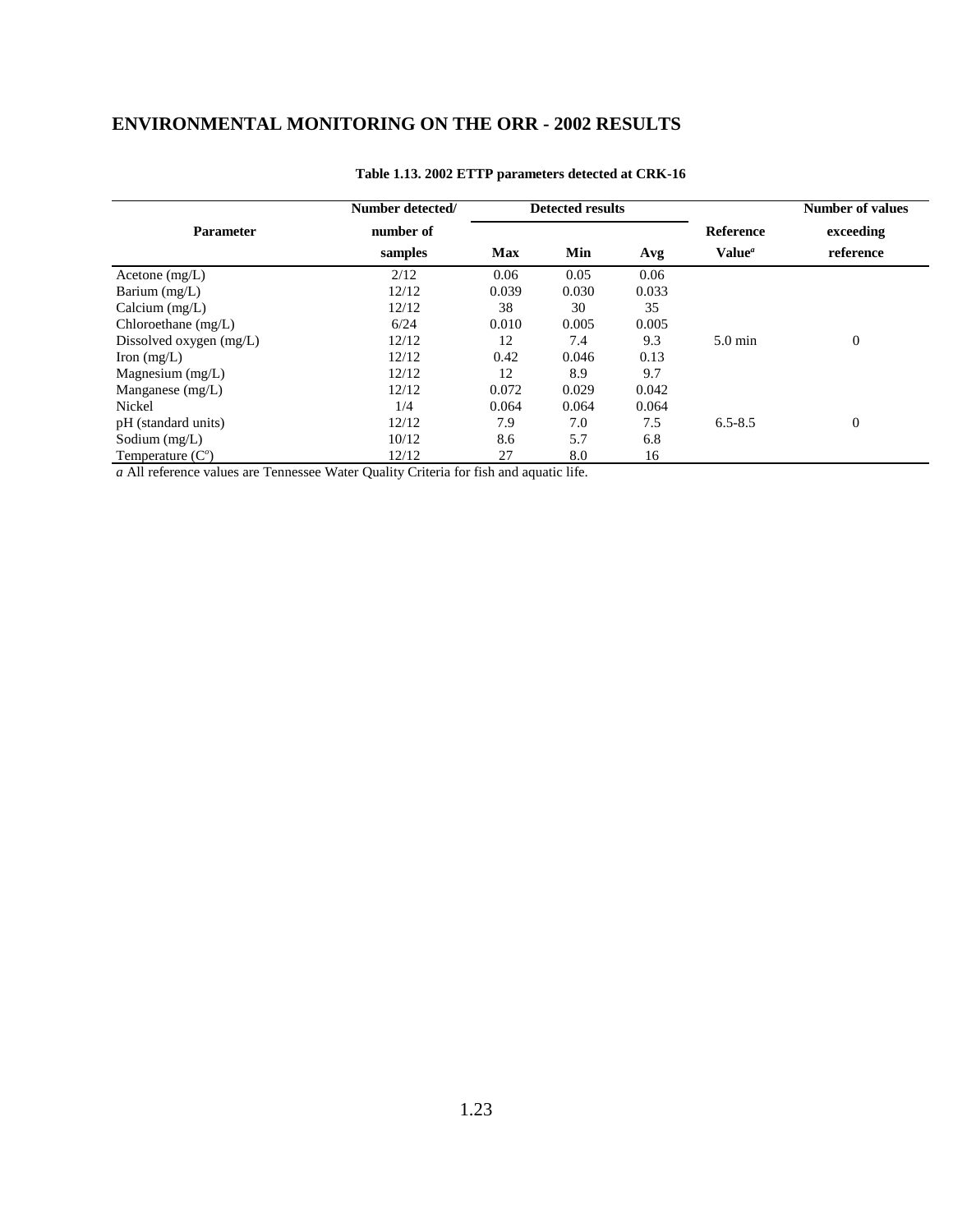# ENVIRONMENTAL MONITORING ON THE ORR - 2002 RESULTS

**Table 1.13. 2002 ETTP parameters detected at CRK-16**

| Parameter | Number detected/ number of samples | Detected results | | | Reference Value[a] | Number of values exceeding reference |
|---|---|---|---|---|---|---|
| | | Max | Min | Avg | | |
| Acetone (mg/L) | 2/12 | 0.06 | 0.05 | 0.06 | | |
| Barium (mg/L) | 12/12 | 0.039 | 0.030 | 0.033 | | |
| Calcium (mg/L) | 12/12 | 38 | 30 | 35 | | |
| Chloroethane (mg/L) | 6/24 | 0.010 | 0.005 | 0.005 | | |
| Dissolved oxygen (mg/L) | 12/12 | 12 | 7.4 | 9.3 | 5.0 min | 0 |
| Iron (mg/L) | 12/12 | 0.42 | 0.046 | 0.13 | | |
| Magnesium (mg/L) | 12/12 | 12 | 8.9 | 9.7 | | |
| Manganese (mg/L) | 12/12 | 0.072 | 0.029 | 0.042 | | |
| Nickel | 1/4 | 0.064 | 0.064 | 0.064 | | |
| pH (standard units) | 12/12 | 7.9 | 7.0 | 7.5 | 6.5-8.5 | 0 |
| Sodium (mg/L) | 10/12 | 8.6 | 5.7 | 6.8 | | |
| Temperature (C°) | 12/12 | 27 | 8.0 | 16 | | |

*a* All reference values are Tennessee Water Quality Criteria for fish and aquatic life.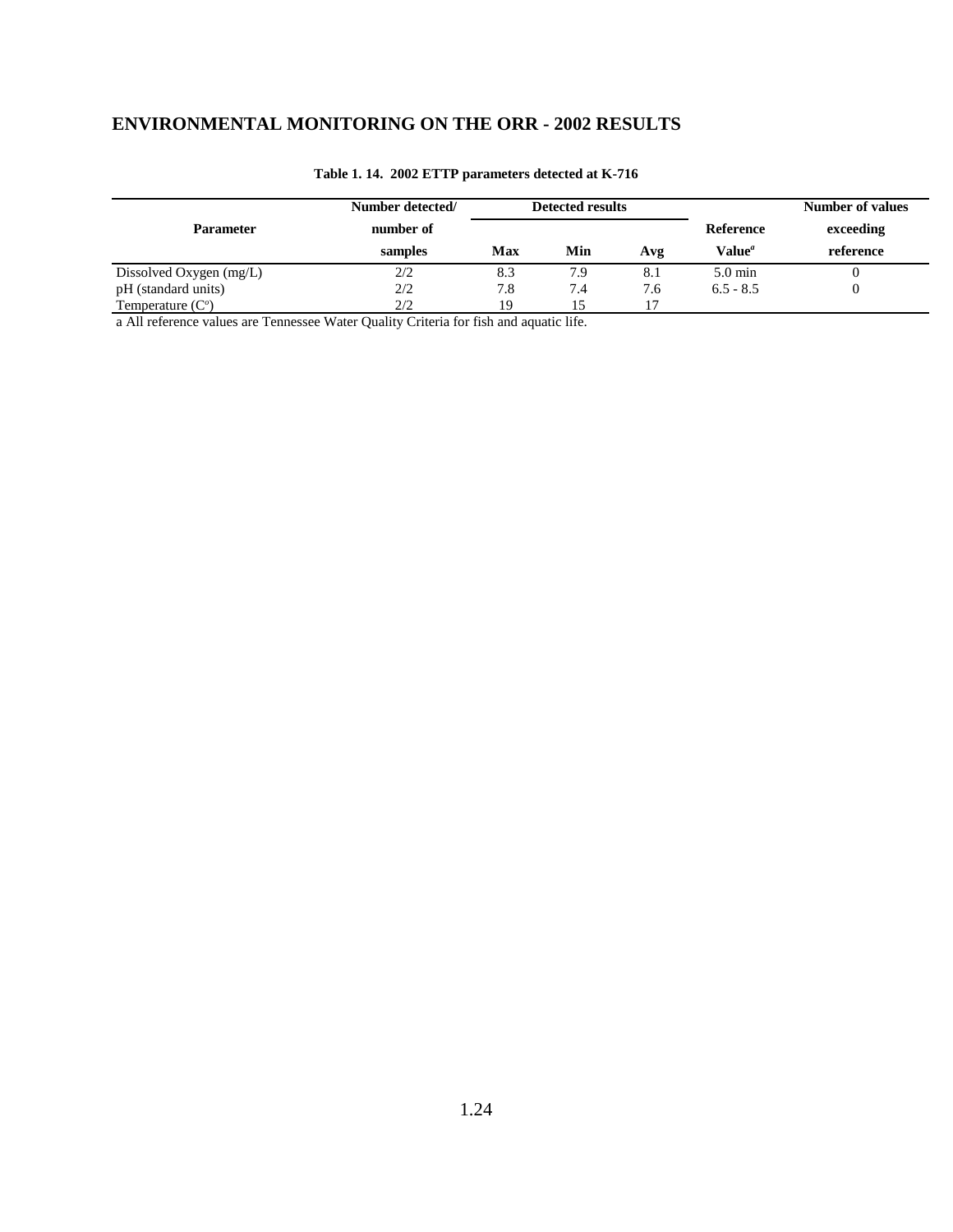# ENVIRONMENTAL MONITORING ON THE ORR - 2002 RESULTS

**Table 1. 14. 2002 ETTP parameters detected at K-716**

| Parameter | Number detected/ number of samples | Detected results | | | Reference Value[a] | Number of values exceeding reference |
|---|---|---|---|---|---|---|
| | | Max | Min | Avg | | |
| Dissolved Oxygen (mg/L) | 2/2 | 8.3 | 7.9 | 8.1 | 5.0 min | 0 |
| pH (standard units) | 2/2 | 7.8 | 7.4 | 7.6 | 6.5 - 8.5 | 0 |
| Temperature (C°) | 2/2 | 19 | 15 | 17 | | |

a All reference values are Tennessee Water Quality Criteria for fish and aquatic life.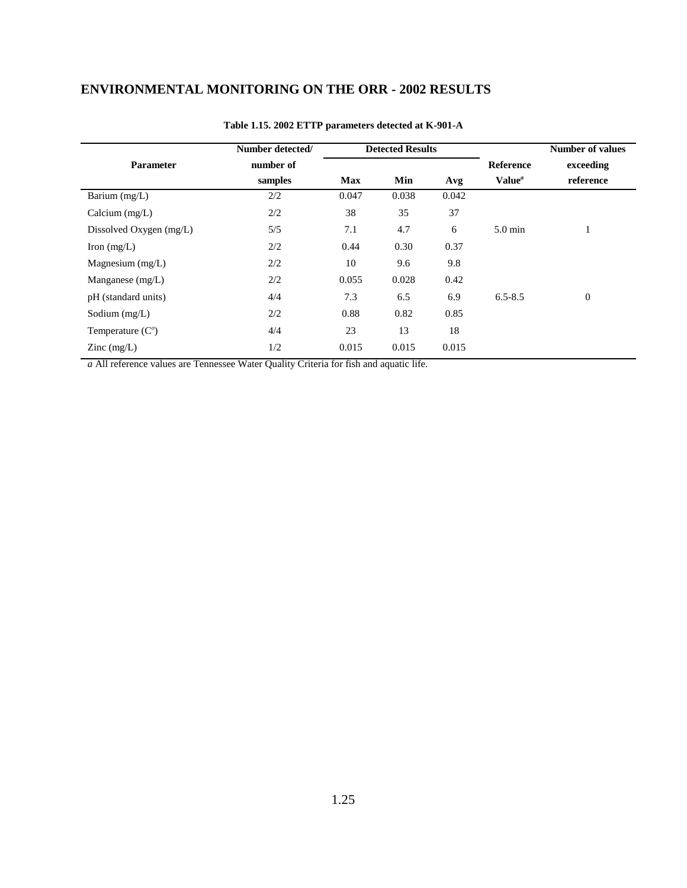## ENVIRONMENTAL MONITORING ON THE ORR - 2002 RESULTS

**Table 1.15. 2002 ETTP parameters detected at K-901-A**

| Parameter | Number detected/ number of samples | Detected Results | | | Reference Value[a] | Number of values exceeding reference |
|---|---|---|---|---|---|---|
| | | Max | Min | Avg | | |
| Barium (mg/L) | 2/2 | 0.047 | 0.038 | 0.042 | | |
| Calcium (mg/L) | 2/2 | 38 | 35 | 37 | | |
| Dissolved Oxygen (mg/L) | 5/5 | 7.1 | 4.7 | 6 | 5.0 min | 1 |
| Iron (mg/L) | 2/2 | 0.44 | 0.30 | 0.37 | | |
| Magnesium (mg/L) | 2/2 | 10 | 9.6 | 9.8 | | |
| Manganese (mg/L) | 2/2 | 0.055 | 0.028 | 0.42 | | |
| pH (standard units) | 4/4 | 7.3 | 6.5 | 6.9 | 6.5-8.5 | 0 |
| Sodium (mg/L) | 2/2 | 0.88 | 0.82 | 0.85 | | |
| Temperature ($C^o$) | 4/4 | 23 | 13 | 18 | | |
| Zinc (mg/L) | 1/2 | 0.015 | 0.015 | 0.015 | | |

*a* All reference values are Tennessee Water Quality Criteria for fish and aquatic life.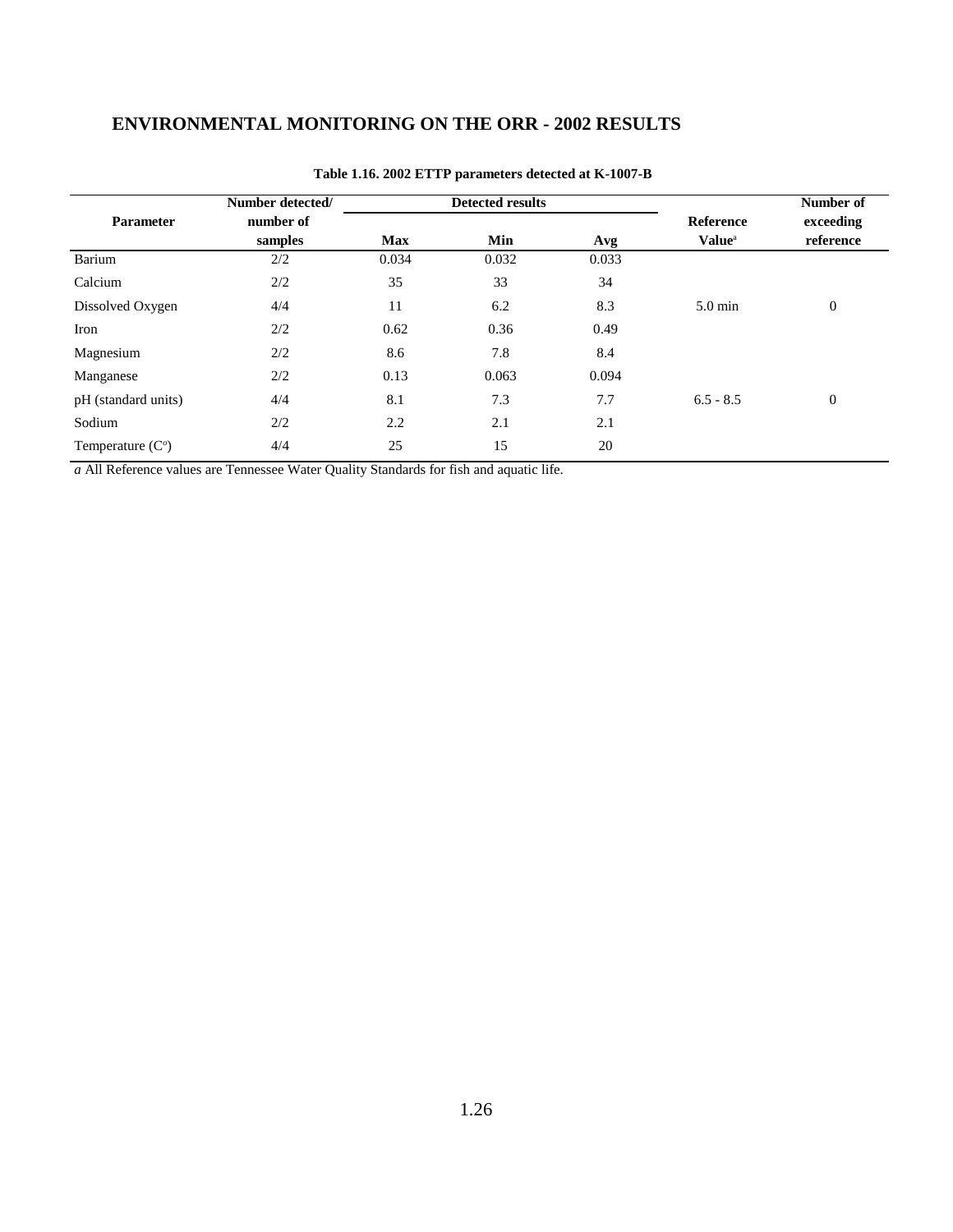## ENVIRONMENTAL MONITORING ON THE ORR - 2002 RESULTS

**Table 1.16. 2002 ETTP parameters detected at K-1007-B**

| Parameter | Number detected/ number of samples | Detected results | | | Reference Value[a] | Number of exceeding reference |
|---|---|---|---|---|---|---|
| | | Max | Min | Avg | | |
| Barium | 2/2 | 0.034 | 0.032 | 0.033 | | |
| Calcium | 2/2 | 35 | 33 | 34 | | |
| Dissolved Oxygen | 4/4 | 11 | 6.2 | 8.3 | 5.0 min | 0 |
| Iron | 2/2 | 0.62 | 0.36 | 0.49 | | |
| Magnesium | 2/2 | 8.6 | 7.8 | 8.4 | | |
| Manganese | 2/2 | 0.13 | 0.063 | 0.094 | | |
| pH (standard units) | 4/4 | 8.1 | 7.3 | 7.7 | 6.5 - 8.5 | 0 |
| Sodium | 2/2 | 2.2 | 2.1 | 2.1 | | |
| Temperature (C°) | 4/4 | 25 | 15 | 20 | | |

*a* All Reference values are Tennessee Water Quality Standards for fish and aquatic life.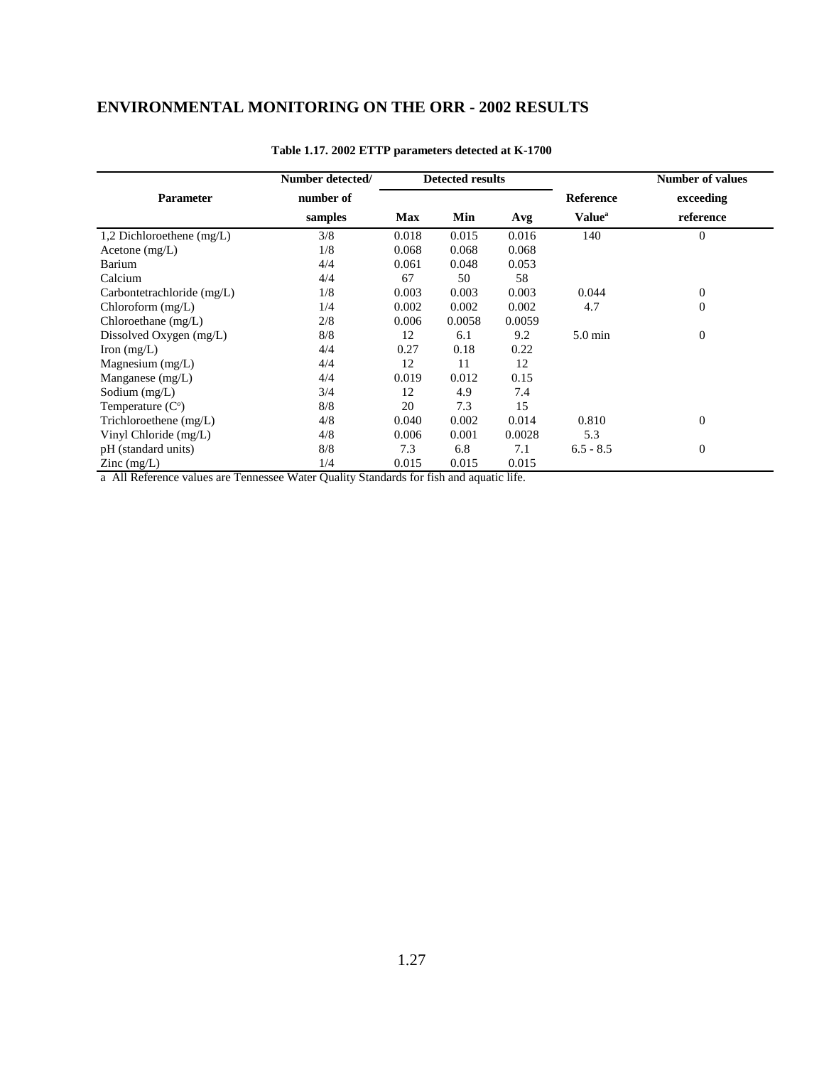## ENVIRONMENTAL MONITORING ON THE ORR - 2002 RESULTS

**Table 1.17. 2002 ETTP parameters detected at K-1700**

| Parameter | Number detected/ number of samples | Detected results | | | Reference Value[a] | Number of values exceeding reference |
|---|---|---|---|---|---|---|
| | | Max | Min | Avg | | |
| 1,2 Dichloroethene (mg/L) | 3/8 | 0.018 | 0.015 | 0.016 | 140 | 0 |
| Acetone (mg/L) | 1/8 | 0.068 | 0.068 | 0.068 | | |
| Barium | 4/4 | 0.061 | 0.048 | 0.053 | | |
| Calcium | 4/4 | 67 | 50 | 58 | | |
| Carbontetrachloride (mg/L) | 1/8 | 0.003 | 0.003 | 0.003 | 0.044 | 0 |
| Chloroform (mg/L) | 1/4 | 0.002 | 0.002 | 0.002 | 4.7 | 0 |
| Chloroethane (mg/L) | 2/8 | 0.006 | 0.0058 | 0.0059 | | |
| Dissolved Oxygen (mg/L) | 8/8 | 12 | 6.1 | 9.2 | 5.0 min | 0 |
| Iron (mg/L) | 4/4 | 0.27 | 0.18 | 0.22 | | |
| Magnesium (mg/L) | 4/4 | 12 | 11 | 12 | | |
| Manganese (mg/L) | 4/4 | 0.019 | 0.012 | 0.15 | | |
| Sodium (mg/L) | 3/4 | 12 | 4.9 | 7.4 | | |
| Temperature (C$^{o}$) | 8/8 | 20 | 7.3 | 15 | | |
| Trichloroethene (mg/L) | 4/8 | 0.040 | 0.002 | 0.014 | 0.810 | 0 |
| Vinyl Chloride (mg/L) | 4/8 | 0.006 | 0.001 | 0.0028 | 5.3 | |
| pH (standard units) | 8/8 | 7.3 | 6.8 | 7.1 | 6.5 - 8.5 | 0 |
| Zinc (mg/L) | 1/4 | 0.015 | 0.015 | 0.015 | | |

a All Reference values are Tennessee Water Quality Standards for fish and aquatic life.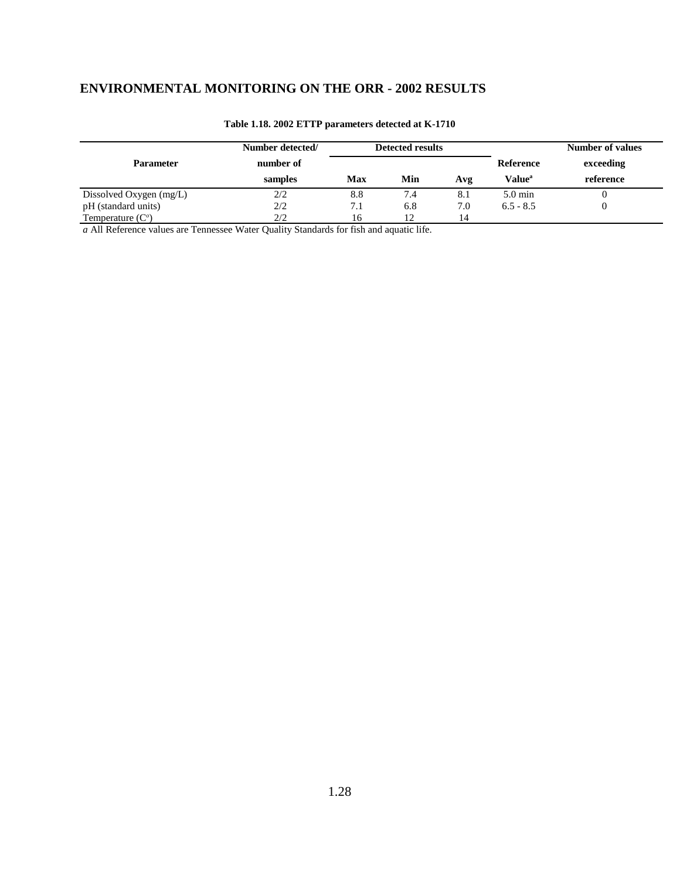# ENVIRONMENTAL MONITORING ON THE ORR - 2002 RESULTS

**Table 1.18. 2002 ETTP parameters detected at K-1710**

| Parameter | Number detected/ number of samples | Detected results | | | Reference Value[a] | Number of values exceeding reference |
|---|---|---|---|---|---|---|
| | | Max | Min | Avg | | |
| Dissolved Oxygen (mg/L) | 2/2 | 8.8 | 7.4 | 8.1 | 5.0 min | 0 |
| pH (standard units) | 2/2 | 7.1 | 6.8 | 7.0 | 6.5 - 8.5 | 0 |
| Temperature (C°) | 2/2 | 16 | 12 | 14 | | |

*a* All Reference values are Tennessee Water Quality Standards for fish and aquatic life.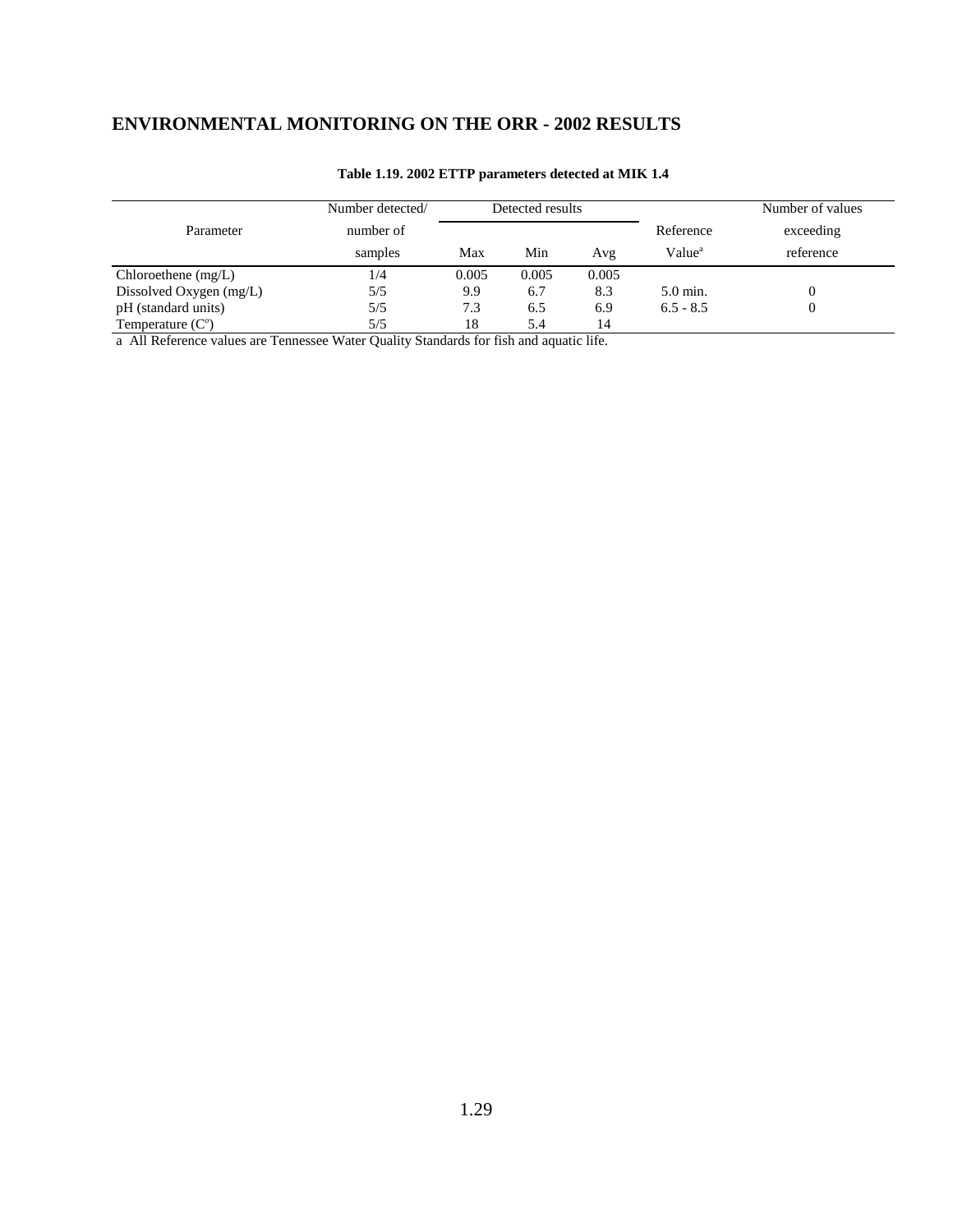## ENVIRONMENTAL MONITORING ON THE ORR - 2002 RESULTS

**Table 1.19. 2002 ETTP parameters detected at MIK 1.4**

| Parameter | Number detected/ number of samples | Detected results | | | Reference Value[a] | Number of values exceeding reference |
|---|---|---|---|---|---|---|
| | | Max | Min | Avg | | |
| Chloroethene (mg/L) | 1/4 | 0.005 | 0.005 | 0.005 | | |
| Dissolved Oxygen (mg/L) | 5/5 | 9.9 | 6.7 | 8.3 | 5.0 min. | 0 |
| pH (standard units) | 5/5 | 7.3 | 6.5 | 6.9 | 6.5 - 8.5 | 0 |
| Temperature (C°) | 5/5 | 18 | 5.4 | 14 | | |

a All Reference values are Tennessee Water Quality Standards for fish and aquatic life.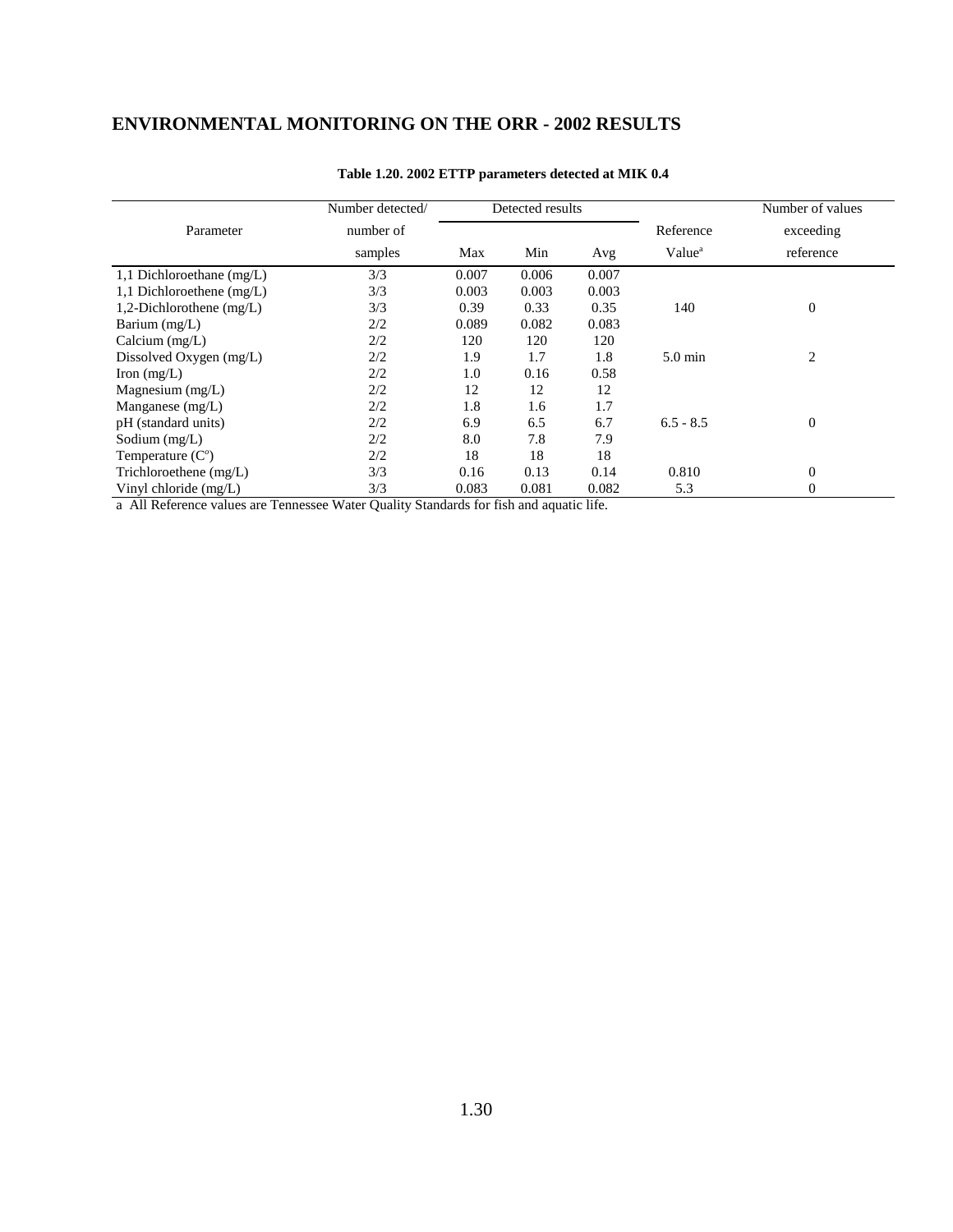# ENVIRONMENTAL MONITORING ON THE ORR - 2002 RESULTS

**Table 1.20. 2002 ETTP parameters detected at MIK 0.4**

| Parameter | Number detected/ number of samples | Detected results | | | Reference Value[a] | Number of values exceeding reference |
|---|---|---|---|---|---|---|
| | | Max | Min | Avg | | |
| 1,1 Dichloroethane (mg/L) | 3/3 | 0.007 | 0.006 | 0.007 | | |
| 1,1 Dichloroethene (mg/L) | 3/3 | 0.003 | 0.003 | 0.003 | | |
| 1,2-Dichlorothene (mg/L) | 3/3 | 0.39 | 0.33 | 0.35 | 140 | 0 |
| Barium (mg/L) | 2/2 | 0.089 | 0.082 | 0.083 | | |
| Calcium (mg/L) | 2/2 | 120 | 120 | 120 | | |
| Dissolved Oxygen (mg/L) | 2/2 | 1.9 | 1.7 | 1.8 | 5.0 min | 2 |
| Iron (mg/L) | 2/2 | 1.0 | 0.16 | 0.58 | | |
| Magnesium (mg/L) | 2/2 | 12 | 12 | 12 | | |
| Manganese (mg/L) | 2/2 | 1.8 | 1.6 | 1.7 | | |
| pH (standard units) | 2/2 | 6.9 | 6.5 | 6.7 | 6.5 - 8.5 | 0 |
| Sodium (mg/L) | 2/2 | 8.0 | 7.8 | 7.9 | | |
| Temperature (C°) | 2/2 | 18 | 18 | 18 | | |
| Trichloroethene (mg/L) | 3/3 | 0.16 | 0.13 | 0.14 | 0.810 | 0 |
| Vinyl chloride (mg/L) | 3/3 | 0.083 | 0.081 | 0.082 | 5.3 | 0 |

a All Reference values are Tennessee Water Quality Standards for fish and aquatic life.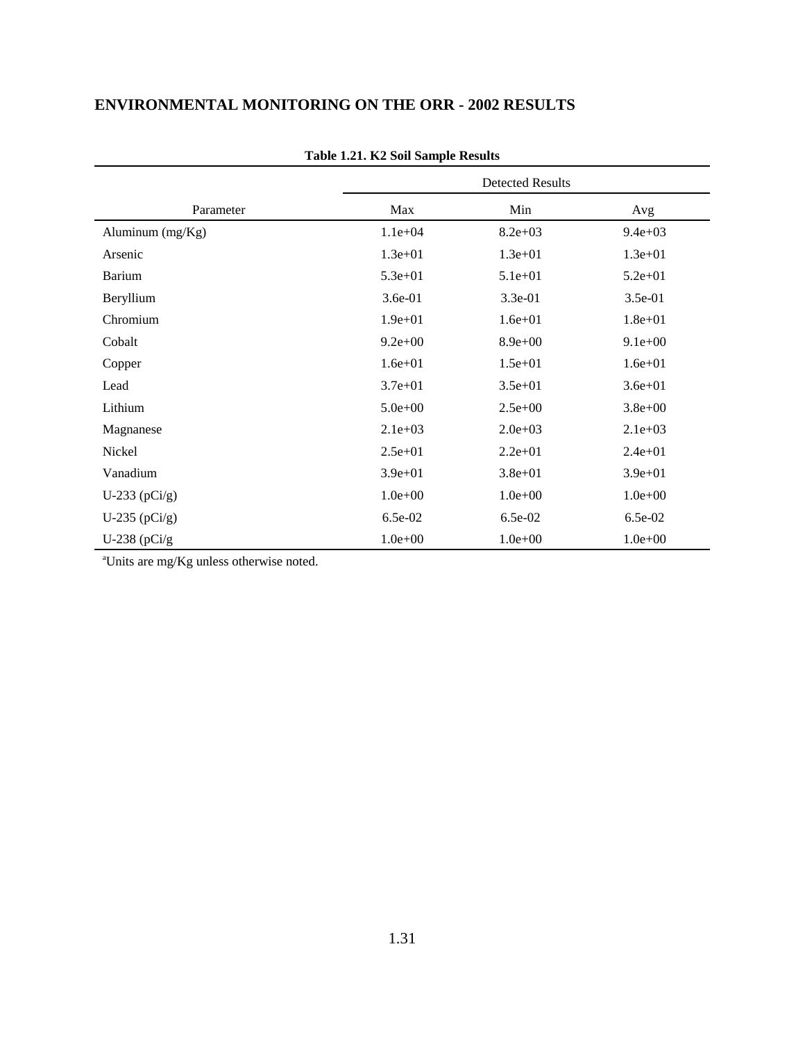## ENVIRONMENTAL MONITORING ON THE ORR - 2002 RESULTS

**Table 1.21. K2 Soil Sample Results**

| Parameter | Detected Results | | |
|---|---|---|---|
| | Max | Min | Avg |
| Aluminum (mg/Kg) | 1.1e+04 | 8.2e+03 | 9.4e+03 |
| Arsenic | 1.3e+01 | 1.3e+01 | 1.3e+01 |
| Barium | 5.3e+01 | 5.1e+01 | 5.2e+01 |
| Beryllium | 3.6e-01 | 3.3e-01 | 3.5e-01 |
| Chromium | 1.9e+01 | 1.6e+01 | 1.8e+01 |
| Cobalt | 9.2e+00 | 8.9e+00 | 9.1e+00 |
| Copper | 1.6e+01 | 1.5e+01 | 1.6e+01 |
| Lead | 3.7e+01 | 3.5e+01 | 3.6e+01 |
| Lithium | 5.0e+00 | 2.5e+00 | 3.8e+00 |
| Magnanese | 2.1e+03 | 2.0e+03 | 2.1e+03 |
| Nickel | 2.5e+01 | 2.2e+01 | 2.4e+01 |
| Vanadium | 3.9e+01 | 3.8e+01 | 3.9e+01 |
| U-233 (pCi/g) | 1.0e+00 | 1.0e+00 | 1.0e+00 |
| U-235 (pCi/g) | 6.5e-02 | 6.5e-02 | 6.5e-02 |
| U-238 (pCi/g | 1.0e+00 | 1.0e+00 | 1.0e+00 |

[a]Units are mg/Kg unless otherwise noted.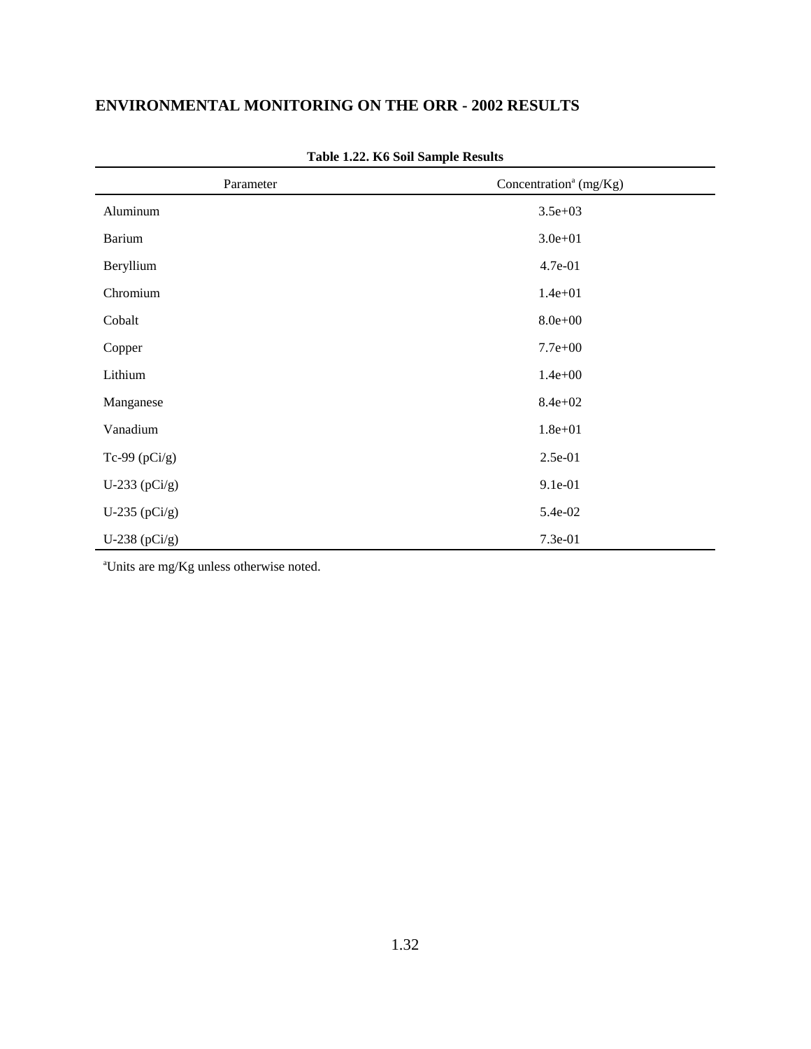## ENVIRONMENTAL MONITORING ON THE ORR - 2002 RESULTS

**Table 1.22. K6 Soil Sample Results**

| Parameter | Concentration[a] (mg/Kg) |
|---|---|
| Aluminum | 3.5e+03 |
| Barium | 3.0e+01 |
| Beryllium | 4.7e-01 |
| Chromium | 1.4e+01 |
| Cobalt | 8.0e+00 |
| Copper | 7.7e+00 |
| Lithium | 1.4e+00 |
| Manganese | 8.4e+02 |
| Vanadium | 1.8e+01 |
| Tc-99 (pCi/g) | 2.5e-01 |
| U-233 (pCi/g) | 9.1e-01 |
| U-235 (pCi/g) | 5.4e-02 |
| U-238 (pCi/g) | 7.3e-01 |

[a]Units are mg/Kg unless otherwise noted.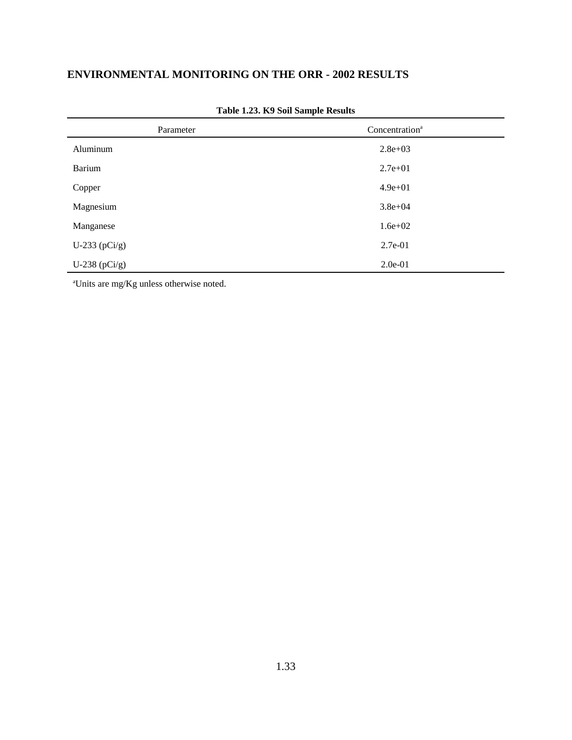## ENVIRONMENTAL MONITORING ON THE ORR - 2002 RESULTS

**Table 1.23. K9 Soil Sample Results**

| Parameter | Concentration[a] |
|---|---|
| Aluminum | 2.8e+03 |
| Barium | 2.7e+01 |
| Copper | 4.9e+01 |
| Magnesium | 3.8e+04 |
| Manganese | 1.6e+02 |
| U-233 (pCi/g) | 2.7e-01 |
| U-238 (pCi/g) | 2.0e-01 |

[a]Units are mg/Kg unless otherwise noted.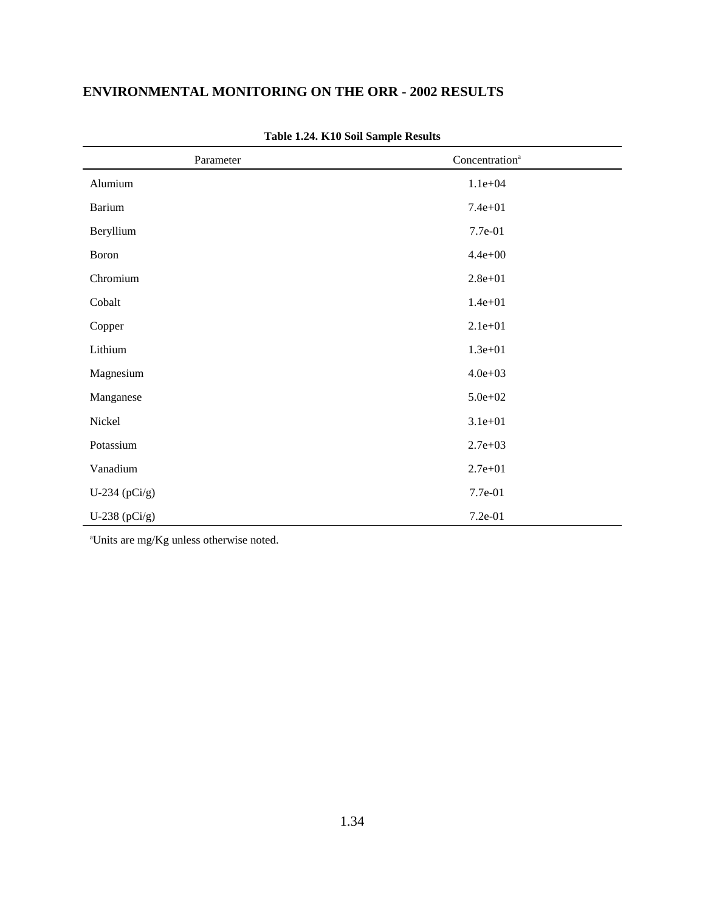## ENVIRONMENTAL MONITORING ON THE ORR - 2002 RESULTS

**Table 1.24. K10 Soil Sample Results**

| Parameter | Concentration[a] |
|---|---|
| Alumium | 1.1e+04 |
| Barium | 7.4e+01 |
| Beryllium | 7.7e-01 |
| Boron | 4.4e+00 |
| Chromium | 2.8e+01 |
| Cobalt | 1.4e+01 |
| Copper | 2.1e+01 |
| Lithium | 1.3e+01 |
| Magnesium | 4.0e+03 |
| Manganese | 5.0e+02 |
| Nickel | 3.1e+01 |
| Potassium | 2.7e+03 |
| Vanadium | 2.7e+01 |
| U-234 (pCi/g) | 7.7e-01 |
| U-238 (pCi/g) | 7.2e-01 |

[a]Units are mg/Kg unless otherwise noted.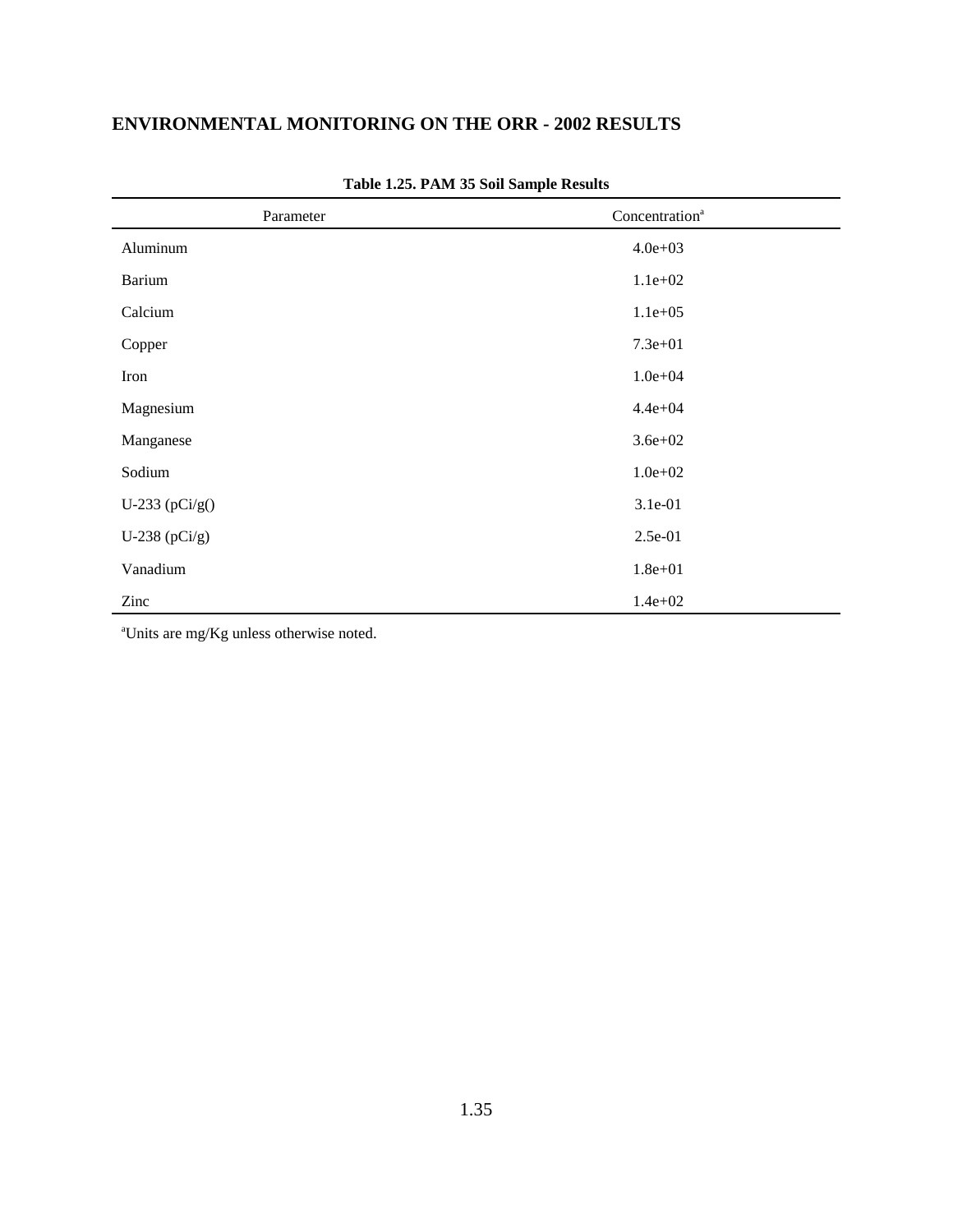## ENVIRONMENTAL MONITORING ON THE ORR - 2002 RESULTS

**Table 1.25. PAM 35 Soil Sample Results**

| Parameter | Concentration[a] |
|---|---|
| Aluminum | 4.0e+03 |
| Barium | 1.1e+02 |
| Calcium | 1.1e+05 |
| Copper | 7.3e+01 |
| Iron | 1.0e+04 |
| Magnesium | 4.4e+04 |
| Manganese | 3.6e+02 |
| Sodium | 1.0e+02 |
| U-233 (pCi/g() | 3.1e-01 |
| U-238 (pCi/g) | 2.5e-01 |
| Vanadium | 1.8e+01 |
| Zinc | 1.4e+02 |

[a]Units are mg/Kg unless otherwise noted.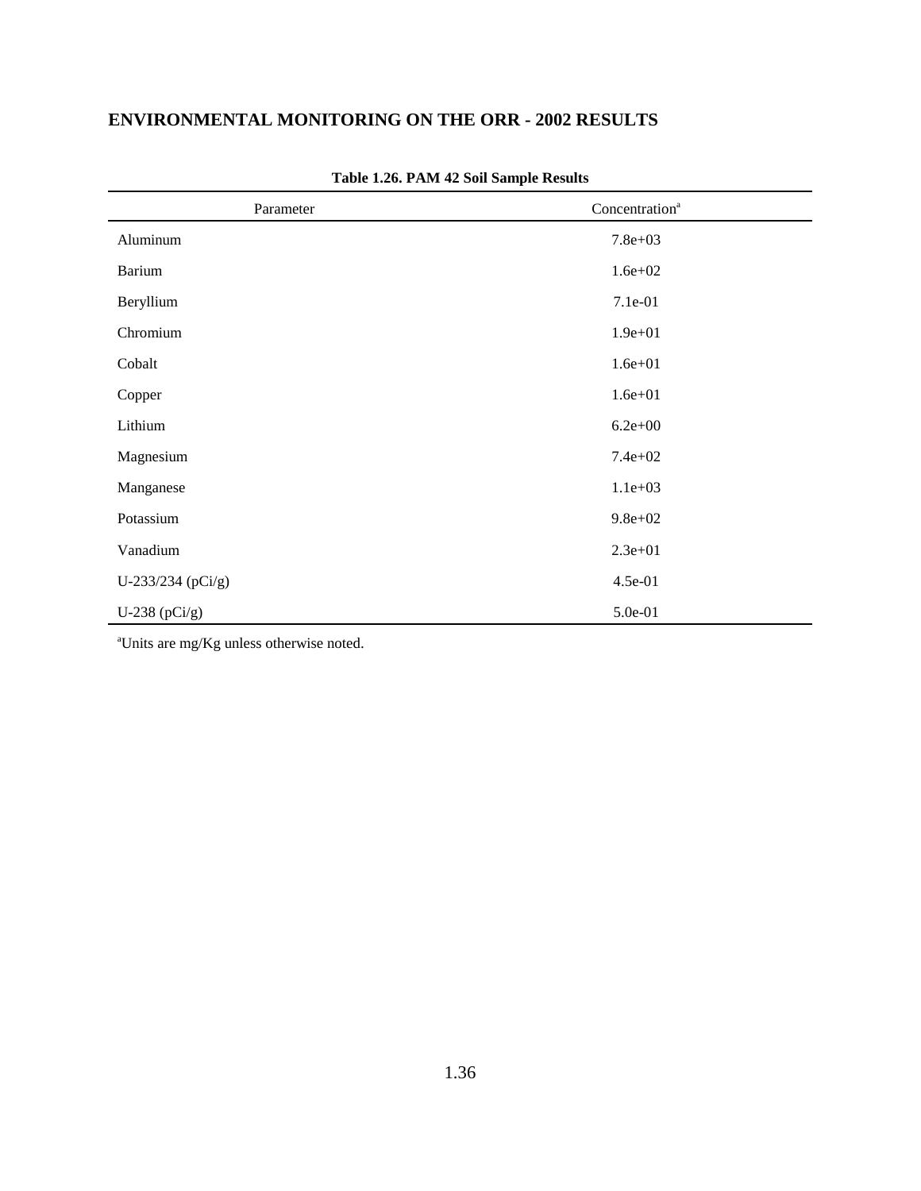## ENVIRONMENTAL MONITORING ON THE ORR - 2002 RESULTS

**Table 1.26. PAM 42 Soil Sample Results**

| Parameter | Concentration[a] |
|---|---|
| Aluminum | 7.8e+03 |
| Barium | 1.6e+02 |
| Beryllium | 7.1e-01 |
| Chromium | 1.9e+01 |
| Cobalt | 1.6e+01 |
| Copper | 1.6e+01 |
| Lithium | 6.2e+00 |
| Magnesium | 7.4e+02 |
| Manganese | 1.1e+03 |
| Potassium | 9.8e+02 |
| Vanadium | 2.3e+01 |
| U-233/234 (pCi/g) | 4.5e-01 |
| U-238 (pCi/g) | 5.0e-01 |

[a]Units are mg/Kg unless otherwise noted.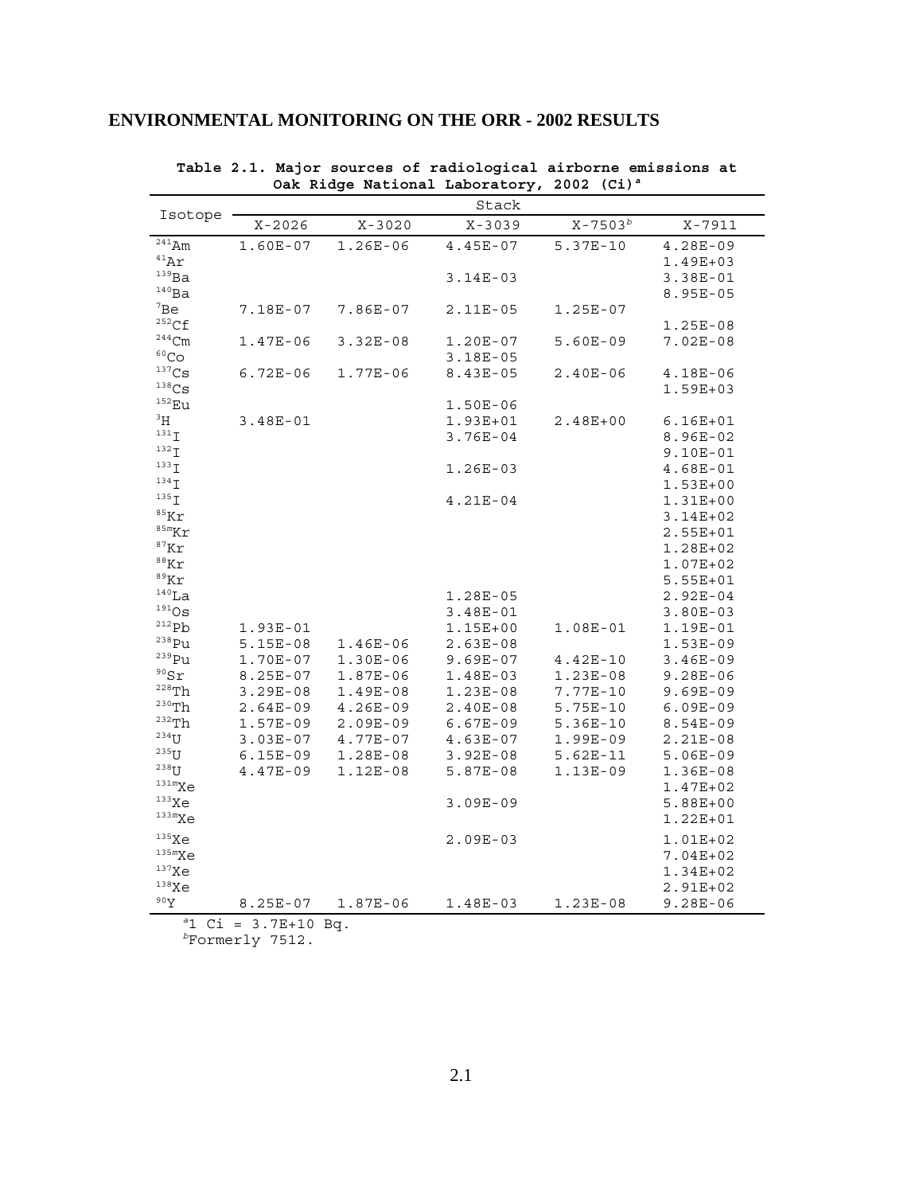## ENVIRONMENTAL MONITORING ON THE ORR - 2002 RESULTS

**Table 2.1. Major sources of radiological airborne emissions at Oak Ridge National Laboratory, 2002 (Ci)[a]**

| Isotope | Stack | | | | |
|---|---|---|---|---|---|
| | X-2026 | X-3020 | X-3039 | X-7503[b] | X-7911 |
| $^{241}$Am | 1.60E-07 | 1.26E-06 | 4.45E-07 | 5.37E-10 | 4.28E-09 |
| $^{41}$Ar | | | | | 1.49E+03 |
| $^{139}$Ba | | | 3.14E-03 | | 3.38E-01 |
| $^{140}$Ba | | | | | 8.95E-05 |
| $^{7}$Be | 7.18E-07 | 7.86E-07 | 2.11E-05 | 1.25E-07 | |
| $^{252}$Cf | | | | | 1.25E-08 |
| $^{244}$Cm | 1.47E-06 | 3.32E-08 | 1.20E-07 | 5.60E-09 | 7.02E-08 |
| $^{60}$Co | | | 3.18E-05 | | |
| $^{137}$Cs | 6.72E-06 | 1.77E-06 | 8.43E-05 | 2.40E-06 | 4.18E-06 |
| $^{138}$Cs | | | | | 1.59E+03 |
| $^{152}$Eu | | | 1.50E-06 | | |
| $^{3}$H | 3.48E-01 | | 1.93E+01 | 2.48E+00 | 6.16E+01 |
| $^{131}$I | | | 3.76E-04 | | 8.96E-02 |
| $^{132}$I | | | | | 9.10E-01 |
| $^{133}$I | | | 1.26E-03 | | 4.68E-01 |
| $^{134}$I | | | | | 1.53E+00 |
| $^{135}$I | | | 4.21E-04 | | 1.31E+00 |
| $^{85}$Kr | | | | | 3.14E+02 |
| $^{85m}$Kr | | | | | 2.55E+01 |
| $^{87}$Kr | | | | | 1.28E+02 |
| $^{88}$Kr | | | | | 1.07E+02 |
| $^{89}$Kr | | | | | 5.55E+01 |
| $^{140}$La | | | 1.28E-05 | | 2.92E-04 |
| $^{191}$Os | | | 3.48E-01 | | 3.80E-03 |
| $^{212}$Pb | 1.93E-01 | | 1.15E+00 | 1.08E-01 | 1.19E-01 |
| $^{238}$Pu | 5.15E-08 | 1.46E-06 | 2.63E-08 | | 1.53E-09 |
| $^{239}$Pu | 1.70E-07 | 1.30E-06 | 9.69E-07 | 4.42E-10 | 3.46E-09 |
| $^{90}$Sr | 8.25E-07 | 1.87E-06 | 1.48E-03 | 1.23E-08 | 9.28E-06 |
| $^{228}$Th | 3.29E-08 | 1.49E-08 | 1.23E-08 | 7.77E-10 | 9.69E-09 |
| $^{230}$Th | 2.64E-09 | 4.26E-09 | 2.40E-08 | 5.75E-10 | 6.09E-09 |
| $^{232}$Th | 1.57E-09 | 2.09E-09 | 6.67E-09 | 5.36E-10 | 8.54E-09 |
| $^{234}$U | 3.03E-07 | 4.77E-07 | 4.63E-07 | 1.99E-09 | 2.21E-08 |
| $^{235}$U | 6.15E-09 | 1.28E-08 | 3.92E-08 | 5.62E-11 | 5.06E-09 |
| $^{238}$U | 4.47E-09 | 1.12E-08 | 5.87E-08 | 1.13E-09 | 1.36E-08 |
| $^{131m}$Xe | | | | | 1.47E+02 |
| $^{133}$Xe | | | 3.09E-09 | | 5.88E+00 |
| $^{133m}$Xe | | | | | 1.22E+01 |
| $^{135}$Xe | | | 2.09E-03 | | 1.01E+02 |
| $^{135m}$Xe | | | | | 7.04E+02 |
| $^{137}$Xe | | | | | 1.34E+02 |
| $^{138}$Xe | | | | | 2.91E+02 |
| $^{90}$Y | 8.25E-07 | 1.87E-06 | 1.48E-03 | 1.23E-08 | 9.28E-06 |

[a]1 Ci = 3.7E+10 Bq.
[b]Formerly 7512.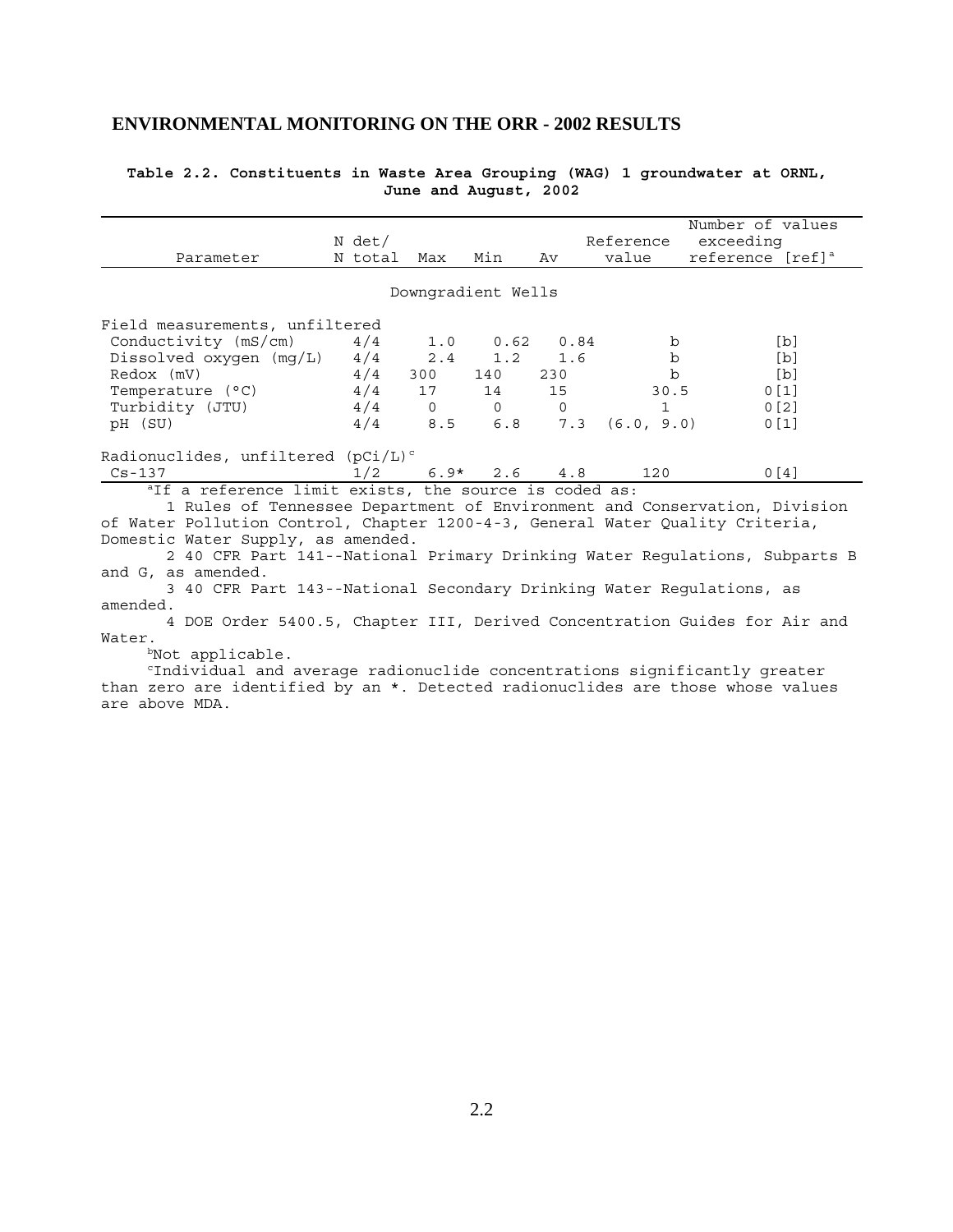## ENVIRONMENTAL MONITORING ON THE ORR - 2002 RESULTS

**Table 2.2. Constituents in Waste Area Grouping (WAG) 1 groundwater at ORNL, June and August, 2002**

| Parameter | N det/ N total | Max | Min | Av | Reference value | Number of values exceeding reference [ref][a] |
|---|---|---|---|---|---|---|
| | | | Downgradient Wells | | | |
| Field measurements, unfiltered | | | | | | |
| Conductivity (mS/cm) | 4/4 | 1.0 | 0.62 | 0.84 | b | [b] |
| Dissolved oxygen (mg/L) | 4/4 | 2.4 | 1.2 | 1.6 | b | [b] |
| Redox (mV) | 4/4 | 300 | 140 | 230 | b | [b] |
| Temperature (°C) | 4/4 | 17 | 14 | 15 | 30.5 | 0[1] |
| Turbidity (JTU) | 4/4 | 0 | 0 | 0 | 1 | 0[2] |
| pH (SU) | 4/4 | 8.5 | 6.8 | 7.3 | (6.0, 9.0) | 0[1] |
| Radionuclides, unfiltered (pCi/L)[c] | | | | | | |
| Cs-137 | 1/2 | 6.9* | 2.6 | 4.8 | 120 | 0[4] |

[a]If a reference limit exists, the source is coded as:

1 Rules of Tennessee Department of Environment and Conservation, Division of Water Pollution Control, Chapter 1200-4-3, General Water Quality Criteria, Domestic Water Supply, as amended.

2 40 CFR Part 141--National Primary Drinking Water Regulations, Subparts B and G, as amended.

3 40 CFR Part 143--National Secondary Drinking Water Regulations, as amended.

4 DOE Order 5400.5, Chapter III, Derived Concentration Guides for Air and Water.

[b]Not applicable.

[c]Individual and average radionuclide concentrations significantly greater than zero are identified by an *. Detected radionuclides are those whose values are above MDA.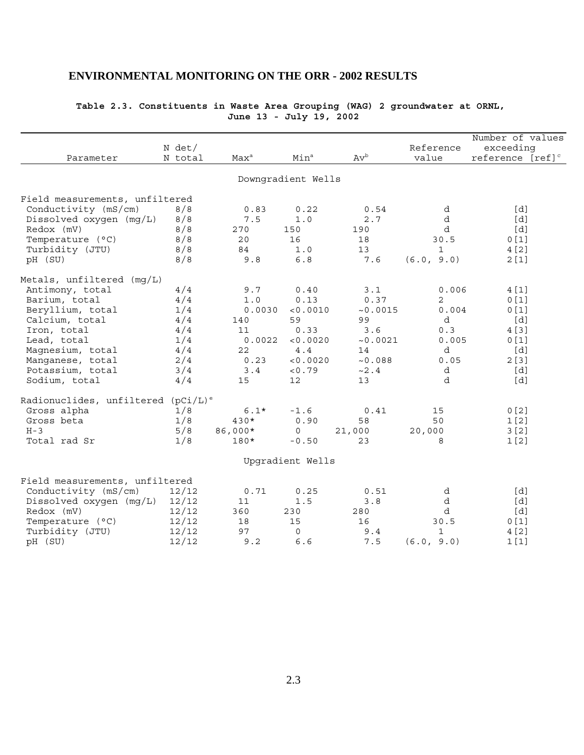## ENVIRONMENTAL MONITORING ON THE ORR - 2002 RESULTS

**Table 2.3. Constituents in Waste Area Grouping (WAG) 2 groundwater at ORNL, June 13 - July 19, 2002**

| Parameter | N det/ N total | Max[a] | Min[a] | Av[b] | Reference value | Number of values exceeding reference [ref][c] |
|---|---|---|---|---|---|---|
| | | | Downgradient Wells | | | |
| Field measurements, unfiltered | | | | | | |
| Conductivity (mS/cm) | 8/8 | 0.83 | 0.22 | 0.54 | d | [d] |
| Dissolved oxygen (mg/L) | 8/8 | 7.5 | 1.0 | 2.7 | d | [d] |
| Redox (mV) | 8/8 | 270 | 150 | 190 | d | [d] |
| Temperature (°C) | 8/8 | 20 | 16 | 18 | 30.5 | 0[1] |
| Turbidity (JTU) | 8/8 | 84 | 1.0 | 13 | 1 | 4[2] |
| pH (SU) | 8/8 | 9.8 | 6.8 | 7.6 | (6.0, 9.0) | 2[1] |
| Metals, unfiltered (mg/L) | | | | | | |
| Antimony, total | 4/4 | 9.7 | 0.40 | 3.1 | 0.006 | 4[1] |
| Barium, total | 4/4 | 1.0 | 0.13 | 0.37 | 2 | 0[1] |
| Beryllium, total | 1/4 | 0.0030 | <0.0010 | ~0.0015 | 0.004 | 0[1] |
| Calcium, total | 4/4 | 140 | 59 | 99 | d | [d] |
| Iron, total | 4/4 | 11 | 0.33 | 3.6 | 0.3 | 4[3] |
| Lead, total | 1/4 | 0.0022 | <0.0020 | ~0.0021 | 0.005 | 0[1] |
| Magnesium, total | 4/4 | 22 | 4.4 | 14 | d | [d] |
| Manganese, total | 2/4 | 0.23 | <0.0020 | ~0.088 | 0.05 | 2[3] |
| Potassium, total | 3/4 | 3.4 | <0.79 | ~2.4 | d | [d] |
| Sodium, total | 4/4 | 15 | 12 | 13 | d | [d] |
| Radionuclides, unfiltered (pCi/L)[e] | | | | | | |
| Gross alpha | 1/8 | 6.1* | -1.6 | 0.41 | 15 | 0[2] |
| Gross beta | 1/8 | 430* | 0.90 | 58 | 50 | 1[2] |
| H-3 | 5/8 | 86,000* | 0 | 21,000 | 20,000 | 3[2] |
| Total rad Sr | 1/8 | 180* | -0.50 | 23 | 8 | 1[2] |
| | | | Upgradient Wells | | | |
| Field measurements, unfiltered | | | | | | |
| Conductivity (mS/cm) | 12/12 | 0.71 | 0.25 | 0.51 | d | [d] |
| Dissolved oxygen (mg/L) | 12/12 | 11 | 1.5 | 3.8 | d | [d] |
| Redox (mV) | 12/12 | 360 | 230 | 280 | d | [d] |
| Temperature (°C) | 12/12 | 18 | 15 | 16 | 30.5 | 0[1] |
| Turbidity (JTU) | 12/12 | 97 | 0 | 9.4 | 1 | 4[2] |
| pH (SU) | 12/12 | 9.2 | 6.6 | 7.5 | (6.0, 9.0) | 1[1] |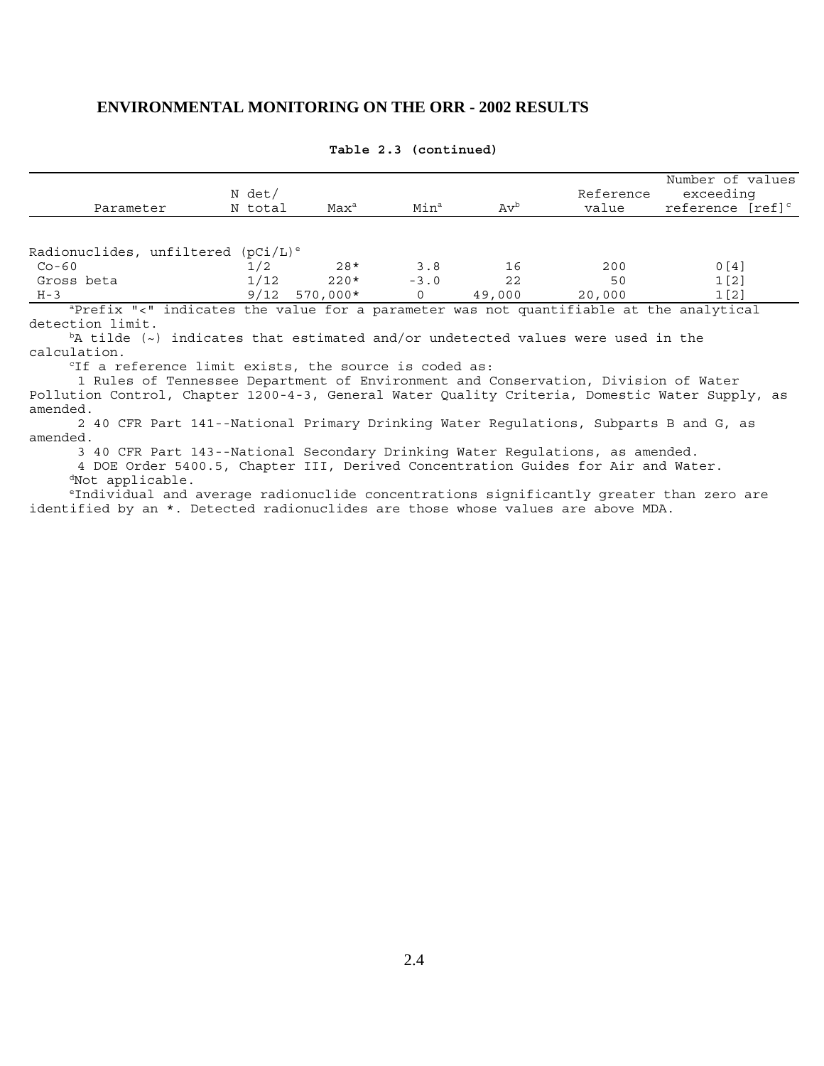## ENVIRONMENTAL MONITORING ON THE ORR - 2002 RESULTS

**Table 2.3 (continued)**

| Parameter | N det/ N total | Max[a] | Min[a] | Av[b] | Reference value | Number of values exceeding reference [ref][c] |
|---|---|---|---|---|---|---|
| Radionuclides, unfiltered (pCi/L)[e] | | | | | | |
| Co-60 | 1/2 | 28* | 3.8 | 16 | 200 | 0[4] |
| Gross beta | 1/12 | 220* | -3.0 | 22 | 50 | 1[2] |
| H-3 | 9/12 | 570,000* | 0 | 49,000 | 20,000 | 1[2] |

[a]Prefix "<" indicates the value for a parameter was not quantifiable at the analytical detection limit.

[b]A tilde (~) indicates that estimated and/or undetected values were used in the calculation.

[c]If a reference limit exists, the source is coded as:

1 Rules of Tennessee Department of Environment and Conservation, Division of Water Pollution Control, Chapter 1200-4-3, General Water Quality Criteria, Domestic Water Supply, as amended.

2 40 CFR Part 141--National Primary Drinking Water Regulations, Subparts B and G, as amended.

3 40 CFR Part 143--National Secondary Drinking Water Regulations, as amended.

4 DOE Order 5400.5, Chapter III, Derived Concentration Guides for Air and Water.

[d]Not applicable.

[e]Individual and average radionuclide concentrations significantly greater than zero are identified by an *. Detected radionuclides are those whose values are above MDA.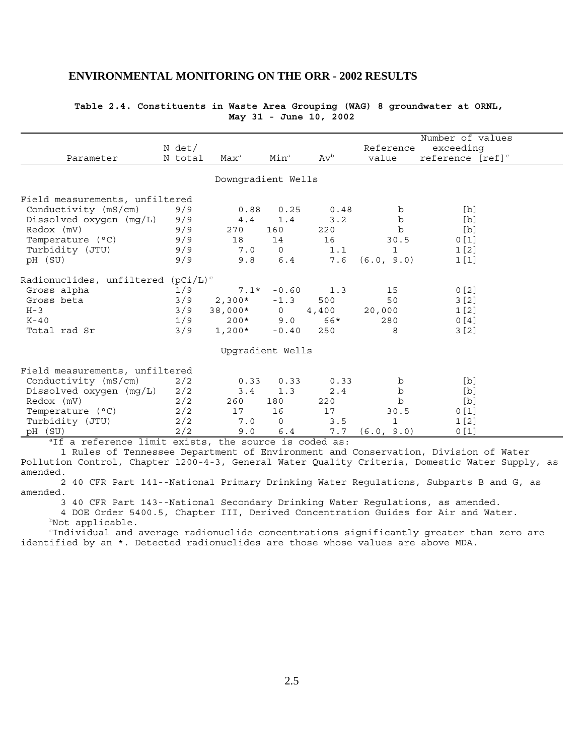**Table 2.4. Constituents in Waste Area Grouping (WAG) 8 groundwater at ORNL, May 31 - June 10, 2002**

| Parameter | N det/ N total | Max[a] | Min[a] | Av[b] | Reference value | Number of values exceeding reference [ref][c] |
|---|---|---|---|---|---|---|
| **Downgradient Wells** | | | | | | |
| Field measurements, unfiltered | | | | | | |
| Conductivity (mS/cm) | 9/9 | 0.88 | 0.25 | 0.48 | b | [b] |
| Dissolved oxygen (mg/L) | 9/9 | 4.4 | 1.4 | 3.2 | b | [b] |
| Redox (mV) | 9/9 | 270 | 160 | 220 | b | [b] |
| Temperature (°C) | 9/9 | 18 | 14 | 16 | 30.5 | 0[1] |
| Turbidity (JTU) | 9/9 | 7.0 | 0 | 1.1 | 1 | 1[2] |
| pH (SU) | 9/9 | 9.8 | 6.4 | 7.6 | (6.0, 9.0) | 1[1] |
| Radionuclides, unfiltered (pCi/L)[c] | | | | | | |
| Gross alpha | 1/9 | 7.1* | -0.60 | 1.3 | 15 | 0[2] |
| Gross beta | 3/9 | 2,300* | -1.3 | 500 | 50 | 3[2] |
| H-3 | 3/9 | 38,000* | 0 | 4,400 | 20,000 | 1[2] |
| K-40 | 1/9 | 200* | 9.0 | 66* | 280 | 0[4] |
| Total rad Sr | 3/9 | 1,200* | -0.40 | 250 | 8 | 3[2] |
| **Upgradient Wells** | | | | | | |
| Field measurements, unfiltered | | | | | | |
| Conductivity (mS/cm) | 2/2 | 0.33 | 0.33 | 0.33 | b | [b] |
| Dissolved oxygen (mg/L) | 2/2 | 3.4 | 1.3 | 2.4 | b | [b] |
| Redox (mV) | 2/2 | 260 | 180 | 220 | b | [b] |
| Temperature (°C) | 2/2 | 17 | 16 | 17 | 30.5 | 0[1] |
| Turbidity (JTU) | 2/2 | 7.0 | 0 | 3.5 | 1 | 1[2] |
| pH (SU) | 2/2 | 9.0 | 6.4 | 7.7 | (6.0, 9.0) | 0[1] |

[a]If a reference limit exists, the source is coded as:

1 Rules of Tennessee Department of Environment and Conservation, Division of Water Pollution Control, Chapter 1200-4-3, General Water Quality Criteria, Domestic Water Supply, as amended.

2 40 CFR Part 141--National Primary Drinking Water Regulations, Subparts B and G, as amended.

3 40 CFR Part 143--National Secondary Drinking Water Regulations, as amended.

4 DOE Order 5400.5, Chapter III, Derived Concentration Guides for Air and Water.

[b]Not applicable.

[c]Individual and average radionuclide concentrations significantly greater than zero are identified by an *. Detected radionuclides are those whose values are above MDA.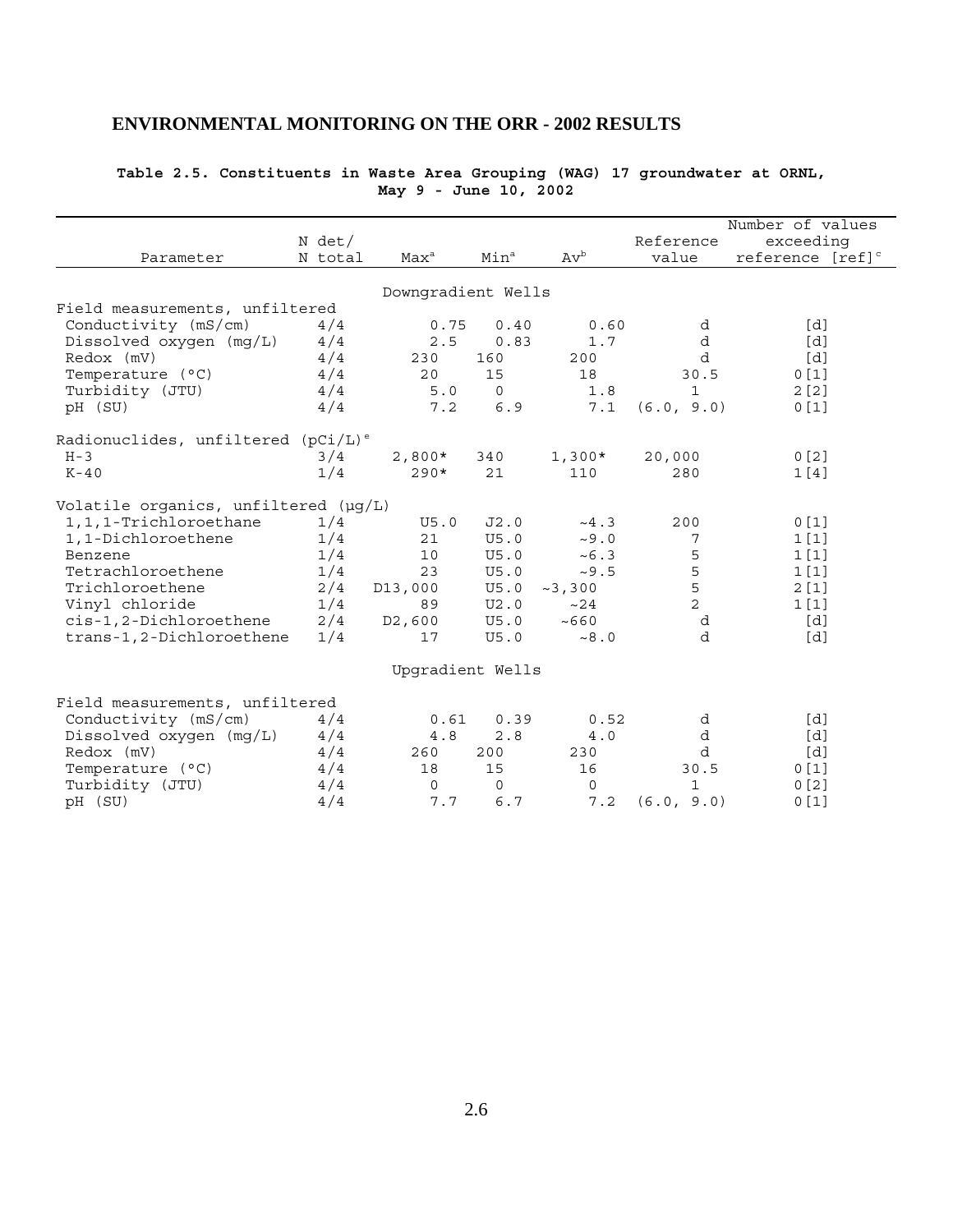# ENVIRONMENTAL MONITORING ON THE ORR - 2002 RESULTS

**Table 2.5. Constituents in Waste Area Grouping (WAG) 17 groundwater at ORNL, May 9 - June 10, 2002**

| Parameter | N det/ N total | Max[a] | Min[a] | Av[b] | Reference value | Number of values exceeding reference [ref][c] |
|---|---|---|---|---|---|---|
| | | Downgradient Wells | | | | |
| Field measurements, unfiltered | | | | | | |
| Conductivity (mS/cm) | 4/4 | 0.75 | 0.40 | 0.60 | d | [d] |
| Dissolved oxygen (mg/L) | 4/4 | 2.5 | 0.83 | 1.7 | d | [d] |
| Redox (mV) | 4/4 | 230 | 160 | 200 | d | [d] |
| Temperature (°C) | 4/4 | 20 | 15 | 18 | 30.5 | 0[1] |
| Turbidity (JTU) | 4/4 | 5.0 | 0 | 1.8 | 1 | 2[2] |
| pH (SU) | 4/4 | 7.2 | 6.9 | 7.1 | (6.0, 9.0) | 0[1] |
| Radionuclides, unfiltered (pCi/L)[e] | | | | | | |
| H-3 | 3/4 | 2,800* | 340 | 1,300* | 20,000 | 0[2] |
| K-40 | 1/4 | 290* | 21 | 110 | 280 | 1[4] |
| Volatile organics, unfiltered (µg/L) | | | | | | |
| 1,1,1-Trichloroethane | 1/4 | U5.0 | J2.0 | ~4.3 | 200 | 0[1] |
| 1,1-Dichloroethene | 1/4 | 21 | U5.0 | ~9.0 | 7 | 1[1] |
| Benzene | 1/4 | 10 | U5.0 | ~6.3 | 5 | 1[1] |
| Tetrachloroethene | 1/4 | 23 | U5.0 | ~9.5 | 5 | 1[1] |
| Trichloroethene | 2/4 | D13,000 | U5.0 | ~3,300 | 5 | 2[1] |
| Vinyl chloride | 1/4 | 89 | U2.0 | ~24 | 2 | 1[1] |
| cis-1,2-Dichloroethene | 2/4 | D2,600 | U5.0 | ~660 | d | [d] |
| trans-1,2-Dichloroethene | 1/4 | 17 | U5.0 | ~8.0 | d | [d] |
| | | Upgradient Wells | | | | |
| Field measurements, unfiltered | | | | | | |
| Conductivity (mS/cm) | 4/4 | 0.61 | 0.39 | 0.52 | d | [d] |
| Dissolved oxygen (mg/L) | 4/4 | 4.8 | 2.8 | 4.0 | d | [d] |
| Redox (mV) | 4/4 | 260 | 200 | 230 | d | [d] |
| Temperature (°C) | 4/4 | 18 | 15 | 16 | 30.5 | 0[1] |
| Turbidity (JTU) | 4/4 | 0 | 0 | 0 | 1 | 0[2] |
| pH (SU) | 4/4 | 7.7 | 6.7 | 7.2 | (6.0, 9.0) | 0[1] |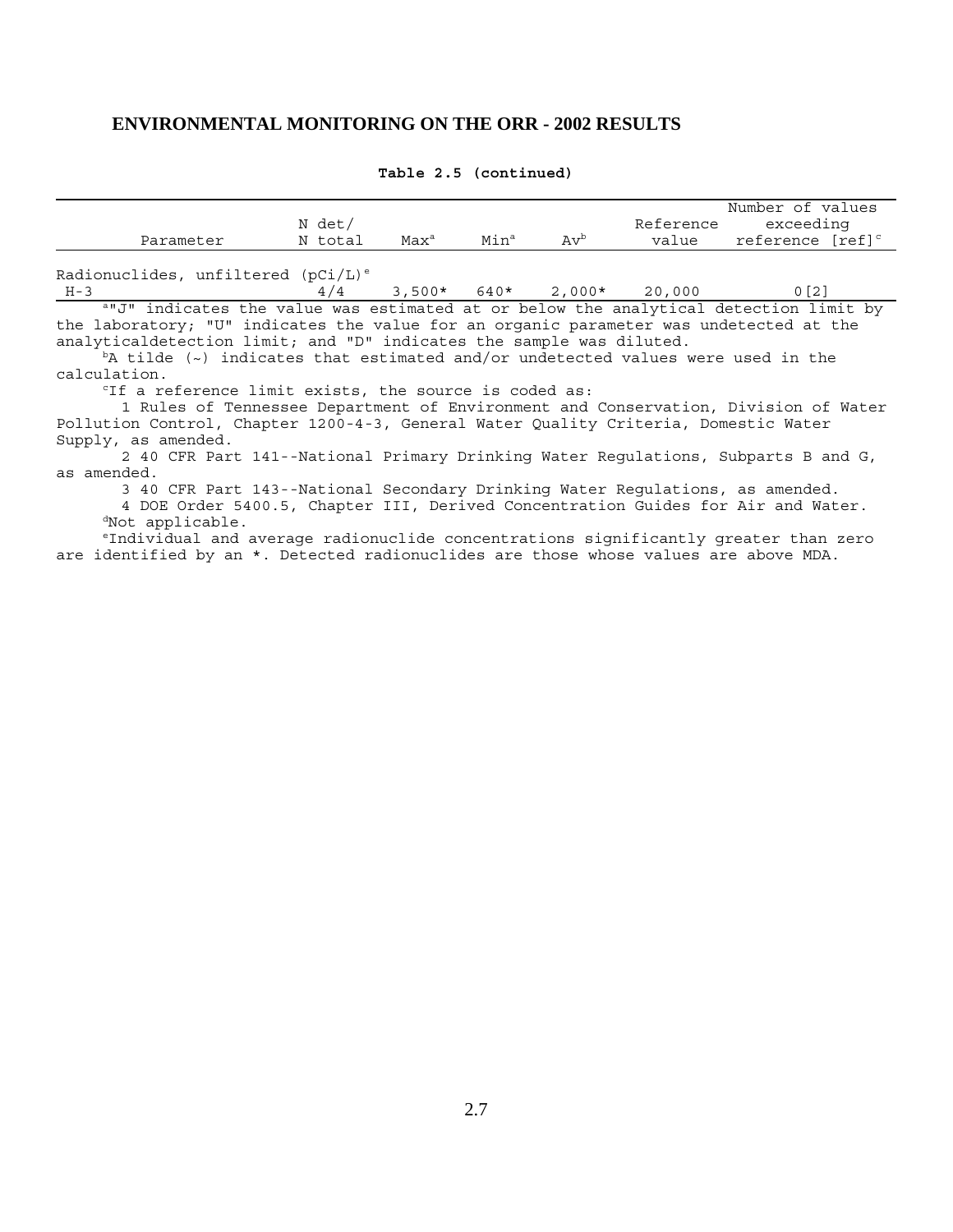**Table 2.5 (continued)**

| Parameter | N det/ N total | Max[a] | Min[a] | Av[b] | Reference value | Number of values exceeding reference [ref][c] |
|---|---|---|---|---|---|---|
| Radionuclides, unfiltered (pCi/L)[e] | | | | | | |
| H-3 | 4/4 | 3,500* | 640* | 2,000* | 20,000 | 0[2] |

[a]"J" indicates the value was estimated at or below the analytical detection limit by the laboratory; "U" indicates the value for an organic parameter was undetected at the analyticaldetection limit; and "D" indicates the sample was diluted.

[b]A tilde (~) indicates that estimated and/or undetected values were used in the calculation.

[c]If a reference limit exists, the source is coded as:

1 Rules of Tennessee Department of Environment and Conservation, Division of Water Pollution Control, Chapter 1200-4-3, General Water Quality Criteria, Domestic Water Supply, as amended.

2 40 CFR Part 141--National Primary Drinking Water Regulations, Subparts B and G, as amended.

3 40 CFR Part 143--National Secondary Drinking Water Regulations, as amended.

4 DOE Order 5400.5, Chapter III, Derived Concentration Guides for Air and Water.

[d]Not applicable.

[e]Individual and average radionuclide concentrations significantly greater than zero are identified by an *. Detected radionuclides are those whose values are above MDA.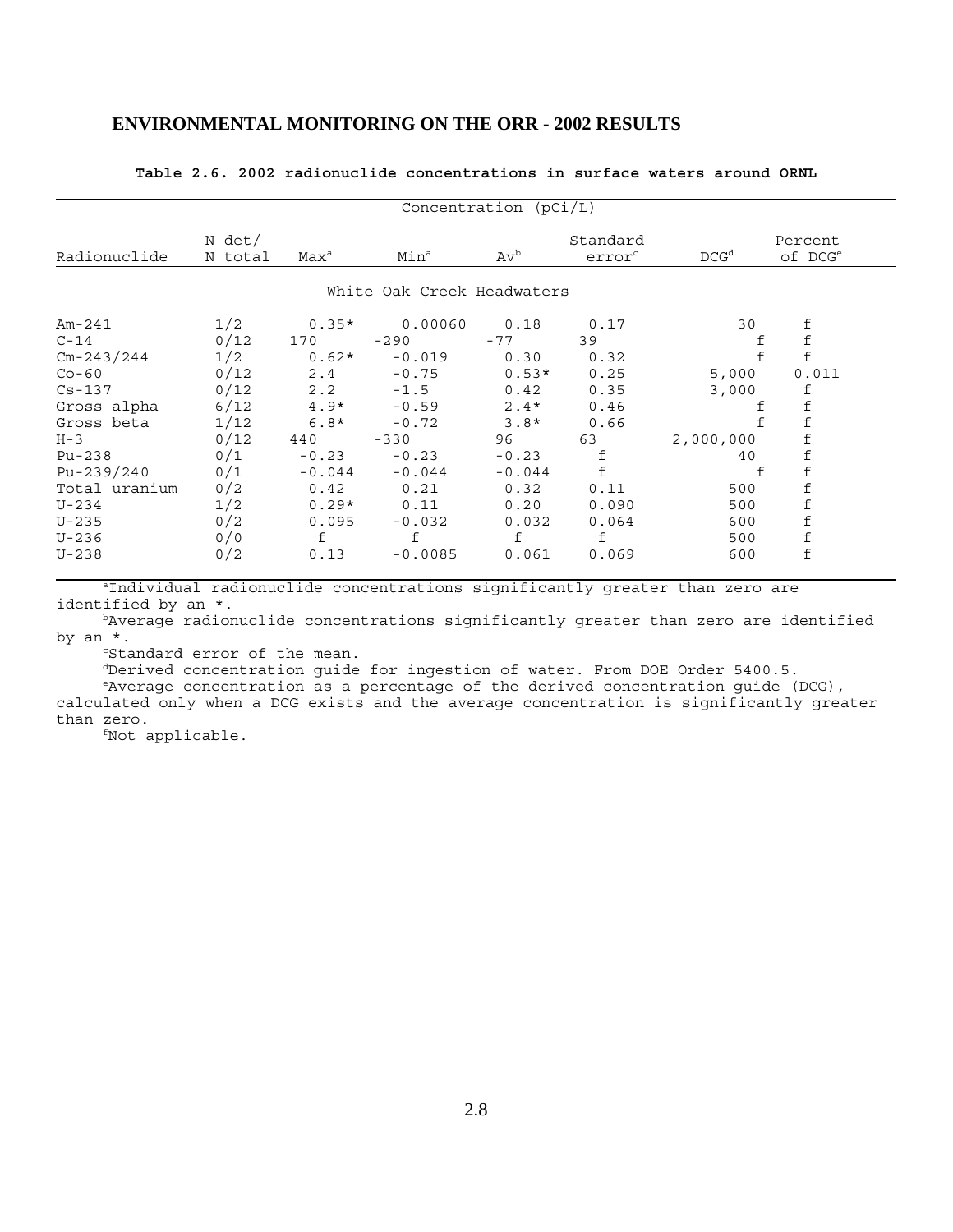**Table 2.6. 2002 radionuclide concentrations in surface waters around ORNL**

| Radionuclide | N det/ N total | Concentration (pCi/L) | | | | | |
|---|---|---|---|---|---|---|---|
| | | Max[a] | Min[a] | Av[b] | Standard error[c] | DCG[d] | Percent of DCG[e] |
| **White Oak Creek Headwaters** | | | | | | | |
| Am-241 | 1/2 | 0.35* | 0.00060 | 0.18 | 0.17 | 30 | f |
| C-14 | 0/12 | 170 | -290 | -77 | 39 | f | f |
| Cm-243/244 | 1/2 | 0.62* | -0.019 | 0.30 | 0.32 | f | f |
| Co-60 | 0/12 | 2.4 | -0.75 | 0.53* | 0.25 | 5,000 | 0.011 |
| Cs-137 | 0/12 | 2.2 | -1.5 | 0.42 | 0.35 | 3,000 | f |
| Gross alpha | 6/12 | 4.9* | -0.59 | 2.4* | 0.46 | f | f |
| Gross beta | 1/12 | 6.8* | -0.72 | 3.8* | 0.66 | f | f |
| H-3 | 0/12 | 440 | -330 | 96 | 63 | 2,000,000 | f |
| Pu-238 | 0/1 | -0.23 | -0.23 | -0.23 | f | 40 | f |
| Pu-239/240 | 0/1 | -0.044 | -0.044 | -0.044 | f | f | f |
| Total uranium | 0/2 | 0.42 | 0.21 | 0.32 | 0.11 | 500 | f |
| U-234 | 1/2 | 0.29* | 0.11 | 0.20 | 0.090 | 500 | f |
| U-235 | 0/2 | 0.095 | -0.032 | 0.032 | 0.064 | 600 | f |
| U-236 | 0/0 | f | f | f | f | 500 | f |
| U-238 | 0/2 | 0.13 | -0.0085 | 0.061 | 0.069 | 600 | f |

[a]Individual radionuclide concentrations significantly greater than zero are identified by an *.

[b]Average radionuclide concentrations significantly greater than zero are identified by an *.

[c]Standard error of the mean.

[d]Derived concentration guide for ingestion of water. From DOE Order 5400.5.

[e]Average concentration as a percentage of the derived concentration guide (DCG), calculated only when a DCG exists and the average concentration is significantly greater than zero.

[f]Not applicable.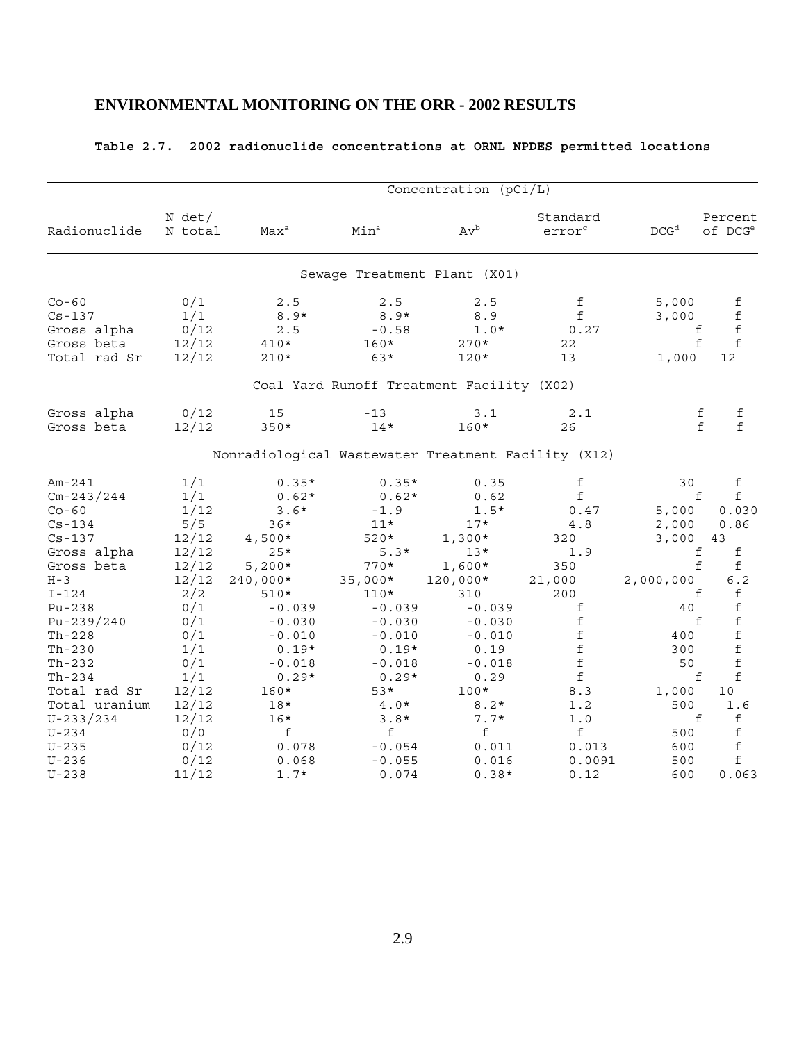**Table 2.7. 2002 radionuclide concentrations at ORNL NPDES permitted locations**

| Radionuclide | N det/ N total | Concentration (pCi/L) | | | | | |
|---|---|---|---|---|---|---|---|
| | | Max[a] | Min[a] | Av[b] | Standard error[c] | DCG[d] | Percent of DCG[e] |
| **Sewage Treatment Plant (X01)** | | | | | | | |
| Co-60 | 0/1 | 2.5 | 2.5 | 2.5 | f | 5,000 | f |
| Cs-137 | 1/1 | 8.9* | 8.9* | 8.9 | f | 3,000 | f |
| Gross alpha | 0/12 | 2.5 | -0.58 | 1.0* | 0.27 | f | f |
| Gross beta | 12/12 | 410* | 160* | 270* | 22 | f | f |
| Total rad Sr | 12/12 | 210* | 63* | 120* | 13 | 1,000 | 12 |
| **Coal Yard Runoff Treatment Facility (X02)** | | | | | | | |
| Gross alpha | 0/12 | 15 | -13 | 3.1 | 2.1 | f | f |
| Gross beta | 12/12 | 350* | 14* | 160* | 26 | f | f |
| **Nonradiological Wastewater Treatment Facility (X12)** | | | | | | | |
| Am-241 | 1/1 | 0.35* | 0.35* | 0.35 | f | 30 | f |
| Cm-243/244 | 1/1 | 0.62* | 0.62* | 0.62 | f | f | f |
| Co-60 | 1/12 | 3.6* | -1.9 | 1.5* | 0.47 | 5,000 | 0.030 |
| Cs-134 | 5/5 | 36* | 11* | 17* | 4.8 | 2,000 | 0.86 |
| Cs-137 | 12/12 | 4,500* | 520* | 1,300* | 320 | 3,000 | 43 |
| Gross alpha | 12/12 | 25* | 5.3* | 13* | 1.9 | f | f |
| Gross beta | 12/12 | 5,200* | 770* | 1,600* | 350 | f | f |
| H-3 | 12/12 | 240,000* | 35,000* | 120,000* | 21,000 | 2,000,000 | 6.2 |
| I-124 | 2/2 | 510* | 110* | 310 | 200 | f | f |
| Pu-238 | 0/1 | -0.039 | -0.039 | -0.039 | f | 40 | f |
| Pu-239/240 | 0/1 | -0.030 | -0.030 | -0.030 | f | f | f |
| Th-228 | 0/1 | -0.010 | -0.010 | -0.010 | f | 400 | f |
| Th-230 | 1/1 | 0.19* | 0.19* | 0.19 | f | 300 | f |
| Th-232 | 0/1 | -0.018 | -0.018 | -0.018 | f | 50 | f |
| Th-234 | 1/1 | 0.29* | 0.29* | 0.29 | f | f | f |
| Total rad Sr | 12/12 | 160* | 53* | 100* | 8.3 | 1,000 | 10 |
| Total uranium | 12/12 | 18* | 4.0* | 8.2* | 1.2 | 500 | 1.6 |
| U-233/234 | 12/12 | 16* | 3.8* | 7.7* | 1.0 | f | f |
| U-234 | 0/0 | f | f | f | f | 500 | f |
| U-235 | 0/12 | 0.078 | -0.054 | 0.011 | 0.013 | 600 | f |
| U-236 | 0/12 | 0.068 | -0.055 | 0.016 | 0.0091 | 500 | f |
| U-238 | 11/12 | 1.7* | 0.074 | 0.38* | 0.12 | 600 | 0.063 |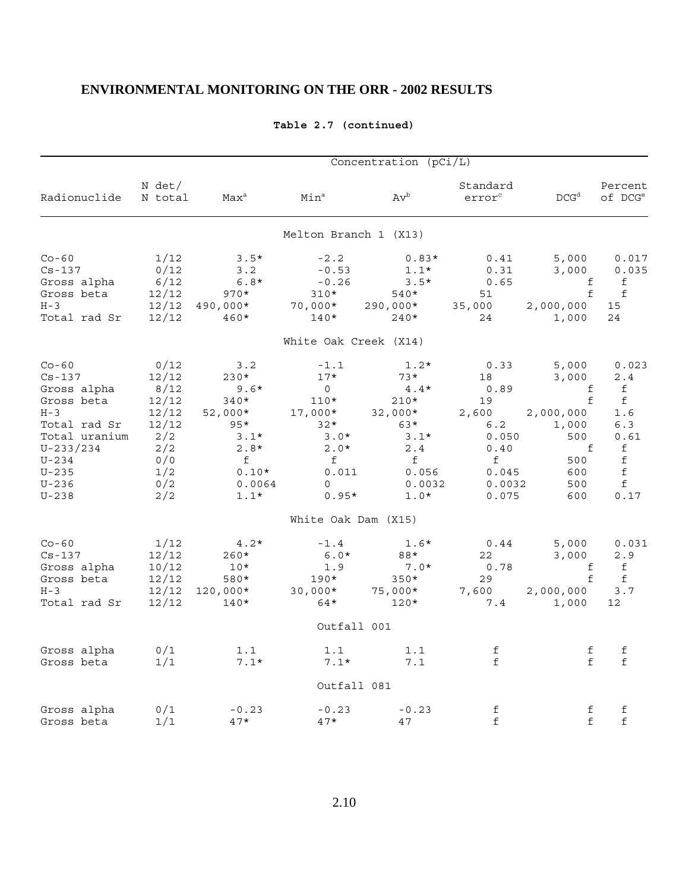## ENVIRONMENTAL MONITORING ON THE ORR - 2002 RESULTS

**Table 2.7 (continued)**

| Radionuclide | N det/ N total | Concentration (pCi/L) Max[a] | Min[a] | Av[b] | Standard error[c] | DCG[d] | Percent of DCG[e] |
|---|---|---|---|---|---|---|---|
| | | | Melton Branch 1 (X13) | | | | |
| Co-60 | 1/12 | 3.5* | -2.2 | 0.83* | 0.41 | 5,000 | 0.017 |
| Cs-137 | 0/12 | 3.2 | -0.53 | 1.1* | 0.31 | 3,000 | 0.035 |
| Gross alpha | 6/12 | 6.8* | -0.26 | 3.5* | 0.65 | f | f |
| Gross beta | 12/12 | 970* | 310* | 540* | 51 | f | f |
| H-3 | 12/12 | 490,000* | 70,000* | 290,000* | 35,000 | 2,000,000 | 15 |
| Total rad Sr | 12/12 | 460* | 140* | 240* | 24 | 1,000 | 24 |
| | | | White Oak Creek (X14) | | | | |
| Co-60 | 0/12 | 3.2 | -1.1 | 1.2* | 0.33 | 5,000 | 0.023 |
| Cs-137 | 12/12 | 230* | 17* | 73* | 18 | 3,000 | 2.4 |
| Gross alpha | 8/12 | 9.6* | 0 | 4.4* | 0.89 | f | f |
| Gross beta | 12/12 | 340* | 110* | 210* | 19 | f | f |
| H-3 | 12/12 | 52,000* | 17,000* | 32,000* | 2,600 | 2,000,000 | 1.6 |
| Total rad Sr | 12/12 | 95* | 32* | 63* | 6.2 | 1,000 | 6.3 |
| Total uranium | 2/2 | 3.1* | 3.0* | 3.1* | 0.050 | 500 | 0.61 |
| U-233/234 | 2/2 | 2.8* | 2.0* | 2.4 | 0.40 | f | f |
| U-234 | 0/0 | f | f | f | f | 500 | f |
| U-235 | 1/2 | 0.10* | 0.011 | 0.056 | 0.045 | 600 | f |
| U-236 | 0/2 | 0.0064 | 0 | 0.0032 | 0.0032 | 500 | f |
| U-238 | 2/2 | 1.1* | 0.95* | 1.0* | 0.075 | 600 | 0.17 |
| | | | White Oak Dam (X15) | | | | |
| Co-60 | 1/12 | 4.2* | -1.4 | 1.6* | 0.44 | 5,000 | 0.031 |
| Cs-137 | 12/12 | 260* | 6.0* | 88* | 22 | 3,000 | 2.9 |
| Gross alpha | 10/12 | 10* | 1.9 | 7.0* | 0.78 | f | f |
| Gross beta | 12/12 | 580* | 190* | 350* | 29 | f | f |
| H-3 | 12/12 | 120,000* | 30,000* | 75,000* | 7,600 | 2,000,000 | 3.7 |
| Total rad Sr | 12/12 | 140* | 64* | 120* | 7.4 | 1,000 | 12 |
| | | | Outfall 001 | | | | |
| Gross alpha | 0/1 | 1.1 | 1.1 | 1.1 | f | f | f |
| Gross beta | 1/1 | 7.1* | 7.1* | 7.1 | f | f | f |
| | | | Outfall 081 | | | | |
| Gross alpha | 0/1 | -0.23 | -0.23 | -0.23 | f | f | f |
| Gross beta | 1/1 | 47* | 47* | 47 | f | f | f |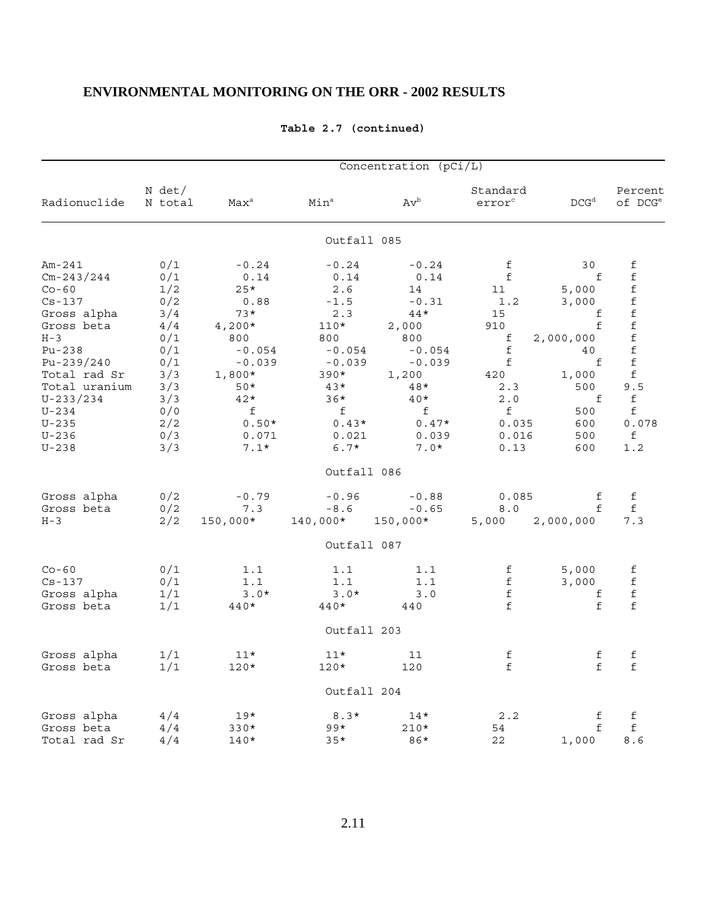## ENVIRONMENTAL MONITORING ON THE ORR - 2002 RESULTS

**Table 2.7 (continued)**

| Radionuclide | N det/ N total | Concentration (pCi/L) Max[a] | Min[a] | Av[b] | Standard error[c] | DCG[d] | Percent of DCG[e] |
|---|---|---|---|---|---|---|---|
| | | | | **Outfall 085** | | | |
| Am-241 | 0/1 | -0.24 | -0.24 | -0.24 | f | 30 | f |
| Cm-243/244 | 0/1 | 0.14 | 0.14 | 0.14 | f | f | f |
| Co-60 | 1/2 | 25* | 2.6 | 14 | 11 | 5,000 | f |
| Cs-137 | 0/2 | 0.88 | -1.5 | -0.31 | 1.2 | 3,000 | f |
| Gross alpha | 3/4 | 73* | 2.3 | 44* | 15 | f | f |
| Gross beta | 4/4 | 4,200* | 110* | 2,000 | 910 | f | f |
| H-3 | 0/1 | 800 | 800 | 800 | f | 2,000,000 | f |
| Pu-238 | 0/1 | -0.054 | -0.054 | -0.054 | f | 40 | f |
| Pu-239/240 | 0/1 | -0.039 | -0.039 | -0.039 | f | f | f |
| Total rad Sr | 3/3 | 1,800* | 390* | 1,200 | 420 | 1,000 | f |
| Total uranium | 3/3 | 50* | 43* | 48* | 2.3 | 500 | 9.5 |
| U-233/234 | 3/3 | 42* | 36* | 40* | 2.0 | f | f |
| U-234 | 0/0 | f | f | f | f | 500 | f |
| U-235 | 2/2 | 0.50* | 0.43* | 0.47* | 0.035 | 600 | 0.078 |
| U-236 | 0/3 | 0.071 | 0.021 | 0.039 | 0.016 | 500 | f |
| U-238 | 3/3 | 7.1* | 6.7* | 7.0* | 0.13 | 600 | 1.2 |
| | | | | **Outfall 086** | | | |
| Gross alpha | 0/2 | -0.79 | -0.96 | -0.88 | 0.085 | f | f |
| Gross beta | 0/2 | 7.3 | -8.6 | -0.65 | 8.0 | f | f |
| H-3 | 2/2 | 150,000* | 140,000* | 150,000* | 5,000 | 2,000,000 | 7.3 |
| | | | | **Outfall 087** | | | |
| Co-60 | 0/1 | 1.1 | 1.1 | 1.1 | f | 5,000 | f |
| Cs-137 | 0/1 | 1.1 | 1.1 | 1.1 | f | 3,000 | f |
| Gross alpha | 1/1 | 3.0* | 3.0* | 3.0 | f | f | f |
| Gross beta | 1/1 | 440* | 440* | 440 | f | f | f |
| | | | | **Outfall 203** | | | |
| Gross alpha | 1/1 | 11* | 11* | 11 | f | f | f |
| Gross beta | 1/1 | 120* | 120* | 120 | f | f | f |
| | | | | **Outfall 204** | | | |
| Gross alpha | 4/4 | 19* | 8.3* | 14* | 2.2 | f | f |
| Gross beta | 4/4 | 330* | 99* | 210* | 54 | f | f |
| Total rad Sr | 4/4 | 140* | 35* | 86* | 22 | 1,000 | 8.6 |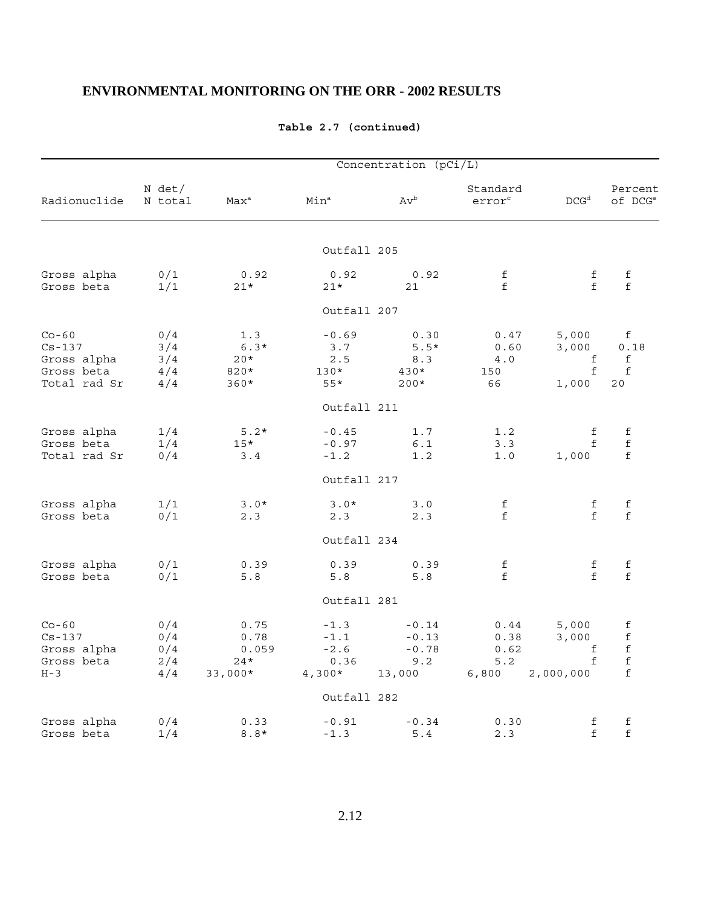**Table 2.7 (continued)**

| Radionuclide | N det/ N total | Concentration (pCi/L) Max[a] | Min[a] | Av[b] | Standard error[c] | DCG[d] | Percent of DCG[e] |
|---|---|---|---|---|---|---|---|
| | | | Outfall 205 | | | | |
| Gross alpha | 0/1 | 0.92 | 0.92 | 0.92 | f | f | f |
| Gross beta | 1/1 | 21* | 21* | 21 | f | f | f |
| | | | Outfall 207 | | | | |
| Co-60 | 0/4 | 1.3 | -0.69 | 0.30 | 0.47 | 5,000 | f |
| Cs-137 | 3/4 | 6.3* | 3.7 | 5.5* | 0.60 | 3,000 | 0.18 |
| Gross alpha | 3/4 | 20* | 2.5 | 8.3 | 4.0 | f | f |
| Gross beta | 4/4 | 820* | 130* | 430* | 150 | f | f |
| Total rad Sr | 4/4 | 360* | 55* | 200* | 66 | 1,000 | 20 |
| | | | Outfall 211 | | | | |
| Gross alpha | 1/4 | 5.2* | -0.45 | 1.7 | 1.2 | f | f |
| Gross beta | 1/4 | 15* | -0.97 | 6.1 | 3.3 | f | f |
| Total rad Sr | 0/4 | 3.4 | -1.2 | 1.2 | 1.0 | 1,000 | f |
| | | | Outfall 217 | | | | |
| Gross alpha | 1/1 | 3.0* | 3.0* | 3.0 | f | f | f |
| Gross beta | 0/1 | 2.3 | 2.3 | 2.3 | f | f | f |
| | | | Outfall 234 | | | | |
| Gross alpha | 0/1 | 0.39 | 0.39 | 0.39 | f | f | f |
| Gross beta | 0/1 | 5.8 | 5.8 | 5.8 | f | f | f |
| | | | Outfall 281 | | | | |
| Co-60 | 0/4 | 0.75 | -1.3 | -0.14 | 0.44 | 5,000 | f |
| Cs-137 | 0/4 | 0.78 | -1.1 | -0.13 | 0.38 | 3,000 | f |
| Gross alpha | 0/4 | 0.059 | -2.6 | -0.78 | 0.62 | f | f |
| Gross beta | 2/4 | 24* | 0.36 | 9.2 | 5.2 | f | f |
| H-3 | 4/4 | 33,000* | 4,300* | 13,000 | 6,800 | 2,000,000 | f |
| | | | Outfall 282 | | | | |
| Gross alpha | 0/4 | 0.33 | -0.91 | -0.34 | 0.30 | f | f |
| Gross beta | 1/4 | 8.8* | -1.3 | 5.4 | 2.3 | f | f |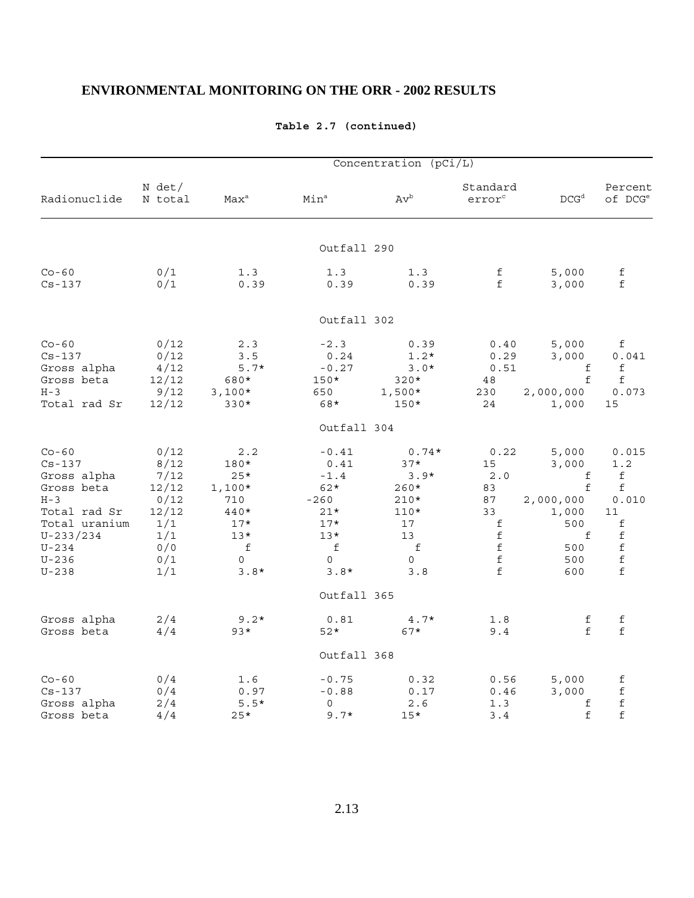## ENVIRONMENTAL MONITORING ON THE ORR - 2002 RESULTS

**Table 2.7 (continued)**

| Radionuclide | N det/ N total | Concentration (pCi/L) Max[a] | Min[a] | Av[b] | Standard error[c] | DCG[d] | Percent of DCG[e] |
|---|---|---|---|---|---|---|---|
| | | | | Outfall 290 | | | |
| Co-60 | 0/1 | 1.3 | 1.3 | 1.3 | f | 5,000 | f |
| Cs-137 | 0/1 | 0.39 | 0.39 | 0.39 | f | 3,000 | f |
| | | | | Outfall 302 | | | |
| Co-60 | 0/12 | 2.3 | -2.3 | 0.39 | 0.40 | 5,000 | f |
| Cs-137 | 0/12 | 3.5 | 0.24 | 1.2* | 0.29 | 3,000 | 0.041 |
| Gross alpha | 4/12 | 5.7* | -0.27 | 3.0* | 0.51 | f | f |
| Gross beta | 12/12 | 680* | 150* | 320* | 48 | f | f |
| H-3 | 9/12 | 3,100* | 650 | 1,500* | 230 | 2,000,000 | 0.073 |
| Total rad Sr | 12/12 | 330* | 68* | 150* | 24 | 1,000 | 15 |
| | | | | Outfall 304 | | | |
| Co-60 | 0/12 | 2.2 | -0.41 | 0.74* | 0.22 | 5,000 | 0.015 |
| Cs-137 | 8/12 | 180* | 0.41 | 37* | 15 | 3,000 | 1.2 |
| Gross alpha | 7/12 | 25* | -1.4 | 3.9* | 2.0 | f | f |
| Gross beta | 12/12 | 1,100* | 62* | 260* | 83 | f | f |
| H-3 | 0/12 | 710 | -260 | 210* | 87 | 2,000,000 | 0.010 |
| Total rad Sr | 12/12 | 440* | 21* | 110* | 33 | 1,000 | 11 |
| Total uranium | 1/1 | 17* | 17* | 17 | f | 500 | f |
| U-233/234 | 1/1 | 13* | 13* | 13 | f | f | f |
| U-234 | 0/0 | f | f | f | f | 500 | f |
| U-236 | 0/1 | 0 | 0 | 0 | f | 500 | f |
| U-238 | 1/1 | 3.8* | 3.8* | 3.8 | f | 600 | f |
| | | | | Outfall 365 | | | |
| Gross alpha | 2/4 | 9.2* | 0.81 | 4.7* | 1.8 | f | f |
| Gross beta | 4/4 | 93* | 52* | 67* | 9.4 | f | f |
| | | | | Outfall 368 | | | |
| Co-60 | 0/4 | 1.6 | -0.75 | 0.32 | 0.56 | 5,000 | f |
| Cs-137 | 0/4 | 0.97 | -0.88 | 0.17 | 0.46 | 3,000 | f |
| Gross alpha | 2/4 | 5.5* | 0 | 2.6 | 1.3 | f | f |
| Gross beta | 4/4 | 25* | 9.7* | 15* | 3.4 | f | f |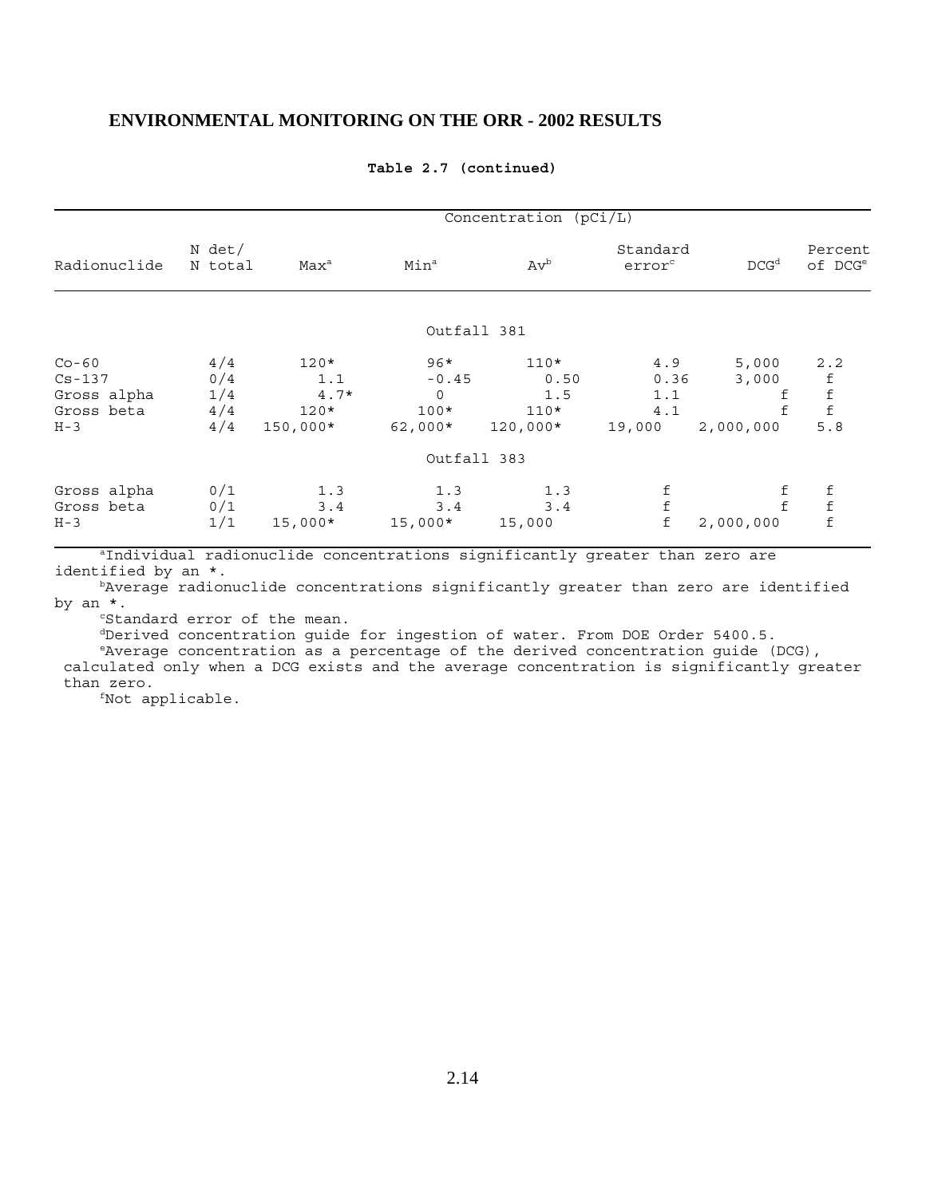**Table 2.7 (continued)**

| Radionuclide | N det/ N total | Concentration (pCi/L) Max[a] | Min[a] | Av[b] | Standard error[c] | DCG[d] | Percent of DCG[e] |
|---|---|---|---|---|---|---|---|
| | | | | Outfall 381 | | | |
| Co-60 | 4/4 | 120* | 96* | 110* | 4.9 | 5,000 | 2.2 |
| Cs-137 | 0/4 | 1.1 | -0.45 | 0.50 | 0.36 | 3,000 | f |
| Gross alpha | 1/4 | 4.7* | 0 | 1.5 | 1.1 | f | f |
| Gross beta | 4/4 | 120* | 100* | 110* | 4.1 | f | f |
| H-3 | 4/4 | 150,000* | 62,000* | 120,000* | 19,000 | 2,000,000 | 5.8 |
| | | | | Outfall 383 | | | |
| Gross alpha | 0/1 | 1.3 | 1.3 | 1.3 | f | f | f |
| Gross beta | 0/1 | 3.4 | 3.4 | 3.4 | f | f | f |
| H-3 | 1/1 | 15,000* | 15,000* | 15,000 | f | 2,000,000 | f |

[a]Individual radionuclide concentrations significantly greater than zero are identified by an *.

[b]Average radionuclide concentrations significantly greater than zero are identified by an *.

[c]Standard error of the mean.

[d]Derived concentration guide for ingestion of water. From DOE Order 5400.5.

[e]Average concentration as a percentage of the derived concentration guide (DCG), calculated only when a DCG exists and the average concentration is significantly greater than zero.

[f]Not applicable.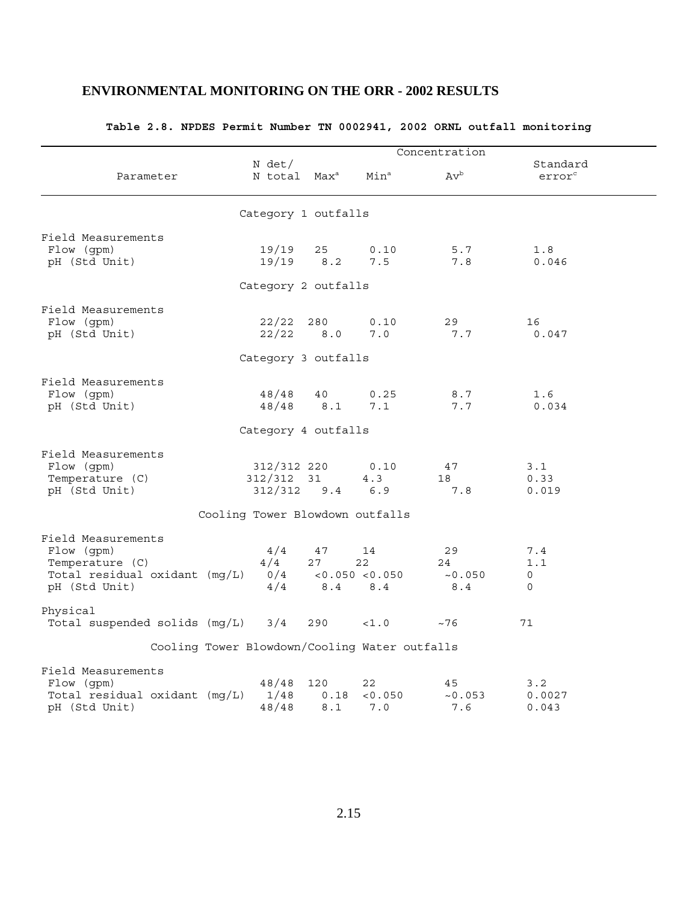# ENVIRONMENTAL MONITORING ON THE ORR - 2002 RESULTS

**Table 2.8. NPDES Permit Number TN 0002941, 2002 ORNL outfall monitoring**

| Parameter | N det/ N total | Concentration | | | Standard error[c] |
|---|---|---|---|---|---|
| | | Max[a] | Min[a] | Av[b] | |
| **Category 1 outfalls** | | | | | |
| Field Measurements | | | | | |
| Flow (gpm) | 19/19 | 25 | 0.10 | 5.7 | 1.8 |
| pH (Std Unit) | 19/19 | 8.2 | 7.5 | 7.8 | 0.046 |
| **Category 2 outfalls** | | | | | |
| Field Measurements | | | | | |
| Flow (gpm) | 22/22 | 280 | 0.10 | 29 | 16 |
| pH (Std Unit) | 22/22 | 8.0 | 7.0 | 7.7 | 0.047 |
| **Category 3 outfalls** | | | | | |
| Field Measurements | | | | | |
| Flow (gpm) | 48/48 | 40 | 0.25 | 8.7 | 1.6 |
| pH (Std Unit) | 48/48 | 8.1 | 7.1 | 7.7 | 0.034 |
| **Category 4 outfalls** | | | | | |
| Field Measurements | | | | | |
| Flow (gpm) | 312/312 | 220 | 0.10 | 47 | 3.1 |
| Temperature (C) | 312/312 | 31 | 4.3 | 18 | 0.33 |
| pH (Std Unit) | 312/312 | 9.4 | 6.9 | 7.8 | 0.019 |
| **Cooling Tower Blowdown outfalls** | | | | | |
| Field Measurements | | | | | |
| Flow (gpm) | 4/4 | 47 | 14 | 29 | 7.4 |
| Temperature (C) | 4/4 | 27 | 22 | 24 | 1.1 |
| Total residual oxidant (mg/L) | 0/4 | <0.050 | <0.050 | ~0.050 | 0 |
| pH (Std Unit) | 4/4 | 8.4 | 8.4 | 8.4 | 0 |
| Physical | | | | | |
| Total suspended solids (mg/L) | 3/4 | 290 | <1.0 | ~76 | 71 |
| **Cooling Tower Blowdown/Cooling Water outfalls** | | | | | |
| Field Measurements | | | | | |
| Flow (gpm) | 48/48 | 120 | 22 | 45 | 3.2 |
| Total residual oxidant (mg/L) | 1/48 | 0.18 | <0.050 | ~0.053 | 0.0027 |
| pH (Std Unit) | 48/48 | 8.1 | 7.0 | 7.6 | 0.043 |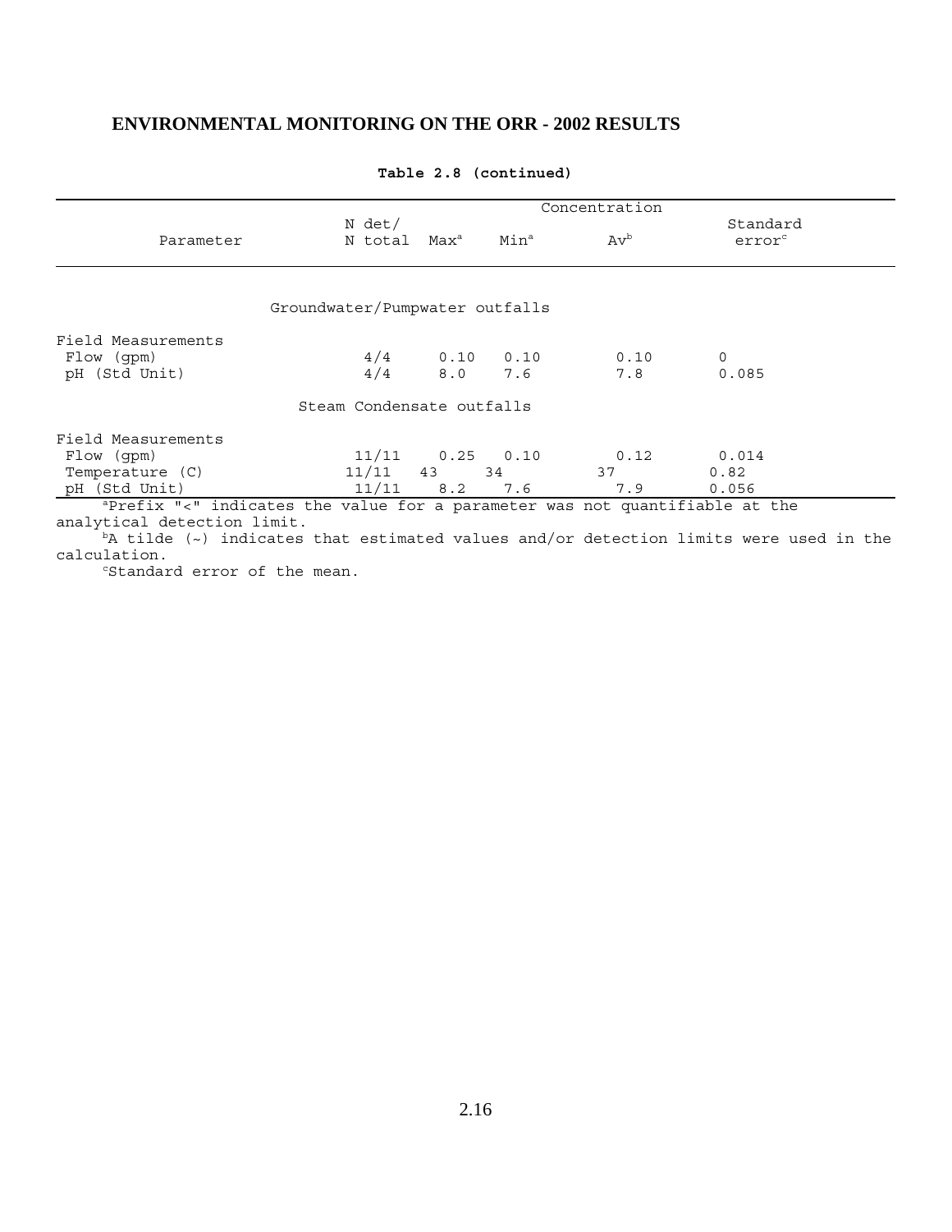**Table 2.8 (continued)**

| Parameter | N det/ N total | Concentration Max[a] | Min[a] | Av[b] | Standard error[c] |
|---|---|---|---|---|---|
| | | **Groundwater/Pumpwater outfalls** | | | |
| Field Measurements | | | | | |
| Flow (gpm) | 4/4 | 0.10 | 0.10 | 0.10 | 0 |
| pH (Std Unit) | 4/4 | 8.0 | 7.6 | 7.8 | 0.085 |
| | | **Steam Condensate outfalls** | | | |
| Field Measurements | | | | | |
| Flow (gpm) | 11/11 | 0.25 | 0.10 | 0.12 | 0.014 |
| Temperature (C) | 11/11 | 43 | 34 | 37 | 0.82 |
| pH (Std Unit) | 11/11 | 8.2 | 7.6 | 7.9 | 0.056 |

[a]Prefix "<" indicates the value for a parameter was not quantifiable at the analytical detection limit.

[b]A tilde (~) indicates that estimated values and/or detection limits were used in the calculation.

[c]Standard error of the mean.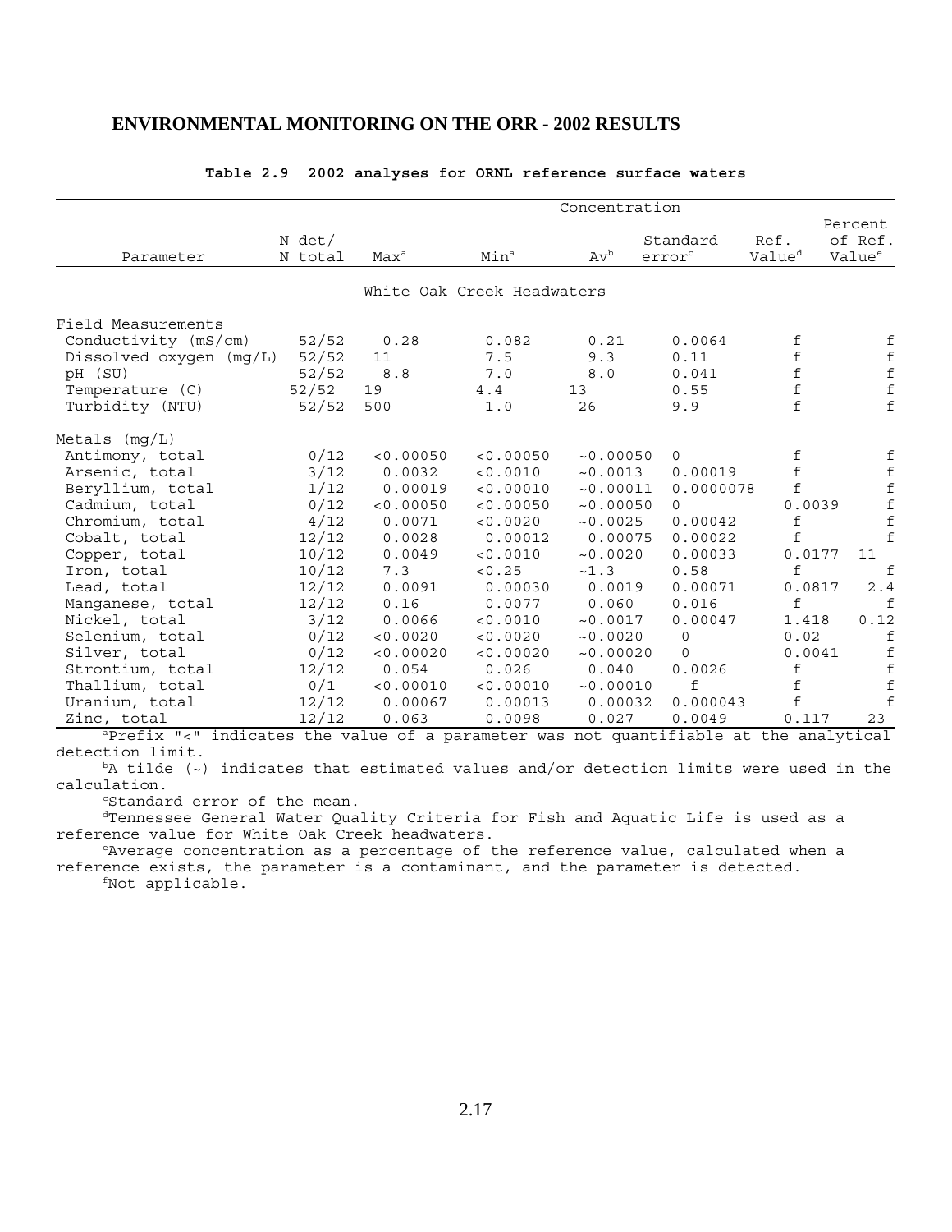## ENVIRONMENTAL MONITORING ON THE ORR - 2002 RESULTS

**Table 2.9 2002 analyses for ORNL reference surface waters**

| Parameter | N det/ N total | Concentration Max[a] | Min[a] | Av[b] | Standard error[c] | Ref. Value[d] | Percent of Ref. Value[e] |
|---|---|---|---|---|---|---|---|
| | | *White Oak Creek Headwaters* | | | | | |
| **Field Measurements** | | | | | | | |
| Conductivity (mS/cm) | 52/52 | 0.28 | 0.082 | 0.21 | 0.0064 | f | f |
| Dissolved oxygen (mg/L) | 52/52 | 11 | 7.5 | 9.3 | 0.11 | f | f |
| pH (SU) | 52/52 | 8.8 | 7.0 | 8.0 | 0.041 | f | f |
| Temperature (C) | 52/52 | 19 | 4.4 | 13 | 0.55 | f | f |
| Turbidity (NTU) | 52/52 | 500 | 1.0 | 26 | 9.9 | f | f |
| **Metals (mg/L)** | | | | | | | |
| Antimony, total | 0/12 | <0.00050 | <0.00050 | ~0.00050 | 0 | f | f |
| Arsenic, total | 3/12 | 0.0032 | <0.0010 | ~0.0013 | 0.00019 | f | f |
| Beryllium, total | 1/12 | 0.00019 | <0.00010 | ~0.00011 | 0.0000078 | f | f |
| Cadmium, total | 0/12 | <0.00050 | <0.00050 | ~0.00050 | 0 | 0.0039 | f |
| Chromium, total | 4/12 | 0.0071 | <0.0020 | ~0.0025 | 0.00042 | f | f |
| Cobalt, total | 12/12 | 0.0028 | 0.00012 | 0.00075 | 0.00022 | f | f |
| Copper, total | 10/12 | 0.0049 | <0.0010 | ~0.0020 | 0.00033 | 0.0177 | 11 |
| Iron, total | 10/12 | 7.3 | <0.25 | ~1.3 | 0.58 | f | f |
| Lead, total | 12/12 | 0.0091 | 0.00030 | 0.0019 | 0.00071 | 0.0817 | 2.4 |
| Manganese, total | 12/12 | 0.16 | 0.0077 | 0.060 | 0.016 | f | f |
| Nickel, total | 3/12 | 0.0066 | <0.0010 | ~0.0017 | 0.00047 | 1.418 | 0.12 |
| Selenium, total | 0/12 | <0.0020 | <0.0020 | ~0.0020 | 0 | 0.02 | f |
| Silver, total | 0/12 | <0.00020 | <0.00020 | ~0.00020 | 0 | 0.0041 | f |
| Strontium, total | 12/12 | 0.054 | 0.026 | 0.040 | 0.0026 | f | f |
| Thallium, total | 0/1 | <0.00010 | <0.00010 | ~0.00010 | f | f | f |
| Uranium, total | 12/12 | 0.00067 | 0.00013 | 0.00032 | 0.000043 | f | f |
| Zinc, total | 12/12 | 0.063 | 0.0098 | 0.027 | 0.0049 | 0.117 | 23 |

[a]Prefix "<" indicates the value of a parameter was not quantifiable at the analytical detection limit.

[b]A tilde (~) indicates that estimated values and/or detection limits were used in the calculation.

[c]Standard error of the mean.

[d]Tennessee General Water Quality Criteria for Fish and Aquatic Life is used as a reference value for White Oak Creek headwaters.

[e]Average concentration as a percentage of the reference value, calculated when a reference exists, the parameter is a contaminant, and the parameter is detected.

[f]Not applicable.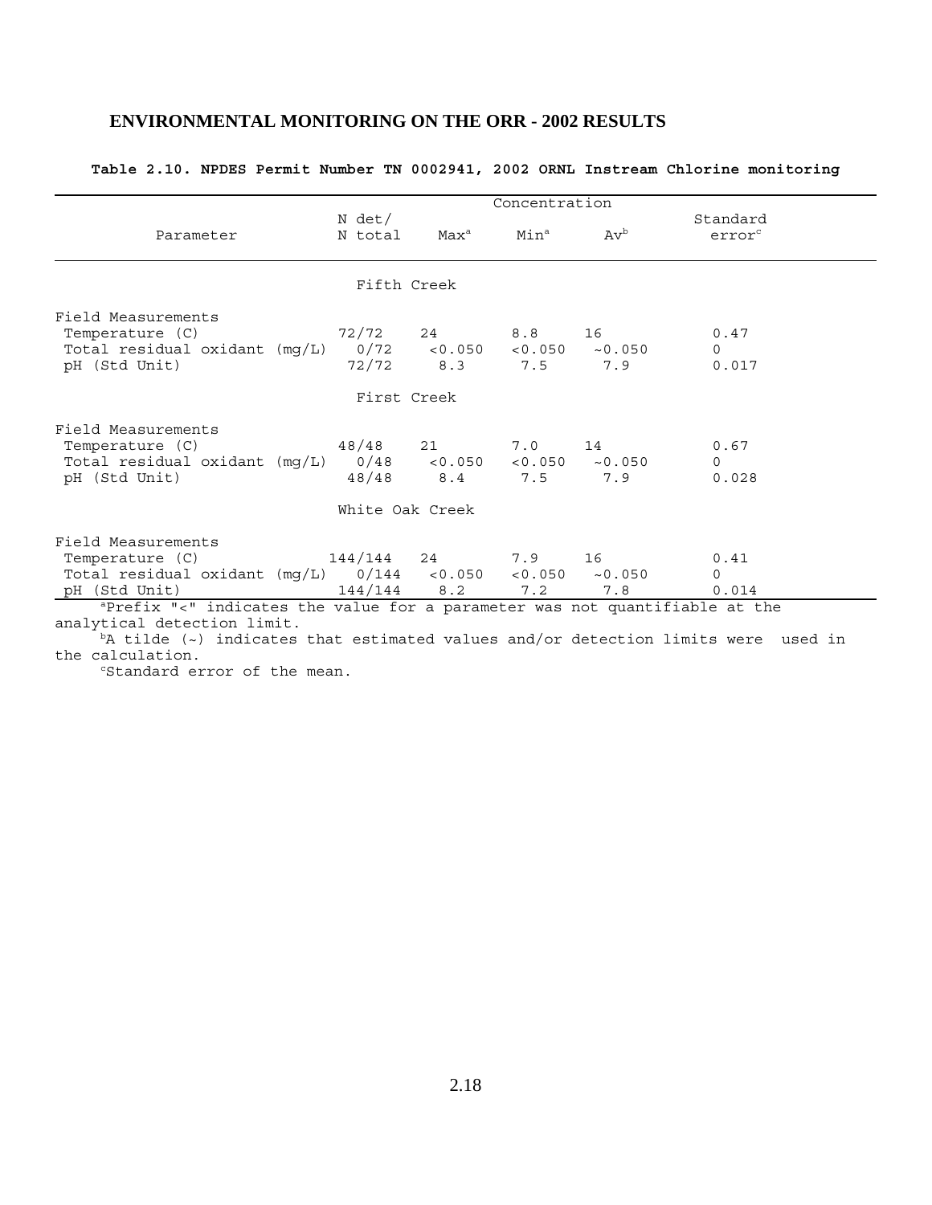## ENVIRONMENTAL MONITORING ON THE ORR - 2002 RESULTS

**Table 2.10. NPDES Permit Number TN 0002941, 2002 ORNL Instream Chlorine monitoring**

| Parameter | N det/ N total | Concentration Max[a] | Min[a] | Av[b] | Standard error[c] |
|---|---|---|---|---|---|
| **Fifth Creek** | | | | | |
| Field Measurements | | | | | |
| Temperature (C) | 72/72 | 24 | 8.8 | 16 | 0.47 |
| Total residual oxidant (mg/L) | 0/72 | <0.050 | <0.050 | ~0.050 | 0 |
| pH (Std Unit) | 72/72 | 8.3 | 7.5 | 7.9 | 0.017 |
| **First Creek** | | | | | |
| Field Measurements | | | | | |
| Temperature (C) | 48/48 | 21 | 7.0 | 14 | 0.67 |
| Total residual oxidant (mg/L) | 0/48 | <0.050 | <0.050 | ~0.050 | 0 |
| pH (Std Unit) | 48/48 | 8.4 | 7.5 | 7.9 | 0.028 |
| **White Oak Creek** | | | | | |
| Field Measurements | | | | | |
| Temperature (C) | 144/144 | 24 | 7.9 | 16 | 0.41 |
| Total residual oxidant (mg/L) | 0/144 | <0.050 | <0.050 | ~0.050 | 0 |
| pH (Std Unit) | 144/144 | 8.2 | 7.2 | 7.8 | 0.014 |

[a]Prefix "<" indicates the value for a parameter was not quantifiable at the analytical detection limit.

[b]A tilde (~) indicates that estimated values and/or detection limits were used in the calculation.

[c]Standard error of the mean.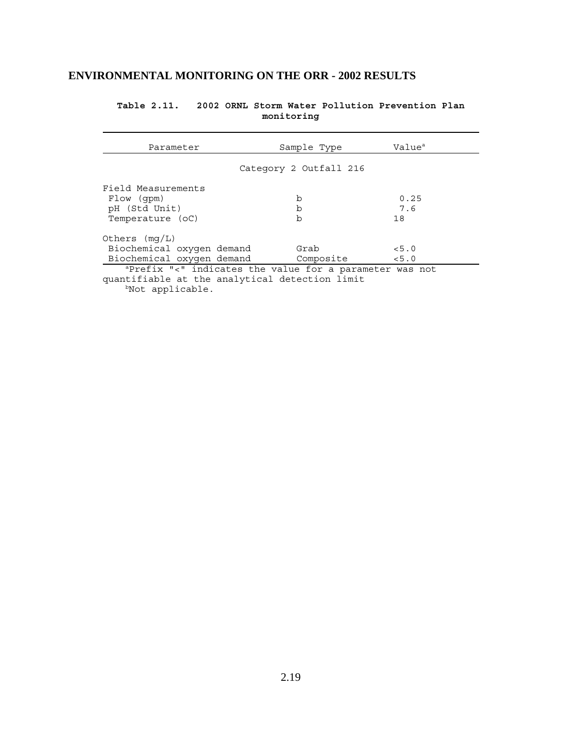## ENVIRONMENTAL MONITORING ON THE ORR - 2002 RESULTS

**Table 2.11. 2002 ORNL Storm Water Pollution Prevention Plan monitoring**

| Parameter | Sample Type | Value[a] |
|---|---|---|
| | Category 2 Outfall 216 | |
| Field Measurements | | |
| Flow (gpm) | b | 0.25 |
| pH (Std Unit) | b | 7.6 |
| Temperature (oC) | b | 18 |
| Others (mg/L) | | |
| Biochemical oxygen demand | Grab | <5.0 |
| Biochemical oxygen demand | Composite | <5.0 |

[a]Prefix "<" indicates the value for a parameter was not quantifiable at the analytical detection limit

[b]Not applicable.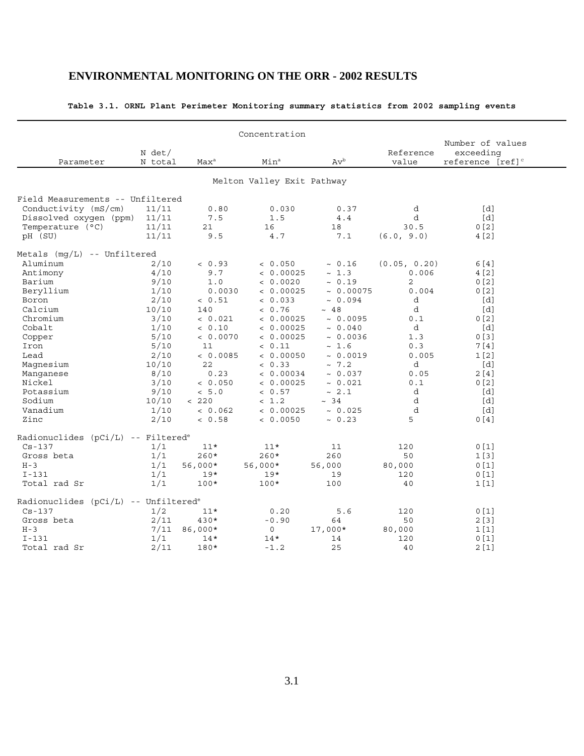## ENVIRONMENTAL MONITORING ON THE ORR - 2002 RESULTS

**Table 3.1. ORNL Plant Perimeter Monitoring summary statistics from 2002 sampling events**

| Parameter | N det/ N total | Concentration Max[a] | Min[a] | Av[b] | Reference value | Number of values exceeding reference [ref][c] |
|---|---|---|---|---|---|---|
| **Melton Valley Exit Pathway** | | | | | | |
| **Field Measurements -- Unfiltered** | | | | | | |
| Conductivity (mS/cm) | 11/11 | 0.80 | 0.030 | 0.37 | d | [d] |
| Dissolved oxygen (ppm) | 11/11 | 7.5 | 1.5 | 4.4 | d | [d] |
| Temperature (°C) | 11/11 | 21 | 16 | 18 | 30.5 | 0[2] |
| pH (SU) | 11/11 | 9.5 | 4.7 | 7.1 | (6.0, 9.0) | 4[2] |
| **Metals (mg/L) -- Unfiltered** | | | | | | |
| Aluminum | 2/10 | < 0.93 | < 0.050 | ~ 0.16 | (0.05, 0.20) | 6[4] |
| Antimony | 4/10 | 9.7 | < 0.00025 | ~ 1.3 | 0.006 | 4[2] |
| Barium | 9/10 | 1.0 | < 0.0020 | ~ 0.19 | 2 | 0[2] |
| Beryllium | 1/10 | 0.0030 | < 0.00025 | ~ 0.00075 | 0.004 | 0[2] |
| Boron | 2/10 | < 0.51 | < 0.033 | ~ 0.094 | d | [d] |
| Calcium | 10/10 | 140 | < 0.76 | ~ 48 | d | [d] |
| Chromium | 3/10 | < 0.021 | < 0.00025 | ~ 0.0095 | 0.1 | 0[2] |
| Cobalt | 1/10 | < 0.10 | < 0.00025 | ~ 0.040 | d | [d] |
| Copper | 5/10 | < 0.0070 | < 0.00025 | ~ 0.0036 | 1.3 | 0[3] |
| Iron | 5/10 | 11 | < 0.11 | ~ 1.6 | 0.3 | 7[4] |
| Lead | 2/10 | < 0.0085 | < 0.00050 | ~ 0.0019 | 0.005 | 1[2] |
| Magnesium | 10/10 | 22 | < 0.33 | ~ 7.2 | d | [d] |
| Manganese | 8/10 | 0.23 | < 0.00034 | ~ 0.037 | 0.05 | 2[4] |
| Nickel | 3/10 | < 0.050 | < 0.00025 | ~ 0.021 | 0.1 | 0[2] |
| Potassium | 9/10 | < 5.0 | < 0.57 | ~ 2.1 | d | [d] |
| Sodium | 10/10 | < 220 | < 1.2 | ~ 34 | d | [d] |
| Vanadium | 1/10 | < 0.062 | < 0.00025 | ~ 0.025 | d | [d] |
| Zinc | 2/10 | < 0.58 | < 0.0050 | ~ 0.23 | 5 | 0[4] |
| **Radionuclides (pCi/L) -- Filtered[e]** | | | | | | |
| Cs-137 | 1/1 | 11* | 11* | 11 | 120 | 0[1] |
| Gross beta | 1/1 | 260* | 260* | 260 | 50 | 1[3] |
| H-3 | 1/1 | 56,000* | 56,000* | 56,000 | 80,000 | 0[1] |
| I-131 | 1/1 | 19* | 19* | 19 | 120 | 0[1] |
| Total rad Sr | 1/1 | 100* | 100* | 100 | 40 | 1[1] |
| **Radionuclides (pCi/L) -- Unfiltered[e]** | | | | | | |
| Cs-137 | 1/2 | 11* | 0.20 | 5.6 | 120 | 0[1] |
| Gross beta | 2/11 | 430* | -0.90 | 64 | 50 | 2[3] |
| H-3 | 7/11 | 86,000* | 0 | 17,000* | 80,000 | 1[1] |
| I-131 | 1/1 | 14* | 14* | 14 | 120 | 0[1] |
| Total rad Sr | 2/11 | 180* | -1.2 | 25 | 40 | 2[1] |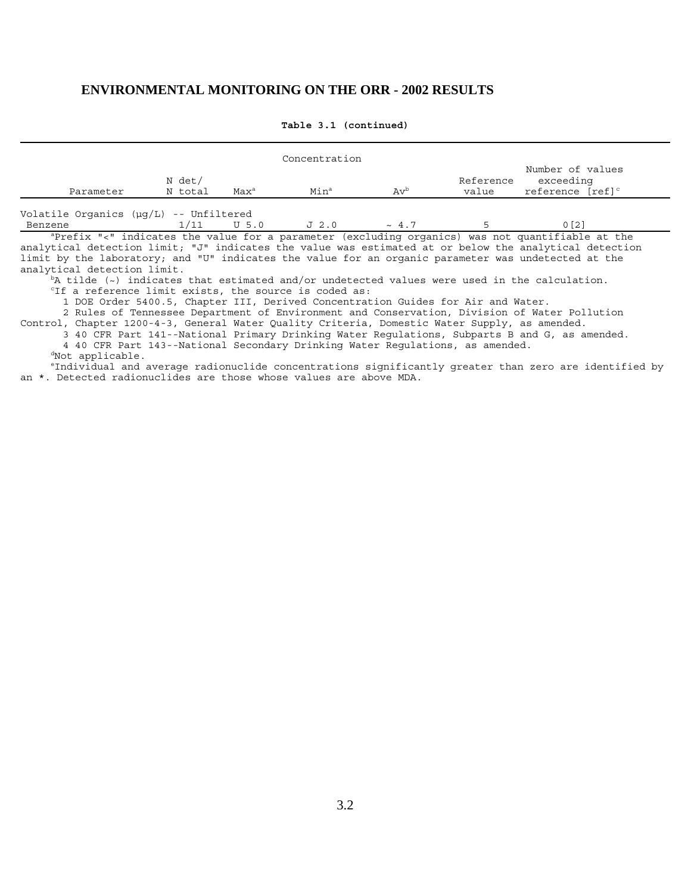**Table 3.1 (continued)**

| Parameter | N det/ N total | Concentration Max[a] | Min[a] | Av[b] | Reference value | Number of values exceeding reference [ref][c] |
|---|---|---|---|---|---|---|
| Volatile Organics (µg/L) -- Unfiltered | | | | | | |
| Benzene | 1/11 | U 5.0 | J 2.0 | ~ 4.7 | 5 | 0[2] |

[a]Prefix "<" indicates the value for a parameter (excluding organics) was not quantifiable at the analytical detection limit; "J" indicates the value was estimated at or below the analytical detection limit by the laboratory; and "U" indicates the value for an organic parameter was undetected at the analytical detection limit.

[b]A tilde (~) indicates that estimated and/or undetected values were used in the calculation.

[c]If a reference limit exists, the source is coded as:

1 DOE Order 5400.5, Chapter III, Derived Concentration Guides for Air and Water.

2 Rules of Tennessee Department of Environment and Conservation, Division of Water Pollution Control, Chapter 1200-4-3, General Water Quality Criteria, Domestic Water Supply, as amended.

3 40 CFR Part 141--National Primary Drinking Water Regulations, Subparts B and G, as amended.

4 40 CFR Part 143--National Secondary Drinking Water Regulations, as amended.

[d]Not applicable.

[e]Individual and average radionuclide concentrations significantly greater than zero are identified by an *. Detected radionuclides are those whose values are above MDA.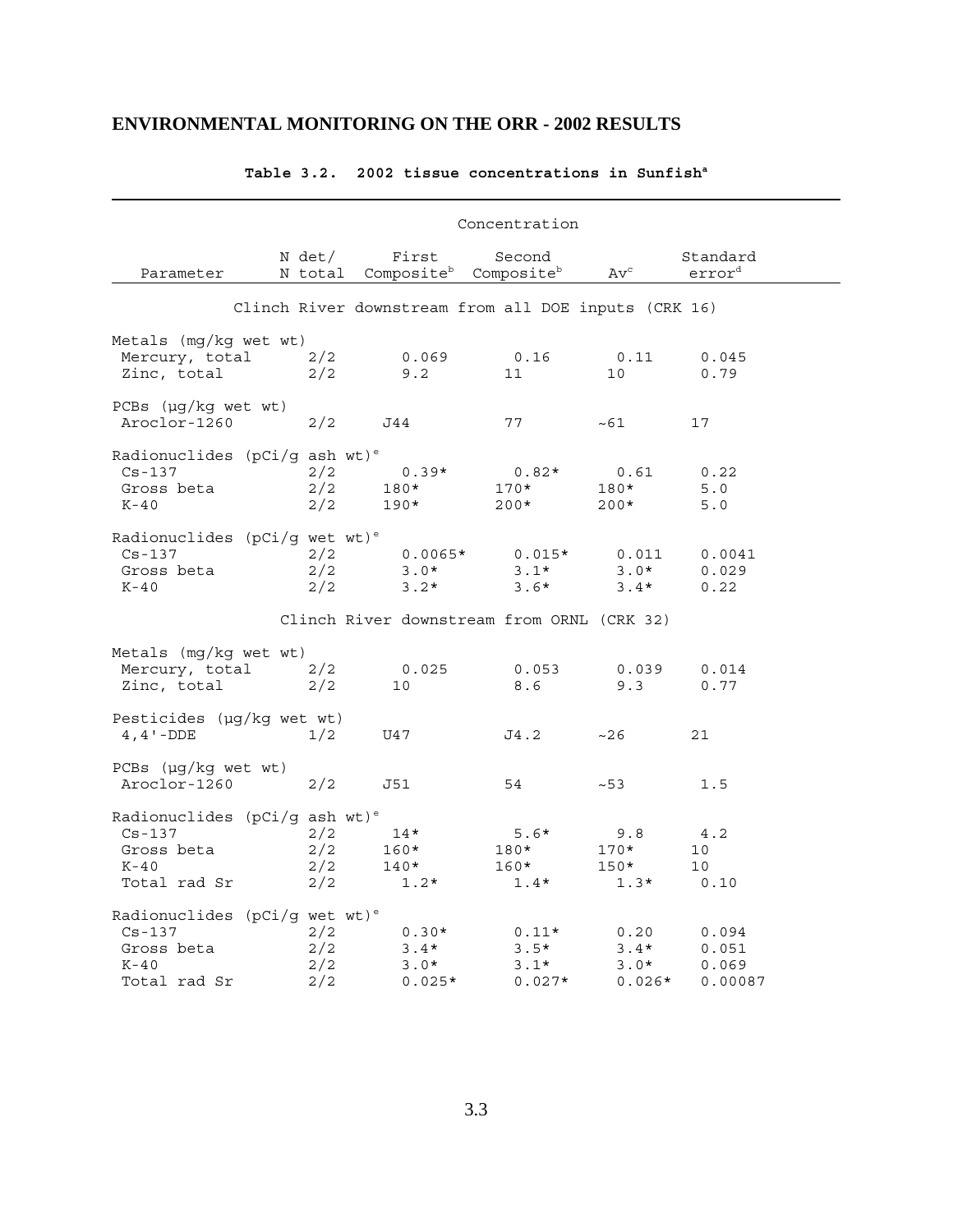## ENVIRONMENTAL MONITORING ON THE ORR - 2002 RESULTS

**Table 3.2. 2002 tissue concentrations in Sunfish[a]**

| Parameter | N det/ N total | Concentration | | | |
|---|---|---|---|---|---|
| | | First Composite[b] | Second Composite[b] | Av[c] | Standard error[d] |
| **Clinch River downstream from all DOE inputs (CRK 16)** | | | | | |
| Metals (mg/kg wet wt) | | | | | |
| Mercury, total | 2/2 | 0.069 | 0.16 | 0.11 | 0.045 |
| Zinc, total | 2/2 | 9.2 | 11 | 10 | 0.79 |
| PCBs (µg/kg wet wt) | | | | | |
| Aroclor-1260 | 2/2 | J44 | 77 | ~61 | 17 |
| Radionuclides (pCi/g ash wt)[e] | | | | | |
| Cs-137 | 2/2 | 0.39* | 0.82* | 0.61 | 0.22 |
| Gross beta | 2/2 | 180* | 170* | 180* | 5.0 |
| K-40 | 2/2 | 190* | 200* | 200* | 5.0 |
| Radionuclides (pCi/g wet wt)[e] | | | | | |
| Cs-137 | 2/2 | 0.0065* | 0.015* | 0.011 | 0.0041 |
| Gross beta | 2/2 | 3.0* | 3.1* | 3.0* | 0.029 |
| K-40 | 2/2 | 3.2* | 3.6* | 3.4* | 0.22 |
| **Clinch River downstream from ORNL (CRK 32)** | | | | | |
| Metals (mg/kg wet wt) | | | | | |
| Mercury, total | 2/2 | 0.025 | 0.053 | 0.039 | 0.014 |
| Zinc, total | 2/2 | 10 | 8.6 | 9.3 | 0.77 |
| Pesticides (µg/kg wet wt) | | | | | |
| 4,4'-DDE | 1/2 | U47 | J4.2 | ~26 | 21 |
| PCBs (µg/kg wet wt) | | | | | |
| Aroclor-1260 | 2/2 | J51 | 54 | ~53 | 1.5 |
| Radionuclides (pCi/g ash wt)[e] | | | | | |
| Cs-137 | 2/2 | 14* | 5.6* | 9.8 | 4.2 |
| Gross beta | 2/2 | 160* | 180* | 170* | 10 |
| K-40 | 2/2 | 140* | 160* | 150* | 10 |
| Total rad Sr | 2/2 | 1.2* | 1.4* | 1.3* | 0.10 |
| Radionuclides (pCi/g wet wt)[e] | | | | | |
| Cs-137 | 2/2 | 0.30* | 0.11* | 0.20 | 0.094 |
| Gross beta | 2/2 | 3.4* | 3.5* | 3.4* | 0.051 |
| K-40 | 2/2 | 3.0* | 3.1* | 3.0* | 0.069 |
| Total rad Sr | 2/2 | 0.025* | 0.027* | 0.026* | 0.00087 |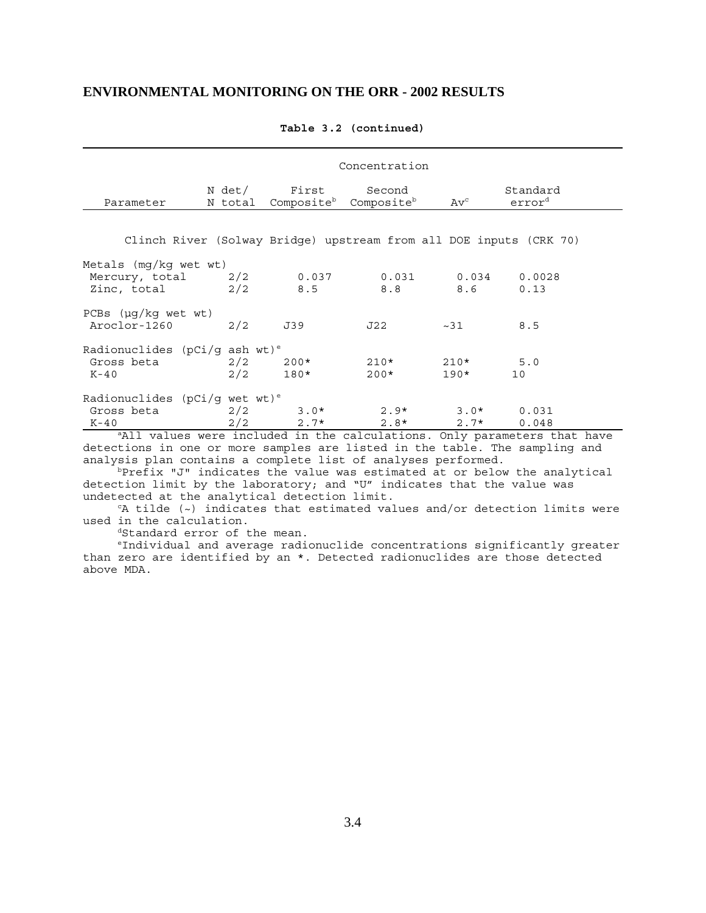**Table 3.2 (continued)**

| Parameter | N det/ N total | Concentration | | | |
|---|---|---|---|---|---|
| | | First Composite[b] | Second Composite[b] | Av[c] | Standard error[d] |
| **Clinch River (Solway Bridge) upstream from all DOE inputs (CRK 70)** | | | | | |
| Metals (mg/kg wet wt) | | | | | |
| Mercury, total | 2/2 | 0.037 | 0.031 | 0.034 | 0.0028 |
| Zinc, total | 2/2 | 8.5 | 8.8 | 8.6 | 0.13 |
| PCBs (µg/kg wet wt) | | | | | |
| Aroclor-1260 | 2/2 | J39 | J22 | ~31 | 8.5 |
| Radionuclides (pCi/g ash wt)[e] | | | | | |
| Gross beta | 2/2 | 200* | 210* | 210* | 5.0 |
| K-40 | 2/2 | 180* | 200* | 190* | 10 |
| Radionuclides (pCi/g wet wt)[e] | | | | | |
| Gross beta | 2/2 | 3.0* | 2.9* | 3.0* | 0.031 |
| K-40 | 2/2 | 2.7* | 2.8* | 2.7* | 0.048 |

[a]All values were included in the calculations. Only parameters that have detections in one or more samples are listed in the table. The sampling and analysis plan contains a complete list of analyses performed.

[b]Prefix "J" indicates the value was estimated at or below the analytical detection limit by the laboratory; and "U" indicates that the value was undetected at the analytical detection limit.

[c]A tilde (~) indicates that estimated values and/or detection limits were used in the calculation.

[d]Standard error of the mean.

[e]Individual and average radionuclide concentrations significantly greater than zero are identified by an *. Detected radionuclides are those detected above MDA.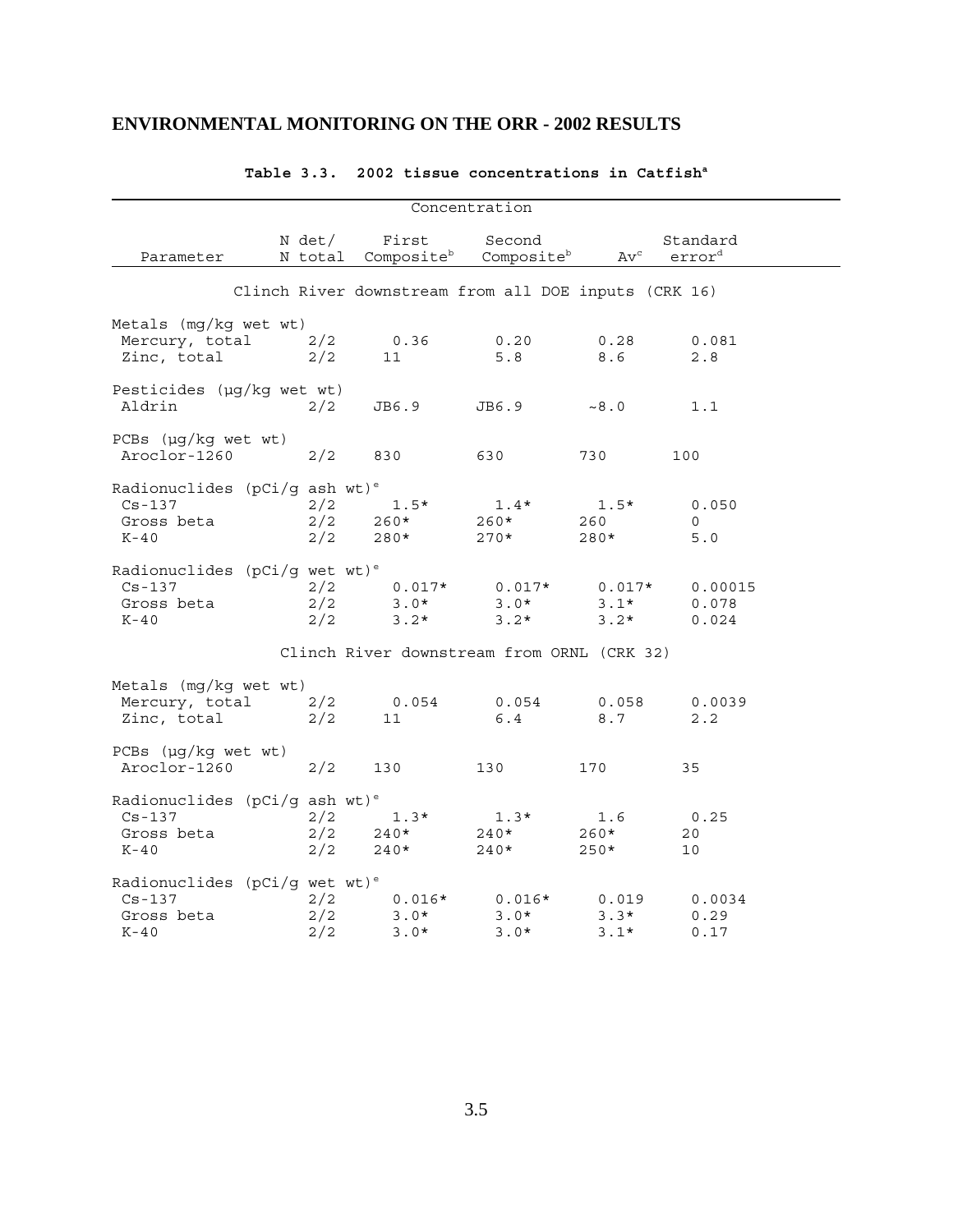## ENVIRONMENTAL MONITORING ON THE ORR - 2002 RESULTS

**Table 3.3. 2002 tissue concentrations in Catfish[a]**

| Parameter | N det/ N total | First Composite[b] | Second Composite[b] | Av[c] | Standard error[d] |
|---|---|---|---|---|---|
| | | Concentration | | | |
| **Clinch River downstream from all DOE inputs (CRK 16)** | | | | | |
| Metals (mg/kg wet wt) | | | | | |
| Mercury, total | 2/2 | 0.36 | 0.20 | 0.28 | 0.081 |
| Zinc, total | 2/2 | 11 | 5.8 | 8.6 | 2.8 |
| Pesticides (µg/kg wet wt) | | | | | |
| Aldrin | 2/2 | JB6.9 | JB6.9 | ~8.0 | 1.1 |
| PCBs (µg/kg wet wt) | | | | | |
| Aroclor-1260 | 2/2 | 830 | 630 | 730 | 100 |
| Radionuclides (pCi/g ash wt)[e] | | | | | |
| Cs-137 | 2/2 | 1.5* | 1.4* | 1.5* | 0.050 |
| Gross beta | 2/2 | 260* | 260* | 260 | 0 |
| K-40 | 2/2 | 280* | 270* | 280* | 5.0 |
| Radionuclides (pCi/g wet wt)[e] | | | | | |
| Cs-137 | 2/2 | 0.017* | 0.017* | 0.017* | 0.00015 |
| Gross beta | 2/2 | 3.0* | 3.0* | 3.1* | 0.078 |
| K-40 | 2/2 | 3.2* | 3.2* | 3.2* | 0.024 |
| **Clinch River downstream from ORNL (CRK 32)** | | | | | |
| Metals (mg/kg wet wt) | | | | | |
| Mercury, total | 2/2 | 0.054 | 0.054 | 0.058 | 0.0039 |
| Zinc, total | 2/2 | 11 | 6.4 | 8.7 | 2.2 |
| PCBs (µg/kg wet wt) | | | | | |
| Aroclor-1260 | 2/2 | 130 | 130 | 170 | 35 |
| Radionuclides (pCi/g ash wt)[e] | | | | | |
| Cs-137 | 2/2 | 1.3* | 1.3* | 1.6 | 0.25 |
| Gross beta | 2/2 | 240* | 240* | 260* | 20 |
| K-40 | 2/2 | 240* | 240* | 250* | 10 |
| Radionuclides (pCi/g wet wt)[e] | | | | | |
| Cs-137 | 2/2 | 0.016* | 0.016* | 0.019 | 0.0034 |
| Gross beta | 2/2 | 3.0* | 3.0* | 3.3* | 0.29 |
| K-40 | 2/2 | 3.0* | 3.0* | 3.1* | 0.17 |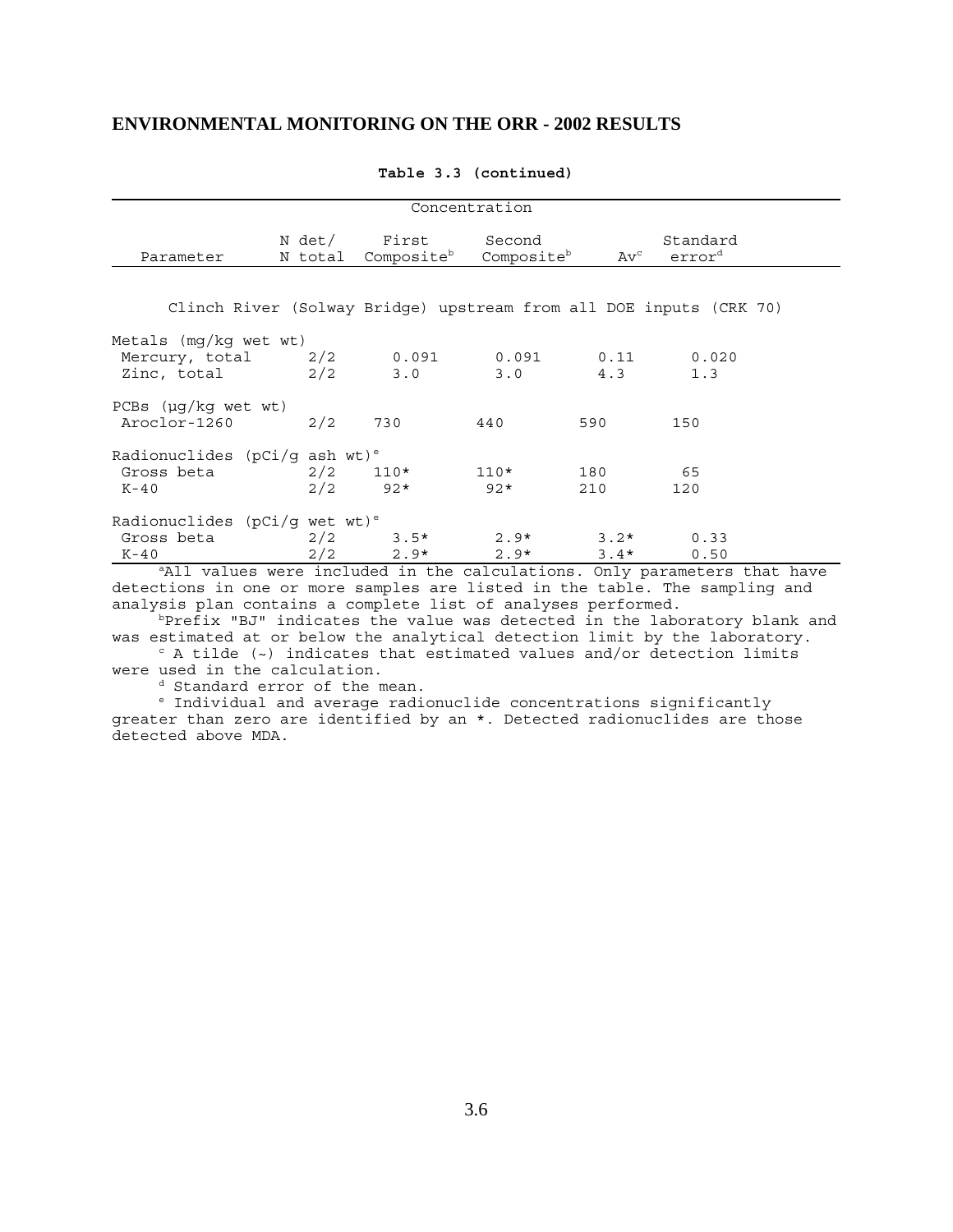## ENVIRONMENTAL MONITORING ON THE ORR - 2002 RESULTS

**Table 3.3 (continued)**

| Parameter | N det/ N total | Concentration First Composite[b] | Second Composite[b] | Av[c] | Standard error[d] |
|---|---|---|---|---|---|
| *Clinch River (Solway Bridge) upstream from all DOE inputs (CRK 70)* | | | | | |
| Metals (mg/kg wet wt) | | | | | |
| Mercury, total | 2/2 | 0.091 | 0.091 | 0.11 | 0.020 |
| Zinc, total | 2/2 | 3.0 | 3.0 | 4.3 | 1.3 |
| PCBs (µg/kg wet wt) | | | | | |
| Aroclor-1260 | 2/2 | 730 | 440 | 590 | 150 |
| Radionuclides (pCi/g ash wt)[e] | | | | | |
| Gross beta | 2/2 | 110* | 110* | 180 | 65 |
| K-40 | 2/2 | 92* | 92* | 210 | 120 |
| Radionuclides (pCi/g wet wt)[e] | | | | | |
| Gross beta | 2/2 | 3.5* | 2.9* | 3.2* | 0.33 |
| K-40 | 2/2 | 2.9* | 2.9* | 3.4* | 0.50 |

[a]All values were included in the calculations. Only parameters that have detections in one or more samples are listed in the table. The sampling and analysis plan contains a complete list of analyses performed.

[b]Prefix "BJ" indicates the value was detected in the laboratory blank and was estimated at or below the analytical detection limit by the laboratory.

[c] A tilde (~) indicates that estimated values and/or detection limits were used in the calculation.

[d] Standard error of the mean.

[e] Individual and average radionuclide concentrations significantly greater than zero are identified by an *. Detected radionuclides are those detected above MDA.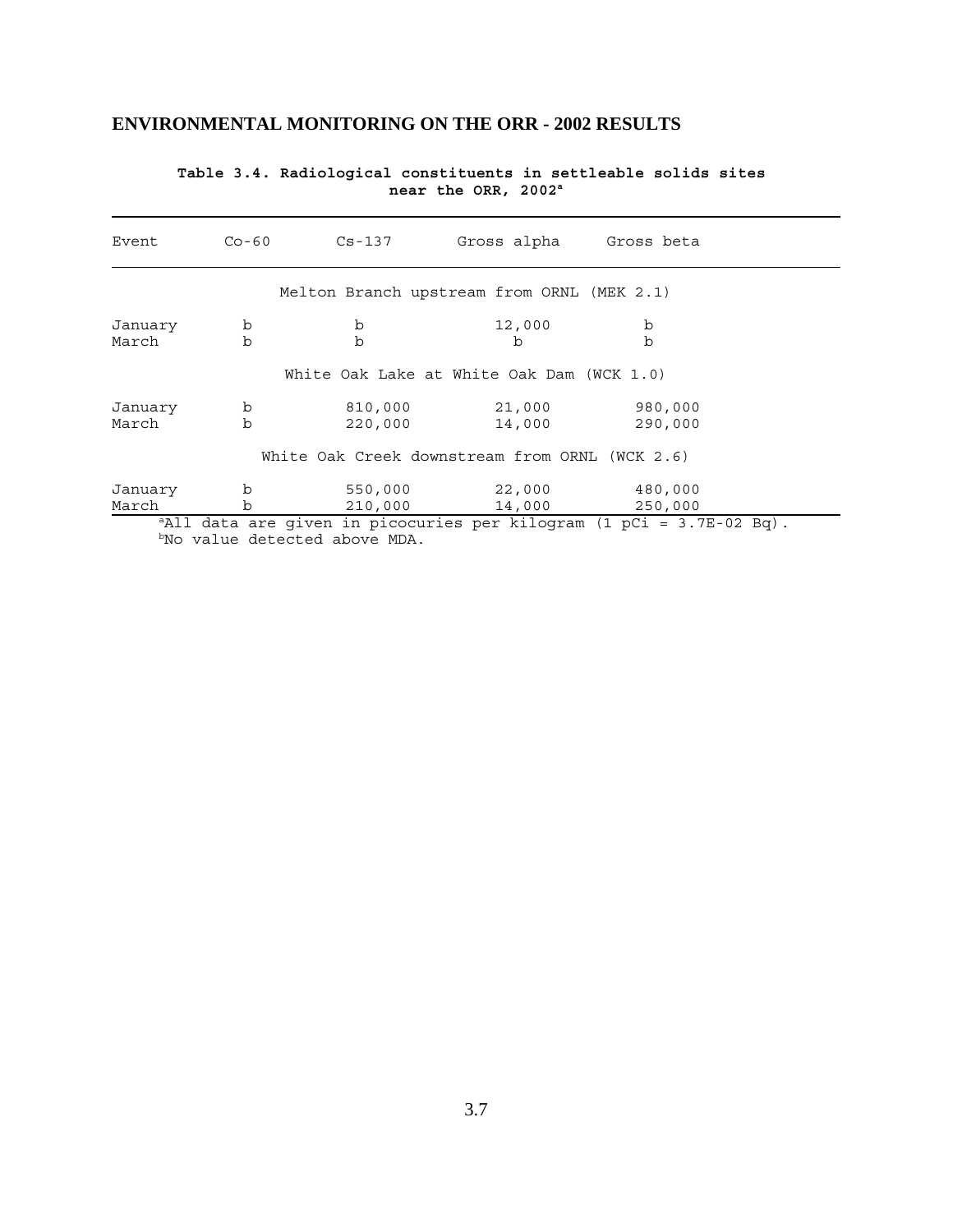## ENVIRONMENTAL MONITORING ON THE ORR - 2002 RESULTS

**Table 3.4. Radiological constituents in settleable solids sites near the ORR, 2002[a]**

| Event | Co-60 | Cs-137 | Gross alpha | Gross beta |
|---|---|---|---|---|
| Melton Branch upstream from ORNL (MEK 2.1) | | | | |
| January | b | b | 12,000 | b |
| March | b | b | b | b |
| White Oak Lake at White Oak Dam (WCK 1.0) | | | | |
| January | b | 810,000 | 21,000 | 980,000 |
| March | b | 220,000 | 14,000 | 290,000 |
| White Oak Creek downstream from ORNL (WCK 2.6) | | | | |
| January | b | 550,000 | 22,000 | 480,000 |
| March | b | 210,000 | 14,000 | 250,000 |

[a]All data are given in picocuries per kilogram (1 pCi = 3.7E-02 Bq).
[b]No value detected above MDA.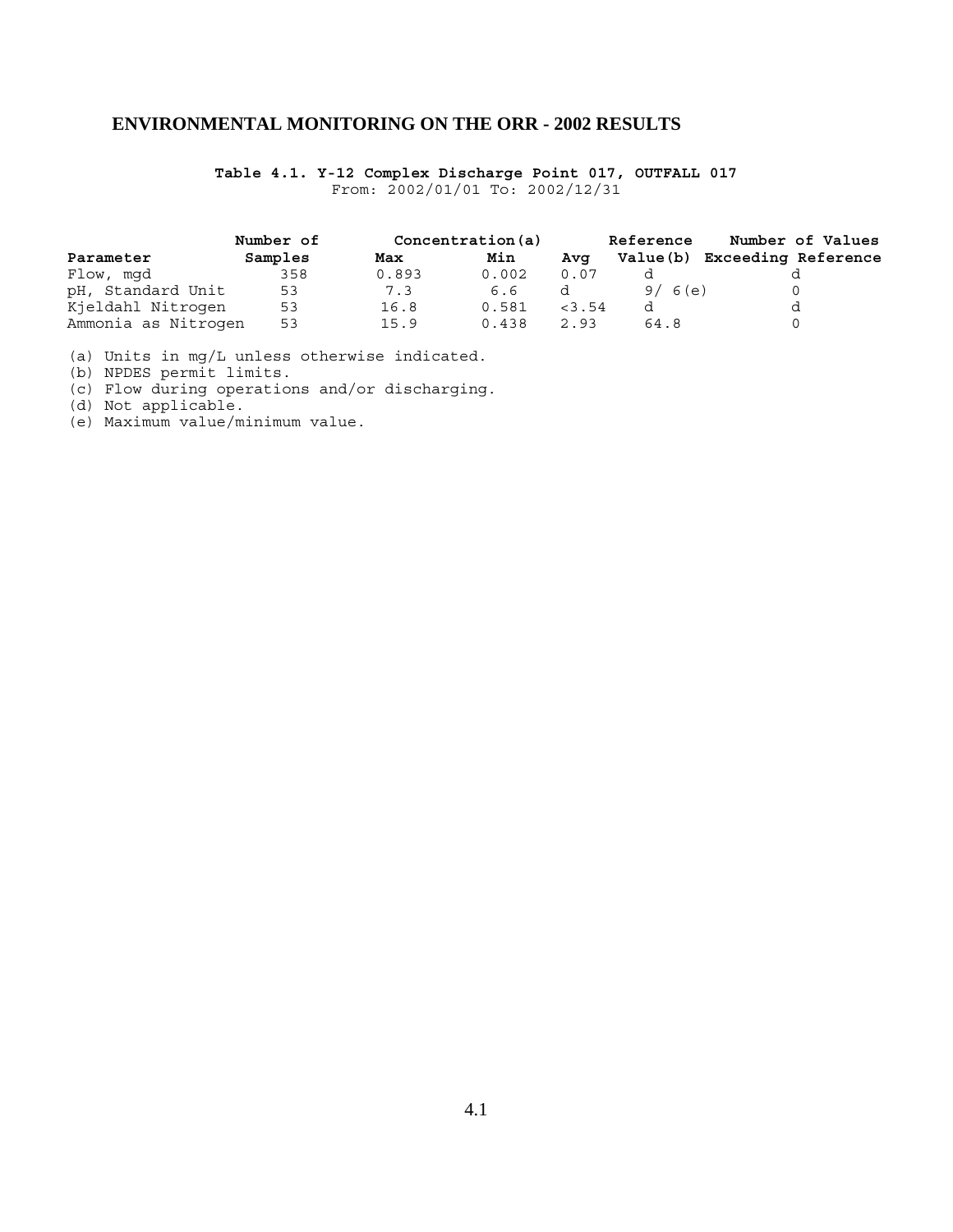# ENVIRONMENTAL MONITORING ON THE ORR - 2002 RESULTS

**Table 4.1. Y-12 Complex Discharge Point 017, OUTFALL 017**
From: 2002/01/01 To: 2002/12/31

| Parameter | Number of Samples | Concentration(a) Max | Min | Avg | Reference Value(b) | Number of Values Exceeding Reference |
|---|---|---|---|---|---|---|
| Flow, mgd | 358 | 0.893 | 0.002 | 0.07 | d | d |
| pH, Standard Unit | 53 | 7.3 | 6.6 | d | 9/ 6(e) | 0 |
| Kjeldahl Nitrogen | 53 | 16.8 | 0.581 | <3.54 | d | d |
| Ammonia as Nitrogen | 53 | 15.9 | 0.438 | 2.93 | 64.8 | 0 |

(a) Units in mg/L unless otherwise indicated.
(b) NPDES permit limits.
(c) Flow during operations and/or discharging.
(d) Not applicable.
(e) Maximum value/minimum value.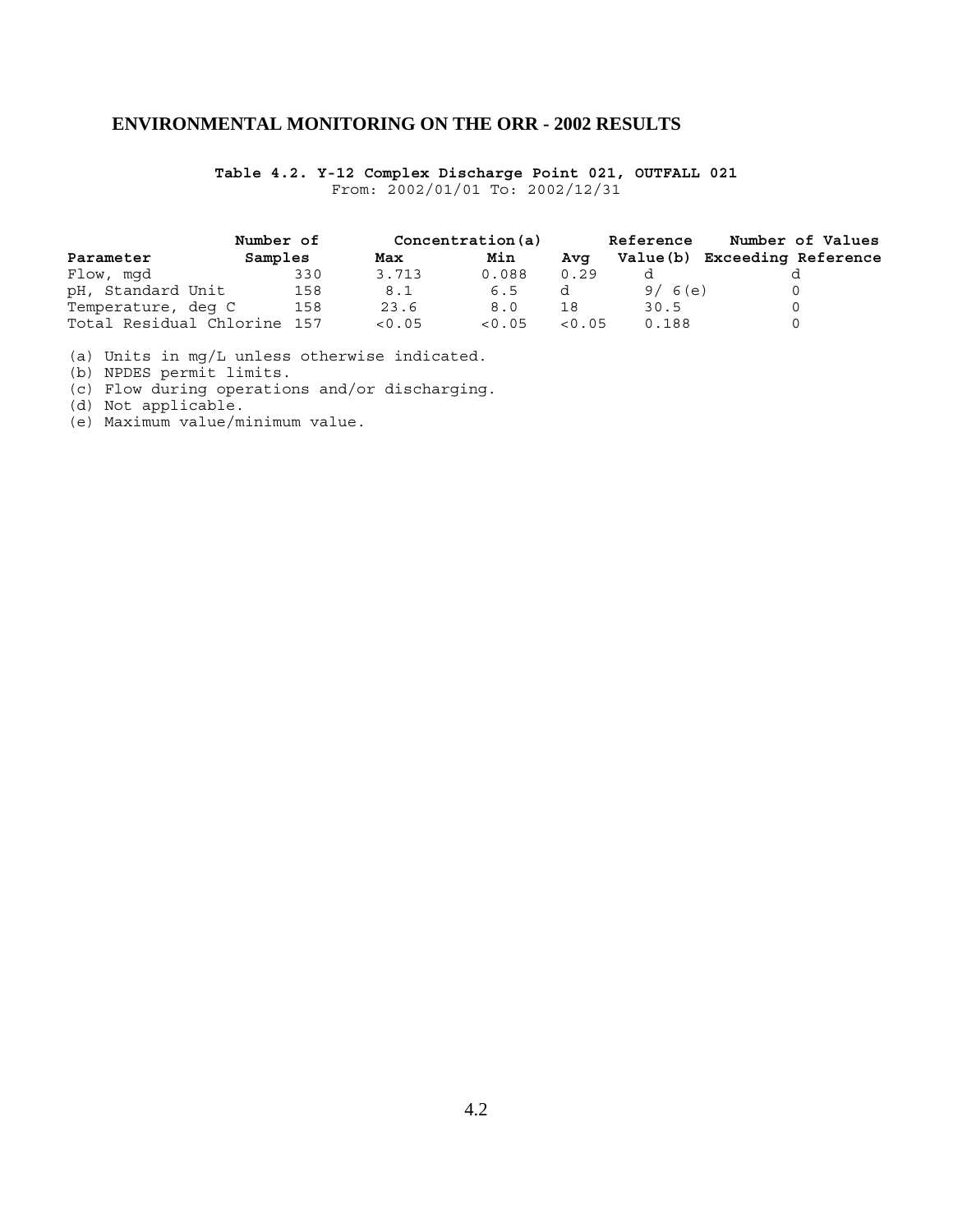# ENVIRONMENTAL MONITORING ON THE ORR - 2002 RESULTS

**Table 4.2. Y-12 Complex Discharge Point 021, OUTFALL 021**

From: 2002/01/01 To: 2002/12/31

| Parameter | Number of Samples | Concentration(a) | | | Reference Value(b) | Number of Values Exceeding Reference |
|---|---|---|---|---|---|---|
| | | Max | Min | Avg | | |
| Flow, mgd | 330 | 3.713 | 0.088 | 0.29 | d | d |
| pH, Standard Unit | 158 | 8.1 | 6.5 | d | 9/ 6(e) | 0 |
| Temperature, deg C | 158 | 23.6 | 8.0 | 18 | 30.5 | 0 |
| Total Residual Chlorine | 157 | <0.05 | <0.05 | <0.05 | 0.188 | 0 |

(a) Units in mg/L unless otherwise indicated.
(b) NPDES permit limits.
(c) Flow during operations and/or discharging.
(d) Not applicable.
(e) Maximum value/minimum value.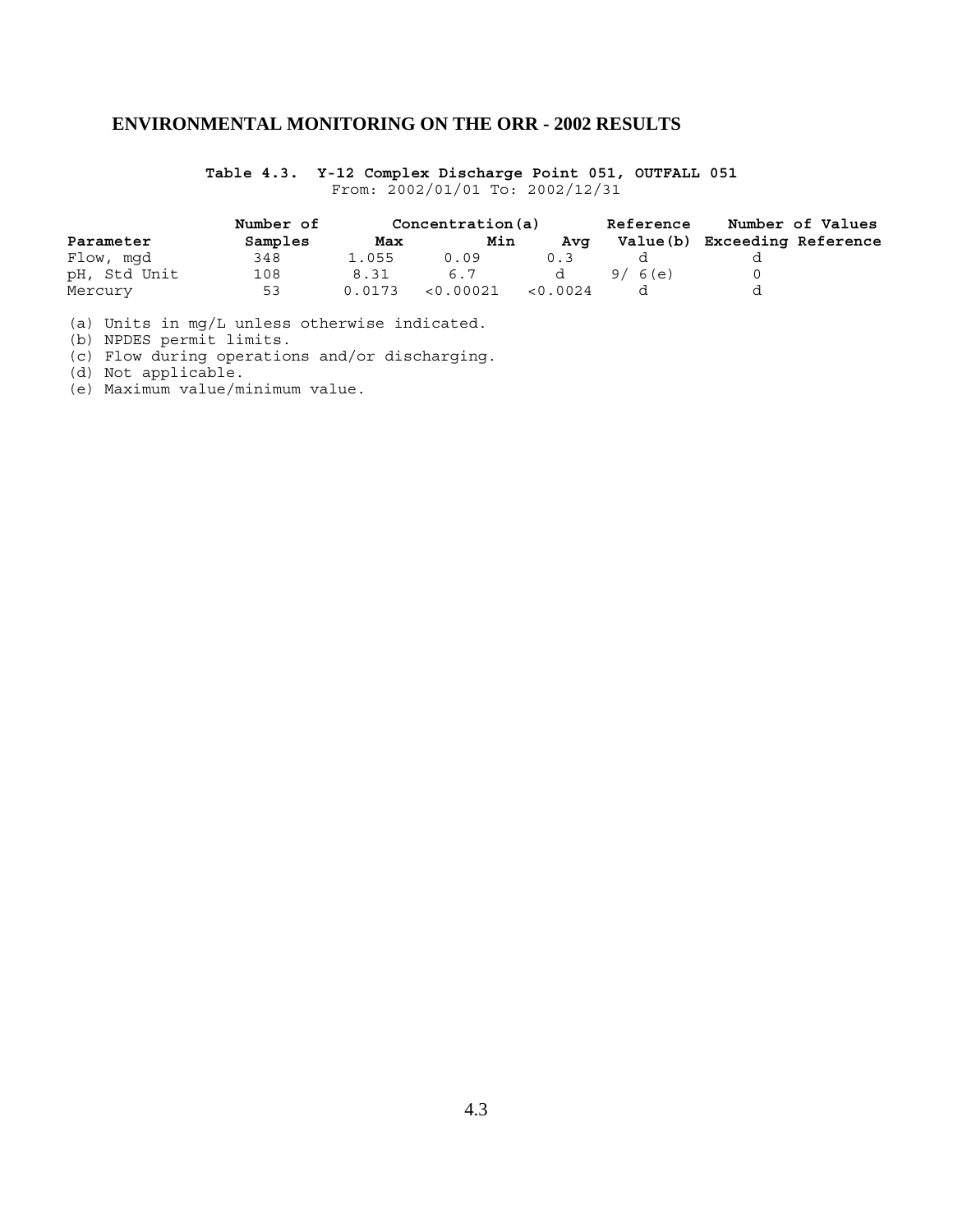## ENVIRONMENTAL MONITORING ON THE ORR - 2002 RESULTS

**Table 4.3. Y-12 Complex Discharge Point 051, OUTFALL 051**

From: 2002/01/01 To: 2002/12/31

| Parameter | Number of Samples | Concentration(a) Max | Min | Avg | Reference Value(b) | Number of Values Exceeding Reference |
|---|---|---|---|---|---|---|
| Flow, mgd | 348 | 1.055 | 0.09 | 0.3 | d | d |
| pH, Std Unit | 108 | 8.31 | 6.7 | d | 9/ 6(e) | 0 |
| Mercury | 53 | 0.0173 | <0.00021 | <0.0024 | d | d |

(a) Units in mg/L unless otherwise indicated.
(b) NPDES permit limits.
(c) Flow during operations and/or discharging.
(d) Not applicable.
(e) Maximum value/minimum value.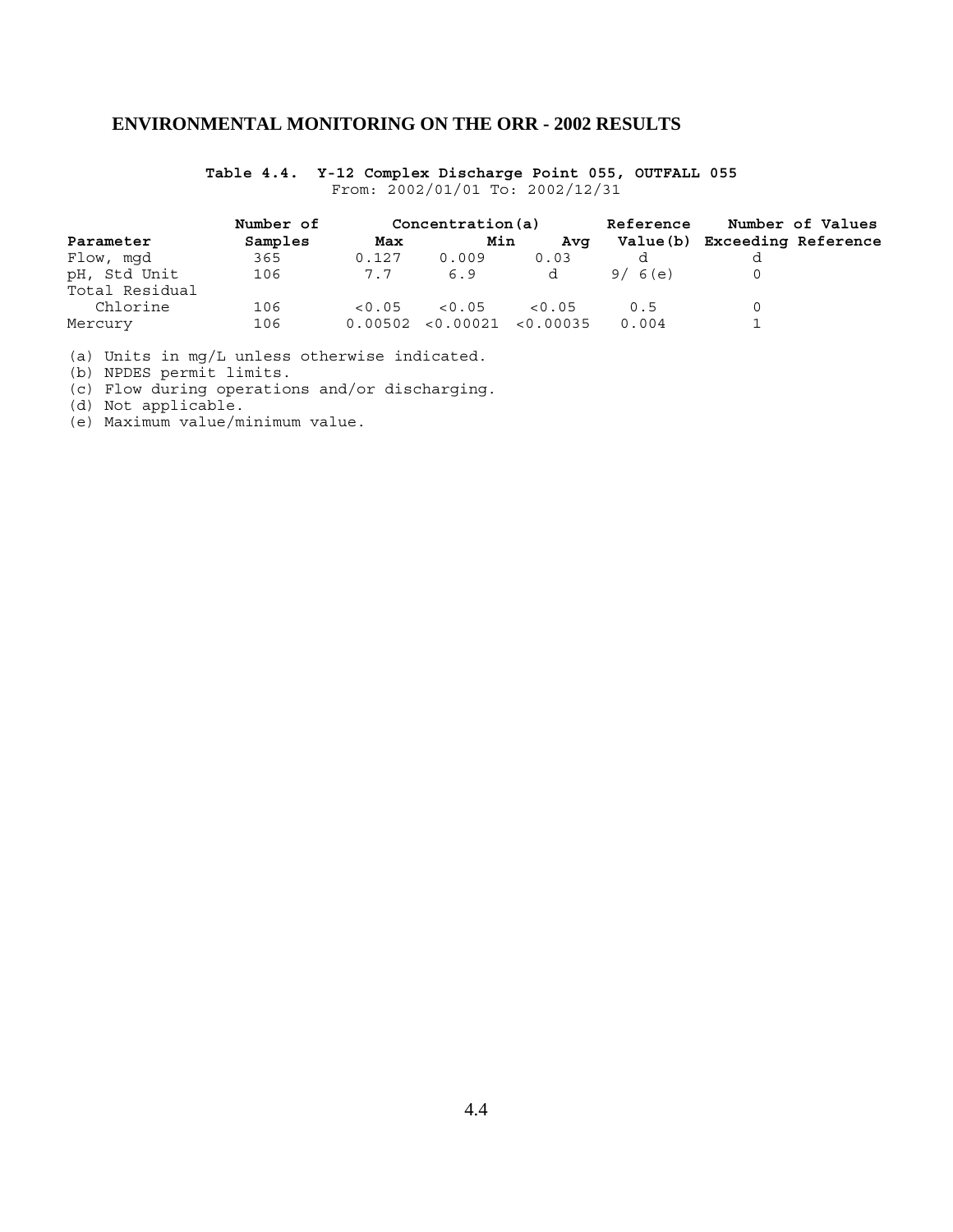## ENVIRONMENTAL MONITORING ON THE ORR - 2002 RESULTS

**Table 4.4. Y-12 Complex Discharge Point 055, OUTFALL 055**

From: 2002/01/01 To: 2002/12/31

| Parameter | Number of Samples | Concentration(a) Max | Min | Avg | Reference Value(b) | Number of Values Exceeding Reference |
|---|---|---|---|---|---|---|
| Flow, mgd | 365 | 0.127 | 0.009 | 0.03 | d | d |
| pH, Std Unit | 106 | 7.7 | 6.9 | d | 9/ 6(e) | 0 |
| Total Residual Chlorine | 106 | <0.05 | <0.05 | <0.05 | 0.5 | 0 |
| Mercury | 106 | 0.00502 | <0.00021 | <0.00035 | 0.004 | 1 |

(a) Units in mg/L unless otherwise indicated.
(b) NPDES permit limits.
(c) Flow during operations and/or discharging.
(d) Not applicable.
(e) Maximum value/minimum value.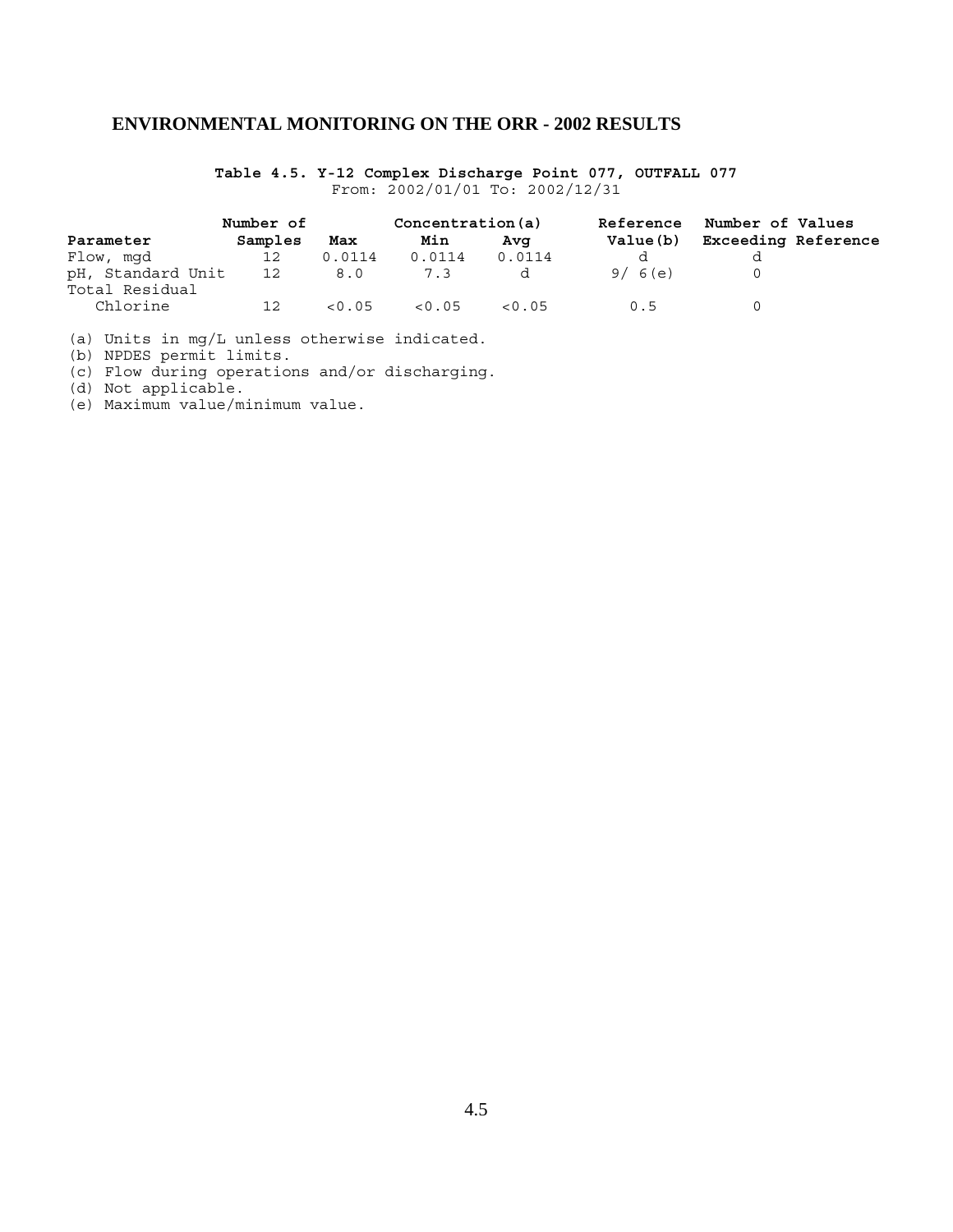## ENVIRONMENTAL MONITORING ON THE ORR - 2002 RESULTS

**Table 4.5. Y-12 Complex Discharge Point 077, OUTFALL 077**

From: 2002/01/01 To: 2002/12/31

| Parameter | Number of Samples | Concentration(a) Max | Min | Avg | Reference Value(b) | Number of Values Exceeding Reference |
|---|---|---|---|---|---|---|
| Flow, mgd | 12 | 0.0114 | 0.0114 | 0.0114 | d | d |
| pH, Standard Unit | 12 | 8.0 | 7.3 | d | 9/ 6(e) | 0 |
| Total Residual Chlorine | 12 | <0.05 | <0.05 | <0.05 | 0.5 | 0 |

(a) Units in mg/L unless otherwise indicated.
(b) NPDES permit limits.
(c) Flow during operations and/or discharging.
(d) Not applicable.
(e) Maximum value/minimum value.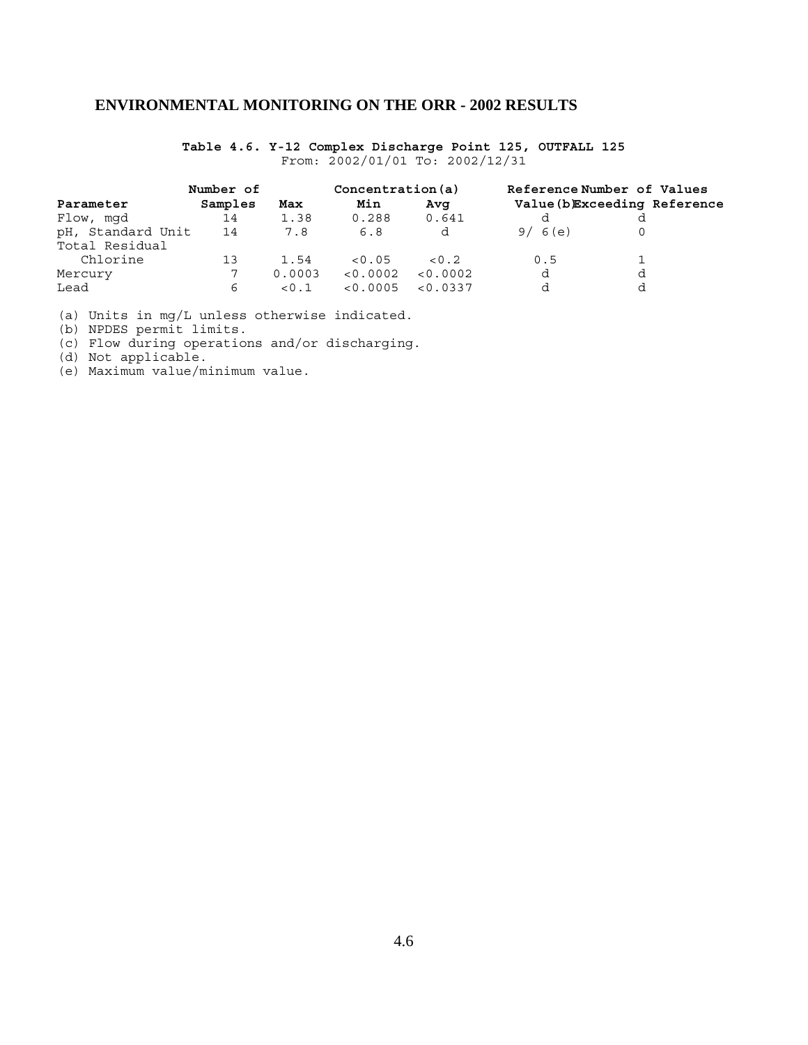## ENVIRONMENTAL MONITORING ON THE ORR - 2002 RESULTS

**Table 4.6. Y-12 Complex Discharge Point 125, OUTFALL 125**

From: 2002/01/01 To: 2002/12/31

| Parameter | Number of Samples | Concentration(a) Max | Min | Avg | Reference Value(b) | Number of Values Exceeding Reference |
|---|---|---|---|---|---|---|
| Flow, mgd | 14 | 1.38 | 0.288 | 0.641 | d | d |
| pH, Standard Unit | 14 | 7.8 | 6.8 | d | 9/ 6(e) | 0 |
| Total Residual Chlorine | 13 | 1.54 | <0.05 | <0.2 | 0.5 | 1 |
| Mercury | 7 | 0.0003 | <0.0002 | <0.0002 | d | d |
| Lead | 6 | <0.1 | <0.0005 | <0.0337 | d | d |

(a) Units in mg/L unless otherwise indicated.
(b) NPDES permit limits.
(c) Flow during operations and/or discharging.
(d) Not applicable.
(e) Maximum value/minimum value.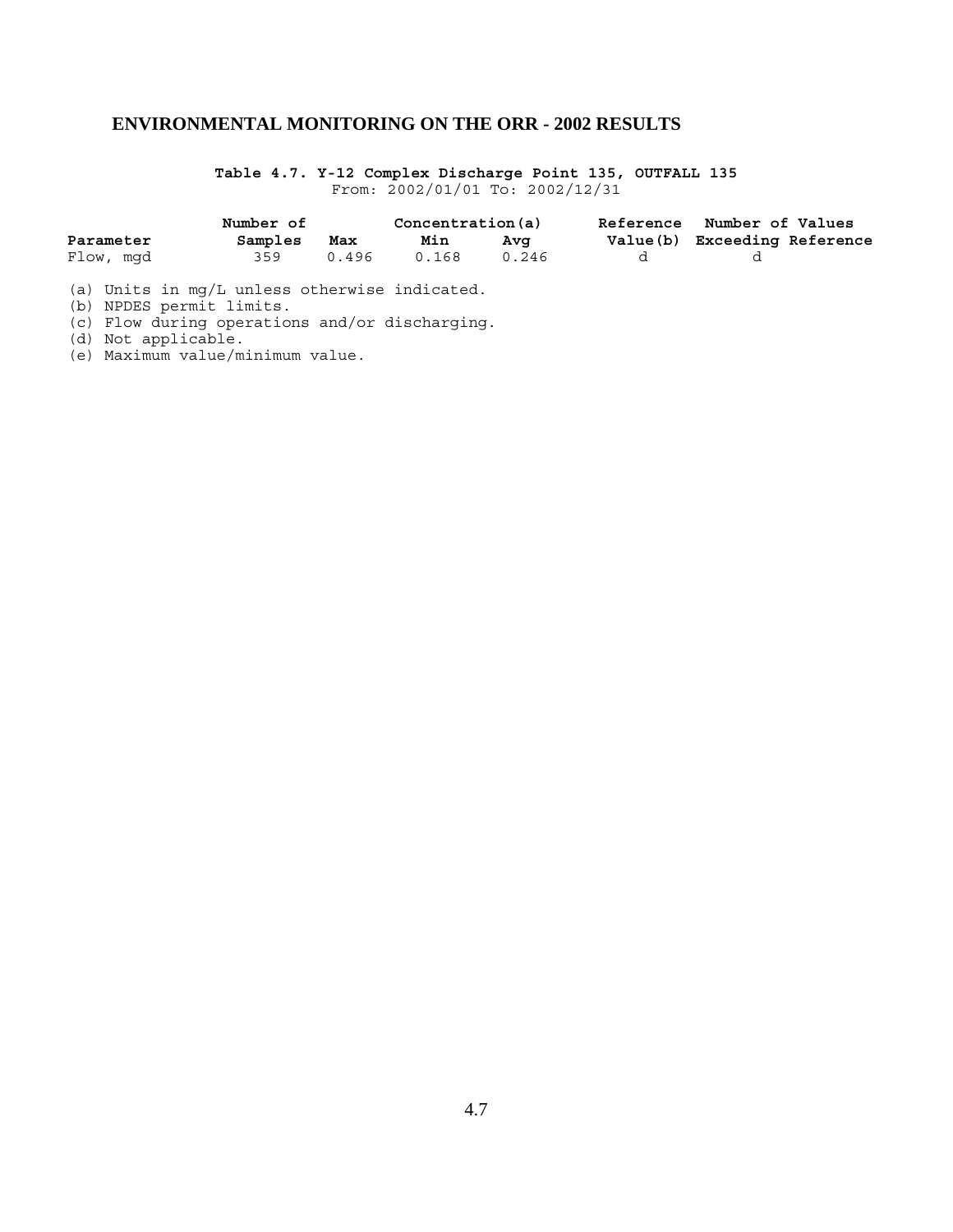## ENVIRONMENTAL MONITORING ON THE ORR - 2002 RESULTS

**Table 4.7. Y-12 Complex Discharge Point 135, OUTFALL 135**

From: 2002/01/01 To: 2002/12/31

| Parameter | Number of Samples | Concentration(a) Max | Min | Avg | Reference Value(b) | Number of Values Exceeding Reference |
|---|---|---|---|---|---|---|
| Flow, mgd | 359 | 0.496 | 0.168 | 0.246 | d | d |

(a) Units in mg/L unless otherwise indicated.
(b) NPDES permit limits.
(c) Flow during operations and/or discharging.
(d) Not applicable.
(e) Maximum value/minimum value.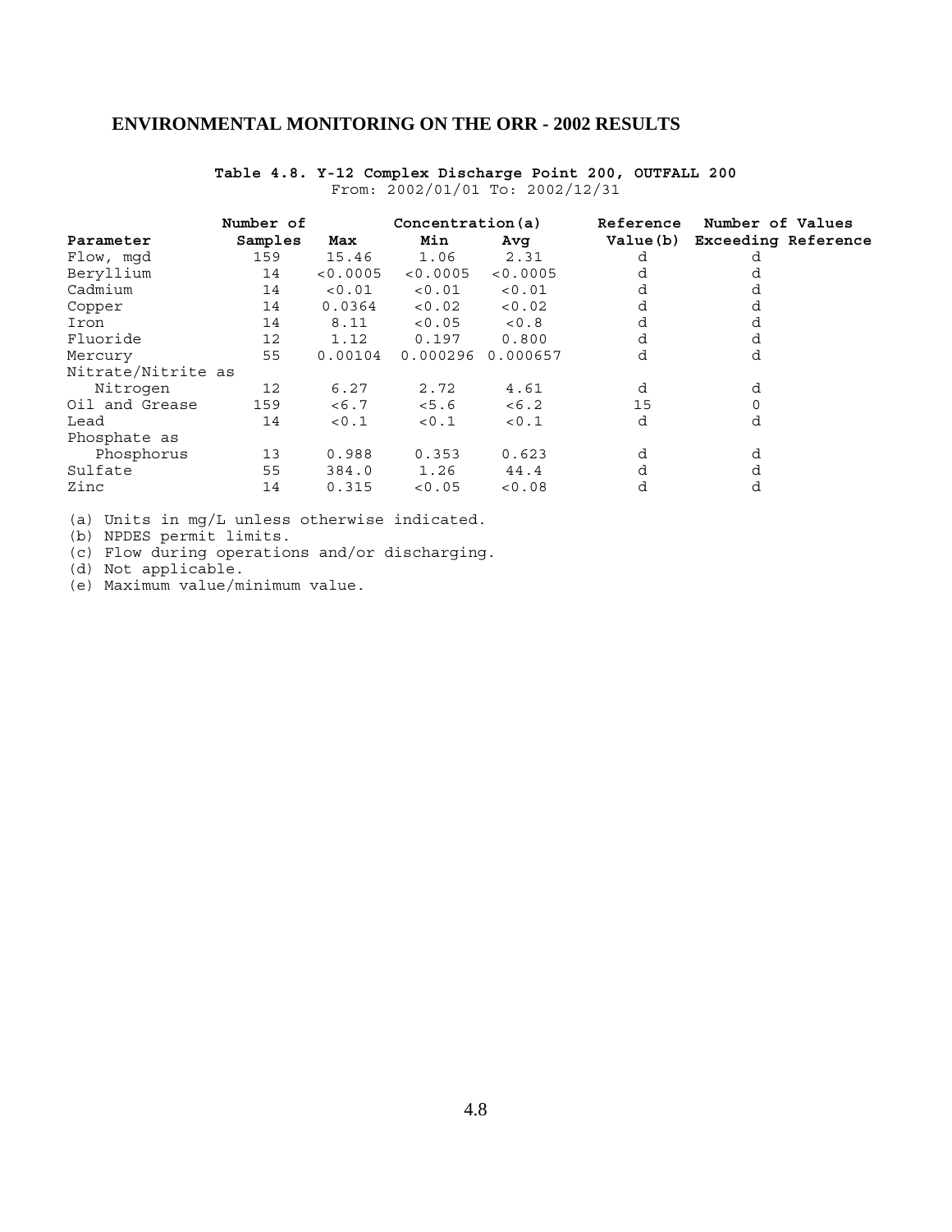## ENVIRONMENTAL MONITORING ON THE ORR - 2002 RESULTS

**Table 4.8. Y-12 Complex Discharge Point 200, OUTFALL 200**

From: 2002/01/01 To: 2002/12/31

| Parameter | Number of Samples | Concentration(a) Max | Min | Avg | Reference Value(b) | Number of Values Exceeding Reference |
|---|---|---|---|---|---|---|
| Flow, mgd | 159 | 15.46 | 1.06 | 2.31 | d | d |
| Beryllium | 14 | <0.0005 | <0.0005 | <0.0005 | d | d |
| Cadmium | 14 | <0.01 | <0.01 | <0.01 | d | d |
| Copper | 14 | 0.0364 | <0.02 | <0.02 | d | d |
| Iron | 14 | 8.11 | <0.05 | <0.8 | d | d |
| Fluoride | 12 | 1.12 | 0.197 | 0.800 | d | d |
| Mercury | 55 | 0.00104 | 0.000296 | 0.000657 | d | d |
| Nitrate/Nitrite as Nitrogen | 12 | 6.27 | 2.72 | 4.61 | d | d |
| Oil and Grease | 159 | <6.7 | <5.6 | <6.2 | 15 | 0 |
| Lead | 14 | <0.1 | <0.1 | <0.1 | d | d |
| Phosphate as Phosphorus | 13 | 0.988 | 0.353 | 0.623 | d | d |
| Sulfate | 55 | 384.0 | 1.26 | 44.4 | d | d |
| Zinc | 14 | 0.315 | <0.05 | <0.08 | d | d |

(a) Units in mg/L unless otherwise indicated.
(b) NPDES permit limits.
(c) Flow during operations and/or discharging.
(d) Not applicable.
(e) Maximum value/minimum value.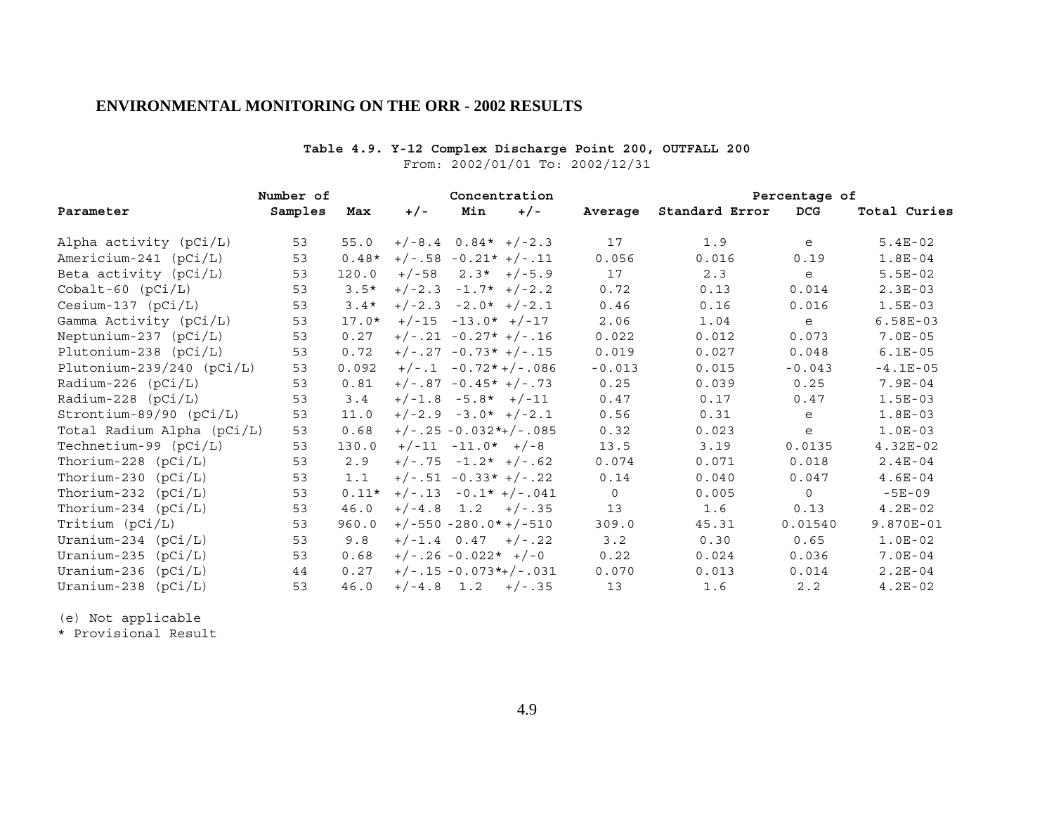**ENVIRONMENTAL MONITORING ON THE ORR - 2002 RESULTS**

**Table 4.9. Y-12 Complex Discharge Point 200, OUTFALL 200**

From: 2002/01/01 To: 2002/12/31

| Parameter | Number of Samples | Concentration Max | +/- | Min | +/- | Average | Standard Error | Percentage of DCG | Total Curies |
|---|---|---|---|---|---|---|---|---|---|
| Alpha activity (pCi/L) | 53 | 55.0 | +/-8.4 | 0.84* | +/-2.3 | 17 | 1.9 | e | 5.4E-02 |
| Americium-241 (pCi/L) | 53 | 0.48* | +/-.58 | -0.21* | +/-.11 | 0.056 | 0.016 | 0.19 | 1.8E-04 |
| Beta activity (pCi/L) | 53 | 120.0 | +/-58 | 2.3* | +/-5.9 | 17 | 2.3 | e | 5.5E-02 |
| Cobalt-60 (pCi/L) | 53 | 3.5* | +/-2.3 | -1.7* | +/-2.2 | 0.72 | 0.13 | 0.014 | 2.3E-03 |
| Cesium-137 (pCi/L) | 53 | 3.4* | +/-2.3 | -2.0* | +/-2.1 | 0.46 | 0.16 | 0.016 | 1.5E-03 |
| Gamma Activity (pCi/L) | 53 | 17.0* | +/-15 | -13.0* | +/-17 | 2.06 | 1.04 | e | 6.58E-03 |
| Neptunium-237 (pCi/L) | 53 | 0.27 | +/-.21 | -0.27* | +/-.16 | 0.022 | 0.012 | 0.073 | 7.0E-05 |
| Plutonium-238 (pCi/L) | 53 | 0.72 | +/-.27 | -0.73* | +/-.15 | 0.019 | 0.027 | 0.048 | 6.1E-05 |
| Plutonium-239/240 (pCi/L) | 53 | 0.092 | +/-.1 | -0.72* | +/-.086 | -0.013 | 0.015 | -0.043 | -4.1E-05 |
| Radium-226 (pCi/L) | 53 | 0.81 | +/-.87 | -0.45* | +/-.73 | 0.25 | 0.039 | 0.25 | 7.9E-04 |
| Radium-228 (pCi/L) | 53 | 3.4 | +/-1.8 | -5.8* | +/-11 | 0.47 | 0.17 | 0.47 | 1.5E-03 |
| Strontium-89/90 (pCi/L) | 53 | 11.0 | +/-2.9 | -3.0* | +/-2.1 | 0.56 | 0.31 | e | 1.8E-03 |
| Total Radium Alpha (pCi/L) | 53 | 0.68 | +/-.25 | -0.032* | +/-.085 | 0.32 | 0.023 | e | 1.0E-03 |
| Technetium-99 (pCi/L) | 53 | 130.0 | +/-11 | -11.0* | +/-8 | 13.5 | 3.19 | 0.0135 | 4.32E-02 |
| Thorium-228 (pCi/L) | 53 | 2.9 | +/-.75 | -1.2* | +/-.62 | 0.074 | 0.071 | 0.018 | 2.4E-04 |
| Thorium-230 (pCi/L) | 53 | 1.1 | +/-.51 | -0.33* | +/-.22 | 0.14 | 0.040 | 0.047 | 4.6E-04 |
| Thorium-232 (pCi/L) | 53 | 0.11* | +/-.13 | -0.1* | +/-.041 | 0 | 0.005 | 0 | -5E-09 |
| Thorium-234 (pCi/L) | 53 | 46.0 | +/-4.8 | 1.2 | +/-.35 | 13 | 1.6 | 0.13 | 4.2E-02 |
| Tritium (pCi/L) | 53 | 960.0 | +/-550 | -280.0* | +/-510 | 309.0 | 45.31 | 0.01540 | 9.870E-01 |
| Uranium-234 (pCi/L) | 53 | 9.8 | +/-1.4 | 0.47 | +/-.22 | 3.2 | 0.30 | 0.65 | 1.0E-02 |
| Uranium-235 (pCi/L) | 53 | 0.68 | +/-.26 | -0.022* | +/-0 | 0.22 | 0.024 | 0.036 | 7.0E-04 |
| Uranium-236 (pCi/L) | 44 | 0.27 | +/-.15 | -0.073* | +/-.031 | 0.070 | 0.013 | 0.014 | 2.2E-04 |
| Uranium-238 (pCi/L) | 53 | 46.0 | +/-4.8 | 1.2 | +/-.35 | 13 | 1.6 | 2.2 | 4.2E-02 |

(e) Not applicable

* Provisional Result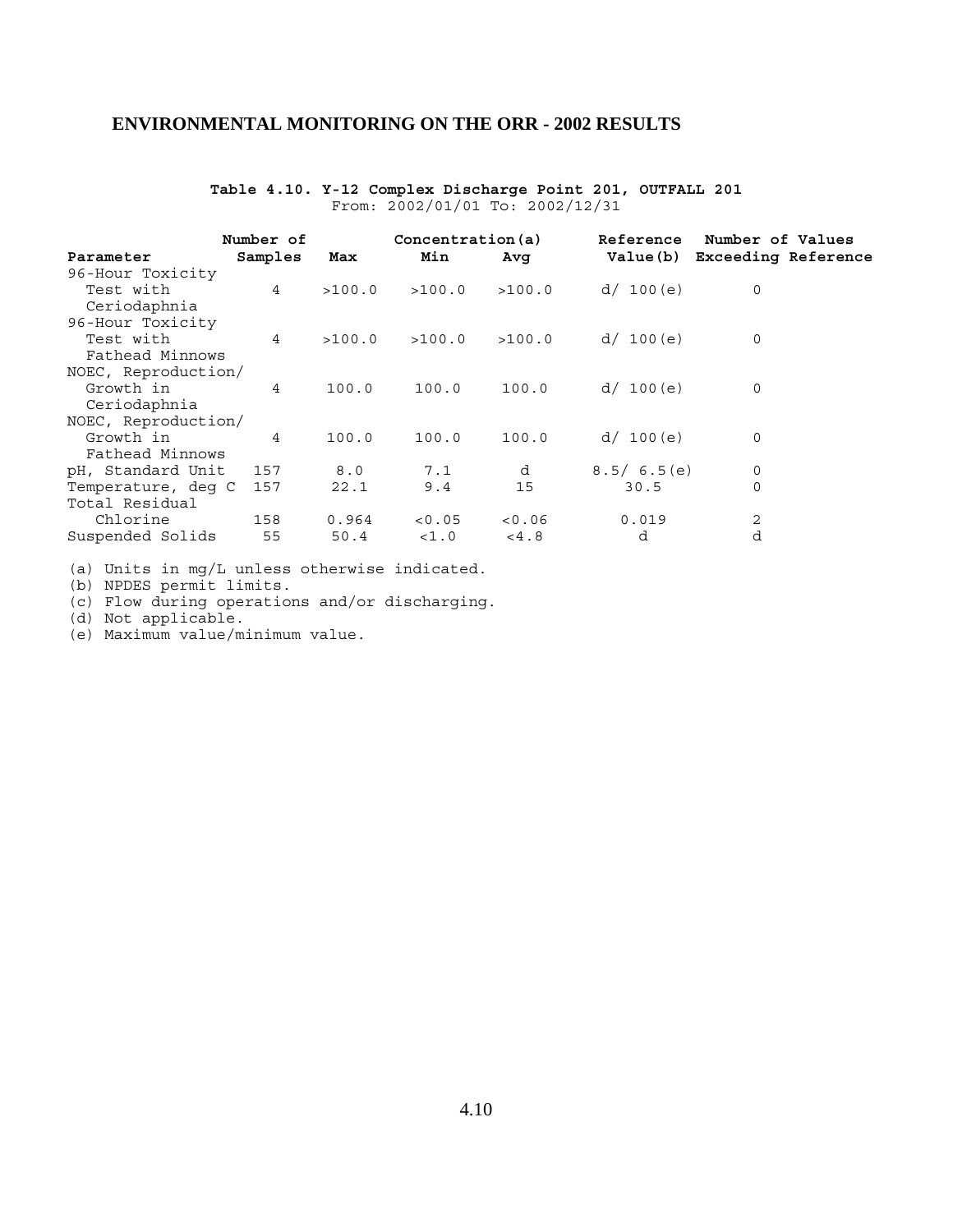## ENVIRONMENTAL MONITORING ON THE ORR - 2002 RESULTS

**Table 4.10. Y-12 Complex Discharge Point 201, OUTFALL 201**

From: 2002/01/01 To: 2002/12/31

| Parameter | Number of Samples | Concentration(a) Max | Min | Avg | Reference Value(b) | Number of Values Exceeding Reference |
|---|---|---|---|---|---|---|
| 96-Hour Toxicity Test with Ceriodaphnia | 4 | >100.0 | >100.0 | >100.0 | d/ 100(e) | 0 |
| 96-Hour Toxicity Test with Fathead Minnows | 4 | >100.0 | >100.0 | >100.0 | d/ 100(e) | 0 |
| NOEC, Reproduction/ Growth in Ceriodaphnia | 4 | 100.0 | 100.0 | 100.0 | d/ 100(e) | 0 |
| NOEC, Reproduction/ Growth in Fathead Minnows | 4 | 100.0 | 100.0 | 100.0 | d/ 100(e) | 0 |
| pH, Standard Unit | 157 | 8.0 | 7.1 | d | 8.5/ 6.5(e) | 0 |
| Temperature, deg C | 157 | 22.1 | 9.4 | 15 | 30.5 | 0 |
| Total Residual Chlorine | 158 | 0.964 | <0.05 | <0.06 | 0.019 | 2 |
| Suspended Solids | 55 | 50.4 | <1.0 | <4.8 | d | d |

(a) Units in mg/L unless otherwise indicated.
(b) NPDES permit limits.
(c) Flow during operations and/or discharging.
(d) Not applicable.
(e) Maximum value/minimum value.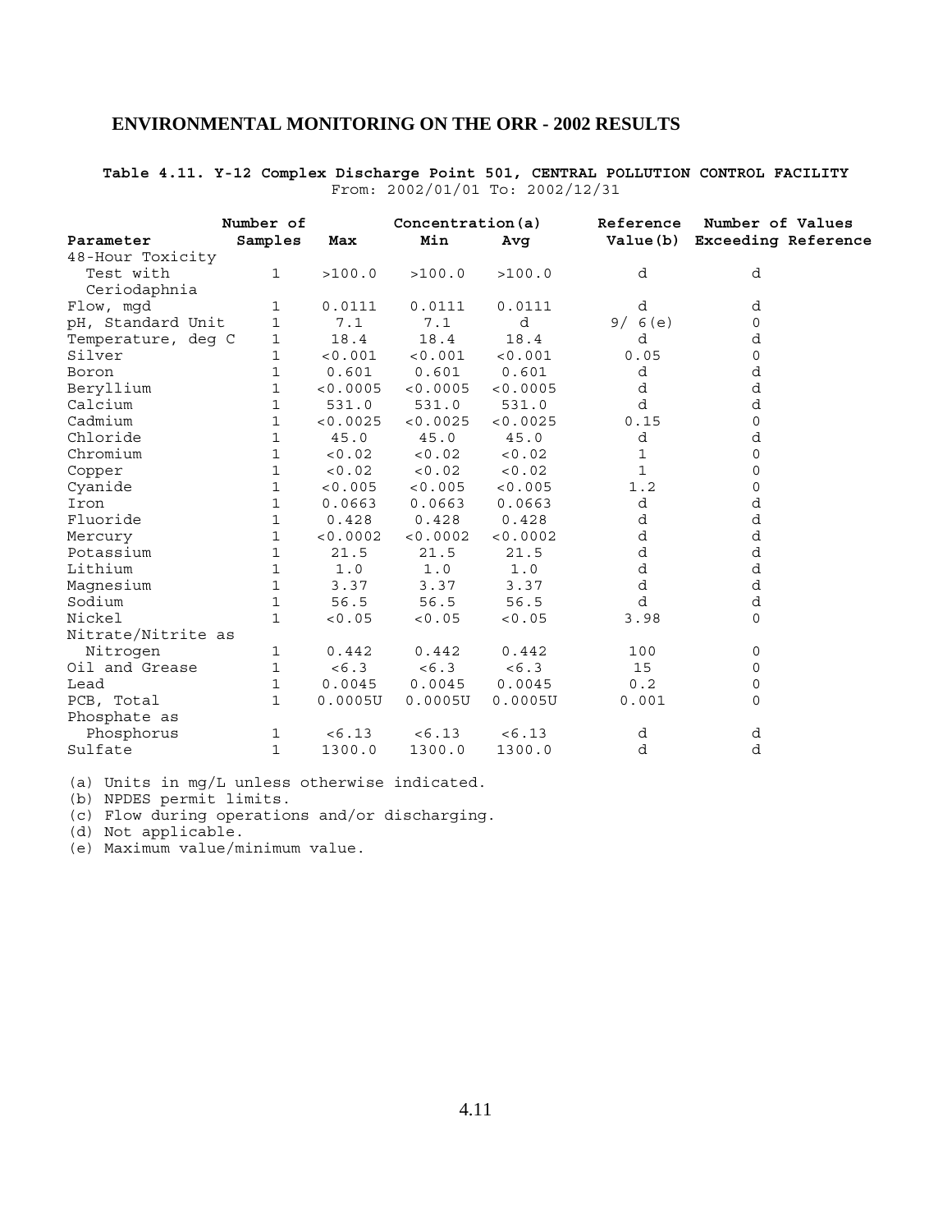## ENVIRONMENTAL MONITORING ON THE ORR - 2002 RESULTS

**Table 4.11. Y-12 Complex Discharge Point 501, CENTRAL POLLUTION CONTROL FACILITY**
From: 2002/01/01 To: 2002/12/31

| Parameter | Number of Samples | Concentration(a) Max | Min | Avg | Reference Value(b) | Number of Values Exceeding Reference |
|---|---|---|---|---|---|---|
| 48-Hour Toxicity Test with Ceriodaphnia | 1 | >100.0 | >100.0 | >100.0 | d | d |
| Flow, mgd | 1 | 0.0111 | 0.0111 | 0.0111 | d | d |
| pH, Standard Unit | 1 | 7.1 | 7.1 | d | 9/ 6(e) | 0 |
| Temperature, deg C | 1 | 18.4 | 18.4 | 18.4 | d | d |
| Silver | 1 | <0.001 | <0.001 | <0.001 | 0.05 | 0 |
| Boron | 1 | 0.601 | 0.601 | 0.601 | d | d |
| Beryllium | 1 | <0.0005 | <0.0005 | <0.0005 | d | d |
| Calcium | 1 | 531.0 | 531.0 | 531.0 | d | d |
| Cadmium | 1 | <0.0025 | <0.0025 | <0.0025 | 0.15 | 0 |
| Chloride | 1 | 45.0 | 45.0 | 45.0 | d | d |
| Chromium | 1 | <0.02 | <0.02 | <0.02 | 1 | 0 |
| Copper | 1 | <0.02 | <0.02 | <0.02 | 1 | 0 |
| Cyanide | 1 | <0.005 | <0.005 | <0.005 | 1.2 | 0 |
| Iron | 1 | 0.0663 | 0.0663 | 0.0663 | d | d |
| Fluoride | 1 | 0.428 | 0.428 | 0.428 | d | d |
| Mercury | 1 | <0.0002 | <0.0002 | <0.0002 | d | d |
| Potassium | 1 | 21.5 | 21.5 | 21.5 | d | d |
| Lithium | 1 | 1.0 | 1.0 | 1.0 | d | d |
| Magnesium | 1 | 3.37 | 3.37 | 3.37 | d | d |
| Sodium | 1 | 56.5 | 56.5 | 56.5 | d | d |
| Nickel | 1 | <0.05 | <0.05 | <0.05 | 3.98 | 0 |
| Nitrate/Nitrite as Nitrogen | 1 | 0.442 | 0.442 | 0.442 | 100 | 0 |
| Oil and Grease | 1 | <6.3 | <6.3 | <6.3 | 15 | 0 |
| Lead | 1 | 0.0045 | 0.0045 | 0.0045 | 0.2 | 0 |
| PCB, Total | 1 | 0.0005U | 0.0005U | 0.0005U | 0.001 | 0 |
| Phosphate as Phosphorus | 1 | <6.13 | <6.13 | <6.13 | d | d |
| Sulfate | 1 | 1300.0 | 1300.0 | 1300.0 | d | d |

(a) Units in mg/L unless otherwise indicated.
(b) NPDES permit limits.
(c) Flow during operations and/or discharging.
(d) Not applicable.
(e) Maximum value/minimum value.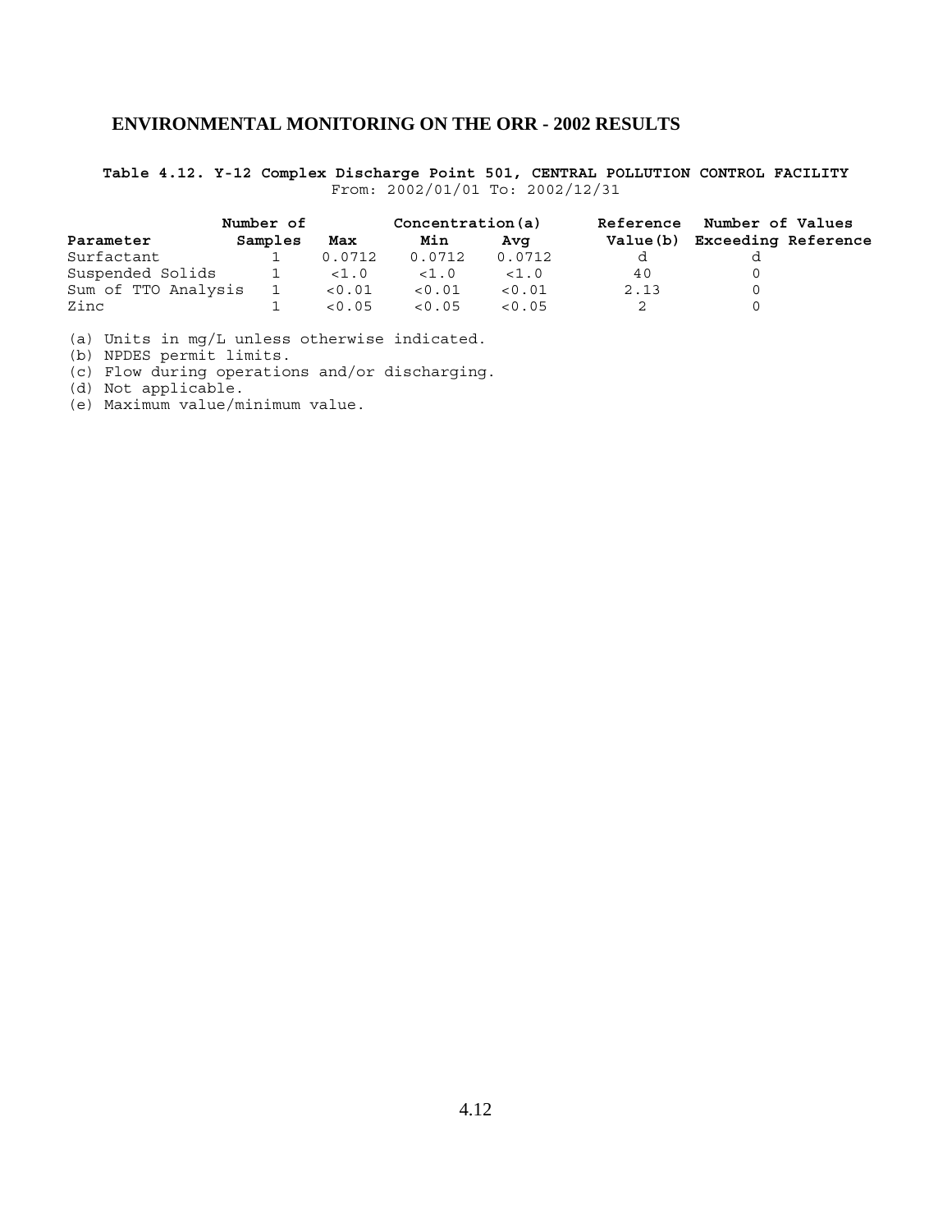## ENVIRONMENTAL MONITORING ON THE ORR - 2002 RESULTS

**Table 4.12. Y-12 Complex Discharge Point 501, CENTRAL POLLUTION CONTROL FACILITY**

From: 2002/01/01 To: 2002/12/31

| Parameter | Number of Samples | Concentration(a) Max | Min | Avg | Reference Value(b) | Number of Values Exceeding Reference |
|---|---|---|---|---|---|---|
| Surfactant | 1 | 0.0712 | 0.0712 | 0.0712 | d | d |
| Suspended Solids | 1 | <1.0 | <1.0 | <1.0 | 40 | 0 |
| Sum of TTO Analysis | 1 | <0.01 | <0.01 | <0.01 | 2.13 | 0 |
| Zinc | 1 | <0.05 | <0.05 | <0.05 | 2 | 0 |

(a) Units in mg/L unless otherwise indicated.
(b) NPDES permit limits.
(c) Flow during operations and/or discharging.
(d) Not applicable.
(e) Maximum value/minimum value.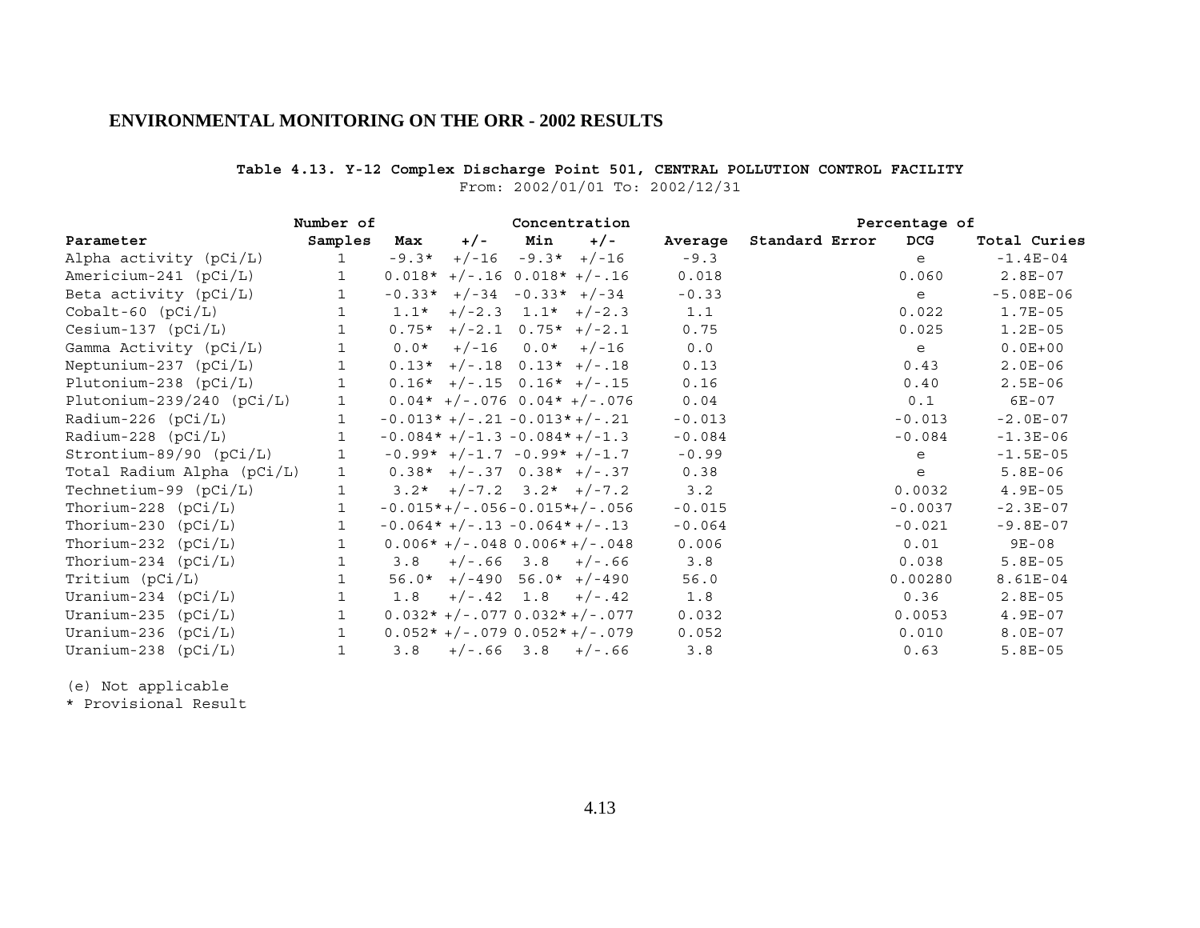## ENVIRONMENTAL MONITORING ON THE ORR - 2002 RESULTS

**Table 4.13. Y-12 Complex Discharge Point 501, CENTRAL POLLUTION CONTROL FACILITY**

From: 2002/01/01 To: 2002/12/31

| Parameter | Number of Samples | Concentration Max | +/- | Min | +/- | Average | Standard Error | Percentage of DCG | Total Curies |
|---|---|---|---|---|---|---|---|---|---|
| Alpha activity (pCi/L) | 1 | -9.3* | +/-16 | -9.3* | +/-16 | -9.3 | | e | -1.4E-04 |
| Americium-241 (pCi/L) | 1 | 0.018* | +/-.16 | 0.018* | +/-.16 | 0.018 | | 0.060 | 2.8E-07 |
| Beta activity (pCi/L) | 1 | -0.33* | +/-34 | -0.33* | +/-34 | -0.33 | | e | -5.08E-06 |
| Cobalt-60 (pCi/L) | 1 | 1.1* | +/-2.3 | 1.1* | +/-2.3 | 1.1 | | 0.022 | 1.7E-05 |
| Cesium-137 (pCi/L) | 1 | 0.75* | +/-2.1 | 0.75* | +/-2.1 | 0.75 | | 0.025 | 1.2E-05 |
| Gamma Activity (pCi/L) | 1 | 0.0* | +/-16 | 0.0* | +/-16 | 0.0 | | e | 0.0E+00 |
| Neptunium-237 (pCi/L) | 1 | 0.13* | +/-.18 | 0.13* | +/-.18 | 0.13 | | 0.43 | 2.0E-06 |
| Plutonium-238 (pCi/L) | 1 | 0.16* | +/-.15 | 0.16* | +/-.15 | 0.16 | | 0.40 | 2.5E-06 |
| Plutonium-239/240 (pCi/L) | 1 | 0.04* | +/-.076 | 0.04* | +/-.076 | 0.04 | | 0.1 | 6E-07 |
| Radium-226 (pCi/L) | 1 | -0.013* | +/-.21 | -0.013* | +/-.21 | -0.013 | | -0.013 | -2.0E-07 |
| Radium-228 (pCi/L) | 1 | -0.084* | +/-1.3 | -0.084* | +/-1.3 | -0.084 | | -0.084 | -1.3E-06 |
| Strontium-89/90 (pCi/L) | 1 | -0.99* | +/-1.7 | -0.99* | +/-1.7 | -0.99 | | e | -1.5E-05 |
| Total Radium Alpha (pCi/L) | 1 | 0.38* | +/-.37 | 0.38* | +/-.37 | 0.38 | | e | 5.8E-06 |
| Technetium-99 (pCi/L) | 1 | 3.2* | +/-7.2 | 3.2* | +/-7.2 | 3.2 | | 0.0032 | 4.9E-05 |
| Thorium-228 (pCi/L) | 1 | -0.015* | +/-.056 | -0.015* | +/-.056 | -0.015 | | -0.0037 | -2.3E-07 |
| Thorium-230 (pCi/L) | 1 | -0.064* | +/-.13 | -0.064* | +/-.13 | -0.064 | | -0.021 | -9.8E-07 |
| Thorium-232 (pCi/L) | 1 | 0.006* | +/-.048 | 0.006* | +/-.048 | 0.006 | | 0.01 | 9E-08 |
| Thorium-234 (pCi/L) | 1 | 3.8 | +/-.66 | 3.8 | +/-.66 | 3.8 | | 0.038 | 5.8E-05 |
| Tritium (pCi/L) | 1 | 56.0* | +/-490 | 56.0* | +/-490 | 56.0 | | 0.00280 | 8.61E-04 |
| Uranium-234 (pCi/L) | 1 | 1.8 | +/-.42 | 1.8 | +/-.42 | 1.8 | | 0.36 | 2.8E-05 |
| Uranium-235 (pCi/L) | 1 | 0.032* | +/-.077 | 0.032* | +/-.077 | 0.032 | | 0.0053 | 4.9E-07 |
| Uranium-236 (pCi/L) | 1 | 0.052* | +/-.079 | 0.052* | +/-.079 | 0.052 | | 0.010 | 8.0E-07 |
| Uranium-238 (pCi/L) | 1 | 3.8 | +/-.66 | 3.8 | +/-.66 | 3.8 | | 0.63 | 5.8E-05 |

(e) Not applicable

\* Provisional Result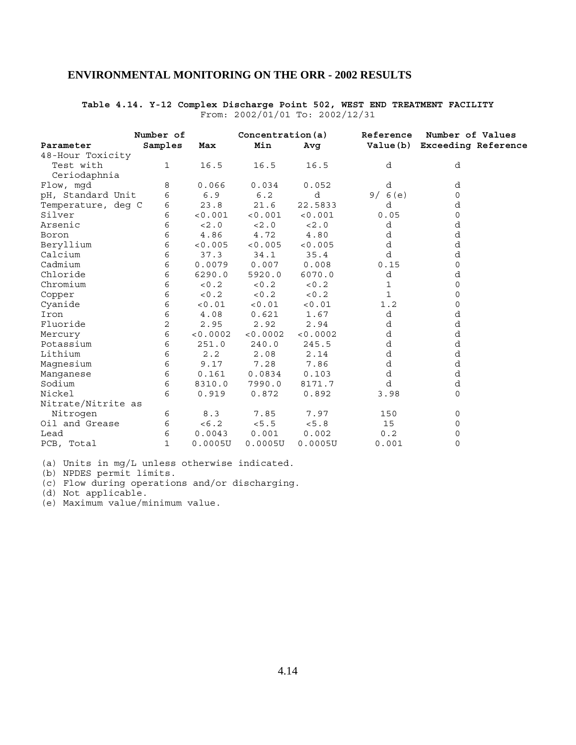## ENVIRONMENTAL MONITORING ON THE ORR - 2002 RESULTS

**Table 4.14. Y-12 Complex Discharge Point 502, WEST END TREATMENT FACILITY**

From: 2002/01/01 To: 2002/12/31

| Parameter | Number of Samples | Concentration(a) Max | Min | Avg | Reference Value(b) | Number of Values Exceeding Reference |
|---|---|---|---|---|---|---|
| 48-Hour Toxicity Test with Ceriodaphnia | 1 | 16.5 | 16.5 | 16.5 | d | d |
| Flow, mgd | 8 | 0.066 | 0.034 | 0.052 | d | d |
| pH, Standard Unit | 6 | 6.9 | 6.2 | d | 9/ 6(e) | 0 |
| Temperature, deg C | 6 | 23.8 | 21.6 | 22.5833 | d | d |
| Silver | 6 | <0.001 | <0.001 | <0.001 | 0.05 | 0 |
| Arsenic | 6 | <2.0 | <2.0 | <2.0 | d | d |
| Boron | 6 | 4.86 | 4.72 | 4.80 | d | d |
| Beryllium | 6 | <0.005 | <0.005 | <0.005 | d | d |
| Calcium | 6 | 37.3 | 34.1 | 35.4 | d | d |
| Cadmium | 6 | 0.0079 | 0.007 | 0.008 | 0.15 | 0 |
| Chloride | 6 | 6290.0 | 5920.0 | 6070.0 | d | d |
| Chromium | 6 | <0.2 | <0.2 | <0.2 | 1 | 0 |
| Copper | 6 | <0.2 | <0.2 | <0.2 | 1 | 0 |
| Cyanide | 6 | <0.01 | <0.01 | <0.01 | 1.2 | 0 |
| Iron | 6 | 4.08 | 0.621 | 1.67 | d | d |
| Fluoride | 2 | 2.95 | 2.92 | 2.94 | d | d |
| Mercury | 6 | <0.0002 | <0.0002 | <0.0002 | d | d |
| Potassium | 6 | 251.0 | 240.0 | 245.5 | d | d |
| Lithium | 6 | 2.2 | 2.08 | 2.14 | d | d |
| Magnesium | 6 | 9.17 | 7.28 | 7.86 | d | d |
| Manganese | 6 | 0.161 | 0.0834 | 0.103 | d | d |
| Sodium | 6 | 8310.0 | 7990.0 | 8171.7 | d | d |
| Nickel | 6 | 0.919 | 0.872 | 0.892 | 3.98 | 0 |
| Nitrate/Nitrite as Nitrogen | 6 | 8.3 | 7.85 | 7.97 | 150 | 0 |
| Oil and Grease | 6 | <6.2 | <5.5 | <5.8 | 15 | 0 |
| Lead | 6 | 0.0043 | 0.001 | 0.002 | 0.2 | 0 |
| PCB, Total | 1 | 0.0005U | 0.0005U | 0.0005U | 0.001 | 0 |

(a) Units in mg/L unless otherwise indicated.
(b) NPDES permit limits.
(c) Flow during operations and/or discharging.
(d) Not applicable.
(e) Maximum value/minimum value.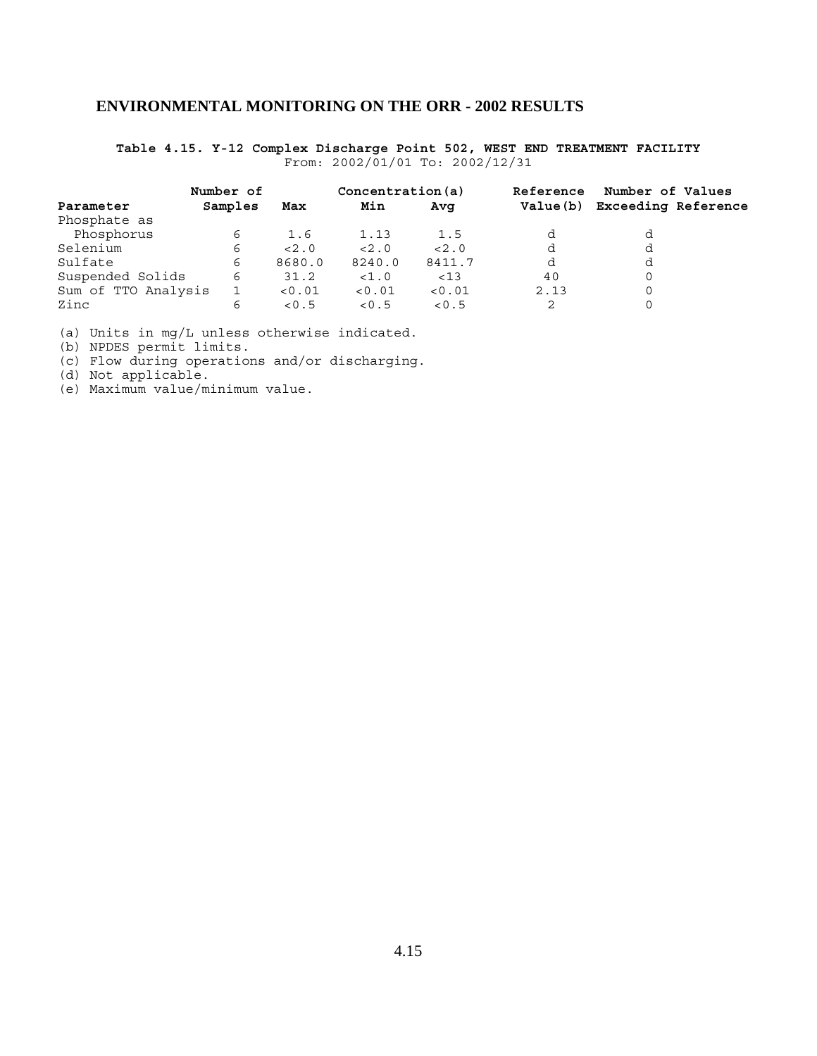## ENVIRONMENTAL MONITORING ON THE ORR - 2002 RESULTS

**Table 4.15. Y-12 Complex Discharge Point 502, WEST END TREATMENT FACILITY**
From: 2002/01/01 To: 2002/12/31

| Parameter | Number of Samples | Concentration(a) Max | Min | Avg | Reference Value(b) | Number of Values Exceeding Reference |
|---|---|---|---|---|---|---|
| Phosphate as Phosphorus | 6 | 1.6 | 1.13 | 1.5 | d | d |
| Selenium | 6 | <2.0 | <2.0 | <2.0 | d | d |
| Sulfate | 6 | 8680.0 | 8240.0 | 8411.7 | d | d |
| Suspended Solids | 6 | 31.2 | <1.0 | <13 | 40 | 0 |
| Sum of TTO Analysis | 1 | <0.01 | <0.01 | <0.01 | 2.13 | 0 |
| Zinc | 6 | <0.5 | <0.5 | <0.5 | 2 | 0 |

(a) Units in mg/L unless otherwise indicated.
(b) NPDES permit limits.
(c) Flow during operations and/or discharging.
(d) Not applicable.
(e) Maximum value/minimum value.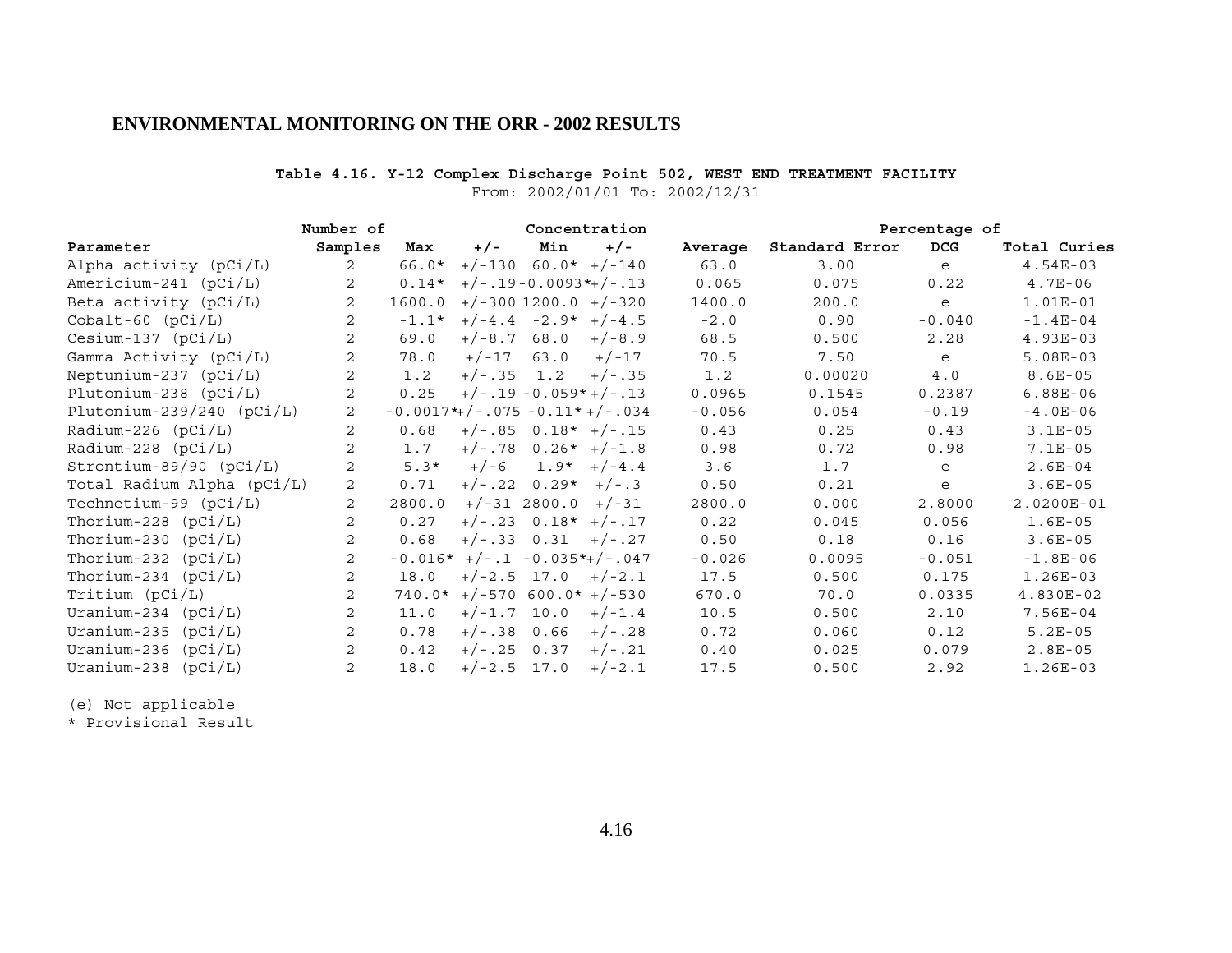## ENVIRONMENTAL MONITORING ON THE ORR - 2002 RESULTS

**Table 4.16. Y-12 Complex Discharge Point 502, WEST END TREATMENT FACILITY**

From: 2002/01/01 To: 2002/12/31

| | Number of | Concentration | | | | | | Percentage of | |
|---|---|---|---|---|---|---|---|---|---|
| Parameter | Samples | Max | +/- | Min | +/- | Average | Standard Error | DCG | Total Curies |
| Alpha activity (pCi/L) | 2 | 66.0* | +/-130 | 60.0* | +/-140 | 63.0 | 3.00 | e | 4.54E-03 |
| Americium-241 (pCi/L) | 2 | 0.14* | +/-.19 | -0.0093* | +/-.13 | 0.065 | 0.075 | 0.22 | 4.7E-06 |
| Beta activity (pCi/L) | 2 | 1600.0 | +/-300 | 1200.0 | +/-320 | 1400.0 | 200.0 | e | 1.01E-01 |
| Cobalt-60 (pCi/L) | 2 | -1.1* | +/-4.4 | -2.9* | +/-4.5 | -2.0 | 0.90 | -0.040 | -1.4E-04 |
| Cesium-137 (pCi/L) | 2 | 69.0 | +/-8.7 | 68.0 | +/-8.9 | 68.5 | 0.500 | 2.28 | 4.93E-03 |
| Gamma Activity (pCi/L) | 2 | 78.0 | +/-17 | 63.0 | +/-17 | 70.5 | 7.50 | e | 5.08E-03 |
| Neptunium-237 (pCi/L) | 2 | 1.2 | +/-.35 | 1.2 | +/-.35 | 1.2 | 0.00020 | 4.0 | 8.6E-05 |
| Plutonium-238 (pCi/L) | 2 | 0.25 | +/-.19 | -0.059* | +/-.13 | 0.0965 | 0.1545 | 0.2387 | 6.88E-06 |
| Plutonium-239/240 (pCi/L) | 2 | -0.0017* | +/-.075 | -0.11* | +/-.034 | -0.056 | 0.054 | -0.19 | -4.0E-06 |
| Radium-226 (pCi/L) | 2 | 0.68 | +/-.85 | 0.18* | +/-.15 | 0.43 | 0.25 | 0.43 | 3.1E-05 |
| Radium-228 (pCi/L) | 2 | 1.7 | +/-.78 | 0.26* | +/-1.8 | 0.98 | 0.72 | 0.98 | 7.1E-05 |
| Strontium-89/90 (pCi/L) | 2 | 5.3* | +/-6 | 1.9* | +/-4.4 | 3.6 | 1.7 | e | 2.6E-04 |
| Total Radium Alpha (pCi/L) | 2 | 0.71 | +/-.22 | 0.29* | +/-.3 | 0.50 | 0.21 | e | 3.6E-05 |
| Technetium-99 (pCi/L) | 2 | 2800.0 | +/-31 | 2800.0 | +/-31 | 2800.0 | 0.000 | 2.8000 | 2.0200E-01 |
| Thorium-228 (pCi/L) | 2 | 0.27 | +/-.23 | 0.18* | +/-.17 | 0.22 | 0.045 | 0.056 | 1.6E-05 |
| Thorium-230 (pCi/L) | 2 | 0.68 | +/-.33 | 0.31 | +/-.27 | 0.50 | 0.18 | 0.16 | 3.6E-05 |
| Thorium-232 (pCi/L) | 2 | -0.016* | +/-.1 | -0.035* | +/-.047 | -0.026 | 0.0095 | -0.051 | -1.8E-06 |
| Thorium-234 (pCi/L) | 2 | 18.0 | +/-2.5 | 17.0 | +/-2.1 | 17.5 | 0.500 | 0.175 | 1.26E-03 |
| Tritium (pCi/L) | 2 | 740.0* | +/-570 | 600.0* | +/-530 | 670.0 | 70.0 | 0.0335 | 4.830E-02 |
| Uranium-234 (pCi/L) | 2 | 11.0 | +/-1.7 | 10.0 | +/-1.4 | 10.5 | 0.500 | 2.10 | 7.56E-04 |
| Uranium-235 (pCi/L) | 2 | 0.78 | +/-.38 | 0.66 | +/-.28 | 0.72 | 0.060 | 0.12 | 5.2E-05 |
| Uranium-236 (pCi/L) | 2 | 0.42 | +/-.25 | 0.37 | +/-.21 | 0.40 | 0.025 | 0.079 | 2.8E-05 |
| Uranium-238 (pCi/L) | 2 | 18.0 | +/-2.5 | 17.0 | +/-2.1 | 17.5 | 0.500 | 2.92 | 1.26E-03 |

(e) Not applicable

* Provisional Result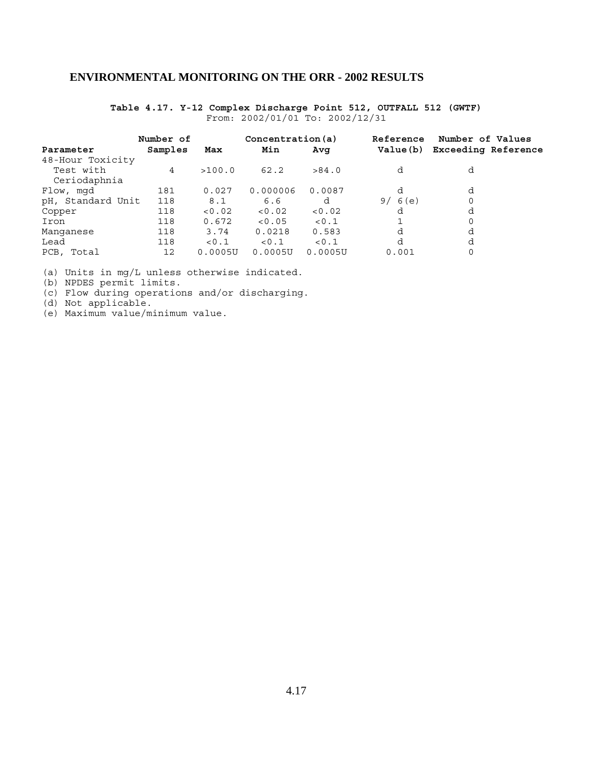## ENVIRONMENTAL MONITORING ON THE ORR - 2002 RESULTS

**Table 4.17. Y-12 Complex Discharge Point 512, OUTFALL 512 (GWTF)**
From: 2002/01/01 To: 2002/12/31

| Parameter | Number of Samples | Concentration(a) Max | Min | Avg | Reference Value(b) | Number of Values Exceeding Reference |
|---|---|---|---|---|---|---|
| 48-Hour Toxicity Test with Ceriodaphnia | 4 | >100.0 | 62.2 | >84.0 | d | d |
| Flow, mgd | 181 | 0.027 | 0.000006 | 0.0087 | d | d |
| pH, Standard Unit | 118 | 8.1 | 6.6 | d | 9/ 6(e) | 0 |
| Copper | 118 | <0.02 | <0.02 | <0.02 | d | d |
| Iron | 118 | 0.672 | <0.05 | <0.1 | 1 | 0 |
| Manganese | 118 | 3.74 | 0.0218 | 0.583 | d | d |
| Lead | 118 | <0.1 | <0.1 | <0.1 | d | d |
| PCB, Total | 12 | 0.0005U | 0.0005U | 0.0005U | 0.001 | 0 |

(a) Units in mg/L unless otherwise indicated.
(b) NPDES permit limits.
(c) Flow during operations and/or discharging.
(d) Not applicable.
(e) Maximum value/minimum value.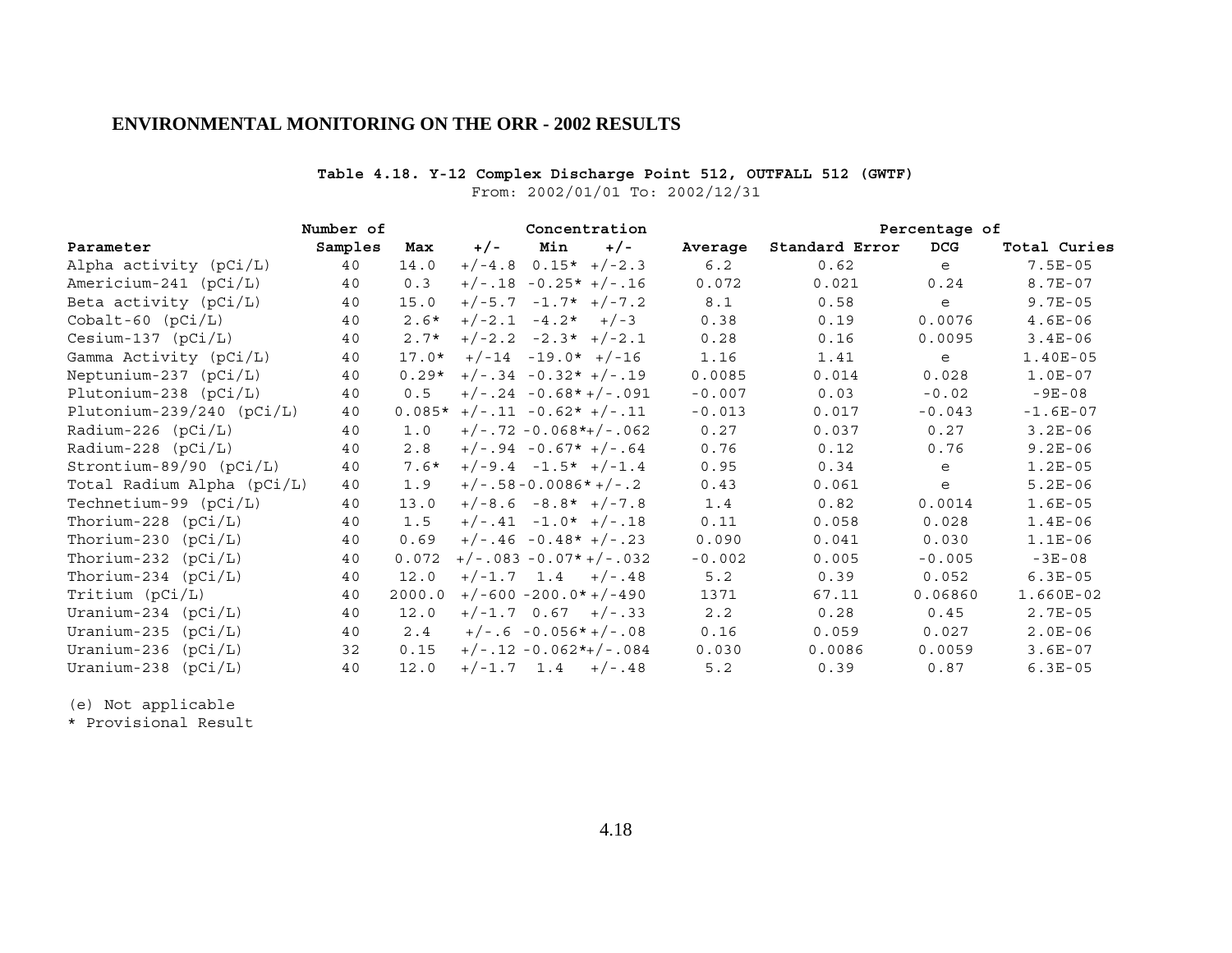## ENVIRONMENTAL MONITORING ON THE ORR - 2002 RESULTS

**Table 4.18. Y-12 Complex Discharge Point 512, OUTFALL 512 (GWTF)**
From: 2002/01/01 To: 2002/12/31

| Parameter | Number of Samples | Concentration Max | +/- | Min | +/- | Average | Standard Error | Percentage of DCG | Total Curies |
|---|---|---|---|---|---|---|---|---|---|
| Alpha activity (pCi/L) | 40 | 14.0 | +/-4.8 | 0.15* | +/-2.3 | 6.2 | 0.62 | e | 7.5E-05 |
| Americium-241 (pCi/L) | 40 | 0.3 | +/-.18 | -0.25* | +/-.16 | 0.072 | 0.021 | 0.24 | 8.7E-07 |
| Beta activity (pCi/L) | 40 | 15.0 | +/-5.7 | -1.7* | +/-7.2 | 8.1 | 0.58 | e | 9.7E-05 |
| Cobalt-60 (pCi/L) | 40 | 2.6* | +/-2.1 | -4.2* | +/-3 | 0.38 | 0.19 | 0.0076 | 4.6E-06 |
| Cesium-137 (pCi/L) | 40 | 2.7* | +/-2.2 | -2.3* | +/-2.1 | 0.28 | 0.16 | 0.0095 | 3.4E-06 |
| Gamma Activity (pCi/L) | 40 | 17.0* | +/-14 | -19.0* | +/-16 | 1.16 | 1.41 | e | 1.40E-05 |
| Neptunium-237 (pCi/L) | 40 | 0.29* | +/-.34 | -0.32* | +/-.19 | 0.0085 | 0.014 | 0.028 | 1.0E-07 |
| Plutonium-238 (pCi/L) | 40 | 0.5 | +/-.24 | -0.68* | +/-.091 | -0.007 | 0.03 | -0.02 | -9E-08 |
| Plutonium-239/240 (pCi/L) | 40 | 0.085* | +/-.11 | -0.62* | +/-.11 | -0.013 | 0.017 | -0.043 | -1.6E-07 |
| Radium-226 (pCi/L) | 40 | 1.0 | +/-.72 | -0.068* | +/-.062 | 0.27 | 0.037 | 0.27 | 3.2E-06 |
| Radium-228 (pCi/L) | 40 | 2.8 | +/-.94 | -0.67* | +/-.64 | 0.76 | 0.12 | 0.76 | 9.2E-06 |
| Strontium-89/90 (pCi/L) | 40 | 7.6* | +/-9.4 | -1.5* | +/-1.4 | 0.95 | 0.34 | e | 1.2E-05 |
| Total Radium Alpha (pCi/L) | 40 | 1.9 | +/-.58 | -0.0086* | +/-.2 | 0.43 | 0.061 | e | 5.2E-06 |
| Technetium-99 (pCi/L) | 40 | 13.0 | +/-8.6 | -8.8* | +/-7.8 | 1.4 | 0.82 | 0.0014 | 1.6E-05 |
| Thorium-228 (pCi/L) | 40 | 1.5 | +/-.41 | -1.0* | +/-.18 | 0.11 | 0.058 | 0.028 | 1.4E-06 |
| Thorium-230 (pCi/L) | 40 | 0.69 | +/-.46 | -0.48* | +/-.23 | 0.090 | 0.041 | 0.030 | 1.1E-06 |
| Thorium-232 (pCi/L) | 40 | 0.072 | +/-.083 | -0.07* | +/-.032 | -0.002 | 0.005 | -0.005 | -3E-08 |
| Thorium-234 (pCi/L) | 40 | 12.0 | +/-1.7 | 1.4 | +/-.48 | 5.2 | 0.39 | 0.052 | 6.3E-05 |
| Tritium (pCi/L) | 40 | 2000.0 | +/-600 | -200.0* | +/-490 | 1371 | 67.11 | 0.06860 | 1.660E-02 |
| Uranium-234 (pCi/L) | 40 | 12.0 | +/-1.7 | 0.67 | +/-.33 | 2.2 | 0.28 | 0.45 | 2.7E-05 |
| Uranium-235 (pCi/L) | 40 | 2.4 | +/-.6 | -0.056* | +/-.08 | 0.16 | 0.059 | 0.027 | 2.0E-06 |
| Uranium-236 (pCi/L) | 32 | 0.15 | +/-.12 | -0.062* | +/-.084 | 0.030 | 0.0086 | 0.0059 | 3.6E-07 |
| Uranium-238 (pCi/L) | 40 | 12.0 | +/-1.7 | 1.4 | +/-.48 | 5.2 | 0.39 | 0.87 | 6.3E-05 |

(e) Not applicable
* Provisional Result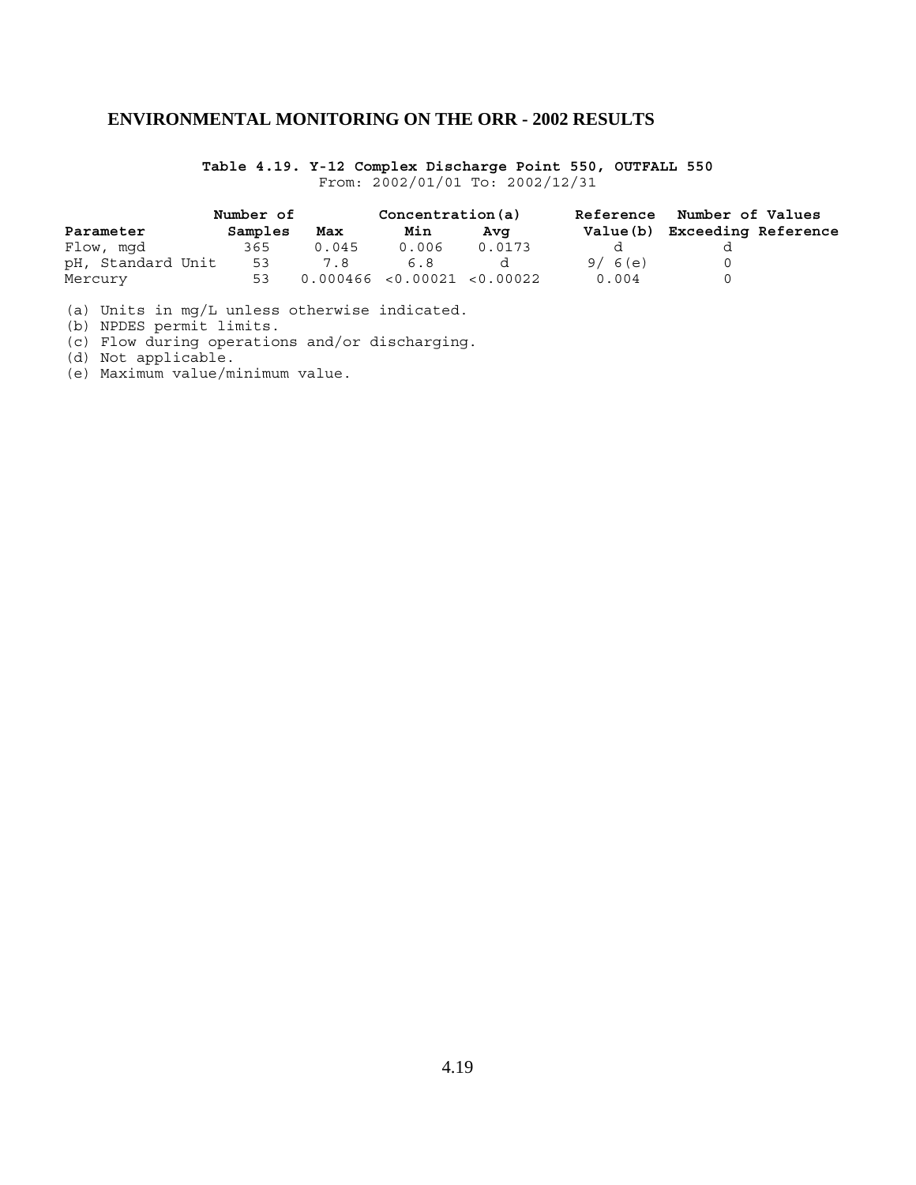## ENVIRONMENTAL MONITORING ON THE ORR - 2002 RESULTS

**Table 4.19. Y-12 Complex Discharge Point 550, OUTFALL 550**

From: 2002/01/01 To: 2002/12/31

| Parameter | Number of Samples | Concentration(a) Max | Min | Avg | Reference Value(b) | Number of Values Exceeding Reference |
|---|---|---|---|---|---|---|
| Flow, mgd | 365 | 0.045 | 0.006 | 0.0173 | d | d |
| pH, Standard Unit | 53 | 7.8 | 6.8 | d | 9/ 6(e) | 0 |
| Mercury | 53 | 0.000466 | <0.00021 | <0.00022 | 0.004 | 0 |

(a) Units in mg/L unless otherwise indicated.
(b) NPDES permit limits.
(c) Flow during operations and/or discharging.
(d) Not applicable.
(e) Maximum value/minimum value.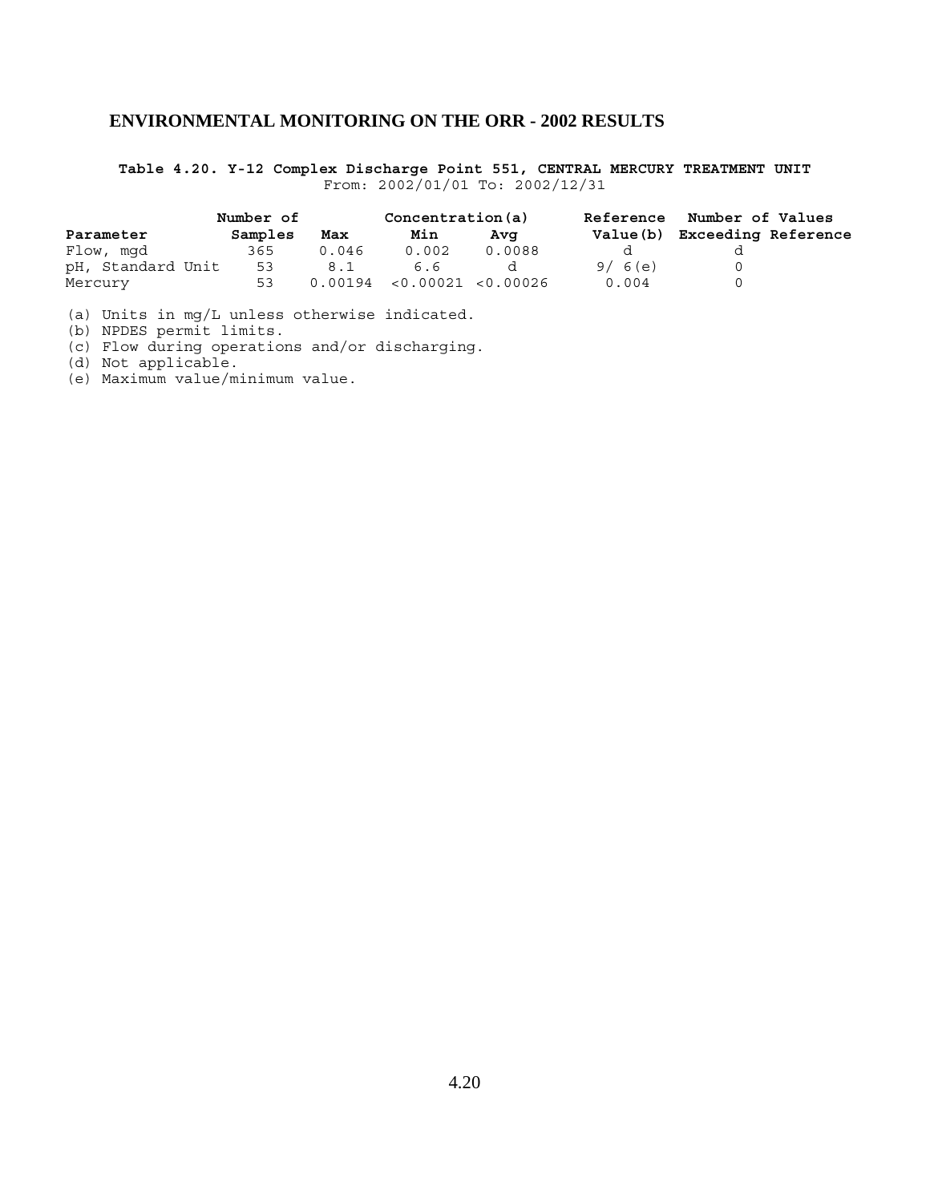# ENVIRONMENTAL MONITORING ON THE ORR - 2002 RESULTS

**Table 4.20. Y-12 Complex Discharge Point 551, CENTRAL MERCURY TREATMENT UNIT**
From: 2002/01/01 To: 2002/12/31

| Parameter | Number of Samples | Concentration(a) | | | Reference Value(b) | Number of Values Exceeding Reference |
|---|---|---|---|---|---|---|
| | | Max | Min | Avg | | |
| Flow, mgd | 365 | 0.046 | 0.002 | 0.0088 | d | d |
| pH, Standard Unit | 53 | 8.1 | 6.6 | d | 9/ 6(e) | 0 |
| Mercury | 53 | 0.00194 | <0.00021 | <0.00026 | 0.004 | 0 |

(a) Units in mg/L unless otherwise indicated.
(b) NPDES permit limits.
(c) Flow during operations and/or discharging.
(d) Not applicable.
(e) Maximum value/minimum value.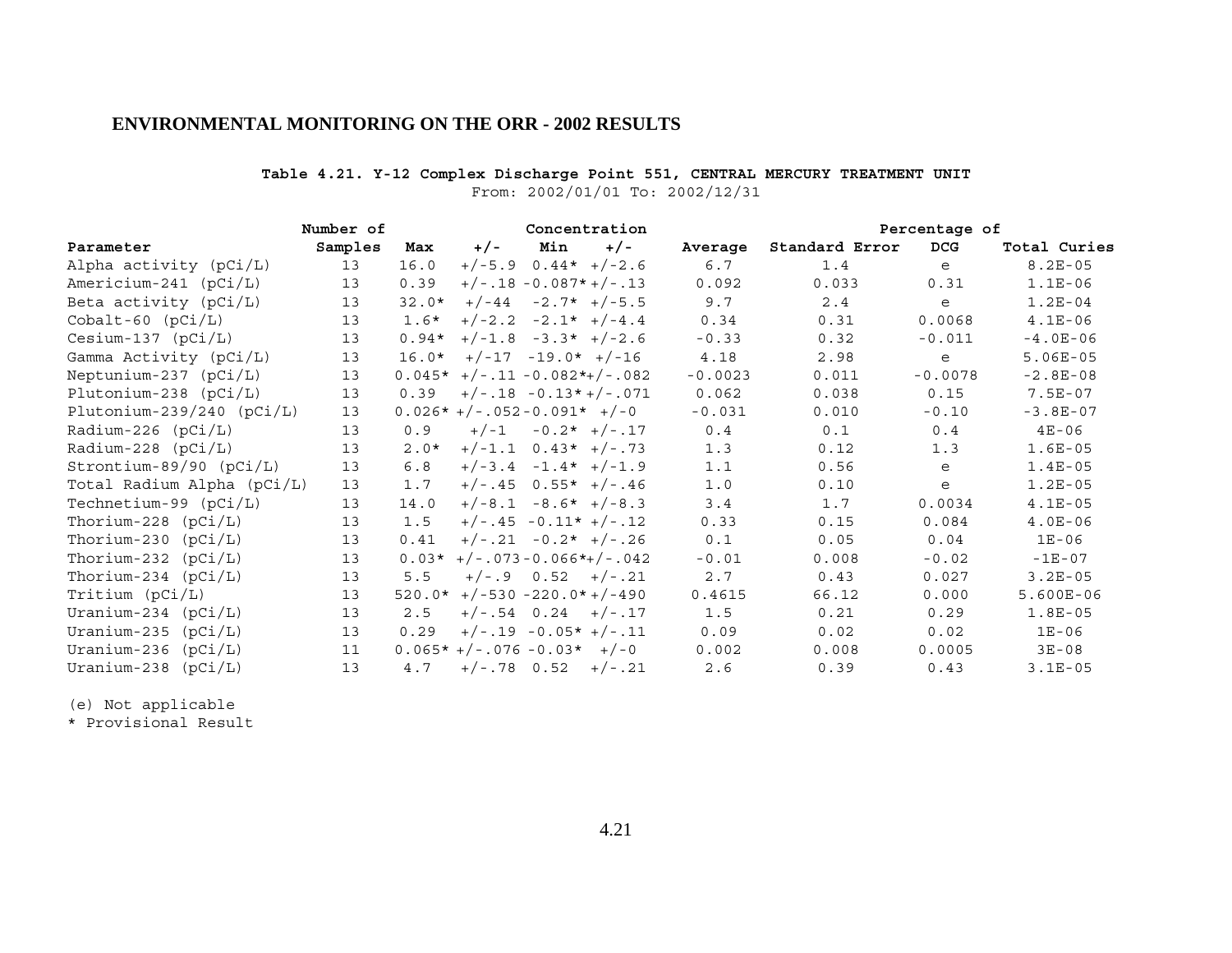## ENVIRONMENTAL MONITORING ON THE ORR - 2002 RESULTS

**Table 4.21. Y-12 Complex Discharge Point 551, CENTRAL MERCURY TREATMENT UNIT**

From: 2002/01/01 To: 2002/12/31

| Parameter | Number of Samples | Concentration Max | +/- | Min | +/- | Average | Standard Error | Percentage of DCG | Total Curies |
|---|---|---|---|---|---|---|---|---|---|
| Alpha activity (pCi/L) | 13 | 16.0 | +/-5.9 | 0.44* | +/-2.6 | 6.7 | 1.4 | e | 8.2E-05 |
| Americium-241 (pCi/L) | 13 | 0.39 | +/-.18 | -0.087* | +/-.13 | 0.092 | 0.033 | 0.31 | 1.1E-06 |
| Beta activity (pCi/L) | 13 | 32.0* | +/-44 | -2.7* | +/-5.5 | 9.7 | 2.4 | e | 1.2E-04 |
| Cobalt-60 (pCi/L) | 13 | 1.6* | +/-2.2 | -2.1* | +/-4.4 | 0.34 | 0.31 | 0.0068 | 4.1E-06 |
| Cesium-137 (pCi/L) | 13 | 0.94* | +/-1.8 | -3.3* | +/-2.6 | -0.33 | 0.32 | -0.011 | -4.0E-06 |
| Gamma Activity (pCi/L) | 13 | 16.0* | +/-17 | -19.0* | +/-16 | 4.18 | 2.98 | e | 5.06E-05 |
| Neptunium-237 (pCi/L) | 13 | 0.045* | +/-.11 | -0.082* | +/-.082 | -0.0023 | 0.011 | -0.0078 | -2.8E-08 |
| Plutonium-238 (pCi/L) | 13 | 0.39 | +/-.18 | -0.13* | +/-.071 | 0.062 | 0.038 | 0.15 | 7.5E-07 |
| Plutonium-239/240 (pCi/L) | 13 | 0.026* | +/-.052 | -0.091* | +/-0 | -0.031 | 0.010 | -0.10 | -3.8E-07 |
| Radium-226 (pCi/L) | 13 | 0.9 | +/-1 | -0.2* | +/-.17 | 0.4 | 0.1 | 0.4 | 4E-06 |
| Radium-228 (pCi/L) | 13 | 2.0* | +/-1.1 | 0.43* | +/-.73 | 1.3 | 0.12 | 1.3 | 1.6E-05 |
| Strontium-89/90 (pCi/L) | 13 | 6.8 | +/-3.4 | -1.4* | +/-1.9 | 1.1 | 0.56 | e | 1.4E-05 |
| Total Radium Alpha (pCi/L) | 13 | 1.7 | +/-.45 | 0.55* | +/-.46 | 1.0 | 0.10 | e | 1.2E-05 |
| Technetium-99 (pCi/L) | 13 | 14.0 | +/-8.1 | -8.6* | +/-8.3 | 3.4 | 1.7 | 0.0034 | 4.1E-05 |
| Thorium-228 (pCi/L) | 13 | 1.5 | +/-.45 | -0.11* | +/-.12 | 0.33 | 0.15 | 0.084 | 4.0E-06 |
| Thorium-230 (pCi/L) | 13 | 0.41 | +/-.21 | -0.2* | +/-.26 | 0.1 | 0.05 | 0.04 | 1E-06 |
| Thorium-232 (pCi/L) | 13 | 0.03* | +/-.073 | -0.066* | +/-.042 | -0.01 | 0.008 | -0.02 | -1E-07 |
| Thorium-234 (pCi/L) | 13 | 5.5 | +/-.9 | 0.52 | +/-.21 | 2.7 | 0.43 | 0.027 | 3.2E-05 |
| Tritium (pCi/L) | 13 | 520.0* | +/-530 | -220.0* | +/-490 | 0.4615 | 66.12 | 0.000 | 5.600E-06 |
| Uranium-234 (pCi/L) | 13 | 2.5 | +/-.54 | 0.24 | +/-.17 | 1.5 | 0.21 | 0.29 | 1.8E-05 |
| Uranium-235 (pCi/L) | 13 | 0.29 | +/-.19 | -0.05* | +/-.11 | 0.09 | 0.02 | 0.02 | 1E-06 |
| Uranium-236 (pCi/L) | 11 | 0.065* | +/-.076 | -0.03* | +/-0 | 0.002 | 0.008 | 0.0005 | 3E-08 |
| Uranium-238 (pCi/L) | 13 | 4.7 | +/-.78 | 0.52 | +/-.21 | 2.6 | 0.39 | 0.43 | 3.1E-05 |

(e) Not applicable

* Provisional Result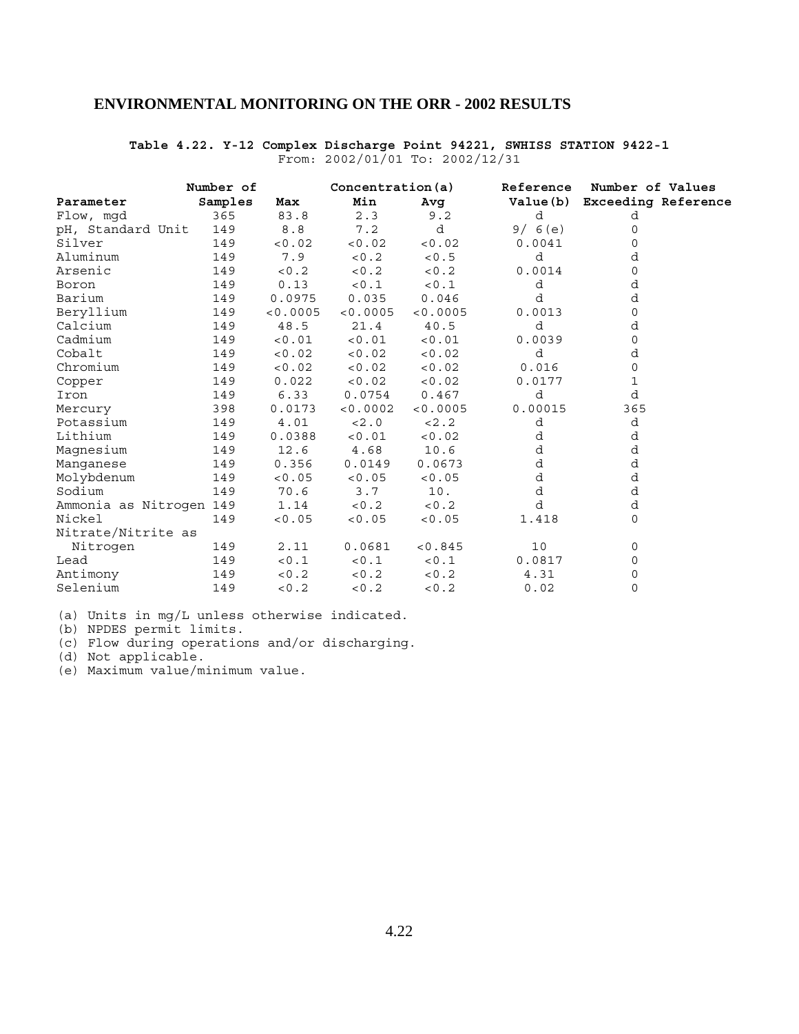## ENVIRONMENTAL MONITORING ON THE ORR - 2002 RESULTS

**Table 4.22. Y-12 Complex Discharge Point 94221, SWHISS STATION 9422-1**

From: 2002/01/01 To: 2002/12/31

| Parameter | Number of Samples | Concentration(a) Max | Min | Avg | Reference Value(b) | Number of Values Exceeding Reference |
|---|---|---|---|---|---|---|
| Flow, mgd | 365 | 83.8 | 2.3 | 9.2 | d | d |
| pH, Standard Unit | 149 | 8.8 | 7.2 | d | 9/ 6(e) | 0 |
| Silver | 149 | <0.02 | <0.02 | <0.02 | 0.0041 | 0 |
| Aluminum | 149 | 7.9 | <0.2 | <0.5 | d | d |
| Arsenic | 149 | <0.2 | <0.2 | <0.2 | 0.0014 | 0 |
| Boron | 149 | 0.13 | <0.1 | <0.1 | d | d |
| Barium | 149 | 0.0975 | 0.035 | 0.046 | d | d |
| Beryllium | 149 | <0.0005 | <0.0005 | <0.0005 | 0.0013 | 0 |
| Calcium | 149 | 48.5 | 21.4 | 40.5 | d | d |
| Cadmium | 149 | <0.01 | <0.01 | <0.01 | 0.0039 | 0 |
| Cobalt | 149 | <0.02 | <0.02 | <0.02 | d | d |
| Chromium | 149 | <0.02 | <0.02 | <0.02 | 0.016 | 0 |
| Copper | 149 | 0.022 | <0.02 | <0.02 | 0.0177 | 1 |
| Iron | 149 | 6.33 | 0.0754 | 0.467 | d | d |
| Mercury | 398 | 0.0173 | <0.0002 | <0.0005 | 0.00015 | 365 |
| Potassium | 149 | 4.01 | <2.0 | <2.2 | d | d |
| Lithium | 149 | 0.0388 | <0.01 | <0.02 | d | d |
| Magnesium | 149 | 12.6 | 4.68 | 10.6 | d | d |
| Manganese | 149 | 0.356 | 0.0149 | 0.0673 | d | d |
| Molybdenum | 149 | <0.05 | <0.05 | <0.05 | d | d |
| Sodium | 149 | 70.6 | 3.7 | 10. | d | d |
| Ammonia as Nitrogen | 149 | 1.14 | <0.2 | <0.2 | d | d |
| Nickel | 149 | <0.05 | <0.05 | <0.05 | 1.418 | 0 |
| Nitrate/Nitrite as Nitrogen | 149 | 2.11 | 0.0681 | <0.845 | 10 | 0 |
| Lead | 149 | <0.1 | <0.1 | <0.1 | 0.0817 | 0 |
| Antimony | 149 | <0.2 | <0.2 | <0.2 | 4.31 | 0 |
| Selenium | 149 | <0.2 | <0.2 | <0.2 | 0.02 | 0 |

(a) Units in mg/L unless otherwise indicated.
(b) NPDES permit limits.
(c) Flow during operations and/or discharging.
(d) Not applicable.
(e) Maximum value/minimum value.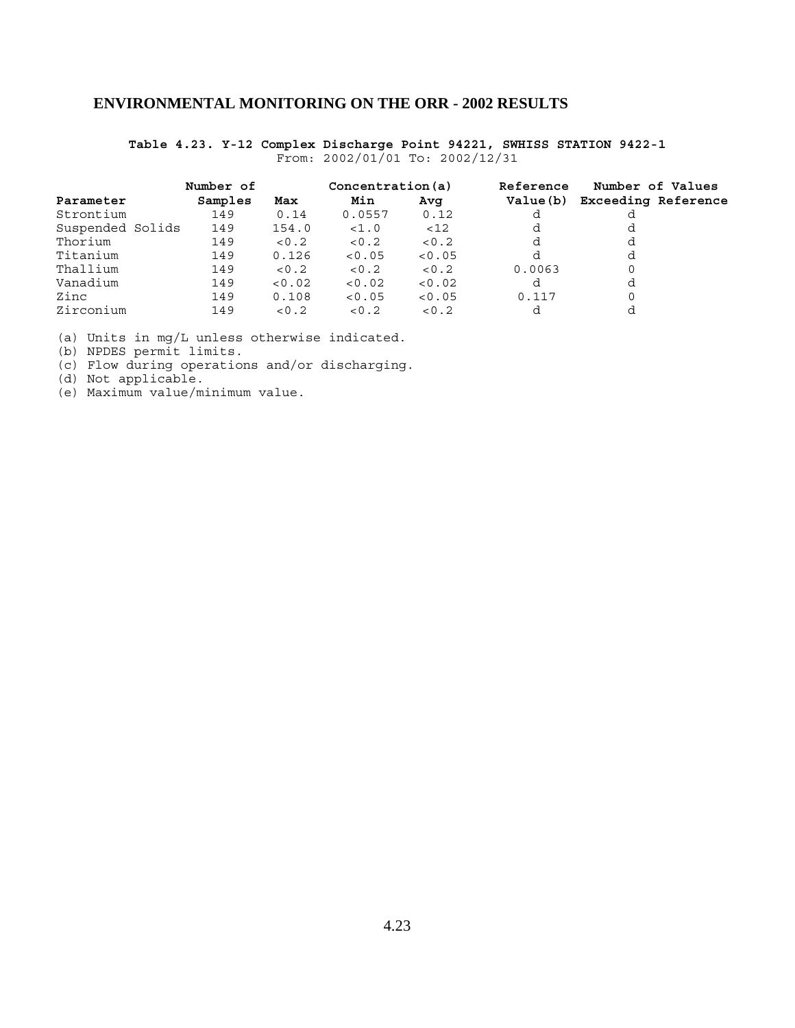## ENVIRONMENTAL MONITORING ON THE ORR - 2002 RESULTS

**Table 4.23. Y-12 Complex Discharge Point 94221, SWHISS STATION 9422-1**
From: 2002/01/01 To: 2002/12/31

| Parameter | Number of Samples | Concentration(a) Max | Min | Avg | Reference Value(b) | Number of Values Exceeding Reference |
|---|---|---|---|---|---|---|
| Strontium | 149 | 0.14 | 0.0557 | 0.12 | d | d |
| Suspended Solids | 149 | 154.0 | <1.0 | <12 | d | d |
| Thorium | 149 | <0.2 | <0.2 | <0.2 | d | d |
| Titanium | 149 | 0.126 | <0.05 | <0.05 | d | d |
| Thallium | 149 | <0.2 | <0.2 | <0.2 | 0.0063 | 0 |
| Vanadium | 149 | <0.02 | <0.02 | <0.02 | d | d |
| Zinc | 149 | 0.108 | <0.05 | <0.05 | 0.117 | 0 |
| Zirconium | 149 | <0.2 | <0.2 | <0.2 | d | d |

(a) Units in mg/L unless otherwise indicated.
(b) NPDES permit limits.
(c) Flow during operations and/or discharging.
(d) Not applicable.
(e) Maximum value/minimum value.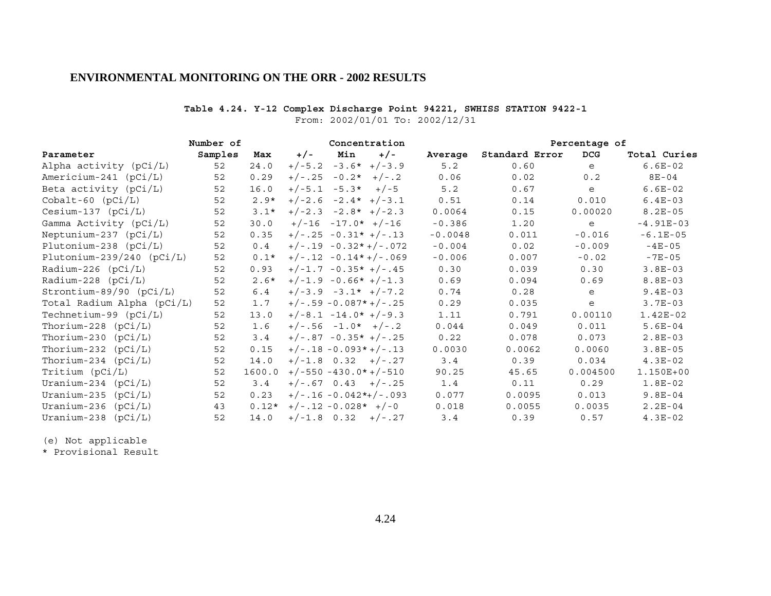**ENVIRONMENTAL MONITORING ON THE ORR - 2002 RESULTS**

**Table 4.24. Y-12 Complex Discharge Point 94221, SWHISS STATION 9422-1**

From: 2002/01/01 To: 2002/12/31

| Parameter | Number of Samples | Concentration Max | +/- | Min | +/- | Average | Standard Error | Percentage of DCG | Total Curies |
|---|---|---|---|---|---|---|---|---|---|
| Alpha activity (pCi/L) | 52 | 24.0 | +/-5.2 | -3.6* | +/-3.9 | 5.2 | 0.60 | e | 6.6E-02 |
| Americium-241 (pCi/L) | 52 | 0.29 | +/-.25 | -0.2* | +/-.2 | 0.06 | 0.02 | 0.2 | 8E-04 |
| Beta activity (pCi/L) | 52 | 16.0 | +/-5.1 | -5.3* | +/-5 | 5.2 | 0.67 | e | 6.6E-02 |
| Cobalt-60 (pCi/L) | 52 | 2.9* | +/-2.6 | -2.4* | +/-3.1 | 0.51 | 0.14 | 0.010 | 6.4E-03 |
| Cesium-137 (pCi/L) | 52 | 3.1* | +/-2.3 | -2.8* | +/-2.3 | 0.0064 | 0.15 | 0.00020 | 8.2E-05 |
| Gamma Activity (pCi/L) | 52 | 30.0 | +/-16 | -17.0* | +/-16 | -0.386 | 1.20 | e | -4.91E-03 |
| Neptunium-237 (pCi/L) | 52 | 0.35 | +/-.25 | -0.31* | +/-.13 | -0.0048 | 0.011 | -0.016 | -6.1E-05 |
| Plutonium-238 (pCi/L) | 52 | 0.4 | +/-.19 | -0.32* | +/-.072 | -0.004 | 0.02 | -0.009 | -4E-05 |
| Plutonium-239/240 (pCi/L) | 52 | 0.1* | +/-.12 | -0.14* | +/-.069 | -0.006 | 0.007 | -0.02 | -7E-05 |
| Radium-226 (pCi/L) | 52 | 0.93 | +/-1.7 | -0.35* | +/-.45 | 0.30 | 0.039 | 0.30 | 3.8E-03 |
| Radium-228 (pCi/L) | 52 | 2.6* | +/-1.9 | -0.66* | +/-1.3 | 0.69 | 0.094 | 0.69 | 8.8E-03 |
| Strontium-89/90 (pCi/L) | 52 | 6.4 | +/-3.9 | -3.1* | +/-7.2 | 0.74 | 0.28 | e | 9.4E-03 |
| Total Radium Alpha (pCi/L) | 52 | 1.7 | +/-.59 | -0.087* | +/-.25 | 0.29 | 0.035 | e | 3.7E-03 |
| Technetium-99 (pCi/L) | 52 | 13.0 | +/-8.1 | -14.0* | +/-9.3 | 1.11 | 0.791 | 0.00110 | 1.42E-02 |
| Thorium-228 (pCi/L) | 52 | 1.6 | +/-.56 | -1.0* | +/-.2 | 0.044 | 0.049 | 0.011 | 5.6E-04 |
| Thorium-230 (pCi/L) | 52 | 3.4 | +/-.87 | -0.35* | +/-.25 | 0.22 | 0.078 | 0.073 | 2.8E-03 |
| Thorium-232 (pCi/L) | 52 | 0.15 | +/-.18 | -0.093* | +/-.13 | 0.0030 | 0.0062 | 0.0060 | 3.8E-05 |
| Thorium-234 (pCi/L) | 52 | 14.0 | +/-1.8 | 0.32 | +/-.27 | 3.4 | 0.39 | 0.034 | 4.3E-02 |
| Tritium (pCi/L) | 52 | 1600.0 | +/-550 | -430.0* | +/-510 | 90.25 | 45.65 | 0.004500 | 1.150E+00 |
| Uranium-234 (pCi/L) | 52 | 3.4 | +/-.67 | 0.43 | +/-.25 | 1.4 | 0.11 | 0.29 | 1.8E-02 |
| Uranium-235 (pCi/L) | 52 | 0.23 | +/-.16 | -0.042* | +/-.093 | 0.077 | 0.0095 | 0.013 | 9.8E-04 |
| Uranium-236 (pCi/L) | 43 | 0.12* | +/-.12 | -0.028* | +/-0 | 0.018 | 0.0055 | 0.0035 | 2.2E-04 |
| Uranium-238 (pCi/L) | 52 | 14.0 | +/-1.8 | 0.32 | +/-.27 | 3.4 | 0.39 | 0.57 | 4.3E-02 |

(e) Not applicable

* Provisional Result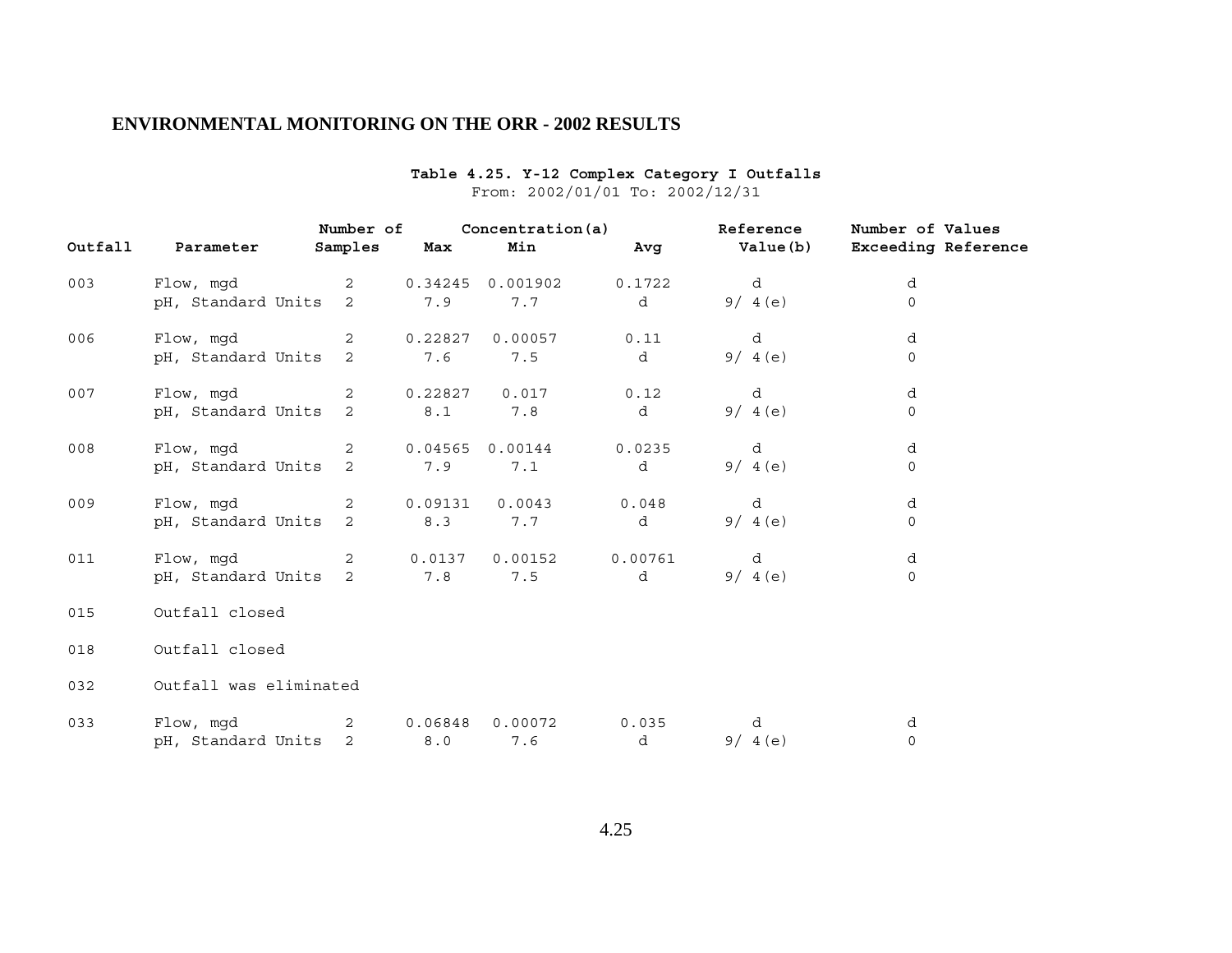**Table 4.25. Y-12 Complex Category I Outfalls**

From: 2002/01/01 To: 2002/12/31

| Outfall | Parameter | Number of Samples | Concentration(a) Max | Min | Avg | Reference Value(b) | Number of Values Exceeding Reference |
|---|---|---|---|---|---|---|---|
| 003 | Flow, mgd | 2 | 0.34245 | 0.001902 | 0.1722 | d | d |
| | pH, Standard Units | 2 | 7.9 | 7.7 | d | 9/ 4(e) | 0 |
| 006 | Flow, mgd | 2 | 0.22827 | 0.00057 | 0.11 | d | d |
| | pH, Standard Units | 2 | 7.6 | 7.5 | d | 9/ 4(e) | 0 |
| 007 | Flow, mgd | 2 | 0.22827 | 0.017 | 0.12 | d | d |
| | pH, Standard Units | 2 | 8.1 | 7.8 | d | 9/ 4(e) | 0 |
| 008 | Flow, mgd | 2 | 0.04565 | 0.00144 | 0.0235 | d | d |
| | pH, Standard Units | 2 | 7.9 | 7.1 | d | 9/ 4(e) | 0 |
| 009 | Flow, mgd | 2 | 0.09131 | 0.0043 | 0.048 | d | d |
| | pH, Standard Units | 2 | 8.3 | 7.7 | d | 9/ 4(e) | 0 |
| 011 | Flow, mgd | 2 | 0.0137 | 0.00152 | 0.00761 | d | d |
| | pH, Standard Units | 2 | 7.8 | 7.5 | d | 9/ 4(e) | 0 |
| 015 | Outfall closed | | | | | | |
| 018 | Outfall closed | | | | | | |
| 032 | Outfall was eliminated | | | | | | |
| 033 | Flow, mgd | 2 | 0.06848 | 0.00072 | 0.035 | d | d |
| | pH, Standard Units | 2 | 8.0 | 7.6 | d | 9/ 4(e) | 0 |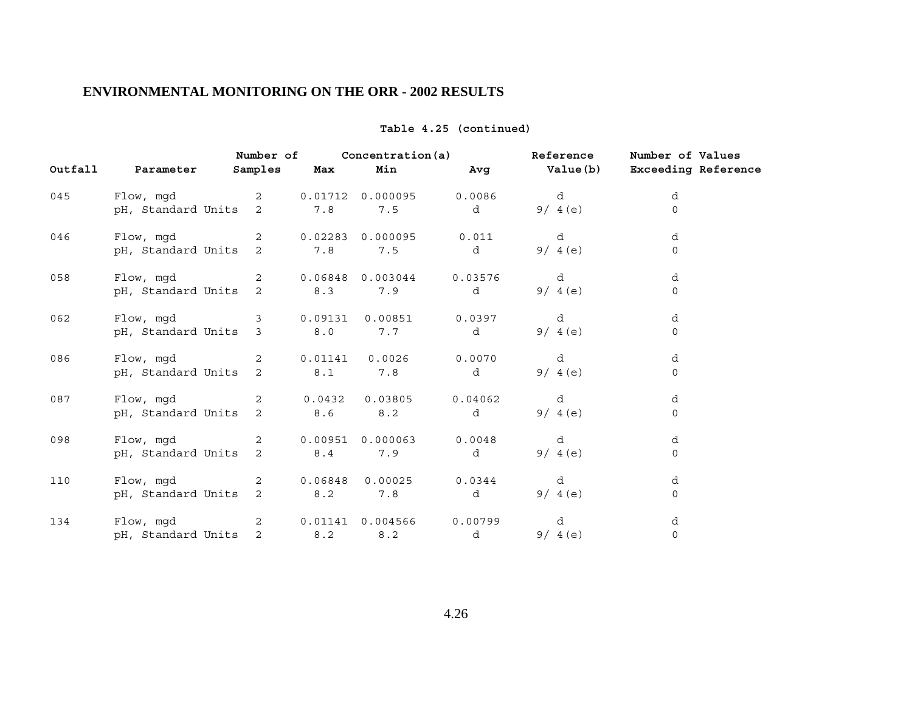## ENVIRONMENTAL MONITORING ON THE ORR - 2002 RESULTS

**Table 4.25 (continued)**

| Outfall | Parameter | Number of Samples | Concentration(a) Max | Min | Avg | Reference Value(b) | Number of Values Exceeding Reference |
|---|---|---|---|---|---|---|---|
| 045 | Flow, mgd | 2 | 0.01712 | 0.000095 | 0.0086 | d | d |
| | pH, Standard Units | 2 | 7.8 | 7.5 | d | 9/ 4(e) | 0 |
| 046 | Flow, mgd | 2 | 0.02283 | 0.000095 | 0.011 | d | d |
| | pH, Standard Units | 2 | 7.8 | 7.5 | d | 9/ 4(e) | 0 |
| 058 | Flow, mgd | 2 | 0.06848 | 0.003044 | 0.03576 | d | d |
| | pH, Standard Units | 2 | 8.3 | 7.9 | d | 9/ 4(e) | 0 |
| 062 | Flow, mgd | 3 | 0.09131 | 0.00851 | 0.0397 | d | d |
| | pH, Standard Units | 3 | 8.0 | 7.7 | d | 9/ 4(e) | 0 |
| 086 | Flow, mgd | 2 | 0.01141 | 0.0026 | 0.0070 | d | d |
| | pH, Standard Units | 2 | 8.1 | 7.8 | d | 9/ 4(e) | 0 |
| 087 | Flow, mgd | 2 | 0.0432 | 0.03805 | 0.04062 | d | d |
| | pH, Standard Units | 2 | 8.6 | 8.2 | d | 9/ 4(e) | 0 |
| 098 | Flow, mgd | 2 | 0.00951 | 0.000063 | 0.0048 | d | d |
| | pH, Standard Units | 2 | 8.4 | 7.9 | d | 9/ 4(e) | 0 |
| 110 | Flow, mgd | 2 | 0.06848 | 0.00025 | 0.0344 | d | d |
| | pH, Standard Units | 2 | 8.2 | 7.8 | d | 9/ 4(e) | 0 |
| 134 | Flow, mgd | 2 | 0.01141 | 0.004566 | 0.00799 | d | d |
| | pH, Standard Units | 2 | 8.2 | 8.2 | d | 9/ 4(e) | 0 |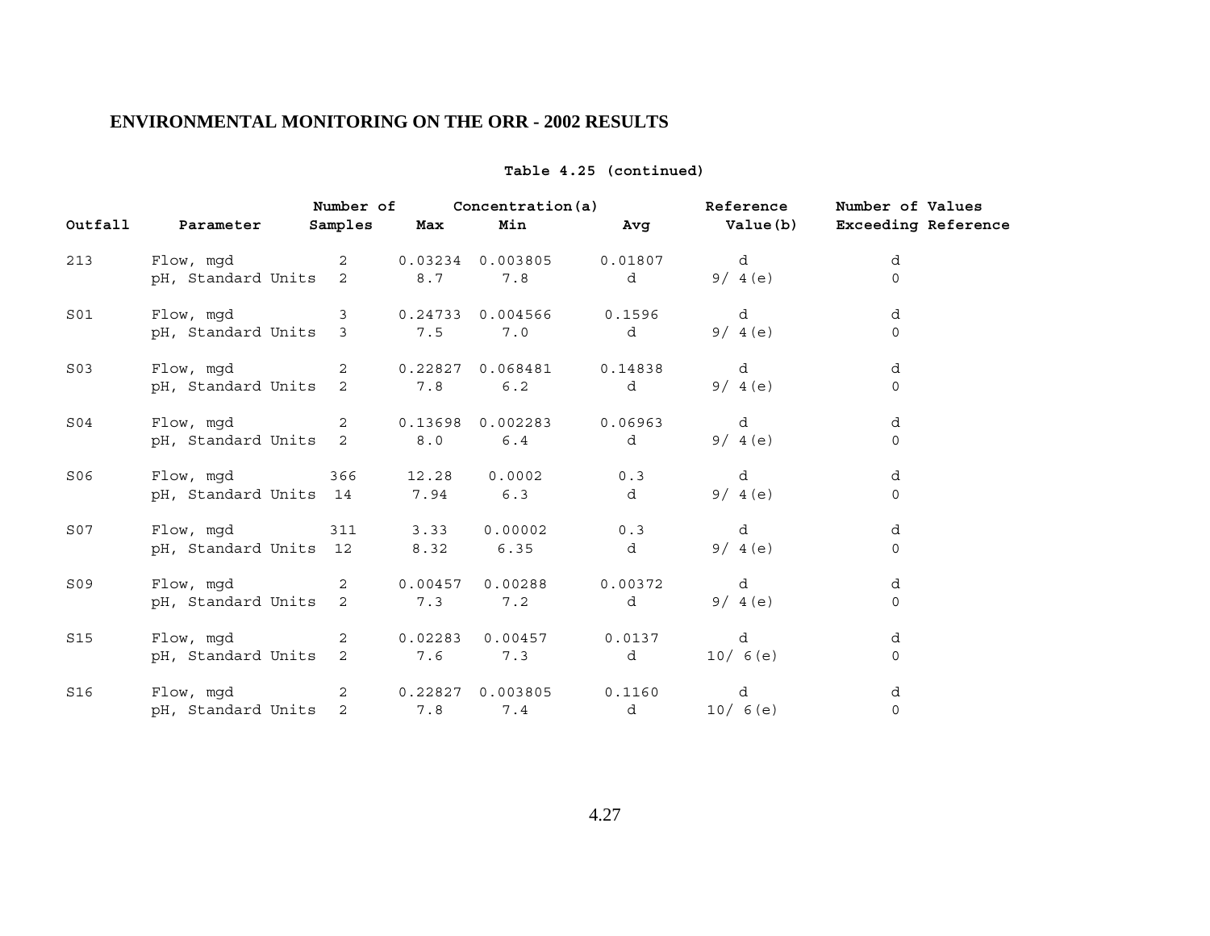## ENVIRONMENTAL MONITORING ON THE ORR - 2002 RESULTS

**Table 4.25 (continued)**

| Outfall | Parameter | Number of Samples | Concentration(a) Max | Min | Avg | Reference Value(b) | Number of Values Exceeding Reference |
|---|---|---|---|---|---|---|---|
| 213 | Flow, mgd | 2 | 0.03234 | 0.003805 | 0.01807 | d | d |
| | pH, Standard Units | 2 | 8.7 | 7.8 | d | 9/ 4(e) | 0 |
| S01 | Flow, mgd | 3 | 0.24733 | 0.004566 | 0.1596 | d | d |
| | pH, Standard Units | 3 | 7.5 | 7.0 | d | 9/ 4(e) | 0 |
| S03 | Flow, mgd | 2 | 0.22827 | 0.068481 | 0.14838 | d | d |
| | pH, Standard Units | 2 | 7.8 | 6.2 | d | 9/ 4(e) | 0 |
| S04 | Flow, mgd | 2 | 0.13698 | 0.002283 | 0.06963 | d | d |
| | pH, Standard Units | 2 | 8.0 | 6.4 | d | 9/ 4(e) | 0 |
| S06 | Flow, mgd | 366 | 12.28 | 0.0002 | 0.3 | d | d |
| | pH, Standard Units | 14 | 7.94 | 6.3 | d | 9/ 4(e) | 0 |
| S07 | Flow, mgd | 311 | 3.33 | 0.00002 | 0.3 | d | d |
| | pH, Standard Units | 12 | 8.32 | 6.35 | d | 9/ 4(e) | 0 |
| S09 | Flow, mgd | 2 | 0.00457 | 0.00288 | 0.00372 | d | d |
| | pH, Standard Units | 2 | 7.3 | 7.2 | d | 9/ 4(e) | 0 |
| S15 | Flow, mgd | 2 | 0.02283 | 0.00457 | 0.0137 | d | d |
| | pH, Standard Units | 2 | 7.6 | 7.3 | d | 10/ 6(e) | 0 |
| S16 | Flow, mgd | 2 | 0.22827 | 0.003805 | 0.1160 | d | d |
| | pH, Standard Units | 2 | 7.8 | 7.4 | d | 10/ 6(e) | 0 |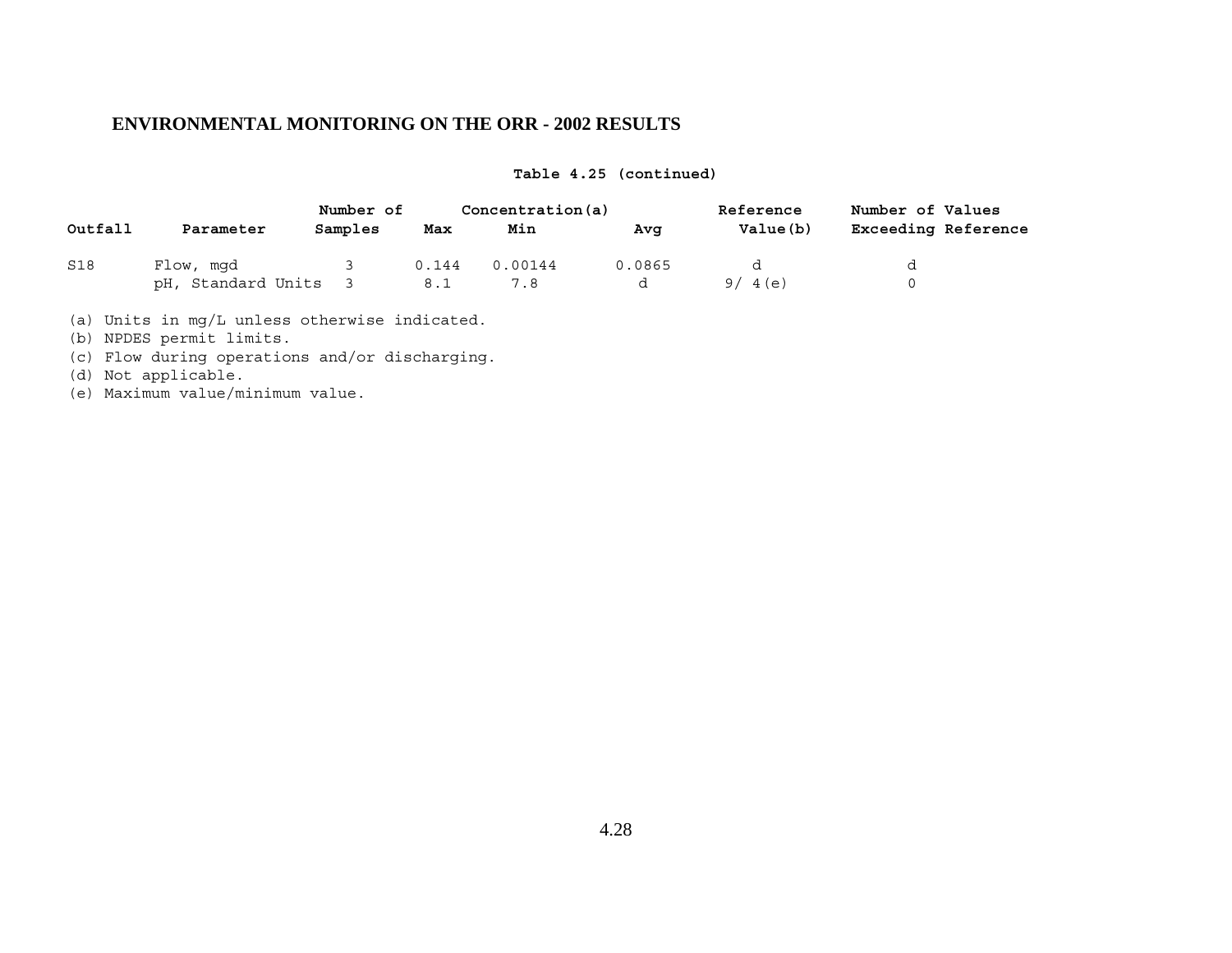**Table 4.25 (continued)**

| Outfall | Parameter | Number of Samples | Concentration(a) Max | Min | Avg | Reference Value(b) | Number of Values Exceeding Reference |
|---|---|---|---|---|---|---|---|
| S18 | Flow, mgd | 3 | 0.144 | 0.00144 | 0.0865 | d | d |
| | pH, Standard Units | 3 | 8.1 | 7.8 | d | 9/ 4(e) | 0 |

(a) Units in mg/L unless otherwise indicated.
(b) NPDES permit limits.
(c) Flow during operations and/or discharging.
(d) Not applicable.
(e) Maximum value/minimum value.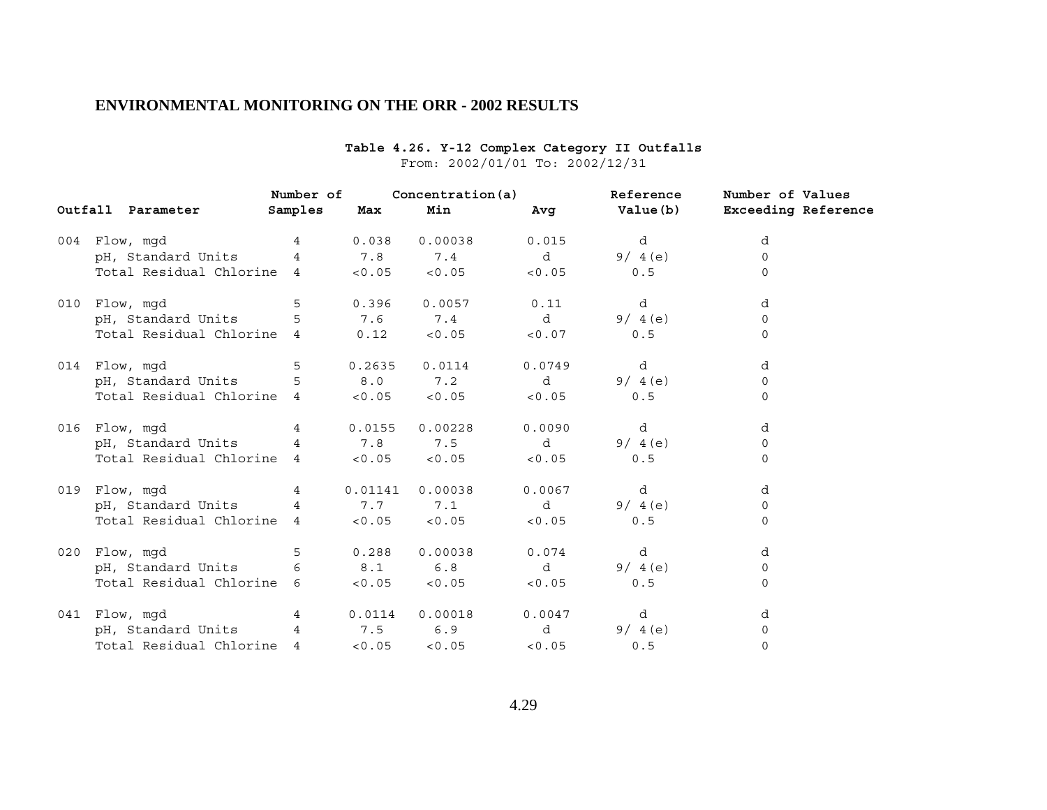## ENVIRONMENTAL MONITORING ON THE ORR - 2002 RESULTS

**Table 4.26. Y-12 Complex Category II Outfalls**

From: 2002/01/01 To: 2002/12/31

| Outfall | Parameter | Number of Samples | Concentration(a) Max | Min | Avg | Reference Value(b) | Number of Values Exceeding Reference |
|---|---|---|---|---|---|---|---|
| 004 | Flow, mgd | 4 | 0.038 | 0.00038 | 0.015 | d | d |
| | pH, Standard Units | 4 | 7.8 | 7.4 | d | 9/ 4(e) | 0 |
| | Total Residual Chlorine | 4 | <0.05 | <0.05 | <0.05 | 0.5 | 0 |
| 010 | Flow, mgd | 5 | 0.396 | 0.0057 | 0.11 | d | d |
| | pH, Standard Units | 5 | 7.6 | 7.4 | d | 9/ 4(e) | 0 |
| | Total Residual Chlorine | 4 | 0.12 | <0.05 | <0.07 | 0.5 | 0 |
| 014 | Flow, mgd | 5 | 0.2635 | 0.0114 | 0.0749 | d | d |
| | pH, Standard Units | 5 | 8.0 | 7.2 | d | 9/ 4(e) | 0 |
| | Total Residual Chlorine | 4 | <0.05 | <0.05 | <0.05 | 0.5 | 0 |
| 016 | Flow, mgd | 4 | 0.0155 | 0.00228 | 0.0090 | d | d |
| | pH, Standard Units | 4 | 7.8 | 7.5 | d | 9/ 4(e) | 0 |
| | Total Residual Chlorine | 4 | <0.05 | <0.05 | <0.05 | 0.5 | 0 |
| 019 | Flow, mgd | 4 | 0.01141 | 0.00038 | 0.0067 | d | d |
| | pH, Standard Units | 4 | 7.7 | 7.1 | d | 9/ 4(e) | 0 |
| | Total Residual Chlorine | 4 | <0.05 | <0.05 | <0.05 | 0.5 | 0 |
| 020 | Flow, mgd | 5 | 0.288 | 0.00038 | 0.074 | d | d |
| | pH, Standard Units | 6 | 8.1 | 6.8 | d | 9/ 4(e) | 0 |
| | Total Residual Chlorine | 6 | <0.05 | <0.05 | <0.05 | 0.5 | 0 |
| 041 | Flow, mgd | 4 | 0.0114 | 0.00018 | 0.0047 | d | d |
| | pH, Standard Units | 4 | 7.5 | 6.9 | d | 9/ 4(e) | 0 |
| | Total Residual Chlorine | 4 | <0.05 | <0.05 | <0.05 | 0.5 | 0 |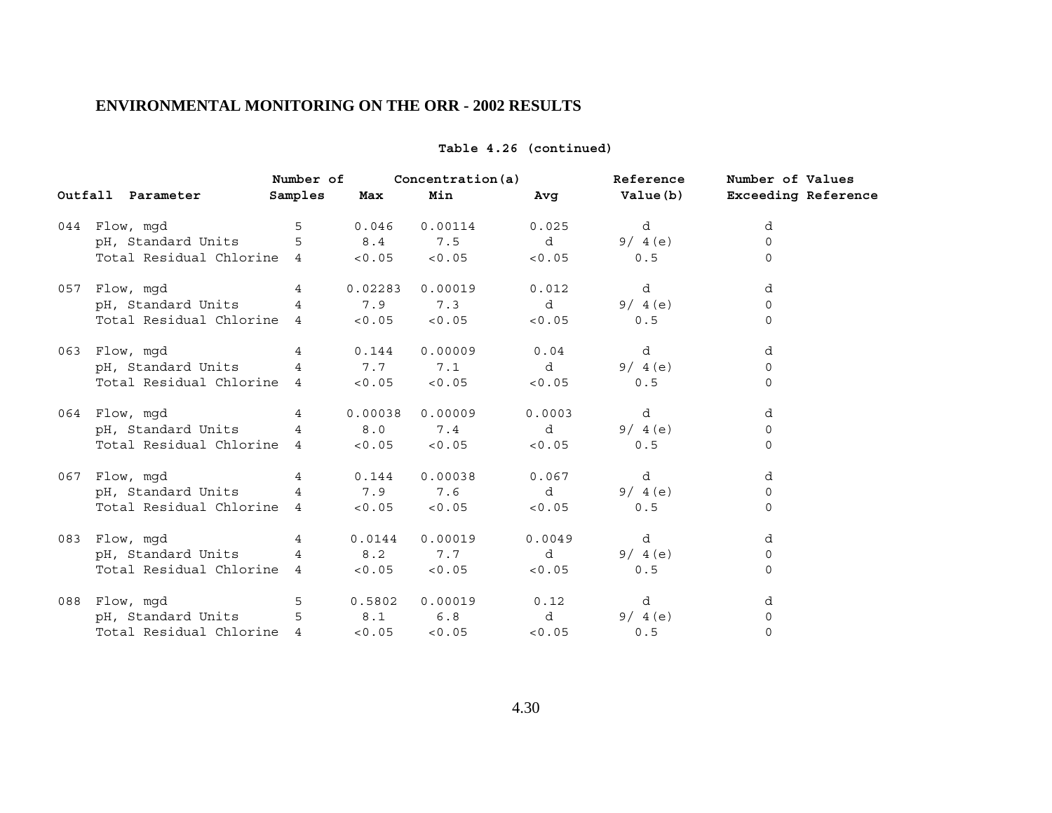## ENVIRONMENTAL MONITORING ON THE ORR - 2002 RESULTS

**Table 4.26 (continued)**

| Outfall | Parameter | Number of Samples | Concentration(a) Max | Min | Avg | Reference Value(b) | Number of Values Exceeding Reference |
|---|---|---|---|---|---|---|---|
| 044 | Flow, mgd | 5 | 0.046 | 0.00114 | 0.025 | d | d |
| | pH, Standard Units | 5 | 8.4 | 7.5 | d | 9/ 4(e) | 0 |
| | Total Residual Chlorine | 4 | <0.05 | <0.05 | <0.05 | 0.5 | 0 |
| 057 | Flow, mgd | 4 | 0.02283 | 0.00019 | 0.012 | d | d |
| | pH, Standard Units | 4 | 7.9 | 7.3 | d | 9/ 4(e) | 0 |
| | Total Residual Chlorine | 4 | <0.05 | <0.05 | <0.05 | 0.5 | 0 |
| 063 | Flow, mgd | 4 | 0.144 | 0.00009 | 0.04 | d | d |
| | pH, Standard Units | 4 | 7.7 | 7.1 | d | 9/ 4(e) | 0 |
| | Total Residual Chlorine | 4 | <0.05 | <0.05 | <0.05 | 0.5 | 0 |
| 064 | Flow, mgd | 4 | 0.00038 | 0.00009 | 0.0003 | d | d |
| | pH, Standard Units | 4 | 8.0 | 7.4 | d | 9/ 4(e) | 0 |
| | Total Residual Chlorine | 4 | <0.05 | <0.05 | <0.05 | 0.5 | 0 |
| 067 | Flow, mgd | 4 | 0.144 | 0.00038 | 0.067 | d | d |
| | pH, Standard Units | 4 | 7.9 | 7.6 | d | 9/ 4(e) | 0 |
| | Total Residual Chlorine | 4 | <0.05 | <0.05 | <0.05 | 0.5 | 0 |
| 083 | Flow, mgd | 4 | 0.0144 | 0.00019 | 0.0049 | d | d |
| | pH, Standard Units | 4 | 8.2 | 7.7 | d | 9/ 4(e) | 0 |
| | Total Residual Chlorine | 4 | <0.05 | <0.05 | <0.05 | 0.5 | 0 |
| 088 | Flow, mgd | 5 | 0.5802 | 0.00019 | 0.12 | d | d |
| | pH, Standard Units | 5 | 8.1 | 6.8 | d | 9/ 4(e) | 0 |
| | Total Residual Chlorine | 4 | <0.05 | <0.05 | <0.05 | 0.5 | 0 |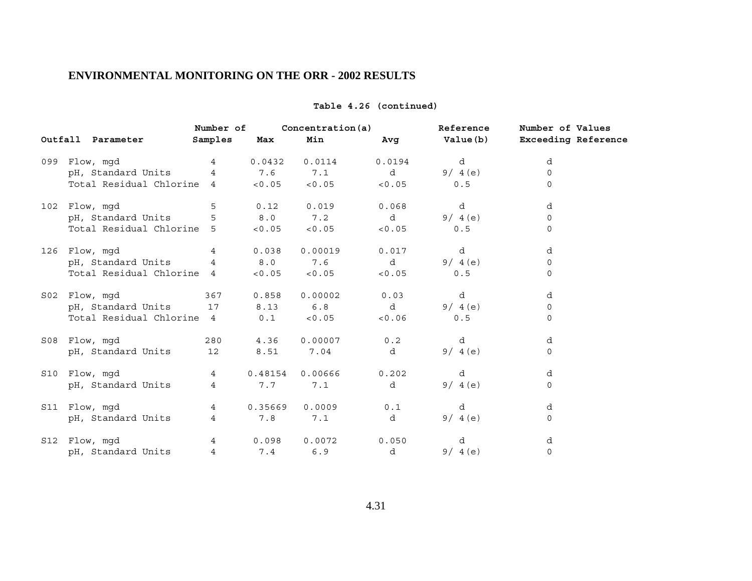**Table 4.26 (continued)**

| Outfall | Parameter | Number of Samples | Concentration(a) Max | Min | Avg | Reference Value(b) | Number of Values Exceeding Reference |
|---|---|---|---|---|---|---|---|
| 099 | Flow, mgd | 4 | 0.0432 | 0.0114 | 0.0194 | d | d |
| | pH, Standard Units | 4 | 7.6 | 7.1 | d | 9/ 4(e) | 0 |
| | Total Residual Chlorine | 4 | <0.05 | <0.05 | <0.05 | 0.5 | 0 |
| 102 | Flow, mgd | 5 | 0.12 | 0.019 | 0.068 | d | d |
| | pH, Standard Units | 5 | 8.0 | 7.2 | d | 9/ 4(e) | 0 |
| | Total Residual Chlorine | 5 | <0.05 | <0.05 | <0.05 | 0.5 | 0 |
| 126 | Flow, mgd | 4 | 0.038 | 0.00019 | 0.017 | d | d |
| | pH, Standard Units | 4 | 8.0 | 7.6 | d | 9/ 4(e) | 0 |
| | Total Residual Chlorine | 4 | <0.05 | <0.05 | <0.05 | 0.5 | 0 |
| S02 | Flow, mgd | 367 | 0.858 | 0.00002 | 0.03 | d | d |
| | pH, Standard Units | 17 | 8.13 | 6.8 | d | 9/ 4(e) | 0 |
| | Total Residual Chlorine | 4 | 0.1 | <0.05 | <0.06 | 0.5 | 0 |
| S08 | Flow, mgd | 280 | 4.36 | 0.00007 | 0.2 | d | d |
| | pH, Standard Units | 12 | 8.51 | 7.04 | d | 9/ 4(e) | 0 |
| S10 | Flow, mgd | 4 | 0.48154 | 0.00666 | 0.202 | d | d |
| | pH, Standard Units | 4 | 7.7 | 7.1 | d | 9/ 4(e) | 0 |
| S11 | Flow, mgd | 4 | 0.35669 | 0.0009 | 0.1 | d | d |
| | pH, Standard Units | 4 | 7.8 | 7.1 | d | 9/ 4(e) | 0 |
| S12 | Flow, mgd | 4 | 0.098 | 0.0072 | 0.050 | d | d |
| | pH, Standard Units | 4 | 7.4 | 6.9 | d | 9/ 4(e) | 0 |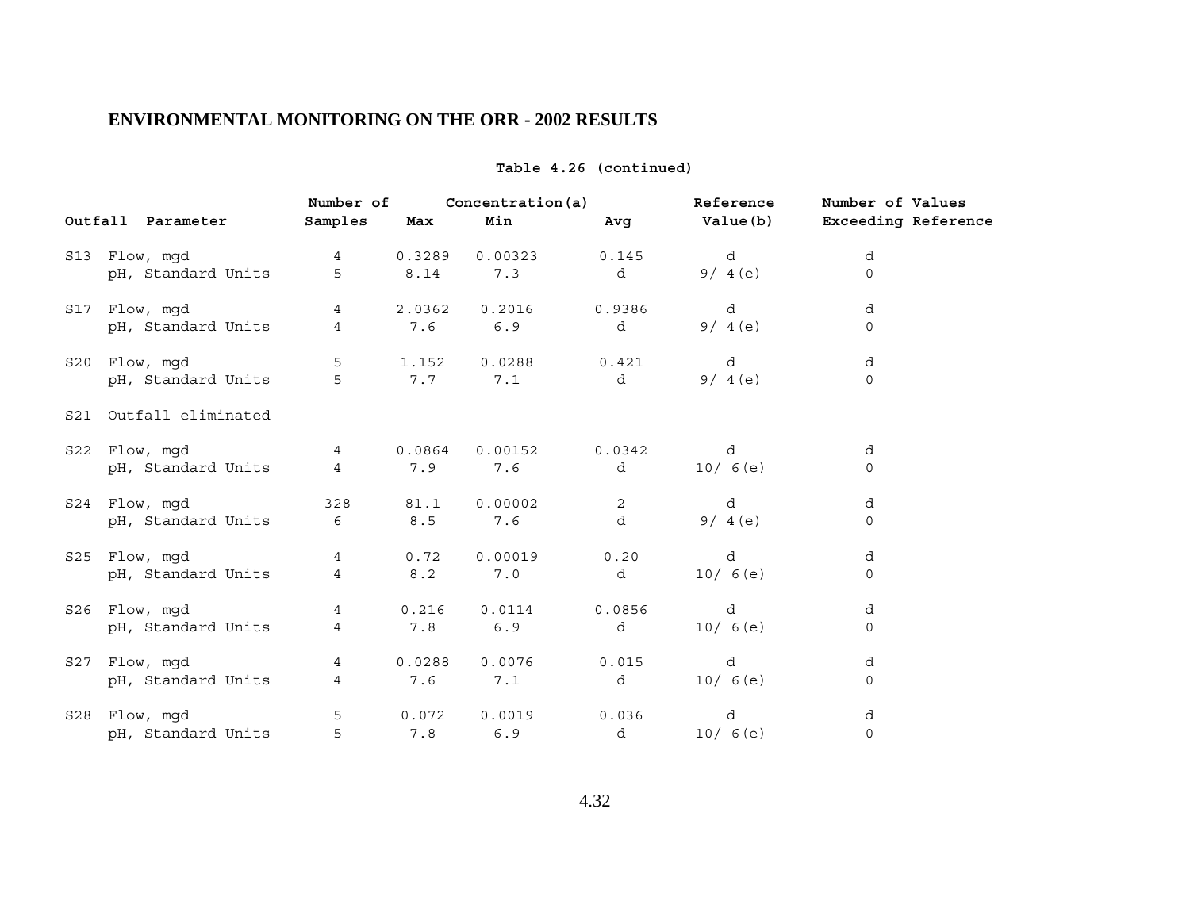**Table 4.26 (continued)**

| Outfall | Parameter | Number of Samples | Concentration(a) Max | Min | Avg | Reference Value(b) | Number of Values Exceeding Reference |
|---|---|---|---|---|---|---|---|
| S13 | Flow, mgd | 4 | 0.3289 | 0.00323 | 0.145 | d | d |
| | pH, Standard Units | 5 | 8.14 | 7.3 | d | 9/ 4(e) | 0 |
| S17 | Flow, mgd | 4 | 2.0362 | 0.2016 | 0.9386 | d | d |
| | pH, Standard Units | 4 | 7.6 | 6.9 | d | 9/ 4(e) | 0 |
| S20 | Flow, mgd | 5 | 1.152 | 0.0288 | 0.421 | d | d |
| | pH, Standard Units | 5 | 7.7 | 7.1 | d | 9/ 4(e) | 0 |
| S21 | Outfall eliminated | | | | | | |
| S22 | Flow, mgd | 4 | 0.0864 | 0.00152 | 0.0342 | d | d |
| | pH, Standard Units | 4 | 7.9 | 7.6 | d | 10/ 6(e) | 0 |
| S24 | Flow, mgd | 328 | 81.1 | 0.00002 | 2 | d | d |
| | pH, Standard Units | 6 | 8.5 | 7.6 | d | 9/ 4(e) | 0 |
| S25 | Flow, mgd | 4 | 0.72 | 0.00019 | 0.20 | d | d |
| | pH, Standard Units | 4 | 8.2 | 7.0 | d | 10/ 6(e) | 0 |
| S26 | Flow, mgd | 4 | 0.216 | 0.0114 | 0.0856 | d | d |
| | pH, Standard Units | 4 | 7.8 | 6.9 | d | 10/ 6(e) | 0 |
| S27 | Flow, mgd | 4 | 0.0288 | 0.0076 | 0.015 | d | d |
| | pH, Standard Units | 4 | 7.6 | 7.1 | d | 10/ 6(e) | 0 |
| S28 | Flow, mgd | 5 | 0.072 | 0.0019 | 0.036 | d | d |
| | pH, Standard Units | 5 | 7.8 | 6.9 | d | 10/ 6(e) | 0 |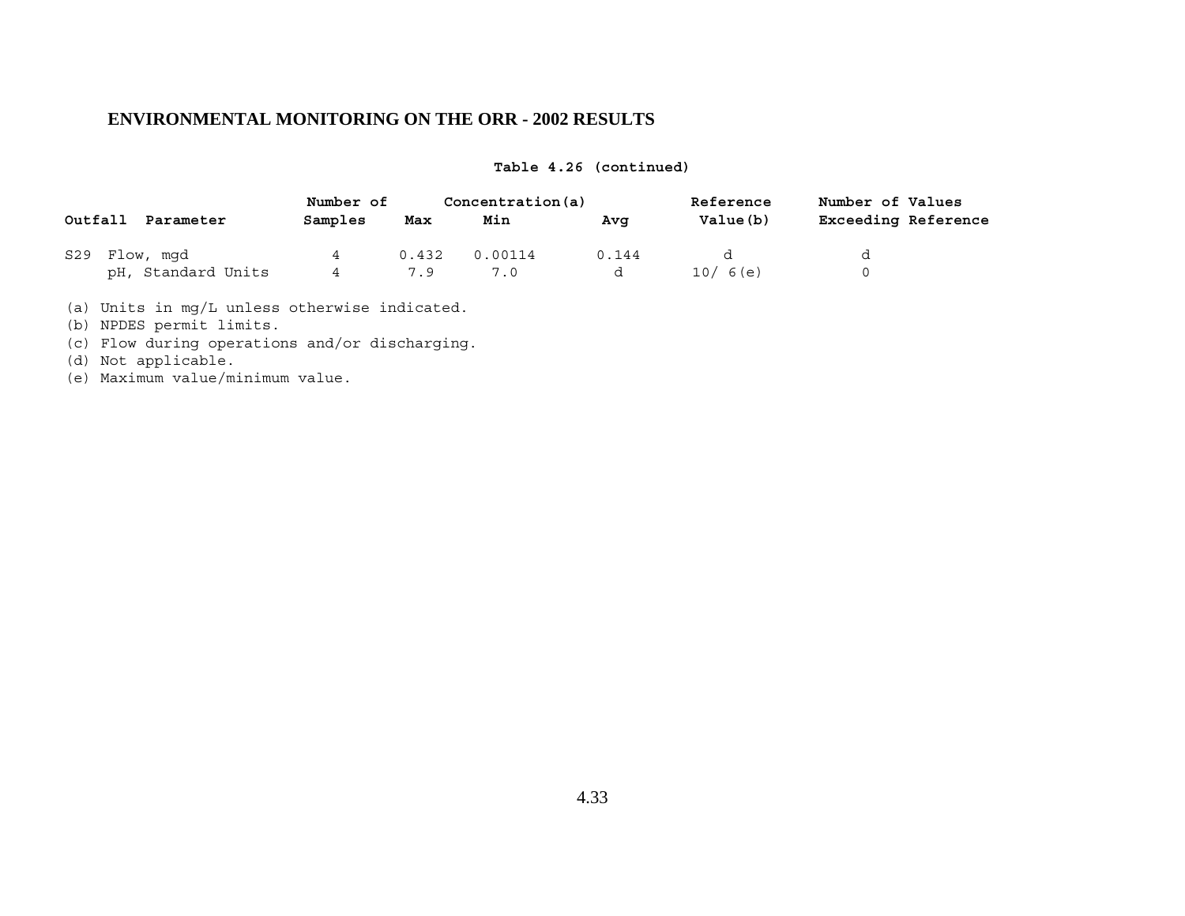**ENVIRONMENTAL MONITORING ON THE ORR - 2002 RESULTS**

**Table 4.26 (continued)**

| Outfall | Parameter | Number of Samples | Concentration(a) Max | Min | Avg | Reference Value(b) | Number of Values Exceeding Reference |
|---|---|---|---|---|---|---|---|
| S29 | Flow, mgd | 4 | 0.432 | 0.00114 | 0.144 | d | d |
| | pH, Standard Units | 4 | 7.9 | 7.0 | d | 10/ 6(e) | 0 |

(a) Units in mg/L unless otherwise indicated.
(b) NPDES permit limits.
(c) Flow during operations and/or discharging.
(d) Not applicable.
(e) Maximum value/minimum value.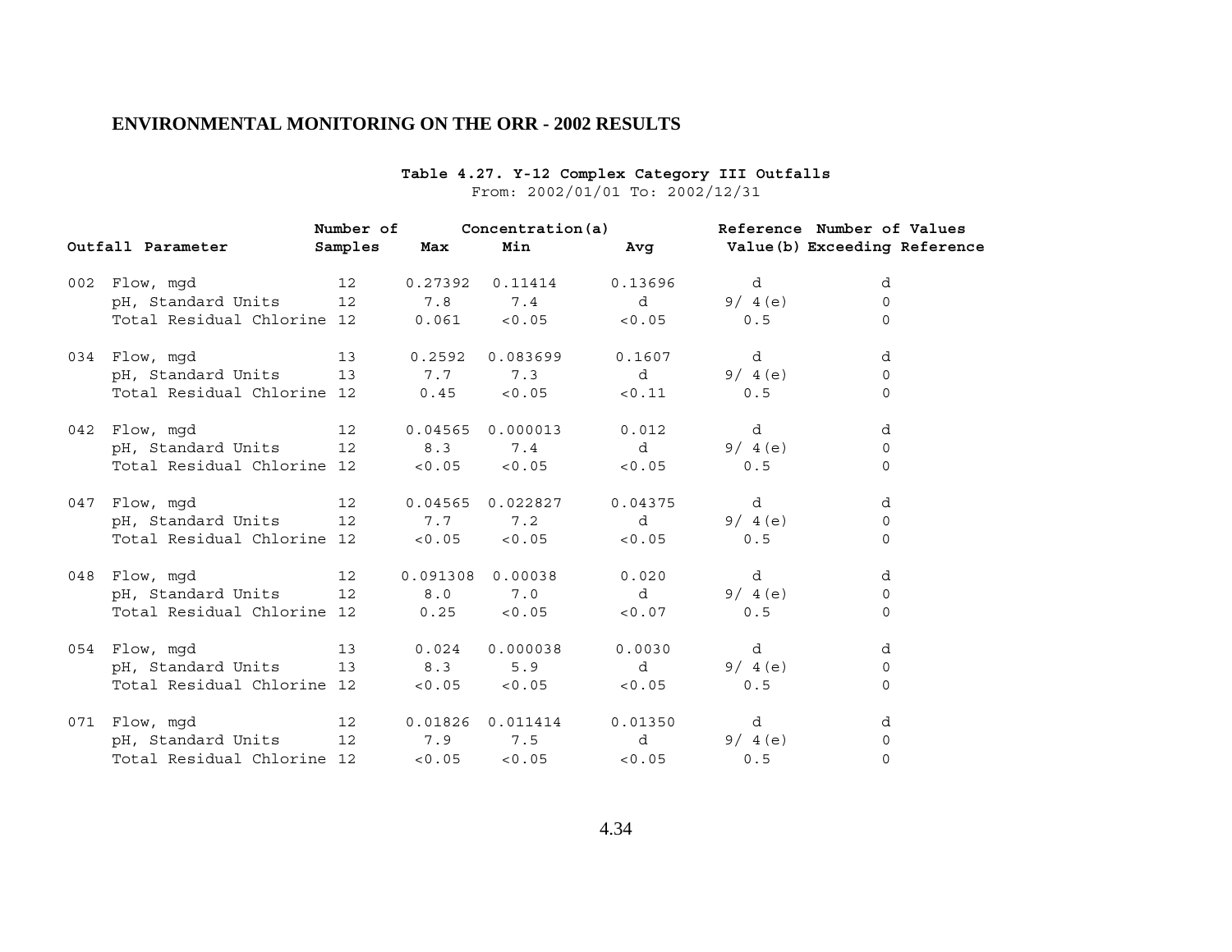**ENVIRONMENTAL MONITORING ON THE ORR - 2002 RESULTS**

**Table 4.27. Y-12 Complex Category III Outfalls**

From: 2002/01/01 To: 2002/12/31

| Outfall | Parameter | Number of Samples | Concentration(a) Max | Min | Avg | Reference Value(b) | Number of Values Exceeding Reference |
|---|---|---|---|---|---|---|---|
| 002 | Flow, mgd | 12 | 0.27392 | 0.11414 | 0.13696 | d | d |
| | pH, Standard Units | 12 | 7.8 | 7.4 | d | 9/ 4(e) | 0 |
| | Total Residual Chlorine | 12 | 0.061 | <0.05 | <0.05 | 0.5 | 0 |
| 034 | Flow, mgd | 13 | 0.2592 | 0.083699 | 0.1607 | d | d |
| | pH, Standard Units | 13 | 7.7 | 7.3 | d | 9/ 4(e) | 0 |
| | Total Residual Chlorine | 12 | 0.45 | <0.05 | <0.11 | 0.5 | 0 |
| 042 | Flow, mgd | 12 | 0.04565 | 0.000013 | 0.012 | d | d |
| | pH, Standard Units | 12 | 8.3 | 7.4 | d | 9/ 4(e) | 0 |
| | Total Residual Chlorine | 12 | <0.05 | <0.05 | <0.05 | 0.5 | 0 |
| 047 | Flow, mgd | 12 | 0.04565 | 0.022827 | 0.04375 | d | d |
| | pH, Standard Units | 12 | 7.7 | 7.2 | d | 9/ 4(e) | 0 |
| | Total Residual Chlorine | 12 | <0.05 | <0.05 | <0.05 | 0.5 | 0 |
| 048 | Flow, mgd | 12 | 0.091308 | 0.00038 | 0.020 | d | d |
| | pH, Standard Units | 12 | 8.0 | 7.0 | d | 9/ 4(e) | 0 |
| | Total Residual Chlorine | 12 | 0.25 | <0.05 | <0.07 | 0.5 | 0 |
| 054 | Flow, mgd | 13 | 0.024 | 0.000038 | 0.0030 | d | d |
| | pH, Standard Units | 13 | 8.3 | 5.9 | d | 9/ 4(e) | 0 |
| | Total Residual Chlorine | 12 | <0.05 | <0.05 | <0.05 | 0.5 | 0 |
| 071 | Flow, mgd | 12 | 0.01826 | 0.011414 | 0.01350 | d | d |
| | pH, Standard Units | 12 | 7.9 | 7.5 | d | 9/ 4(e) | 0 |
| | Total Residual Chlorine | 12 | <0.05 | <0.05 | <0.05 | 0.5 | 0 |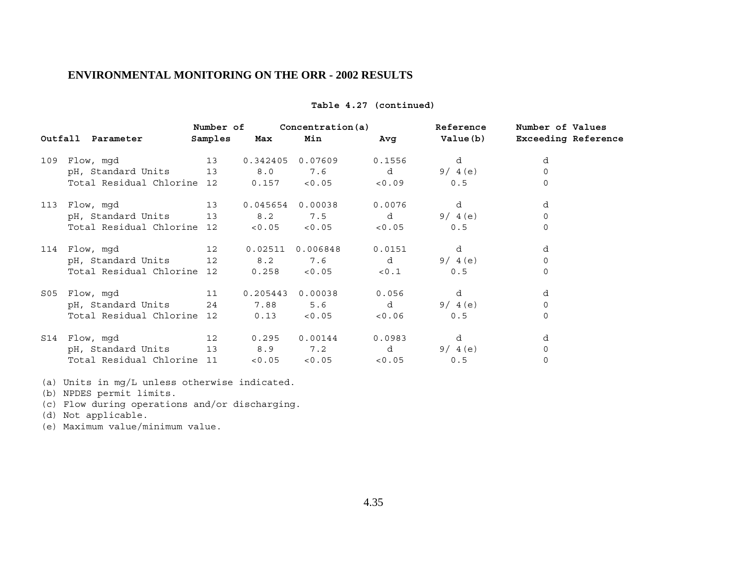## ENVIRONMENTAL MONITORING ON THE ORR - 2002 RESULTS

**Table 4.27 (continued)**

| Outfall | Parameter | Number of Samples | Concentration(a) Max | Min | Avg | Reference Value(b) | Number of Values Exceeding Reference |
|---|---|---|---|---|---|---|---|
| 109 | Flow, mgd | 13 | 0.342405 | 0.07609 | 0.1556 | d | d |
| | pH, Standard Units | 13 | 8.0 | 7.6 | d | 9/ 4(e) | 0 |
| | Total Residual Chlorine | 12 | 0.157 | <0.05 | <0.09 | 0.5 | 0 |
| 113 | Flow, mgd | 13 | 0.045654 | 0.00038 | 0.0076 | d | d |
| | pH, Standard Units | 13 | 8.2 | 7.5 | d | 9/ 4(e) | 0 |
| | Total Residual Chlorine | 12 | <0.05 | <0.05 | <0.05 | 0.5 | 0 |
| 114 | Flow, mgd | 12 | 0.02511 | 0.006848 | 0.0151 | d | d |
| | pH, Standard Units | 12 | 8.2 | 7.6 | d | 9/ 4(e) | 0 |
| | Total Residual Chlorine | 12 | 0.258 | <0.05 | <0.1 | 0.5 | 0 |
| S05 | Flow, mgd | 11 | 0.205443 | 0.00038 | 0.056 | d | d |
| | pH, Standard Units | 24 | 7.88 | 5.6 | d | 9/ 4(e) | 0 |
| | Total Residual Chlorine | 12 | 0.13 | <0.05 | <0.06 | 0.5 | 0 |
| S14 | Flow, mgd | 12 | 0.295 | 0.00144 | 0.0983 | d | d |
| | pH, Standard Units | 13 | 8.9 | 7.2 | d | 9/ 4(e) | 0 |
| | Total Residual Chlorine | 11 | <0.05 | <0.05 | <0.05 | 0.5 | 0 |

(a) Units in mg/L unless otherwise indicated.
(b) NPDES permit limits.
(c) Flow during operations and/or discharging.
(d) Not applicable.
(e) Maximum value/minimum value.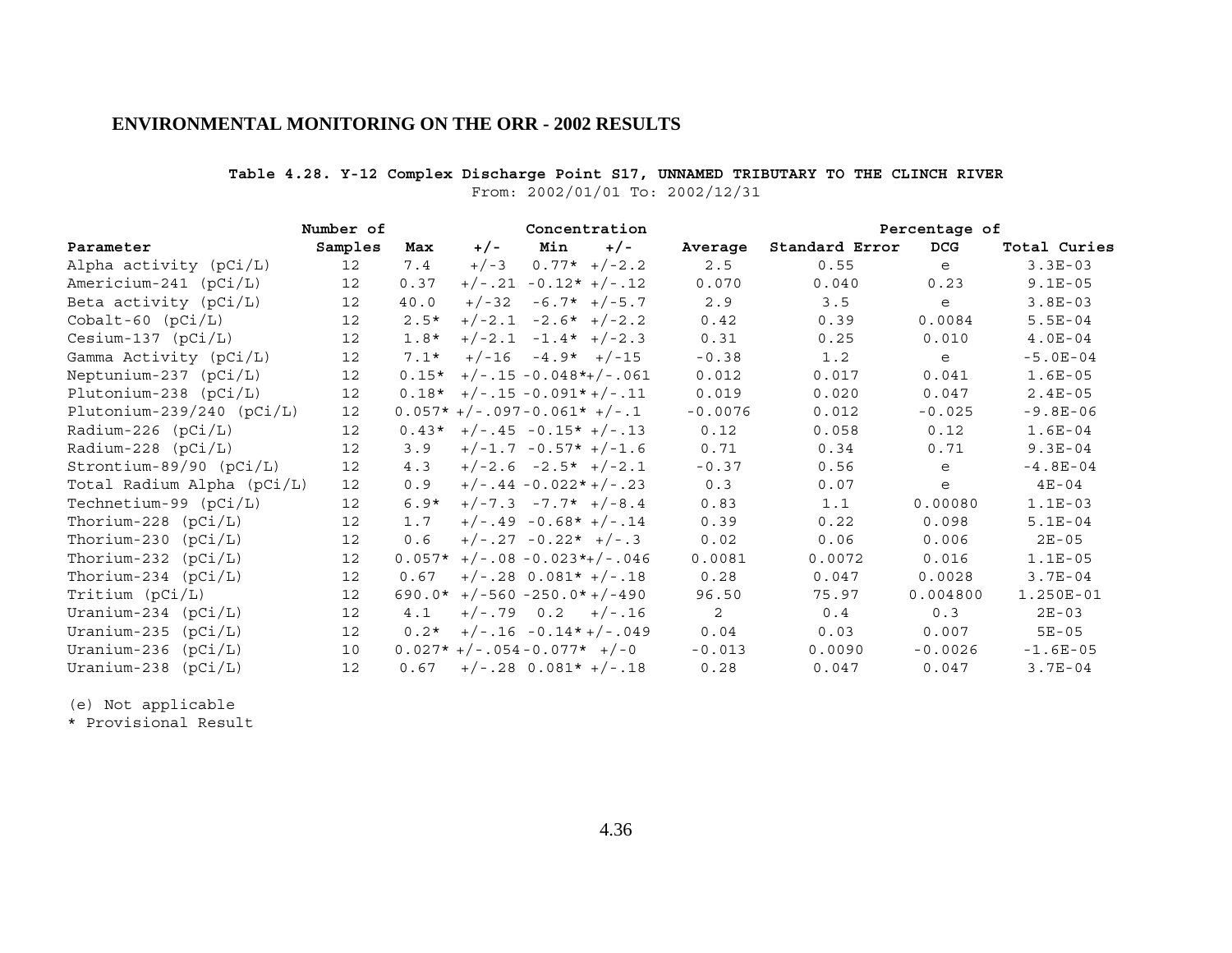## ENVIRONMENTAL MONITORING ON THE ORR - 2002 RESULTS

**Table 4.28. Y-12 Complex Discharge Point S17, UNNAMED TRIBUTARY TO THE CLINCH RIVER**

From: 2002/01/01 To: 2002/12/31

| | Number of | Concentration | | | | | | Percentage of | |
|---|---|---|---|---|---|---|---|---|---|
| Parameter | Samples | Max | +/- | Min | +/- | Average | Standard Error | DCG | Total Curies |
| Alpha activity (pCi/L) | 12 | 7.4 | +/-3 | 0.77* | +/-2.2 | 2.5 | 0.55 | e | 3.3E-03 |
| Americium-241 (pCi/L) | 12 | 0.37 | +/-.21 | -0.12* | +/-.12 | 0.070 | 0.040 | 0.23 | 9.1E-05 |
| Beta activity (pCi/L) | 12 | 40.0 | +/-32 | -6.7* | +/-5.7 | 2.9 | 3.5 | e | 3.8E-03 |
| Cobalt-60 (pCi/L) | 12 | 2.5* | +/-2.1 | -2.6* | +/-2.2 | 0.42 | 0.39 | 0.0084 | 5.5E-04 |
| Cesium-137 (pCi/L) | 12 | 1.8* | +/-2.1 | -1.4* | +/-2.3 | 0.31 | 0.25 | 0.010 | 4.0E-04 |
| Gamma Activity (pCi/L) | 12 | 7.1* | +/-16 | -4.9* | +/-15 | -0.38 | 1.2 | e | -5.0E-04 |
| Neptunium-237 (pCi/L) | 12 | 0.15* | +/-.15 | -0.048* | +/-.061 | 0.012 | 0.017 | 0.041 | 1.6E-05 |
| Plutonium-238 (pCi/L) | 12 | 0.18* | +/-.15 | -0.091* | +/-.11 | 0.019 | 0.020 | 0.047 | 2.4E-05 |
| Plutonium-239/240 (pCi/L) | 12 | 0.057* | +/-.097 | -0.061* | +/-.1 | -0.0076 | 0.012 | -0.025 | -9.8E-06 |
| Radium-226 (pCi/L) | 12 | 0.43* | +/-.45 | -0.15* | +/-.13 | 0.12 | 0.058 | 0.12 | 1.6E-04 |
| Radium-228 (pCi/L) | 12 | 3.9 | +/-1.7 | -0.57* | +/-1.6 | 0.71 | 0.34 | 0.71 | 9.3E-04 |
| Strontium-89/90 (pCi/L) | 12 | 4.3 | +/-2.6 | -2.5* | +/-2.1 | -0.37 | 0.56 | e | -4.8E-04 |
| Total Radium Alpha (pCi/L) | 12 | 0.9 | +/-.44 | -0.022* | +/-.23 | 0.3 | 0.07 | e | 4E-04 |
| Technetium-99 (pCi/L) | 12 | 6.9* | +/-7.3 | -7.7* | +/-8.4 | 0.83 | 1.1 | 0.00080 | 1.1E-03 |
| Thorium-228 (pCi/L) | 12 | 1.7 | +/-.49 | -0.68* | +/-.14 | 0.39 | 0.22 | 0.098 | 5.1E-04 |
| Thorium-230 (pCi/L) | 12 | 0.6 | +/-.27 | -0.22* | +/-.3 | 0.02 | 0.06 | 0.006 | 2E-05 |
| Thorium-232 (pCi/L) | 12 | 0.057* | +/-.08 | -0.023* | +/-.046 | 0.0081 | 0.0072 | 0.016 | 1.1E-05 |
| Thorium-234 (pCi/L) | 12 | 0.67 | +/-.28 | 0.081* | +/-.18 | 0.28 | 0.047 | 0.0028 | 3.7E-04 |
| Tritium (pCi/L) | 12 | 690.0* | +/-560 | -250.0* | +/-490 | 96.50 | 75.97 | 0.004800 | 1.250E-01 |
| Uranium-234 (pCi/L) | 12 | 4.1 | +/-.79 | 0.2 | +/-.16 | 2 | 0.4 | 0.3 | 2E-03 |
| Uranium-235 (pCi/L) | 12 | 0.2* | +/-.16 | -0.14* | +/-.049 | 0.04 | 0.03 | 0.007 | 5E-05 |
| Uranium-236 (pCi/L) | 10 | 0.027* | +/-.054 | -0.077* | +/-0 | -0.013 | 0.0090 | -0.0026 | -1.6E-05 |
| Uranium-238 (pCi/L) | 12 | 0.67 | +/-.28 | 0.081* | +/-.18 | 0.28 | 0.047 | 0.047 | 3.7E-04 |

(e) Not applicable

* Provisional Result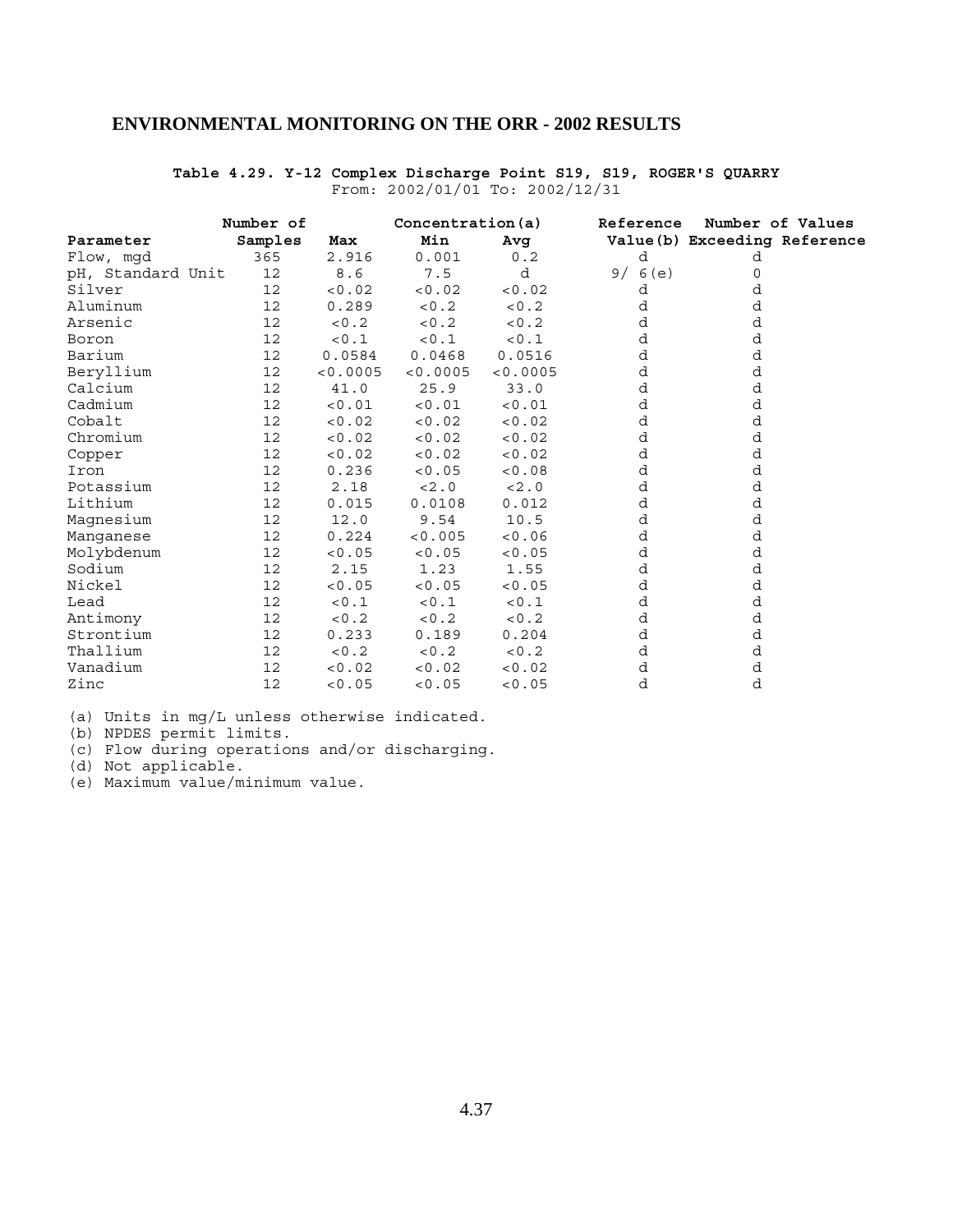## ENVIRONMENTAL MONITORING ON THE ORR - 2002 RESULTS

**Table 4.29. Y-12 Complex Discharge Point S19, S19, ROGER'S QUARRY**

From: 2002/01/01 To: 2002/12/31

| Parameter | Number of Samples | Concentration(a) Max | Min | Avg | Reference Value(b) | Number of Values Exceeding Reference |
|---|---|---|---|---|---|---|
| Flow, mgd | 365 | 2.916 | 0.001 | 0.2 | d | d |
| pH, Standard Unit | 12 | 8.6 | 7.5 | d | 9/ 6(e) | 0 |
| Silver | 12 | <0.02 | <0.02 | <0.02 | d | d |
| Aluminum | 12 | 0.289 | <0.2 | <0.2 | d | d |
| Arsenic | 12 | <0.2 | <0.2 | <0.2 | d | d |
| Boron | 12 | <0.1 | <0.1 | <0.1 | d | d |
| Barium | 12 | 0.0584 | 0.0468 | 0.0516 | d | d |
| Beryllium | 12 | <0.0005 | <0.0005 | <0.0005 | d | d |
| Calcium | 12 | 41.0 | 25.9 | 33.0 | d | d |
| Cadmium | 12 | <0.01 | <0.01 | <0.01 | d | d |
| Cobalt | 12 | <0.02 | <0.02 | <0.02 | d | d |
| Chromium | 12 | <0.02 | <0.02 | <0.02 | d | d |
| Copper | 12 | <0.02 | <0.02 | <0.02 | d | d |
| Iron | 12 | 0.236 | <0.05 | <0.08 | d | d |
| Potassium | 12 | 2.18 | <2.0 | <2.0 | d | d |
| Lithium | 12 | 0.015 | 0.0108 | 0.012 | d | d |
| Magnesium | 12 | 12.0 | 9.54 | 10.5 | d | d |
| Manganese | 12 | 0.224 | <0.005 | <0.06 | d | d |
| Molybdenum | 12 | <0.05 | <0.05 | <0.05 | d | d |
| Sodium | 12 | 2.15 | 1.23 | 1.55 | d | d |
| Nickel | 12 | <0.05 | <0.05 | <0.05 | d | d |
| Lead | 12 | <0.1 | <0.1 | <0.1 | d | d |
| Antimony | 12 | <0.2 | <0.2 | <0.2 | d | d |
| Strontium | 12 | 0.233 | 0.189 | 0.204 | d | d |
| Thallium | 12 | <0.2 | <0.2 | <0.2 | d | d |
| Vanadium | 12 | <0.02 | <0.02 | <0.02 | d | d |
| Zinc | 12 | <0.05 | <0.05 | <0.05 | d | d |

(a) Units in mg/L unless otherwise indicated.
(b) NPDES permit limits.
(c) Flow during operations and/or discharging.
(d) Not applicable.
(e) Maximum value/minimum value.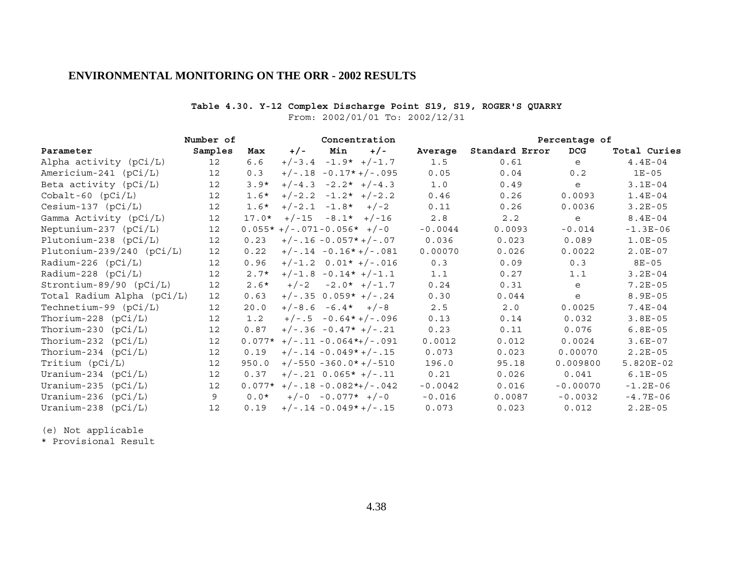## ENVIRONMENTAL MONITORING ON THE ORR - 2002 RESULTS

**Table 4.30. Y-12 Complex Discharge Point S19, S19, ROGER'S QUARRY**

From: 2002/01/01 To: 2002/12/31

| Parameter | Number of Samples | Concentration Max | +/- | Min | +/- | Average | Standard Error | Percentage of DCG | Total Curies |
|---|---|---|---|---|---|---|---|---|---|
| Alpha activity (pCi/L) | 12 | 6.6 | +/-3.4 | -1.9* | +/-1.7 | 1.5 | 0.61 | e | 4.4E-04 |
| Americium-241 (pCi/L) | 12 | 0.3 | +/-.18 | -0.17* | +/-.095 | 0.05 | 0.04 | 0.2 | 1E-05 |
| Beta activity (pCi/L) | 12 | 3.9* | +/-4.3 | -2.2* | +/-4.3 | 1.0 | 0.49 | e | 3.1E-04 |
| Cobalt-60 (pCi/L) | 12 | 1.6* | +/-2.2 | -1.2* | +/-2.2 | 0.46 | 0.26 | 0.0093 | 1.4E-04 |
| Cesium-137 (pCi/L) | 12 | 1.6* | +/-2.1 | -1.8* | +/-2 | 0.11 | 0.26 | 0.0036 | 3.2E-05 |
| Gamma Activity (pCi/L) | 12 | 17.0* | +/-15 | -8.1* | +/-16 | 2.8 | 2.2 | e | 8.4E-04 |
| Neptunium-237 (pCi/L) | 12 | 0.055* | +/-.071 | -0.056* | +/-0 | -0.0044 | 0.0093 | -0.014 | -1.3E-06 |
| Plutonium-238 (pCi/L) | 12 | 0.23 | +/-.16 | -0.057* | +/-.07 | 0.036 | 0.023 | 0.089 | 1.0E-05 |
| Plutonium-239/240 (pCi/L) | 12 | 0.22 | +/-.14 | -0.16* | +/-.081 | 0.00070 | 0.026 | 0.0022 | 2.0E-07 |
| Radium-226 (pCi/L) | 12 | 0.96 | +/-1.2 | 0.01* | +/-.016 | 0.3 | 0.09 | 0.3 | 8E-05 |
| Radium-228 (pCi/L) | 12 | 2.7* | +/-1.8 | -0.14* | +/-1.1 | 1.1 | 0.27 | 1.1 | 3.2E-04 |
| Strontium-89/90 (pCi/L) | 12 | 2.6* | +/-2 | -2.0* | +/-1.7 | 0.24 | 0.31 | e | 7.2E-05 |
| Total Radium Alpha (pCi/L) | 12 | 0.63 | +/-.35 | 0.059* | +/-.24 | 0.30 | 0.044 | e | 8.9E-05 |
| Technetium-99 (pCi/L) | 12 | 20.0 | +/-8.6 | -6.4* | +/-8 | 2.5 | 2.0 | 0.0025 | 7.4E-04 |
| Thorium-228 (pCi/L) | 12 | 1.2 | +/-.5 | -0.64* | +/-.096 | 0.13 | 0.14 | 0.032 | 3.8E-05 |
| Thorium-230 (pCi/L) | 12 | 0.87 | +/-.36 | -0.47* | +/-.21 | 0.23 | 0.11 | 0.076 | 6.8E-05 |
| Thorium-232 (pCi/L) | 12 | 0.077* | +/-.11 | -0.064* | +/-.091 | 0.0012 | 0.012 | 0.0024 | 3.6E-07 |
| Thorium-234 (pCi/L) | 12 | 0.19 | +/-.14 | -0.049* | +/-.15 | 0.073 | 0.023 | 0.00070 | 2.2E-05 |
| Tritium (pCi/L) | 12 | 950.0 | +/-550 | -360.0* | +/-510 | 196.0 | 95.18 | 0.009800 | 5.820E-02 |
| Uranium-234 (pCi/L) | 12 | 0.37 | +/-.21 | 0.065* | +/-.11 | 0.21 | 0.026 | 0.041 | 6.1E-05 |
| Uranium-235 (pCi/L) | 12 | 0.077* | +/-.18 | -0.082* | +/-.042 | -0.0042 | 0.016 | -0.00070 | -1.2E-06 |
| Uranium-236 (pCi/L) | 9 | 0.0* | +/-0 | -0.077* | +/-0 | -0.016 | 0.0087 | -0.0032 | -4.7E-06 |
| Uranium-238 (pCi/L) | 12 | 0.19 | +/-.14 | -0.049* | +/-.15 | 0.073 | 0.023 | 0.012 | 2.2E-05 |

(e) Not applicable

* Provisional Result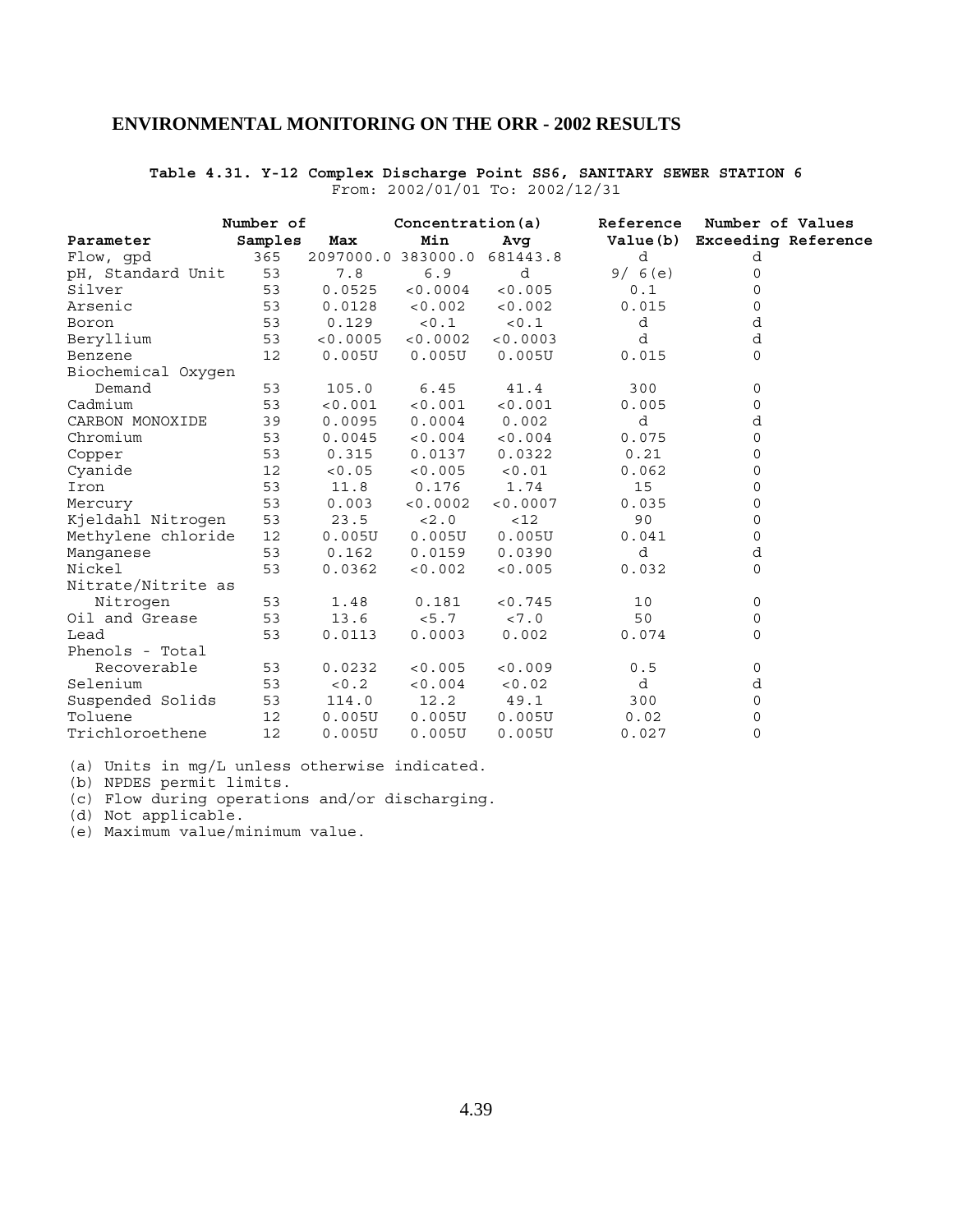## ENVIRONMENTAL MONITORING ON THE ORR - 2002 RESULTS

**Table 4.31. Y-12 Complex Discharge Point SS6, SANITARY SEWER STATION 6**

From: 2002/01/01 To: 2002/12/31

| Parameter | Number of Samples | Concentration(a) Max | Min | Avg | Reference Value(b) | Number of Values Exceeding Reference |
|---|---|---|---|---|---|---|
| Flow, gpd | 365 | 2097000.0 | 383000.0 | 681443.8 | d | d |
| pH, Standard Unit | 53 | 7.8 | 6.9 | d | 9/ 6(e) | 0 |
| Silver | 53 | 0.0525 | <0.0004 | <0.005 | 0.1 | 0 |
| Arsenic | 53 | 0.0128 | <0.002 | <0.002 | 0.015 | 0 |
| Boron | 53 | 0.129 | <0.1 | <0.1 | d | d |
| Beryllium | 53 | <0.0005 | <0.0002 | <0.0003 | d | d |
| Benzene | 12 | 0.005U | 0.005U | 0.005U | 0.015 | 0 |
| Biochemical Oxygen Demand | 53 | 105.0 | 6.45 | 41.4 | 300 | 0 |
| Cadmium | 53 | <0.001 | <0.001 | <0.001 | 0.005 | 0 |
| CARBON MONOXIDE | 39 | 0.0095 | 0.0004 | 0.002 | d | d |
| Chromium | 53 | 0.0045 | <0.004 | <0.004 | 0.075 | 0 |
| Copper | 53 | 0.315 | 0.0137 | 0.0322 | 0.21 | 0 |
| Cyanide | 12 | <0.05 | <0.005 | <0.01 | 0.062 | 0 |
| Iron | 53 | 11.8 | 0.176 | 1.74 | 15 | 0 |
| Mercury | 53 | 0.003 | <0.0002 | <0.0007 | 0.035 | 0 |
| Kjeldahl Nitrogen | 53 | 23.5 | <2.0 | <12 | 90 | 0 |
| Methylene chloride | 12 | 0.005U | 0.005U | 0.005U | 0.041 | 0 |
| Manganese | 53 | 0.162 | 0.0159 | 0.0390 | d | d |
| Nickel | 53 | 0.0362 | <0.002 | <0.005 | 0.032 | 0 |
| Nitrate/Nitrite as Nitrogen | 53 | 1.48 | 0.181 | <0.745 | 10 | 0 |
| Oil and Grease | 53 | 13.6 | <5.7 | <7.0 | 50 | 0 |
| Lead | 53 | 0.0113 | 0.0003 | 0.002 | 0.074 | 0 |
| Phenols - Total Recoverable | 53 | 0.0232 | <0.005 | <0.009 | 0.5 | 0 |
| Selenium | 53 | <0.2 | <0.004 | <0.02 | d | d |
| Suspended Solids | 53 | 114.0 | 12.2 | 49.1 | 300 | 0 |
| Toluene | 12 | 0.005U | 0.005U | 0.005U | 0.02 | 0 |
| Trichloroethene | 12 | 0.005U | 0.005U | 0.005U | 0.027 | 0 |

(a) Units in mg/L unless otherwise indicated.
(b) NPDES permit limits.
(c) Flow during operations and/or discharging.
(d) Not applicable.
(e) Maximum value/minimum value.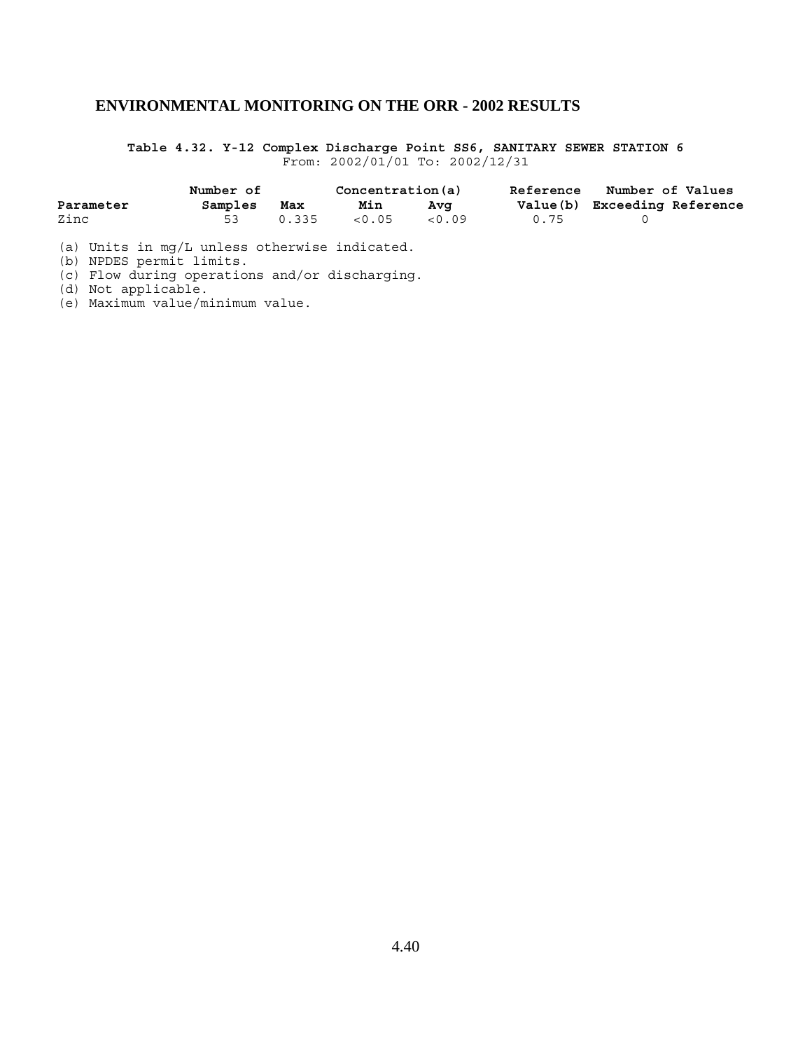## ENVIRONMENTAL MONITORING ON THE ORR - 2002 RESULTS

**Table 4.32. Y-12 Complex Discharge Point SS6, SANITARY SEWER STATION 6**

From: 2002/01/01 To: 2002/12/31

| Parameter | Number of Samples | Concentration(a) Max | Min | Avg | Reference Value(b) | Number of Values Exceeding Reference |
|---|---|---|---|---|---|---|
| Zinc | 53 | 0.335 | <0.05 | <0.09 | 0.75 | 0 |

(a) Units in mg/L unless otherwise indicated.
(b) NPDES permit limits.
(c) Flow during operations and/or discharging.
(d) Not applicable.
(e) Maximum value/minimum value.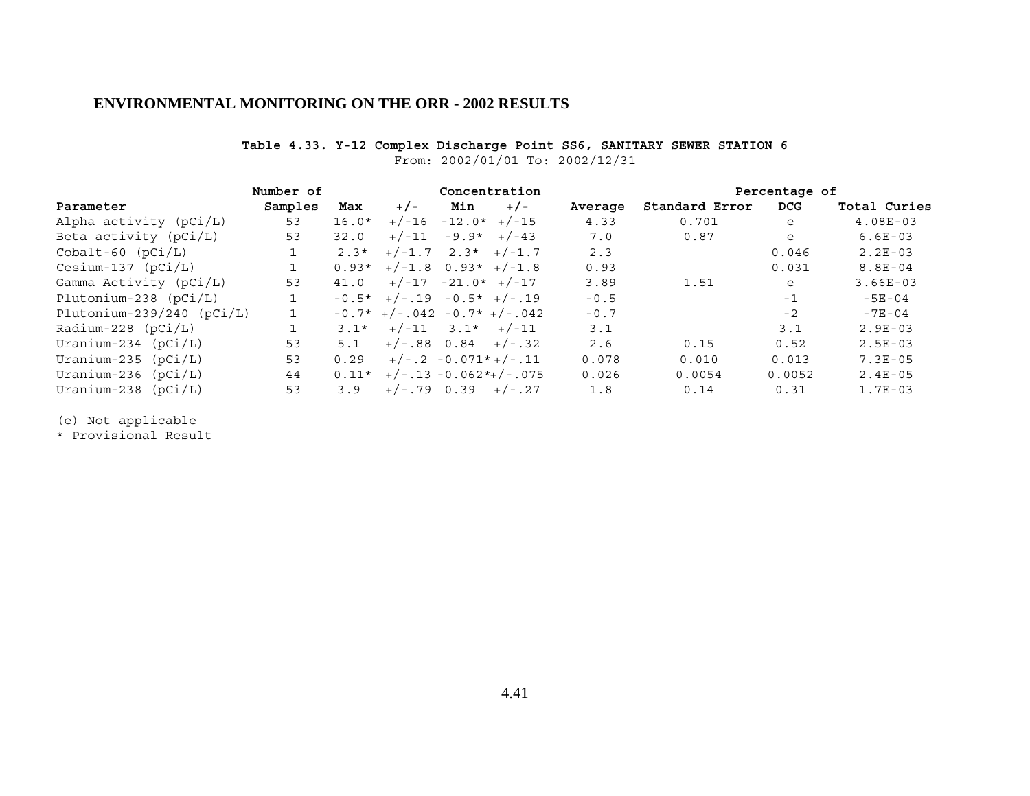## ENVIRONMENTAL MONITORING ON THE ORR - 2002 RESULTS

**Table 4.33. Y-12 Complex Discharge Point SS6, SANITARY SEWER STATION 6**

From: 2002/01/01 To: 2002/12/31

| | Number of | Concentration | | | | | | Percentage of | |
|---|---|---|---|---|---|---|---|---|---|
| **Parameter** | **Samples** | **Max** | **+/-** | **Min** | **+/-** | **Average** | **Standard Error** | **DCG** | **Total Curies** |
| Alpha activity (pCi/L) | 53 | 16.0* | +/-16 | -12.0* | +/-15 | 4.33 | 0.701 | e | 4.08E-03 |
| Beta activity (pCi/L) | 53 | 32.0 | +/-11 | -9.9* | +/-43 | 7.0 | 0.87 | e | 6.6E-03 |
| Cobalt-60 (pCi/L) | 1 | 2.3* | +/-1.7 | 2.3* | +/-1.7 | 2.3 | | 0.046 | 2.2E-03 |
| Cesium-137 (pCi/L) | 1 | 0.93* | +/-1.8 | 0.93* | +/-1.8 | 0.93 | | 0.031 | 8.8E-04 |
| Gamma Activity (pCi/L) | 53 | 41.0 | +/-17 | -21.0* | +/-17 | 3.89 | 1.51 | e | 3.66E-03 |
| Plutonium-238 (pCi/L) | 1 | -0.5* | +/-.19 | -0.5* | +/-.19 | -0.5 | | -1 | -5E-04 |
| Plutonium-239/240 (pCi/L) | 1 | -0.7* | +/-.042 | -0.7* | +/-.042 | -0.7 | | -2 | -7E-04 |
| Radium-228 (pCi/L) | 1 | 3.1* | +/-11 | 3.1* | +/-11 | 3.1 | | 3.1 | 2.9E-03 |
| Uranium-234 (pCi/L) | 53 | 5.1 | +/-.88 | 0.84 | +/-.32 | 2.6 | 0.15 | 0.52 | 2.5E-03 |
| Uranium-235 (pCi/L) | 53 | 0.29 | +/-.2 | -0.071* | +/-.11 | 0.078 | 0.010 | 0.013 | 7.3E-05 |
| Uranium-236 (pCi/L) | 44 | 0.11* | +/-.13 | -0.062* | +/-.075 | 0.026 | 0.0054 | 0.0052 | 2.4E-05 |
| Uranium-238 (pCi/L) | 53 | 3.9 | +/-.79 | 0.39 | +/-.27 | 1.8 | 0.14 | 0.31 | 1.7E-03 |

(e) Not applicable

* Provisional Result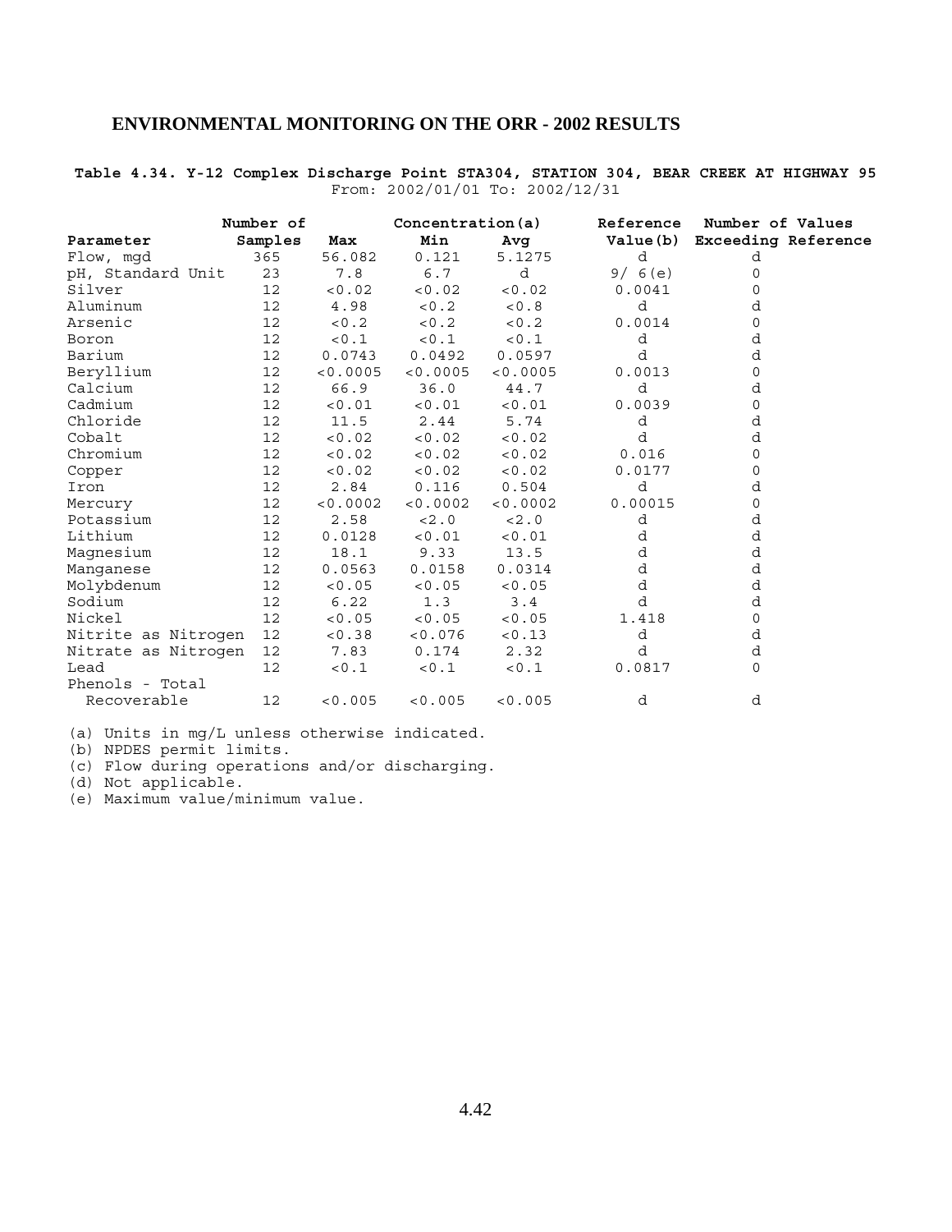## ENVIRONMENTAL MONITORING ON THE ORR - 2002 RESULTS

**Table 4.34. Y-12 Complex Discharge Point STA304, STATION 304, BEAR CREEK AT HIGHWAY 95**

From: 2002/01/01 To: 2002/12/31

| Parameter | Number of Samples | Concentration(a) Max | Min | Avg | Reference Value(b) | Number of Values Exceeding Reference |
|---|---|---|---|---|---|---|
| Flow, mgd | 365 | 56.082 | 0.121 | 5.1275 | d | d |
| pH, Standard Unit | 23 | 7.8 | 6.7 | d | 9/ 6(e) | 0 |
| Silver | 12 | <0.02 | <0.02 | <0.02 | 0.0041 | 0 |
| Aluminum | 12 | 4.98 | <0.2 | <0.8 | d | d |
| Arsenic | 12 | <0.2 | <0.2 | <0.2 | 0.0014 | 0 |
| Boron | 12 | <0.1 | <0.1 | <0.1 | d | d |
| Barium | 12 | 0.0743 | 0.0492 | 0.0597 | d | d |
| Beryllium | 12 | <0.0005 | <0.0005 | <0.0005 | 0.0013 | 0 |
| Calcium | 12 | 66.9 | 36.0 | 44.7 | d | d |
| Cadmium | 12 | <0.01 | <0.01 | <0.01 | 0.0039 | 0 |
| Chloride | 12 | 11.5 | 2.44 | 5.74 | d | d |
| Cobalt | 12 | <0.02 | <0.02 | <0.02 | d | d |
| Chromium | 12 | <0.02 | <0.02 | <0.02 | 0.016 | 0 |
| Copper | 12 | <0.02 | <0.02 | <0.02 | 0.0177 | 0 |
| Iron | 12 | 2.84 | 0.116 | 0.504 | d | d |
| Mercury | 12 | <0.0002 | <0.0002 | <0.0002 | 0.00015 | 0 |
| Potassium | 12 | 2.58 | <2.0 | <2.0 | d | d |
| Lithium | 12 | 0.0128 | <0.01 | <0.01 | d | d |
| Magnesium | 12 | 18.1 | 9.33 | 13.5 | d | d |
| Manganese | 12 | 0.0563 | 0.0158 | 0.0314 | d | d |
| Molybdenum | 12 | <0.05 | <0.05 | <0.05 | d | d |
| Sodium | 12 | 6.22 | 1.3 | 3.4 | d | d |
| Nickel | 12 | <0.05 | <0.05 | <0.05 | 1.418 | 0 |
| Nitrite as Nitrogen | 12 | <0.38 | <0.076 | <0.13 | d | d |
| Nitrate as Nitrogen | 12 | 7.83 | 0.174 | 2.32 | d | d |
| Lead | 12 | <0.1 | <0.1 | <0.1 | 0.0817 | 0 |
| Phenols - Total Recoverable | 12 | <0.005 | <0.005 | <0.005 | d | d |

(a) Units in mg/L unless otherwise indicated.
(b) NPDES permit limits.
(c) Flow during operations and/or discharging.
(d) Not applicable.
(e) Maximum value/minimum value.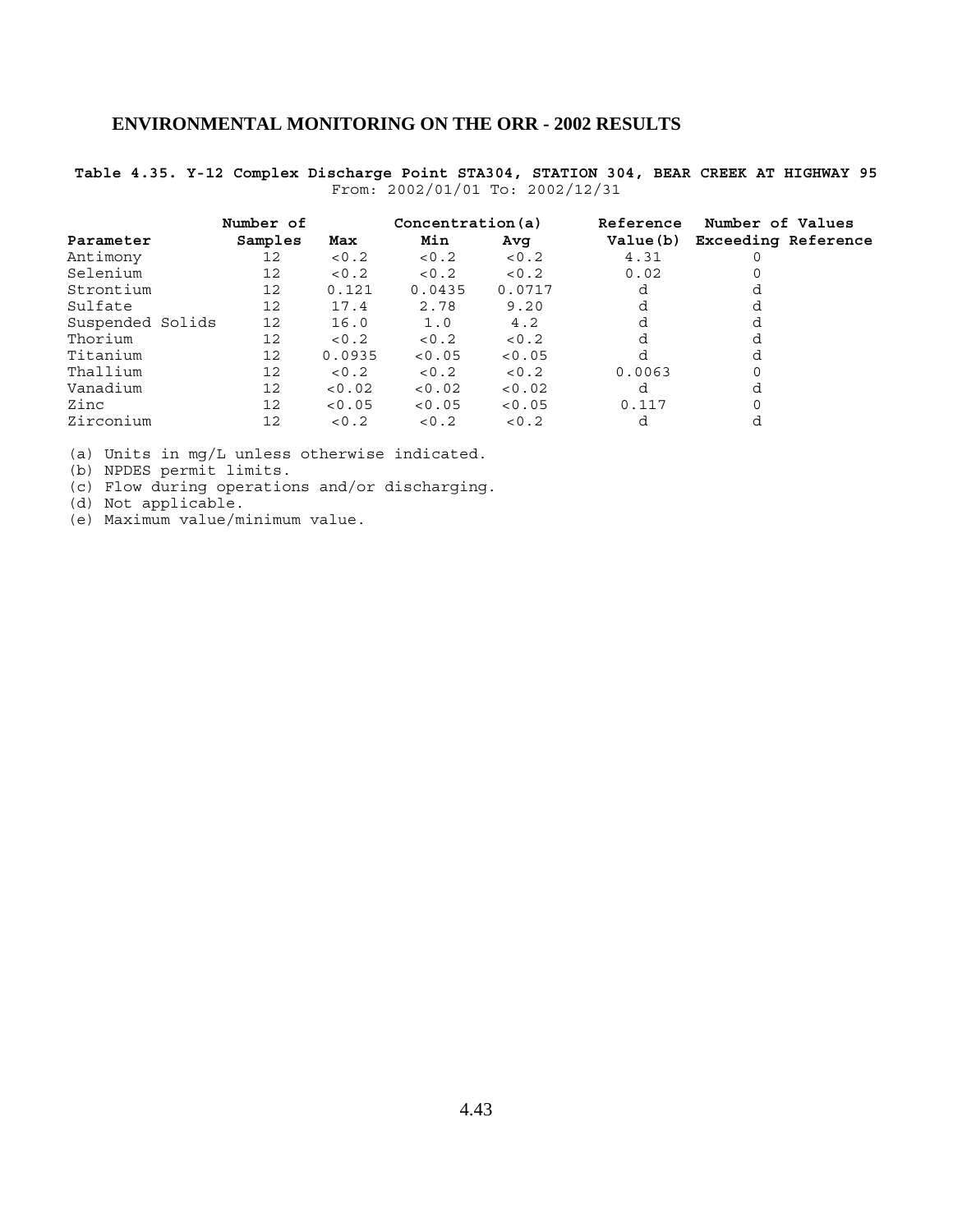# ENVIRONMENTAL MONITORING ON THE ORR - 2002 RESULTS

**Table 4.35. Y-12 Complex Discharge Point STA304, STATION 304, BEAR CREEK AT HIGHWAY 95**
From: 2002/01/01 To: 2002/12/31

| Parameter | Number of Samples | Concentration(a) | | | Reference Value(b) | Number of Values Exceeding Reference |
|---|---|---|---|---|---|---|
| | | Max | Min | Avg | | |
| Antimony | 12 | <0.2 | <0.2 | <0.2 | 4.31 | 0 |
| Selenium | 12 | <0.2 | <0.2 | <0.2 | 0.02 | 0 |
| Strontium | 12 | 0.121 | 0.0435 | 0.0717 | d | d |
| Sulfate | 12 | 17.4 | 2.78 | 9.20 | d | d |
| Suspended Solids | 12 | 16.0 | 1.0 | 4.2 | d | d |
| Thorium | 12 | <0.2 | <0.2 | <0.2 | d | d |
| Titanium | 12 | 0.0935 | <0.05 | <0.05 | d | d |
| Thallium | 12 | <0.2 | <0.2 | <0.2 | 0.0063 | 0 |
| Vanadium | 12 | <0.02 | <0.02 | <0.02 | d | d |
| Zinc | 12 | <0.05 | <0.05 | <0.05 | 0.117 | 0 |
| Zirconium | 12 | <0.2 | <0.2 | <0.2 | d | d |

(a) Units in mg/L unless otherwise indicated.
(b) NPDES permit limits.
(c) Flow during operations and/or discharging.
(d) Not applicable.
(e) Maximum value/minimum value.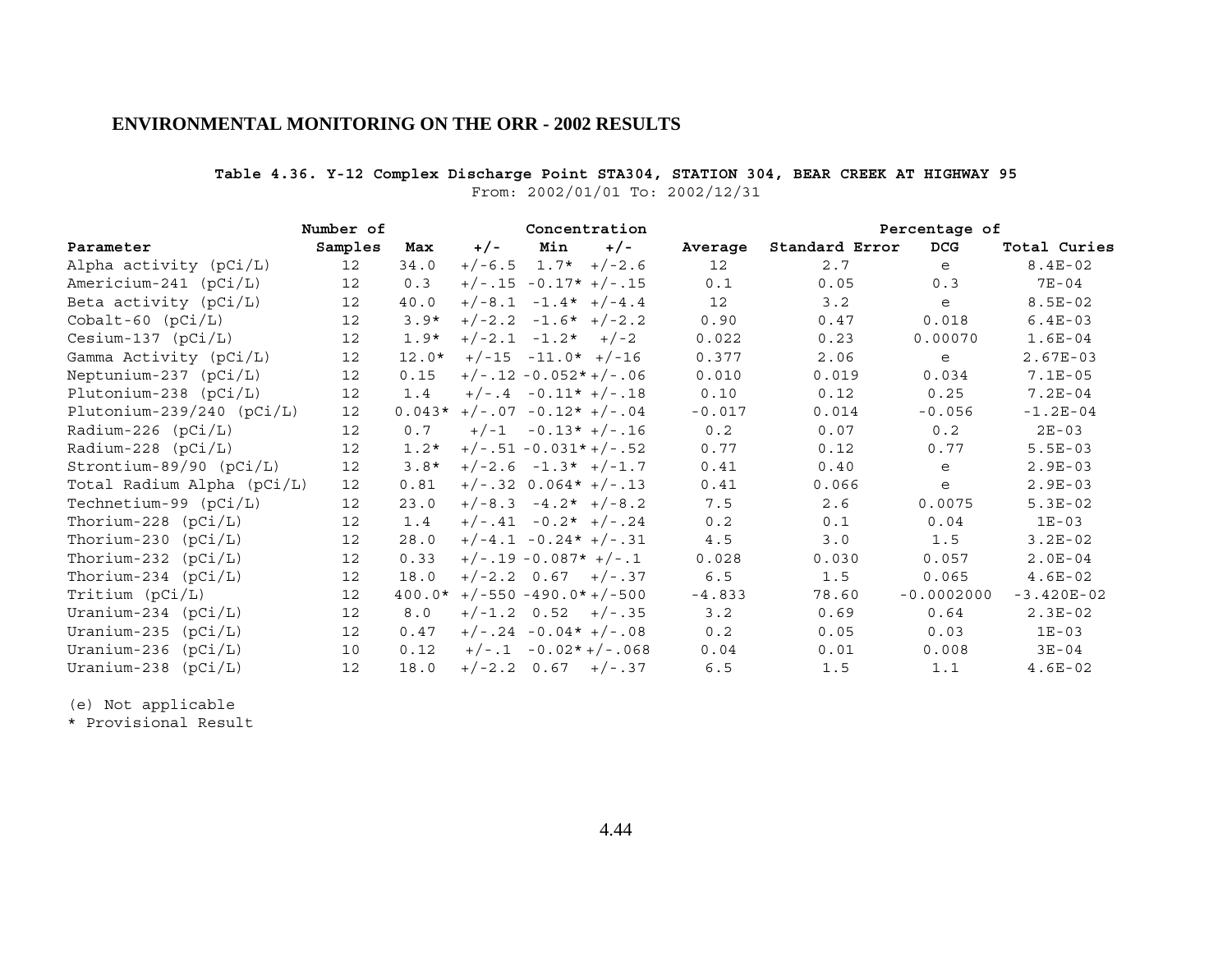## ENVIRONMENTAL MONITORING ON THE ORR - 2002 RESULTS

**Table 4.36. Y-12 Complex Discharge Point STA304, STATION 304, BEAR CREEK AT HIGHWAY 95**

From: 2002/01/01 To: 2002/12/31

| | Number of | Concentration | | | | | | Percentage of | |
|---|---|---|---|---|---|---|---|---|---|
| Parameter | Samples | Max | +/- | Min | +/- | Average | Standard Error | DCG | Total Curies |
| Alpha activity (pCi/L) | 12 | 34.0 | +/-6.5 | 1.7* | +/-2.6 | 12 | 2.7 | e | 8.4E-02 |
| Americium-241 (pCi/L) | 12 | 0.3 | +/-.15 | -0.17* | +/-.15 | 0.1 | 0.05 | 0.3 | 7E-04 |
| Beta activity (pCi/L) | 12 | 40.0 | +/-8.1 | -1.4* | +/-4.4 | 12 | 3.2 | e | 8.5E-02 |
| Cobalt-60 (pCi/L) | 12 | 3.9* | +/-2.2 | -1.6* | +/-2.2 | 0.90 | 0.47 | 0.018 | 6.4E-03 |
| Cesium-137 (pCi/L) | 12 | 1.9* | +/-2.1 | -1.2* | +/-2 | 0.022 | 0.23 | 0.00070 | 1.6E-04 |
| Gamma Activity (pCi/L) | 12 | 12.0* | +/-15 | -11.0* | +/-16 | 0.377 | 2.06 | e | 2.67E-03 |
| Neptunium-237 (pCi/L) | 12 | 0.15 | +/-.12 | -0.052* | +/-.06 | 0.010 | 0.019 | 0.034 | 7.1E-05 |
| Plutonium-238 (pCi/L) | 12 | 1.4 | +/-.4 | -0.11* | +/-.18 | 0.10 | 0.12 | 0.25 | 7.2E-04 |
| Plutonium-239/240 (pCi/L) | 12 | 0.043* | +/-.07 | -0.12* | +/-.04 | -0.017 | 0.014 | -0.056 | -1.2E-04 |
| Radium-226 (pCi/L) | 12 | 0.7 | +/-1 | -0.13* | +/-.16 | 0.2 | 0.07 | 0.2 | 2E-03 |
| Radium-228 (pCi/L) | 12 | 1.2* | +/-.51 | -0.031* | +/-.52 | 0.77 | 0.12 | 0.77 | 5.5E-03 |
| Strontium-89/90 (pCi/L) | 12 | 3.8* | +/-2.6 | -1.3* | +/-1.7 | 0.41 | 0.40 | e | 2.9E-03 |
| Total Radium Alpha (pCi/L) | 12 | 0.81 | +/-.32 | 0.064* | +/-.13 | 0.41 | 0.066 | e | 2.9E-03 |
| Technetium-99 (pCi/L) | 12 | 23.0 | +/-8.3 | -4.2* | +/-8.2 | 7.5 | 2.6 | 0.0075 | 5.3E-02 |
| Thorium-228 (pCi/L) | 12 | 1.4 | +/-.41 | -0.2* | +/-.24 | 0.2 | 0.1 | 0.04 | 1E-03 |
| Thorium-230 (pCi/L) | 12 | 28.0 | +/-4.1 | -0.24* | +/-.31 | 4.5 | 3.0 | 1.5 | 3.2E-02 |
| Thorium-232 (pCi/L) | 12 | 0.33 | +/-.19 | -0.087* | +/-.1 | 0.028 | 0.030 | 0.057 | 2.0E-04 |
| Thorium-234 (pCi/L) | 12 | 18.0 | +/-2.2 | 0.67 | +/-.37 | 6.5 | 1.5 | 0.065 | 4.6E-02 |
| Tritium (pCi/L) | 12 | 400.0* | +/-550 | -490.0* | +/-500 | -4.833 | 78.60 | -0.0002000 | -3.420E-02 |
| Uranium-234 (pCi/L) | 12 | 8.0 | +/-1.2 | 0.52 | +/-.35 | 3.2 | 0.69 | 0.64 | 2.3E-02 |
| Uranium-235 (pCi/L) | 12 | 0.47 | +/-.24 | -0.04* | +/-.08 | 0.2 | 0.05 | 0.03 | 1E-03 |
| Uranium-236 (pCi/L) | 10 | 0.12 | +/-.1 | -0.02* | +/-.068 | 0.04 | 0.01 | 0.008 | 3E-04 |
| Uranium-238 (pCi/L) | 12 | 18.0 | +/-2.2 | 0.67 | +/-.37 | 6.5 | 1.5 | 1.1 | 4.6E-02 |

(e) Not applicable

* Provisional Result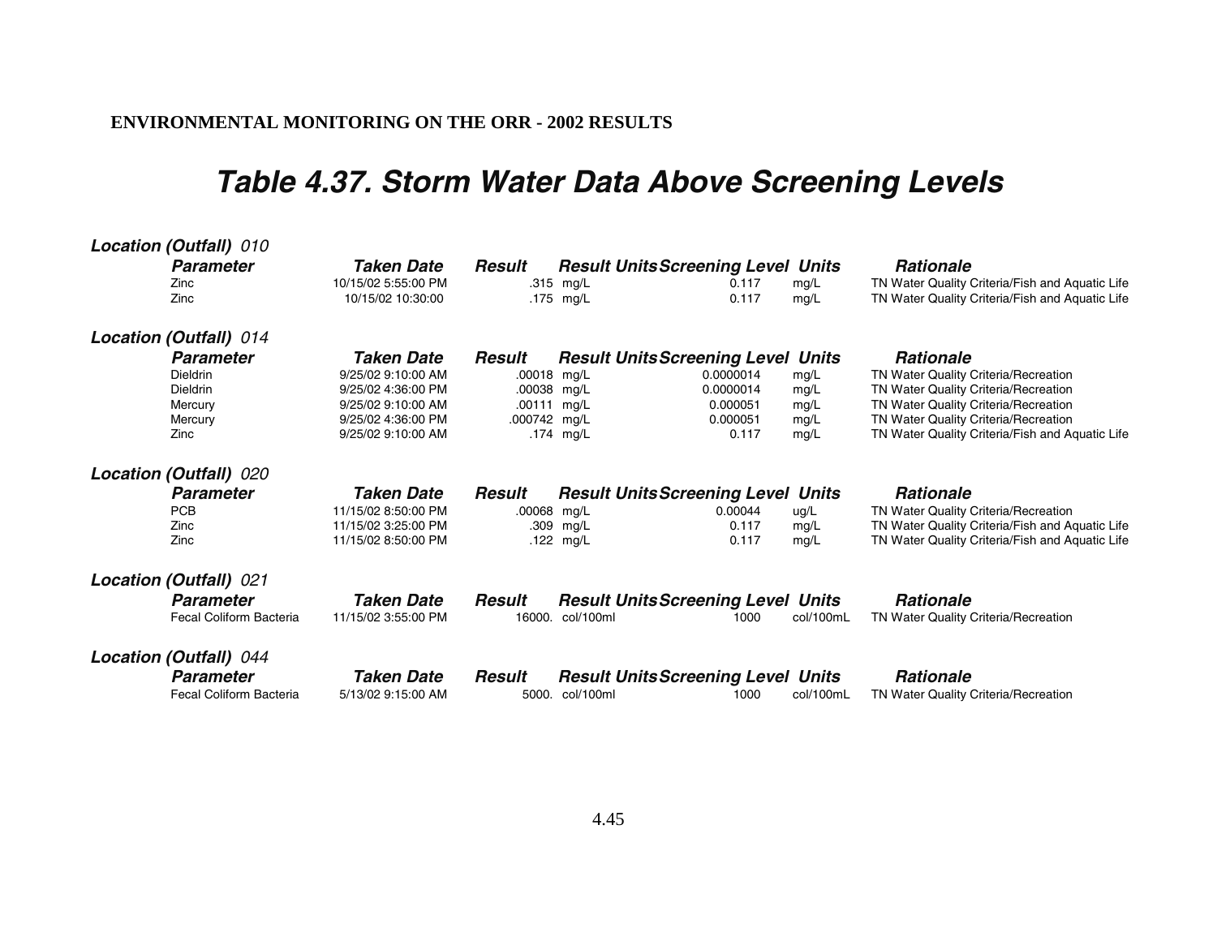# Table 4.37. Storm Water Data Above Screening Levels

***Location (Outfall)*** *010*

| Parameter | Taken Date | Result | Result Units | Screening Level | Units | Rationale |
|---|---|---|---|---|---|---|
| Zinc | 10/15/02 5:55:00 PM | .315 | mg/L | 0.117 | mg/L | TN Water Quality Criteria/Fish and Aquatic Life |
| Zinc | 10/15/02 10:30:00 | .175 | mg/L | 0.117 | mg/L | TN Water Quality Criteria/Fish and Aquatic Life |

***Location (Outfall)*** *014*

| Parameter | Taken Date | Result | Result Units | Screening Level | Units | Rationale |
|---|---|---|---|---|---|---|
| Dieldrin | 9/25/02 9:10:00 AM | .00018 | mg/L | 0.0000014 | mg/L | TN Water Quality Criteria/Recreation |
| Dieldrin | 9/25/02 4:36:00 PM | .00038 | mg/L | 0.0000014 | mg/L | TN Water Quality Criteria/Recreation |
| Mercury | 9/25/02 9:10:00 AM | .00111 | mg/L | 0.000051 | mg/L | TN Water Quality Criteria/Recreation |
| Mercury | 9/25/02 4:36:00 PM | .000742 | mg/L | 0.000051 | mg/L | TN Water Quality Criteria/Recreation |
| Zinc | 9/25/02 9:10:00 AM | .174 | mg/L | 0.117 | mg/L | TN Water Quality Criteria/Fish and Aquatic Life |

***Location (Outfall)*** *020*

| Parameter | Taken Date | Result | Result Units | Screening Level | Units | Rationale |
|---|---|---|---|---|---|---|
| PCB | 11/15/02 8:50:00 PM | .00068 | mg/L | 0.00044 | ug/L | TN Water Quality Criteria/Recreation |
| Zinc | 11/15/02 3:25:00 PM | .309 | mg/L | 0.117 | mg/L | TN Water Quality Criteria/Fish and Aquatic Life |
| Zinc | 11/15/02 8:50:00 PM | .122 | mg/L | 0.117 | mg/L | TN Water Quality Criteria/Fish and Aquatic Life |

***Location (Outfall)*** *021*

| Parameter | Taken Date | Result | Result Units | Screening Level | Units | Rationale |
|---|---|---|---|---|---|---|
| Fecal Coliform Bacteria | 11/15/02 3:55:00 PM | 16000. | col/100ml | 1000 | col/100mL | TN Water Quality Criteria/Recreation |

***Location (Outfall)*** *044*

| Parameter | Taken Date | Result | Result Units | Screening Level | Units | Rationale |
|---|---|---|---|---|---|---|
| Fecal Coliform Bacteria | 5/13/02 9:15:00 AM | 5000. | col/100ml | 1000 | col/100mL | TN Water Quality Criteria/Recreation |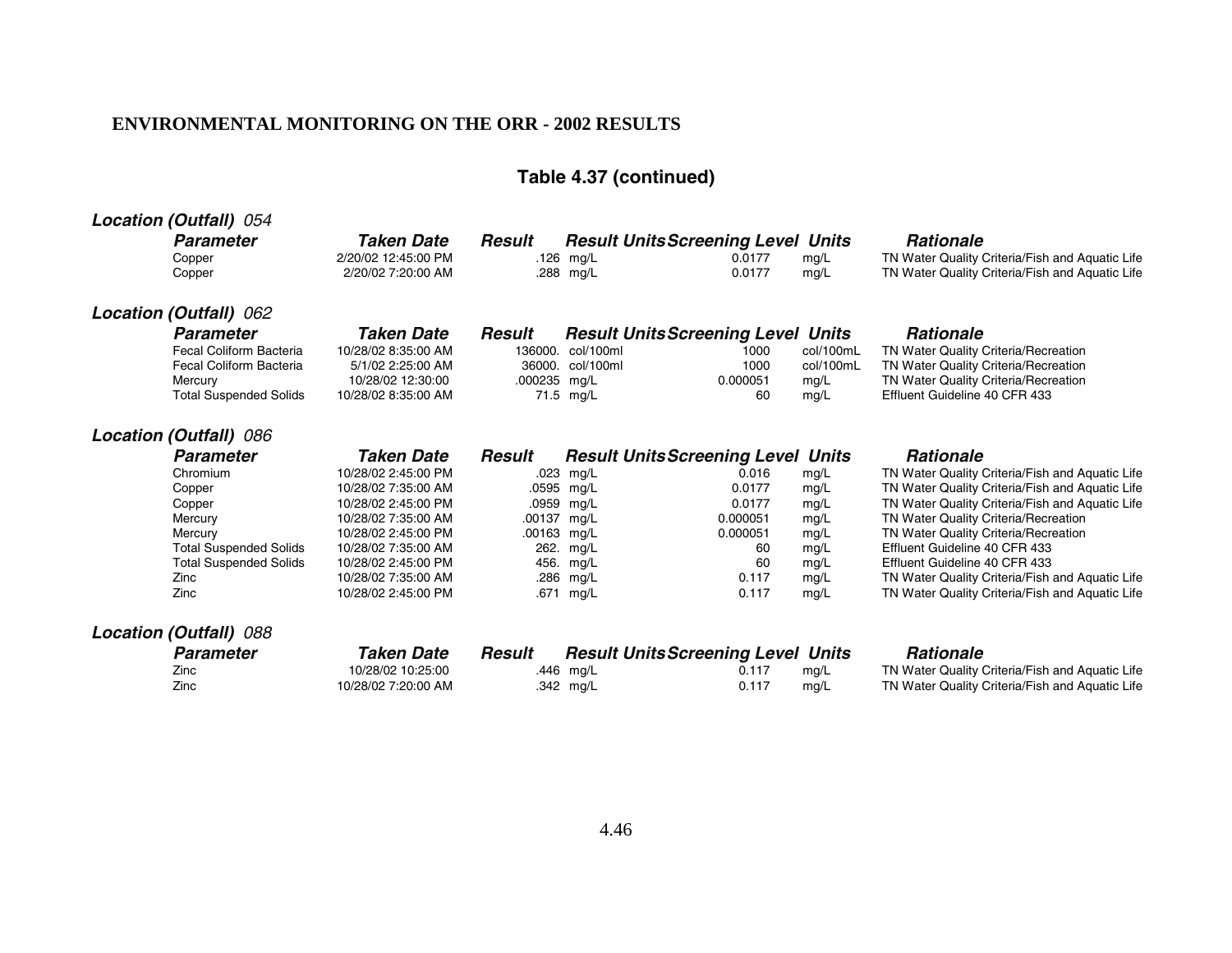**ENVIRONMENTAL MONITORING ON THE ORR - 2002 RESULTS**

## Table 4.37 (continued)

### *Location (Outfall) 054*

| Parameter | Taken Date | Result | Result Units | Screening Level | Units | Rationale |
|---|---|---|---|---|---|---|
| Copper | 2/20/02 12:45:00 PM | .126 | mg/L | 0.0177 | mg/L | TN Water Quality Criteria/Fish and Aquatic Life |
| Copper | 2/20/02 7:20:00 AM | .288 | mg/L | 0.0177 | mg/L | TN Water Quality Criteria/Fish and Aquatic Life |

### *Location (Outfall) 062*

| Parameter | Taken Date | Result | Result Units | Screening Level | Units | Rationale |
|---|---|---|---|---|---|---|
| Fecal Coliform Bacteria | 10/28/02 8:35:00 AM | 136000. | col/100ml | 1000 | col/100mL | TN Water Quality Criteria/Recreation |
| Fecal Coliform Bacteria | 5/1/02 2:25:00 AM | 36000. | col/100ml | 1000 | col/100mL | TN Water Quality Criteria/Recreation |
| Mercury | 10/28/02 12:30:00 | .000235 | mg/L | 0.000051 | mg/L | TN Water Quality Criteria/Recreation |
| Total Suspended Solids | 10/28/02 8:35:00 AM | 71.5 | mg/L | 60 | mg/L | Effluent Guideline 40 CFR 433 |

### *Location (Outfall) 086*

| Parameter | Taken Date | Result | Result Units | Screening Level | Units | Rationale |
|---|---|---|---|---|---|---|
| Chromium | 10/28/02 2:45:00 PM | .023 | mg/L | 0.016 | mg/L | TN Water Quality Criteria/Fish and Aquatic Life |
| Copper | 10/28/02 7:35:00 AM | .0595 | mg/L | 0.0177 | mg/L | TN Water Quality Criteria/Fish and Aquatic Life |
| Copper | 10/28/02 2:45:00 PM | .0959 | mg/L | 0.0177 | mg/L | TN Water Quality Criteria/Fish and Aquatic Life |
| Mercury | 10/28/02 7:35:00 AM | .00137 | mg/L | 0.000051 | mg/L | TN Water Quality Criteria/Recreation |
| Mercury | 10/28/02 2:45:00 PM | .00163 | mg/L | 0.000051 | mg/L | TN Water Quality Criteria/Recreation |
| Total Suspended Solids | 10/28/02 7:35:00 AM | 262. | mg/L | 60 | mg/L | Effluent Guideline 40 CFR 433 |
| Total Suspended Solids | 10/28/02 2:45:00 PM | 456. | mg/L | 60 | mg/L | Effluent Guideline 40 CFR 433 |
| Zinc | 10/28/02 7:35:00 AM | .286 | mg/L | 0.117 | mg/L | TN Water Quality Criteria/Fish and Aquatic Life |
| Zinc | 10/28/02 2:45:00 PM | .671 | mg/L | 0.117 | mg/L | TN Water Quality Criteria/Fish and Aquatic Life |

### *Location (Outfall) 088*

| Parameter | Taken Date | Result | Result Units | Screening Level | Units | Rationale |
|---|---|---|---|---|---|---|
| Zinc | 10/28/02 10:25:00 | .446 | mg/L | 0.117 | mg/L | TN Water Quality Criteria/Fish and Aquatic Life |
| Zinc | 10/28/02 7:20:00 AM | .342 | mg/L | 0.117 | mg/L | TN Water Quality Criteria/Fish and Aquatic Life |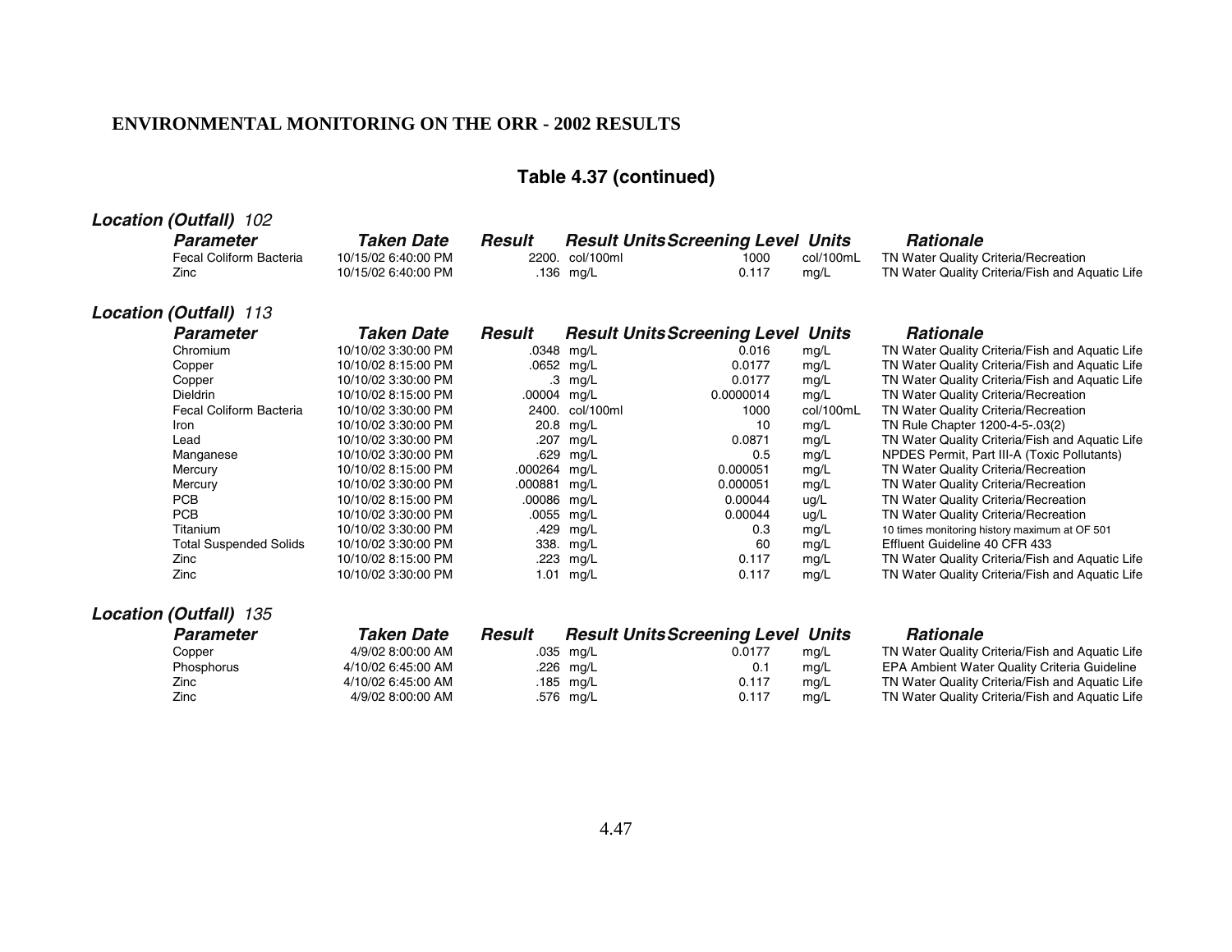**ENVIRONMENTAL MONITORING ON THE ORR - 2002 RESULTS**

## Table 4.37 (continued)

***Location (Outfall)*** *102*

| *Parameter* | *Taken Date* | *Result* | *Result Units* | *Screening Level* | *Units* | *Rationale* |
|---|---|---|---|---|---|---|
| Fecal Coliform Bacteria | 10/15/02 6:40:00 PM | 2200. | col/100ml | 1000 | col/100mL | TN Water Quality Criteria/Recreation |
| Zinc | 10/15/02 6:40:00 PM | .136 | mg/L | 0.117 | mg/L | TN Water Quality Criteria/Fish and Aquatic Life |

***Location (Outfall)*** *113*

| *Parameter* | *Taken Date* | *Result* | *Result Units* | *Screening Level* | *Units* | *Rationale* |
|---|---|---|---|---|---|---|
| Chromium | 10/10/02 3:30:00 PM | .0348 | mg/L | 0.016 | mg/L | TN Water Quality Criteria/Fish and Aquatic Life |
| Copper | 10/10/02 8:15:00 PM | .0652 | mg/L | 0.0177 | mg/L | TN Water Quality Criteria/Fish and Aquatic Life |
| Copper | 10/10/02 3:30:00 PM | .3 | mg/L | 0.0177 | mg/L | TN Water Quality Criteria/Fish and Aquatic Life |
| Dieldrin | 10/10/02 8:15:00 PM | .00004 | mg/L | 0.0000014 | mg/L | TN Water Quality Criteria/Recreation |
| Fecal Coliform Bacteria | 10/10/02 3:30:00 PM | 2400. | col/100ml | 1000 | col/100mL | TN Water Quality Criteria/Recreation |
| Iron | 10/10/02 3:30:00 PM | 20.8 | mg/L | 10 | mg/L | TN Rule Chapter 1200-4-5-.03(2) |
| Lead | 10/10/02 3:30:00 PM | .207 | mg/L | 0.0871 | mg/L | TN Water Quality Criteria/Fish and Aquatic Life |
| Manganese | 10/10/02 3:30:00 PM | .629 | mg/L | 0.5 | mg/L | NPDES Permit, Part III-A (Toxic Pollutants) |
| Mercury | 10/10/02 8:15:00 PM | .000264 | mg/L | 0.000051 | mg/L | TN Water Quality Criteria/Recreation |
| Mercury | 10/10/02 3:30:00 PM | .000881 | mg/L | 0.000051 | mg/L | TN Water Quality Criteria/Recreation |
| PCB | 10/10/02 8:15:00 PM | .00086 | mg/L | 0.00044 | ug/L | TN Water Quality Criteria/Recreation |
| PCB | 10/10/02 3:30:00 PM | .0055 | mg/L | 0.00044 | ug/L | TN Water Quality Criteria/Recreation |
| Titanium | 10/10/02 3:30:00 PM | .429 | mg/L | 0.3 | mg/L | 10 times monitoring history maximum at OF 501 |
| Total Suspended Solids | 10/10/02 3:30:00 PM | 338. | mg/L | 60 | mg/L | Effluent Guideline 40 CFR 433 |
| Zinc | 10/10/02 8:15:00 PM | .223 | mg/L | 0.117 | mg/L | TN Water Quality Criteria/Fish and Aquatic Life |
| Zinc | 10/10/02 3:30:00 PM | 1.01 | mg/L | 0.117 | mg/L | TN Water Quality Criteria/Fish and Aquatic Life |

***Location (Outfall)*** *135*

| *Parameter* | *Taken Date* | *Result* | *Result Units* | *Screening Level* | *Units* | *Rationale* |
|---|---|---|---|---|---|---|
| Copper | 4/9/02 8:00:00 AM | .035 | mg/L | 0.0177 | mg/L | TN Water Quality Criteria/Fish and Aquatic Life |
| Phosphorus | 4/10/02 6:45:00 AM | .226 | mg/L | 0.1 | mg/L | EPA Ambient Water Quality Criteria Guideline |
| Zinc | 4/10/02 6:45:00 AM | .185 | mg/L | 0.117 | mg/L | TN Water Quality Criteria/Fish and Aquatic Life |
| Zinc | 4/9/02 8:00:00 AM | .576 | mg/L | 0.117 | mg/L | TN Water Quality Criteria/Fish and Aquatic Life |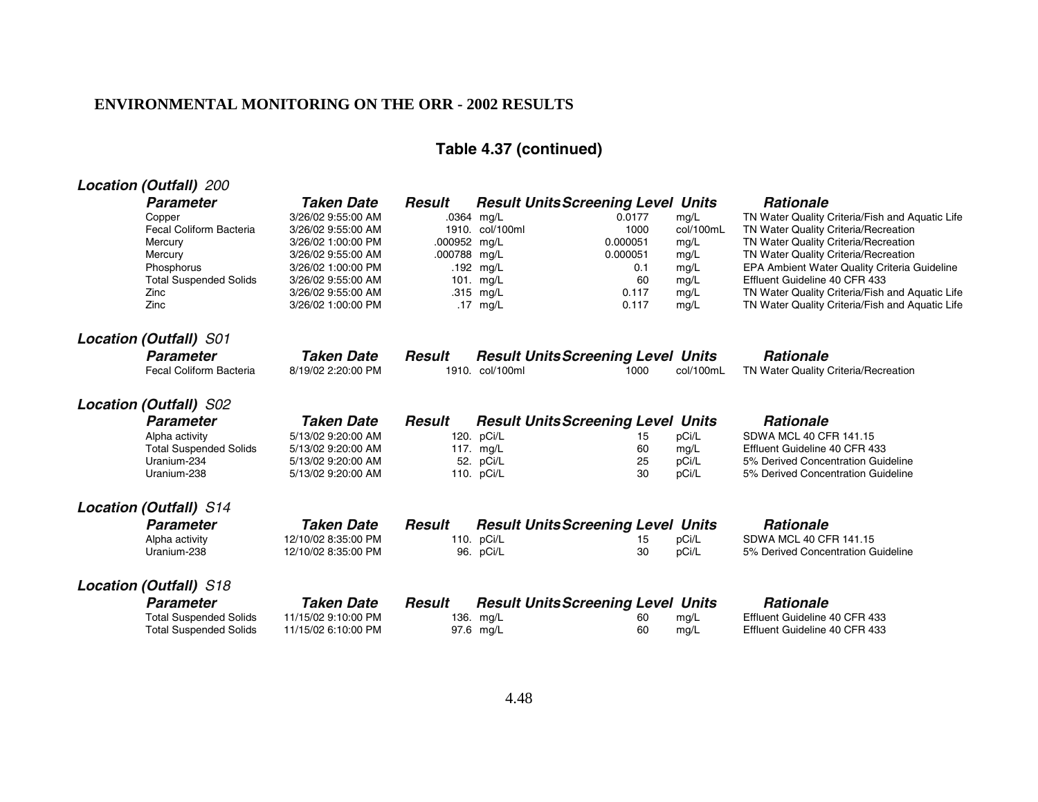**ENVIRONMENTAL MONITORING ON THE ORR - 2002 RESULTS**

## Table 4.37 (continued)

***Location (Outfall)*** *200*

| *Parameter* | *Taken Date* | *Result* | *Result Units* | *Screening Level* | *Units* | *Rationale* |
|---|---|---|---|---|---|---|
| Copper | 3/26/02 9:55:00 AM | .0364 | mg/L | 0.0177 | mg/L | TN Water Quality Criteria/Fish and Aquatic Life |
| Fecal Coliform Bacteria | 3/26/02 9:55:00 AM | 1910. | col/100ml | 1000 | col/100mL | TN Water Quality Criteria/Recreation |
| Mercury | 3/26/02 1:00:00 PM | .000952 | mg/L | 0.000051 | mg/L | TN Water Quality Criteria/Recreation |
| Mercury | 3/26/02 9:55:00 AM | .000788 | mg/L | 0.000051 | mg/L | TN Water Quality Criteria/Recreation |
| Phosphorus | 3/26/02 1:00:00 PM | .192 | mg/L | 0.1 | mg/L | EPA Ambient Water Quality Criteria Guideline |
| Total Suspended Solids | 3/26/02 9:55:00 AM | 101. | mg/L | 60 | mg/L | Effluent Guideline 40 CFR 433 |
| Zinc | 3/26/02 9:55:00 AM | .315 | mg/L | 0.117 | mg/L | TN Water Quality Criteria/Fish and Aquatic Life |
| Zinc | 3/26/02 1:00:00 PM | .17 | mg/L | 0.117 | mg/L | TN Water Quality Criteria/Fish and Aquatic Life |

***Location (Outfall)*** *S01*

| *Parameter* | *Taken Date* | *Result* | *Result Units* | *Screening Level* | *Units* | *Rationale* |
|---|---|---|---|---|---|---|
| Fecal Coliform Bacteria | 8/19/02 2:20:00 PM | 1910. | col/100ml | 1000 | col/100mL | TN Water Quality Criteria/Recreation |

***Location (Outfall)*** *S02*

| *Parameter* | *Taken Date* | *Result* | *Result Units* | *Screening Level* | *Units* | *Rationale* |
|---|---|---|---|---|---|---|
| Alpha activity | 5/13/02 9:20:00 AM | 120. | pCi/L | 15 | pCi/L | SDWA MCL 40 CFR 141.15 |
| Total Suspended Solids | 5/13/02 9:20:00 AM | 117. | mg/L | 60 | mg/L | Effluent Guideline 40 CFR 433 |
| Uranium-234 | 5/13/02 9:20:00 AM | 52. | pCi/L | 25 | pCi/L | 5% Derived Concentration Guideline |
| Uranium-238 | 5/13/02 9:20:00 AM | 110. | pCi/L | 30 | pCi/L | 5% Derived Concentration Guideline |

***Location (Outfall)*** *S14*

| *Parameter* | *Taken Date* | *Result* | *Result Units* | *Screening Level* | *Units* | *Rationale* |
|---|---|---|---|---|---|---|
| Alpha activity | 12/10/02 8:35:00 PM | 110. | pCi/L | 15 | pCi/L | SDWA MCL 40 CFR 141.15 |
| Uranium-238 | 12/10/02 8:35:00 PM | 96. | pCi/L | 30 | pCi/L | 5% Derived Concentration Guideline |

***Location (Outfall)*** *S18*

| *Parameter* | *Taken Date* | *Result* | *Result Units* | *Screening Level* | *Units* | *Rationale* |
|---|---|---|---|---|---|---|
| Total Suspended Solids | 11/15/02 9:10:00 PM | 136. | mg/L | 60 | mg/L | Effluent Guideline 40 CFR 433 |
| Total Suspended Solids | 11/15/02 6:10:00 PM | 97.6 | mg/L | 60 | mg/L | Effluent Guideline 40 CFR 433 |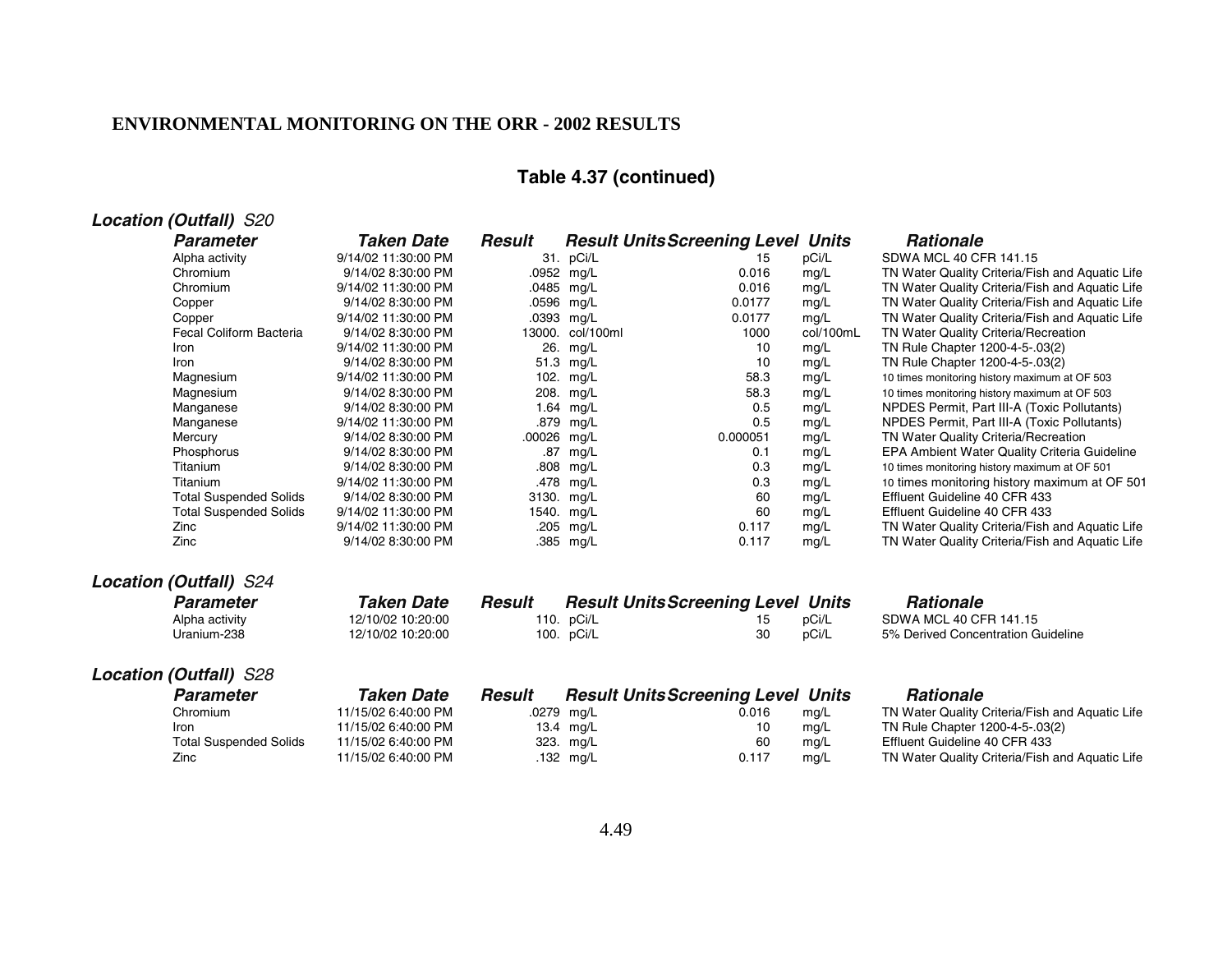## ENVIRONMENTAL MONITORING ON THE ORR - 2002 RESULTS

### Table 4.37 (continued)

***Location (Outfall)*** *S20*

| ***Parameter*** | ***Taken Date*** | ***Result*** | ***Result Units*** | ***Screening Level*** | ***Units*** | ***Rationale*** |
|---|---|---|---|---|---|---|
| Alpha activity | 9/14/02 11:30:00 PM | 31. | pCi/L | 15 | pCi/L | SDWA MCL 40 CFR 141.15 |
| Chromium | 9/14/02 8:30:00 PM | .0952 | mg/L | 0.016 | mg/L | TN Water Quality Criteria/Fish and Aquatic Life |
| Chromium | 9/14/02 11:30:00 PM | .0485 | mg/L | 0.016 | mg/L | TN Water Quality Criteria/Fish and Aquatic Life |
| Copper | 9/14/02 8:30:00 PM | .0596 | mg/L | 0.0177 | mg/L | TN Water Quality Criteria/Fish and Aquatic Life |
| Copper | 9/14/02 11:30:00 PM | .0393 | mg/L | 0.0177 | mg/L | TN Water Quality Criteria/Fish and Aquatic Life |
| Fecal Coliform Bacteria | 9/14/02 8:30:00 PM | 13000. | col/100ml | 1000 | col/100mL | TN Water Quality Criteria/Recreation |
| Iron | 9/14/02 11:30:00 PM | 26. | mg/L | 10 | mg/L | TN Rule Chapter 1200-4-5-.03(2) |
| Iron | 9/14/02 8:30:00 PM | 51.3 | mg/L | 10 | mg/L | TN Rule Chapter 1200-4-5-.03(2) |
| Magnesium | 9/14/02 11:30:00 PM | 102. | mg/L | 58.3 | mg/L | 10 times monitoring history maximum at OF 503 |
| Magnesium | 9/14/02 8:30:00 PM | 208. | mg/L | 58.3 | mg/L | 10 times monitoring history maximum at OF 503 |
| Manganese | 9/14/02 8:30:00 PM | 1.64 | mg/L | 0.5 | mg/L | NPDES Permit, Part III-A (Toxic Pollutants) |
| Manganese | 9/14/02 11:30:00 PM | .879 | mg/L | 0.5 | mg/L | NPDES Permit, Part III-A (Toxic Pollutants) |
| Mercury | 9/14/02 8:30:00 PM | .00026 | mg/L | 0.000051 | mg/L | TN Water Quality Criteria/Recreation |
| Phosphorus | 9/14/02 8:30:00 PM | .87 | mg/L | 0.1 | mg/L | EPA Ambient Water Quality Criteria Guideline |
| Titanium | 9/14/02 8:30:00 PM | .808 | mg/L | 0.3 | mg/L | 10 times monitoring history maximum at OF 501 |
| Titanium | 9/14/02 11:30:00 PM | .478 | mg/L | 0.3 | mg/L | 10 times monitoring history maximum at OF 501 |
| Total Suspended Solids | 9/14/02 8:30:00 PM | 3130. | mg/L | 60 | mg/L | Effluent Guideline 40 CFR 433 |
| Total Suspended Solids | 9/14/02 11:30:00 PM | 1540. | mg/L | 60 | mg/L | Effluent Guideline 40 CFR 433 |
| Zinc | 9/14/02 11:30:00 PM | .205 | mg/L | 0.117 | mg/L | TN Water Quality Criteria/Fish and Aquatic Life |
| Zinc | 9/14/02 8:30:00 PM | .385 | mg/L | 0.117 | mg/L | TN Water Quality Criteria/Fish and Aquatic Life |

***Location (Outfall)*** *S24*

| ***Parameter*** | ***Taken Date*** | ***Result*** | ***Result Units*** | ***Screening Level*** | ***Units*** | ***Rationale*** |
|---|---|---|---|---|---|---|
| Alpha activity | 12/10/02 10:20:00 | 110. | pCi/L | 15 | pCi/L | SDWA MCL 40 CFR 141.15 |
| Uranium-238 | 12/10/02 10:20:00 | 100. | pCi/L | 30 | pCi/L | 5% Derived Concentration Guideline |

***Location (Outfall)*** *S28*

| ***Parameter*** | ***Taken Date*** | ***Result*** | ***Result Units*** | ***Screening Level*** | ***Units*** | ***Rationale*** |
|---|---|---|---|---|---|---|
| Chromium | 11/15/02 6:40:00 PM | .0279 | mg/L | 0.016 | mg/L | TN Water Quality Criteria/Fish and Aquatic Life |
| Iron | 11/15/02 6:40:00 PM | 13.4 | mg/L | 10 | mg/L | TN Rule Chapter 1200-4-5-.03(2) |
| Total Suspended Solids | 11/15/02 6:40:00 PM | 323. | mg/L | 60 | mg/L | Effluent Guideline 40 CFR 433 |
| Zinc | 11/15/02 6:40:00 PM | .132 | mg/L | 0.117 | mg/L | TN Water Quality Criteria/Fish and Aquatic Life |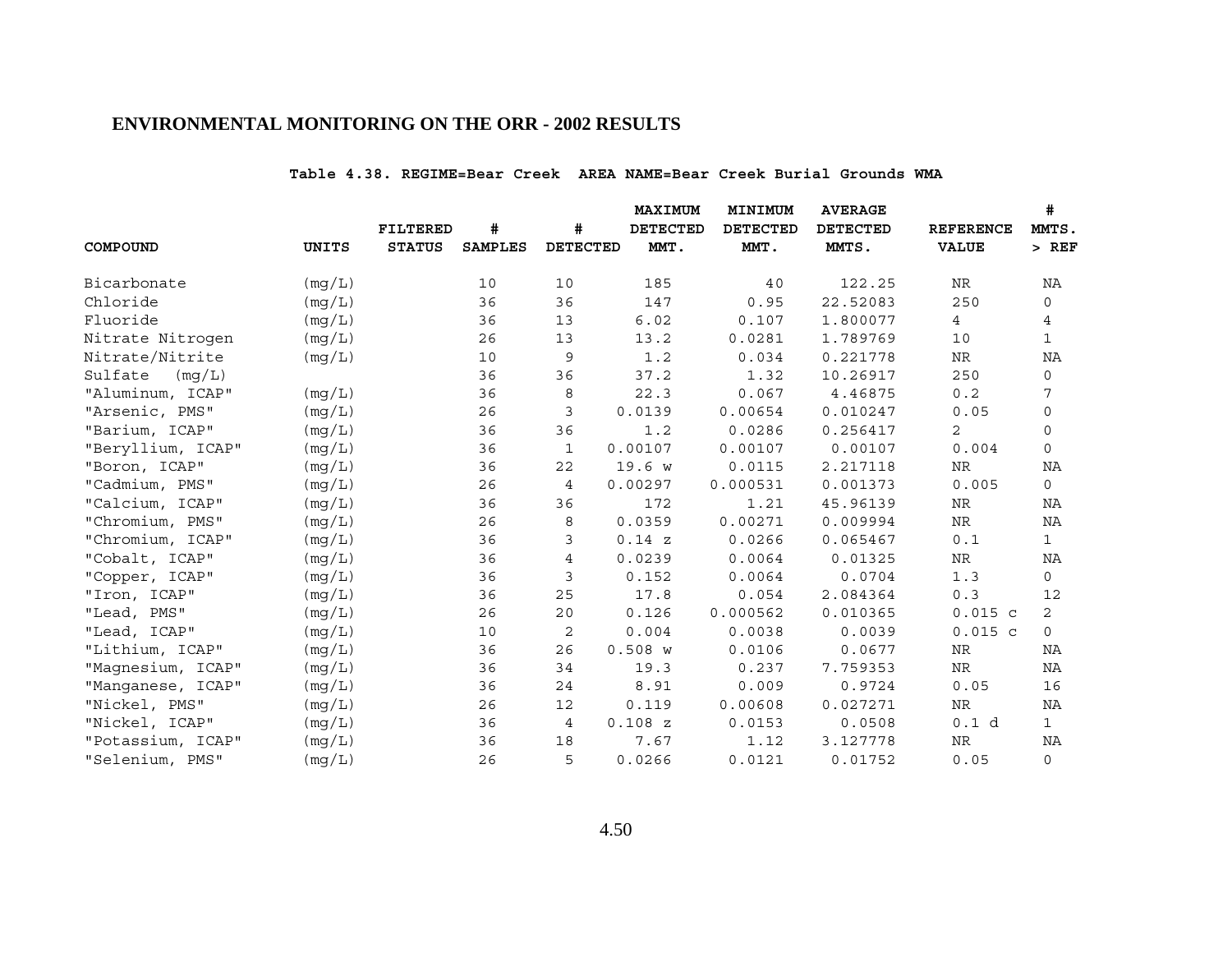## ENVIRONMENTAL MONITORING ON THE ORR - 2002 RESULTS

**Table 4.38. REGIME=Bear Creek AREA NAME=Bear Creek Burial Grounds WMA**

| COMPOUND | UNITS | FILTERED STATUS | # SAMPLES | # DETECTED | MAXIMUM DETECTED MMT. | MINIMUM DETECTED MMT. | AVERAGE DETECTED MMTS. | REFERENCE VALUE | # MMTS. > REF |
|---|---|---|---|---|---|---|---|---|---|
| Bicarbonate | (mg/L) | | 10 | 10 | 185 | 40 | 122.25 | NR | NA |
| Chloride | (mg/L) | | 36 | 36 | 147 | 0.95 | 22.52083 | 250 | 0 |
| Fluoride | (mg/L) | | 36 | 13 | 6.02 | 0.107 | 1.800077 | 4 | 4 |
| Nitrate Nitrogen | (mg/L) | | 26 | 13 | 13.2 | 0.0281 | 1.789769 | 10 | 1 |
| Nitrate/Nitrite | (mg/L) | | 10 | 9 | 1.2 | 0.034 | 0.221778 | NR | NA |
| Sulfate (mg/L) | | | 36 | 36 | 37.2 | 1.32 | 10.26917 | 250 | 0 |
| "Aluminum, ICAP" | (mg/L) | | 36 | 8 | 22.3 | 0.067 | 4.46875 | 0.2 | 7 |
| "Arsenic, PMS" | (mg/L) | | 26 | 3 | 0.0139 | 0.00654 | 0.010247 | 0.05 | 0 |
| "Barium, ICAP" | (mg/L) | | 36 | 36 | 1.2 | 0.0286 | 0.256417 | 2 | 0 |
| "Beryllium, ICAP" | (mg/L) | | 36 | 1 | 0.00107 | 0.00107 | 0.00107 | 0.004 | 0 |
| "Boron, ICAP" | (mg/L) | | 36 | 22 | 19.6 w | 0.0115 | 2.217118 | NR | NA |
| "Cadmium, PMS" | (mg/L) | | 26 | 4 | 0.00297 | 0.000531 | 0.001373 | 0.005 | 0 |
| "Calcium, ICAP" | (mg/L) | | 36 | 36 | 172 | 1.21 | 45.96139 | NR | NA |
| "Chromium, PMS" | (mg/L) | | 26 | 8 | 0.0359 | 0.00271 | 0.009994 | NR | NA |
| "Chromium, ICAP" | (mg/L) | | 36 | 3 | 0.14 z | 0.0266 | 0.065467 | 0.1 | 1 |
| "Cobalt, ICAP" | (mg/L) | | 36 | 4 | 0.0239 | 0.0064 | 0.01325 | NR | NA |
| "Copper, ICAP" | (mg/L) | | 36 | 3 | 0.152 | 0.0064 | 0.0704 | 1.3 | 0 |
| "Iron, ICAP" | (mg/L) | | 36 | 25 | 17.8 | 0.054 | 2.084364 | 0.3 | 12 |
| "Lead, PMS" | (mg/L) | | 26 | 20 | 0.126 | 0.000562 | 0.010365 | 0.015 c | 2 |
| "Lead, ICAP" | (mg/L) | | 10 | 2 | 0.004 | 0.0038 | 0.0039 | 0.015 c | 0 |
| "Lithium, ICAP" | (mg/L) | | 36 | 26 | 0.508 w | 0.0106 | 0.0677 | NR | NA |
| "Magnesium, ICAP" | (mg/L) | | 36 | 34 | 19.3 | 0.237 | 7.759353 | NR | NA |
| "Manganese, ICAP" | (mg/L) | | 36 | 24 | 8.91 | 0.009 | 0.9724 | 0.05 | 16 |
| "Nickel, PMS" | (mg/L) | | 26 | 12 | 0.119 | 0.00608 | 0.027271 | NR | NA |
| "Nickel, ICAP" | (mg/L) | | 36 | 4 | 0.108 z | 0.0153 | 0.0508 | 0.1 d | 1 |
| "Potassium, ICAP" | (mg/L) | | 36 | 18 | 7.67 | 1.12 | 3.127778 | NR | NA |
| "Selenium, PMS" | (mg/L) | | 26 | 5 | 0.0266 | 0.0121 | 0.01752 | 0.05 | 0 |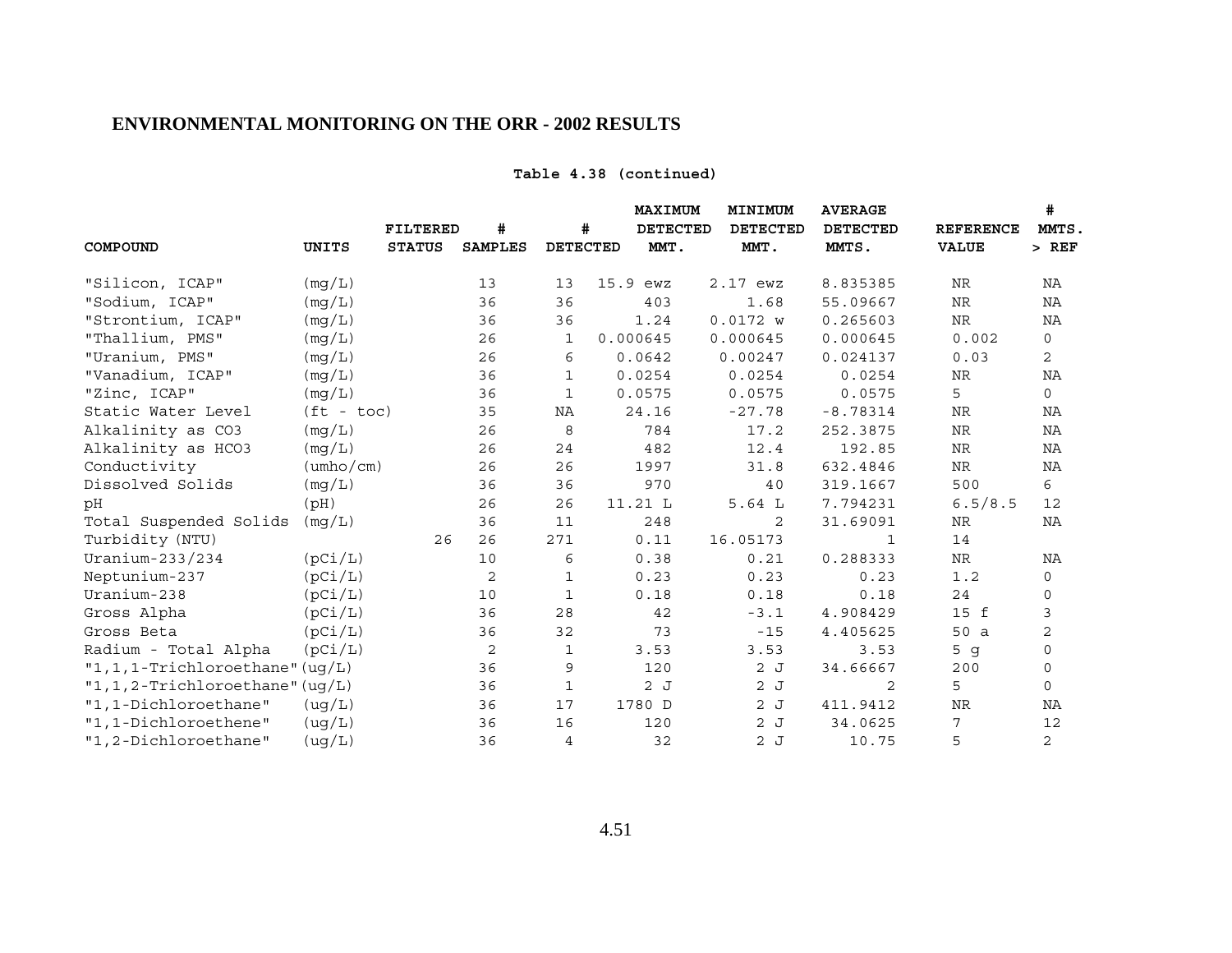**Table 4.38 (continued)**

| COMPOUND | UNITS | FILTERED STATUS | # SAMPLES | # DETECTED | MAXIMUM DETECTED MMT. | MINIMUM DETECTED MMT. | AVERAGE DETECTED MMTS. | REFERENCE VALUE | # MMTS. > REF |
|---|---|---|---|---|---|---|---|---|---|
| "Silicon, ICAP" | (mg/L) | | 13 | 13 | 15.9 ewz | 2.17 ewz | 8.835385 | NR | NA |
| "Sodium, ICAP" | (mg/L) | | 36 | 36 | 403 | 1.68 | 55.09667 | NR | NA |
| "Strontium, ICAP" | (mg/L) | | 36 | 36 | 1.24 | 0.0172 w | 0.265603 | NR | NA |
| "Thallium, PMS" | (mg/L) | | 26 | 1 | 0.000645 | 0.000645 | 0.000645 | 0.002 | 0 |
| "Uranium, PMS" | (mg/L) | | 26 | 6 | 0.0642 | 0.00247 | 0.024137 | 0.03 | 2 |
| "Vanadium, ICAP" | (mg/L) | | 36 | 1 | 0.0254 | 0.0254 | 0.0254 | NR | NA |
| "Zinc, ICAP" | (mg/L) | | 36 | 1 | 0.0575 | 0.0575 | 0.0575 | 5 | 0 |
| Static Water Level | (ft - toc) | | 35 | NA | 24.16 | -27.78 | -8.78314 | NR | NA |
| Alkalinity as CO3 | (mg/L) | | 26 | 8 | 784 | 17.2 | 252.3875 | NR | NA |
| Alkalinity as HCO3 | (mg/L) | | 26 | 24 | 482 | 12.4 | 192.85 | NR | NA |
| Conductivity | (umho/cm) | | 26 | 26 | 1997 | 31.8 | 632.4846 | NR | NA |
| Dissolved Solids | (mg/L) | | 36 | 36 | 970 | 40 | 319.1667 | 500 | 6 |
| pH | (pH) | | 26 | 26 | 11.21 L | 5.64 L | 7.794231 | 6.5/8.5 | 12 |
| Total Suspended Solids | (mg/L) | | 36 | 11 | 248 | 2 | 31.69091 | NR | NA |
| Turbidity (NTU) | | 26 | 26 | 271 | 0.11 | 16.05173 | 1 | 14 | |
| Uranium-233/234 | (pCi/L) | | 10 | 6 | 0.38 | 0.21 | 0.288333 | NR | NA |
| Neptunium-237 | (pCi/L) | | 2 | 1 | 0.23 | 0.23 | 0.23 | 1.2 | 0 |
| Uranium-238 | (pCi/L) | | 10 | 1 | 0.18 | 0.18 | 0.18 | 24 | 0 |
| Gross Alpha | (pCi/L) | | 36 | 28 | 42 | -3.1 | 4.908429 | 15 f | 3 |
| Gross Beta | (pCi/L) | | 36 | 32 | 73 | -15 | 4.405625 | 50 a | 2 |
| Radium - Total Alpha | (pCi/L) | | 2 | 1 | 3.53 | 3.53 | 3.53 | 5 g | 0 |
| "1,1,1-Trichloroethane" | (ug/L) | | 36 | 9 | 120 | 2 J | 34.66667 | 200 | 0 |
| "1,1,2-Trichloroethane" | (ug/L) | | 36 | 1 | 2 J | 2 J | 2 | 5 | 0 |
| "1,1-Dichloroethane" | (ug/L) | | 36 | 17 | 1780 D | 2 J | 411.9412 | NR | NA |
| "1,1-Dichloroethene" | (ug/L) | | 36 | 16 | 120 | 2 J | 34.0625 | 7 | 12 |
| "1,2-Dichloroethane" | (ug/L) | | 36 | 4 | 32 | 2 J | 10.75 | 5 | 2 |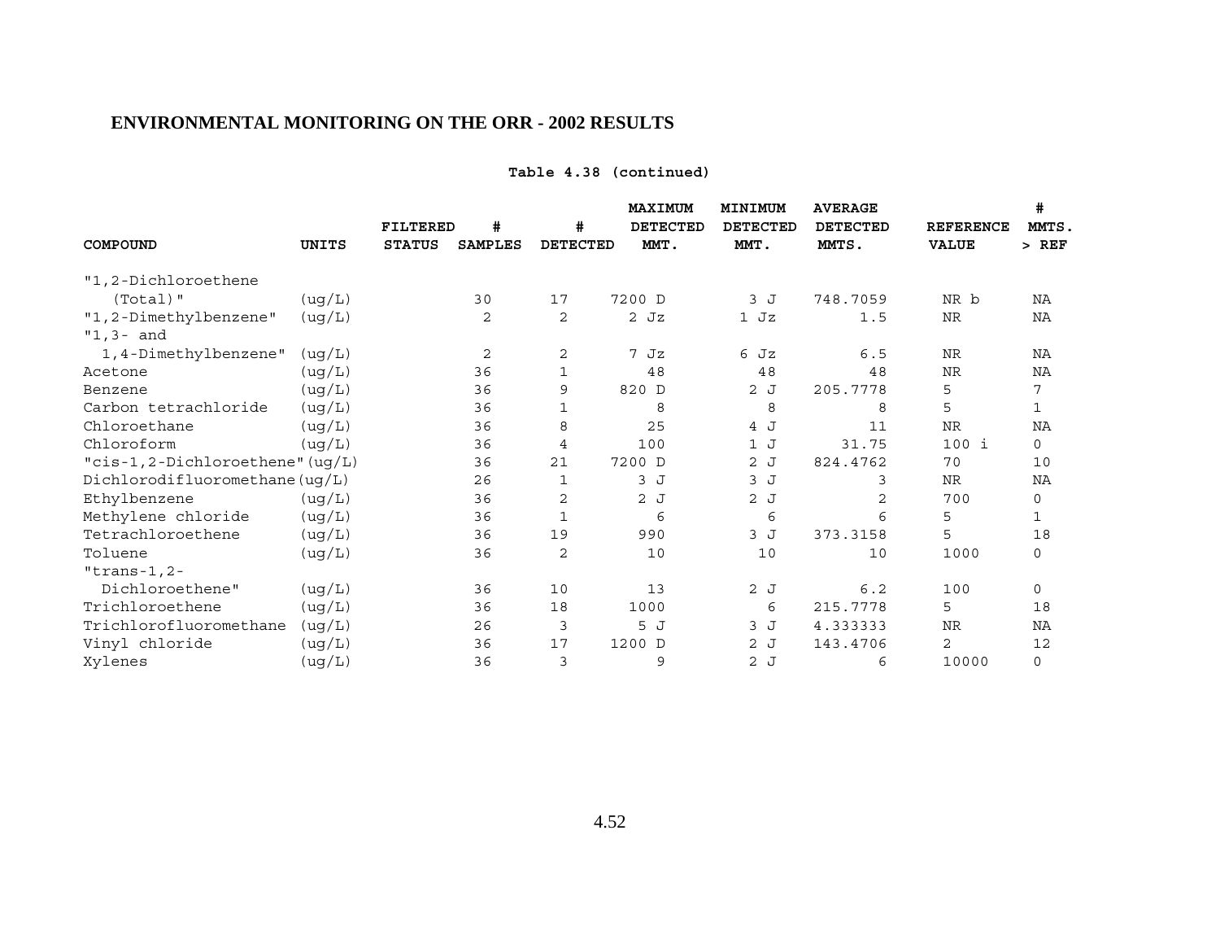## ENVIRONMENTAL MONITORING ON THE ORR - 2002 RESULTS

**Table 4.38 (continued)**

| COMPOUND | UNITS | FILTERED STATUS | # SAMPLES | # DETECTED | MAXIMUM DETECTED MMT. | MINIMUM DETECTED MMT. | AVERAGE DETECTED MMTS. | REFERENCE VALUE | # MMTS. > REF |
|---|---|---|---|---|---|---|---|---|---|
| "1,2-Dichloroethene (Total)" | (ug/L) | | 30 | 17 | 7200 D | 3 J | 748.7059 | NR b | NA |
| "1,2-Dimethylbenzene" | (ug/L) | | 2 | 2 | 2 Jz | 1 Jz | 1.5 | NR | NA |
| "1,3- and 1,4-Dimethylbenzene" | (ug/L) | | 2 | 2 | 7 Jz | 6 Jz | 6.5 | NR | NA |
| Acetone | (ug/L) | | 36 | 1 | 48 | 48 | 48 | NR | NA |
| Benzene | (ug/L) | | 36 | 9 | 820 D | 2 J | 205.7778 | 5 | 7 |
| Carbon tetrachloride | (ug/L) | | 36 | 1 | 8 | 8 | 8 | 5 | 1 |
| Chloroethane | (ug/L) | | 36 | 8 | 25 | 4 J | 11 | NR | NA |
| Chloroform | (ug/L) | | 36 | 4 | 100 | 1 J | 31.75 | 100 i | 0 |
| "cis-1,2-Dichloroethene" | (ug/L) | | 36 | 21 | 7200 D | 2 J | 824.4762 | 70 | 10 |
| Dichlorodifluoromethane | (ug/L) | | 26 | 1 | 3 J | 3 J | 3 | NR | NA |
| Ethylbenzene | (ug/L) | | 36 | 2 | 2 J | 2 J | 2 | 700 | 0 |
| Methylene chloride | (ug/L) | | 36 | 1 | 6 | 6 | 6 | 5 | 1 |
| Tetrachloroethene | (ug/L) | | 36 | 19 | 990 | 3 J | 373.3158 | 5 | 18 |
| Toluene | (ug/L) | | 36 | 2 | 10 | 10 | 10 | 1000 | 0 |
| "trans-1,2-Dichloroethene" | (ug/L) | | 36 | 10 | 13 | 2 J | 6.2 | 100 | 0 |
| Trichloroethene | (ug/L) | | 36 | 18 | 1000 | 6 | 215.7778 | 5 | 18 |
| Trichlorofluoromethane | (ug/L) | | 26 | 3 | 5 J | 3 J | 4.333333 | NR | NA |
| Vinyl chloride | (ug/L) | | 36 | 17 | 1200 D | 2 J | 143.4706 | 2 | 12 |
| Xylenes | (ug/L) | | 36 | 3 | 9 | 2 J | 6 | 10000 | 0 |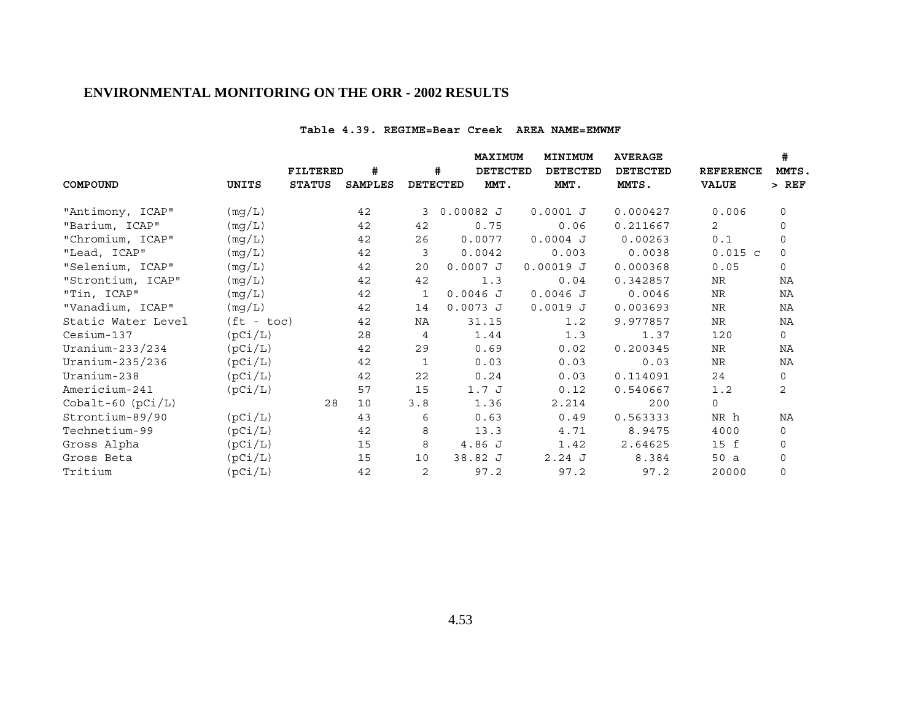**Table 4.39. REGIME=Bear Creek AREA NAME=EMWMF**

| COMPOUND | UNITS | FILTERED STATUS | # SAMPLES | # DETECTED | MAXIMUM DETECTED MMT. | MINIMUM DETECTED MMT. | AVERAGE DETECTED MMTS. | REFERENCE VALUE | # MMTS. > REF |
|---|---|---|---|---|---|---|---|---|---|
| "Antimony, ICAP" | (mg/L) | | 42 | 3 | 0.00082 J | 0.0001 J | 0.000427 | 0.006 | 0 |
| "Barium, ICAP" | (mg/L) | | 42 | 42 | 0.75 | 0.06 | 0.211667 | 2 | 0 |
| "Chromium, ICAP" | (mg/L) | | 42 | 26 | 0.0077 | 0.0004 J | 0.00263 | 0.1 | 0 |
| "Lead, ICAP" | (mg/L) | | 42 | 3 | 0.0042 | 0.003 | 0.0038 | 0.015 c | 0 |
| "Selenium, ICAP" | (mg/L) | | 42 | 20 | 0.0007 J | 0.00019 J | 0.000368 | 0.05 | 0 |
| "Strontium, ICAP" | (mg/L) | | 42 | 42 | 1.3 | 0.04 | 0.342857 | NR | NA |
| "Tin, ICAP" | (mg/L) | | 42 | 1 | 0.0046 J | 0.0046 J | 0.0046 | NR | NA |
| "Vanadium, ICAP" | (mg/L) | | 42 | 14 | 0.0073 J | 0.0019 J | 0.003693 | NR | NA |
| Static Water Level | (ft - toc) | | 42 | NA | 31.15 | 1.2 | 9.977857 | NR | NA |
| Cesium-137 | (pCi/L) | | 28 | 4 | 1.44 | 1.3 | 1.37 | 120 | 0 |
| Uranium-233/234 | (pCi/L) | | 42 | 29 | 0.69 | 0.02 | 0.200345 | NR | NA |
| Uranium-235/236 | (pCi/L) | | 42 | 1 | 0.03 | 0.03 | 0.03 | NR | NA |
| Uranium-238 | (pCi/L) | | 42 | 22 | 0.24 | 0.03 | 0.114091 | 24 | 0 |
| Americium-241 | (pCi/L) | | 57 | 15 | 1.7 J | 0.12 | 0.540667 | 1.2 | 2 |
| Cobalt-60 (pCi/L) | | 28 | 10 | 3.8 | 1.36 | 2.214 | 200 | 0 | |
| Strontium-89/90 | (pCi/L) | | 43 | 6 | 0.63 | 0.49 | 0.563333 | NR h | NA |
| Technetium-99 | (pCi/L) | | 42 | 8 | 13.3 | 4.71 | 8.9475 | 4000 | 0 |
| Gross Alpha | (pCi/L) | | 15 | 8 | 4.86 J | 1.42 | 2.64625 | 15 f | 0 |
| Gross Beta | (pCi/L) | | 15 | 10 | 38.82 J | 2.24 J | 8.384 | 50 a | 0 |
| Tritium | (pCi/L) | | 42 | 2 | 97.2 | 97.2 | 97.2 | 20000 | 0 |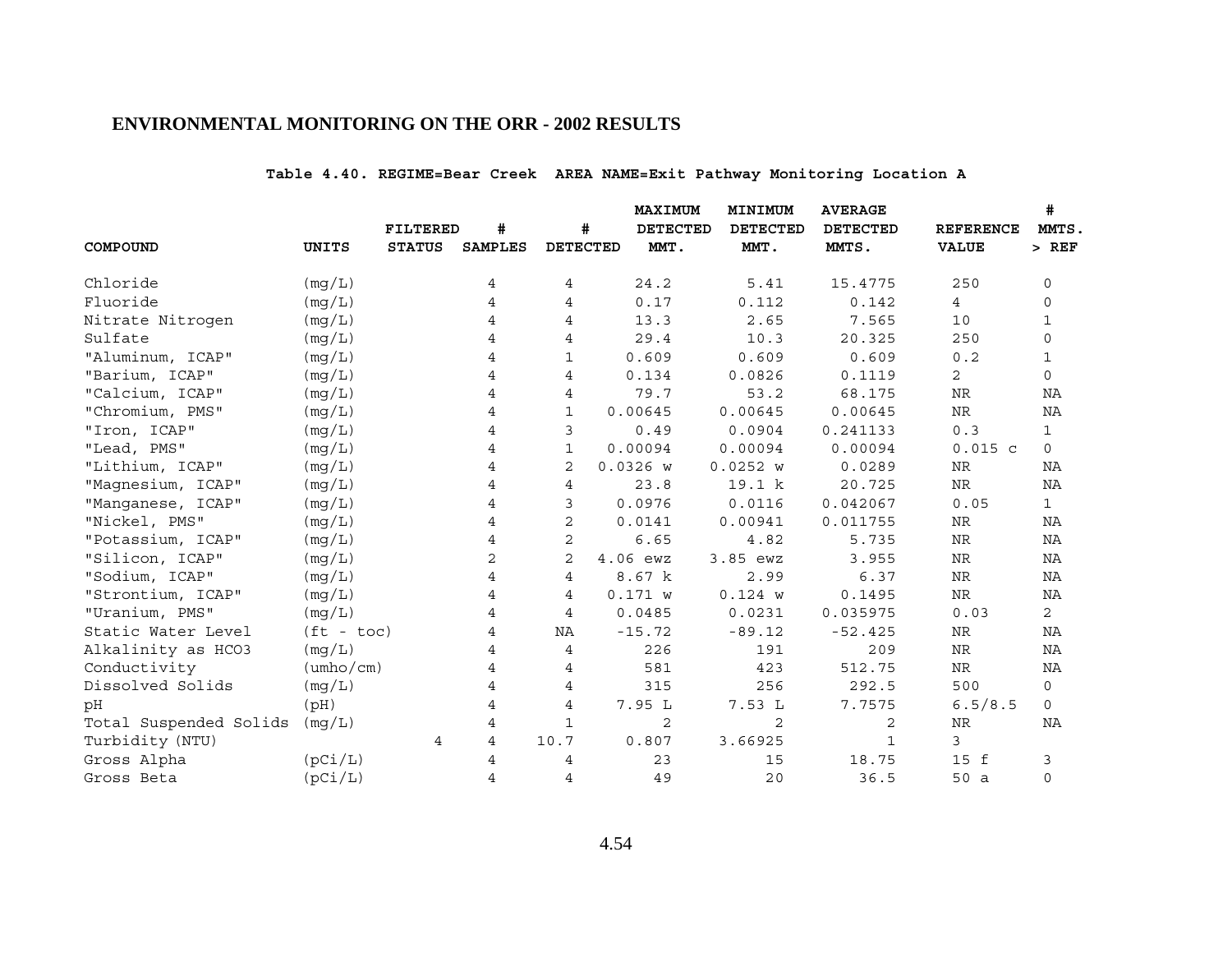**Table 4.40. REGIME=Bear Creek AREA NAME=Exit Pathway Monitoring Location A**

| COMPOUND | UNITS | FILTERED STATUS | # SAMPLES | # DETECTED | MAXIMUM DETECTED MMT. | MINIMUM DETECTED MMT. | AVERAGE DETECTED MMTS. | REFERENCE VALUE | # MMTS. > REF |
|---|---|---|---|---|---|---|---|---|---|
| Chloride | (mg/L) | | 4 | 4 | 24.2 | 5.41 | 15.4775 | 250 | 0 |
| Fluoride | (mg/L) | | 4 | 4 | 0.17 | 0.112 | 0.142 | 4 | 0 |
| Nitrate Nitrogen | (mg/L) | | 4 | 4 | 13.3 | 2.65 | 7.565 | 10 | 1 |
| Sulfate | (mg/L) | | 4 | 4 | 29.4 | 10.3 | 20.325 | 250 | 0 |
| "Aluminum, ICAP" | (mg/L) | | 4 | 1 | 0.609 | 0.609 | 0.609 | 0.2 | 1 |
| "Barium, ICAP" | (mg/L) | | 4 | 4 | 0.134 | 0.0826 | 0.1119 | 2 | 0 |
| "Calcium, ICAP" | (mg/L) | | 4 | 4 | 79.7 | 53.2 | 68.175 | NR | NA |
| "Chromium, PMS" | (mg/L) | | 4 | 1 | 0.00645 | 0.00645 | 0.00645 | NR | NA |
| "Iron, ICAP" | (mg/L) | | 4 | 3 | 0.49 | 0.0904 | 0.241133 | 0.3 | 1 |
| "Lead, PMS" | (mg/L) | | 4 | 1 | 0.00094 | 0.00094 | 0.00094 | 0.015 c | 0 |
| "Lithium, ICAP" | (mg/L) | | 4 | 2 | 0.0326 w | 0.0252 w | 0.0289 | NR | NA |
| "Magnesium, ICAP" | (mg/L) | | 4 | 4 | 23.8 | 19.1 k | 20.725 | NR | NA |
| "Manganese, ICAP" | (mg/L) | | 4 | 3 | 0.0976 | 0.0116 | 0.042067 | 0.05 | 1 |
| "Nickel, PMS" | (mg/L) | | 4 | 2 | 0.0141 | 0.00941 | 0.011755 | NR | NA |
| "Potassium, ICAP" | (mg/L) | | 4 | 2 | 6.65 | 4.82 | 5.735 | NR | NA |
| "Silicon, ICAP" | (mg/L) | | 2 | 2 | 4.06 ewz | 3.85 ewz | 3.955 | NR | NA |
| "Sodium, ICAP" | (mg/L) | | 4 | 4 | 8.67 k | 2.99 | 6.37 | NR | NA |
| "Strontium, ICAP" | (mg/L) | | 4 | 4 | 0.171 w | 0.124 w | 0.1495 | NR | NA |
| "Uranium, PMS" | (mg/L) | | 4 | 4 | 0.0485 | 0.0231 | 0.035975 | 0.03 | 2 |
| Static Water Level | (ft - toc) | | 4 | NA | -15.72 | -89.12 | -52.425 | NR | NA |
| Alkalinity as HCO3 | (mg/L) | | 4 | 4 | 226 | 191 | 209 | NR | NA |
| Conductivity | (umho/cm) | | 4 | 4 | 581 | 423 | 512.75 | NR | NA |
| Dissolved Solids | (mg/L) | | 4 | 4 | 315 | 256 | 292.5 | 500 | 0 |
| pH | (pH) | | 4 | 4 | 7.95 L | 7.53 L | 7.7575 | 6.5/8.5 | 0 |
| Total Suspended Solids | (mg/L) | | 4 | 1 | 2 | 2 | 2 | NR | NA |
| Turbidity (NTU) | | 4 | 4 | 10.7 | 0.807 | 3.66925 | 1 | 3 | |
| Gross Alpha | (pCi/L) | | 4 | 4 | 23 | 15 | 18.75 | 15 f | 3 |
| Gross Beta | (pCi/L) | | 4 | 4 | 49 | 20 | 36.5 | 50 a | 0 |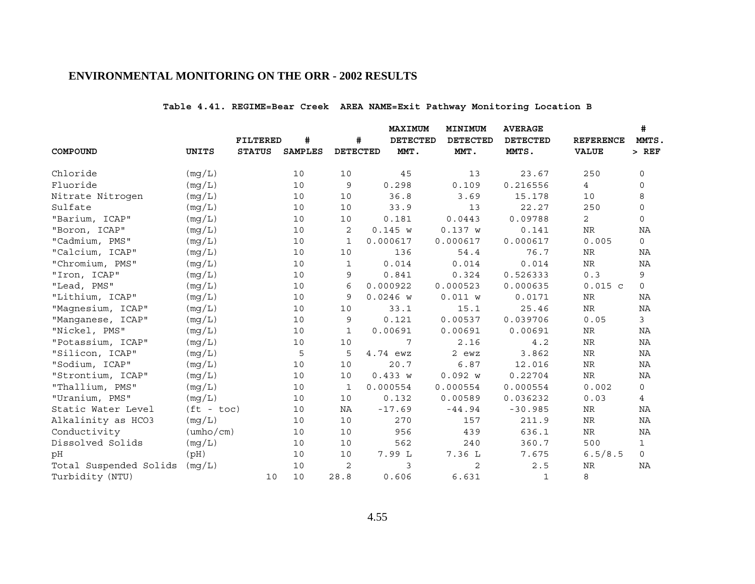**Table 4.41. REGIME=Bear Creek AREA NAME=Exit Pathway Monitoring Location B**

| COMPOUND | UNITS | FILTERED STATUS | # SAMPLES | # DETECTED | MAXIMUM DETECTED MMT. | MINIMUM DETECTED MMT. | AVERAGE DETECTED MMTS. | REFERENCE VALUE | # MMTS. > REF |
|---|---|---|---|---|---|---|---|---|---|
| Chloride | (mg/L) | | 10 | 10 | 45 | 13 | 23.67 | 250 | 0 |
| Fluoride | (mg/L) | | 10 | 9 | 0.298 | 0.109 | 0.216556 | 4 | 0 |
| Nitrate Nitrogen | (mg/L) | | 10 | 10 | 36.8 | 3.69 | 15.178 | 10 | 8 |
| Sulfate | (mg/L) | | 10 | 10 | 33.9 | 13 | 22.27 | 250 | 0 |
| "Barium, ICAP" | (mg/L) | | 10 | 10 | 0.181 | 0.0443 | 0.09788 | 2 | 0 |
| "Boron, ICAP" | (mg/L) | | 10 | 2 | 0.145 w | 0.137 w | 0.141 | NR | NA |
| "Cadmium, PMS" | (mg/L) | | 10 | 1 | 0.000617 | 0.000617 | 0.000617 | 0.005 | 0 |
| "Calcium, ICAP" | (mg/L) | | 10 | 10 | 136 | 54.4 | 76.7 | NR | NA |
| "Chromium, PMS" | (mg/L) | | 10 | 1 | 0.014 | 0.014 | 0.014 | NR | NA |
| "Iron, ICAP" | (mg/L) | | 10 | 9 | 0.841 | 0.324 | 0.526333 | 0.3 | 9 |
| "Lead, PMS" | (mg/L) | | 10 | 6 | 0.000922 | 0.000523 | 0.000635 | 0.015 c | 0 |
| "Lithium, ICAP" | (mg/L) | | 10 | 9 | 0.0246 w | 0.011 w | 0.0171 | NR | NA |
| "Magnesium, ICAP" | (mg/L) | | 10 | 10 | 33.1 | 15.1 | 25.46 | NR | NA |
| "Manganese, ICAP" | (mg/L) | | 10 | 9 | 0.121 | 0.00537 | 0.039706 | 0.05 | 3 |
| "Nickel, PMS" | (mg/L) | | 10 | 1 | 0.00691 | 0.00691 | 0.00691 | NR | NA |
| "Potassium, ICAP" | (mg/L) | | 10 | 10 | 7 | 2.16 | 4.2 | NR | NA |
| "Silicon, ICAP" | (mg/L) | | 5 | 5 | 4.74 ewz | 2 ewz | 3.862 | NR | NA |
| "Sodium, ICAP" | (mg/L) | | 10 | 10 | 20.7 | 6.87 | 12.016 | NR | NA |
| "Strontium, ICAP" | (mg/L) | | 10 | 10 | 0.433 w | 0.092 w | 0.22704 | NR | NA |
| "Thallium, PMS" | (mg/L) | | 10 | 1 | 0.000554 | 0.000554 | 0.000554 | 0.002 | 0 |
| "Uranium, PMS" | (mg/L) | | 10 | 10 | 0.132 | 0.00589 | 0.036232 | 0.03 | 4 |
| Static Water Level | (ft - toc) | | 10 | NA | -17.69 | -44.94 | -30.985 | NR | NA |
| Alkalinity as HCO3 | (mg/L) | | 10 | 10 | 270 | 157 | 211.9 | NR | NA |
| Conductivity | (umho/cm) | | 10 | 10 | 956 | 439 | 636.1 | NR | NA |
| Dissolved Solids | (mg/L) | | 10 | 10 | 562 | 240 | 360.7 | 500 | 1 |
| pH | (pH) | | 10 | 10 | 7.99 L | 7.36 L | 7.675 | 6.5/8.5 | 0 |
| Total Suspended Solids | (mg/L) | | 10 | 2 | 3 | 2 | 2.5 | NR | NA |
| Turbidity (NTU) | | 10 | 10 | 28.8 | 0.606 | 6.631 | 1 | 8 | |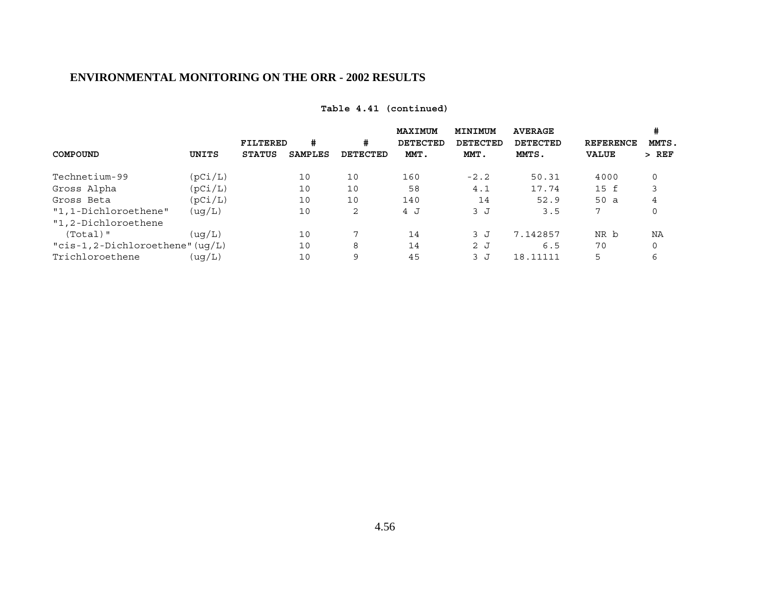## ENVIRONMENTAL MONITORING ON THE ORR - 2002 RESULTS

**Table 4.41 (continued)**

| COMPOUND | UNITS | FILTERED STATUS | # SAMPLES | # DETECTED | MAXIMUM DETECTED MMT. | MINIMUM DETECTED MMT. | AVERAGE DETECTED MMTS. | REFERENCE VALUE | # MMTS. > REF |
|---|---|---|---|---|---|---|---|---|---|
| Technetium-99 | (pCi/L) | | 10 | 10 | 160 | -2.2 | 50.31 | 4000 | 0 |
| Gross Alpha | (pCi/L) | | 10 | 10 | 58 | 4.1 | 17.74 | 15 f | 3 |
| Gross Beta | (pCi/L) | | 10 | 10 | 140 | 14 | 52.9 | 50 a | 4 |
| "1,1-Dichloroethene" | (ug/L) | | 10 | 2 | 4 J | 3 J | 3.5 | 7 | 0 |
| "1,2-Dichloroethene (Total)" | (ug/L) | | 10 | 7 | 14 | 3 J | 7.142857 | NR b | NA |
| "cis-1,2-Dichloroethene" | (ug/L) | | 10 | 8 | 14 | 2 J | 6.5 | 70 | 0 |
| Trichloroethene | (ug/L) | | 10 | 9 | 45 | 3 J | 18.11111 | 5 | 6 |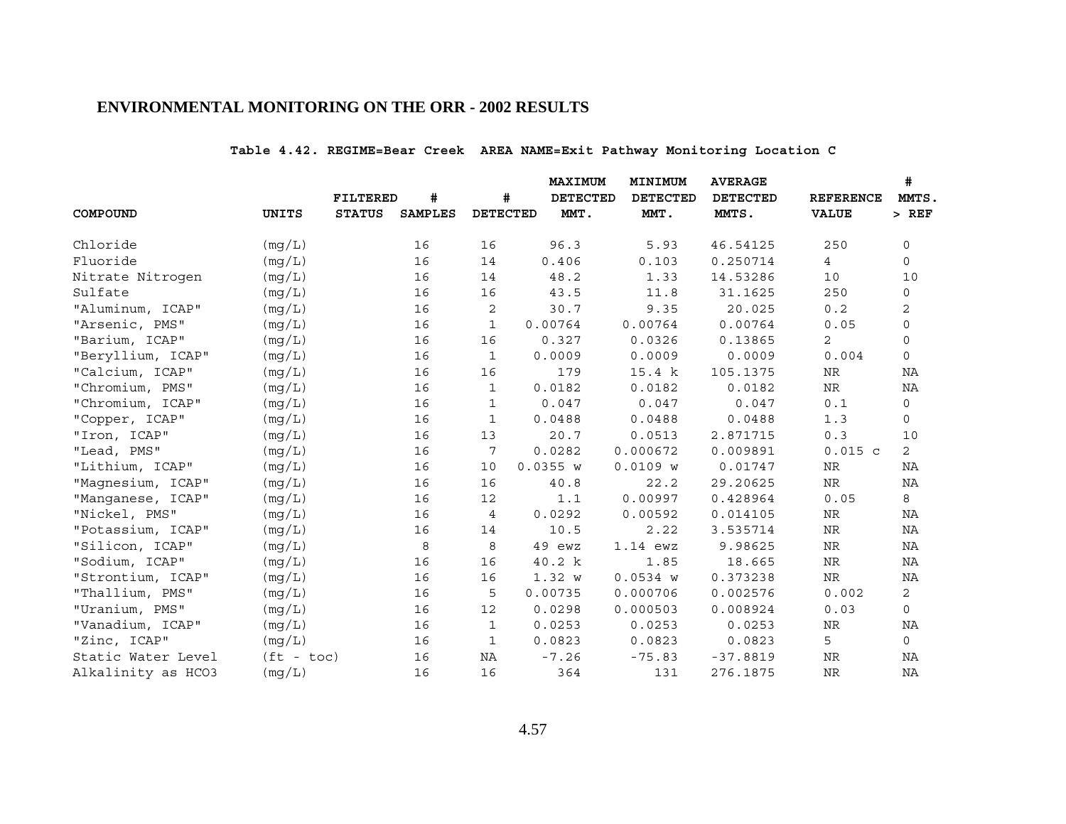## ENVIRONMENTAL MONITORING ON THE ORR - 2002 RESULTS

**Table 4.42. REGIME=Bear Creek AREA NAME=Exit Pathway Monitoring Location C**

| COMPOUND | UNITS | FILTERED STATUS | # SAMPLES | # DETECTED | MAXIMUM DETECTED MMT. | MINIMUM DETECTED MMT. | AVERAGE DETECTED MMTS. | REFERENCE VALUE | # MMTS. > REF |
|---|---|---|---|---|---|---|---|---|---|
| Chloride | (mg/L) | | 16 | 16 | 96.3 | 5.93 | 46.54125 | 250 | 0 |
| Fluoride | (mg/L) | | 16 | 14 | 0.406 | 0.103 | 0.250714 | 4 | 0 |
| Nitrate Nitrogen | (mg/L) | | 16 | 14 | 48.2 | 1.33 | 14.53286 | 10 | 10 |
| Sulfate | (mg/L) | | 16 | 16 | 43.5 | 11.8 | 31.1625 | 250 | 0 |
| "Aluminum, ICAP" | (mg/L) | | 16 | 2 | 30.7 | 9.35 | 20.025 | 0.2 | 2 |
| "Arsenic, PMS" | (mg/L) | | 16 | 1 | 0.00764 | 0.00764 | 0.00764 | 0.05 | 0 |
| "Barium, ICAP" | (mg/L) | | 16 | 16 | 0.327 | 0.0326 | 0.13865 | 2 | 0 |
| "Beryllium, ICAP" | (mg/L) | | 16 | 1 | 0.0009 | 0.0009 | 0.0009 | 0.004 | 0 |
| "Calcium, ICAP" | (mg/L) | | 16 | 16 | 179 | 15.4 k | 105.1375 | NR | NA |
| "Chromium, PMS" | (mg/L) | | 16 | 1 | 0.0182 | 0.0182 | 0.0182 | NR | NA |
| "Chromium, ICAP" | (mg/L) | | 16 | 1 | 0.047 | 0.047 | 0.047 | 0.1 | 0 |
| "Copper, ICAP" | (mg/L) | | 16 | 1 | 0.0488 | 0.0488 | 0.0488 | 1.3 | 0 |
| "Iron, ICAP" | (mg/L) | | 16 | 13 | 20.7 | 0.0513 | 2.871715 | 0.3 | 10 |
| "Lead, PMS" | (mg/L) | | 16 | 7 | 0.0282 | 0.000672 | 0.009891 | 0.015 c | 2 |
| "Lithium, ICAP" | (mg/L) | | 16 | 10 | 0.0355 w | 0.0109 w | 0.01747 | NR | NA |
| "Magnesium, ICAP" | (mg/L) | | 16 | 16 | 40.8 | 22.2 | 29.20625 | NR | NA |
| "Manganese, ICAP" | (mg/L) | | 16 | 12 | 1.1 | 0.00997 | 0.428964 | 0.05 | 8 |
| "Nickel, PMS" | (mg/L) | | 16 | 4 | 0.0292 | 0.00592 | 0.014105 | NR | NA |
| "Potassium, ICAP" | (mg/L) | | 16 | 14 | 10.5 | 2.22 | 3.535714 | NR | NA |
| "Silicon, ICAP" | (mg/L) | | 8 | 8 | 49 ewz | 1.14 ewz | 9.98625 | NR | NA |
| "Sodium, ICAP" | (mg/L) | | 16 | 16 | 40.2 k | 1.85 | 18.665 | NR | NA |
| "Strontium, ICAP" | (mg/L) | | 16 | 16 | 1.32 w | 0.0534 w | 0.373238 | NR | NA |
| "Thallium, PMS" | (mg/L) | | 16 | 5 | 0.00735 | 0.000706 | 0.002576 | 0.002 | 2 |
| "Uranium, PMS" | (mg/L) | | 16 | 12 | 0.0298 | 0.000503 | 0.008924 | 0.03 | 0 |
| "Vanadium, ICAP" | (mg/L) | | 16 | 1 | 0.0253 | 0.0253 | 0.0253 | NR | NA |
| "Zinc, ICAP" | (mg/L) | | 16 | 1 | 0.0823 | 0.0823 | 0.0823 | 5 | 0 |
| Static Water Level | (ft - toc) | | 16 | NA | -7.26 | -75.83 | -37.8819 | NR | NA |
| Alkalinity as HCO3 | (mg/L) | | 16 | 16 | 364 | 131 | 276.1875 | NR | NA |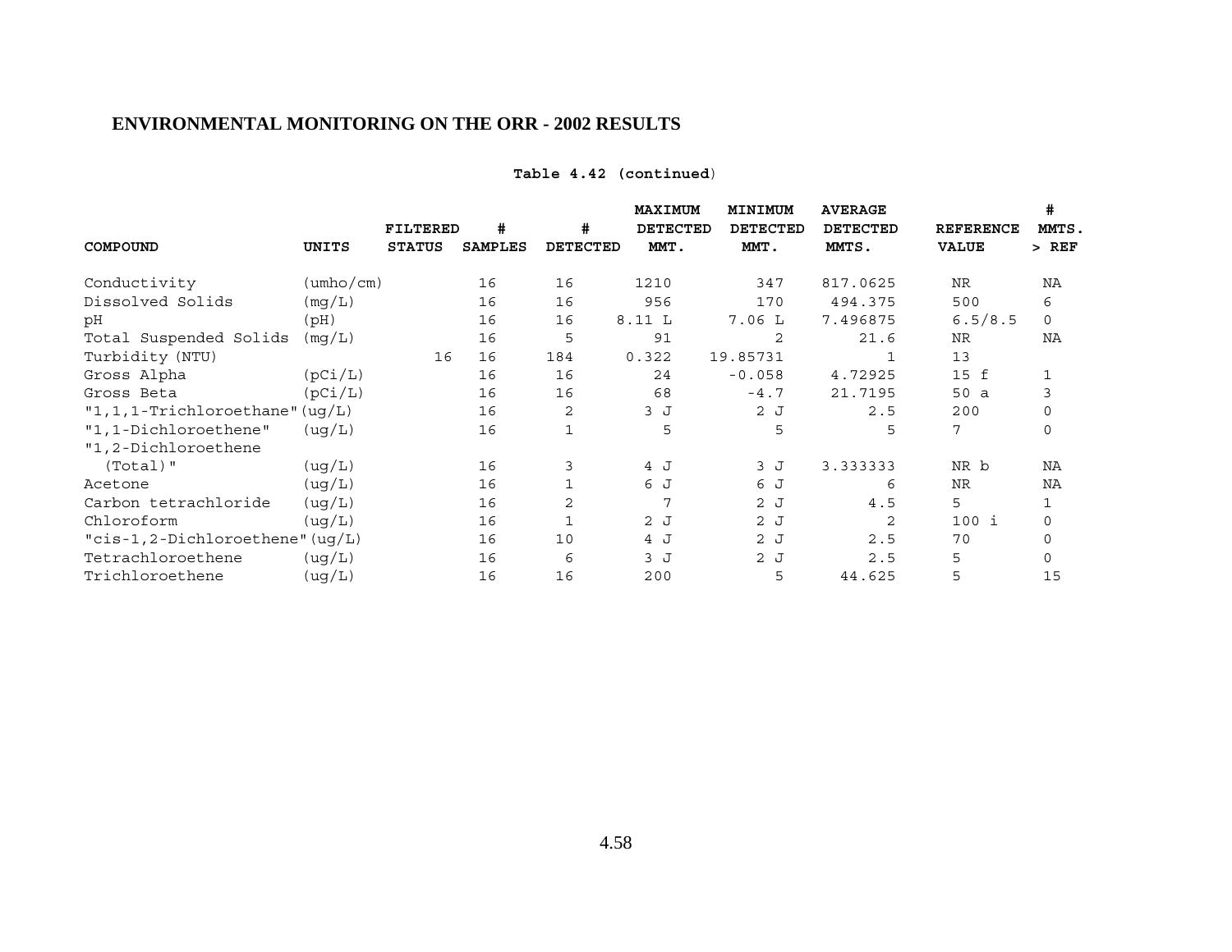## ENVIRONMENTAL MONITORING ON THE ORR - 2002 RESULTS

**Table 4.42 (continued)**

| COMPOUND | UNITS | FILTERED STATUS | # SAMPLES | # DETECTED | MAXIMUM DETECTED MMT. | MINIMUM DETECTED MMT. | AVERAGE DETECTED MMTS. | REFERENCE VALUE | # MMTS. > REF |
|---|---|---|---|---|---|---|---|---|---|
| Conductivity | (umho/cm) | | 16 | 16 | 1210 | 347 | 817.0625 | NR | NA |
| Dissolved Solids | (mg/L) | | 16 | 16 | 956 | 170 | 494.375 | 500 | 6 |
| pH | (pH) | | 16 | 16 | 8.11 L | 7.06 L | 7.496875 | 6.5/8.5 | 0 |
| Total Suspended Solids | (mg/L) | | 16 | 5 | 91 | 2 | 21.6 | NR | NA |
| Turbidity (NTU) | | 16 | 16 | 184 | 0.322 | 19.85731 | 1 | 13 | |
| Gross Alpha | (pCi/L) | | 16 | 16 | 24 | -0.058 | 4.72925 | 15 f | 1 |
| Gross Beta | (pCi/L) | | 16 | 16 | 68 | -4.7 | 21.7195 | 50 a | 3 |
| "1,1,1-Trichloroethane" | (ug/L) | | 16 | 2 | 3 J | 2 J | 2.5 | 200 | 0 |
| "1,1-Dichloroethene" | (ug/L) | | 16 | 1 | 5 | 5 | 5 | 7 | 0 |
| "1,2-Dichloroethene (Total)" | (ug/L) | | 16 | 3 | 4 J | 3 J | 3.333333 | NR b | NA |
| Acetone | (ug/L) | | 16 | 1 | 6 J | 6 J | 6 | NR | NA |
| Carbon tetrachloride | (ug/L) | | 16 | 2 | 7 | 2 J | 4.5 | 5 | 1 |
| Chloroform | (ug/L) | | 16 | 1 | 2 J | 2 J | 2 | 100 i | 0 |
| "cis-1,2-Dichloroethene" | (ug/L) | | 16 | 10 | 4 J | 2 J | 2.5 | 70 | 0 |
| Tetrachloroethene | (ug/L) | | 16 | 6 | 3 J | 2 J | 2.5 | 5 | 0 |
| Trichloroethene | (ug/L) | | 16 | 16 | 200 | 5 | 44.625 | 5 | 15 |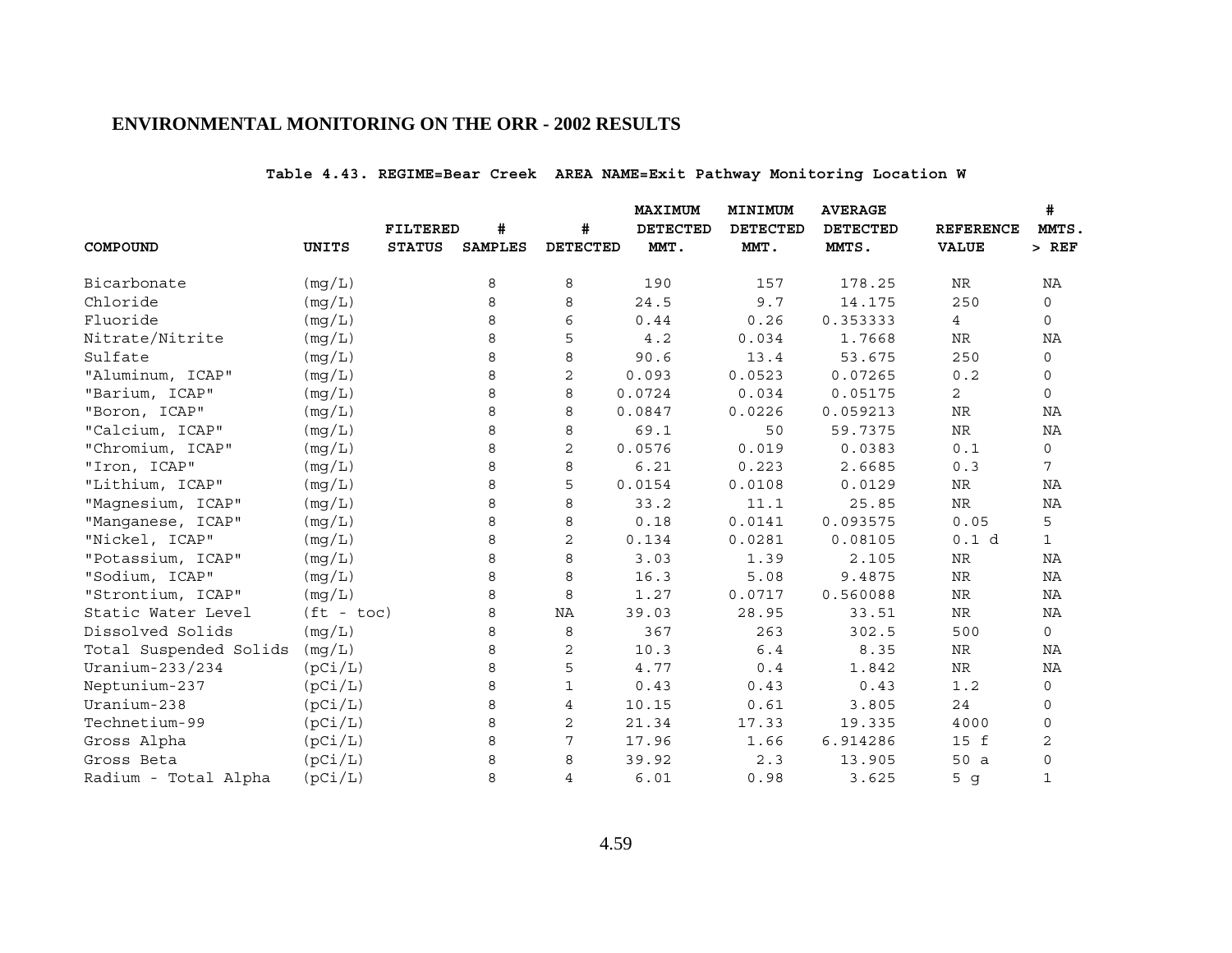## ENVIRONMENTAL MONITORING ON THE ORR - 2002 RESULTS

**Table 4.43. REGIME=Bear Creek AREA NAME=Exit Pathway Monitoring Location W**

| COMPOUND | UNITS | FILTERED STATUS | # SAMPLES | # DETECTED | MAXIMUM DETECTED MMT. | MINIMUM DETECTED MMT. | AVERAGE DETECTED MMTS. | REFERENCE VALUE | # MMTS. > REF |
|---|---|---|---|---|---|---|---|---|---|
| Bicarbonate | (mg/L) | | 8 | 8 | 190 | 157 | 178.25 | NR | NA |
| Chloride | (mg/L) | | 8 | 8 | 24.5 | 9.7 | 14.175 | 250 | 0 |
| Fluoride | (mg/L) | | 8 | 6 | 0.44 | 0.26 | 0.353333 | 4 | 0 |
| Nitrate/Nitrite | (mg/L) | | 8 | 5 | 4.2 | 0.034 | 1.7668 | NR | NA |
| Sulfate | (mg/L) | | 8 | 8 | 90.6 | 13.4 | 53.675 | 250 | 0 |
| "Aluminum, ICAP" | (mg/L) | | 8 | 2 | 0.093 | 0.0523 | 0.07265 | 0.2 | 0 |
| "Barium, ICAP" | (mg/L) | | 8 | 8 | 0.0724 | 0.034 | 0.05175 | 2 | 0 |
| "Boron, ICAP" | (mg/L) | | 8 | 8 | 0.0847 | 0.0226 | 0.059213 | NR | NA |
| "Calcium, ICAP" | (mg/L) | | 8 | 8 | 69.1 | 50 | 59.7375 | NR | NA |
| "Chromium, ICAP" | (mg/L) | | 8 | 2 | 0.0576 | 0.019 | 0.0383 | 0.1 | 0 |
| "Iron, ICAP" | (mg/L) | | 8 | 8 | 6.21 | 0.223 | 2.6685 | 0.3 | 7 |
| "Lithium, ICAP" | (mg/L) | | 8 | 5 | 0.0154 | 0.0108 | 0.0129 | NR | NA |
| "Magnesium, ICAP" | (mg/L) | | 8 | 8 | 33.2 | 11.1 | 25.85 | NR | NA |
| "Manganese, ICAP" | (mg/L) | | 8 | 8 | 0.18 | 0.0141 | 0.093575 | 0.05 | 5 |
| "Nickel, ICAP" | (mg/L) | | 8 | 2 | 0.134 | 0.0281 | 0.08105 | 0.1 d | 1 |
| "Potassium, ICAP" | (mg/L) | | 8 | 8 | 3.03 | 1.39 | 2.105 | NR | NA |
| "Sodium, ICAP" | (mg/L) | | 8 | 8 | 16.3 | 5.08 | 9.4875 | NR | NA |
| "Strontium, ICAP" | (mg/L) | | 8 | 8 | 1.27 | 0.0717 | 0.560088 | NR | NA |
| Static Water Level | (ft - toc) | | 8 | NA | 39.03 | 28.95 | 33.51 | NR | NA |
| Dissolved Solids | (mg/L) | | 8 | 8 | 367 | 263 | 302.5 | 500 | 0 |
| Total Suspended Solids | (mg/L) | | 8 | 2 | 10.3 | 6.4 | 8.35 | NR | NA |
| Uranium-233/234 | (pCi/L) | | 8 | 5 | 4.77 | 0.4 | 1.842 | NR | NA |
| Neptunium-237 | (pCi/L) | | 8 | 1 | 0.43 | 0.43 | 0.43 | 1.2 | 0 |
| Uranium-238 | (pCi/L) | | 8 | 4 | 10.15 | 0.61 | 3.805 | 24 | 0 |
| Technetium-99 | (pCi/L) | | 8 | 2 | 21.34 | 17.33 | 19.335 | 4000 | 0 |
| Gross Alpha | (pCi/L) | | 8 | 7 | 17.96 | 1.66 | 6.914286 | 15 f | 2 |
| Gross Beta | (pCi/L) | | 8 | 8 | 39.92 | 2.3 | 13.905 | 50 a | 0 |
| Radium - Total Alpha | (pCi/L) | | 8 | 4 | 6.01 | 0.98 | 3.625 | 5 g | 1 |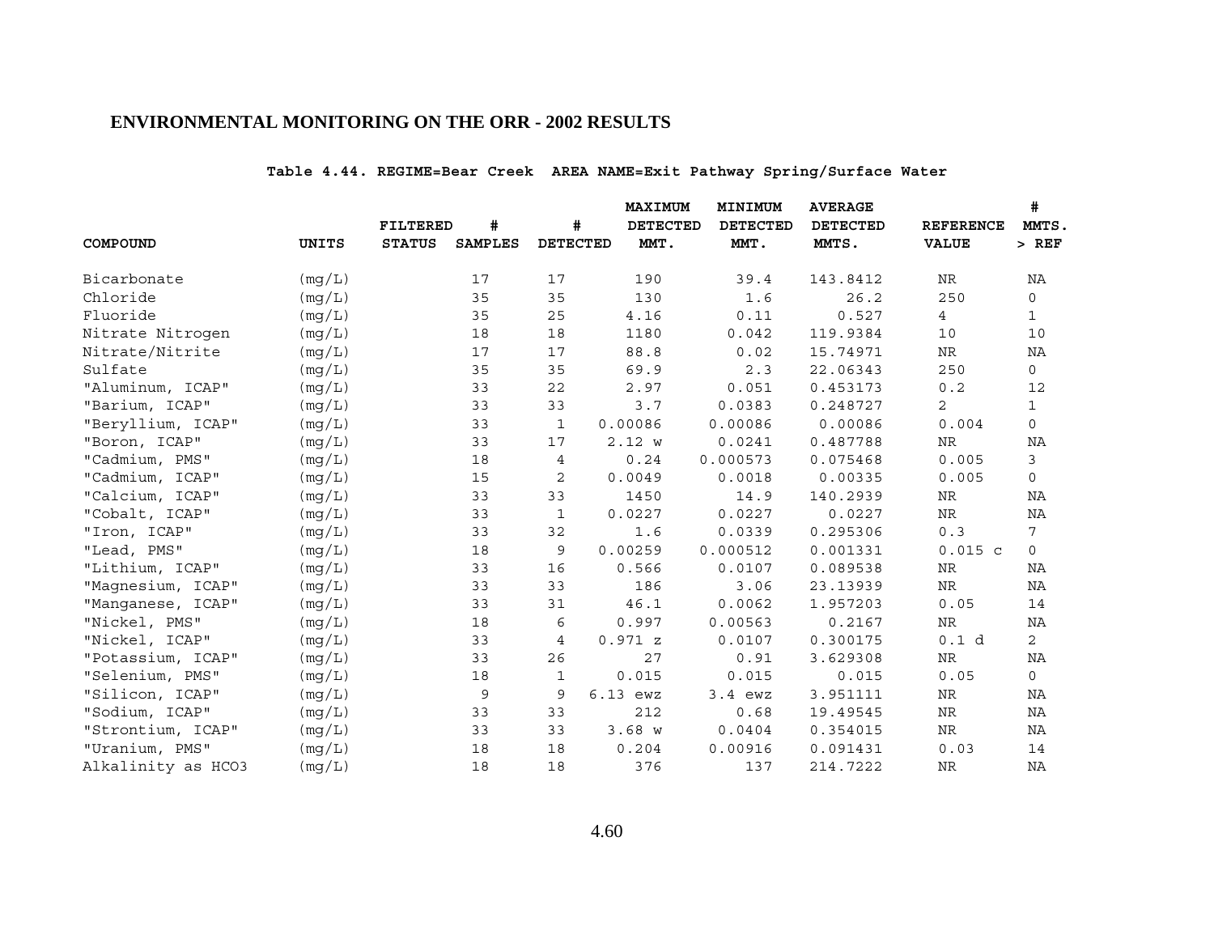## ENVIRONMENTAL MONITORING ON THE ORR - 2002 RESULTS

**Table 4.44. REGIME=Bear Creek AREA NAME=Exit Pathway Spring/Surface Water**

| COMPOUND | UNITS | FILTERED STATUS | # SAMPLES | # DETECTED | MAXIMUM DETECTED MMT. | MINIMUM DETECTED MMT. | AVERAGE DETECTED MMTS. | REFERENCE VALUE | # MMTS. > REF |
|---|---|---|---|---|---|---|---|---|---|
| Bicarbonate | (mg/L) | | 17 | 17 | 190 | 39.4 | 143.8412 | NR | NA |
| Chloride | (mg/L) | | 35 | 35 | 130 | 1.6 | 26.2 | 250 | 0 |
| Fluoride | (mg/L) | | 35 | 25 | 4.16 | 0.11 | 0.527 | 4 | 1 |
| Nitrate Nitrogen | (mg/L) | | 18 | 18 | 1180 | 0.042 | 119.9384 | 10 | 10 |
| Nitrate/Nitrite | (mg/L) | | 17 | 17 | 88.8 | 0.02 | 15.74971 | NR | NA |
| Sulfate | (mg/L) | | 35 | 35 | 69.9 | 2.3 | 22.06343 | 250 | 0 |
| "Aluminum, ICAP" | (mg/L) | | 33 | 22 | 2.97 | 0.051 | 0.453173 | 0.2 | 12 |
| "Barium, ICAP" | (mg/L) | | 33 | 33 | 3.7 | 0.0383 | 0.248727 | 2 | 1 |
| "Beryllium, ICAP" | (mg/L) | | 33 | 1 | 0.00086 | 0.00086 | 0.00086 | 0.004 | 0 |
| "Boron, ICAP" | (mg/L) | | 33 | 17 | 2.12 w | 0.0241 | 0.487788 | NR | NA |
| "Cadmium, PMS" | (mg/L) | | 18 | 4 | 0.24 | 0.000573 | 0.075468 | 0.005 | 3 |
| "Cadmium, ICAP" | (mg/L) | | 15 | 2 | 0.0049 | 0.0018 | 0.00335 | 0.005 | 0 |
| "Calcium, ICAP" | (mg/L) | | 33 | 33 | 1450 | 14.9 | 140.2939 | NR | NA |
| "Cobalt, ICAP" | (mg/L) | | 33 | 1 | 0.0227 | 0.0227 | 0.0227 | NR | NA |
| "Iron, ICAP" | (mg/L) | | 33 | 32 | 1.6 | 0.0339 | 0.295306 | 0.3 | 7 |
| "Lead, PMS" | (mg/L) | | 18 | 9 | 0.00259 | 0.000512 | 0.001331 | 0.015 c | 0 |
| "Lithium, ICAP" | (mg/L) | | 33 | 16 | 0.566 | 0.0107 | 0.089538 | NR | NA |
| "Magnesium, ICAP" | (mg/L) | | 33 | 33 | 186 | 3.06 | 23.13939 | NR | NA |
| "Manganese, ICAP" | (mg/L) | | 33 | 31 | 46.1 | 0.0062 | 1.957203 | 0.05 | 14 |
| "Nickel, PMS" | (mg/L) | | 18 | 6 | 0.997 | 0.00563 | 0.2167 | NR | NA |
| "Nickel, ICAP" | (mg/L) | | 33 | 4 | 0.971 z | 0.0107 | 0.300175 | 0.1 d | 2 |
| "Potassium, ICAP" | (mg/L) | | 33 | 26 | 27 | 0.91 | 3.629308 | NR | NA |
| "Selenium, PMS" | (mg/L) | | 18 | 1 | 0.015 | 0.015 | 0.015 | 0.05 | 0 |
| "Silicon, ICAP" | (mg/L) | | 9 | 9 | 6.13 ewz | 3.4 ewz | 3.951111 | NR | NA |
| "Sodium, ICAP" | (mg/L) | | 33 | 33 | 212 | 0.68 | 19.49545 | NR | NA |
| "Strontium, ICAP" | (mg/L) | | 33 | 33 | 3.68 w | 0.0404 | 0.354015 | NR | NA |
| "Uranium, PMS" | (mg/L) | | 18 | 18 | 0.204 | 0.00916 | 0.091431 | 0.03 | 14 |
| Alkalinity as HCO3 | (mg/L) | | 18 | 18 | 376 | 137 | 214.7222 | NR | NA |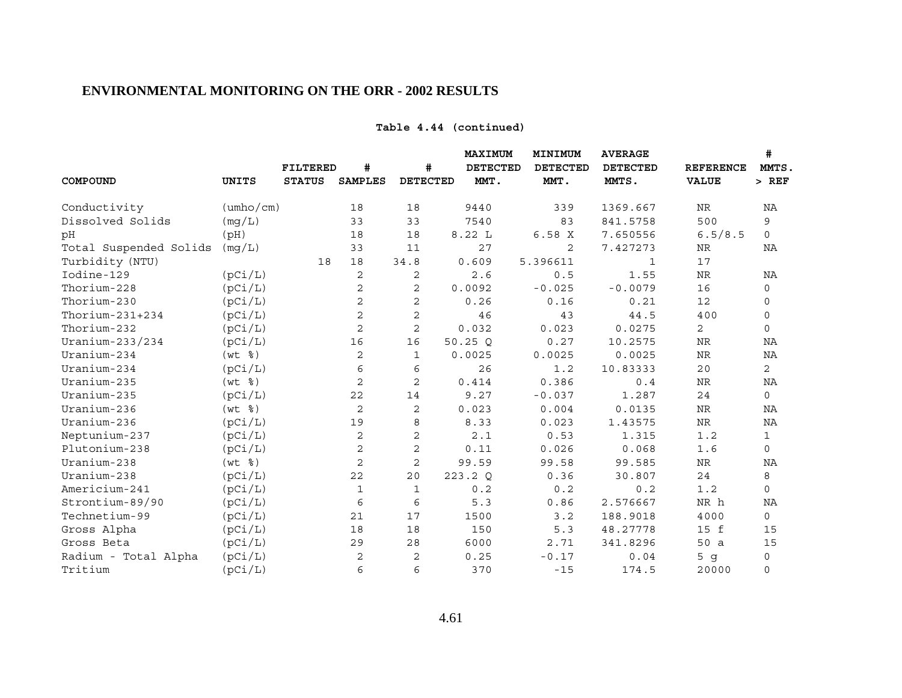## ENVIRONMENTAL MONITORING ON THE ORR - 2002 RESULTS

**Table 4.44 (continued)**

| COMPOUND | UNITS | FILTERED STATUS | # SAMPLES | # DETECTED | MAXIMUM DETECTED MMT. | MINIMUM DETECTED MMT. | AVERAGE DETECTED MMTS. | REFERENCE VALUE | # MMTS. > REF |
|---|---|---|---|---|---|---|---|---|---|
| Conductivity | (umho/cm) | | 18 | 18 | 9440 | 339 | 1369.667 | NR | NA |
| Dissolved Solids | (mg/L) | | 33 | 33 | 7540 | 83 | 841.5758 | 500 | 9 |
| pH | (pH) | | 18 | 18 | 8.22 L | 6.58 X | 7.650556 | 6.5/8.5 | 0 |
| Total Suspended Solids | (mg/L) | | 33 | 11 | 27 | 2 | 7.427273 | NR | NA |
| Turbidity (NTU) | | 18 | 18 | 34.8 | 0.609 | 5.396611 | 1 | 17 | |
| Iodine-129 | (pCi/L) | | 2 | 2 | 2.6 | 0.5 | 1.55 | NR | NA |
| Thorium-228 | (pCi/L) | | 2 | 2 | 0.0092 | -0.025 | -0.0079 | 16 | 0 |
| Thorium-230 | (pCi/L) | | 2 | 2 | 0.26 | 0.16 | 0.21 | 12 | 0 |
| Thorium-231+234 | (pCi/L) | | 2 | 2 | 46 | 43 | 44.5 | 400 | 0 |
| Thorium-232 | (pCi/L) | | 2 | 2 | 0.032 | 0.023 | 0.0275 | 2 | 0 |
| Uranium-233/234 | (pCi/L) | | 16 | 16 | 50.25 Q | 0.27 | 10.2575 | NR | NA |
| Uranium-234 | (wt %) | | 2 | 1 | 0.0025 | 0.0025 | 0.0025 | NR | NA |
| Uranium-234 | (pCi/L) | | 6 | 6 | 26 | 1.2 | 10.83333 | 20 | 2 |
| Uranium-235 | (wt %) | | 2 | 2 | 0.414 | 0.386 | 0.4 | NR | NA |
| Uranium-235 | (pCi/L) | | 22 | 14 | 9.27 | -0.037 | 1.287 | 24 | 0 |
| Uranium-236 | (wt %) | | 2 | 2 | 0.023 | 0.004 | 0.0135 | NR | NA |
| Uranium-236 | (pCi/L) | | 19 | 8 | 8.33 | 0.023 | 1.43575 | NR | NA |
| Neptunium-237 | (pCi/L) | | 2 | 2 | 2.1 | 0.53 | 1.315 | 1.2 | 1 |
| Plutonium-238 | (pCi/L) | | 2 | 2 | 0.11 | 0.026 | 0.068 | 1.6 | 0 |
| Uranium-238 | (wt %) | | 2 | 2 | 99.59 | 99.58 | 99.585 | NR | NA |
| Uranium-238 | (pCi/L) | | 22 | 20 | 223.2 Q | 0.36 | 30.807 | 24 | 8 |
| Americium-241 | (pCi/L) | | 1 | 1 | 0.2 | 0.2 | 0.2 | 1.2 | 0 |
| Strontium-89/90 | (pCi/L) | | 6 | 6 | 5.3 | 0.86 | 2.576667 | NR h | NA |
| Technetium-99 | (pCi/L) | | 21 | 17 | 1500 | 3.2 | 188.9018 | 4000 | 0 |
| Gross Alpha | (pCi/L) | | 18 | 18 | 150 | 5.3 | 48.27778 | 15 f | 15 |
| Gross Beta | (pCi/L) | | 29 | 28 | 6000 | 2.71 | 341.8296 | 50 a | 15 |
| Radium - Total Alpha | (pCi/L) | | 2 | 2 | 0.25 | -0.17 | 0.04 | 5 g | 0 |
| Tritium | (pCi/L) | | 6 | 6 | 370 | -15 | 174.5 | 20000 | 0 |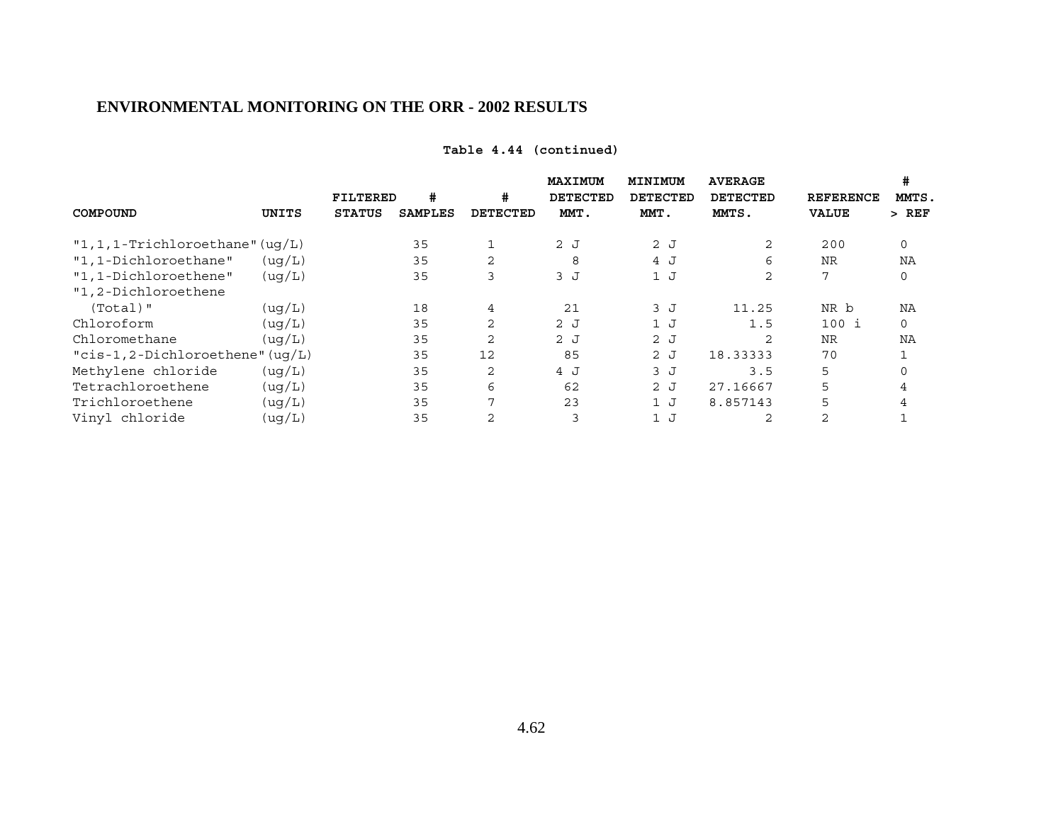## ENVIRONMENTAL MONITORING ON THE ORR - 2002 RESULTS

**Table 4.44 (continued)**

| COMPOUND | UNITS | FILTERED STATUS | # SAMPLES | # DETECTED | MAXIMUM DETECTED MMT. | MINIMUM DETECTED MMT. | AVERAGE DETECTED MMTS. | REFERENCE VALUE | # MMTS. > REF |
|---|---|---|---|---|---|---|---|---|---|
| "1,1,1-Trichloroethane" | (ug/L) | | 35 | 1 | 2 J | 2 J | 2 | 200 | 0 |
| "1,1-Dichloroethane" | (ug/L) | | 35 | 2 | 8 | 4 J | 6 | NR | NA |
| "1,1-Dichloroethene" | (ug/L) | | 35 | 3 | 3 J | 1 J | 2 | 7 | 0 |
| "1,2-Dichloroethene (Total)" | (ug/L) | | 18 | 4 | 21 | 3 J | 11.25 | NR b | NA |
| Chloroform | (ug/L) | | 35 | 2 | 2 J | 1 J | 1.5 | 100 i | 0 |
| Chloromethane | (ug/L) | | 35 | 2 | 2 J | 2 J | 2 | NR | NA |
| "cis-1,2-Dichloroethene" | (ug/L) | | 35 | 12 | 85 | 2 J | 18.33333 | 70 | 1 |
| Methylene chloride | (ug/L) | | 35 | 2 | 4 J | 3 J | 3.5 | 5 | 0 |
| Tetrachloroethene | (ug/L) | | 35 | 6 | 62 | 2 J | 27.16667 | 5 | 4 |
| Trichloroethene | (ug/L) | | 35 | 7 | 23 | 1 J | 8.857143 | 5 | 4 |
| Vinyl chloride | (ug/L) | | 35 | 2 | 3 | 1 J | 2 | 2 | 1 |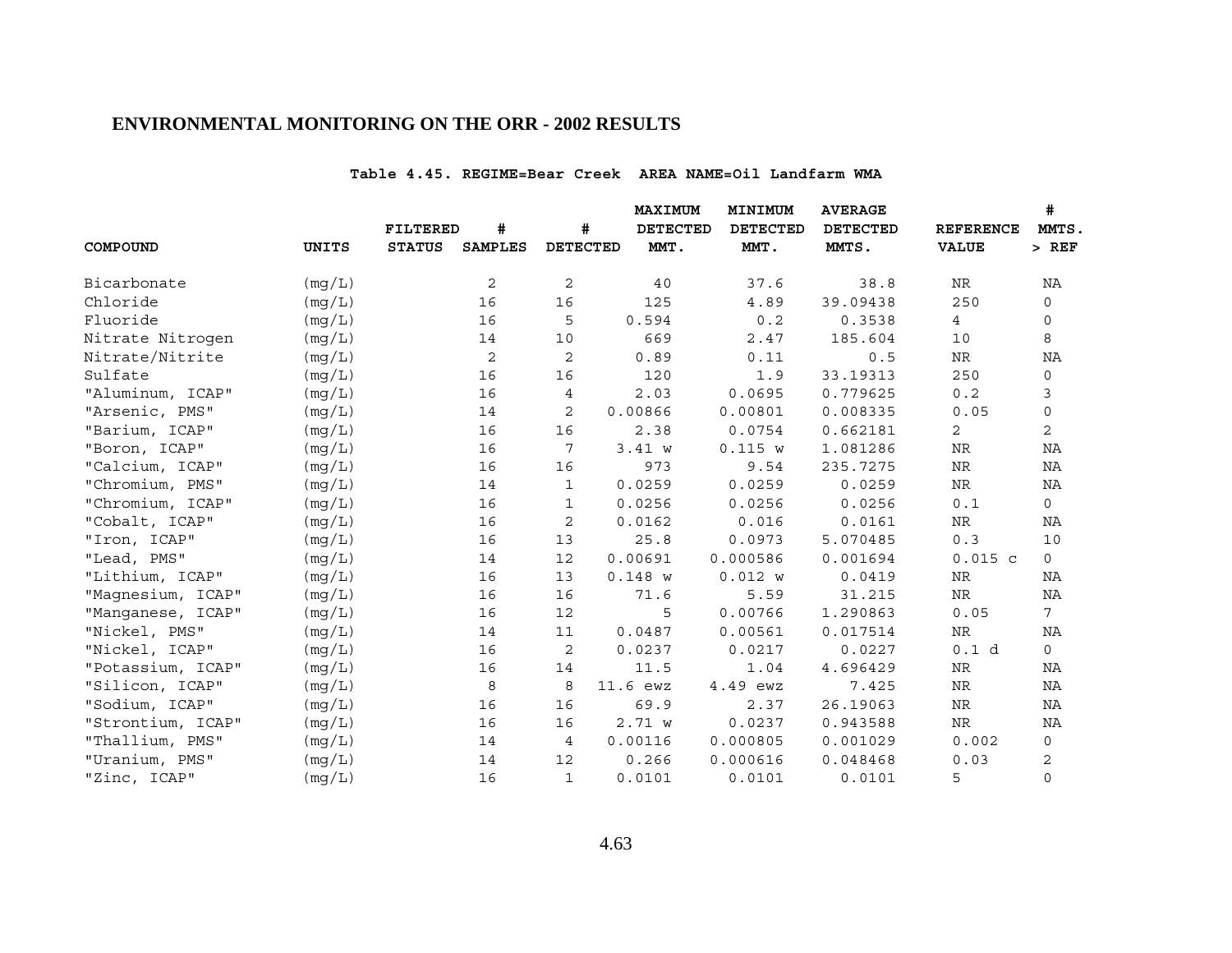## ENVIRONMENTAL MONITORING ON THE ORR - 2002 RESULTS

**Table 4.45. REGIME=Bear Creek AREA NAME=Oil Landfarm WMA**

| COMPOUND | UNITS | FILTERED STATUS | # SAMPLES | # DETECTED | MAXIMUM DETECTED MMT. | MINIMUM DETECTED MMT. | AVERAGE DETECTED MMTS. | REFERENCE VALUE | # MMTS. > REF |
|---|---|---|---|---|---|---|---|---|---|
| Bicarbonate | (mg/L) | | 2 | 2 | 40 | 37.6 | 38.8 | NR | NA |
| Chloride | (mg/L) | | 16 | 16 | 125 | 4.89 | 39.09438 | 250 | 0 |
| Fluoride | (mg/L) | | 16 | 5 | 0.594 | 0.2 | 0.3538 | 4 | 0 |
| Nitrate Nitrogen | (mg/L) | | 14 | 10 | 669 | 2.47 | 185.604 | 10 | 8 |
| Nitrate/Nitrite | (mg/L) | | 2 | 2 | 0.89 | 0.11 | 0.5 | NR | NA |
| Sulfate | (mg/L) | | 16 | 16 | 120 | 1.9 | 33.19313 | 250 | 0 |
| "Aluminum, ICAP" | (mg/L) | | 16 | 4 | 2.03 | 0.0695 | 0.779625 | 0.2 | 3 |
| "Arsenic, PMS" | (mg/L) | | 14 | 2 | 0.00866 | 0.00801 | 0.008335 | 0.05 | 0 |
| "Barium, ICAP" | (mg/L) | | 16 | 16 | 2.38 | 0.0754 | 0.662181 | 2 | 2 |
| "Boron, ICAP" | (mg/L) | | 16 | 7 | 3.41 w | 0.115 w | 1.081286 | NR | NA |
| "Calcium, ICAP" | (mg/L) | | 16 | 16 | 973 | 9.54 | 235.7275 | NR | NA |
| "Chromium, PMS" | (mg/L) | | 14 | 1 | 0.0259 | 0.0259 | 0.0259 | NR | NA |
| "Chromium, ICAP" | (mg/L) | | 16 | 1 | 0.0256 | 0.0256 | 0.0256 | 0.1 | 0 |
| "Cobalt, ICAP" | (mg/L) | | 16 | 2 | 0.0162 | 0.016 | 0.0161 | NR | NA |
| "Iron, ICAP" | (mg/L) | | 16 | 13 | 25.8 | 0.0973 | 5.070485 | 0.3 | 10 |
| "Lead, PMS" | (mg/L) | | 14 | 12 | 0.00691 | 0.000586 | 0.001694 | 0.015 c | 0 |
| "Lithium, ICAP" | (mg/L) | | 16 | 13 | 0.148 w | 0.012 w | 0.0419 | NR | NA |
| "Magnesium, ICAP" | (mg/L) | | 16 | 16 | 71.6 | 5.59 | 31.215 | NR | NA |
| "Manganese, ICAP" | (mg/L) | | 16 | 12 | 5 | 0.00766 | 1.290863 | 0.05 | 7 |
| "Nickel, PMS" | (mg/L) | | 14 | 11 | 0.0487 | 0.00561 | 0.017514 | NR | NA |
| "Nickel, ICAP" | (mg/L) | | 16 | 2 | 0.0237 | 0.0217 | 0.0227 | 0.1 d | 0 |
| "Potassium, ICAP" | (mg/L) | | 16 | 14 | 11.5 | 1.04 | 4.696429 | NR | NA |
| "Silicon, ICAP" | (mg/L) | | 8 | 8 | 11.6 ewz | 4.49 ewz | 7.425 | NR | NA |
| "Sodium, ICAP" | (mg/L) | | 16 | 16 | 69.9 | 2.37 | 26.19063 | NR | NA |
| "Strontium, ICAP" | (mg/L) | | 16 | 16 | 2.71 w | 0.0237 | 0.943588 | NR | NA |
| "Thallium, PMS" | (mg/L) | | 14 | 4 | 0.00116 | 0.000805 | 0.001029 | 0.002 | 0 |
| "Uranium, PMS" | (mg/L) | | 14 | 12 | 0.266 | 0.000616 | 0.048468 | 0.03 | 2 |
| "Zinc, ICAP" | (mg/L) | | 16 | 1 | 0.0101 | 0.0101 | 0.0101 | 5 | 0 |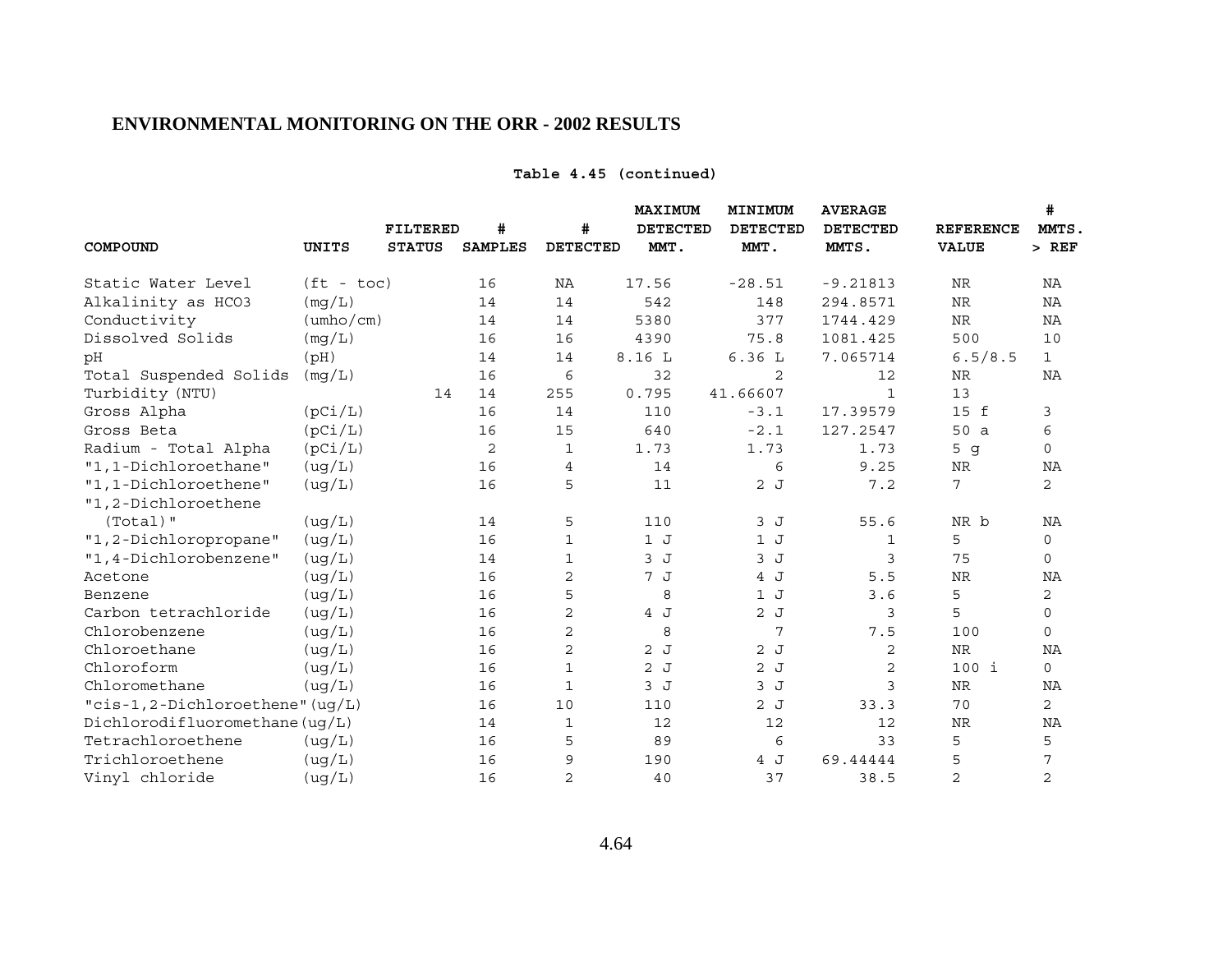**Table 4.45 (continued)**

| COMPOUND | UNITS | FILTERED STATUS | # SAMPLES | # DETECTED | MAXIMUM DETECTED MMT. | MINIMUM DETECTED MMT. | AVERAGE DETECTED MMTS. | REFERENCE VALUE | # MMTS. > REF |
|---|---|---|---|---|---|---|---|---|---|
| Static Water Level | (ft - toc) | | 16 | NA | 17.56 | -28.51 | -9.21813 | NR | NA |
| Alkalinity as HCO3 | (mg/L) | | 14 | 14 | 542 | 148 | 294.8571 | NR | NA |
| Conductivity | (umho/cm) | | 14 | 14 | 5380 | 377 | 1744.429 | NR | NA |
| Dissolved Solids | (mg/L) | | 16 | 16 | 4390 | 75.8 | 1081.425 | 500 | 10 |
| pH | (pH) | | 14 | 14 | 8.16 L | 6.36 L | 7.065714 | 6.5/8.5 | 1 |
| Total Suspended Solids | (mg/L) | | 16 | 6 | 32 | 2 | 12 | NR | NA |
| Turbidity (NTU) | | 14 | 14 | 255 | 0.795 | 41.66607 | 1 | 13 | |
| Gross Alpha | (pCi/L) | | 16 | 14 | 110 | -3.1 | 17.39579 | 15 f | 3 |
| Gross Beta | (pCi/L) | | 16 | 15 | 640 | -2.1 | 127.2547 | 50 a | 6 |
| Radium - Total Alpha | (pCi/L) | | 2 | 1 | 1.73 | 1.73 | 1.73 | 5 g | 0 |
| "1,1-Dichloroethane" | (ug/L) | | 16 | 4 | 14 | 6 | 9.25 | NR | NA |
| "1,1-Dichloroethene" | (ug/L) | | 16 | 5 | 11 | 2 J | 7.2 | 7 | 2 |
| "1,2-Dichloroethene (Total)" | (ug/L) | | 14 | 5 | 110 | 3 J | 55.6 | NR b | NA |
| "1,2-Dichloropropane" | (ug/L) | | 16 | 1 | 1 J | 1 J | 1 | 5 | 0 |
| "1,4-Dichlorobenzene" | (ug/L) | | 14 | 1 | 3 J | 3 J | 3 | 75 | 0 |
| Acetone | (ug/L) | | 16 | 2 | 7 J | 4 J | 5.5 | NR | NA |
| Benzene | (ug/L) | | 16 | 5 | 8 | 1 J | 3.6 | 5 | 2 |
| Carbon tetrachloride | (ug/L) | | 16 | 2 | 4 J | 2 J | 3 | 5 | 0 |
| Chlorobenzene | (ug/L) | | 16 | 2 | 8 | 7 | 7.5 | 100 | 0 |
| Chloroethane | (ug/L) | | 16 | 2 | 2 J | 2 J | 2 | NR | NA |
| Chloroform | (ug/L) | | 16 | 1 | 2 J | 2 J | 2 | 100 i | 0 |
| Chloromethane | (ug/L) | | 16 | 1 | 3 J | 3 J | 3 | NR | NA |
| "cis-1,2-Dichloroethene" | (ug/L) | | 16 | 10 | 110 | 2 J | 33.3 | 70 | 2 |
| Dichlorodifluoromethane | (ug/L) | | 14 | 1 | 12 | 12 | 12 | NR | NA |
| Tetrachloroethene | (ug/L) | | 16 | 5 | 89 | 6 | 33 | 5 | 5 |
| Trichloroethene | (ug/L) | | 16 | 9 | 190 | 4 J | 69.44444 | 5 | 7 |
| Vinyl chloride | (ug/L) | | 16 | 2 | 40 | 37 | 38.5 | 2 | 2 |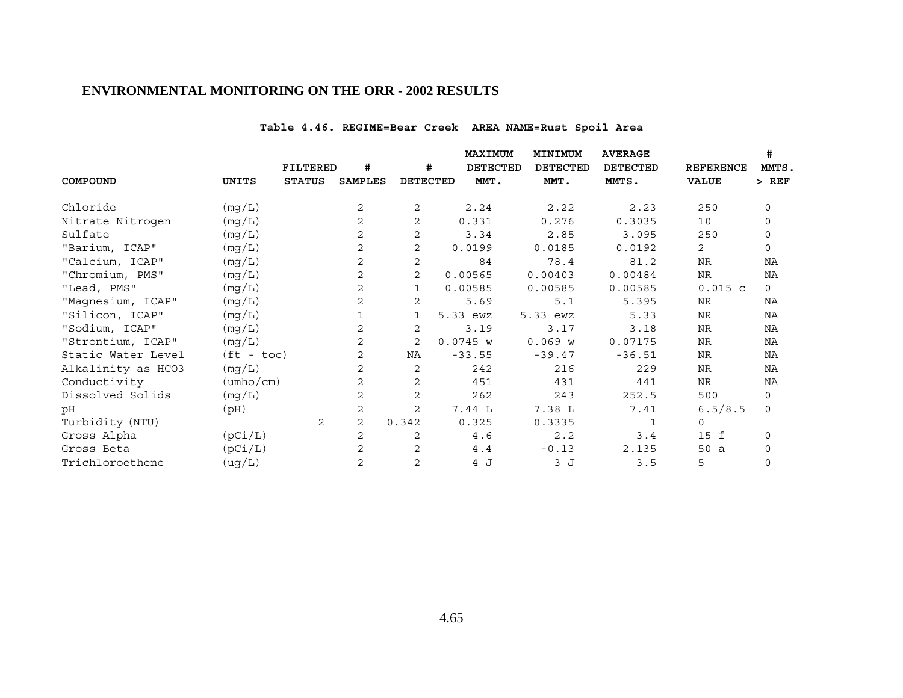# ENVIRONMENTAL MONITORING ON THE ORR - 2002 RESULTS

**Table 4.46. REGIME=Bear Creek AREA NAME=Rust Spoil Area**

| COMPOUND | UNITS | FILTERED STATUS | # SAMPLES | # DETECTED | MAXIMUM DETECTED MMT. | MINIMUM DETECTED MMT. | AVERAGE DETECTED MMTS. | REFERENCE VALUE | # MMTS. > REF |
|---|---|---|---|---|---|---|---|---|---|
| Chloride | (mg/L) | | 2 | 2 | 2.24 | 2.22 | 2.23 | 250 | 0 |
| Nitrate Nitrogen | (mg/L) | | 2 | 2 | 0.331 | 0.276 | 0.3035 | 10 | 0 |
| Sulfate | (mg/L) | | 2 | 2 | 3.34 | 2.85 | 3.095 | 250 | 0 |
| "Barium, ICAP" | (mg/L) | | 2 | 2 | 0.0199 | 0.0185 | 0.0192 | 2 | 0 |
| "Calcium, ICAP" | (mg/L) | | 2 | 2 | 84 | 78.4 | 81.2 | NR | NA |
| "Chromium, PMS" | (mg/L) | | 2 | 2 | 0.00565 | 0.00403 | 0.00484 | NR | NA |
| "Lead, PMS" | (mg/L) | | 2 | 1 | 0.00585 | 0.00585 | 0.00585 | 0.015 c | 0 |
| "Magnesium, ICAP" | (mg/L) | | 2 | 2 | 5.69 | 5.1 | 5.395 | NR | NA |
| "Silicon, ICAP" | (mg/L) | | 1 | 1 | 5.33 ewz | 5.33 ewz | 5.33 | NR | NA |
| "Sodium, ICAP" | (mg/L) | | 2 | 2 | 3.19 | 3.17 | 3.18 | NR | NA |
| "Strontium, ICAP" | (mg/L) | | 2 | 2 | 0.0745 w | 0.069 w | 0.07175 | NR | NA |
| Static Water Level | (ft - toc) | | 2 | NA | -33.55 | -39.47 | -36.51 | NR | NA |
| Alkalinity as HCO3 | (mg/L) | | 2 | 2 | 242 | 216 | 229 | NR | NA |
| Conductivity | (umho/cm) | | 2 | 2 | 451 | 431 | 441 | NR | NA |
| Dissolved Solids | (mg/L) | | 2 | 2 | 262 | 243 | 252.5 | 500 | 0 |
| pH | (pH) | | 2 | 2 | 7.44 L | 7.38 L | 7.41 | 6.5/8.5 | 0 |
| Turbidity (NTU) | | 2 | 2 | 0.342 | 0.325 | 0.3335 | 1 | 0 | |
| Gross Alpha | (pCi/L) | | 2 | 2 | 4.6 | 2.2 | 3.4 | 15 f | 0 |
| Gross Beta | (pCi/L) | | 2 | 2 | 4.4 | -0.13 | 2.135 | 50 a | 0 |
| Trichloroethene | (ug/L) | | 2 | 2 | 4 J | 3 J | 3.5 | 5 | 0 |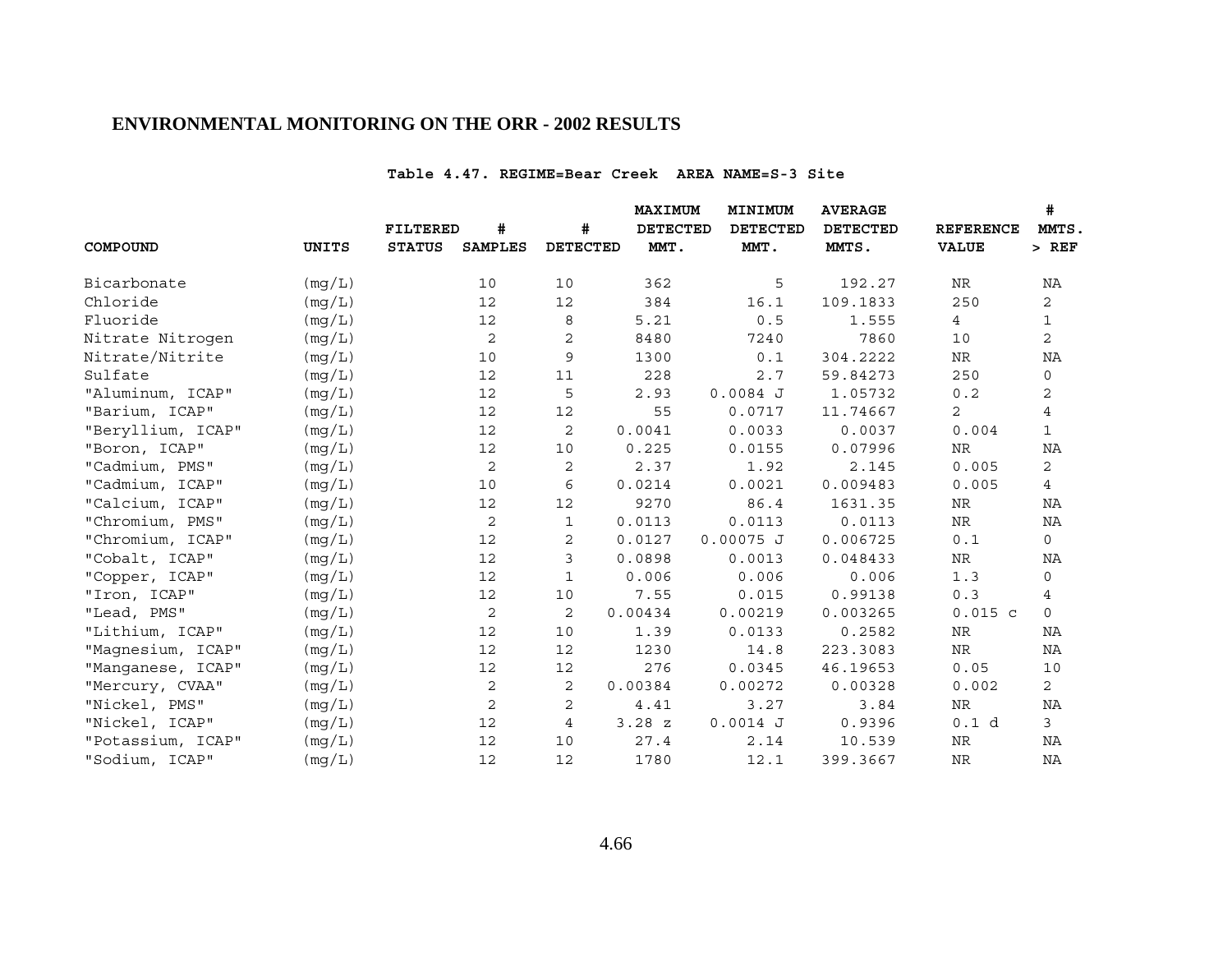# ENVIRONMENTAL MONITORING ON THE ORR - 2002 RESULTS

**Table 4.47. REGIME=Bear Creek AREA NAME=S-3 Site**

| COMPOUND | UNITS | FILTERED STATUS | # SAMPLES | # DETECTED | MAXIMUM DETECTED MMT. | MINIMUM DETECTED MMT. | AVERAGE DETECTED MMTS. | REFERENCE VALUE | # MMTS. > REF |
|---|---|---|---|---|---|---|---|---|---|
| Bicarbonate | (mg/L) | | 10 | 10 | 362 | 5 | 192.27 | NR | NA |
| Chloride | (mg/L) | | 12 | 12 | 384 | 16.1 | 109.1833 | 250 | 2 |
| Fluoride | (mg/L) | | 12 | 8 | 5.21 | 0.5 | 1.555 | 4 | 1 |
| Nitrate Nitrogen | (mg/L) | | 2 | 2 | 8480 | 7240 | 7860 | 10 | 2 |
| Nitrate/Nitrite | (mg/L) | | 10 | 9 | 1300 | 0.1 | 304.2222 | NR | NA |
| Sulfate | (mg/L) | | 12 | 11 | 228 | 2.7 | 59.84273 | 250 | 0 |
| "Aluminum, ICAP" | (mg/L) | | 12 | 5 | 2.93 | 0.0084 J | 1.05732 | 0.2 | 2 |
| "Barium, ICAP" | (mg/L) | | 12 | 12 | 55 | 0.0717 | 11.74667 | 2 | 4 |
| "Beryllium, ICAP" | (mg/L) | | 12 | 2 | 0.0041 | 0.0033 | 0.0037 | 0.004 | 1 |
| "Boron, ICAP" | (mg/L) | | 12 | 10 | 0.225 | 0.0155 | 0.07996 | NR | NA |
| "Cadmium, PMS" | (mg/L) | | 2 | 2 | 2.37 | 1.92 | 2.145 | 0.005 | 2 |
| "Cadmium, ICAP" | (mg/L) | | 10 | 6 | 0.0214 | 0.0021 | 0.009483 | 0.005 | 4 |
| "Calcium, ICAP" | (mg/L) | | 12 | 12 | 9270 | 86.4 | 1631.35 | NR | NA |
| "Chromium, PMS" | (mg/L) | | 2 | 1 | 0.0113 | 0.0113 | 0.0113 | NR | NA |
| "Chromium, ICAP" | (mg/L) | | 12 | 2 | 0.0127 | 0.00075 J | 0.006725 | 0.1 | 0 |
| "Cobalt, ICAP" | (mg/L) | | 12 | 3 | 0.0898 | 0.0013 | 0.048433 | NR | NA |
| "Copper, ICAP" | (mg/L) | | 12 | 1 | 0.006 | 0.006 | 0.006 | 1.3 | 0 |
| "Iron, ICAP" | (mg/L) | | 12 | 10 | 7.55 | 0.015 | 0.99138 | 0.3 | 4 |
| "Lead, PMS" | (mg/L) | | 2 | 2 | 0.00434 | 0.00219 | 0.003265 | 0.015 c | 0 |
| "Lithium, ICAP" | (mg/L) | | 12 | 10 | 1.39 | 0.0133 | 0.2582 | NR | NA |
| "Magnesium, ICAP" | (mg/L) | | 12 | 12 | 1230 | 14.8 | 223.3083 | NR | NA |
| "Manganese, ICAP" | (mg/L) | | 12 | 12 | 276 | 0.0345 | 46.19653 | 0.05 | 10 |
| "Mercury, CVAA" | (mg/L) | | 2 | 2 | 0.00384 | 0.00272 | 0.00328 | 0.002 | 2 |
| "Nickel, PMS" | (mg/L) | | 2 | 2 | 4.41 | 3.27 | 3.84 | NR | NA |
| "Nickel, ICAP" | (mg/L) | | 12 | 4 | 3.28 z | 0.0014 J | 0.9396 | 0.1 d | 3 |
| "Potassium, ICAP" | (mg/L) | | 12 | 10 | 27.4 | 2.14 | 10.539 | NR | NA |
| "Sodium, ICAP" | (mg/L) | | 12 | 12 | 1780 | 12.1 | 399.3667 | NR | NA |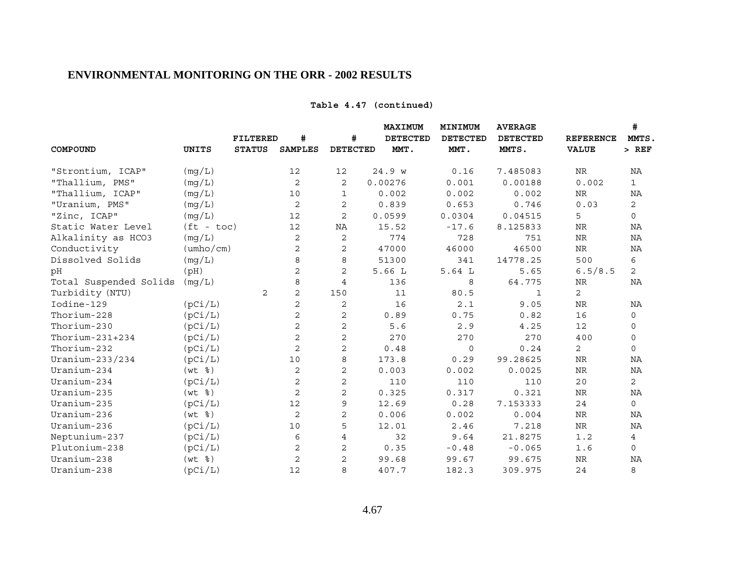## ENVIRONMENTAL MONITORING ON THE ORR - 2002 RESULTS

**Table 4.47 (continued)**

| COMPOUND | UNITS | FILTERED STATUS | # SAMPLES | # DETECTED | MAXIMUM DETECTED MMT. | MINIMUM DETECTED MMT. | AVERAGE DETECTED MMTS. | REFERENCE VALUE | # MMTS. > REF |
|---|---|---|---|---|---|---|---|---|---|
| "Strontium, ICAP" | (mg/L) | | 12 | 12 | 24.9 w | 0.16 | 7.485083 | NR | NA |
| "Thallium, PMS" | (mg/L) | | 2 | 2 | 0.00276 | 0.001 | 0.00188 | 0.002 | 1 |
| "Thallium, ICAP" | (mg/L) | | 10 | 1 | 0.002 | 0.002 | 0.002 | NR | NA |
| "Uranium, PMS" | (mg/L) | | 2 | 2 | 0.839 | 0.653 | 0.746 | 0.03 | 2 |
| "Zinc, ICAP" | (mg/L) | | 12 | 2 | 0.0599 | 0.0304 | 0.04515 | 5 | 0 |
| Static Water Level | (ft - toc) | | 12 | NA | 15.52 | -17.6 | 8.125833 | NR | NA |
| Alkalinity as HCO3 | (mg/L) | | 2 | 2 | 774 | 728 | 751 | NR | NA |
| Conductivity | (umho/cm) | | 2 | 2 | 47000 | 46000 | 46500 | NR | NA |
| Dissolved Solids | (mg/L) | | 8 | 8 | 51300 | 341 | 14778.25 | 500 | 6 |
| pH | (pH) | | 2 | 2 | 5.66 L | 5.64 L | 5.65 | 6.5/8.5 | 2 |
| Total Suspended Solids | (mg/L) | | 8 | 4 | 136 | 8 | 64.775 | NR | NA |
| Turbidity (NTU) | | 2 | 2 | 150 | 11 | 80.5 | 1 | 2 | |
| Iodine-129 | (pCi/L) | | 2 | 2 | 16 | 2.1 | 9.05 | NR | NA |
| Thorium-228 | (pCi/L) | | 2 | 2 | 0.89 | 0.75 | 0.82 | 16 | 0 |
| Thorium-230 | (pCi/L) | | 2 | 2 | 5.6 | 2.9 | 4.25 | 12 | 0 |
| Thorium-231+234 | (pCi/L) | | 2 | 2 | 270 | 270 | 270 | 400 | 0 |
| Thorium-232 | (pCi/L) | | 2 | 2 | 0.48 | 0 | 0.24 | 2 | 0 |
| Uranium-233/234 | (pCi/L) | | 10 | 8 | 173.8 | 0.29 | 99.28625 | NR | NA |
| Uranium-234 | (wt %) | | 2 | 2 | 0.003 | 0.002 | 0.0025 | NR | NA |
| Uranium-234 | (pCi/L) | | 2 | 2 | 110 | 110 | 110 | 20 | 2 |
| Uranium-235 | (wt %) | | 2 | 2 | 0.325 | 0.317 | 0.321 | NR | NA |
| Uranium-235 | (pCi/L) | | 12 | 9 | 12.69 | 0.28 | 7.153333 | 24 | 0 |
| Uranium-236 | (wt %) | | 2 | 2 | 0.006 | 0.002 | 0.004 | NR | NA |
| Uranium-236 | (pCi/L) | | 10 | 5 | 12.01 | 2.46 | 7.218 | NR | NA |
| Neptunium-237 | (pCi/L) | | 6 | 4 | 32 | 9.64 | 21.8275 | 1.2 | 4 |
| Plutonium-238 | (pCi/L) | | 2 | 2 | 0.35 | -0.48 | -0.065 | 1.6 | 0 |
| Uranium-238 | (wt %) | | 2 | 2 | 99.68 | 99.67 | 99.675 | NR | NA |
| Uranium-238 | (pCi/L) | | 12 | 8 | 407.7 | 182.3 | 309.975 | 24 | 8 |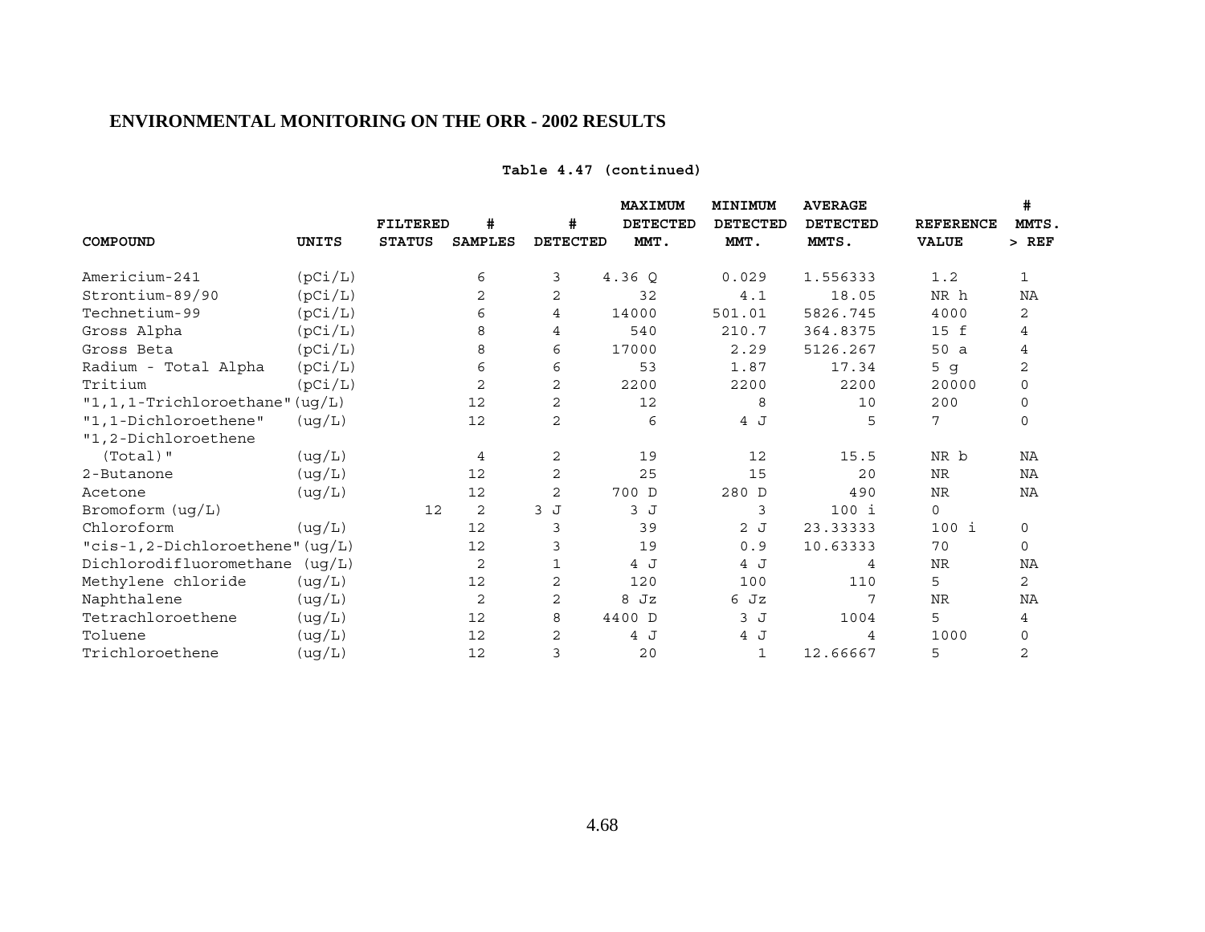**Table 4.47 (continued)**

| COMPOUND | UNITS | FILTERED STATUS | # SAMPLES | # DETECTED | MAXIMUM DETECTED MMT. | MINIMUM DETECTED MMT. | AVERAGE DETECTED MMTS. | REFERENCE VALUE | # MMTS. > REF |
|---|---|---|---|---|---|---|---|---|---|
| Americium-241 | (pCi/L) | | 6 | 3 | 4.36 Q | 0.029 | 1.556333 | 1.2 | 1 |
| Strontium-89/90 | (pCi/L) | | 2 | 2 | 32 | 4.1 | 18.05 | NR h | NA |
| Technetium-99 | (pCi/L) | | 6 | 4 | 14000 | 501.01 | 5826.745 | 4000 | 2 |
| Gross Alpha | (pCi/L) | | 8 | 4 | 540 | 210.7 | 364.8375 | 15 f | 4 |
| Gross Beta | (pCi/L) | | 8 | 6 | 17000 | 2.29 | 5126.267 | 50 a | 4 |
| Radium - Total Alpha | (pCi/L) | | 6 | 6 | 53 | 1.87 | 17.34 | 5 g | 2 |
| Tritium | (pCi/L) | | 2 | 2 | 2200 | 2200 | 2200 | 20000 | 0 |
| "1,1,1-Trichloroethane" | (ug/L) | | 12 | 2 | 12 | 8 | 10 | 200 | 0 |
| "1,1-Dichloroethene" | (ug/L) | | 12 | 2 | 6 | 4 J | 5 | 7 | 0 |
| "1,2-Dichloroethene (Total)" | (ug/L) | | 4 | 2 | 19 | 12 | 15.5 | NR b | NA |
| 2-Butanone | (ug/L) | | 12 | 2 | 25 | 15 | 20 | NR | NA |
| Acetone | (ug/L) | | 12 | 2 | 700 D | 280 D | 490 | NR | NA |
| Bromoform (ug/L) | | 12 | 2 | 3 J | 3 J | 3 | 100 i | 0 | |
| Chloroform | (ug/L) | | 12 | 3 | 39 | 2 J | 23.33333 | 100 i | 0 |
| "cis-1,2-Dichloroethene" | (ug/L) | | 12 | 3 | 19 | 0.9 | 10.63333 | 70 | 0 |
| Dichlorodifluoromethane | (ug/L) | | 2 | 1 | 4 J | 4 J | 4 | NR | NA |
| Methylene chloride | (ug/L) | | 12 | 2 | 120 | 100 | 110 | 5 | 2 |
| Naphthalene | (ug/L) | | 2 | 2 | 8 Jz | 6 Jz | 7 | NR | NA |
| Tetrachloroethene | (ug/L) | | 12 | 8 | 4400 D | 3 J | 1004 | 5 | 4 |
| Toluene | (ug/L) | | 12 | 2 | 4 J | 4 J | 4 | 1000 | 0 |
| Trichloroethene | (ug/L) | | 12 | 3 | 20 | 1 | 12.66667 | 5 | 2 |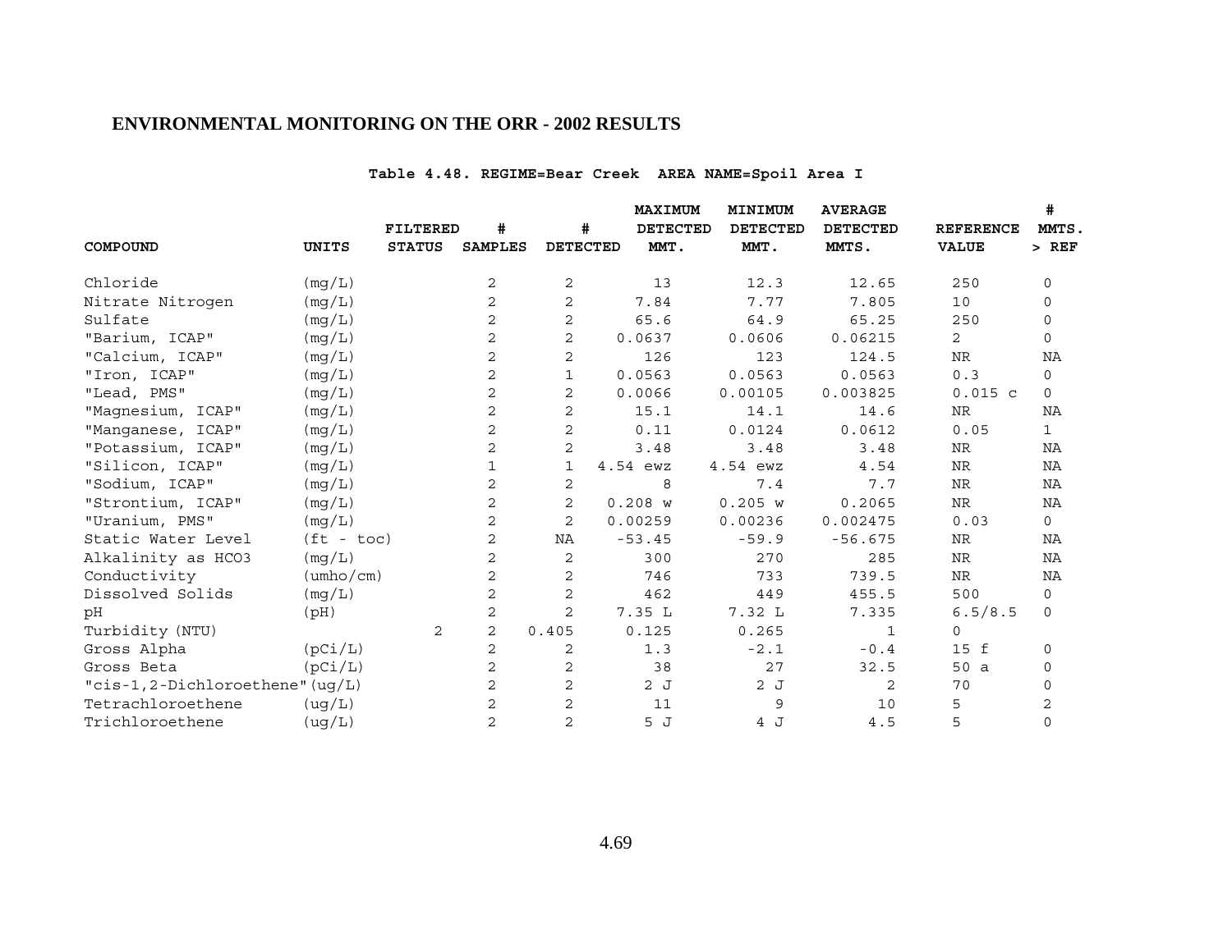## ENVIRONMENTAL MONITORING ON THE ORR - 2002 RESULTS

**Table 4.48. REGIME=Bear Creek AREA NAME=Spoil Area I**

| COMPOUND | UNITS | FILTERED STATUS | # SAMPLES | # DETECTED | MAXIMUM DETECTED MMT. | MINIMUM DETECTED MMT. | AVERAGE DETECTED MMTS. | REFERENCE VALUE | # MMTS. > REF |
|---|---|---|---|---|---|---|---|---|---|
| Chloride | (mg/L) | | 2 | 2 | 13 | 12.3 | 12.65 | 250 | 0 |
| Nitrate Nitrogen | (mg/L) | | 2 | 2 | 7.84 | 7.77 | 7.805 | 10 | 0 |
| Sulfate | (mg/L) | | 2 | 2 | 65.6 | 64.9 | 65.25 | 250 | 0 |
| "Barium, ICAP" | (mg/L) | | 2 | 2 | 0.0637 | 0.0606 | 0.06215 | 2 | 0 |
| "Calcium, ICAP" | (mg/L) | | 2 | 2 | 126 | 123 | 124.5 | NR | NA |
| "Iron, ICAP" | (mg/L) | | 2 | 1 | 0.0563 | 0.0563 | 0.0563 | 0.3 | 0 |
| "Lead, PMS" | (mg/L) | | 2 | 2 | 0.0066 | 0.00105 | 0.003825 | 0.015 c | 0 |
| "Magnesium, ICAP" | (mg/L) | | 2 | 2 | 15.1 | 14.1 | 14.6 | NR | NA |
| "Manganese, ICAP" | (mg/L) | | 2 | 2 | 0.11 | 0.0124 | 0.0612 | 0.05 | 1 |
| "Potassium, ICAP" | (mg/L) | | 2 | 2 | 3.48 | 3.48 | 3.48 | NR | NA |
| "Silicon, ICAP" | (mg/L) | | 1 | 1 | 4.54 ewz | 4.54 ewz | 4.54 | NR | NA |
| "Sodium, ICAP" | (mg/L) | | 2 | 2 | 8 | 7.4 | 7.7 | NR | NA |
| "Strontium, ICAP" | (mg/L) | | 2 | 2 | 0.208 w | 0.205 w | 0.2065 | NR | NA |
| "Uranium, PMS" | (mg/L) | | 2 | 2 | 0.00259 | 0.00236 | 0.002475 | 0.03 | 0 |
| Static Water Level | (ft - toc) | | 2 | NA | -53.45 | -59.9 | -56.675 | NR | NA |
| Alkalinity as HCO3 | (mg/L) | | 2 | 2 | 300 | 270 | 285 | NR | NA |
| Conductivity | (umho/cm) | | 2 | 2 | 746 | 733 | 739.5 | NR | NA |
| Dissolved Solids | (mg/L) | | 2 | 2 | 462 | 449 | 455.5 | 500 | 0 |
| pH | (pH) | | 2 | 2 | 7.35 L | 7.32 L | 7.335 | 6.5/8.5 | 0 |
| Turbidity (NTU) | | 2 | 2 | 0.405 | 0.125 | 0.265 | 1 | 0 | |
| Gross Alpha | (pCi/L) | | 2 | 2 | 1.3 | -2.1 | -0.4 | 15 f | 0 |
| Gross Beta | (pCi/L) | | 2 | 2 | 38 | 27 | 32.5 | 50 a | 0 |
| "cis-1,2-Dichloroethene" | (ug/L) | | 2 | 2 | 2 J | 2 J | 2 | 70 | 0 |
| Tetrachloroethene | (ug/L) | | 2 | 2 | 11 | 9 | 10 | 5 | 2 |
| Trichloroethene | (ug/L) | | 2 | 2 | 5 J | 4 J | 4.5 | 5 | 0 |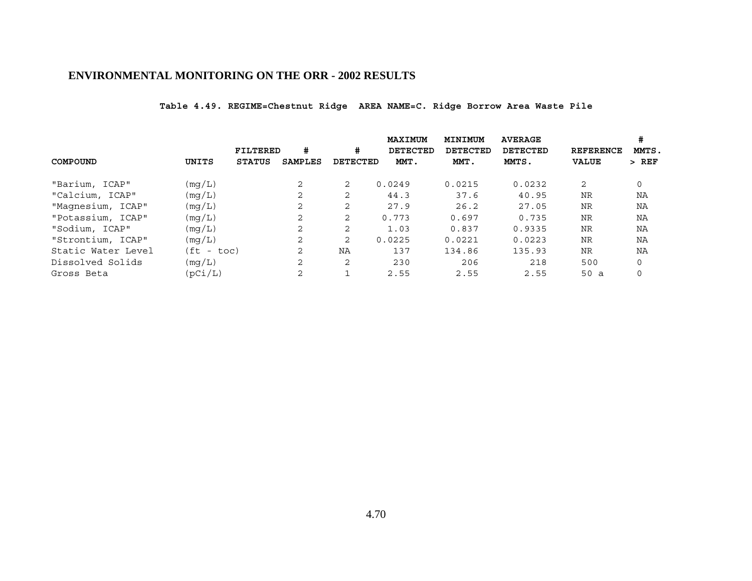## ENVIRONMENTAL MONITORING ON THE ORR - 2002 RESULTS

**Table 4.49. REGIME=Chestnut Ridge AREA NAME=C. Ridge Borrow Area Waste Pile**

| COMPOUND | UNITS | FILTERED STATUS | # SAMPLES | # DETECTED | MAXIMUM DETECTED MMT. | MINIMUM DETECTED MMT. | AVERAGE DETECTED MMTS. | REFERENCE VALUE | # MMTS. > REF |
|---|---|---|---|---|---|---|---|---|---|
| "Barium, ICAP" | (mg/L) | | 2 | 2 | 0.0249 | 0.0215 | 0.0232 | 2 | 0 |
| "Calcium, ICAP" | (mg/L) | | 2 | 2 | 44.3 | 37.6 | 40.95 | NR | NA |
| "Magnesium, ICAP" | (mg/L) | | 2 | 2 | 27.9 | 26.2 | 27.05 | NR | NA |
| "Potassium, ICAP" | (mg/L) | | 2 | 2 | 0.773 | 0.697 | 0.735 | NR | NA |
| "Sodium, ICAP" | (mg/L) | | 2 | 2 | 1.03 | 0.837 | 0.9335 | NR | NA |
| "Strontium, ICAP" | (mg/L) | | 2 | 2 | 0.0225 | 0.0221 | 0.0223 | NR | NA |
| Static Water Level | (ft - toc) | | 2 | NA | 137 | 134.86 | 135.93 | NR | NA |
| Dissolved Solids | (mg/L) | | 2 | 2 | 230 | 206 | 218 | 500 | 0 |
| Gross Beta | (pCi/L) | | 2 | 1 | 2.55 | 2.55 | 2.55 | 50 a | 0 |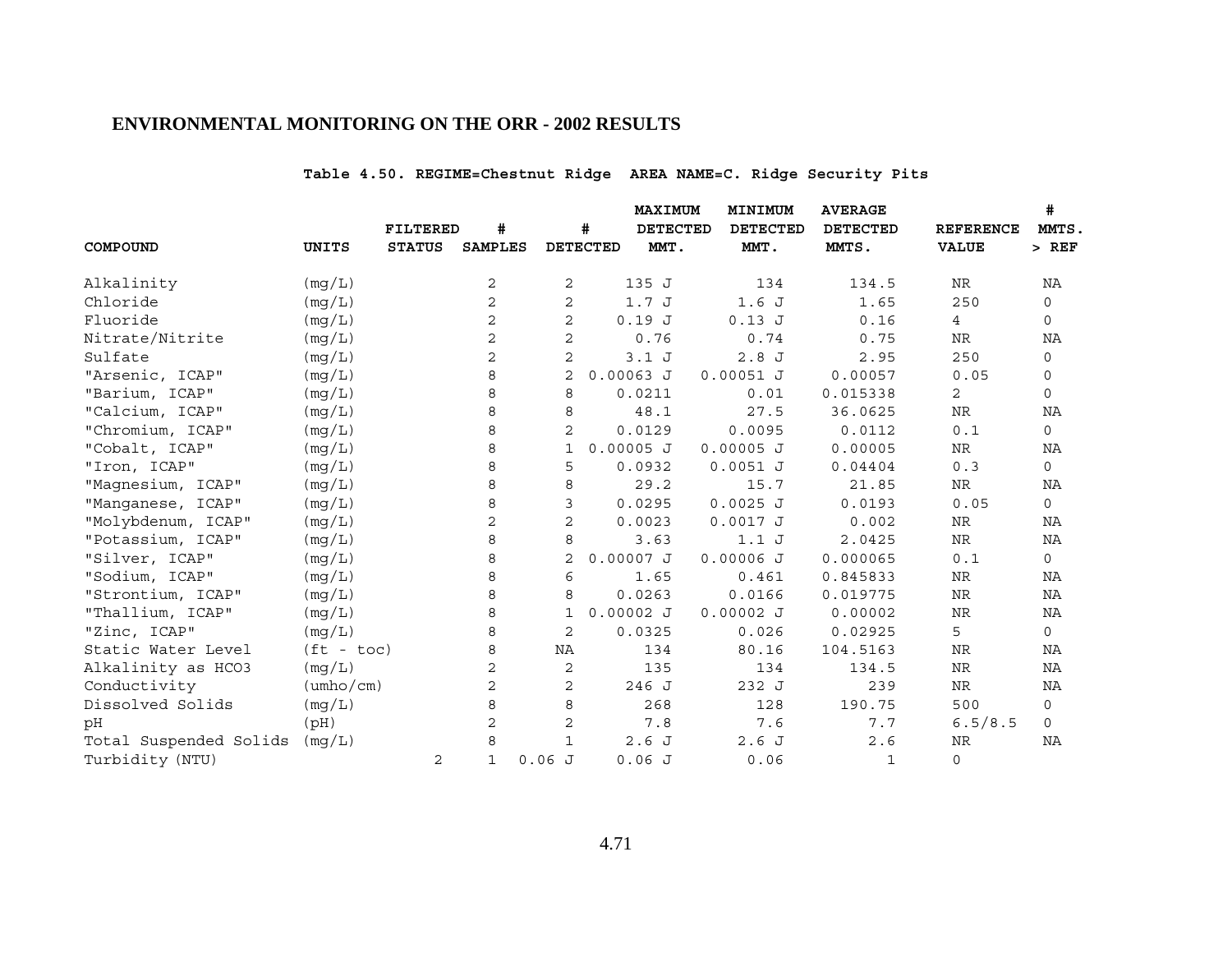**Table 4.50. REGIME=Chestnut Ridge AREA NAME=C. Ridge Security Pits**

| COMPOUND | UNITS | FILTERED STATUS | # SAMPLES | # DETECTED | MAXIMUM DETECTED MMT. | MINIMUM DETECTED MMT. | AVERAGE DETECTED MMTS. | REFERENCE VALUE | # MMTS. > REF |
|---|---|---|---|---|---|---|---|---|---|
| Alkalinity | (mg/L) | | 2 | 2 | 135 J | 134 | 134.5 | NR | NA |
| Chloride | (mg/L) | | 2 | 2 | 1.7 J | 1.6 J | 1.65 | 250 | 0 |
| Fluoride | (mg/L) | | 2 | 2 | 0.19 J | 0.13 J | 0.16 | 4 | 0 |
| Nitrate/Nitrite | (mg/L) | | 2 | 2 | 0.76 | 0.74 | 0.75 | NR | NA |
| Sulfate | (mg/L) | | 2 | 2 | 3.1 J | 2.8 J | 2.95 | 250 | 0 |
| "Arsenic, ICAP" | (mg/L) | | 8 | 2 | 0.00063 J | 0.00051 J | 0.00057 | 0.05 | 0 |
| "Barium, ICAP" | (mg/L) | | 8 | 8 | 0.0211 | 0.01 | 0.015338 | 2 | 0 |
| "Calcium, ICAP" | (mg/L) | | 8 | 8 | 48.1 | 27.5 | 36.0625 | NR | NA |
| "Chromium, ICAP" | (mg/L) | | 8 | 2 | 0.0129 | 0.0095 | 0.0112 | 0.1 | 0 |
| "Cobalt, ICAP" | (mg/L) | | 8 | 1 | 0.00005 J | 0.00005 J | 0.00005 | NR | NA |
| "Iron, ICAP" | (mg/L) | | 8 | 5 | 0.0932 | 0.0051 J | 0.04404 | 0.3 | 0 |
| "Magnesium, ICAP" | (mg/L) | | 8 | 8 | 29.2 | 15.7 | 21.85 | NR | NA |
| "Manganese, ICAP" | (mg/L) | | 8 | 3 | 0.0295 | 0.0025 J | 0.0193 | 0.05 | 0 |
| "Molybdenum, ICAP" | (mg/L) | | 2 | 2 | 0.0023 | 0.0017 J | 0.002 | NR | NA |
| "Potassium, ICAP" | (mg/L) | | 8 | 8 | 3.63 | 1.1 J | 2.0425 | NR | NA |
| "Silver, ICAP" | (mg/L) | | 8 | 2 | 0.00007 J | 0.00006 J | 0.000065 | 0.1 | 0 |
| "Sodium, ICAP" | (mg/L) | | 8 | 6 | 1.65 | 0.461 | 0.845833 | NR | NA |
| "Strontium, ICAP" | (mg/L) | | 8 | 8 | 0.0263 | 0.0166 | 0.019775 | NR | NA |
| "Thallium, ICAP" | (mg/L) | | 8 | 1 | 0.00002 J | 0.00002 J | 0.00002 | NR | NA |
| "Zinc, ICAP" | (mg/L) | | 8 | 2 | 0.0325 | 0.026 | 0.02925 | 5 | 0 |
| Static Water Level | (ft - toc) | | 8 | NA | 134 | 80.16 | 104.5163 | NR | NA |
| Alkalinity as HCO3 | (mg/L) | | 2 | 2 | 135 | 134 | 134.5 | NR | NA |
| Conductivity | (umho/cm) | | 2 | 2 | 246 J | 232 J | 239 | NR | NA |
| Dissolved Solids | (mg/L) | | 8 | 8 | 268 | 128 | 190.75 | 500 | 0 |
| pH | (pH) | | 2 | 2 | 7.8 | 7.6 | 7.7 | 6.5/8.5 | 0 |
| Total Suspended Solids | (mg/L) | | 8 | 1 | 2.6 J | 2.6 J | 2.6 | NR | NA |
| Turbidity (NTU) | | 2 | 1 | 0.06 J | 0.06 J | 0.06 | 1 | 0 | |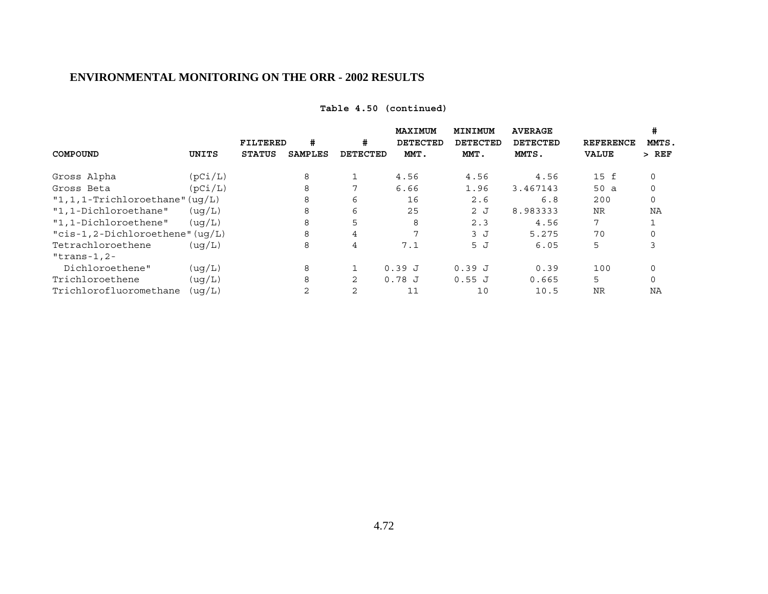## ENVIRONMENTAL MONITORING ON THE ORR - 2002 RESULTS

**Table 4.50 (continued)**

| COMPOUND | UNITS | FILTERED STATUS | # SAMPLES | # DETECTED | MAXIMUM DETECTED MMT. | MINIMUM DETECTED MMT. | AVERAGE DETECTED MMTS. | REFERENCE VALUE | # MMTS. > REF |
|---|---|---|---|---|---|---|---|---|---|
| Gross Alpha | (pCi/L) | | 8 | 1 | 4.56 | 4.56 | 4.56 | 15 f | 0 |
| Gross Beta | (pCi/L) | | 8 | 7 | 6.66 | 1.96 | 3.467143 | 50 a | 0 |
| "1,1,1-Trichloroethane" | (ug/L) | | 8 | 6 | 16 | 2.6 | 6.8 | 200 | 0 |
| "1,1-Dichloroethane" | (ug/L) | | 8 | 6 | 25 | 2 J | 8.983333 | NR | NA |
| "1,1-Dichloroethene" | (ug/L) | | 8 | 5 | 8 | 2.3 | 4.56 | 7 | 1 |
| "cis-1,2-Dichloroethene" | (ug/L) | | 8 | 4 | 7 | 3 J | 5.275 | 70 | 0 |
| Tetrachloroethene | (ug/L) | | 8 | 4 | 7.1 | 5 J | 6.05 | 5 | 3 |
| "trans-1,2-Dichloroethene" | (ug/L) | | 8 | 1 | 0.39 J | 0.39 J | 0.39 | 100 | 0 |
| Trichloroethene | (ug/L) | | 8 | 2 | 0.78 J | 0.55 J | 0.665 | 5 | 0 |
| Trichlorofluoromethane | (ug/L) | | 2 | 2 | 11 | 10 | 10.5 | NR | NA |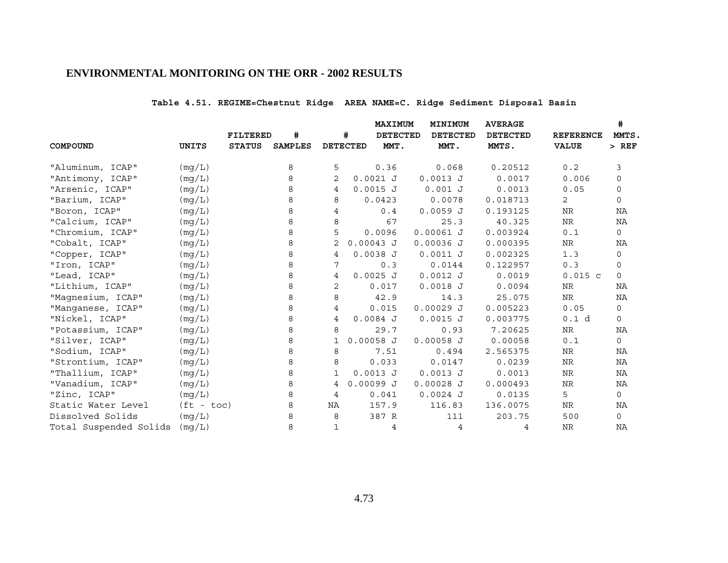**ENVIRONMENTAL MONITORING ON THE ORR - 2002 RESULTS**

**Table 4.51. REGIME=Chestnut Ridge AREA NAME=C. Ridge Sediment Disposal Basin**

| COMPOUND | UNITS | FILTERED STATUS | # SAMPLES | # DETECTED | MAXIMUM DETECTED MMT. | MINIMUM DETECTED MMT. | AVERAGE DETECTED MMTS. | REFERENCE VALUE | # MMTS. > REF |
|---|---|---|---|---|---|---|---|---|---|
| "Aluminum, ICAP" | (mg/L) | | 8 | 5 | 0.36 | 0.068 | 0.20512 | 0.2 | 3 |
| "Antimony, ICAP" | (mg/L) | | 8 | 2 | 0.0021 J | 0.0013 J | 0.0017 | 0.006 | 0 |
| "Arsenic, ICAP" | (mg/L) | | 8 | 4 | 0.0015 J | 0.001 J | 0.0013 | 0.05 | 0 |
| "Barium, ICAP" | (mg/L) | | 8 | 8 | 0.0423 | 0.0078 | 0.018713 | 2 | 0 |
| "Boron, ICAP" | (mg/L) | | 8 | 4 | 0.4 | 0.0059 J | 0.193125 | NR | NA |
| "Calcium, ICAP" | (mg/L) | | 8 | 8 | 67 | 25.3 | 40.325 | NR | NA |
| "Chromium, ICAP" | (mg/L) | | 8 | 5 | 0.0096 | 0.00061 J | 0.003924 | 0.1 | 0 |
| "Cobalt, ICAP" | (mg/L) | | 8 | 2 | 0.00043 J | 0.00036 J | 0.000395 | NR | NA |
| "Copper, ICAP" | (mg/L) | | 8 | 4 | 0.0038 J | 0.0011 J | 0.002325 | 1.3 | 0 |
| "Iron, ICAP" | (mg/L) | | 8 | 7 | 0.3 | 0.0144 | 0.122957 | 0.3 | 0 |
| "Lead, ICAP" | (mg/L) | | 8 | 4 | 0.0025 J | 0.0012 J | 0.0019 | 0.015 c | 0 |
| "Lithium, ICAP" | (mg/L) | | 8 | 2 | 0.017 | 0.0018 J | 0.0094 | NR | NA |
| "Magnesium, ICAP" | (mg/L) | | 8 | 8 | 42.9 | 14.3 | 25.075 | NR | NA |
| "Manganese, ICAP" | (mg/L) | | 8 | 4 | 0.015 | 0.00029 J | 0.005223 | 0.05 | 0 |
| "Nickel, ICAP" | (mg/L) | | 8 | 4 | 0.0084 J | 0.0015 J | 0.003775 | 0.1 d | 0 |
| "Potassium, ICAP" | (mg/L) | | 8 | 8 | 29.7 | 0.93 | 7.20625 | NR | NA |
| "Silver, ICAP" | (mg/L) | | 8 | 1 | 0.00058 J | 0.00058 J | 0.00058 | 0.1 | 0 |
| "Sodium, ICAP" | (mg/L) | | 8 | 8 | 7.51 | 0.494 | 2.565375 | NR | NA |
| "Strontium, ICAP" | (mg/L) | | 8 | 8 | 0.033 | 0.0147 | 0.0239 | NR | NA |
| "Thallium, ICAP" | (mg/L) | | 8 | 1 | 0.0013 J | 0.0013 J | 0.0013 | NR | NA |
| "Vanadium, ICAP" | (mg/L) | | 8 | 4 | 0.00099 J | 0.00028 J | 0.000493 | NR | NA |
| "Zinc, ICAP" | (mg/L) | | 8 | 4 | 0.041 | 0.0024 J | 0.0135 | 5 | 0 |
| Static Water Level | (ft - toc) | | 8 | NA | 157.9 | 116.83 | 136.0075 | NR | NA |
| Dissolved Solids | (mg/L) | | 8 | 8 | 387 R | 111 | 203.75 | 500 | 0 |
| Total Suspended Solids | (mg/L) | | 8 | 1 | 4 | 4 | 4 | NR | NA |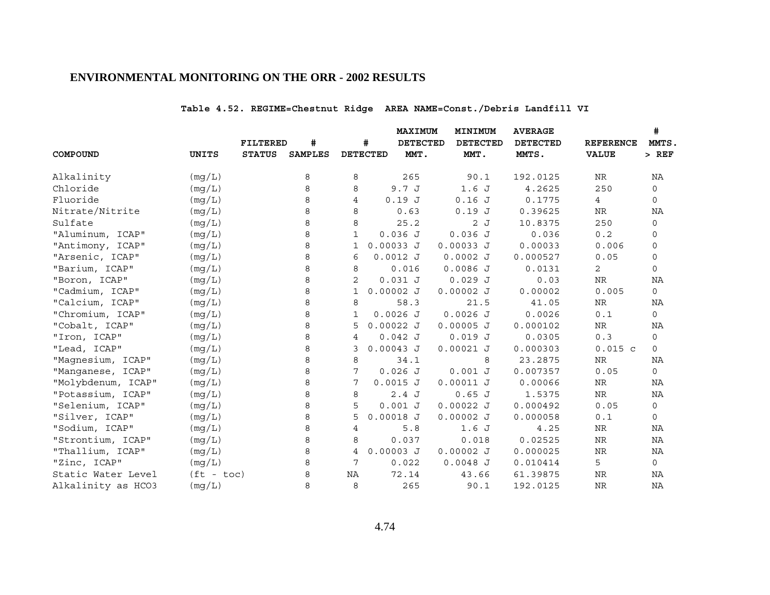## ENVIRONMENTAL MONITORING ON THE ORR - 2002 RESULTS

**Table 4.52. REGIME=Chestnut Ridge AREA NAME=Const./Debris Landfill VI**

| COMPOUND | UNITS | FILTERED STATUS | # SAMPLES | # DETECTED | MAXIMUM DETECTED MMT. | MINIMUM DETECTED MMT. | AVERAGE DETECTED MMTS. | REFERENCE VALUE | # MMTS. > REF |
|---|---|---|---|---|---|---|---|---|---|
| Alkalinity | (mg/L) | | 8 | 8 | 265 | 90.1 | 192.0125 | NR | NA |
| Chloride | (mg/L) | | 8 | 8 | 9.7 J | 1.6 J | 4.2625 | 250 | 0 |
| Fluoride | (mg/L) | | 8 | 4 | 0.19 J | 0.16 J | 0.1775 | 4 | 0 |
| Nitrate/Nitrite | (mg/L) | | 8 | 8 | 0.63 | 0.19 J | 0.39625 | NR | NA |
| Sulfate | (mg/L) | | 8 | 8 | 25.2 | 2 J | 10.8375 | 250 | 0 |
| "Aluminum, ICAP" | (mg/L) | | 8 | 1 | 0.036 J | 0.036 J | 0.036 | 0.2 | 0 |
| "Antimony, ICAP" | (mg/L) | | 8 | 1 | 0.00033 J | 0.00033 J | 0.00033 | 0.006 | 0 |
| "Arsenic, ICAP" | (mg/L) | | 8 | 6 | 0.0012 J | 0.0002 J | 0.000527 | 0.05 | 0 |
| "Barium, ICAP" | (mg/L) | | 8 | 8 | 0.016 | 0.0086 J | 0.0131 | 2 | 0 |
| "Boron, ICAP" | (mg/L) | | 8 | 2 | 0.031 J | 0.029 J | 0.03 | NR | NA |
| "Cadmium, ICAP" | (mg/L) | | 8 | 1 | 0.00002 J | 0.00002 J | 0.00002 | 0.005 | 0 |
| "Calcium, ICAP" | (mg/L) | | 8 | 8 | 58.3 | 21.5 | 41.05 | NR | NA |
| "Chromium, ICAP" | (mg/L) | | 8 | 1 | 0.0026 J | 0.0026 J | 0.0026 | 0.1 | 0 |
| "Cobalt, ICAP" | (mg/L) | | 8 | 5 | 0.00022 J | 0.00005 J | 0.000102 | NR | NA |
| "Iron, ICAP" | (mg/L) | | 8 | 4 | 0.042 J | 0.019 J | 0.0305 | 0.3 | 0 |
| "Lead, ICAP" | (mg/L) | | 8 | 3 | 0.00043 J | 0.00021 J | 0.000303 | 0.015 c | 0 |
| "Magnesium, ICAP" | (mg/L) | | 8 | 8 | 34.1 | 8 | 23.2875 | NR | NA |
| "Manganese, ICAP" | (mg/L) | | 8 | 7 | 0.026 J | 0.001 J | 0.007357 | 0.05 | 0 |
| "Molybdenum, ICAP" | (mg/L) | | 8 | 7 | 0.0015 J | 0.00011 J | 0.00066 | NR | NA |
| "Potassium, ICAP" | (mg/L) | | 8 | 8 | 2.4 J | 0.65 J | 1.5375 | NR | NA |
| "Selenium, ICAP" | (mg/L) | | 8 | 5 | 0.001 J | 0.00022 J | 0.000492 | 0.05 | 0 |
| "Silver, ICAP" | (mg/L) | | 8 | 5 | 0.00018 J | 0.00002 J | 0.000058 | 0.1 | 0 |
| "Sodium, ICAP" | (mg/L) | | 8 | 4 | 5.8 | 1.6 J | 4.25 | NR | NA |
| "Strontium, ICAP" | (mg/L) | | 8 | 8 | 0.037 | 0.018 | 0.02525 | NR | NA |
| "Thallium, ICAP" | (mg/L) | | 8 | 4 | 0.00003 J | 0.00002 J | 0.000025 | NR | NA |
| "Zinc, ICAP" | (mg/L) | | 8 | 7 | 0.022 | 0.0048 J | 0.010414 | 5 | 0 |
| Static Water Level | (ft - toc) | | 8 | NA | 72.14 | 43.66 | 61.39875 | NR | NA |
| Alkalinity as HCO3 | (mg/L) | | 8 | 8 | 265 | 90.1 | 192.0125 | NR | NA |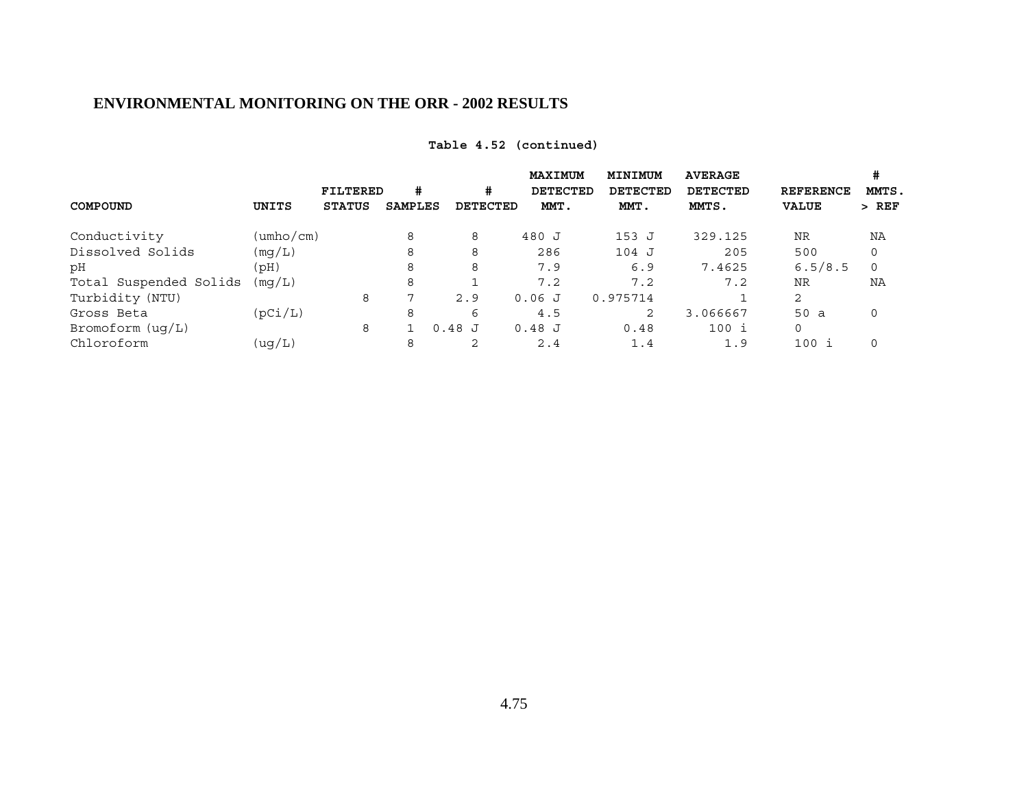**Table 4.52 (continued)**

| COMPOUND | UNITS | FILTERED STATUS | # SAMPLES | # DETECTED | MAXIMUM DETECTED MMT. | MINIMUM DETECTED MMT. | AVERAGE DETECTED MMTS. | REFERENCE VALUE | # MMTS. > REF |
|---|---|---|---|---|---|---|---|---|---|
| Conductivity | (umho/cm) | | 8 | 8 | 480 J | 153 J | 329.125 | NR | NA |
| Dissolved Solids | (mg/L) | | 8 | 8 | 286 | 104 J | 205 | 500 | 0 |
| pH | (pH) | | 8 | 8 | 7.9 | 6.9 | 7.4625 | 6.5/8.5 | 0 |
| Total Suspended Solids | (mg/L) | | 8 | 1 | 7.2 | 7.2 | 7.2 | NR | NA |
| Turbidity (NTU) | | 8 | 7 | 2.9 | 0.06 J | 0.975714 | 1 | 2 | |
| Gross Beta | (pCi/L) | | 8 | 6 | 4.5 | 2 | 3.066667 | 50 a | 0 |
| Bromoform (ug/L) | | 8 | 1 | 0.48 J | 0.48 J | 0.48 | 100 i | 0 | |
| Chloroform | (ug/L) | | 8 | 2 | 2.4 | 1.4 | 1.9 | 100 i | 0 |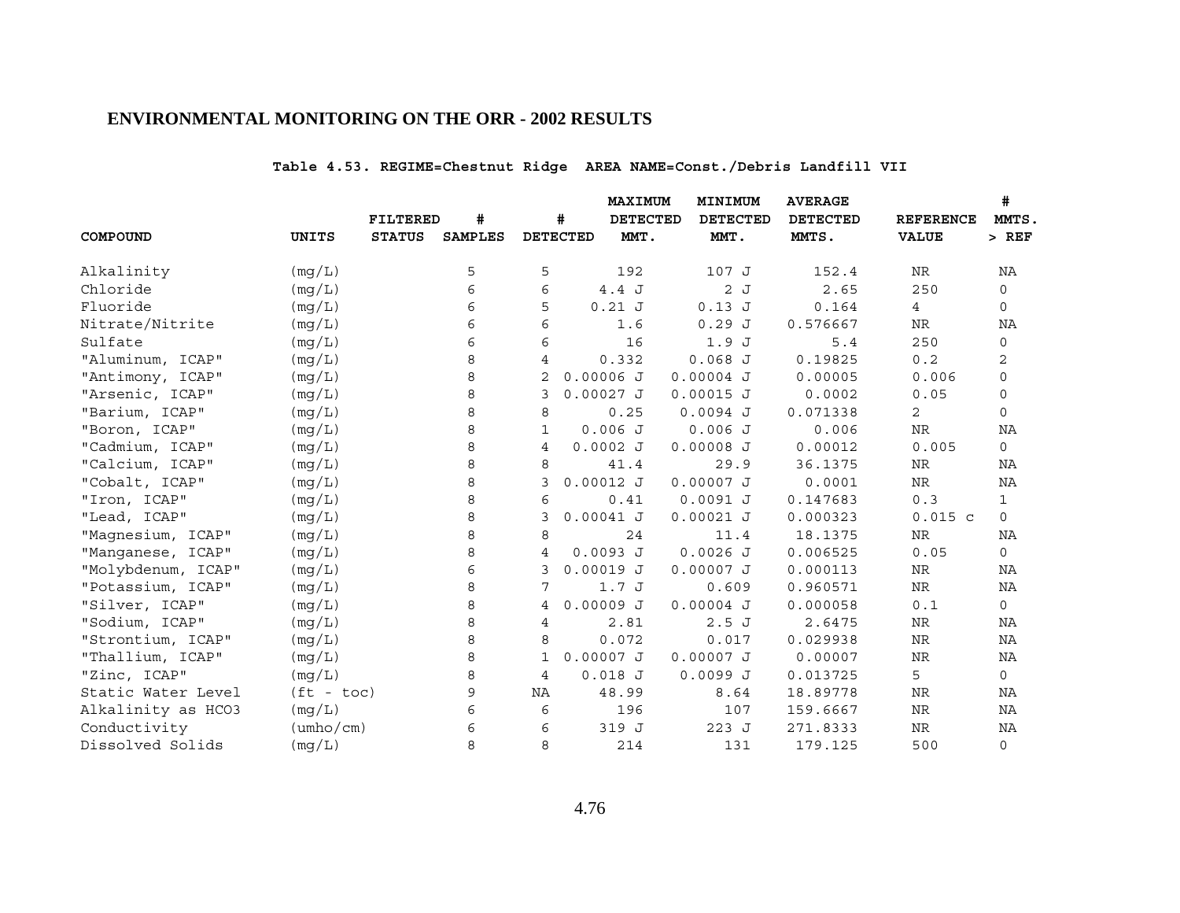## ENVIRONMENTAL MONITORING ON THE ORR - 2002 RESULTS

**Table 4.53. REGIME=Chestnut Ridge AREA NAME=Const./Debris Landfill VII**

| COMPOUND | UNITS | FILTERED STATUS | # SAMPLES | # DETECTED | MAXIMUM DETECTED MMT. | MINIMUM DETECTED MMT. | AVERAGE DETECTED MMTS. | REFERENCE VALUE | # MMTS. > REF |
|---|---|---|---|---|---|---|---|---|---|
| Alkalinity | (mg/L) | | 5 | 5 | 192 | 107 J | 152.4 | NR | NA |
| Chloride | (mg/L) | | 6 | 6 | 4.4 J | 2 J | 2.65 | 250 | 0 |
| Fluoride | (mg/L) | | 6 | 5 | 0.21 J | 0.13 J | 0.164 | 4 | 0 |
| Nitrate/Nitrite | (mg/L) | | 6 | 6 | 1.6 | 0.29 J | 0.576667 | NR | NA |
| Sulfate | (mg/L) | | 6 | 6 | 16 | 1.9 J | 5.4 | 250 | 0 |
| "Aluminum, ICAP" | (mg/L) | | 8 | 4 | 0.332 | 0.068 J | 0.19825 | 0.2 | 2 |
| "Antimony, ICAP" | (mg/L) | | 8 | 2 | 0.00006 J | 0.00004 J | 0.00005 | 0.006 | 0 |
| "Arsenic, ICAP" | (mg/L) | | 8 | 3 | 0.00027 J | 0.00015 J | 0.0002 | 0.05 | 0 |
| "Barium, ICAP" | (mg/L) | | 8 | 8 | 0.25 | 0.0094 J | 0.071338 | 2 | 0 |
| "Boron, ICAP" | (mg/L) | | 8 | 1 | 0.006 J | 0.006 J | 0.006 | NR | NA |
| "Cadmium, ICAP" | (mg/L) | | 8 | 4 | 0.0002 J | 0.00008 J | 0.00012 | 0.005 | 0 |
| "Calcium, ICAP" | (mg/L) | | 8 | 8 | 41.4 | 29.9 | 36.1375 | NR | NA |
| "Cobalt, ICAP" | (mg/L) | | 8 | 3 | 0.00012 J | 0.00007 J | 0.0001 | NR | NA |
| "Iron, ICAP" | (mg/L) | | 8 | 6 | 0.41 | 0.0091 J | 0.147683 | 0.3 | 1 |
| "Lead, ICAP" | (mg/L) | | 8 | 3 | 0.00041 J | 0.00021 J | 0.000323 | 0.015 c | 0 |
| "Magnesium, ICAP" | (mg/L) | | 8 | 8 | 24 | 11.4 | 18.1375 | NR | NA |
| "Manganese, ICAP" | (mg/L) | | 8 | 4 | 0.0093 J | 0.0026 J | 0.006525 | 0.05 | 0 |
| "Molybdenum, ICAP" | (mg/L) | | 6 | 3 | 0.00019 J | 0.00007 J | 0.000113 | NR | NA |
| "Potassium, ICAP" | (mg/L) | | 8 | 7 | 1.7 J | 0.609 | 0.960571 | NR | NA |
| "Silver, ICAP" | (mg/L) | | 8 | 4 | 0.00009 J | 0.00004 J | 0.000058 | 0.1 | 0 |
| "Sodium, ICAP" | (mg/L) | | 8 | 4 | 2.81 | 2.5 J | 2.6475 | NR | NA |
| "Strontium, ICAP" | (mg/L) | | 8 | 8 | 0.072 | 0.017 | 0.029938 | NR | NA |
| "Thallium, ICAP" | (mg/L) | | 8 | 1 | 0.00007 J | 0.00007 J | 0.00007 | NR | NA |
| "Zinc, ICAP" | (mg/L) | | 8 | 4 | 0.018 J | 0.0099 J | 0.013725 | 5 | 0 |
| Static Water Level | (ft - toc) | | 9 | NA | 48.99 | 8.64 | 18.89778 | NR | NA |
| Alkalinity as HCO3 | (mg/L) | | 6 | 6 | 196 | 107 | 159.6667 | NR | NA |
| Conductivity | (umho/cm) | | 6 | 6 | 319 J | 223 J | 271.8333 | NR | NA |
| Dissolved Solids | (mg/L) | | 8 | 8 | 214 | 131 | 179.125 | 500 | 0 |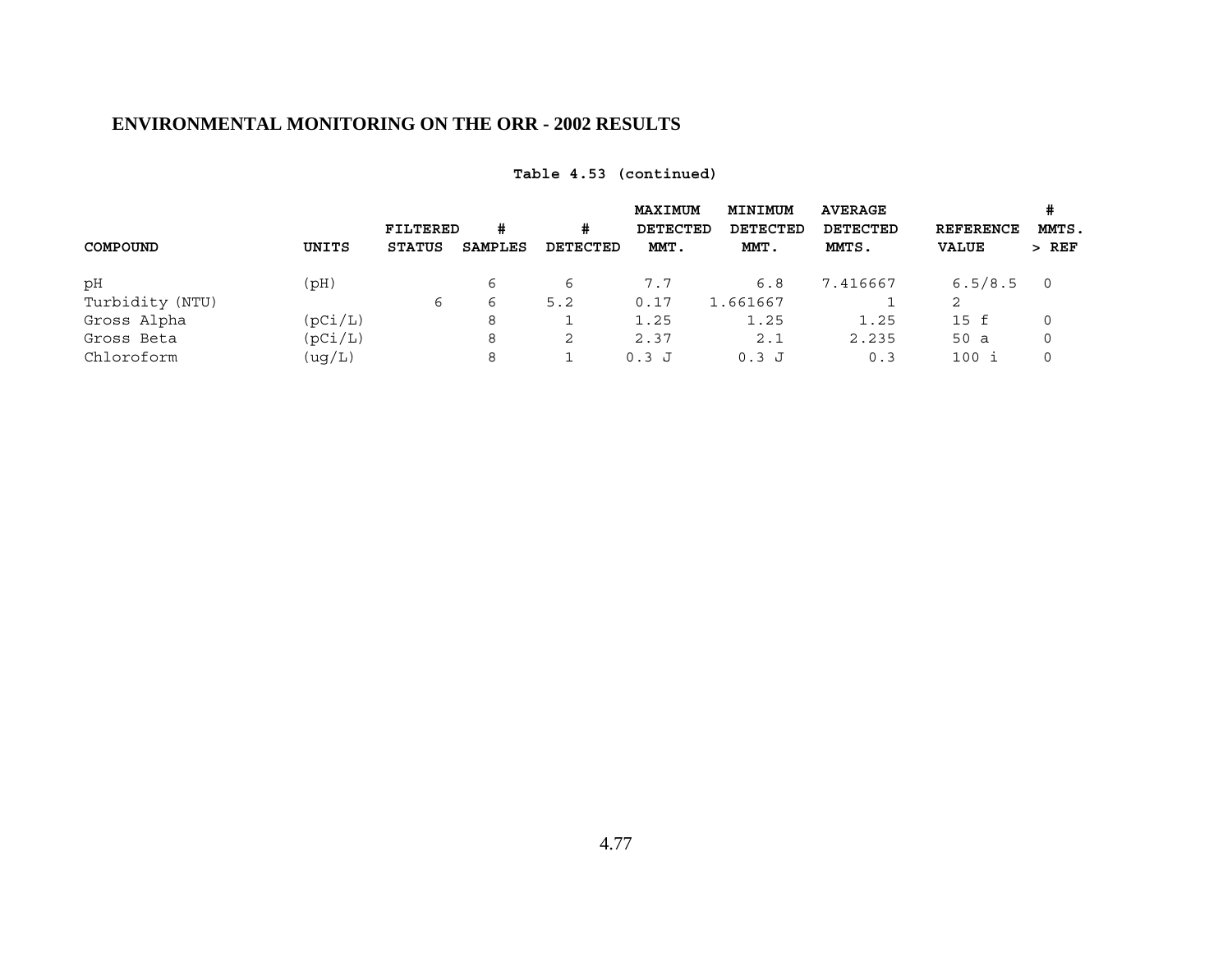# ENVIRONMENTAL MONITORING ON THE ORR - 2002 RESULTS

**Table 4.53 (continued)**

| COMPOUND | UNITS | FILTERED STATUS | # SAMPLES | # DETECTED | MAXIMUM DETECTED MMT. | MINIMUM DETECTED MMT. | AVERAGE DETECTED MMTS. | REFERENCE VALUE | # MMTS. > REF |
|---|---|---|---|---|---|---|---|---|---|
| pH | (pH) | | 6 | 6 | 7.7 | 6.8 | 7.416667 | 6.5/8.5 | 0 |
| Turbidity (NTU) | | 6 | 6 | 5.2 | 0.17 | 1.661667 | 1 | 2 | |
| Gross Alpha | (pCi/L) | | 8 | 1 | 1.25 | 1.25 | 1.25 | 15 f | 0 |
| Gross Beta | (pCi/L) | | 8 | 2 | 2.37 | 2.1 | 2.235 | 50 a | 0 |
| Chloroform | (ug/L) | | 8 | 1 | 0.3 J | 0.3 J | 0.3 | 100 i | 0 |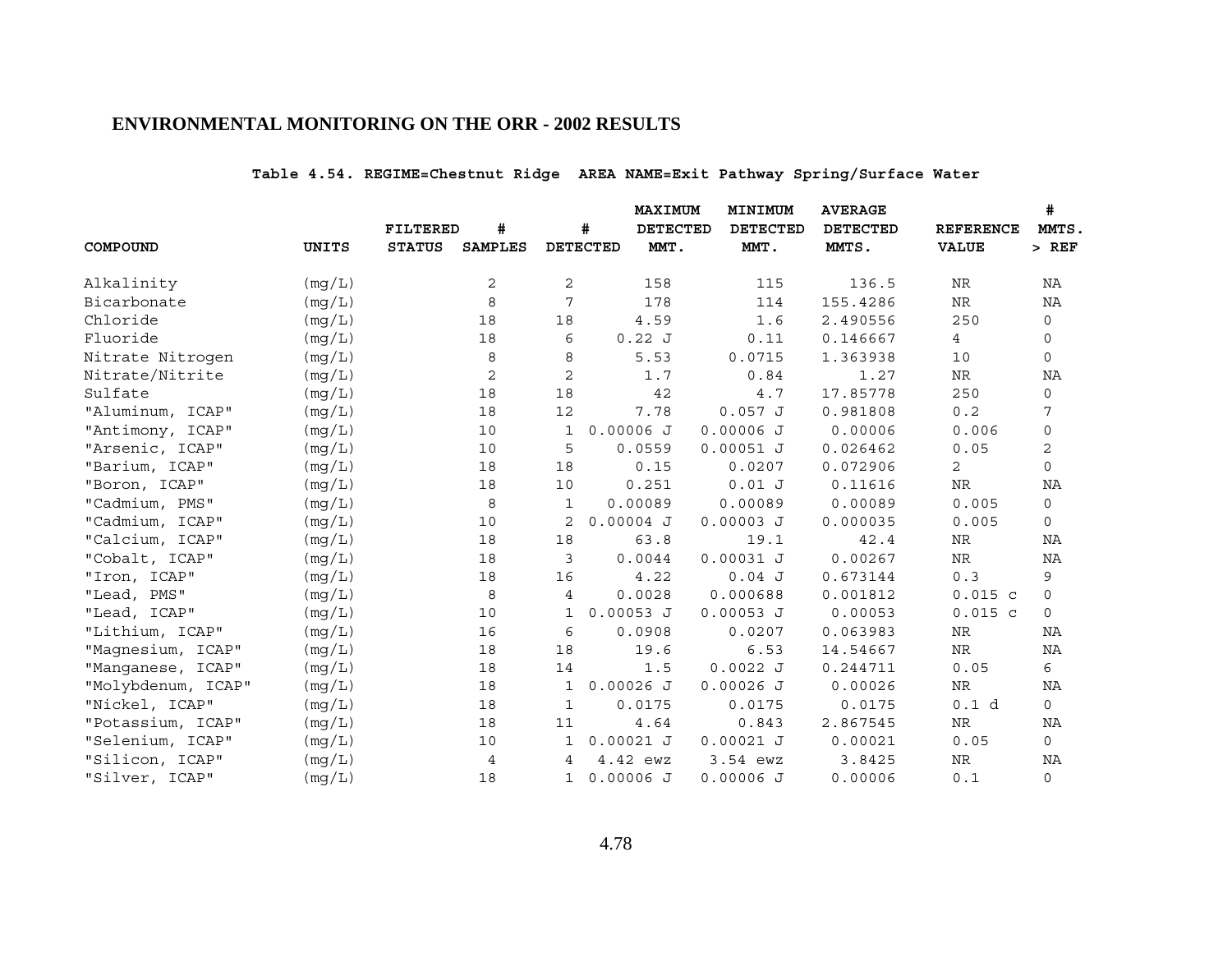## ENVIRONMENTAL MONITORING ON THE ORR - 2002 RESULTS

**Table 4.54. REGIME=Chestnut Ridge AREA NAME=Exit Pathway Spring/Surface Water**

| COMPOUND | UNITS | FILTERED STATUS | # SAMPLES | # DETECTED | MAXIMUM DETECTED MMT. | MINIMUM DETECTED MMT. | AVERAGE DETECTED MMTS. | REFERENCE VALUE | # MMTS. > REF |
|---|---|---|---|---|---|---|---|---|---|
| Alkalinity | (mg/L) | | 2 | 2 | 158 | 115 | 136.5 | NR | NA |
| Bicarbonate | (mg/L) | | 8 | 7 | 178 | 114 | 155.4286 | NR | NA |
| Chloride | (mg/L) | | 18 | 18 | 4.59 | 1.6 | 2.490556 | 250 | 0 |
| Fluoride | (mg/L) | | 18 | 6 | 0.22 J | 0.11 | 0.146667 | 4 | 0 |
| Nitrate Nitrogen | (mg/L) | | 8 | 8 | 5.53 | 0.0715 | 1.363938 | 10 | 0 |
| Nitrate/Nitrite | (mg/L) | | 2 | 2 | 1.7 | 0.84 | 1.27 | NR | NA |
| Sulfate | (mg/L) | | 18 | 18 | 42 | 4.7 | 17.85778 | 250 | 0 |
| "Aluminum, ICAP" | (mg/L) | | 18 | 12 | 7.78 | 0.057 J | 0.981808 | 0.2 | 7 |
| "Antimony, ICAP" | (mg/L) | | 10 | 1 | 0.00006 J | 0.00006 J | 0.00006 | 0.006 | 0 |
| "Arsenic, ICAP" | (mg/L) | | 10 | 5 | 0.0559 | 0.00051 J | 0.026462 | 0.05 | 2 |
| "Barium, ICAP" | (mg/L) | | 18 | 18 | 0.15 | 0.0207 | 0.072906 | 2 | 0 |
| "Boron, ICAP" | (mg/L) | | 18 | 10 | 0.251 | 0.01 J | 0.11616 | NR | NA |
| "Cadmium, PMS" | (mg/L) | | 8 | 1 | 0.00089 | 0.00089 | 0.00089 | 0.005 | 0 |
| "Cadmium, ICAP" | (mg/L) | | 10 | 2 | 0.00004 J | 0.00003 J | 0.000035 | 0.005 | 0 |
| "Calcium, ICAP" | (mg/L) | | 18 | 18 | 63.8 | 19.1 | 42.4 | NR | NA |
| "Cobalt, ICAP" | (mg/L) | | 18 | 3 | 0.0044 | 0.00031 J | 0.00267 | NR | NA |
| "Iron, ICAP" | (mg/L) | | 18 | 16 | 4.22 | 0.04 J | 0.673144 | 0.3 | 9 |
| "Lead, PMS" | (mg/L) | | 8 | 4 | 0.0028 | 0.000688 | 0.001812 | 0.015 c | 0 |
| "Lead, ICAP" | (mg/L) | | 10 | 1 | 0.00053 J | 0.00053 J | 0.00053 | 0.015 c | 0 |
| "Lithium, ICAP" | (mg/L) | | 16 | 6 | 0.0908 | 0.0207 | 0.063983 | NR | NA |
| "Magnesium, ICAP" | (mg/L) | | 18 | 18 | 19.6 | 6.53 | 14.54667 | NR | NA |
| "Manganese, ICAP" | (mg/L) | | 18 | 14 | 1.5 | 0.0022 J | 0.244711 | 0.05 | 6 |
| "Molybdenum, ICAP" | (mg/L) | | 18 | 1 | 0.00026 J | 0.00026 J | 0.00026 | NR | NA |
| "Nickel, ICAP" | (mg/L) | | 18 | 1 | 0.0175 | 0.0175 | 0.0175 | 0.1 d | 0 |
| "Potassium, ICAP" | (mg/L) | | 18 | 11 | 4.64 | 0.843 | 2.867545 | NR | NA |
| "Selenium, ICAP" | (mg/L) | | 10 | 1 | 0.00021 J | 0.00021 J | 0.00021 | 0.05 | 0 |
| "Silicon, ICAP" | (mg/L) | | 4 | 4 | 4.42 ewz | 3.54 ewz | 3.8425 | NR | NA |
| "Silver, ICAP" | (mg/L) | | 18 | 1 | 0.00006 J | 0.00006 J | 0.00006 | 0.1 | 0 |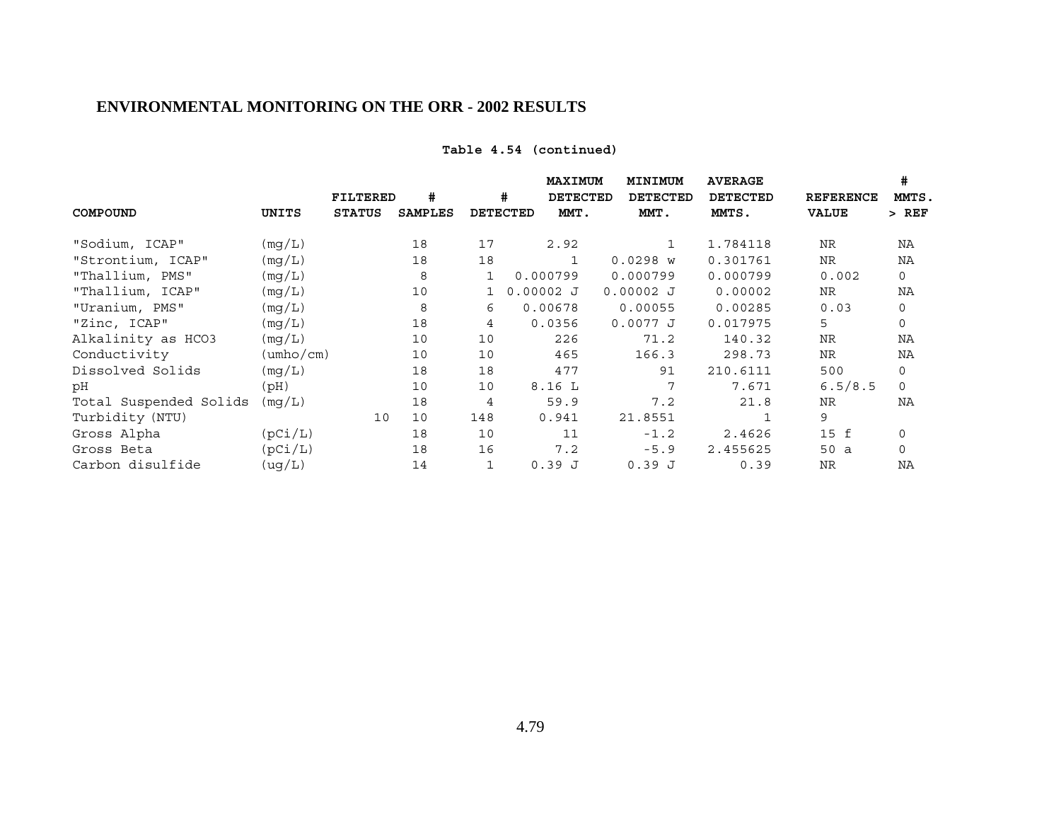## ENVIRONMENTAL MONITORING ON THE ORR - 2002 RESULTS

**Table 4.54 (continued)**

| COMPOUND | UNITS | FILTERED STATUS | # SAMPLES | # DETECTED | MAXIMUM DETECTED MMT. | MINIMUM DETECTED MMT. | AVERAGE DETECTED MMTS. | REFERENCE VALUE | # MMTS. > REF |
|---|---|---|---|---|---|---|---|---|---|
| "Sodium, ICAP" | (mg/L) | | 18 | 17 | 2.92 | 1 | 1.784118 | NR | NA |
| "Strontium, ICAP" | (mg/L) | | 18 | 18 | 1 | 0.0298 w | 0.301761 | NR | NA |
| "Thallium, PMS" | (mg/L) | | 8 | 1 | 0.000799 | 0.000799 | 0.000799 | 0.002 | 0 |
| "Thallium, ICAP" | (mg/L) | | 10 | 1 | 0.00002 J | 0.00002 J | 0.00002 | NR | NA |
| "Uranium, PMS" | (mg/L) | | 8 | 6 | 0.00678 | 0.00055 | 0.00285 | 0.03 | 0 |
| "Zinc, ICAP" | (mg/L) | | 18 | 4 | 0.0356 | 0.0077 J | 0.017975 | 5 | 0 |
| Alkalinity as HCO3 | (mg/L) | | 10 | 10 | 226 | 71.2 | 140.32 | NR | NA |
| Conductivity | (umho/cm) | | 10 | 10 | 465 | 166.3 | 298.73 | NR | NA |
| Dissolved Solids | (mg/L) | | 18 | 18 | 477 | 91 | 210.6111 | 500 | 0 |
| pH | (pH) | | 10 | 10 | 8.16 L | 7 | 7.671 | 6.5/8.5 | 0 |
| Total Suspended Solids | (mg/L) | | 18 | 4 | 59.9 | 7.2 | 21.8 | NR | NA |
| Turbidity (NTU) | | 10 | 10 | 148 | 0.941 | 21.8551 | 1 | 9 | |
| Gross Alpha | (pCi/L) | | 18 | 10 | 11 | -1.2 | 2.4626 | 15 f | 0 |
| Gross Beta | (pCi/L) | | 18 | 16 | 7.2 | -5.9 | 2.455625 | 50 a | 0 |
| Carbon disulfide | (ug/L) | | 14 | 1 | 0.39 J | 0.39 J | 0.39 | NR | NA |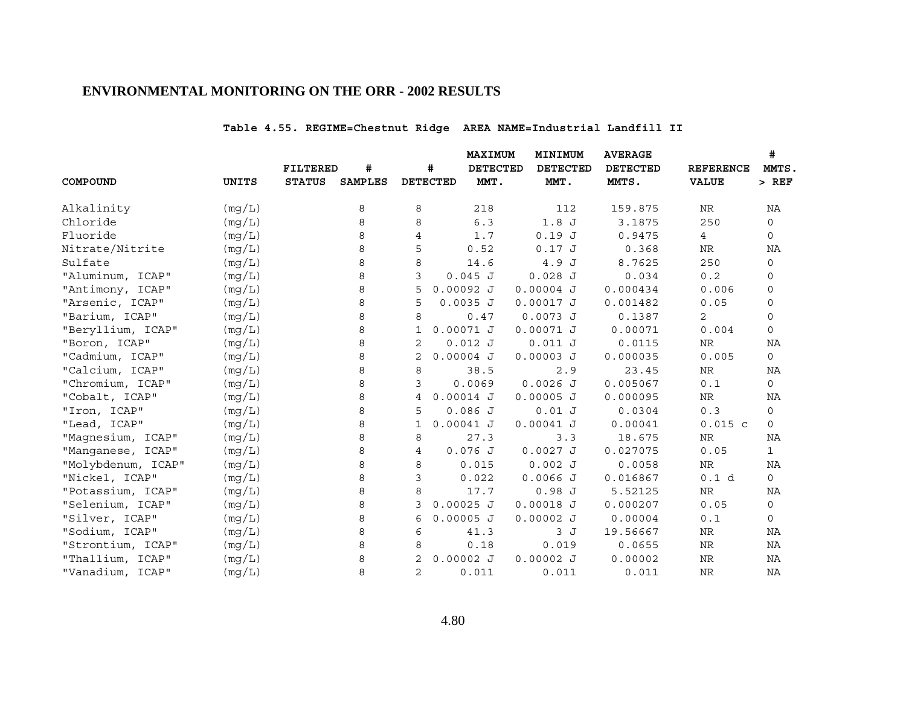## ENVIRONMENTAL MONITORING ON THE ORR - 2002 RESULTS

**Table 4.55. REGIME=Chestnut Ridge AREA NAME=Industrial Landfill II**

| COMPOUND | UNITS | FILTERED STATUS | # SAMPLES | # DETECTED | MAXIMUM DETECTED MMT. | MINIMUM DETECTED MMT. | AVERAGE DETECTED MMTS. | REFERENCE VALUE | # MMTS. > REF |
|---|---|---|---|---|---|---|---|---|---|
| Alkalinity | (mg/L) | | 8 | 8 | 218 | 112 | 159.875 | NR | NA |
| Chloride | (mg/L) | | 8 | 8 | 6.3 | 1.8 J | 3.1875 | 250 | 0 |
| Fluoride | (mg/L) | | 8 | 4 | 1.7 | 0.19 J | 0.9475 | 4 | 0 |
| Nitrate/Nitrite | (mg/L) | | 8 | 5 | 0.52 | 0.17 J | 0.368 | NR | NA |
| Sulfate | (mg/L) | | 8 | 8 | 14.6 | 4.9 J | 8.7625 | 250 | 0 |
| "Aluminum, ICAP" | (mg/L) | | 8 | 3 | 0.045 J | 0.028 J | 0.034 | 0.2 | 0 |
| "Antimony, ICAP" | (mg/L) | | 8 | 5 | 0.00092 J | 0.00004 J | 0.000434 | 0.006 | 0 |
| "Arsenic, ICAP" | (mg/L) | | 8 | 5 | 0.0035 J | 0.00017 J | 0.001482 | 0.05 | 0 |
| "Barium, ICAP" | (mg/L) | | 8 | 8 | 0.47 | 0.0073 J | 0.1387 | 2 | 0 |
| "Beryllium, ICAP" | (mg/L) | | 8 | 1 | 0.00071 J | 0.00071 J | 0.00071 | 0.004 | 0 |
| "Boron, ICAP" | (mg/L) | | 8 | 2 | 0.012 J | 0.011 J | 0.0115 | NR | NA |
| "Cadmium, ICAP" | (mg/L) | | 8 | 2 | 0.00004 J | 0.00003 J | 0.000035 | 0.005 | 0 |
| "Calcium, ICAP" | (mg/L) | | 8 | 8 | 38.5 | 2.9 | 23.45 | NR | NA |
| "Chromium, ICAP" | (mg/L) | | 8 | 3 | 0.0069 | 0.0026 J | 0.005067 | 0.1 | 0 |
| "Cobalt, ICAP" | (mg/L) | | 8 | 4 | 0.00014 J | 0.00005 J | 0.000095 | NR | NA |
| "Iron, ICAP" | (mg/L) | | 8 | 5 | 0.086 J | 0.01 J | 0.0304 | 0.3 | 0 |
| "Lead, ICAP" | (mg/L) | | 8 | 1 | 0.00041 J | 0.00041 J | 0.00041 | 0.015 c | 0 |
| "Magnesium, ICAP" | (mg/L) | | 8 | 8 | 27.3 | 3.3 | 18.675 | NR | NA |
| "Manganese, ICAP" | (mg/L) | | 8 | 4 | 0.076 J | 0.0027 J | 0.027075 | 0.05 | 1 |
| "Molybdenum, ICAP" | (mg/L) | | 8 | 8 | 0.015 | 0.002 J | 0.0058 | NR | NA |
| "Nickel, ICAP" | (mg/L) | | 8 | 3 | 0.022 | 0.0066 J | 0.016867 | 0.1 d | 0 |
| "Potassium, ICAP" | (mg/L) | | 8 | 8 | 17.7 | 0.98 J | 5.52125 | NR | NA |
| "Selenium, ICAP" | (mg/L) | | 8 | 3 | 0.00025 J | 0.00018 J | 0.000207 | 0.05 | 0 |
| "Silver, ICAP" | (mg/L) | | 8 | 6 | 0.00005 J | 0.00002 J | 0.00004 | 0.1 | 0 |
| "Sodium, ICAP" | (mg/L) | | 8 | 6 | 41.3 | 3 J | 19.56667 | NR | NA |
| "Strontium, ICAP" | (mg/L) | | 8 | 8 | 0.18 | 0.019 | 0.0655 | NR | NA |
| "Thallium, ICAP" | (mg/L) | | 8 | 2 | 0.00002 J | 0.00002 J | 0.00002 | NR | NA |
| "Vanadium, ICAP" | (mg/L) | | 8 | 2 | 0.011 | 0.011 | 0.011 | NR | NA |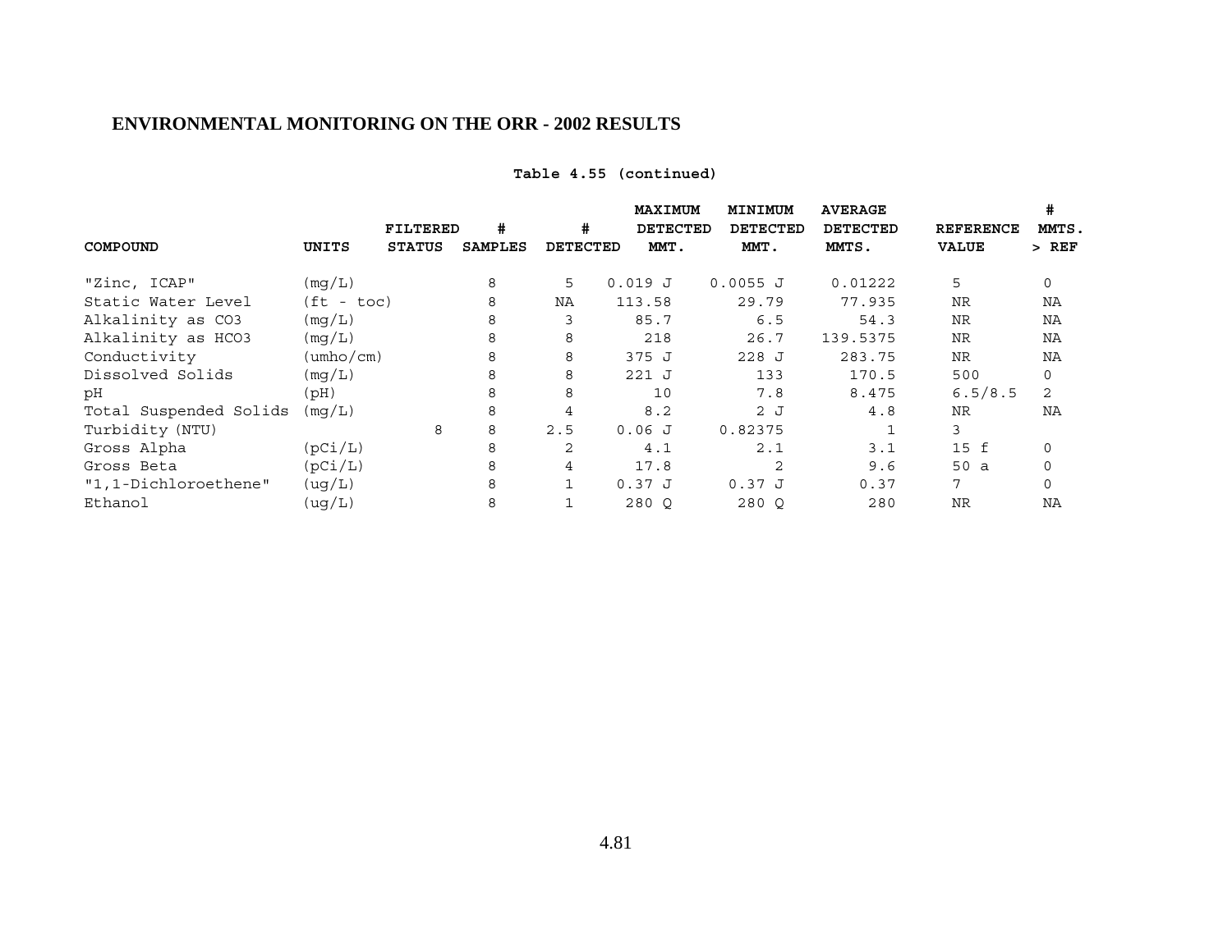**Table 4.55 (continued)**

| COMPOUND | UNITS | FILTERED STATUS | # SAMPLES | # DETECTED | MAXIMUM DETECTED MMT. | MINIMUM DETECTED MMT. | AVERAGE DETECTED MMTS. | REFERENCE VALUE | # MMTS. > REF |
|---|---|---|---|---|---|---|---|---|---|
| "Zinc, ICAP" | (mg/L) | | 8 | 5 | 0.019 J | 0.0055 J | 0.01222 | 5 | 0 |
| Static Water Level | (ft - toc) | | 8 | NA | 113.58 | 29.79 | 77.935 | NR | NA |
| Alkalinity as CO3 | (mg/L) | | 8 | 3 | 85.7 | 6.5 | 54.3 | NR | NA |
| Alkalinity as HCO3 | (mg/L) | | 8 | 8 | 218 | 26.7 | 139.5375 | NR | NA |
| Conductivity | (umho/cm) | | 8 | 8 | 375 J | 228 J | 283.75 | NR | NA |
| Dissolved Solids | (mg/L) | | 8 | 8 | 221 J | 133 | 170.5 | 500 | 0 |
| pH | (pH) | | 8 | 8 | 10 | 7.8 | 8.475 | 6.5/8.5 | 2 |
| Total Suspended Solids | (mg/L) | | 8 | 4 | 8.2 | 2 J | 4.8 | NR | NA |
| Turbidity (NTU) | | 8 | 8 | 2.5 | 0.06 J | 0.82375 | 1 | 3 | |
| Gross Alpha | (pCi/L) | | 8 | 2 | 4.1 | 2.1 | 3.1 | 15 f | 0 |
| Gross Beta | (pCi/L) | | 8 | 4 | 17.8 | 2 | 9.6 | 50 a | 0 |
| "1,1-Dichloroethene" | (ug/L) | | 8 | 1 | 0.37 J | 0.37 J | 0.37 | 7 | 0 |
| Ethanol | (ug/L) | | 8 | 1 | 280 Q | 280 Q | 280 | NR | NA |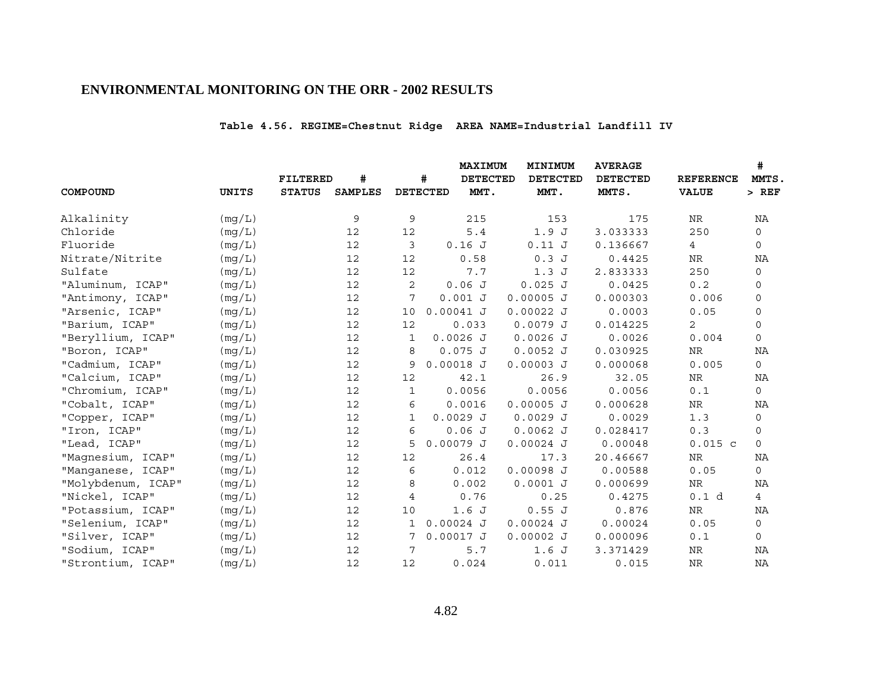## ENVIRONMENTAL MONITORING ON THE ORR - 2002 RESULTS

**Table 4.56. REGIME=Chestnut Ridge AREA NAME=Industrial Landfill IV**

| COMPOUND | UNITS | FILTERED STATUS | # SAMPLES | # DETECTED | MAXIMUM DETECTED MMT. | MINIMUM DETECTED MMT. | AVERAGE DETECTED MMTS. | REFERENCE VALUE | # MMTS. > REF |
|---|---|---|---|---|---|---|---|---|---|
| Alkalinity | (mg/L) | | 9 | 9 | 215 | 153 | 175 | NR | NA |
| Chloride | (mg/L) | | 12 | 12 | 5.4 | 1.9 J | 3.033333 | 250 | 0 |
| Fluoride | (mg/L) | | 12 | 3 | 0.16 J | 0.11 J | 0.136667 | 4 | 0 |
| Nitrate/Nitrite | (mg/L) | | 12 | 12 | 0.58 | 0.3 J | 0.4425 | NR | NA |
| Sulfate | (mg/L) | | 12 | 12 | 7.7 | 1.3 J | 2.833333 | 250 | 0 |
| "Aluminum, ICAP" | (mg/L) | | 12 | 2 | 0.06 J | 0.025 J | 0.0425 | 0.2 | 0 |
| "Antimony, ICAP" | (mg/L) | | 12 | 7 | 0.001 J | 0.00005 J | 0.000303 | 0.006 | 0 |
| "Arsenic, ICAP" | (mg/L) | | 12 | 10 | 0.00041 J | 0.00022 J | 0.0003 | 0.05 | 0 |
| "Barium, ICAP" | (mg/L) | | 12 | 12 | 0.033 | 0.0079 J | 0.014225 | 2 | 0 |
| "Beryllium, ICAP" | (mg/L) | | 12 | 1 | 0.0026 J | 0.0026 J | 0.0026 | 0.004 | 0 |
| "Boron, ICAP" | (mg/L) | | 12 | 8 | 0.075 J | 0.0052 J | 0.030925 | NR | NA |
| "Cadmium, ICAP" | (mg/L) | | 12 | 9 | 0.00018 J | 0.00003 J | 0.000068 | 0.005 | 0 |
| "Calcium, ICAP" | (mg/L) | | 12 | 12 | 42.1 | 26.9 | 32.05 | NR | NA |
| "Chromium, ICAP" | (mg/L) | | 12 | 1 | 0.0056 | 0.0056 | 0.0056 | 0.1 | 0 |
| "Cobalt, ICAP" | (mg/L) | | 12 | 6 | 0.0016 | 0.00005 J | 0.000628 | NR | NA |
| "Copper, ICAP" | (mg/L) | | 12 | 1 | 0.0029 J | 0.0029 J | 0.0029 | 1.3 | 0 |
| "Iron, ICAP" | (mg/L) | | 12 | 6 | 0.06 J | 0.0062 J | 0.028417 | 0.3 | 0 |
| "Lead, ICAP" | (mg/L) | | 12 | 5 | 0.00079 J | 0.00024 J | 0.00048 | 0.015 c | 0 |
| "Magnesium, ICAP" | (mg/L) | | 12 | 12 | 26.4 | 17.3 | 20.46667 | NR | NA |
| "Manganese, ICAP" | (mg/L) | | 12 | 6 | 0.012 | 0.00098 J | 0.00588 | 0.05 | 0 |
| "Molybdenum, ICAP" | (mg/L) | | 12 | 8 | 0.002 | 0.0001 J | 0.000699 | NR | NA |
| "Nickel, ICAP" | (mg/L) | | 12 | 4 | 0.76 | 0.25 | 0.4275 | 0.1 d | 4 |
| "Potassium, ICAP" | (mg/L) | | 12 | 10 | 1.6 J | 0.55 J | 0.876 | NR | NA |
| "Selenium, ICAP" | (mg/L) | | 12 | 1 | 0.00024 J | 0.00024 J | 0.00024 | 0.05 | 0 |
| "Silver, ICAP" | (mg/L) | | 12 | 7 | 0.00017 J | 0.00002 J | 0.000096 | 0.1 | 0 |
| "Sodium, ICAP" | (mg/L) | | 12 | 7 | 5.7 | 1.6 J | 3.371429 | NR | NA |
| "Strontium, ICAP" | (mg/L) | | 12 | 12 | 0.024 | 0.011 | 0.015 | NR | NA |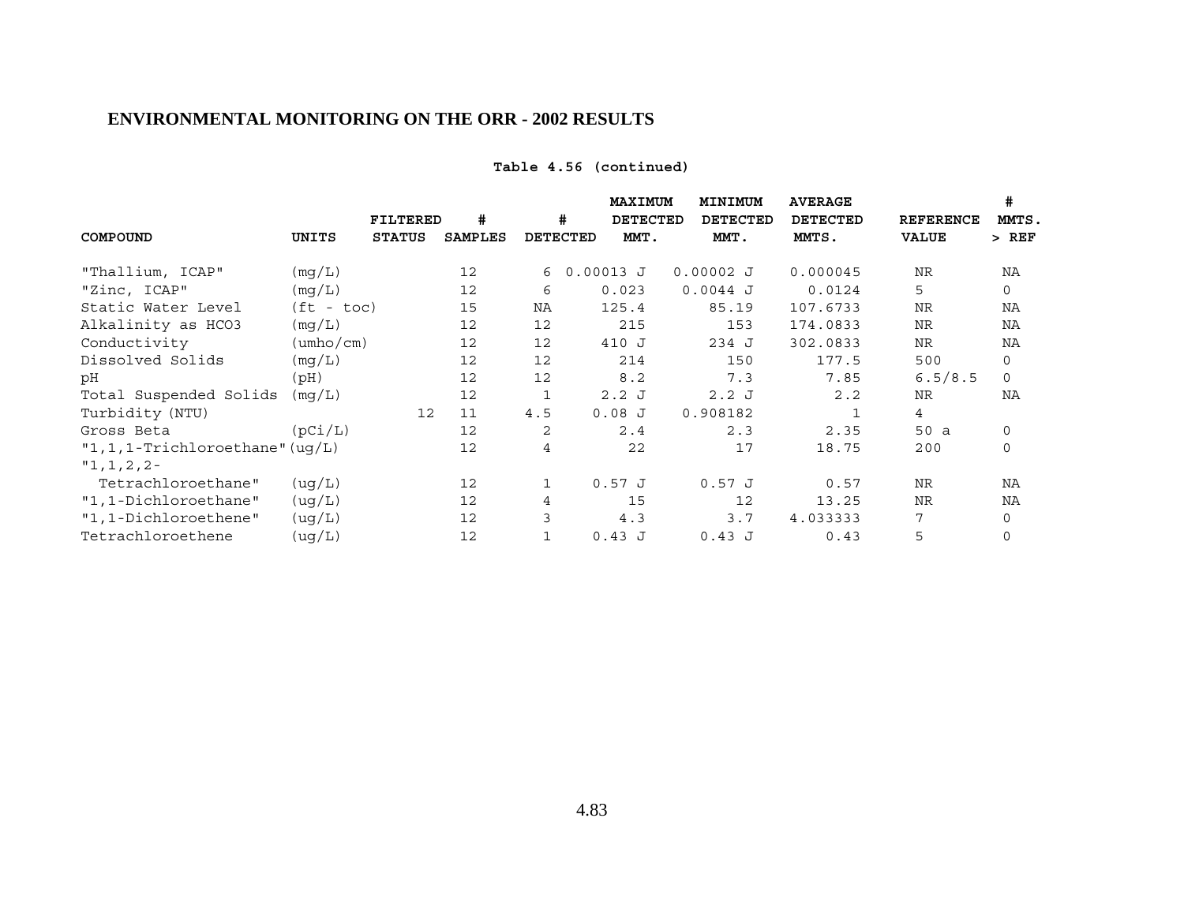**Table 4.56 (continued)**

| COMPOUND | UNITS | FILTERED STATUS | # SAMPLES | # DETECTED | MAXIMUM DETECTED MMT. | MINIMUM DETECTED MMT. | AVERAGE DETECTED MMTS. | REFERENCE VALUE | # MMTS. > REF |
|---|---|---|---|---|---|---|---|---|---|
| "Thallium, ICAP" | (mg/L) | | 12 | 6 | 0.00013 J | 0.00002 J | 0.000045 | NR | NA |
| "Zinc, ICAP" | (mg/L) | | 12 | 6 | 0.023 | 0.0044 J | 0.0124 | 5 | 0 |
| Static Water Level | (ft - toc) | | 15 | NA | 125.4 | 85.19 | 107.6733 | NR | NA |
| Alkalinity as HCO3 | (mg/L) | | 12 | 12 | 215 | 153 | 174.0833 | NR | NA |
| Conductivity | (umho/cm) | | 12 | 12 | 410 J | 234 J | 302.0833 | NR | NA |
| Dissolved Solids | (mg/L) | | 12 | 12 | 214 | 150 | 177.5 | 500 | 0 |
| pH | (pH) | | 12 | 12 | 8.2 | 7.3 | 7.85 | 6.5/8.5 | 0 |
| Total Suspended Solids | (mg/L) | | 12 | 1 | 2.2 J | 2.2 J | 2.2 | NR | NA |
| Turbidity (NTU) | | 12 | 11 | 4.5 | 0.08 J | 0.908182 | 1 | 4 | |
| Gross Beta | (pCi/L) | | 12 | 2 | 2.4 | 2.3 | 2.35 | 50 a | 0 |
| "1,1,1-Trichloroethane" | (ug/L) | | 12 | 4 | 22 | 17 | 18.75 | 200 | 0 |
| "1,1,2,2-Tetrachloroethane" | (ug/L) | | 12 | 1 | 0.57 J | 0.57 J | 0.57 | NR | NA |
| "1,1-Dichloroethane" | (ug/L) | | 12 | 4 | 15 | 12 | 13.25 | NR | NA |
| "1,1-Dichloroethene" | (ug/L) | | 12 | 3 | 4.3 | 3.7 | 4.033333 | 7 | 0 |
| Tetrachloroethene | (ug/L) | | 12 | 1 | 0.43 J | 0.43 J | 0.43 | 5 | 0 |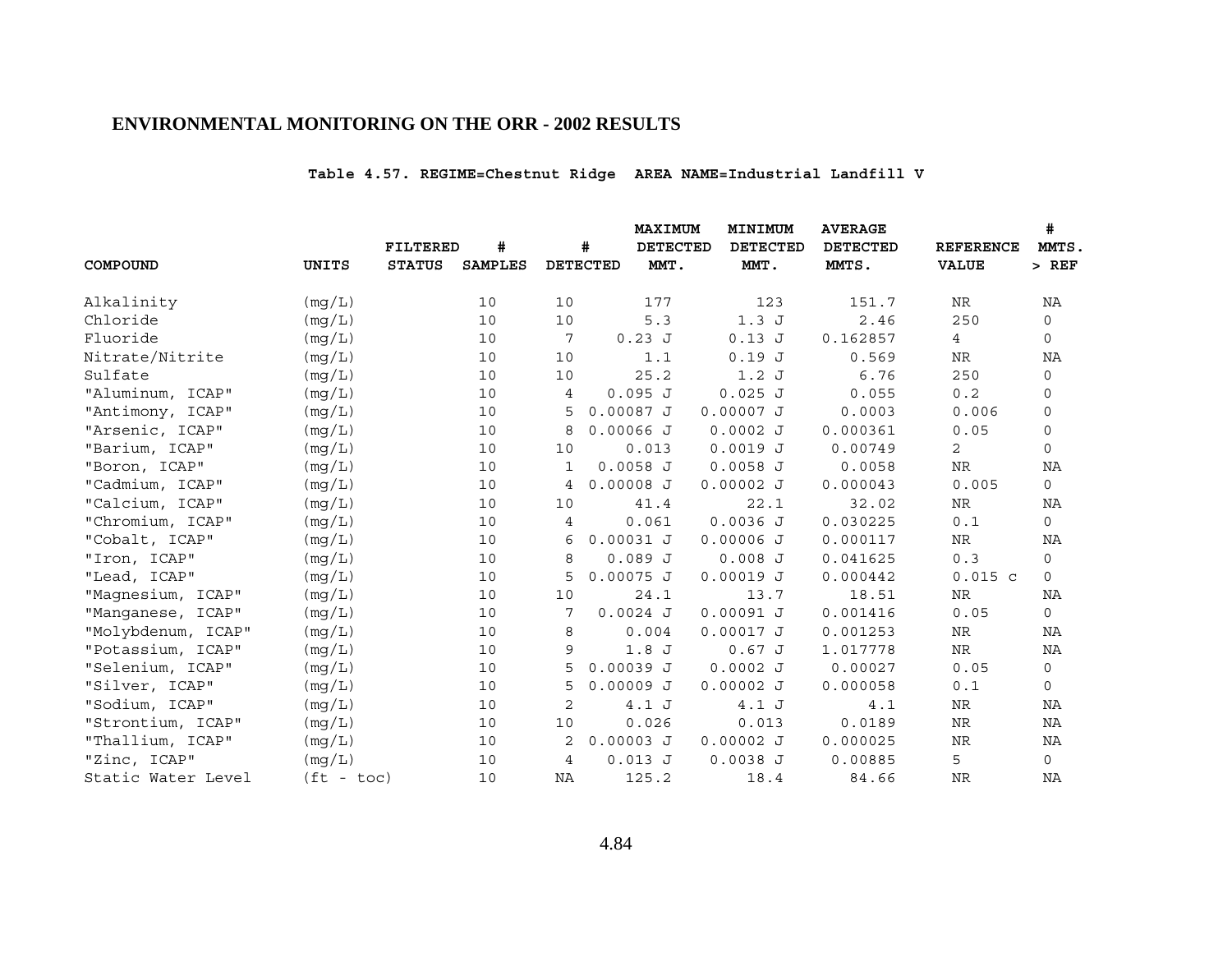## ENVIRONMENTAL MONITORING ON THE ORR - 2002 RESULTS

**Table 4.57. REGIME=Chestnut Ridge AREA NAME=Industrial Landfill V**

| COMPOUND | UNITS | FILTERED STATUS | # SAMPLES | # DETECTED | MAXIMUM DETECTED MMT. | MINIMUM DETECTED MMT. | AVERAGE DETECTED MMTS. | REFERENCE VALUE | # MMTS. > REF |
|---|---|---|---|---|---|---|---|---|---|
| Alkalinity | (mg/L) | | 10 | 10 | 177 | 123 | 151.7 | NR | NA |
| Chloride | (mg/L) | | 10 | 10 | 5.3 | 1.3 J | 2.46 | 250 | 0 |
| Fluoride | (mg/L) | | 10 | 7 | 0.23 J | 0.13 J | 0.162857 | 4 | 0 |
| Nitrate/Nitrite | (mg/L) | | 10 | 10 | 1.1 | 0.19 J | 0.569 | NR | NA |
| Sulfate | (mg/L) | | 10 | 10 | 25.2 | 1.2 J | 6.76 | 250 | 0 |
| "Aluminum, ICAP" | (mg/L) | | 10 | 4 | 0.095 J | 0.025 J | 0.055 | 0.2 | 0 |
| "Antimony, ICAP" | (mg/L) | | 10 | 5 | 0.00087 J | 0.00007 J | 0.0003 | 0.006 | 0 |
| "Arsenic, ICAP" | (mg/L) | | 10 | 8 | 0.00066 J | 0.0002 J | 0.000361 | 0.05 | 0 |
| "Barium, ICAP" | (mg/L) | | 10 | 10 | 0.013 | 0.0019 J | 0.00749 | 2 | 0 |
| "Boron, ICAP" | (mg/L) | | 10 | 1 | 0.0058 J | 0.0058 J | 0.0058 | NR | NA |
| "Cadmium, ICAP" | (mg/L) | | 10 | 4 | 0.00008 J | 0.00002 J | 0.000043 | 0.005 | 0 |
| "Calcium, ICAP" | (mg/L) | | 10 | 10 | 41.4 | 22.1 | 32.02 | NR | NA |
| "Chromium, ICAP" | (mg/L) | | 10 | 4 | 0.061 | 0.0036 J | 0.030225 | 0.1 | 0 |
| "Cobalt, ICAP" | (mg/L) | | 10 | 6 | 0.00031 J | 0.00006 J | 0.000117 | NR | NA |
| "Iron, ICAP" | (mg/L) | | 10 | 8 | 0.089 J | 0.008 J | 0.041625 | 0.3 | 0 |
| "Lead, ICAP" | (mg/L) | | 10 | 5 | 0.00075 J | 0.00019 J | 0.000442 | 0.015 c | 0 |
| "Magnesium, ICAP" | (mg/L) | | 10 | 10 | 24.1 | 13.7 | 18.51 | NR | NA |
| "Manganese, ICAP" | (mg/L) | | 10 | 7 | 0.0024 J | 0.00091 J | 0.001416 | 0.05 | 0 |
| "Molybdenum, ICAP" | (mg/L) | | 10 | 8 | 0.004 | 0.00017 J | 0.001253 | NR | NA |
| "Potassium, ICAP" | (mg/L) | | 10 | 9 | 1.8 J | 0.67 J | 1.017778 | NR | NA |
| "Selenium, ICAP" | (mg/L) | | 10 | 5 | 0.00039 J | 0.0002 J | 0.00027 | 0.05 | 0 |
| "Silver, ICAP" | (mg/L) | | 10 | 5 | 0.00009 J | 0.00002 J | 0.000058 | 0.1 | 0 |
| "Sodium, ICAP" | (mg/L) | | 10 | 2 | 4.1 J | 4.1 J | 4.1 | NR | NA |
| "Strontium, ICAP" | (mg/L) | | 10 | 10 | 0.026 | 0.013 | 0.0189 | NR | NA |
| "Thallium, ICAP" | (mg/L) | | 10 | 2 | 0.00003 J | 0.00002 J | 0.000025 | NR | NA |
| "Zinc, ICAP" | (mg/L) | | 10 | 4 | 0.013 J | 0.0038 J | 0.00885 | 5 | 0 |
| Static Water Level | (ft - toc) | | 10 | NA | 125.2 | 18.4 | 84.66 | NR | NA |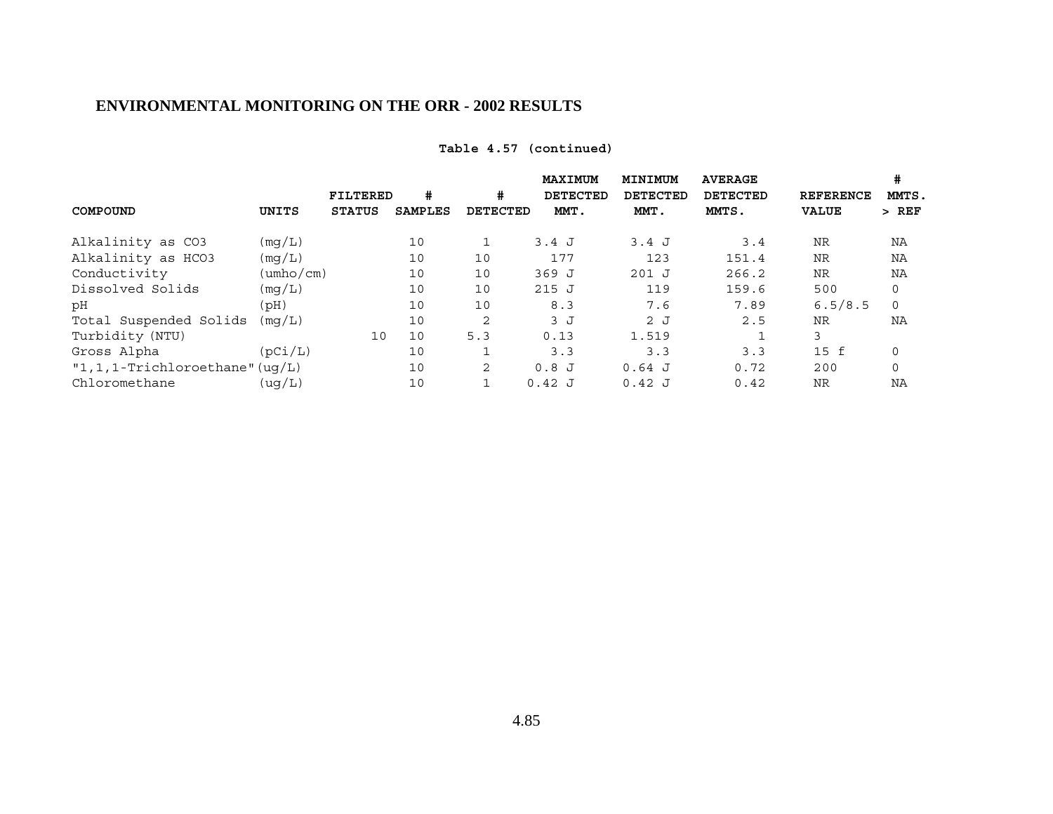**Table 4.57 (continued)**

| COMPOUND | UNITS | FILTERED STATUS | # SAMPLES | # DETECTED | MAXIMUM DETECTED MMT. | MINIMUM DETECTED MMT. | AVERAGE DETECTED MMTS. | REFERENCE VALUE | # MMTS. > REF |
|---|---|---|---|---|---|---|---|---|---|
| Alkalinity as CO3 | (mg/L) | | 10 | 1 | 3.4 J | 3.4 J | 3.4 | NR | NA |
| Alkalinity as HCO3 | (mg/L) | | 10 | 10 | 177 | 123 | 151.4 | NR | NA |
| Conductivity | (umho/cm) | | 10 | 10 | 369 J | 201 J | 266.2 | NR | NA |
| Dissolved Solids | (mg/L) | | 10 | 10 | 215 J | 119 | 159.6 | 500 | 0 |
| pH | (pH) | | 10 | 10 | 8.3 | 7.6 | 7.89 | 6.5/8.5 | 0 |
| Total Suspended Solids | (mg/L) | | 10 | 2 | 3 J | 2 J | 2.5 | NR | NA |
| Turbidity (NTU) | | 10 | 10 | 5.3 | 0.13 | 1.519 | 1 | 3 | |
| Gross Alpha | (pCi/L) | | 10 | 1 | 3.3 | 3.3 | 3.3 | 15 f | 0 |
| "1,1,1-Trichloroethane" | (ug/L) | | 10 | 2 | 0.8 J | 0.64 J | 0.72 | 200 | 0 |
| Chloromethane | (ug/L) | | 10 | 1 | 0.42 J | 0.42 J | 0.42 | NR | NA |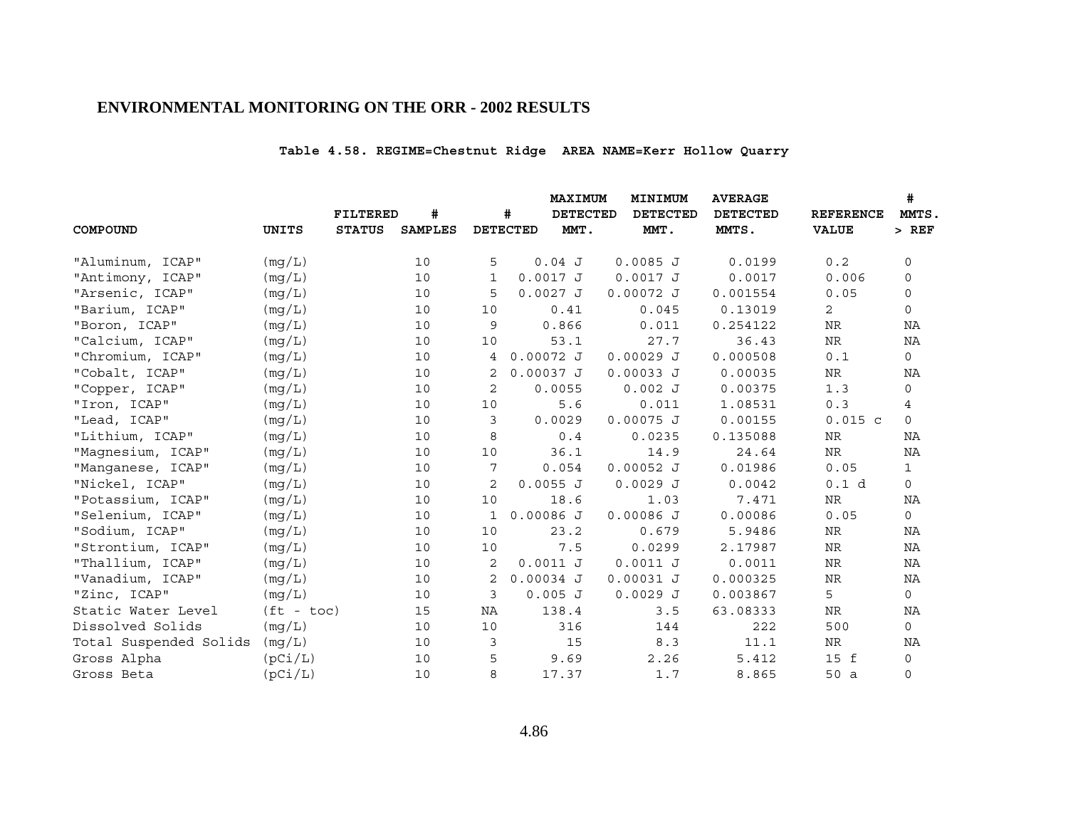## ENVIRONMENTAL MONITORING ON THE ORR - 2002 RESULTS

**Table 4.58. REGIME=Chestnut Ridge AREA NAME=Kerr Hollow Quarry**

| COMPOUND | UNITS | FILTERED STATUS | # SAMPLES | # DETECTED | MAXIMUM DETECTED MMT. | MINIMUM DETECTED MMT. | AVERAGE DETECTED MMTS. | REFERENCE VALUE | # MMTS. > REF |
|---|---|---|---|---|---|---|---|---|---|
| "Aluminum, ICAP" | (mg/L) | | 10 | 5 | 0.04 J | 0.0085 J | 0.0199 | 0.2 | 0 |
| "Antimony, ICAP" | (mg/L) | | 10 | 1 | 0.0017 J | 0.0017 J | 0.0017 | 0.006 | 0 |
| "Arsenic, ICAP" | (mg/L) | | 10 | 5 | 0.0027 J | 0.00072 J | 0.001554 | 0.05 | 0 |
| "Barium, ICAP" | (mg/L) | | 10 | 10 | 0.41 | 0.045 | 0.13019 | 2 | 0 |
| "Boron, ICAP" | (mg/L) | | 10 | 9 | 0.866 | 0.011 | 0.254122 | NR | NA |
| "Calcium, ICAP" | (mg/L) | | 10 | 10 | 53.1 | 27.7 | 36.43 | NR | NA |
| "Chromium, ICAP" | (mg/L) | | 10 | 4 | 0.00072 J | 0.00029 J | 0.000508 | 0.1 | 0 |
| "Cobalt, ICAP" | (mg/L) | | 10 | 2 | 0.00037 J | 0.00033 J | 0.00035 | NR | NA |
| "Copper, ICAP" | (mg/L) | | 10 | 2 | 0.0055 | 0.002 J | 0.00375 | 1.3 | 0 |
| "Iron, ICAP" | (mg/L) | | 10 | 10 | 5.6 | 0.011 | 1.08531 | 0.3 | 4 |
| "Lead, ICAP" | (mg/L) | | 10 | 3 | 0.0029 | 0.00075 J | 0.00155 | 0.015 c | 0 |
| "Lithium, ICAP" | (mg/L) | | 10 | 8 | 0.4 | 0.0235 | 0.135088 | NR | NA |
| "Magnesium, ICAP" | (mg/L) | | 10 | 10 | 36.1 | 14.9 | 24.64 | NR | NA |
| "Manganese, ICAP" | (mg/L) | | 10 | 7 | 0.054 | 0.00052 J | 0.01986 | 0.05 | 1 |
| "Nickel, ICAP" | (mg/L) | | 10 | 2 | 0.0055 J | 0.0029 J | 0.0042 | 0.1 d | 0 |
| "Potassium, ICAP" | (mg/L) | | 10 | 10 | 18.6 | 1.03 | 7.471 | NR | NA |
| "Selenium, ICAP" | (mg/L) | | 10 | 1 | 0.00086 J | 0.00086 J | 0.00086 | 0.05 | 0 |
| "Sodium, ICAP" | (mg/L) | | 10 | 10 | 23.2 | 0.679 | 5.9486 | NR | NA |
| "Strontium, ICAP" | (mg/L) | | 10 | 10 | 7.5 | 0.0299 | 2.17987 | NR | NA |
| "Thallium, ICAP" | (mg/L) | | 10 | 2 | 0.0011 J | 0.0011 J | 0.0011 | NR | NA |
| "Vanadium, ICAP" | (mg/L) | | 10 | 2 | 0.00034 J | 0.00031 J | 0.000325 | NR | NA |
| "Zinc, ICAP" | (mg/L) | | 10 | 3 | 0.005 J | 0.0029 J | 0.003867 | 5 | 0 |
| Static Water Level | (ft - toc) | | 15 | NA | 138.4 | 3.5 | 63.08333 | NR | NA |
| Dissolved Solids | (mg/L) | | 10 | 10 | 316 | 144 | 222 | 500 | 0 |
| Total Suspended Solids | (mg/L) | | 10 | 3 | 15 | 8.3 | 11.1 | NR | NA |
| Gross Alpha | (pCi/L) | | 10 | 5 | 9.69 | 2.26 | 5.412 | 15 f | 0 |
| Gross Beta | (pCi/L) | | 10 | 8 | 17.37 | 1.7 | 8.865 | 50 a | 0 |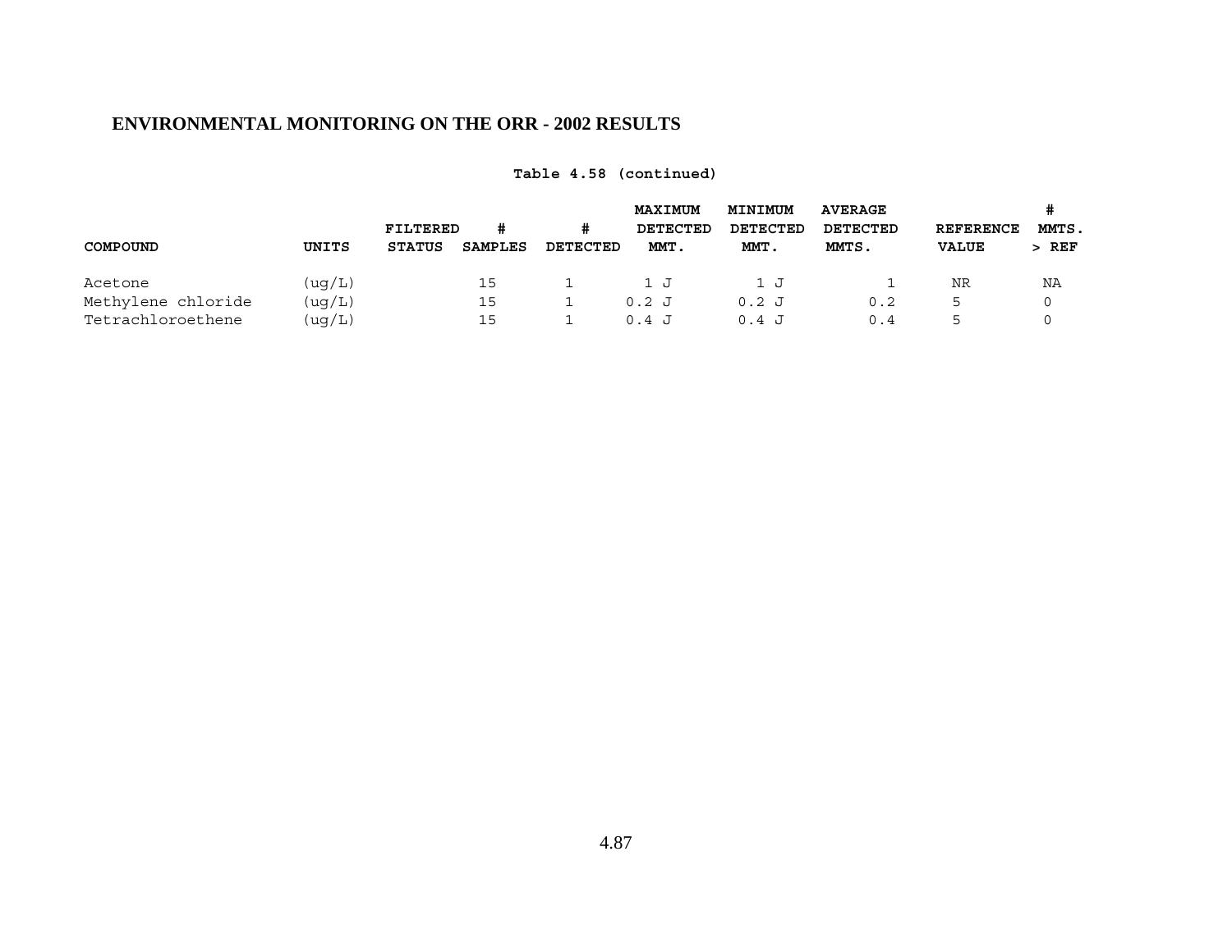## ENVIRONMENTAL MONITORING ON THE ORR - 2002 RESULTS

**Table 4.58 (continued)**

| COMPOUND | UNITS | FILTERED STATUS | # SAMPLES | # DETECTED | MAXIMUM DETECTED MMT. | MINIMUM DETECTED MMT. | AVERAGE DETECTED MMTS. | REFERENCE VALUE | # MMTS. > REF |
|---|---|---|---|---|---|---|---|---|---|
| Acetone | (ug/L) | | 15 | 1 | 1 J | 1 J | 1 | NR | NA |
| Methylene chloride | (ug/L) | | 15 | 1 | 0.2 J | 0.2 J | 0.2 | 5 | 0 |
| Tetrachloroethene | (ug/L) | | 15 | 1 | 0.4 J | 0.4 J | 0.4 | 5 | 0 |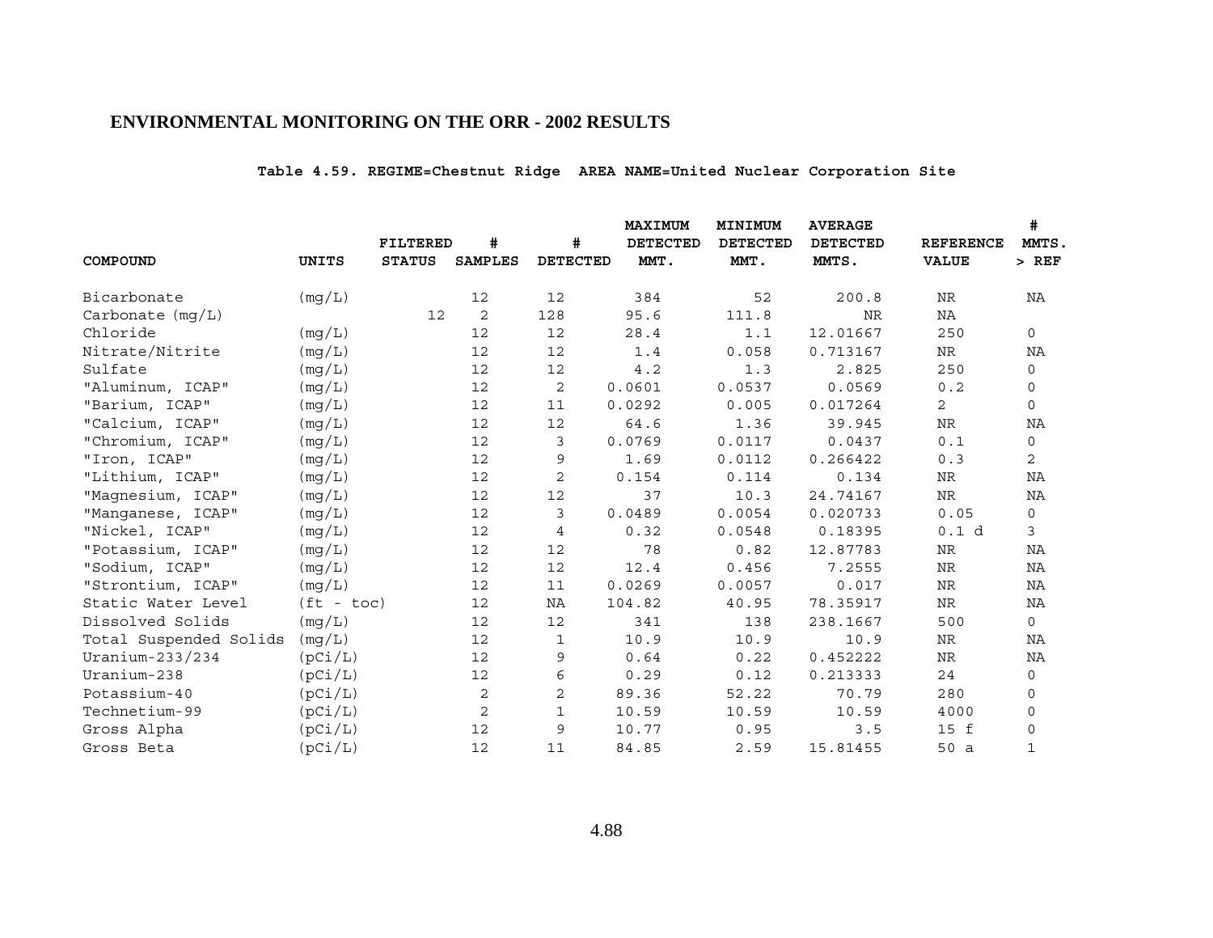# ENVIRONMENTAL MONITORING ON THE ORR - 2002 RESULTS

**Table 4.59. REGIME=Chestnut Ridge AREA NAME=United Nuclear Corporation Site**

| COMPOUND | UNITS | FILTERED STATUS | # SAMPLES | # DETECTED | MAXIMUM DETECTED MMT. | MINIMUM DETECTED MMT. | AVERAGE DETECTED MMTS. | REFERENCE VALUE | # MMTS. > REF |
|---|---|---|---|---|---|---|---|---|---|
| Bicarbonate | (mg/L) | | 12 | 12 | 384 | 52 | 200.8 | NR | NA |
| Carbonate (mg/L) | | 12 | 2 | 128 | 95.6 | 111.8 | NR | NA | |
| Chloride | (mg/L) | | 12 | 12 | 28.4 | 1.1 | 12.01667 | 250 | 0 |
| Nitrate/Nitrite | (mg/L) | | 12 | 12 | 1.4 | 0.058 | 0.713167 | NR | NA |
| Sulfate | (mg/L) | | 12 | 12 | 4.2 | 1.3 | 2.825 | 250 | 0 |
| "Aluminum, ICAP" | (mg/L) | | 12 | 2 | 0.0601 | 0.0537 | 0.0569 | 0.2 | 0 |
| "Barium, ICAP" | (mg/L) | | 12 | 11 | 0.0292 | 0.005 | 0.017264 | 2 | 0 |
| "Calcium, ICAP" | (mg/L) | | 12 | 12 | 64.6 | 1.36 | 39.945 | NR | NA |
| "Chromium, ICAP" | (mg/L) | | 12 | 3 | 0.0769 | 0.0117 | 0.0437 | 0.1 | 0 |
| "Iron, ICAP" | (mg/L) | | 12 | 9 | 1.69 | 0.0112 | 0.266422 | 0.3 | 2 |
| "Lithium, ICAP" | (mg/L) | | 12 | 2 | 0.154 | 0.114 | 0.134 | NR | NA |
| "Magnesium, ICAP" | (mg/L) | | 12 | 12 | 37 | 10.3 | 24.74167 | NR | NA |
| "Manganese, ICAP" | (mg/L) | | 12 | 3 | 0.0489 | 0.0054 | 0.020733 | 0.05 | 0 |
| "Nickel, ICAP" | (mg/L) | | 12 | 4 | 0.32 | 0.0548 | 0.18395 | 0.1 d | 3 |
| "Potassium, ICAP" | (mg/L) | | 12 | 12 | 78 | 0.82 | 12.87783 | NR | NA |
| "Sodium, ICAP" | (mg/L) | | 12 | 12 | 12.4 | 0.456 | 7.2555 | NR | NA |
| "Strontium, ICAP" | (mg/L) | | 12 | 11 | 0.0269 | 0.0057 | 0.017 | NR | NA |
| Static Water Level | (ft - toc) | | 12 | NA | 104.82 | 40.95 | 78.35917 | NR | NA |
| Dissolved Solids | (mg/L) | | 12 | 12 | 341 | 138 | 238.1667 | 500 | 0 |
| Total Suspended Solids | (mg/L) | | 12 | 1 | 10.9 | 10.9 | 10.9 | NR | NA |
| Uranium-233/234 | (pCi/L) | | 12 | 9 | 0.64 | 0.22 | 0.452222 | NR | NA |
| Uranium-238 | (pCi/L) | | 12 | 6 | 0.29 | 0.12 | 0.213333 | 24 | 0 |
| Potassium-40 | (pCi/L) | | 2 | 2 | 89.36 | 52.22 | 70.79 | 280 | 0 |
| Technetium-99 | (pCi/L) | | 2 | 1 | 10.59 | 10.59 | 10.59 | 4000 | 0 |
| Gross Alpha | (pCi/L) | | 12 | 9 | 10.77 | 0.95 | 3.5 | 15 f | 0 |
| Gross Beta | (pCi/L) | | 12 | 11 | 84.85 | 2.59 | 15.81455 | 50 a | 1 |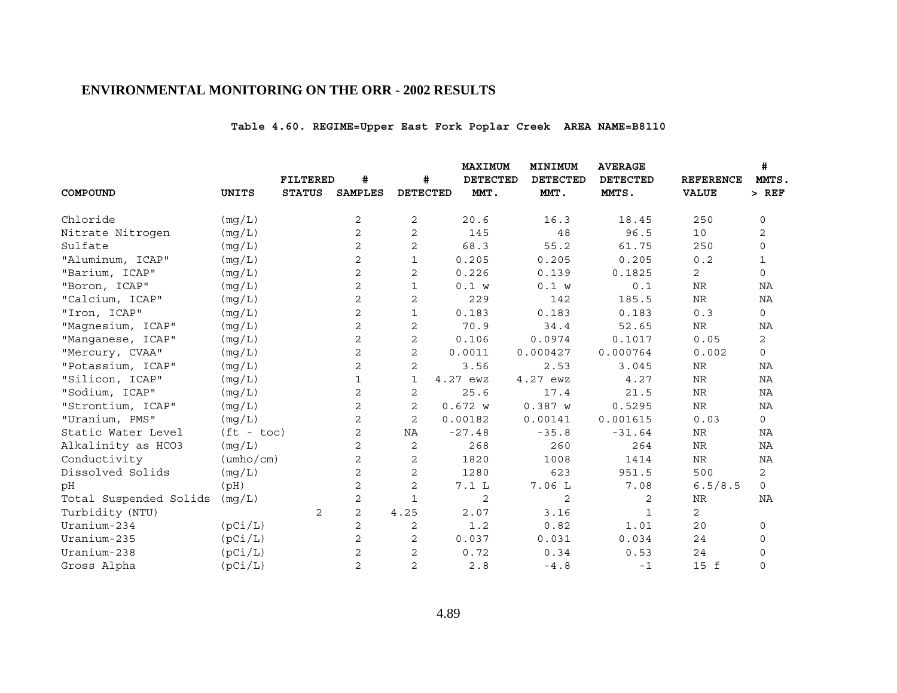## ENVIRONMENTAL MONITORING ON THE ORR - 2002 RESULTS

**Table 4.60. REGIME=Upper East Fork Poplar Creek AREA NAME=B8110**

| COMPOUND | UNITS | FILTERED STATUS | # SAMPLES | # DETECTED | MAXIMUM DETECTED MMT. | MINIMUM DETECTED MMT. | AVERAGE DETECTED MMTS. | REFERENCE VALUE | # MMTS. > REF |
|---|---|---|---|---|---|---|---|---|---|
| Chloride | (mg/L) | | 2 | 2 | 20.6 | 16.3 | 18.45 | 250 | 0 |
| Nitrate Nitrogen | (mg/L) | | 2 | 2 | 145 | 48 | 96.5 | 10 | 2 |
| Sulfate | (mg/L) | | 2 | 2 | 68.3 | 55.2 | 61.75 | 250 | 0 |
| "Aluminum, ICAP" | (mg/L) | | 2 | 1 | 0.205 | 0.205 | 0.205 | 0.2 | 1 |
| "Barium, ICAP" | (mg/L) | | 2 | 2 | 0.226 | 0.139 | 0.1825 | 2 | 0 |
| "Boron, ICAP" | (mg/L) | | 2 | 1 | 0.1 w | 0.1 w | 0.1 | NR | NA |
| "Calcium, ICAP" | (mg/L) | | 2 | 2 | 229 | 142 | 185.5 | NR | NA |
| "Iron, ICAP" | (mg/L) | | 2 | 1 | 0.183 | 0.183 | 0.183 | 0.3 | 0 |
| "Magnesium, ICAP" | (mg/L) | | 2 | 2 | 70.9 | 34.4 | 52.65 | NR | NA |
| "Manganese, ICAP" | (mg/L) | | 2 | 2 | 0.106 | 0.0974 | 0.1017 | 0.05 | 2 |
| "Mercury, CVAA" | (mg/L) | | 2 | 2 | 0.0011 | 0.000427 | 0.000764 | 0.002 | 0 |
| "Potassium, ICAP" | (mg/L) | | 2 | 2 | 3.56 | 2.53 | 3.045 | NR | NA |
| "Silicon, ICAP" | (mg/L) | | 1 | 1 | 4.27 ewz | 4.27 ewz | 4.27 | NR | NA |
| "Sodium, ICAP" | (mg/L) | | 2 | 2 | 25.6 | 17.4 | 21.5 | NR | NA |
| "Strontium, ICAP" | (mg/L) | | 2 | 2 | 0.672 w | 0.387 w | 0.5295 | NR | NA |
| "Uranium, PMS" | (mg/L) | | 2 | 2 | 0.00182 | 0.00141 | 0.001615 | 0.03 | 0 |
| Static Water Level | (ft - toc) | | 2 | NA | -27.48 | -35.8 | -31.64 | NR | NA |
| Alkalinity as HCO3 | (mg/L) | | 2 | 2 | 268 | 260 | 264 | NR | NA |
| Conductivity | (umho/cm) | | 2 | 2 | 1820 | 1008 | 1414 | NR | NA |
| Dissolved Solids | (mg/L) | | 2 | 2 | 1280 | 623 | 951.5 | 500 | 2 |
| pH | (pH) | | 2 | 2 | 7.1 L | 7.06 L | 7.08 | 6.5/8.5 | 0 |
| Total Suspended Solids | (mg/L) | | 2 | 1 | 2 | 2 | 2 | NR | NA |
| Turbidity (NTU) | | 2 | 2 | 4.25 | 2.07 | 3.16 | 1 | 2 | |
| Uranium-234 | (pCi/L) | | 2 | 2 | 1.2 | 0.82 | 1.01 | 20 | 0 |
| Uranium-235 | (pCi/L) | | 2 | 2 | 0.037 | 0.031 | 0.034 | 24 | 0 |
| Uranium-238 | (pCi/L) | | 2 | 2 | 0.72 | 0.34 | 0.53 | 24 | 0 |
| Gross Alpha | (pCi/L) | | 2 | 2 | 2.8 | -4.8 | -1 | 15 f | 0 |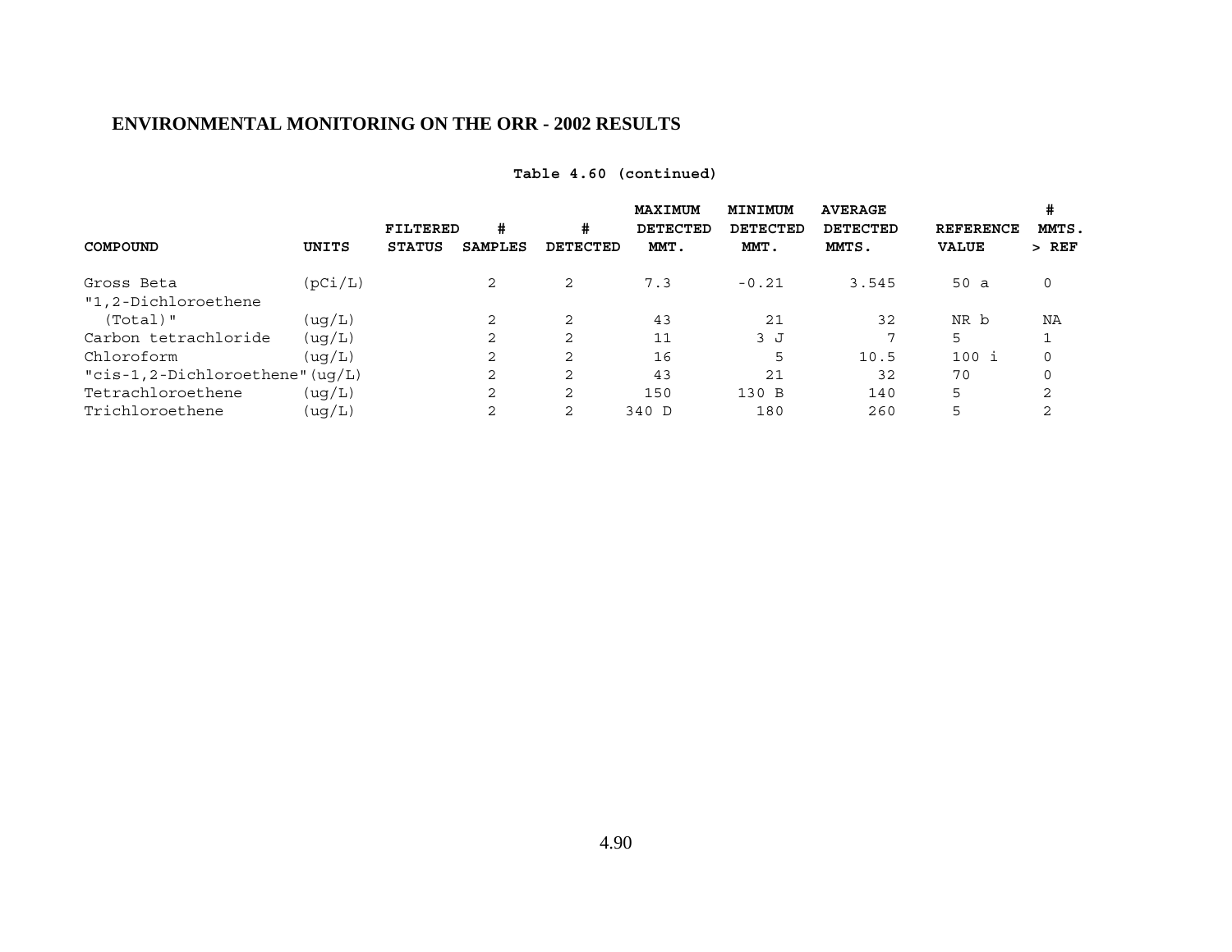## ENVIRONMENTAL MONITORING ON THE ORR - 2002 RESULTS

**Table 4.60 (continued)**

| COMPOUND | UNITS | FILTERED STATUS | # SAMPLES | # DETECTED | MAXIMUM DETECTED MMT. | MINIMUM DETECTED MMT. | AVERAGE DETECTED MMTS. | REFERENCE VALUE | # MMTS. > REF |
|---|---|---|---|---|---|---|---|---|---|
| Gross Beta | (pCi/L) | | 2 | 2 | 7.3 | -0.21 | 3.545 | 50 a | 0 |
| "1,2-Dichloroethene (Total)" | (ug/L) | | 2 | 2 | 43 | 21 | 32 | NR b | NA |
| Carbon tetrachloride | (ug/L) | | 2 | 2 | 11 | 3 J | 7 | 5 | 1 |
| Chloroform | (ug/L) | | 2 | 2 | 16 | 5 | 10.5 | 100 i | 0 |
| "cis-1,2-Dichloroethene" | (ug/L) | | 2 | 2 | 43 | 21 | 32 | 70 | 0 |
| Tetrachloroethene | (ug/L) | | 2 | 2 | 150 | 130 B | 140 | 5 | 2 |
| Trichloroethene | (ug/L) | | 2 | 2 | 340 D | 180 | 260 | 5 | 2 |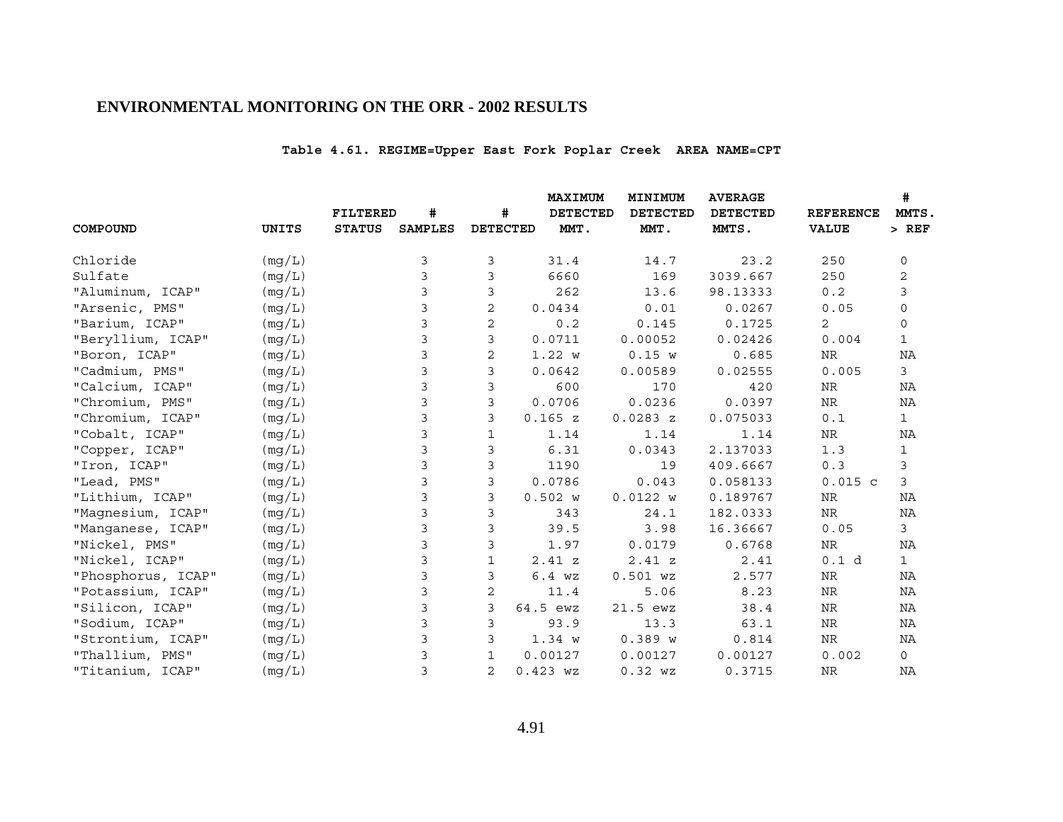## ENVIRONMENTAL MONITORING ON THE ORR - 2002 RESULTS

**Table 4.61. REGIME=Upper East Fork Poplar Creek AREA NAME=CPT**

| COMPOUND | UNITS | FILTERED STATUS | # SAMPLES | # DETECTED | MAXIMUM DETECTED MMT. | MINIMUM DETECTED MMT. | AVERAGE DETECTED MMTS. | REFERENCE VALUE | # MMTS. > REF |
|---|---|---|---|---|---|---|---|---|---|
| Chloride | (mg/L) | | 3 | 3 | 31.4 | 14.7 | 23.2 | 250 | 0 |
| Sulfate | (mg/L) | | 3 | 3 | 6660 | 169 | 3039.667 | 250 | 2 |
| "Aluminum, ICAP" | (mg/L) | | 3 | 3 | 262 | 13.6 | 98.13333 | 0.2 | 3 |
| "Arsenic, PMS" | (mg/L) | | 3 | 2 | 0.0434 | 0.01 | 0.0267 | 0.05 | 0 |
| "Barium, ICAP" | (mg/L) | | 3 | 2 | 0.2 | 0.145 | 0.1725 | 2 | 0 |
| "Beryllium, ICAP" | (mg/L) | | 3 | 3 | 0.0711 | 0.00052 | 0.02426 | 0.004 | 1 |
| "Boron, ICAP" | (mg/L) | | 3 | 2 | 1.22 w | 0.15 w | 0.685 | NR | NA |
| "Cadmium, PMS" | (mg/L) | | 3 | 3 | 0.0642 | 0.00589 | 0.02555 | 0.005 | 3 |
| "Calcium, ICAP" | (mg/L) | | 3 | 3 | 600 | 170 | 420 | NR | NA |
| "Chromium, PMS" | (mg/L) | | 3 | 3 | 0.0706 | 0.0236 | 0.0397 | NR | NA |
| "Chromium, ICAP" | (mg/L) | | 3 | 3 | 0.165 z | 0.0283 z | 0.075033 | 0.1 | 1 |
| "Cobalt, ICAP" | (mg/L) | | 3 | 1 | 1.14 | 1.14 | 1.14 | NR | NA |
| "Copper, ICAP" | (mg/L) | | 3 | 3 | 6.31 | 0.0343 | 2.137033 | 1.3 | 1 |
| "Iron, ICAP" | (mg/L) | | 3 | 3 | 1190 | 19 | 409.6667 | 0.3 | 3 |
| "Lead, PMS" | (mg/L) | | 3 | 3 | 0.0786 | 0.043 | 0.058133 | 0.015 c | 3 |
| "Lithium, ICAP" | (mg/L) | | 3 | 3 | 0.502 w | 0.0122 w | 0.189767 | NR | NA |
| "Magnesium, ICAP" | (mg/L) | | 3 | 3 | 343 | 24.1 | 182.0333 | NR | NA |
| "Manganese, ICAP" | (mg/L) | | 3 | 3 | 39.5 | 3.98 | 16.36667 | 0.05 | 3 |
| "Nickel, PMS" | (mg/L) | | 3 | 3 | 1.97 | 0.0179 | 0.6768 | NR | NA |
| "Nickel, ICAP" | (mg/L) | | 3 | 1 | 2.41 z | 2.41 z | 2.41 | 0.1 d | 1 |
| "Phosphorus, ICAP" | (mg/L) | | 3 | 3 | 6.4 wz | 0.501 wz | 2.577 | NR | NA |
| "Potassium, ICAP" | (mg/L) | | 3 | 2 | 11.4 | 5.06 | 8.23 | NR | NA |
| "Silicon, ICAP" | (mg/L) | | 3 | 3 | 64.5 ewz | 21.5 ewz | 38.4 | NR | NA |
| "Sodium, ICAP" | (mg/L) | | 3 | 3 | 93.9 | 13.3 | 63.1 | NR | NA |
| "Strontium, ICAP" | (mg/L) | | 3 | 3 | 1.34 w | 0.389 w | 0.814 | NR | NA |
| "Thallium, PMS" | (mg/L) | | 3 | 1 | 0.00127 | 0.00127 | 0.00127 | 0.002 | 0 |
| "Titanium, ICAP" | (mg/L) | | 3 | 2 | 0.423 wz | 0.32 wz | 0.3715 | NR | NA |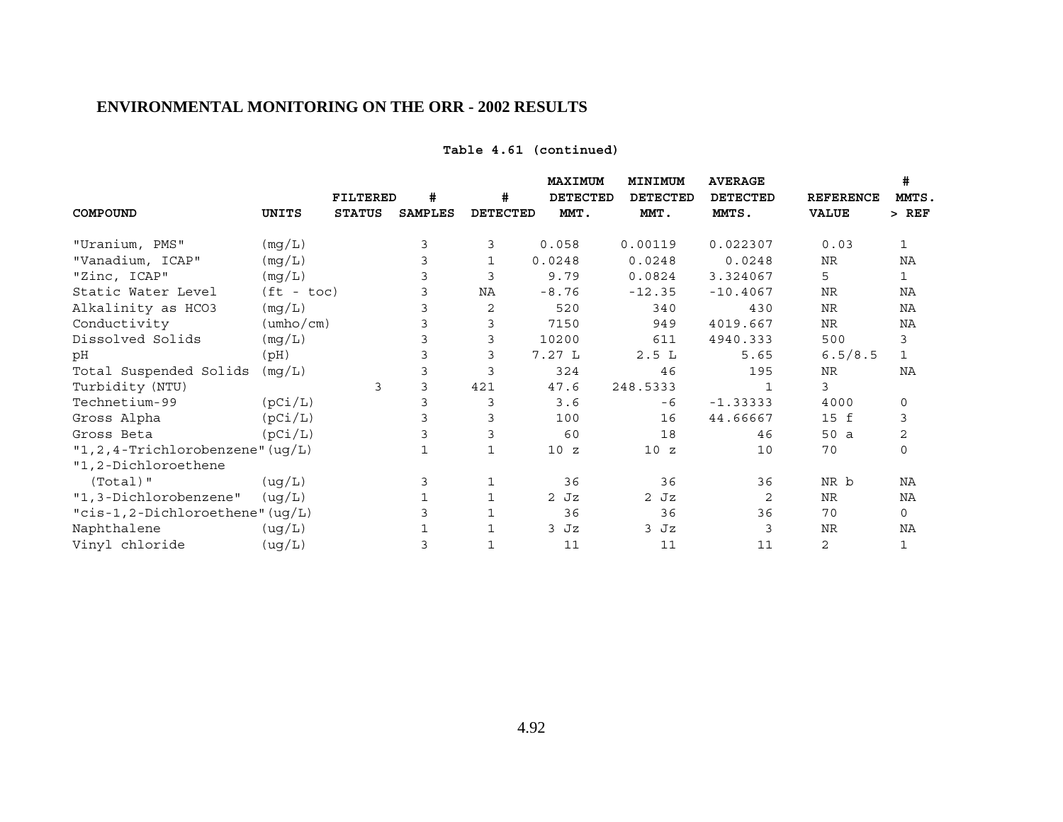**Table 4.61 (continued)**

| COMPOUND | UNITS | FILTERED STATUS | # SAMPLES | # DETECTED | MAXIMUM DETECTED MMT. | MINIMUM DETECTED MMT. | AVERAGE DETECTED MMTS. | REFERENCE VALUE | # MMTS. > REF |
|---|---|---|---|---|---|---|---|---|---|
| "Uranium, PMS" | (mg/L) | | 3 | 3 | 0.058 | 0.00119 | 0.022307 | 0.03 | 1 |
| "Vanadium, ICAP" | (mg/L) | | 3 | 1 | 0.0248 | 0.0248 | 0.0248 | NR | NA |
| "Zinc, ICAP" | (mg/L) | | 3 | 3 | 9.79 | 0.0824 | 3.324067 | 5 | 1 |
| Static Water Level | (ft - toc) | | 3 | NA | -8.76 | -12.35 | -10.4067 | NR | NA |
| Alkalinity as HCO3 | (mg/L) | | 3 | 2 | 520 | 340 | 430 | NR | NA |
| Conductivity | (umho/cm) | | 3 | 3 | 7150 | 949 | 4019.667 | NR | NA |
| Dissolved Solids | (mg/L) | | 3 | 3 | 10200 | 611 | 4940.333 | 500 | 3 |
| pH | (pH) | | 3 | 3 | 7.27 L | 2.5 L | 5.65 | 6.5/8.5 | 1 |
| Total Suspended Solids | (mg/L) | | 3 | 3 | 324 | 46 | 195 | NR | NA |
| Turbidity (NTU) | | 3 | 3 | 421 | 47.6 | 248.5333 | 1 | 3 | |
| Technetium-99 | (pCi/L) | | 3 | 3 | 3.6 | -6 | -1.33333 | 4000 | 0 |
| Gross Alpha | (pCi/L) | | 3 | 3 | 100 | 16 | 44.66667 | 15 f | 3 |
| Gross Beta | (pCi/L) | | 3 | 3 | 60 | 18 | 46 | 50 a | 2 |
| "1,2,4-Trichlorobenzene" | (ug/L) | | 1 | 1 | 10 z | 10 z | 10 | 70 | 0 |
| "1,2-Dichloroethene (Total)" | (ug/L) | | 3 | 1 | 36 | 36 | 36 | NR b | NA |
| "1,3-Dichlorobenzene" | (ug/L) | | 1 | 1 | 2 Jz | 2 Jz | 2 | NR | NA |
| "cis-1,2-Dichloroethene" | (ug/L) | | 3 | 1 | 36 | 36 | 36 | 70 | 0 |
| Naphthalene | (ug/L) | | 1 | 1 | 3 Jz | 3 Jz | 3 | NR | NA |
| Vinyl chloride | (ug/L) | | 3 | 1 | 11 | 11 | 11 | 2 | 1 |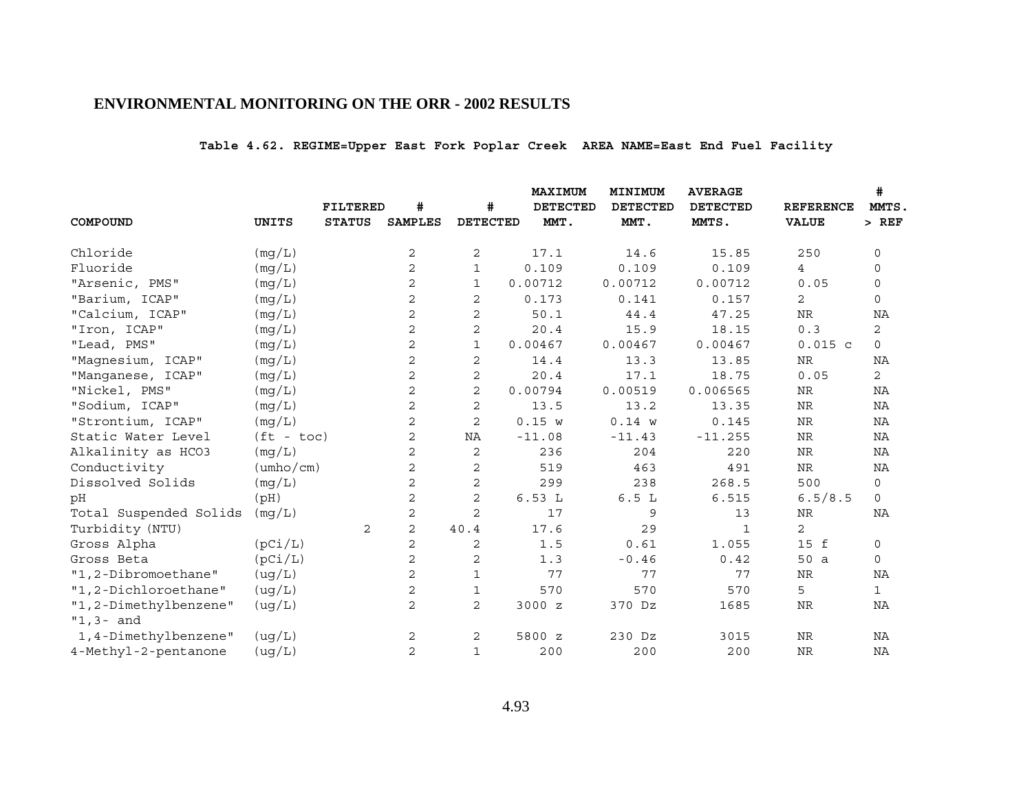## ENVIRONMENTAL MONITORING ON THE ORR - 2002 RESULTS

**Table 4.62. REGIME=Upper East Fork Poplar Creek AREA NAME=East End Fuel Facility**

| COMPOUND | UNITS | FILTERED STATUS | # SAMPLES | # DETECTED | MAXIMUM DETECTED MMT. | MINIMUM DETECTED MMT. | AVERAGE DETECTED MMTS. | REFERENCE VALUE | # MMTS. > REF |
|---|---|---|---|---|---|---|---|---|---|
| Chloride | (mg/L) | | 2 | 2 | 17.1 | 14.6 | 15.85 | 250 | 0 |
| Fluoride | (mg/L) | | 2 | 1 | 0.109 | 0.109 | 0.109 | 4 | 0 |
| "Arsenic, PMS" | (mg/L) | | 2 | 1 | 0.00712 | 0.00712 | 0.00712 | 0.05 | 0 |
| "Barium, ICAP" | (mg/L) | | 2 | 2 | 0.173 | 0.141 | 0.157 | 2 | 0 |
| "Calcium, ICAP" | (mg/L) | | 2 | 2 | 50.1 | 44.4 | 47.25 | NR | NA |
| "Iron, ICAP" | (mg/L) | | 2 | 2 | 20.4 | 15.9 | 18.15 | 0.3 | 2 |
| "Lead, PMS" | (mg/L) | | 2 | 1 | 0.00467 | 0.00467 | 0.00467 | 0.015 c | 0 |
| "Magnesium, ICAP" | (mg/L) | | 2 | 2 | 14.4 | 13.3 | 13.85 | NR | NA |
| "Manganese, ICAP" | (mg/L) | | 2 | 2 | 20.4 | 17.1 | 18.75 | 0.05 | 2 |
| "Nickel, PMS" | (mg/L) | | 2 | 2 | 0.00794 | 0.00519 | 0.006565 | NR | NA |
| "Sodium, ICAP" | (mg/L) | | 2 | 2 | 13.5 | 13.2 | 13.35 | NR | NA |
| "Strontium, ICAP" | (mg/L) | | 2 | 2 | 0.15 w | 0.14 w | 0.145 | NR | NA |
| Static Water Level | (ft - toc) | | 2 | NA | -11.08 | -11.43 | -11.255 | NR | NA |
| Alkalinity as HCO3 | (mg/L) | | 2 | 2 | 236 | 204 | 220 | NR | NA |
| Conductivity | (umho/cm) | | 2 | 2 | 519 | 463 | 491 | NR | NA |
| Dissolved Solids | (mg/L) | | 2 | 2 | 299 | 238 | 268.5 | 500 | 0 |
| pH | (pH) | | 2 | 2 | 6.53 L | 6.5 L | 6.515 | 6.5/8.5 | 0 |
| Total Suspended Solids | (mg/L) | | 2 | 2 | 17 | 9 | 13 | NR | NA |
| Turbidity (NTU) | | 2 | 2 | 40.4 | 17.6 | 29 | 1 | 2 | |
| Gross Alpha | (pCi/L) | | 2 | 2 | 1.5 | 0.61 | 1.055 | 15 f | 0 |
| Gross Beta | (pCi/L) | | 2 | 2 | 1.3 | -0.46 | 0.42 | 50 a | 0 |
| "1,2-Dibromoethane" | (ug/L) | | 2 | 1 | 77 | 77 | 77 | NR | NA |
| "1,2-Dichloroethane" | (ug/L) | | 2 | 1 | 570 | 570 | 570 | 5 | 1 |
| "1,2-Dimethylbenzene" | (ug/L) | | 2 | 2 | 3000 z | 370 Dz | 1685 | NR | NA |
| "1,3- and 1,4-Dimethylbenzene" | (ug/L) | | 2 | 2 | 5800 z | 230 Dz | 3015 | NR | NA |
| 4-Methyl-2-pentanone | (ug/L) | | 2 | 1 | 200 | 200 | 200 | NR | NA |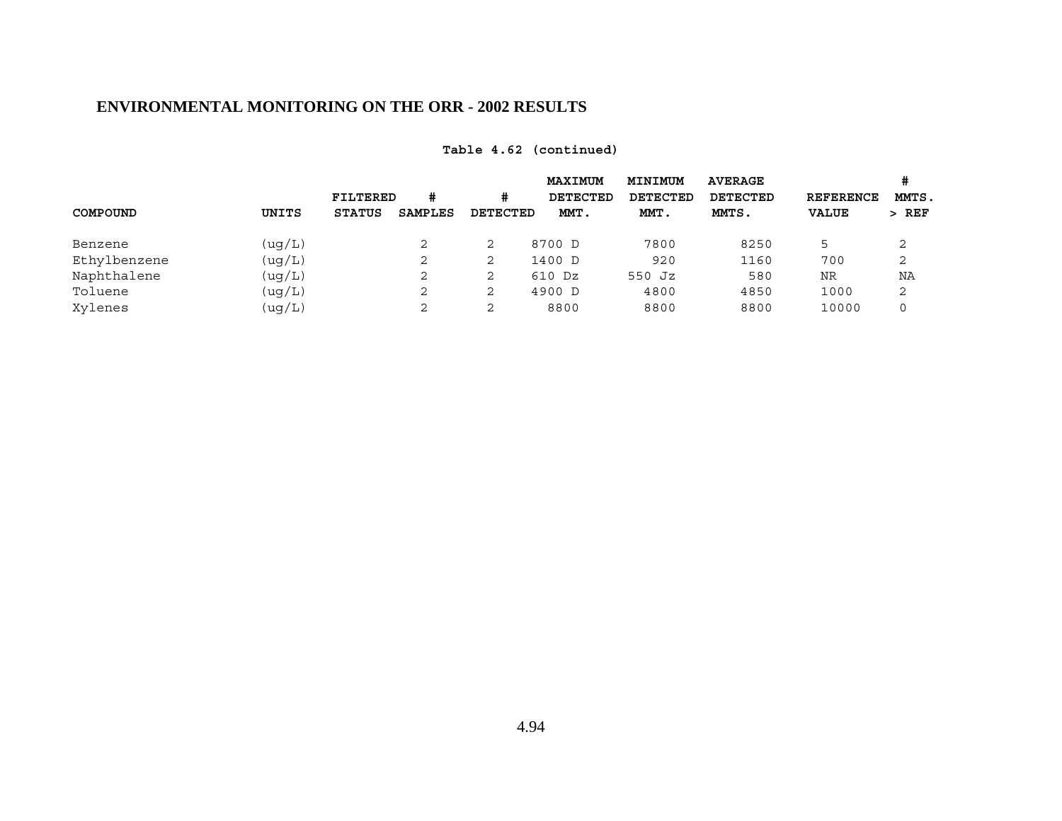## ENVIRONMENTAL MONITORING ON THE ORR - 2002 RESULTS

**Table 4.62 (continued)**

| COMPOUND | UNITS | FILTERED STATUS | # SAMPLES | # DETECTED | MAXIMUM DETECTED MMT. | MINIMUM DETECTED MMT. | AVERAGE DETECTED MMTS. | REFERENCE VALUE | # MMTS. > REF |
|---|---|---|---|---|---|---|---|---|---|
| Benzene | (ug/L) | | 2 | 2 | 8700 D | 7800 | 8250 | 5 | 2 |
| Ethylbenzene | (ug/L) | | 2 | 2 | 1400 D | 920 | 1160 | 700 | 2 |
| Naphthalene | (ug/L) | | 2 | 2 | 610 Dz | 550 Jz | 580 | NR | NA |
| Toluene | (ug/L) | | 2 | 2 | 4900 D | 4800 | 4850 | 1000 | 2 |
| Xylenes | (ug/L) | | 2 | 2 | 8800 | 8800 | 8800 | 10000 | 0 |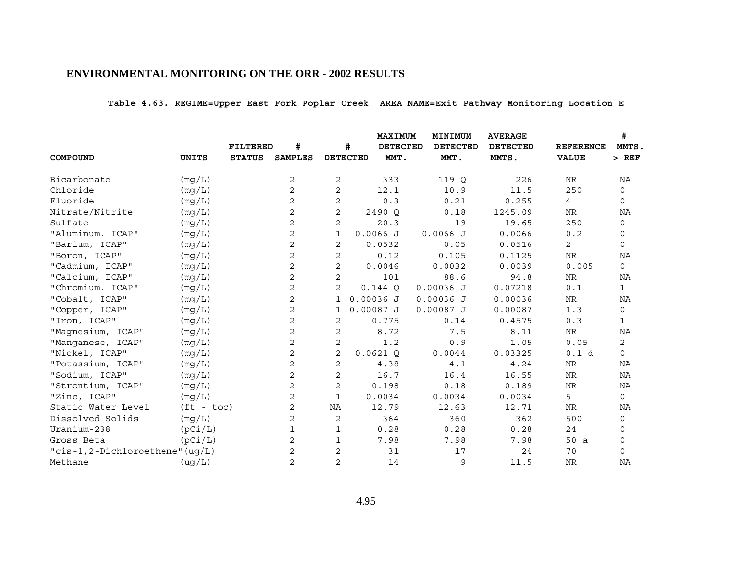## ENVIRONMENTAL MONITORING ON THE ORR - 2002 RESULTS

**Table 4.63. REGIME=Upper East Fork Poplar Creek AREA NAME=Exit Pathway Monitoring Location E**

| COMPOUND | UNITS | FILTERED STATUS | # SAMPLES | # DETECTED | MAXIMUM DETECTED MMT. | MINIMUM DETECTED MMT. | AVERAGE DETECTED MMTS. | REFERENCE VALUE | # MMTS. > REF |
|---|---|---|---|---|---|---|---|---|---|
| Bicarbonate | (mg/L) | | 2 | 2 | 333 | 119 Q | 226 | NR | NA |
| Chloride | (mg/L) | | 2 | 2 | 12.1 | 10.9 | 11.5 | 250 | 0 |
| Fluoride | (mg/L) | | 2 | 2 | 0.3 | 0.21 | 0.255 | 4 | 0 |
| Nitrate/Nitrite | (mg/L) | | 2 | 2 | 2490 Q | 0.18 | 1245.09 | NR | NA |
| Sulfate | (mg/L) | | 2 | 2 | 20.3 | 19 | 19.65 | 250 | 0 |
| "Aluminum, ICAP" | (mg/L) | | 2 | 1 | 0.0066 J | 0.0066 J | 0.0066 | 0.2 | 0 |
| "Barium, ICAP" | (mg/L) | | 2 | 2 | 0.0532 | 0.05 | 0.0516 | 2 | 0 |
| "Boron, ICAP" | (mg/L) | | 2 | 2 | 0.12 | 0.105 | 0.1125 | NR | NA |
| "Cadmium, ICAP" | (mg/L) | | 2 | 2 | 0.0046 | 0.0032 | 0.0039 | 0.005 | 0 |
| "Calcium, ICAP" | (mg/L) | | 2 | 2 | 101 | 88.6 | 94.8 | NR | NA |
| "Chromium, ICAP" | (mg/L) | | 2 | 2 | 0.144 Q | 0.00036 J | 0.07218 | 0.1 | 1 |
| "Cobalt, ICAP" | (mg/L) | | 2 | 1 | 0.00036 J | 0.00036 J | 0.00036 | NR | NA |
| "Copper, ICAP" | (mg/L) | | 2 | 1 | 0.00087 J | 0.00087 J | 0.00087 | 1.3 | 0 |
| "Iron, ICAP" | (mg/L) | | 2 | 2 | 0.775 | 0.14 | 0.4575 | 0.3 | 1 |
| "Magnesium, ICAP" | (mg/L) | | 2 | 2 | 8.72 | 7.5 | 8.11 | NR | NA |
| "Manganese, ICAP" | (mg/L) | | 2 | 2 | 1.2 | 0.9 | 1.05 | 0.05 | 2 |
| "Nickel, ICAP" | (mg/L) | | 2 | 2 | 0.0621 Q | 0.0044 | 0.03325 | 0.1 d | 0 |
| "Potassium, ICAP" | (mg/L) | | 2 | 2 | 4.38 | 4.1 | 4.24 | NR | NA |
| "Sodium, ICAP" | (mg/L) | | 2 | 2 | 16.7 | 16.4 | 16.55 | NR | NA |
| "Strontium, ICAP" | (mg/L) | | 2 | 2 | 0.198 | 0.18 | 0.189 | NR | NA |
| "Zinc, ICAP" | (mg/L) | | 2 | 1 | 0.0034 | 0.0034 | 0.0034 | 5 | 0 |
| Static Water Level | (ft - toc) | | 2 | NA | 12.79 | 12.63 | 12.71 | NR | NA |
| Dissolved Solids | (mg/L) | | 2 | 2 | 364 | 360 | 362 | 500 | 0 |
| Uranium-238 | (pCi/L) | | 1 | 1 | 0.28 | 0.28 | 0.28 | 24 | 0 |
| Gross Beta | (pCi/L) | | 2 | 1 | 7.98 | 7.98 | 7.98 | 50 a | 0 |
| "cis-1,2-Dichloroethene" | (ug/L) | | 2 | 2 | 31 | 17 | 24 | 70 | 0 |
| Methane | (ug/L) | | 2 | 2 | 14 | 9 | 11.5 | NR | NA |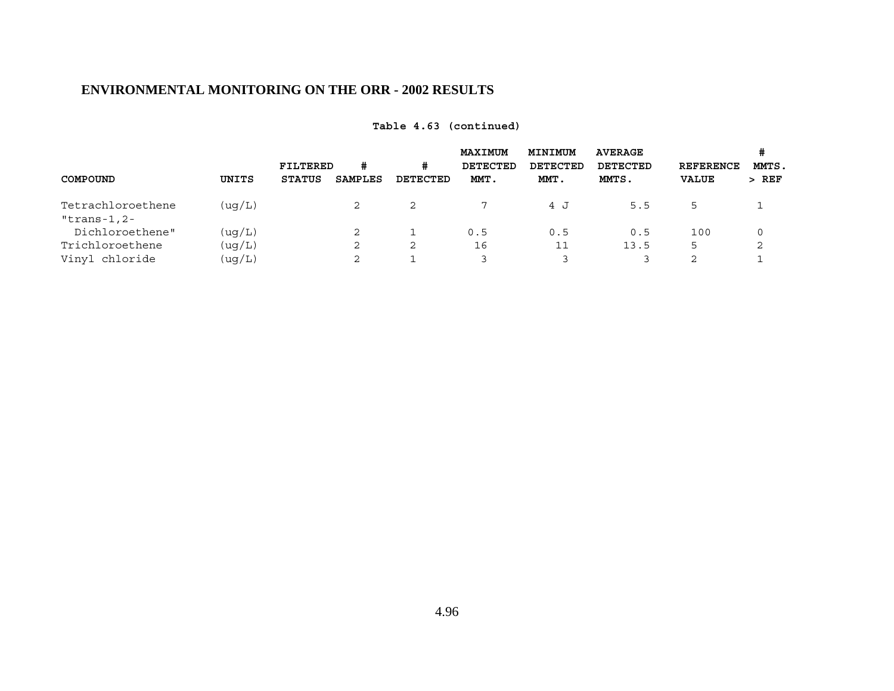## ENVIRONMENTAL MONITORING ON THE ORR - 2002 RESULTS

**Table 4.63 (continued)**

| COMPOUND | UNITS | FILTERED STATUS | # SAMPLES | # DETECTED | MAXIMUM DETECTED MMT. | MINIMUM DETECTED MMT. | AVERAGE DETECTED MMTS. | REFERENCE VALUE | # MMTS. > REF |
|---|---|---|---|---|---|---|---|---|---|
| Tetrachloroethene | (ug/L) | | 2 | 2 | 7 | 4 J | 5.5 | 5 | 1 |
| "trans-1,2-Dichloroethene" | (ug/L) | | 2 | 1 | 0.5 | 0.5 | 0.5 | 100 | 0 |
| Trichloroethene | (ug/L) | | 2 | 2 | 16 | 11 | 13.5 | 5 | 2 |
| Vinyl chloride | (ug/L) | | 2 | 1 | 3 | 3 | 3 | 2 | 1 |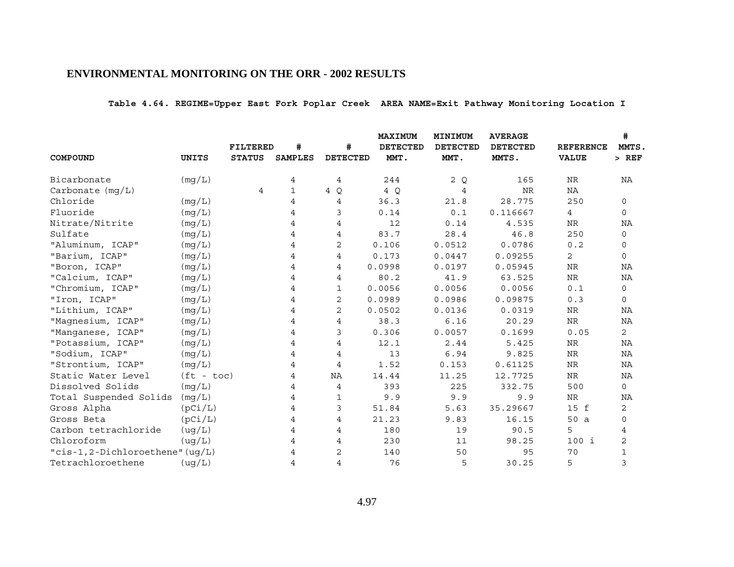# ENVIRONMENTAL MONITORING ON THE ORR - 2002 RESULTS

**Table 4.64. REGIME=Upper East Fork Poplar Creek AREA NAME=Exit Pathway Monitoring Location I**

| COMPOUND | UNITS | FILTERED STATUS | # SAMPLES | # DETECTED | MAXIMUM DETECTED MMT. | MINIMUM DETECTED MMT. | AVERAGE DETECTED MMTS. | REFERENCE VALUE | # MMTS. > REF |
|---|---|---|---|---|---|---|---|---|---|
| Bicarbonate | (mg/L) | | 4 | 4 | 244 | 2 Q | 165 | NR | NA |
| Carbonate (mg/L) | | 4 | 1 | 4 Q | 4 Q | 4 | NR | NA | |
| Chloride | (mg/L) | | 4 | 4 | 36.3 | 21.8 | 28.775 | 250 | 0 |
| Fluoride | (mg/L) | | 4 | 3 | 0.14 | 0.1 | 0.116667 | 4 | 0 |
| Nitrate/Nitrite | (mg/L) | | 4 | 4 | 12 | 0.14 | 4.535 | NR | NA |
| Sulfate | (mg/L) | | 4 | 4 | 83.7 | 28.4 | 46.8 | 250 | 0 |
| "Aluminum, ICAP" | (mg/L) | | 4 | 2 | 0.106 | 0.0512 | 0.0786 | 0.2 | 0 |
| "Barium, ICAP" | (mg/L) | | 4 | 4 | 0.173 | 0.0447 | 0.09255 | 2 | 0 |
| "Boron, ICAP" | (mg/L) | | 4 | 4 | 0.0998 | 0.0197 | 0.05945 | NR | NA |
| "Calcium, ICAP" | (mg/L) | | 4 | 4 | 80.2 | 41.9 | 63.525 | NR | NA |
| "Chromium, ICAP" | (mg/L) | | 4 | 1 | 0.0056 | 0.0056 | 0.0056 | 0.1 | 0 |
| "Iron, ICAP" | (mg/L) | | 4 | 2 | 0.0989 | 0.0986 | 0.09875 | 0.3 | 0 |
| "Lithium, ICAP" | (mg/L) | | 4 | 2 | 0.0502 | 0.0136 | 0.0319 | NR | NA |
| "Magnesium, ICAP" | (mg/L) | | 4 | 4 | 38.3 | 6.16 | 20.29 | NR | NA |
| "Manganese, ICAP" | (mg/L) | | 4 | 3 | 0.306 | 0.0057 | 0.1699 | 0.05 | 2 |
| "Potassium, ICAP" | (mg/L) | | 4 | 4 | 12.1 | 2.44 | 5.425 | NR | NA |
| "Sodium, ICAP" | (mg/L) | | 4 | 4 | 13 | 6.94 | 9.825 | NR | NA |
| "Strontium, ICAP" | (mg/L) | | 4 | 4 | 1.52 | 0.153 | 0.61125 | NR | NA |
| Static Water Level | (ft - toc) | | 4 | NA | 14.44 | 11.25 | 12.7725 | NR | NA |
| Dissolved Solids | (mg/L) | | 4 | 4 | 393 | 225 | 332.75 | 500 | 0 |
| Total Suspended Solids | (mg/L) | | 4 | 1 | 9.9 | 9.9 | 9.9 | NR | NA |
| Gross Alpha | (pCi/L) | | 4 | 3 | 51.84 | 5.63 | 35.29667 | 15 f | 2 |
| Gross Beta | (pCi/L) | | 4 | 4 | 21.23 | 9.83 | 16.15 | 50 a | 0 |
| Carbon tetrachloride | (ug/L) | | 4 | 4 | 180 | 19 | 90.5 | 5 | 4 |
| Chloroform | (ug/L) | | 4 | 4 | 230 | 11 | 98.25 | 100 i | 2 |
| "cis-1,2-Dichloroethene" | (ug/L) | | 4 | 2 | 140 | 50 | 95 | 70 | 1 |
| Tetrachloroethene | (ug/L) | | 4 | 4 | 76 | 5 | 30.25 | 5 | 3 |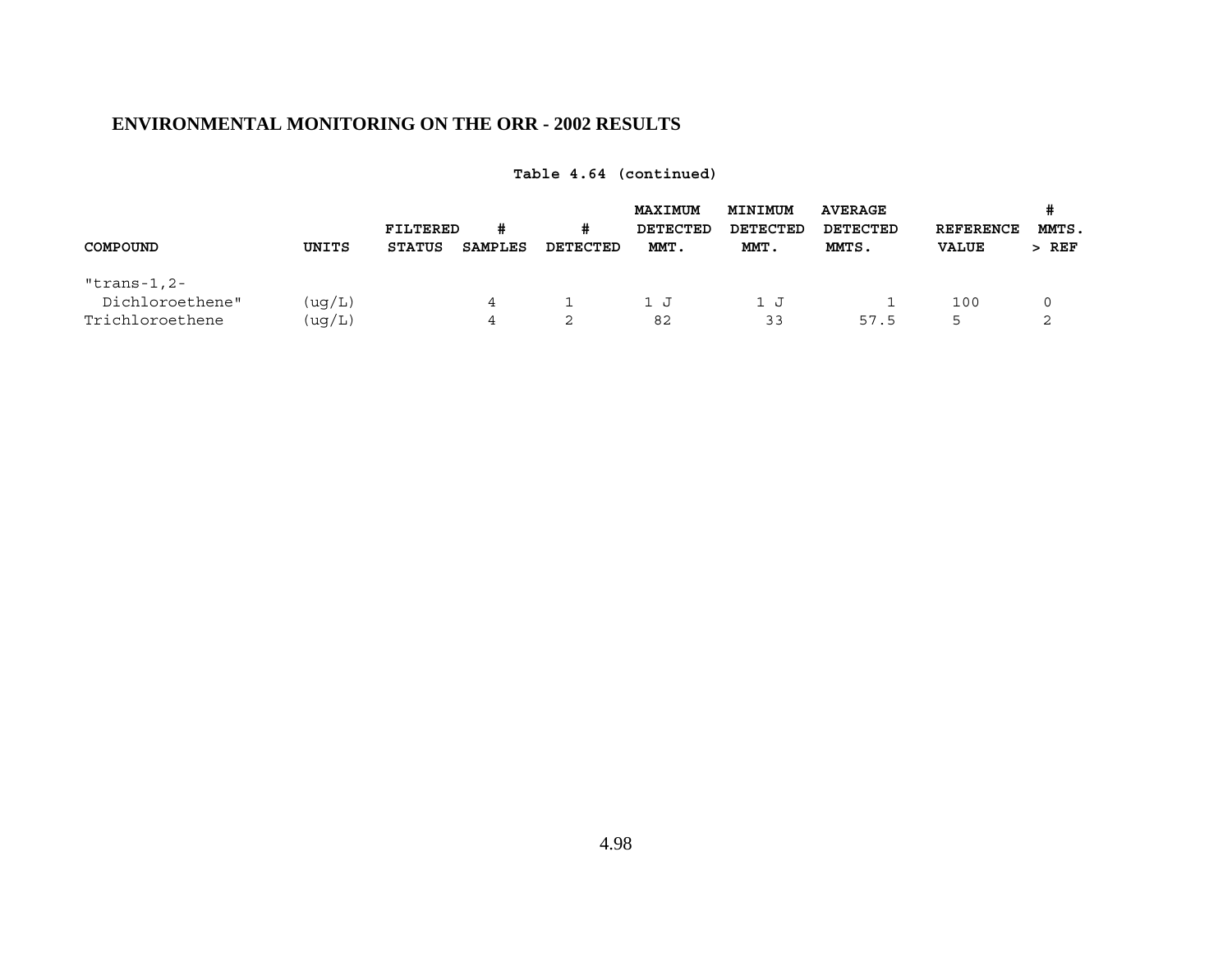## ENVIRONMENTAL MONITORING ON THE ORR - 2002 RESULTS

**Table 4.64 (continued)**

| COMPOUND | UNITS | FILTERED STATUS | # SAMPLES | # DETECTED | MAXIMUM DETECTED MMT. | MINIMUM DETECTED MMT. | AVERAGE DETECTED MMTS. | REFERENCE VALUE | # MMTS. > REF |
|---|---|---|---|---|---|---|---|---|---|
| "trans-1,2-Dichloroethene" | (ug/L) | | 4 | 1 | 1 J | 1 J | 1 | 100 | 0 |
| Trichloroethene | (ug/L) | | 4 | 2 | 82 | 33 | 57.5 | 5 | 2 |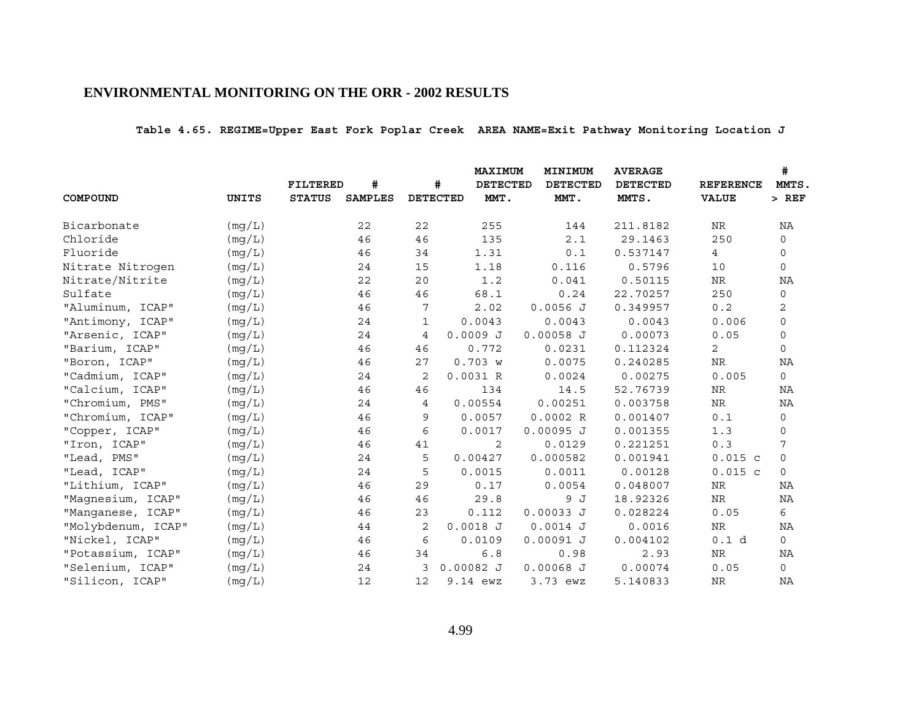**ENVIRONMENTAL MONITORING ON THE ORR - 2002 RESULTS**

**Table 4.65. REGIME=Upper East Fork Poplar Creek AREA NAME=Exit Pathway Monitoring Location J**

| COMPOUND | UNITS | FILTERED STATUS | # SAMPLES | # DETECTED | MAXIMUM DETECTED MMT. | MINIMUM DETECTED MMT. | AVERAGE DETECTED MMTS. | REFERENCE VALUE | # MMTS. > REF |
|---|---|---|---|---|---|---|---|---|---|
| Bicarbonate | (mg/L) | | 22 | 22 | 255 | 144 | 211.8182 | NR | NA |
| Chloride | (mg/L) | | 46 | 46 | 135 | 2.1 | 29.1463 | 250 | 0 |
| Fluoride | (mg/L) | | 46 | 34 | 1.31 | 0.1 | 0.537147 | 4 | 0 |
| Nitrate Nitrogen | (mg/L) | | 24 | 15 | 1.18 | 0.116 | 0.5796 | 10 | 0 |
| Nitrate/Nitrite | (mg/L) | | 22 | 20 | 1.2 | 0.041 | 0.50115 | NR | NA |
| Sulfate | (mg/L) | | 46 | 46 | 68.1 | 0.24 | 22.70257 | 250 | 0 |
| "Aluminum, ICAP" | (mg/L) | | 46 | 7 | 2.02 | 0.0056 J | 0.349957 | 0.2 | 2 |
| "Antimony, ICAP" | (mg/L) | | 24 | 1 | 0.0043 | 0.0043 | 0.0043 | 0.006 | 0 |
| "Arsenic, ICAP" | (mg/L) | | 24 | 4 | 0.0009 J | 0.00058 J | 0.00073 | 0.05 | 0 |
| "Barium, ICAP" | (mg/L) | | 46 | 46 | 0.772 | 0.0231 | 0.112324 | 2 | 0 |
| "Boron, ICAP" | (mg/L) | | 46 | 27 | 0.703 w | 0.0075 | 0.240285 | NR | NA |
| "Cadmium, ICAP" | (mg/L) | | 24 | 2 | 0.0031 R | 0.0024 | 0.00275 | 0.005 | 0 |
| "Calcium, ICAP" | (mg/L) | | 46 | 46 | 134 | 14.5 | 52.76739 | NR | NA |
| "Chromium, PMS" | (mg/L) | | 24 | 4 | 0.00554 | 0.00251 | 0.003758 | NR | NA |
| "Chromium, ICAP" | (mg/L) | | 46 | 9 | 0.0057 | 0.0002 R | 0.001407 | 0.1 | 0 |
| "Copper, ICAP" | (mg/L) | | 46 | 6 | 0.0017 | 0.00095 J | 0.001355 | 1.3 | 0 |
| "Iron, ICAP" | (mg/L) | | 46 | 41 | 2 | 0.0129 | 0.221251 | 0.3 | 7 |
| "Lead, PMS" | (mg/L) | | 24 | 5 | 0.00427 | 0.000582 | 0.001941 | 0.015 c | 0 |
| "Lead, ICAP" | (mg/L) | | 24 | 5 | 0.0015 | 0.0011 | 0.00128 | 0.015 c | 0 |
| "Lithium, ICAP" | (mg/L) | | 46 | 29 | 0.17 | 0.0054 | 0.048007 | NR | NA |
| "Magnesium, ICAP" | (mg/L) | | 46 | 46 | 29.8 | 9 J | 18.92326 | NR | NA |
| "Manganese, ICAP" | (mg/L) | | 46 | 23 | 0.112 | 0.00033 J | 0.028224 | 0.05 | 6 |
| "Molybdenum, ICAP" | (mg/L) | | 44 | 2 | 0.0018 J | 0.0014 J | 0.0016 | NR | NA |
| "Nickel, ICAP" | (mg/L) | | 46 | 6 | 0.0109 | 0.00091 J | 0.004102 | 0.1 d | 0 |
| "Potassium, ICAP" | (mg/L) | | 46 | 34 | 6.8 | 0.98 | 2.93 | NR | NA |
| "Selenium, ICAP" | (mg/L) | | 24 | 3 | 0.00082 J | 0.00068 J | 0.00074 | 0.05 | 0 |
| "Silicon, ICAP" | (mg/L) | | 12 | 12 | 9.14 ewz | 3.73 ewz | 5.140833 | NR | NA |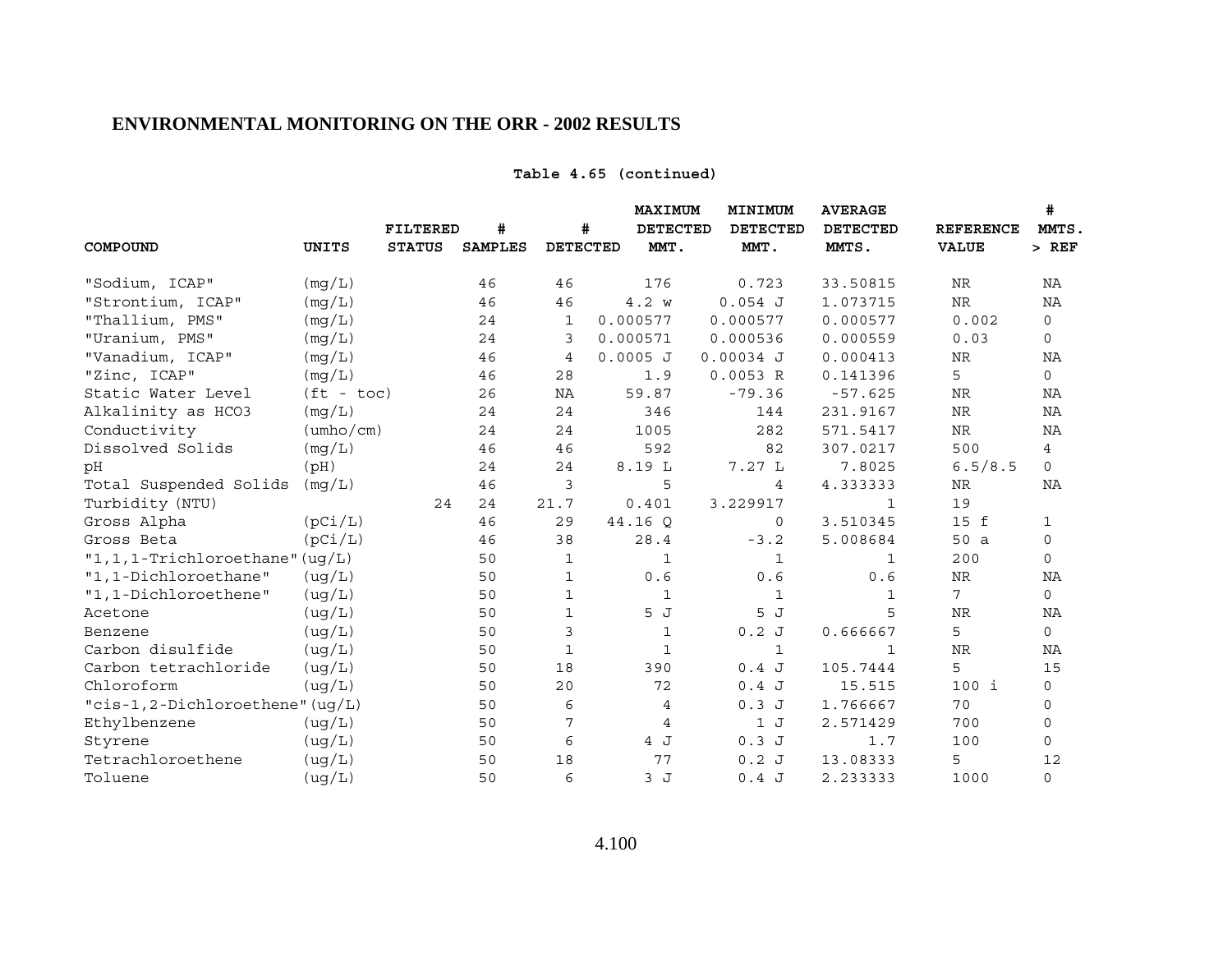**Table 4.65 (continued)**

| COMPOUND | UNITS | FILTERED STATUS | # SAMPLES | # DETECTED | MAXIMUM DETECTED MMT. | MINIMUM DETECTED MMT. | AVERAGE DETECTED MMTS. | REFERENCE VALUE | # MMTS. > REF |
|---|---|---|---|---|---|---|---|---|---|
| "Sodium, ICAP" | (mg/L) | | 46 | 46 | 176 | 0.723 | 33.50815 | NR | NA |
| "Strontium, ICAP" | (mg/L) | | 46 | 46 | 4.2 w | 0.054 J | 1.073715 | NR | NA |
| "Thallium, PMS" | (mg/L) | | 24 | 1 | 0.000577 | 0.000577 | 0.000577 | 0.002 | 0 |
| "Uranium, PMS" | (mg/L) | | 24 | 3 | 0.000571 | 0.000536 | 0.000559 | 0.03 | 0 |
| "Vanadium, ICAP" | (mg/L) | | 46 | 4 | 0.0005 J | 0.00034 J | 0.000413 | NR | NA |
| "Zinc, ICAP" | (mg/L) | | 46 | 28 | 1.9 | 0.0053 R | 0.141396 | 5 | 0 |
| Static Water Level | (ft - toc) | | 26 | NA | 59.87 | -79.36 | -57.625 | NR | NA |
| Alkalinity as HCO3 | (mg/L) | | 24 | 24 | 346 | 144 | 231.9167 | NR | NA |
| Conductivity | (umho/cm) | | 24 | 24 | 1005 | 282 | 571.5417 | NR | NA |
| Dissolved Solids | (mg/L) | | 46 | 46 | 592 | 82 | 307.0217 | 500 | 4 |
| pH | (pH) | | 24 | 24 | 8.19 L | 7.27 L | 7.8025 | 6.5/8.5 | 0 |
| Total Suspended Solids | (mg/L) | | 46 | 3 | 5 | 4 | 4.333333 | NR | NA |
| Turbidity (NTU) | | 24 | 24 | 21.7 | 0.401 | 3.229917 | 1 | 19 | |
| Gross Alpha | (pCi/L) | | 46 | 29 | 44.16 Q | 0 | 3.510345 | 15 f | 1 |
| Gross Beta | (pCi/L) | | 46 | 38 | 28.4 | -3.2 | 5.008684 | 50 a | 0 |
| "1,1,1-Trichloroethane" | (ug/L) | | 50 | 1 | 1 | 1 | 1 | 200 | 0 |
| "1,1-Dichloroethane" | (ug/L) | | 50 | 1 | 0.6 | 0.6 | 0.6 | NR | NA |
| "1,1-Dichloroethene" | (ug/L) | | 50 | 1 | 1 | 1 | 1 | 7 | 0 |
| Acetone | (ug/L) | | 50 | 1 | 5 J | 5 J | 5 | NR | NA |
| Benzene | (ug/L) | | 50 | 3 | 1 | 0.2 J | 0.666667 | 5 | 0 |
| Carbon disulfide | (ug/L) | | 50 | 1 | 1 | 1 | 1 | NR | NA |
| Carbon tetrachloride | (ug/L) | | 50 | 18 | 390 | 0.4 J | 105.7444 | 5 | 15 |
| Chloroform | (ug/L) | | 50 | 20 | 72 | 0.4 J | 15.515 | 100 i | 0 |
| "cis-1,2-Dichloroethene" | (ug/L) | | 50 | 6 | 4 | 0.3 J | 1.766667 | 70 | 0 |
| Ethylbenzene | (ug/L) | | 50 | 7 | 4 | 1 J | 2.571429 | 700 | 0 |
| Styrene | (ug/L) | | 50 | 6 | 4 J | 0.3 J | 1.7 | 100 | 0 |
| Tetrachloroethene | (ug/L) | | 50 | 18 | 77 | 0.2 J | 13.08333 | 5 | 12 |
| Toluene | (ug/L) | | 50 | 6 | 3 J | 0.4 J | 2.233333 | 1000 | 0 |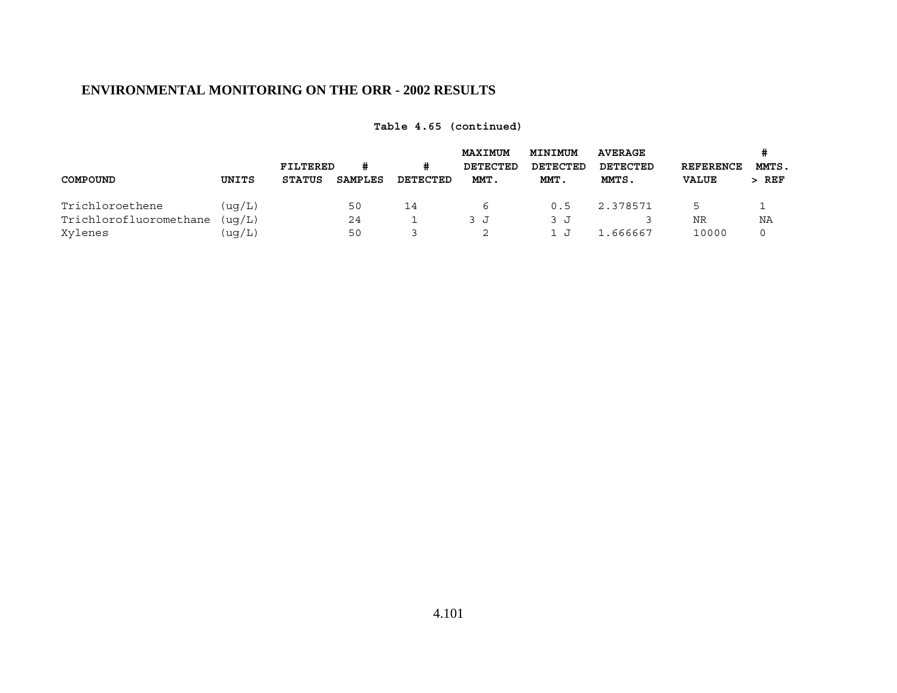**ENVIRONMENTAL MONITORING ON THE ORR - 2002 RESULTS**

**Table 4.65 (continued)**

| COMPOUND | UNITS | FILTERED STATUS | # SAMPLES | # DETECTED | MAXIMUM DETECTED MMT. | MINIMUM DETECTED MMT. | AVERAGE DETECTED MMTS. | REFERENCE VALUE | # MMTS. > REF |
|---|---|---|---|---|---|---|---|---|---|
| Trichloroethene | (ug/L) | | 50 | 14 | 6 | 0.5 | 2.378571 | 5 | 1 |
| Trichlorofluoromethane | (ug/L) | | 24 | 1 | 3 J | 3 J | 3 | NR | NA |
| Xylenes | (ug/L) | | 50 | 3 | 2 | 1 J | 1.666667 | 10000 | 0 |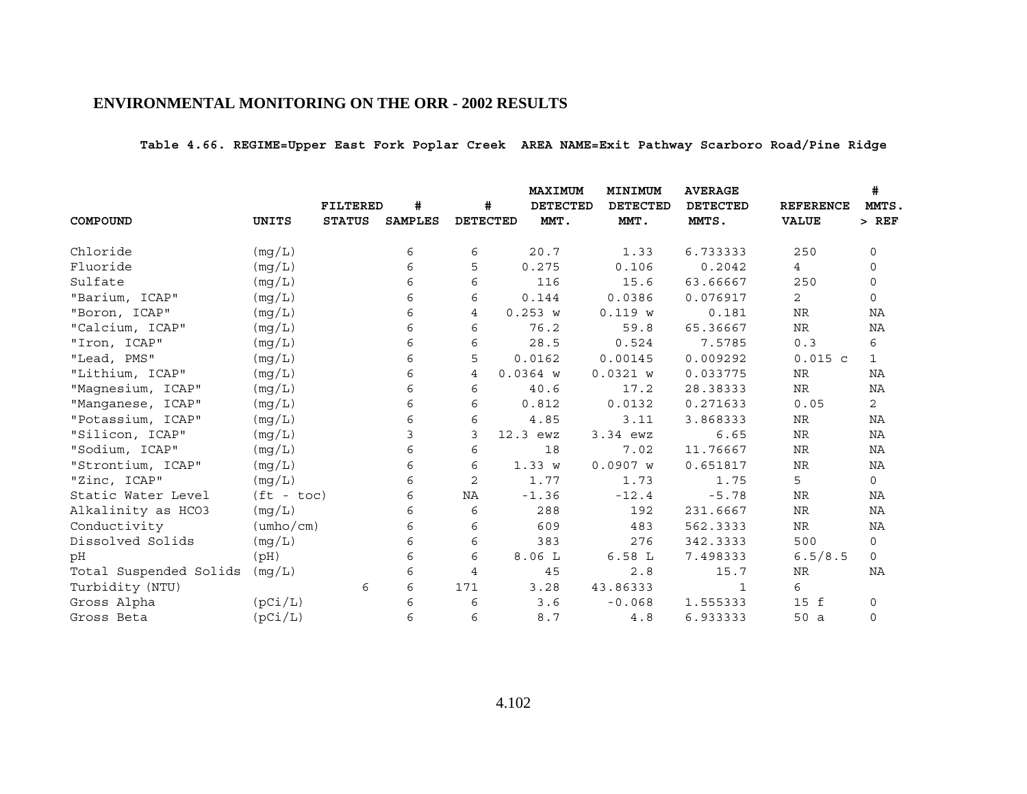## ENVIRONMENTAL MONITORING ON THE ORR - 2002 RESULTS

**Table 4.66. REGIME=Upper East Fork Poplar Creek AREA NAME=Exit Pathway Scarboro Road/Pine Ridge**

| COMPOUND | UNITS | FILTERED STATUS | # SAMPLES | # DETECTED | MAXIMUM DETECTED MMT. | MINIMUM DETECTED MMT. | AVERAGE DETECTED MMTS. | REFERENCE VALUE | # MMTS. > REF |
|---|---|---|---|---|---|---|---|---|---|
| Chloride | (mg/L) | | 6 | 6 | 20.7 | 1.33 | 6.733333 | 250 | 0 |
| Fluoride | (mg/L) | | 6 | 5 | 0.275 | 0.106 | 0.2042 | 4 | 0 |
| Sulfate | (mg/L) | | 6 | 6 | 116 | 15.6 | 63.66667 | 250 | 0 |
| "Barium, ICAP" | (mg/L) | | 6 | 6 | 0.144 | 0.0386 | 0.076917 | 2 | 0 |
| "Boron, ICAP" | (mg/L) | | 6 | 4 | 0.253 w | 0.119 w | 0.181 | NR | NA |
| "Calcium, ICAP" | (mg/L) | | 6 | 6 | 76.2 | 59.8 | 65.36667 | NR | NA |
| "Iron, ICAP" | (mg/L) | | 6 | 6 | 28.5 | 0.524 | 7.5785 | 0.3 | 6 |
| "Lead, PMS" | (mg/L) | | 6 | 5 | 0.0162 | 0.00145 | 0.009292 | 0.015 c | 1 |
| "Lithium, ICAP" | (mg/L) | | 6 | 4 | 0.0364 w | 0.0321 w | 0.033775 | NR | NA |
| "Magnesium, ICAP" | (mg/L) | | 6 | 6 | 40.6 | 17.2 | 28.38333 | NR | NA |
| "Manganese, ICAP" | (mg/L) | | 6 | 6 | 0.812 | 0.0132 | 0.271633 | 0.05 | 2 |
| "Potassium, ICAP" | (mg/L) | | 6 | 6 | 4.85 | 3.11 | 3.868333 | NR | NA |
| "Silicon, ICAP" | (mg/L) | | 3 | 3 | 12.3 ewz | 3.34 ewz | 6.65 | NR | NA |
| "Sodium, ICAP" | (mg/L) | | 6 | 6 | 18 | 7.02 | 11.76667 | NR | NA |
| "Strontium, ICAP" | (mg/L) | | 6 | 6 | 1.33 w | 0.0907 w | 0.651817 | NR | NA |
| "Zinc, ICAP" | (mg/L) | | 6 | 2 | 1.77 | 1.73 | 1.75 | 5 | 0 |
| Static Water Level | (ft - toc) | | 6 | NA | -1.36 | -12.4 | -5.78 | NR | NA |
| Alkalinity as HCO3 | (mg/L) | | 6 | 6 | 288 | 192 | 231.6667 | NR | NA |
| Conductivity | (umho/cm) | | 6 | 6 | 609 | 483 | 562.3333 | NR | NA |
| Dissolved Solids | (mg/L) | | 6 | 6 | 383 | 276 | 342.3333 | 500 | 0 |
| pH | (pH) | | 6 | 6 | 8.06 L | 6.58 L | 7.498333 | 6.5/8.5 | 0 |
| Total Suspended Solids | (mg/L) | | 6 | 4 | 45 | 2.8 | 15.7 | NR | NA |
| Turbidity (NTU) | | 6 | 6 | 171 | 3.28 | 43.86333 | 1 | 6 | |
| Gross Alpha | (pCi/L) | | 6 | 6 | 3.6 | -0.068 | 1.555333 | 15 f | 0 |
| Gross Beta | (pCi/L) | | 6 | 6 | 8.7 | 4.8 | 6.933333 | 50 a | 0 |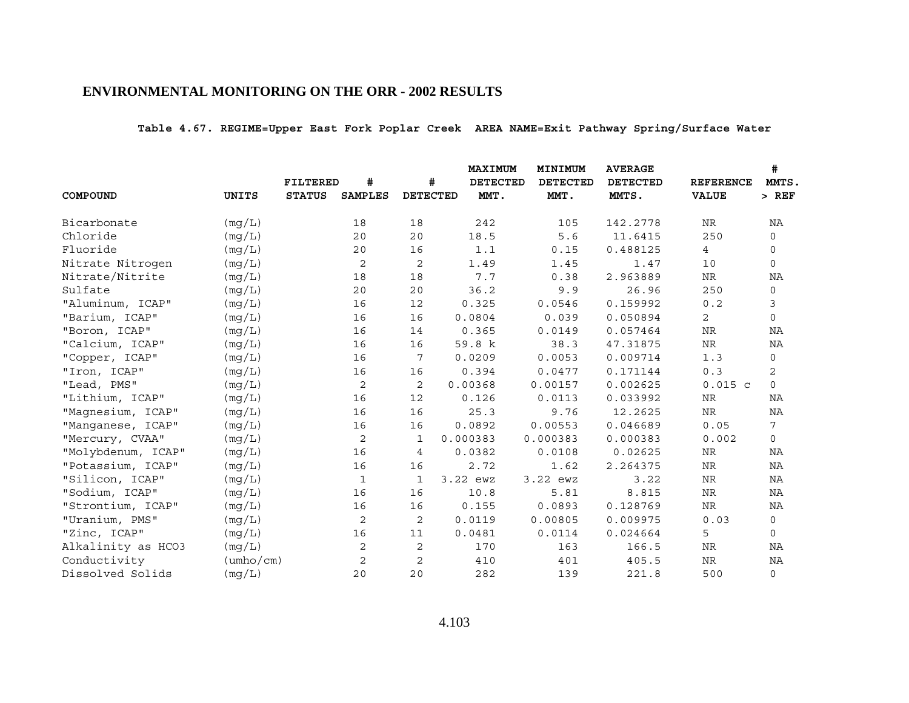## ENVIRONMENTAL MONITORING ON THE ORR - 2002 RESULTS

**Table 4.67. REGIME=Upper East Fork Poplar Creek AREA NAME=Exit Pathway Spring/Surface Water**

| COMPOUND | UNITS | FILTERED STATUS | # SAMPLES | # DETECTED | MAXIMUM DETECTED MMT. | MINIMUM DETECTED MMT. | AVERAGE DETECTED MMTS. | REFERENCE VALUE | # MMTS. > REF |
|---|---|---|---|---|---|---|---|---|---|
| Bicarbonate | (mg/L) | | 18 | 18 | 242 | 105 | 142.2778 | NR | NA |
| Chloride | (mg/L) | | 20 | 20 | 18.5 | 5.6 | 11.6415 | 250 | 0 |
| Fluoride | (mg/L) | | 20 | 16 | 1.1 | 0.15 | 0.488125 | 4 | 0 |
| Nitrate Nitrogen | (mg/L) | | 2 | 2 | 1.49 | 1.45 | 1.47 | 10 | 0 |
| Nitrate/Nitrite | (mg/L) | | 18 | 18 | 7.7 | 0.38 | 2.963889 | NR | NA |
| Sulfate | (mg/L) | | 20 | 20 | 36.2 | 9.9 | 26.96 | 250 | 0 |
| "Aluminum, ICAP" | (mg/L) | | 16 | 12 | 0.325 | 0.0546 | 0.159992 | 0.2 | 3 |
| "Barium, ICAP" | (mg/L) | | 16 | 16 | 0.0804 | 0.039 | 0.050894 | 2 | 0 |
| "Boron, ICAP" | (mg/L) | | 16 | 14 | 0.365 | 0.0149 | 0.057464 | NR | NA |
| "Calcium, ICAP" | (mg/L) | | 16 | 16 | 59.8 k | 38.3 | 47.31875 | NR | NA |
| "Copper, ICAP" | (mg/L) | | 16 | 7 | 0.0209 | 0.0053 | 0.009714 | 1.3 | 0 |
| "Iron, ICAP" | (mg/L) | | 16 | 16 | 0.394 | 0.0477 | 0.171144 | 0.3 | 2 |
| "Lead, PMS" | (mg/L) | | 2 | 2 | 0.00368 | 0.00157 | 0.002625 | 0.015 c | 0 |
| "Lithium, ICAP" | (mg/L) | | 16 | 12 | 0.126 | 0.0113 | 0.033992 | NR | NA |
| "Magnesium, ICAP" | (mg/L) | | 16 | 16 | 25.3 | 9.76 | 12.2625 | NR | NA |
| "Manganese, ICAP" | (mg/L) | | 16 | 16 | 0.0892 | 0.00553 | 0.046689 | 0.05 | 7 |
| "Mercury, CVAA" | (mg/L) | | 2 | 1 | 0.000383 | 0.000383 | 0.000383 | 0.002 | 0 |
| "Molybdenum, ICAP" | (mg/L) | | 16 | 4 | 0.0382 | 0.0108 | 0.02625 | NR | NA |
| "Potassium, ICAP" | (mg/L) | | 16 | 16 | 2.72 | 1.62 | 2.264375 | NR | NA |
| "Silicon, ICAP" | (mg/L) | | 1 | 1 | 3.22 ewz | 3.22 ewz | 3.22 | NR | NA |
| "Sodium, ICAP" | (mg/L) | | 16 | 16 | 10.8 | 5.81 | 8.815 | NR | NA |
| "Strontium, ICAP" | (mg/L) | | 16 | 16 | 0.155 | 0.0893 | 0.128769 | NR | NA |
| "Uranium, PMS" | (mg/L) | | 2 | 2 | 0.0119 | 0.00805 | 0.009975 | 0.03 | 0 |
| "Zinc, ICAP" | (mg/L) | | 16 | 11 | 0.0481 | 0.0114 | 0.024664 | 5 | 0 |
| Alkalinity as HCO3 | (mg/L) | | 2 | 2 | 170 | 163 | 166.5 | NR | NA |
| Conductivity | (umho/cm) | | 2 | 2 | 410 | 401 | 405.5 | NR | NA |
| Dissolved Solids | (mg/L) | | 20 | 20 | 282 | 139 | 221.8 | 500 | 0 |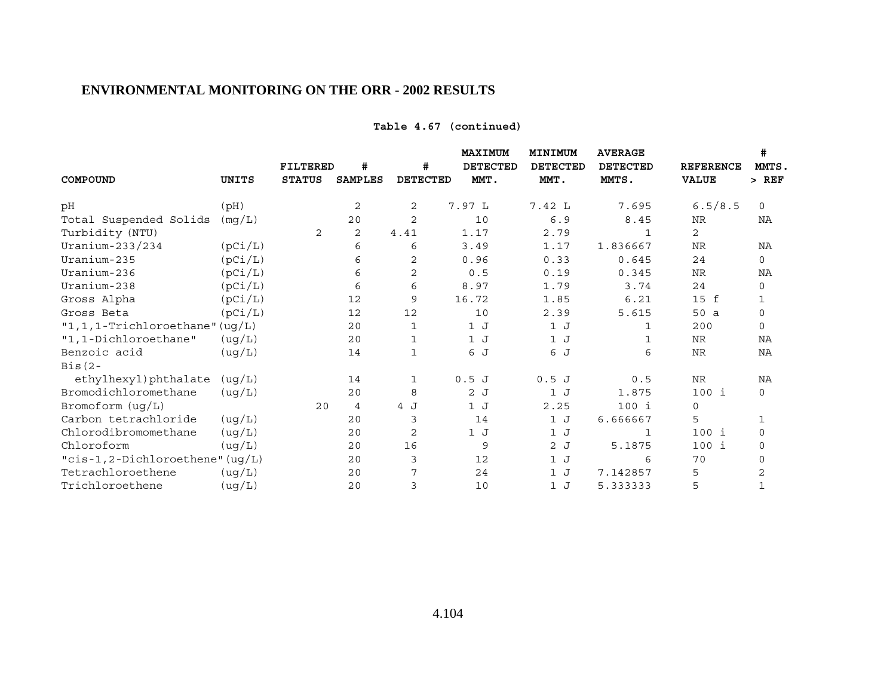## ENVIRONMENTAL MONITORING ON THE ORR - 2002 RESULTS

**Table 4.67 (continued)**

| COMPOUND | UNITS | FILTERED STATUS | # SAMPLES | # DETECTED | MAXIMUM DETECTED MMT. | MINIMUM DETECTED MMT. | AVERAGE DETECTED MMTS. | REFERENCE VALUE | # MMTS. > REF |
|---|---|---|---|---|---|---|---|---|---|
| pH | (pH) | | 2 | 2 | 7.97 L | 7.42 L | 7.695 | 6.5/8.5 | 0 |
| Total Suspended Solids | (mg/L) | | 20 | 2 | 10 | 6.9 | 8.45 | NR | NA |
| Turbidity (NTU) | | 2 | 2 | 4.41 | 1.17 | 2.79 | 1 | 2 | |
| Uranium-233/234 | (pCi/L) | | 6 | 6 | 3.49 | 1.17 | 1.836667 | NR | NA |
| Uranium-235 | (pCi/L) | | 6 | 2 | 0.96 | 0.33 | 0.645 | 24 | 0 |
| Uranium-236 | (pCi/L) | | 6 | 2 | 0.5 | 0.19 | 0.345 | NR | NA |
| Uranium-238 | (pCi/L) | | 6 | 6 | 8.97 | 1.79 | 3.74 | 24 | 0 |
| Gross Alpha | (pCi/L) | | 12 | 9 | 16.72 | 1.85 | 6.21 | 15 f | 1 |
| Gross Beta | (pCi/L) | | 12 | 12 | 10 | 2.39 | 5.615 | 50 a | 0 |
| "1,1,1-Trichloroethane" | (ug/L) | | 20 | 1 | 1 J | 1 J | 1 | 200 | 0 |
| "1,1-Dichloroethane" | (ug/L) | | 20 | 1 | 1 J | 1 J | 1 | NR | NA |
| Benzoic acid | (ug/L) | | 14 | 1 | 6 J | 6 J | 6 | NR | NA |
| Bis(2-ethylhexyl)phthalate | (ug/L) | | 14 | 1 | 0.5 J | 0.5 J | 0.5 | NR | NA |
| Bromodichloromethane | (ug/L) | | 20 | 8 | 2 J | 1 J | 1.875 | 100 i | 0 |
| Bromoform (ug/L) | | 20 | 4 | 4 J | 1 J | 2.25 | 100 i | 0 | |
| Carbon tetrachloride | (ug/L) | | 20 | 3 | 14 | 1 J | 6.666667 | 5 | 1 |
| Chlorodibromomethane | (ug/L) | | 20 | 2 | 1 J | 1 J | 1 | 100 i | 0 |
| Chloroform | (ug/L) | | 20 | 16 | 9 | 2 J | 5.1875 | 100 i | 0 |
| "cis-1,2-Dichloroethene" | (ug/L) | | 20 | 3 | 12 | 1 J | 6 | 70 | 0 |
| Tetrachloroethene | (ug/L) | | 20 | 7 | 24 | 1 J | 7.142857 | 5 | 2 |
| Trichloroethene | (ug/L) | | 20 | 3 | 10 | 1 J | 5.333333 | 5 | 1 |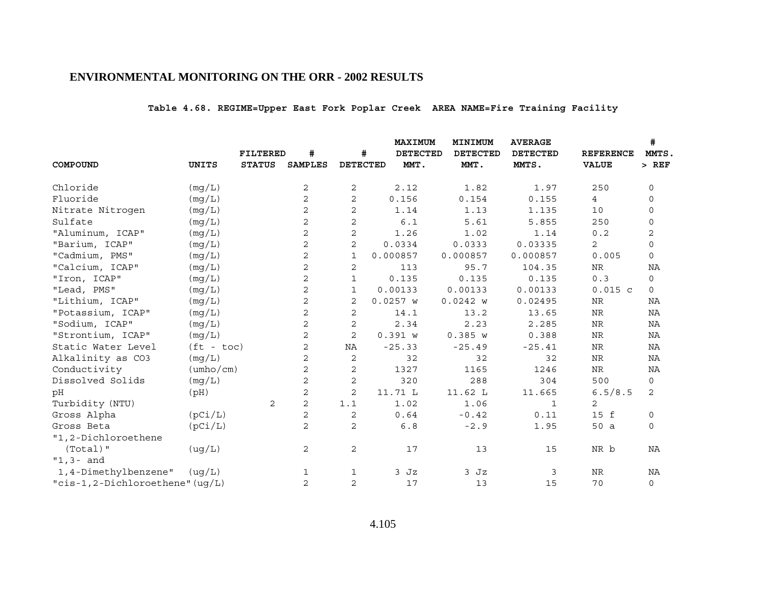## ENVIRONMENTAL MONITORING ON THE ORR - 2002 RESULTS

**Table 4.68. REGIME=Upper East Fork Poplar Creek AREA NAME=Fire Training Facility**

| COMPOUND | UNITS | FILTERED STATUS | # SAMPLES | # DETECTED | MAXIMUM DETECTED MMT. | MINIMUM DETECTED MMT. | AVERAGE DETECTED MMTS. | REFERENCE VALUE | # MMTS. > REF |
|---|---|---|---|---|---|---|---|---|---|
| Chloride | (mg/L) | | 2 | 2 | 2.12 | 1.82 | 1.97 | 250 | 0 |
| Fluoride | (mg/L) | | 2 | 2 | 0.156 | 0.154 | 0.155 | 4 | 0 |
| Nitrate Nitrogen | (mg/L) | | 2 | 2 | 1.14 | 1.13 | 1.135 | 10 | 0 |
| Sulfate | (mg/L) | | 2 | 2 | 6.1 | 5.61 | 5.855 | 250 | 0 |
| "Aluminum, ICAP" | (mg/L) | | 2 | 2 | 1.26 | 1.02 | 1.14 | 0.2 | 2 |
| "Barium, ICAP" | (mg/L) | | 2 | 2 | 0.0334 | 0.0333 | 0.03335 | 2 | 0 |
| "Cadmium, PMS" | (mg/L) | | 2 | 1 | 0.000857 | 0.000857 | 0.000857 | 0.005 | 0 |
| "Calcium, ICAP" | (mg/L) | | 2 | 2 | 113 | 95.7 | 104.35 | NR | NA |
| "Iron, ICAP" | (mg/L) | | 2 | 1 | 0.135 | 0.135 | 0.135 | 0.3 | 0 |
| "Lead, PMS" | (mg/L) | | 2 | 1 | 0.00133 | 0.00133 | 0.00133 | 0.015 c | 0 |
| "Lithium, ICAP" | (mg/L) | | 2 | 2 | 0.0257 w | 0.0242 w | 0.02495 | NR | NA |
| "Potassium, ICAP" | (mg/L) | | 2 | 2 | 14.1 | 13.2 | 13.65 | NR | NA |
| "Sodium, ICAP" | (mg/L) | | 2 | 2 | 2.34 | 2.23 | 2.285 | NR | NA |
| "Strontium, ICAP" | (mg/L) | | 2 | 2 | 0.391 w | 0.385 w | 0.388 | NR | NA |
| Static Water Level | (ft - toc) | | 2 | NA | -25.33 | -25.49 | -25.41 | NR | NA |
| Alkalinity as CO3 | (mg/L) | | 2 | 2 | 32 | 32 | 32 | NR | NA |
| Conductivity | (umho/cm) | | 2 | 2 | 1327 | 1165 | 1246 | NR | NA |
| Dissolved Solids | (mg/L) | | 2 | 2 | 320 | 288 | 304 | 500 | 0 |
| pH | (pH) | | 2 | 2 | 11.71 L | 11.62 L | 11.665 | 6.5/8.5 | 2 |
| Turbidity (NTU) | | 2 | 2 | 1.1 | 1.02 | 1.06 | 1 | 2 | |
| Gross Alpha | (pCi/L) | | 2 | 2 | 0.64 | -0.42 | 0.11 | 15 f | 0 |
| Gross Beta | (pCi/L) | | 2 | 2 | 6.8 | -2.9 | 1.95 | 50 a | 0 |
| "1,2-Dichloroethene (Total)" | (ug/L) | | 2 | 2 | 17 | 13 | 15 | NR b | NA |
| "1,3- and 1,4-Dimethylbenzene" | (ug/L) | | 1 | 1 | 3 Jz | 3 Jz | 3 | NR | NA |
| "cis-1,2-Dichloroethene" | (ug/L) | | 2 | 2 | 17 | 13 | 15 | 70 | 0 |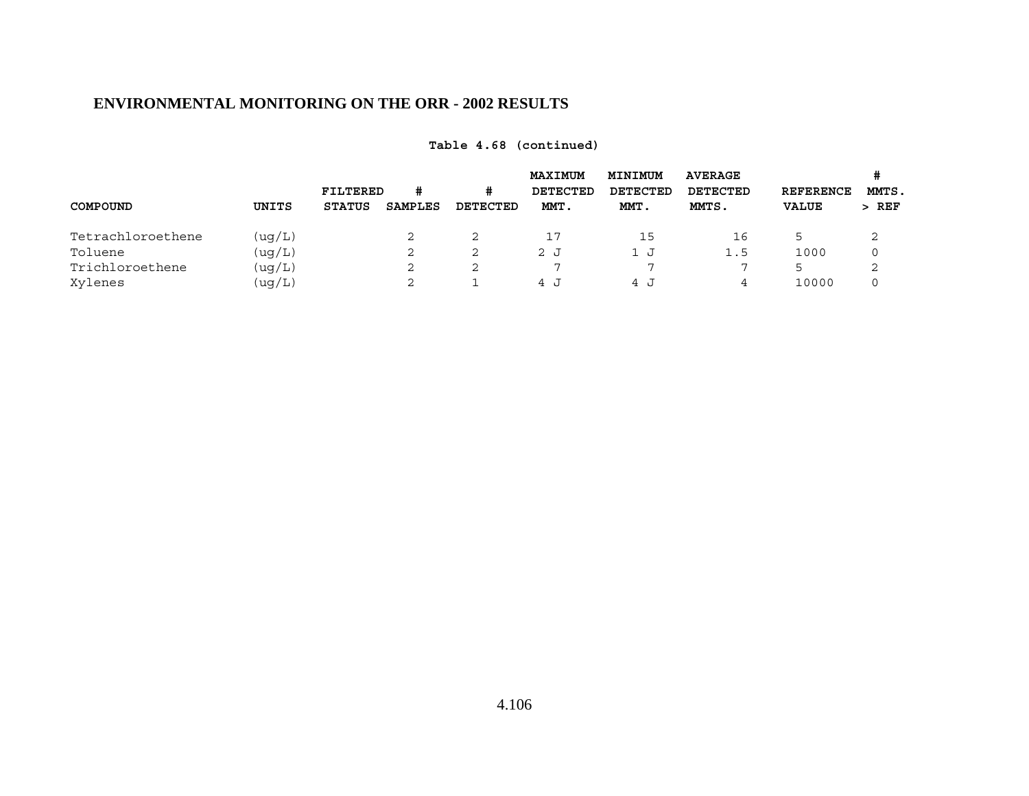## ENVIRONMENTAL MONITORING ON THE ORR - 2002 RESULTS

**Table 4.68 (continued)**

| COMPOUND | UNITS | FILTERED STATUS | # SAMPLES | # DETECTED | MAXIMUM DETECTED MMT. | MINIMUM DETECTED MMT. | AVERAGE DETECTED MMTS. | REFERENCE VALUE | # MMTS. > REF |
|---|---|---|---|---|---|---|---|---|---|
| Tetrachloroethene | (ug/L) | | 2 | 2 | 17 | 15 | 16 | 5 | 2 |
| Toluene | (ug/L) | | 2 | 2 | 2 J | 1 J | 1.5 | 1000 | 0 |
| Trichloroethene | (ug/L) | | 2 | 2 | 7 | 7 | 7 | 5 | 2 |
| Xylenes | (ug/L) | | 2 | 1 | 4 J | 4 J | 4 | 10000 | 0 |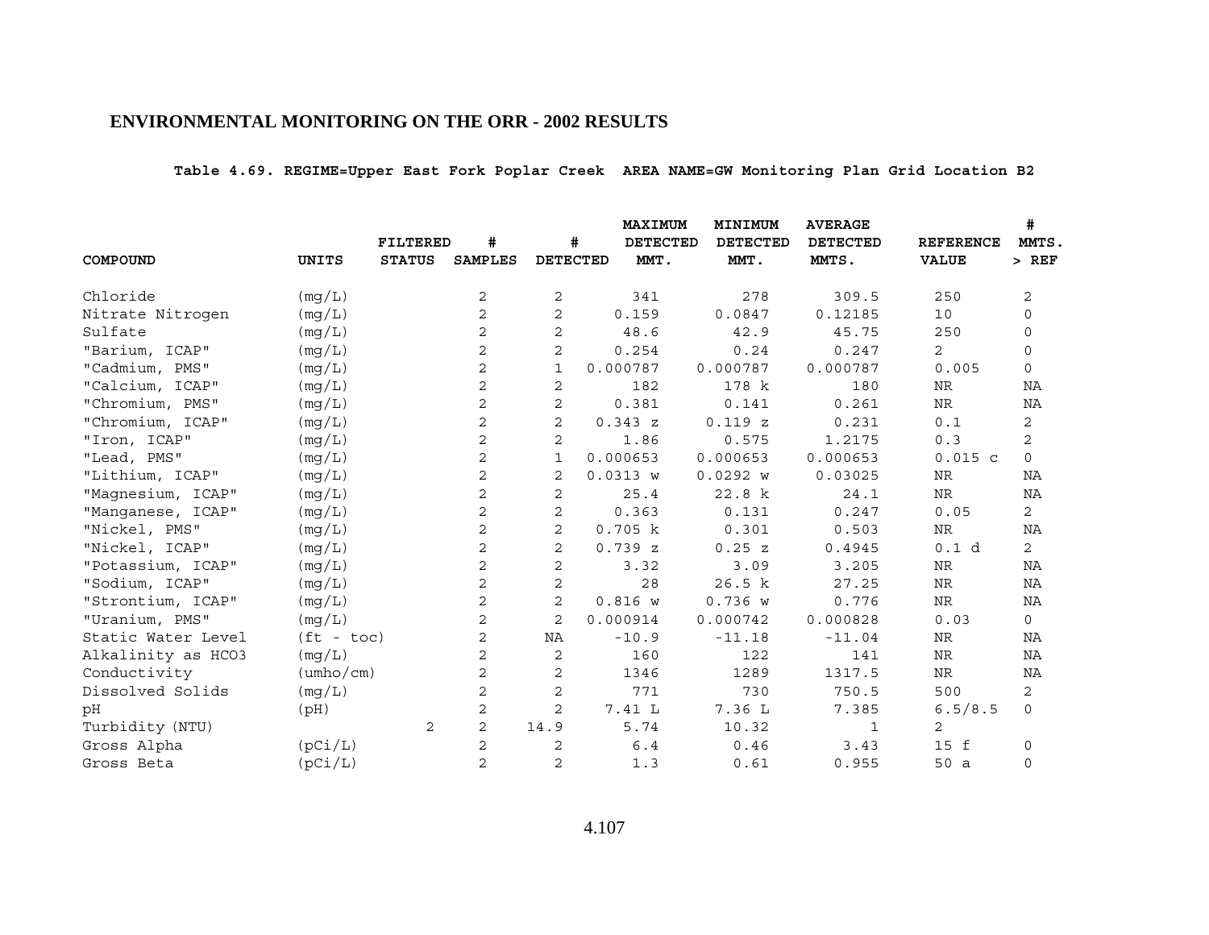## ENVIRONMENTAL MONITORING ON THE ORR - 2002 RESULTS

**Table 4.69. REGIME=Upper East Fork Poplar Creek AREA NAME=GW Monitoring Plan Grid Location B2**

| COMPOUND | UNITS | FILTERED STATUS | # SAMPLES | # DETECTED | MAXIMUM DETECTED MMT. | MINIMUM DETECTED MMT. | AVERAGE DETECTED MMTS. | REFERENCE VALUE | # MMTS. > REF |
|---|---|---|---|---|---|---|---|---|---|
| Chloride | (mg/L) | | 2 | 2 | 341 | 278 | 309.5 | 250 | 2 |
| Nitrate Nitrogen | (mg/L) | | 2 | 2 | 0.159 | 0.0847 | 0.12185 | 10 | 0 |
| Sulfate | (mg/L) | | 2 | 2 | 48.6 | 42.9 | 45.75 | 250 | 0 |
| "Barium, ICAP" | (mg/L) | | 2 | 2 | 0.254 | 0.24 | 0.247 | 2 | 0 |
| "Cadmium, PMS" | (mg/L) | | 2 | 1 | 0.000787 | 0.000787 | 0.000787 | 0.005 | 0 |
| "Calcium, ICAP" | (mg/L) | | 2 | 2 | 182 | 178 k | 180 | NR | NA |
| "Chromium, PMS" | (mg/L) | | 2 | 2 | 0.381 | 0.141 | 0.261 | NR | NA |
| "Chromium, ICAP" | (mg/L) | | 2 | 2 | 0.343 z | 0.119 z | 0.231 | 0.1 | 2 |
| "Iron, ICAP" | (mg/L) | | 2 | 2 | 1.86 | 0.575 | 1.2175 | 0.3 | 2 |
| "Lead, PMS" | (mg/L) | | 2 | 1 | 0.000653 | 0.000653 | 0.000653 | 0.015 c | 0 |
| "Lithium, ICAP" | (mg/L) | | 2 | 2 | 0.0313 w | 0.0292 w | 0.03025 | NR | NA |
| "Magnesium, ICAP" | (mg/L) | | 2 | 2 | 25.4 | 22.8 k | 24.1 | NR | NA |
| "Manganese, ICAP" | (mg/L) | | 2 | 2 | 0.363 | 0.131 | 0.247 | 0.05 | 2 |
| "Nickel, PMS" | (mg/L) | | 2 | 2 | 0.705 k | 0.301 | 0.503 | NR | NA |
| "Nickel, ICAP" | (mg/L) | | 2 | 2 | 0.739 z | 0.25 z | 0.4945 | 0.1 d | 2 |
| "Potassium, ICAP" | (mg/L) | | 2 | 2 | 3.32 | 3.09 | 3.205 | NR | NA |
| "Sodium, ICAP" | (mg/L) | | 2 | 2 | 28 | 26.5 k | 27.25 | NR | NA |
| "Strontium, ICAP" | (mg/L) | | 2 | 2 | 0.816 w | 0.736 w | 0.776 | NR | NA |
| "Uranium, PMS" | (mg/L) | | 2 | 2 | 0.000914 | 0.000742 | 0.000828 | 0.03 | 0 |
| Static Water Level | (ft - toc) | | 2 | NA | -10.9 | -11.18 | -11.04 | NR | NA |
| Alkalinity as HCO3 | (mg/L) | | 2 | 2 | 160 | 122 | 141 | NR | NA |
| Conductivity | (umho/cm) | | 2 | 2 | 1346 | 1289 | 1317.5 | NR | NA |
| Dissolved Solids | (mg/L) | | 2 | 2 | 771 | 730 | 750.5 | 500 | 2 |
| pH | (pH) | | 2 | 2 | 7.41 L | 7.36 L | 7.385 | 6.5/8.5 | 0 |
| Turbidity (NTU) | | 2 | 2 | 14.9 | 5.74 | 10.32 | 1 | 2 | |
| Gross Alpha | (pCi/L) | | 2 | 2 | 6.4 | 0.46 | 3.43 | 15 f | 0 |
| Gross Beta | (pCi/L) | | 2 | 2 | 1.3 | 0.61 | 0.955 | 50 a | 0 |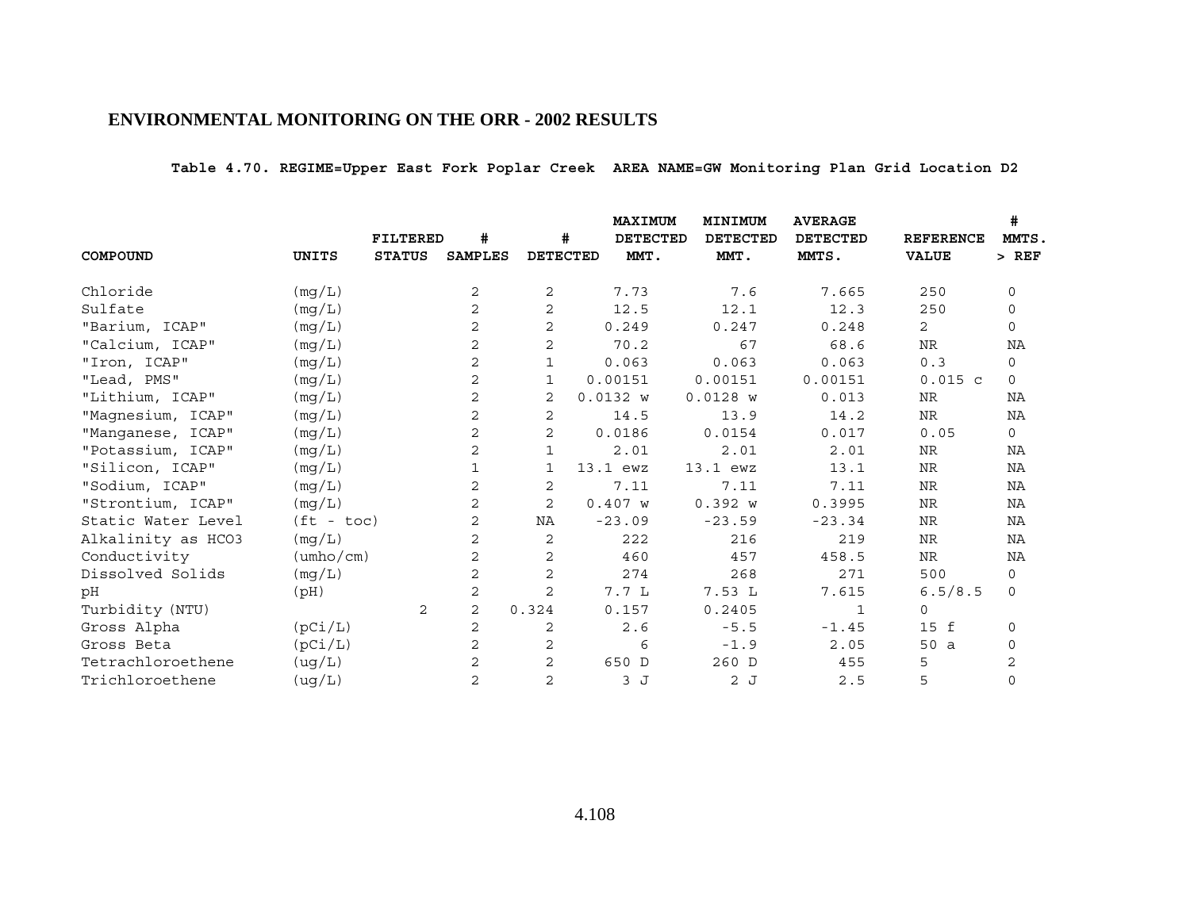## ENVIRONMENTAL MONITORING ON THE ORR - 2002 RESULTS

**Table 4.70. REGIME=Upper East Fork Poplar Creek AREA NAME=GW Monitoring Plan Grid Location D2**

| COMPOUND | UNITS | FILTERED STATUS | # SAMPLES | # DETECTED | MAXIMUM DETECTED MMT. | MINIMUM DETECTED MMT. | AVERAGE DETECTED MMTS. | REFERENCE VALUE | # MMTS. > REF |
|---|---|---|---|---|---|---|---|---|---|
| Chloride | (mg/L) | | 2 | 2 | 7.73 | 7.6 | 7.665 | 250 | 0 |
| Sulfate | (mg/L) | | 2 | 2 | 12.5 | 12.1 | 12.3 | 250 | 0 |
| "Barium, ICAP" | (mg/L) | | 2 | 2 | 0.249 | 0.247 | 0.248 | 2 | 0 |
| "Calcium, ICAP" | (mg/L) | | 2 | 2 | 70.2 | 67 | 68.6 | NR | NA |
| "Iron, ICAP" | (mg/L) | | 2 | 1 | 0.063 | 0.063 | 0.063 | 0.3 | 0 |
| "Lead, PMS" | (mg/L) | | 2 | 1 | 0.00151 | 0.00151 | 0.00151 | 0.015 c | 0 |
| "Lithium, ICAP" | (mg/L) | | 2 | 2 | 0.0132 w | 0.0128 w | 0.013 | NR | NA |
| "Magnesium, ICAP" | (mg/L) | | 2 | 2 | 14.5 | 13.9 | 14.2 | NR | NA |
| "Manganese, ICAP" | (mg/L) | | 2 | 2 | 0.0186 | 0.0154 | 0.017 | 0.05 | 0 |
| "Potassium, ICAP" | (mg/L) | | 2 | 1 | 2.01 | 2.01 | 2.01 | NR | NA |
| "Silicon, ICAP" | (mg/L) | | 1 | 1 | 13.1 ewz | 13.1 ewz | 13.1 | NR | NA |
| "Sodium, ICAP" | (mg/L) | | 2 | 2 | 7.11 | 7.11 | 7.11 | NR | NA |
| "Strontium, ICAP" | (mg/L) | | 2 | 2 | 0.407 w | 0.392 w | 0.3995 | NR | NA |
| Static Water Level | (ft - toc) | | 2 | NA | -23.09 | -23.59 | -23.34 | NR | NA |
| Alkalinity as HCO3 | (mg/L) | | 2 | 2 | 222 | 216 | 219 | NR | NA |
| Conductivity | (umho/cm) | | 2 | 2 | 460 | 457 | 458.5 | NR | NA |
| Dissolved Solids | (mg/L) | | 2 | 2 | 274 | 268 | 271 | 500 | 0 |
| pH | (pH) | | 2 | 2 | 7.7 L | 7.53 L | 7.615 | 6.5/8.5 | 0 |
| Turbidity (NTU) | | 2 | 2 | 0.324 | 0.157 | 0.2405 | 1 | 0 | |
| Gross Alpha | (pCi/L) | | 2 | 2 | 2.6 | -5.5 | -1.45 | 15 f | 0 |
| Gross Beta | (pCi/L) | | 2 | 2 | 6 | -1.9 | 2.05 | 50 a | 0 |
| Tetrachloroethene | (ug/L) | | 2 | 2 | 650 D | 260 D | 455 | 5 | 2 |
| Trichloroethene | (ug/L) | | 2 | 2 | 3 J | 2 J | 2.5 | 5 | 0 |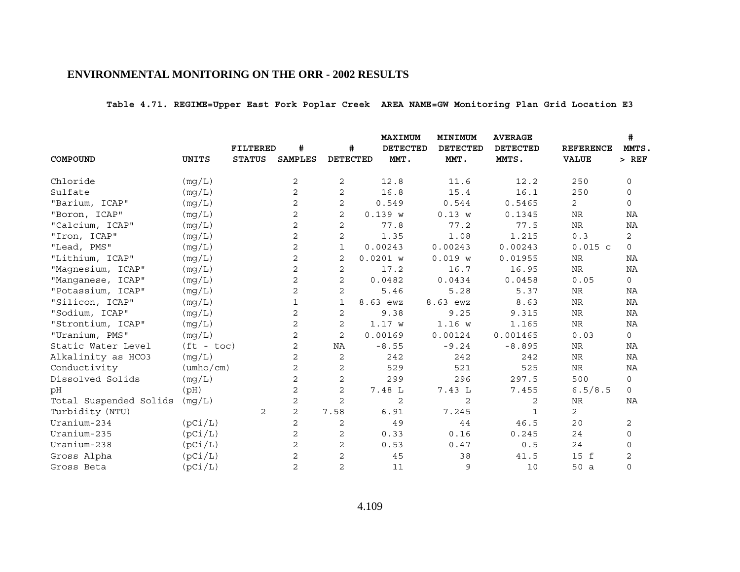## ENVIRONMENTAL MONITORING ON THE ORR - 2002 RESULTS

**Table 4.71. REGIME=Upper East Fork Poplar Creek AREA NAME=GW Monitoring Plan Grid Location E3**

| COMPOUND | UNITS | FILTERED STATUS | # SAMPLES | # DETECTED | MAXIMUM DETECTED MMT. | MINIMUM DETECTED MMT. | AVERAGE DETECTED MMTS. | REFERENCE VALUE | # MMTS. > REF |
|---|---|---|---|---|---|---|---|---|---|
| Chloride | (mg/L) | | 2 | 2 | 12.8 | 11.6 | 12.2 | 250 | 0 |
| Sulfate | (mg/L) | | 2 | 2 | 16.8 | 15.4 | 16.1 | 250 | 0 |
| "Barium, ICAP" | (mg/L) | | 2 | 2 | 0.549 | 0.544 | 0.5465 | 2 | 0 |
| "Boron, ICAP" | (mg/L) | | 2 | 2 | 0.139 w | 0.13 w | 0.1345 | NR | NA |
| "Calcium, ICAP" | (mg/L) | | 2 | 2 | 77.8 | 77.2 | 77.5 | NR | NA |
| "Iron, ICAP" | (mg/L) | | 2 | 2 | 1.35 | 1.08 | 1.215 | 0.3 | 2 |
| "Lead, PMS" | (mg/L) | | 2 | 1 | 0.00243 | 0.00243 | 0.00243 | 0.015 c | 0 |
| "Lithium, ICAP" | (mg/L) | | 2 | 2 | 0.0201 w | 0.019 w | 0.01955 | NR | NA |
| "Magnesium, ICAP" | (mg/L) | | 2 | 2 | 17.2 | 16.7 | 16.95 | NR | NA |
| "Manganese, ICAP" | (mg/L) | | 2 | 2 | 0.0482 | 0.0434 | 0.0458 | 0.05 | 0 |
| "Potassium, ICAP" | (mg/L) | | 2 | 2 | 5.46 | 5.28 | 5.37 | NR | NA |
| "Silicon, ICAP" | (mg/L) | | 1 | 1 | 8.63 ewz | 8.63 ewz | 8.63 | NR | NA |
| "Sodium, ICAP" | (mg/L) | | 2 | 2 | 9.38 | 9.25 | 9.315 | NR | NA |
| "Strontium, ICAP" | (mg/L) | | 2 | 2 | 1.17 w | 1.16 w | 1.165 | NR | NA |
| "Uranium, PMS" | (mg/L) | | 2 | 2 | 0.00169 | 0.00124 | 0.001465 | 0.03 | 0 |
| Static Water Level | (ft - toc) | | 2 | NA | -8.55 | -9.24 | -8.895 | NR | NA |
| Alkalinity as HCO3 | (mg/L) | | 2 | 2 | 242 | 242 | 242 | NR | NA |
| Conductivity | (umho/cm) | | 2 | 2 | 529 | 521 | 525 | NR | NA |
| Dissolved Solids | (mg/L) | | 2 | 2 | 299 | 296 | 297.5 | 500 | 0 |
| pH | (pH) | | 2 | 2 | 7.48 L | 7.43 L | 7.455 | 6.5/8.5 | 0 |
| Total Suspended Solids | (mg/L) | | 2 | 2 | 2 | 2 | 2 | NR | NA |
| Turbidity (NTU) | | 2 | 2 | 7.58 | 6.91 | 7.245 | 1 | 2 | |
| Uranium-234 | (pCi/L) | | 2 | 2 | 49 | 44 | 46.5 | 20 | 2 |
| Uranium-235 | (pCi/L) | | 2 | 2 | 0.33 | 0.16 | 0.245 | 24 | 0 |
| Uranium-238 | (pCi/L) | | 2 | 2 | 0.53 | 0.47 | 0.5 | 24 | 0 |
| Gross Alpha | (pCi/L) | | 2 | 2 | 45 | 38 | 41.5 | 15 f | 2 |
| Gross Beta | (pCi/L) | | 2 | 2 | 11 | 9 | 10 | 50 a | 0 |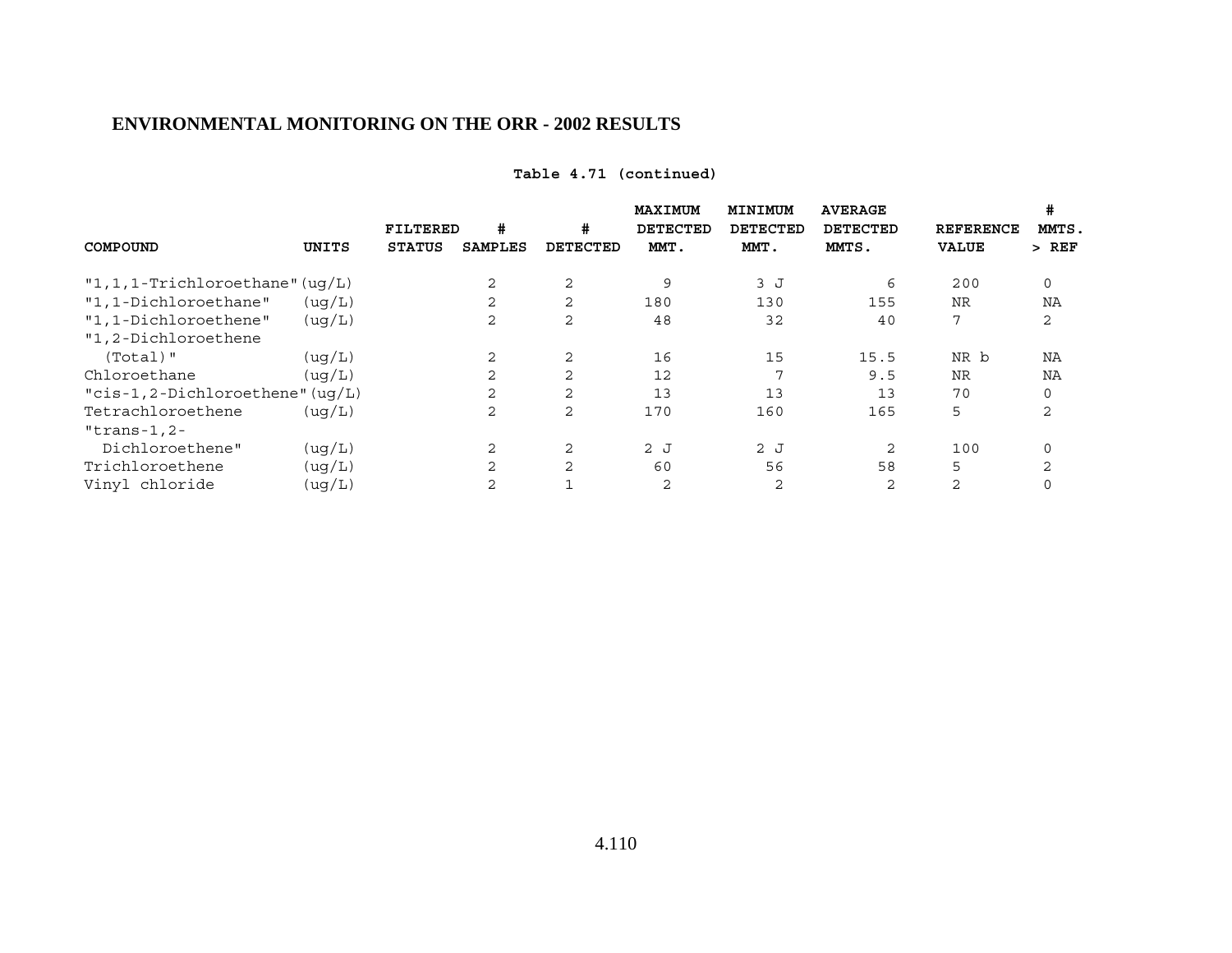## ENVIRONMENTAL MONITORING ON THE ORR - 2002 RESULTS

**Table 4.71 (continued)**

| COMPOUND | UNITS | FILTERED STATUS | # SAMPLES | # DETECTED | MAXIMUM DETECTED MMT. | MINIMUM DETECTED MMT. | AVERAGE DETECTED MMTS. | REFERENCE VALUE | # MMTS. > REF |
|---|---|---|---|---|---|---|---|---|---|
| "1,1,1-Trichloroethane" | (ug/L) | | 2 | 2 | 9 | 3 J | 6 | 200 | 0 |
| "1,1-Dichloroethane" | (ug/L) | | 2 | 2 | 180 | 130 | 155 | NR | NA |
| "1,1-Dichloroethene" | (ug/L) | | 2 | 2 | 48 | 32 | 40 | 7 | 2 |
| "1,2-Dichloroethene (Total)" | (ug/L) | | 2 | 2 | 16 | 15 | 15.5 | NR b | NA |
| Chloroethane | (ug/L) | | 2 | 2 | 12 | 7 | 9.5 | NR | NA |
| "cis-1,2-Dichloroethene" | (ug/L) | | 2 | 2 | 13 | 13 | 13 | 70 | 0 |
| Tetrachloroethene | (ug/L) | | 2 | 2 | 170 | 160 | 165 | 5 | 2 |
| "trans-1,2-Dichloroethene" | (ug/L) | | 2 | 2 | 2 J | 2 J | 2 | 100 | 0 |
| Trichloroethene | (ug/L) | | 2 | 2 | 60 | 56 | 58 | 5 | 2 |
| Vinyl chloride | (ug/L) | | 2 | 1 | 2 | 2 | 2 | 2 | 0 |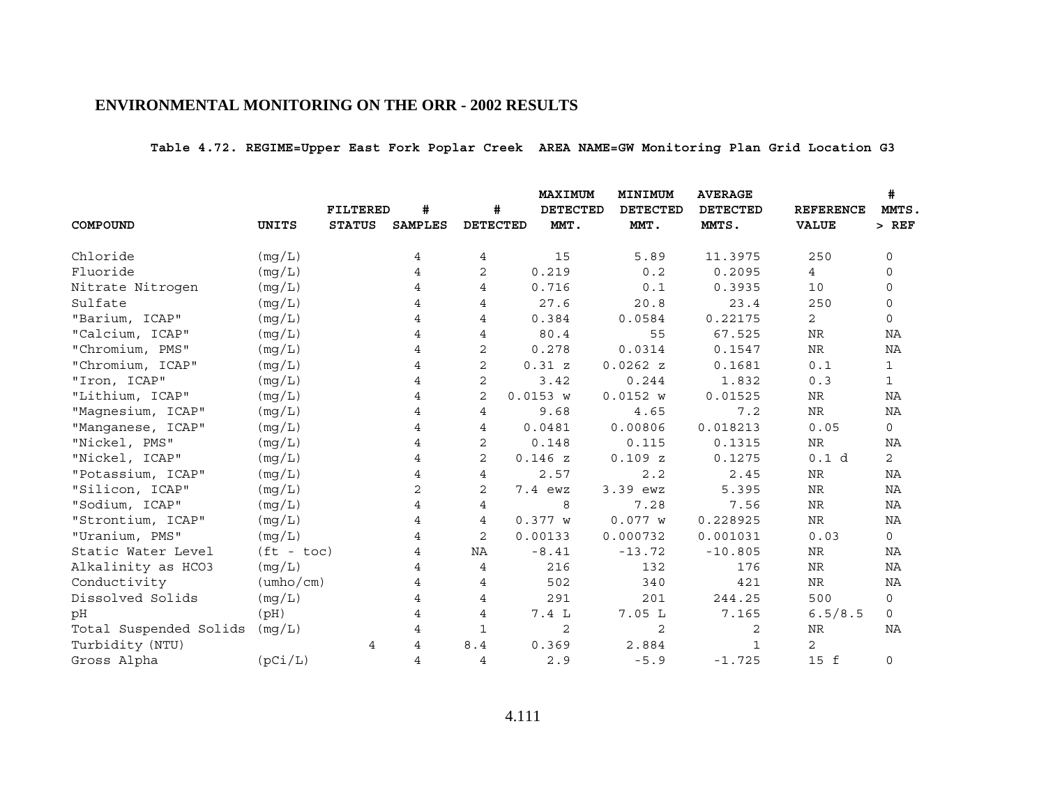# ENVIRONMENTAL MONITORING ON THE ORR - 2002 RESULTS

**Table 4.72. REGIME=Upper East Fork Poplar Creek AREA NAME=GW Monitoring Plan Grid Location G3**

| COMPOUND | UNITS | FILTERED STATUS | # SAMPLES | # DETECTED | MAXIMUM DETECTED MMT. | MINIMUM DETECTED MMT. | AVERAGE DETECTED MMTS. | REFERENCE VALUE | # MMTS. > REF |
|---|---|---|---|---|---|---|---|---|---|
| Chloride | (mg/L) | | 4 | 4 | 15 | 5.89 | 11.3975 | 250 | 0 |
| Fluoride | (mg/L) | | 4 | 2 | 0.219 | 0.2 | 0.2095 | 4 | 0 |
| Nitrate Nitrogen | (mg/L) | | 4 | 4 | 0.716 | 0.1 | 0.3935 | 10 | 0 |
| Sulfate | (mg/L) | | 4 | 4 | 27.6 | 20.8 | 23.4 | 250 | 0 |
| "Barium, ICAP" | (mg/L) | | 4 | 4 | 0.384 | 0.0584 | 0.22175 | 2 | 0 |
| "Calcium, ICAP" | (mg/L) | | 4 | 4 | 80.4 | 55 | 67.525 | NR | NA |
| "Chromium, PMS" | (mg/L) | | 4 | 2 | 0.278 | 0.0314 | 0.1547 | NR | NA |
| "Chromium, ICAP" | (mg/L) | | 4 | 2 | 0.31 z | 0.0262 z | 0.1681 | 0.1 | 1 |
| "Iron, ICAP" | (mg/L) | | 4 | 2 | 3.42 | 0.244 | 1.832 | 0.3 | 1 |
| "Lithium, ICAP" | (mg/L) | | 4 | 2 | 0.0153 w | 0.0152 w | 0.01525 | NR | NA |
| "Magnesium, ICAP" | (mg/L) | | 4 | 4 | 9.68 | 4.65 | 7.2 | NR | NA |
| "Manganese, ICAP" | (mg/L) | | 4 | 4 | 0.0481 | 0.00806 | 0.018213 | 0.05 | 0 |
| "Nickel, PMS" | (mg/L) | | 4 | 2 | 0.148 | 0.115 | 0.1315 | NR | NA |
| "Nickel, ICAP" | (mg/L) | | 4 | 2 | 0.146 z | 0.109 z | 0.1275 | 0.1 d | 2 |
| "Potassium, ICAP" | (mg/L) | | 4 | 4 | 2.57 | 2.2 | 2.45 | NR | NA |
| "Silicon, ICAP" | (mg/L) | | 2 | 2 | 7.4 ewz | 3.39 ewz | 5.395 | NR | NA |
| "Sodium, ICAP" | (mg/L) | | 4 | 4 | 8 | 7.28 | 7.56 | NR | NA |
| "Strontium, ICAP" | (mg/L) | | 4 | 4 | 0.377 w | 0.077 w | 0.228925 | NR | NA |
| "Uranium, PMS" | (mg/L) | | 4 | 2 | 0.00133 | 0.000732 | 0.001031 | 0.03 | 0 |
| Static Water Level | (ft - toc) | | 4 | NA | -8.41 | -13.72 | -10.805 | NR | NA |
| Alkalinity as HCO3 | (mg/L) | | 4 | 4 | 216 | 132 | 176 | NR | NA |
| Conductivity | (umho/cm) | | 4 | 4 | 502 | 340 | 421 | NR | NA |
| Dissolved Solids | (mg/L) | | 4 | 4 | 291 | 201 | 244.25 | 500 | 0 |
| pH | (pH) | | 4 | 4 | 7.4 L | 7.05 L | 7.165 | 6.5/8.5 | 0 |
| Total Suspended Solids | (mg/L) | | 4 | 1 | 2 | 2 | 2 | NR | NA |
| Turbidity (NTU) | | 4 | 4 | 8.4 | 0.369 | 2.884 | 1 | 2 | |
| Gross Alpha | (pCi/L) | | 4 | 4 | 2.9 | -5.9 | -1.725 | 15 f | 0 |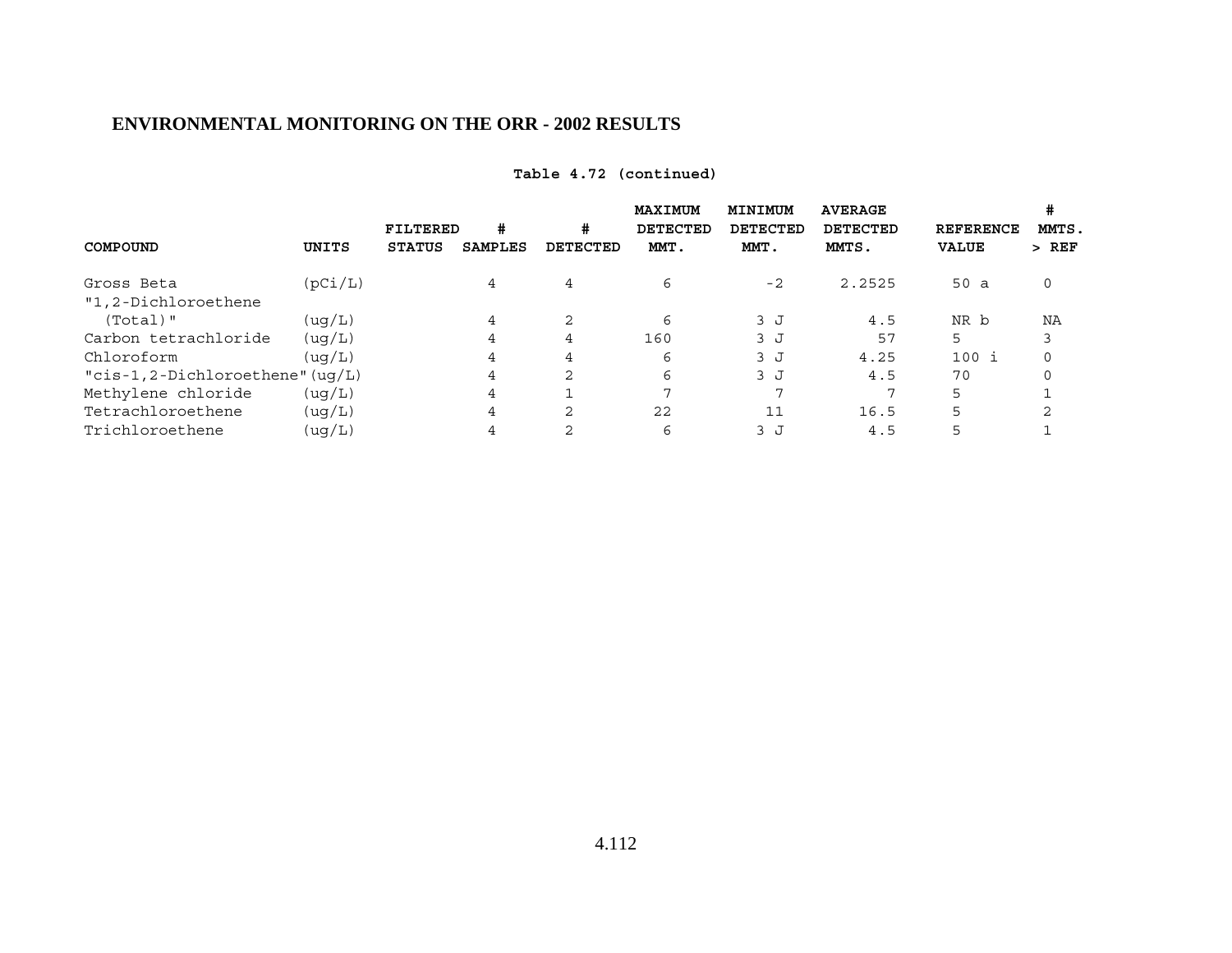## ENVIRONMENTAL MONITORING ON THE ORR - 2002 RESULTS

**Table 4.72 (continued)**

| COMPOUND | UNITS | FILTERED STATUS | # SAMPLES | # DETECTED | MAXIMUM DETECTED MMT. | MINIMUM DETECTED MMT. | AVERAGE DETECTED MMTS. | REFERENCE VALUE | # MMTS. > REF |
|---|---|---|---|---|---|---|---|---|---|
| Gross Beta | (pCi/L) | | 4 | 4 | 6 | -2 | 2.2525 | 50 a | 0 |
| "1,2-Dichloroethene (Total)" | (ug/L) | | 4 | 2 | 6 | 3 J | 4.5 | NR b | NA |
| Carbon tetrachloride | (ug/L) | | 4 | 4 | 160 | 3 J | 57 | 5 | 3 |
| Chloroform | (ug/L) | | 4 | 4 | 6 | 3 J | 4.25 | 100 i | 0 |
| "cis-1,2-Dichloroethene" | (ug/L) | | 4 | 2 | 6 | 3 J | 4.5 | 70 | 0 |
| Methylene chloride | (ug/L) | | 4 | 1 | 7 | 7 | 7 | 5 | 1 |
| Tetrachloroethene | (ug/L) | | 4 | 2 | 22 | 11 | 16.5 | 5 | 2 |
| Trichloroethene | (ug/L) | | 4 | 2 | 6 | 3 J | 4.5 | 5 | 1 |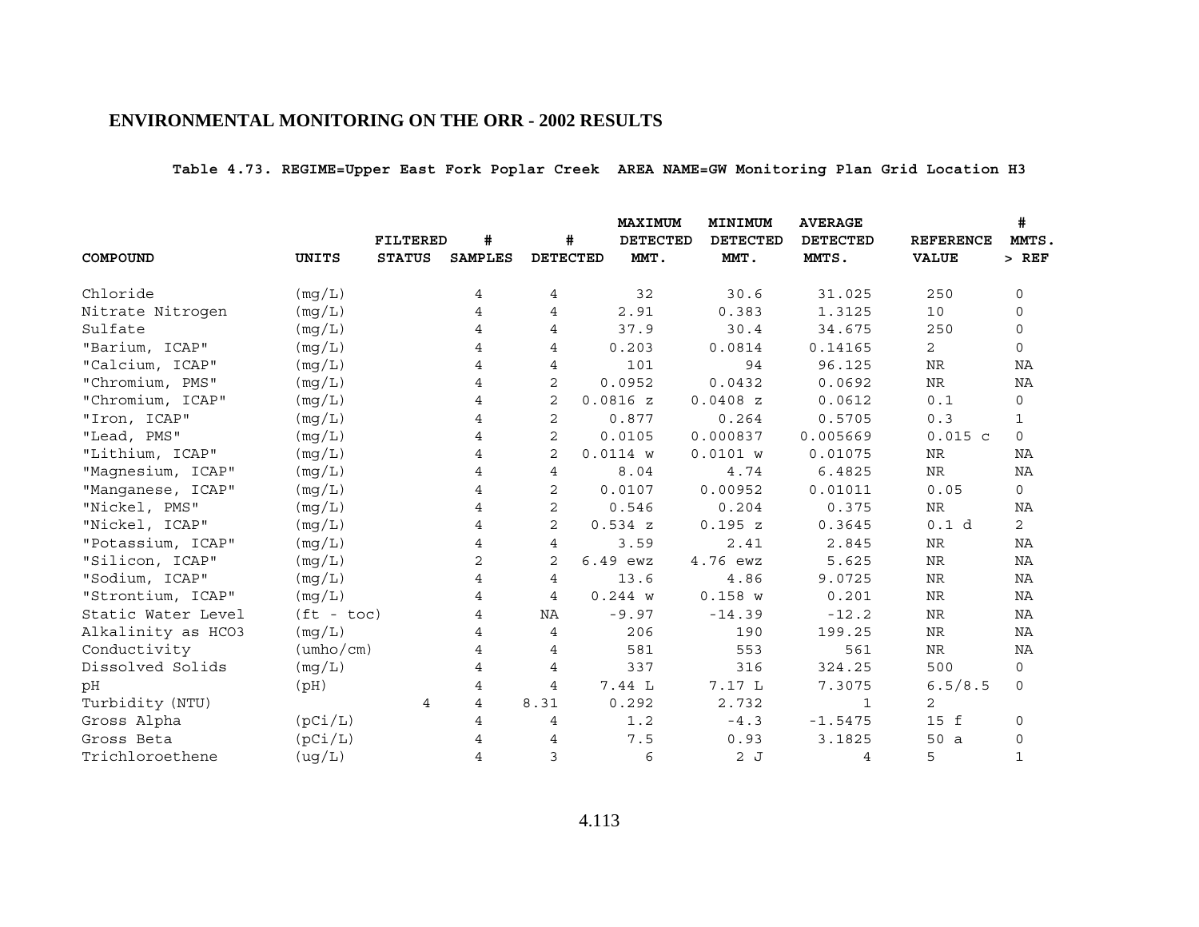**Table 4.73. REGIME=Upper East Fork Poplar Creek AREA NAME=GW Monitoring Plan Grid Location H3**

| COMPOUND | UNITS | FILTERED STATUS | # SAMPLES | # DETECTED | MAXIMUM DETECTED MMT. | MINIMUM DETECTED MMT. | AVERAGE DETECTED MMTS. | REFERENCE VALUE | # MMTS. > REF |
|---|---|---|---|---|---|---|---|---|---|
| Chloride | (mg/L) | | 4 | 4 | 32 | 30.6 | 31.025 | 250 | 0 |
| Nitrate Nitrogen | (mg/L) | | 4 | 4 | 2.91 | 0.383 | 1.3125 | 10 | 0 |
| Sulfate | (mg/L) | | 4 | 4 | 37.9 | 30.4 | 34.675 | 250 | 0 |
| "Barium, ICAP" | (mg/L) | | 4 | 4 | 0.203 | 0.0814 | 0.14165 | 2 | 0 |
| "Calcium, ICAP" | (mg/L) | | 4 | 4 | 101 | 94 | 96.125 | NR | NA |
| "Chromium, PMS" | (mg/L) | | 4 | 2 | 0.0952 | 0.0432 | 0.0692 | NR | NA |
| "Chromium, ICAP" | (mg/L) | | 4 | 2 | 0.0816 z | 0.0408 z | 0.0612 | 0.1 | 0 |
| "Iron, ICAP" | (mg/L) | | 4 | 2 | 0.877 | 0.264 | 0.5705 | 0.3 | 1 |
| "Lead, PMS" | (mg/L) | | 4 | 2 | 0.0105 | 0.000837 | 0.005669 | 0.015 c | 0 |
| "Lithium, ICAP" | (mg/L) | | 4 | 2 | 0.0114 w | 0.0101 w | 0.01075 | NR | NA |
| "Magnesium, ICAP" | (mg/L) | | 4 | 4 | 8.04 | 4.74 | 6.4825 | NR | NA |
| "Manganese, ICAP" | (mg/L) | | 4 | 2 | 0.0107 | 0.00952 | 0.01011 | 0.05 | 0 |
| "Nickel, PMS" | (mg/L) | | 4 | 2 | 0.546 | 0.204 | 0.375 | NR | NA |
| "Nickel, ICAP" | (mg/L) | | 4 | 2 | 0.534 z | 0.195 z | 0.3645 | 0.1 d | 2 |
| "Potassium, ICAP" | (mg/L) | | 4 | 4 | 3.59 | 2.41 | 2.845 | NR | NA |
| "Silicon, ICAP" | (mg/L) | | 2 | 2 | 6.49 ewz | 4.76 ewz | 5.625 | NR | NA |
| "Sodium, ICAP" | (mg/L) | | 4 | 4 | 13.6 | 4.86 | 9.0725 | NR | NA |
| "Strontium, ICAP" | (mg/L) | | 4 | 4 | 0.244 w | 0.158 w | 0.201 | NR | NA |
| Static Water Level | (ft - toc) | | 4 | NA | -9.97 | -14.39 | -12.2 | NR | NA |
| Alkalinity as HCO3 | (mg/L) | | 4 | 4 | 206 | 190 | 199.25 | NR | NA |
| Conductivity | (umho/cm) | | 4 | 4 | 581 | 553 | 561 | NR | NA |
| Dissolved Solids | (mg/L) | | 4 | 4 | 337 | 316 | 324.25 | 500 | 0 |
| pH | (pH) | | 4 | 4 | 7.44 L | 7.17 L | 7.3075 | 6.5/8.5 | 0 |
| Turbidity (NTU) | | 4 | 4 | 8.31 | 0.292 | 2.732 | 1 | 2 | |
| Gross Alpha | (pCi/L) | | 4 | 4 | 1.2 | -4.3 | -1.5475 | 15 f | 0 |
| Gross Beta | (pCi/L) | | 4 | 4 | 7.5 | 0.93 | 3.1825 | 50 a | 0 |
| Trichloroethene | (ug/L) | | 4 | 3 | 6 | 2 J | 4 | 5 | 1 |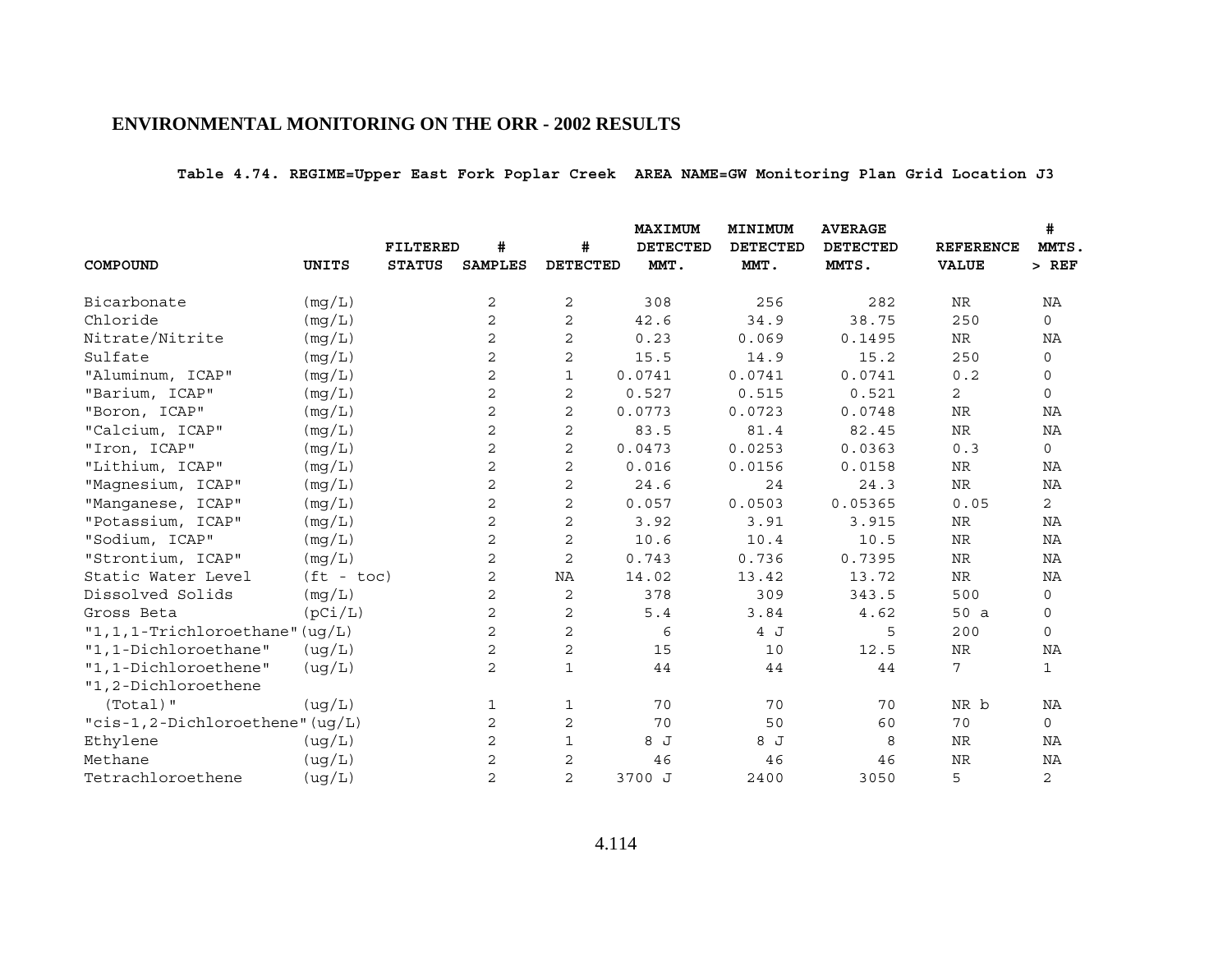## ENVIRONMENTAL MONITORING ON THE ORR - 2002 RESULTS

**Table 4.74. REGIME=Upper East Fork Poplar Creek AREA NAME=GW Monitoring Plan Grid Location J3**

| COMPOUND | UNITS | FILTERED STATUS | # SAMPLES | # DETECTED | MAXIMUM DETECTED MMT. | MINIMUM DETECTED MMT. | AVERAGE DETECTED MMTS. | REFERENCE VALUE | # MMTS. > REF |
|---|---|---|---|---|---|---|---|---|---|
| Bicarbonate | (mg/L) | | 2 | 2 | 308 | 256 | 282 | NR | NA |
| Chloride | (mg/L) | | 2 | 2 | 42.6 | 34.9 | 38.75 | 250 | 0 |
| Nitrate/Nitrite | (mg/L) | | 2 | 2 | 0.23 | 0.069 | 0.1495 | NR | NA |
| Sulfate | (mg/L) | | 2 | 2 | 15.5 | 14.9 | 15.2 | 250 | 0 |
| "Aluminum, ICAP" | (mg/L) | | 2 | 1 | 0.0741 | 0.0741 | 0.0741 | 0.2 | 0 |
| "Barium, ICAP" | (mg/L) | | 2 | 2 | 0.527 | 0.515 | 0.521 | 2 | 0 |
| "Boron, ICAP" | (mg/L) | | 2 | 2 | 0.0773 | 0.0723 | 0.0748 | NR | NA |
| "Calcium, ICAP" | (mg/L) | | 2 | 2 | 83.5 | 81.4 | 82.45 | NR | NA |
| "Iron, ICAP" | (mg/L) | | 2 | 2 | 0.0473 | 0.0253 | 0.0363 | 0.3 | 0 |
| "Lithium, ICAP" | (mg/L) | | 2 | 2 | 0.016 | 0.0156 | 0.0158 | NR | NA |
| "Magnesium, ICAP" | (mg/L) | | 2 | 2 | 24.6 | 24 | 24.3 | NR | NA |
| "Manganese, ICAP" | (mg/L) | | 2 | 2 | 0.057 | 0.0503 | 0.05365 | 0.05 | 2 |
| "Potassium, ICAP" | (mg/L) | | 2 | 2 | 3.92 | 3.91 | 3.915 | NR | NA |
| "Sodium, ICAP" | (mg/L) | | 2 | 2 | 10.6 | 10.4 | 10.5 | NR | NA |
| "Strontium, ICAP" | (mg/L) | | 2 | 2 | 0.743 | 0.736 | 0.7395 | NR | NA |
| Static Water Level | (ft - toc) | | 2 | NA | 14.02 | 13.42 | 13.72 | NR | NA |
| Dissolved Solids | (mg/L) | | 2 | 2 | 378 | 309 | 343.5 | 500 | 0 |
| Gross Beta | (pCi/L) | | 2 | 2 | 5.4 | 3.84 | 4.62 | 50 a | 0 |
| "1,1,1-Trichloroethane" | (ug/L) | | 2 | 2 | 6 | 4 J | 5 | 200 | 0 |
| "1,1-Dichloroethane" | (ug/L) | | 2 | 2 | 15 | 10 | 12.5 | NR | NA |
| "1,1-Dichloroethene" | (ug/L) | | 2 | 1 | 44 | 44 | 44 | 7 | 1 |
| "1,2-Dichloroethene (Total)" | (ug/L) | | 1 | 1 | 70 | 70 | 70 | NR b | NA |
| "cis-1,2-Dichloroethene" | (ug/L) | | 2 | 2 | 70 | 50 | 60 | 70 | 0 |
| Ethylene | (ug/L) | | 2 | 1 | 8 J | 8 J | 8 | NR | NA |
| Methane | (ug/L) | | 2 | 2 | 46 | 46 | 46 | NR | NA |
| Tetrachloroethene | (ug/L) | | 2 | 2 | 3700 J | 2400 | 3050 | 5 | 2 |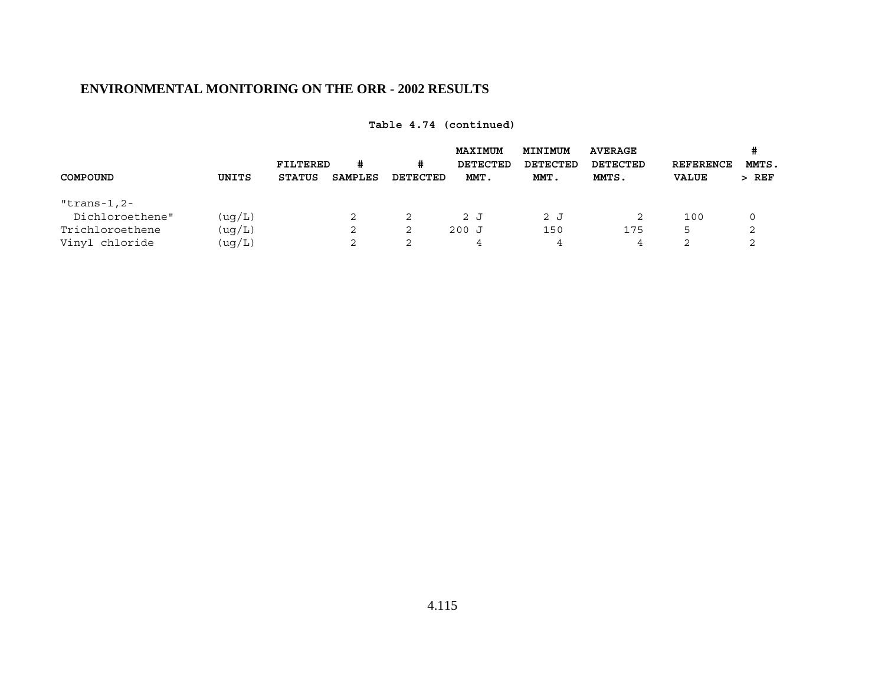# ENVIRONMENTAL MONITORING ON THE ORR - 2002 RESULTS

**Table 4.74 (continued)**

| COMPOUND | UNITS | FILTERED STATUS | # SAMPLES | # DETECTED | MAXIMUM DETECTED MMT. | MINIMUM DETECTED MMT. | AVERAGE DETECTED MMTS. | REFERENCE VALUE | # MMTS. > REF |
|---|---|---|---|---|---|---|---|---|---|
| "trans-1,2-Dichloroethene" | (ug/L) | | 2 | 2 | 2 J | 2 J | 2 | 100 | 0 |
| Trichloroethene | (ug/L) | | 2 | 2 | 200 J | 150 | 175 | 5 | 2 |
| Vinyl chloride | (ug/L) | | 2 | 2 | 4 | 4 | 4 | 2 | 2 |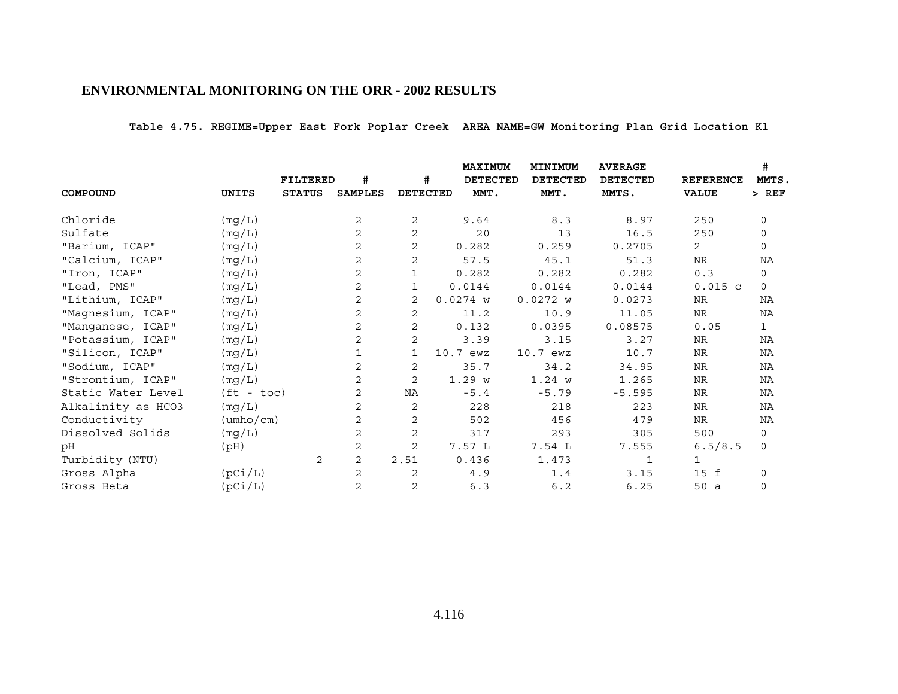## ENVIRONMENTAL MONITORING ON THE ORR - 2002 RESULTS

**Table 4.75. REGIME=Upper East Fork Poplar Creek AREA NAME=GW Monitoring Plan Grid Location K1**

| COMPOUND | UNITS | FILTERED STATUS | # SAMPLES | # DETECTED | MAXIMUM DETECTED MMT. | MINIMUM DETECTED MMT. | AVERAGE DETECTED MMTS. | REFERENCE VALUE | # MMTS. > REF |
|---|---|---|---|---|---|---|---|---|---|
| Chloride | (mg/L) | | 2 | 2 | 9.64 | 8.3 | 8.97 | 250 | 0 |
| Sulfate | (mg/L) | | 2 | 2 | 20 | 13 | 16.5 | 250 | 0 |
| "Barium, ICAP" | (mg/L) | | 2 | 2 | 0.282 | 0.259 | 0.2705 | 2 | 0 |
| "Calcium, ICAP" | (mg/L) | | 2 | 2 | 57.5 | 45.1 | 51.3 | NR | NA |
| "Iron, ICAP" | (mg/L) | | 2 | 1 | 0.282 | 0.282 | 0.282 | 0.3 | 0 |
| "Lead, PMS" | (mg/L) | | 2 | 1 | 0.0144 | 0.0144 | 0.0144 | 0.015 c | 0 |
| "Lithium, ICAP" | (mg/L) | | 2 | 2 | 0.0274 w | 0.0272 w | 0.0273 | NR | NA |
| "Magnesium, ICAP" | (mg/L) | | 2 | 2 | 11.2 | 10.9 | 11.05 | NR | NA |
| "Manganese, ICAP" | (mg/L) | | 2 | 2 | 0.132 | 0.0395 | 0.08575 | 0.05 | 1 |
| "Potassium, ICAP" | (mg/L) | | 2 | 2 | 3.39 | 3.15 | 3.27 | NR | NA |
| "Silicon, ICAP" | (mg/L) | | 1 | 1 | 10.7 ewz | 10.7 ewz | 10.7 | NR | NA |
| "Sodium, ICAP" | (mg/L) | | 2 | 2 | 35.7 | 34.2 | 34.95 | NR | NA |
| "Strontium, ICAP" | (mg/L) | | 2 | 2 | 1.29 w | 1.24 w | 1.265 | NR | NA |
| Static Water Level | (ft - toc) | | 2 | NA | -5.4 | -5.79 | -5.595 | NR | NA |
| Alkalinity as HCO3 | (mg/L) | | 2 | 2 | 228 | 218 | 223 | NR | NA |
| Conductivity | (umho/cm) | | 2 | 2 | 502 | 456 | 479 | NR | NA |
| Dissolved Solids | (mg/L) | | 2 | 2 | 317 | 293 | 305 | 500 | 0 |
| pH | (pH) | | 2 | 2 | 7.57 L | 7.54 L | 7.555 | 6.5/8.5 | 0 |
| Turbidity (NTU) | | 2 | 2 | 2.51 | 0.436 | 1.473 | 1 | 1 | |
| Gross Alpha | (pCi/L) | | 2 | 2 | 4.9 | 1.4 | 3.15 | 15 f | 0 |
| Gross Beta | (pCi/L) | | 2 | 2 | 6.3 | 6.2 | 6.25 | 50 a | 0 |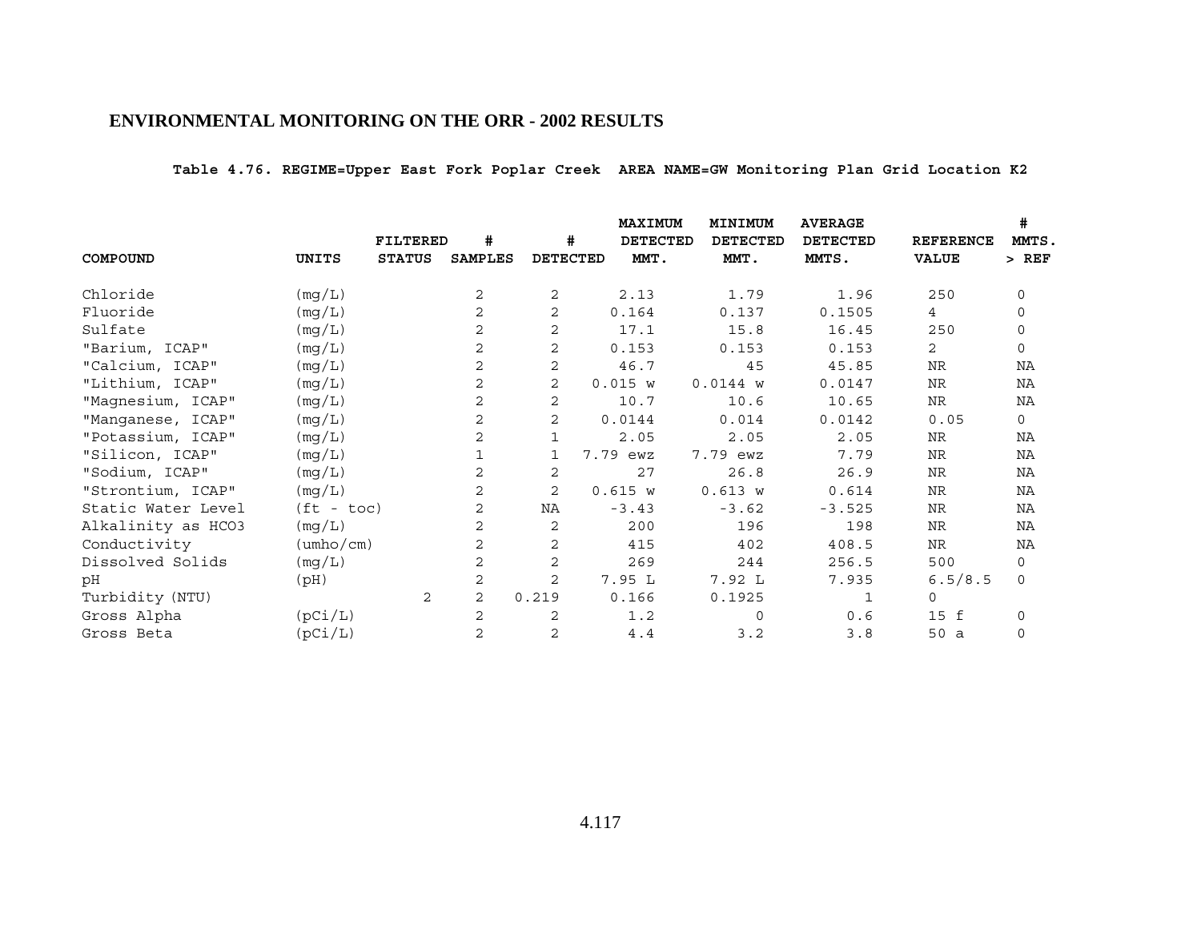# ENVIRONMENTAL MONITORING ON THE ORR - 2002 RESULTS

**Table 4.76. REGIME=Upper East Fork Poplar Creek AREA NAME=GW Monitoring Plan Grid Location K2**

| COMPOUND | UNITS | FILTERED STATUS | # SAMPLES | # DETECTED | MAXIMUM DETECTED MMT. | MINIMUM DETECTED MMT. | AVERAGE DETECTED MMTS. | REFERENCE VALUE | # MMTS. > REF |
|---|---|---|---|---|---|---|---|---|---|
| Chloride | (mg/L) | | 2 | 2 | 2.13 | 1.79 | 1.96 | 250 | 0 |
| Fluoride | (mg/L) | | 2 | 2 | 0.164 | 0.137 | 0.1505 | 4 | 0 |
| Sulfate | (mg/L) | | 2 | 2 | 17.1 | 15.8 | 16.45 | 250 | 0 |
| "Barium, ICAP" | (mg/L) | | 2 | 2 | 0.153 | 0.153 | 0.153 | 2 | 0 |
| "Calcium, ICAP" | (mg/L) | | 2 | 2 | 46.7 | 45 | 45.85 | NR | NA |
| "Lithium, ICAP" | (mg/L) | | 2 | 2 | 0.015 w | 0.0144 w | 0.0147 | NR | NA |
| "Magnesium, ICAP" | (mg/L) | | 2 | 2 | 10.7 | 10.6 | 10.65 | NR | NA |
| "Manganese, ICAP" | (mg/L) | | 2 | 2 | 0.0144 | 0.014 | 0.0142 | 0.05 | 0 |
| "Potassium, ICAP" | (mg/L) | | 2 | 1 | 2.05 | 2.05 | 2.05 | NR | NA |
| "Silicon, ICAP" | (mg/L) | | 1 | 1 | 7.79 ewz | 7.79 ewz | 7.79 | NR | NA |
| "Sodium, ICAP" | (mg/L) | | 2 | 2 | 27 | 26.8 | 26.9 | NR | NA |
| "Strontium, ICAP" | (mg/L) | | 2 | 2 | 0.615 w | 0.613 w | 0.614 | NR | NA |
| Static Water Level | (ft - toc) | | 2 | NA | -3.43 | -3.62 | -3.525 | NR | NA |
| Alkalinity as HCO3 | (mg/L) | | 2 | 2 | 200 | 196 | 198 | NR | NA |
| Conductivity | (umho/cm) | | 2 | 2 | 415 | 402 | 408.5 | NR | NA |
| Dissolved Solids | (mg/L) | | 2 | 2 | 269 | 244 | 256.5 | 500 | 0 |
| pH | (pH) | | 2 | 2 | 7.95 L | 7.92 L | 7.935 | 6.5/8.5 | 0 |
| Turbidity (NTU) | | 2 | 2 | 0.219 | 0.166 | 0.1925 | 1 | 0 | |
| Gross Alpha | (pCi/L) | | 2 | 2 | 1.2 | 0 | 0.6 | 15 f | 0 |
| Gross Beta | (pCi/L) | | 2 | 2 | 4.4 | 3.2 | 3.8 | 50 a | 0 |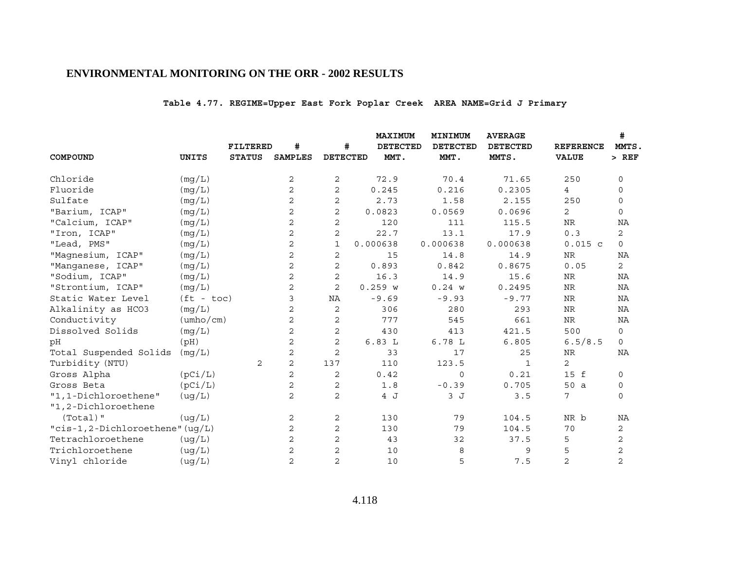**Table 4.77. REGIME=Upper East Fork Poplar Creek AREA NAME=Grid J Primary**

| COMPOUND | UNITS | FILTERED STATUS | # SAMPLES | # DETECTED | MAXIMUM DETECTED MMT. | MINIMUM DETECTED MMT. | AVERAGE DETECTED MMTS. | REFERENCE VALUE | # MMTS. > REF |
|---|---|---|---|---|---|---|---|---|---|
| Chloride | (mg/L) | | 2 | 2 | 72.9 | 70.4 | 71.65 | 250 | 0 |
| Fluoride | (mg/L) | | 2 | 2 | 0.245 | 0.216 | 0.2305 | 4 | 0 |
| Sulfate | (mg/L) | | 2 | 2 | 2.73 | 1.58 | 2.155 | 250 | 0 |
| "Barium, ICAP" | (mg/L) | | 2 | 2 | 0.0823 | 0.0569 | 0.0696 | 2 | 0 |
| "Calcium, ICAP" | (mg/L) | | 2 | 2 | 120 | 111 | 115.5 | NR | NA |
| "Iron, ICAP" | (mg/L) | | 2 | 2 | 22.7 | 13.1 | 17.9 | 0.3 | 2 |
| "Lead, PMS" | (mg/L) | | 2 | 1 | 0.000638 | 0.000638 | 0.000638 | 0.015 c | 0 |
| "Magnesium, ICAP" | (mg/L) | | 2 | 2 | 15 | 14.8 | 14.9 | NR | NA |
| "Manganese, ICAP" | (mg/L) | | 2 | 2 | 0.893 | 0.842 | 0.8675 | 0.05 | 2 |
| "Sodium, ICAP" | (mg/L) | | 2 | 2 | 16.3 | 14.9 | 15.6 | NR | NA |
| "Strontium, ICAP" | (mg/L) | | 2 | 2 | 0.259 w | 0.24 w | 0.2495 | NR | NA |
| Static Water Level | (ft - toc) | | 3 | NA | -9.69 | -9.93 | -9.77 | NR | NA |
| Alkalinity as HCO3 | (mg/L) | | 2 | 2 | 306 | 280 | 293 | NR | NA |
| Conductivity | (umho/cm) | | 2 | 2 | 777 | 545 | 661 | NR | NA |
| Dissolved Solids | (mg/L) | | 2 | 2 | 430 | 413 | 421.5 | 500 | 0 |
| pH | (pH) | | 2 | 2 | 6.83 L | 6.78 L | 6.805 | 6.5/8.5 | 0 |
| Total Suspended Solids | (mg/L) | | 2 | 2 | 33 | 17 | 25 | NR | NA |
| Turbidity (NTU) | | 2 | 2 | 137 | 110 | 123.5 | 1 | 2 | |
| Gross Alpha | (pCi/L) | | 2 | 2 | 0.42 | 0 | 0.21 | 15 f | 0 |
| Gross Beta | (pCi/L) | | 2 | 2 | 1.8 | -0.39 | 0.705 | 50 a | 0 |
| "1,1-Dichloroethene" | (ug/L) | | 2 | 2 | 4 J | 3 J | 3.5 | 7 | 0 |
| "1,2-Dichloroethene (Total)" | (ug/L) | | 2 | 2 | 130 | 79 | 104.5 | NR b | NA |
| "cis-1,2-Dichloroethene" | (ug/L) | | 2 | 2 | 130 | 79 | 104.5 | 70 | 2 |
| Tetrachloroethene | (ug/L) | | 2 | 2 | 43 | 32 | 37.5 | 5 | 2 |
| Trichloroethene | (ug/L) | | 2 | 2 | 10 | 8 | 9 | 5 | 2 |
| Vinyl chloride | (ug/L) | | 2 | 2 | 10 | 5 | 7.5 | 2 | 2 |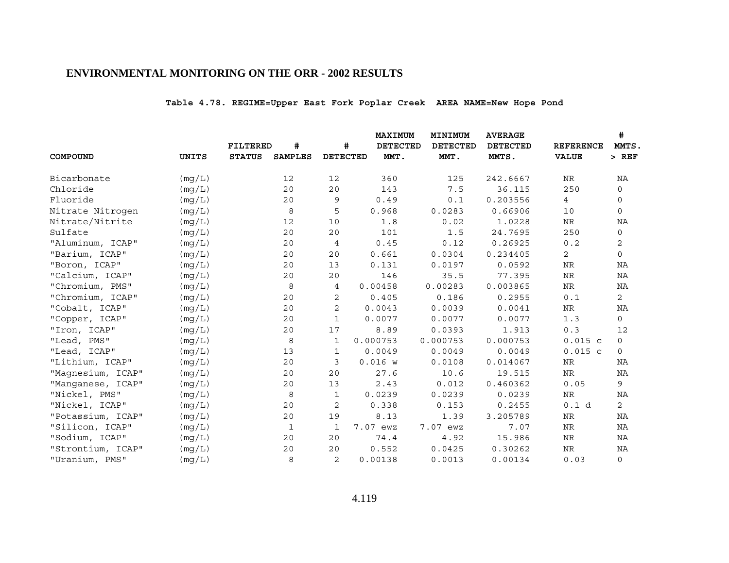## ENVIRONMENTAL MONITORING ON THE ORR - 2002 RESULTS

**Table 4.78. REGIME=Upper East Fork Poplar Creek AREA NAME=New Hope Pond**

| COMPOUND | UNITS | FILTERED STATUS | # SAMPLES | # DETECTED | MAXIMUM DETECTED MMT. | MINIMUM DETECTED MMT. | AVERAGE DETECTED MMTS. | REFERENCE VALUE | # MMTS. > REF |
|---|---|---|---|---|---|---|---|---|---|
| Bicarbonate | (mg/L) | | 12 | 12 | 360 | 125 | 242.6667 | NR | NA |
| Chloride | (mg/L) | | 20 | 20 | 143 | 7.5 | 36.115 | 250 | 0 |
| Fluoride | (mg/L) | | 20 | 9 | 0.49 | 0.1 | 0.203556 | 4 | 0 |
| Nitrate Nitrogen | (mg/L) | | 8 | 5 | 0.968 | 0.0283 | 0.66906 | 10 | 0 |
| Nitrate/Nitrite | (mg/L) | | 12 | 10 | 1.8 | 0.02 | 1.0228 | NR | NA |
| Sulfate | (mg/L) | | 20 | 20 | 101 | 1.5 | 24.7695 | 250 | 0 |
| "Aluminum, ICAP" | (mg/L) | | 20 | 4 | 0.45 | 0.12 | 0.26925 | 0.2 | 2 |
| "Barium, ICAP" | (mg/L) | | 20 | 20 | 0.661 | 0.0304 | 0.234405 | 2 | 0 |
| "Boron, ICAP" | (mg/L) | | 20 | 13 | 0.131 | 0.0197 | 0.0592 | NR | NA |
| "Calcium, ICAP" | (mg/L) | | 20 | 20 | 146 | 35.5 | 77.395 | NR | NA |
| "Chromium, PMS" | (mg/L) | | 8 | 4 | 0.00458 | 0.00283 | 0.003865 | NR | NA |
| "Chromium, ICAP" | (mg/L) | | 20 | 2 | 0.405 | 0.186 | 0.2955 | 0.1 | 2 |
| "Cobalt, ICAP" | (mg/L) | | 20 | 2 | 0.0043 | 0.0039 | 0.0041 | NR | NA |
| "Copper, ICAP" | (mg/L) | | 20 | 1 | 0.0077 | 0.0077 | 0.0077 | 1.3 | 0 |
| "Iron, ICAP" | (mg/L) | | 20 | 17 | 8.89 | 0.0393 | 1.913 | 0.3 | 12 |
| "Lead, PMS" | (mg/L) | | 8 | 1 | 0.000753 | 0.000753 | 0.000753 | 0.015 c | 0 |
| "Lead, ICAP" | (mg/L) | | 13 | 1 | 0.0049 | 0.0049 | 0.0049 | 0.015 c | 0 |
| "Lithium, ICAP" | (mg/L) | | 20 | 3 | 0.016 w | 0.0108 | 0.014067 | NR | NA |
| "Magnesium, ICAP" | (mg/L) | | 20 | 20 | 27.6 | 10.6 | 19.515 | NR | NA |
| "Manganese, ICAP" | (mg/L) | | 20 | 13 | 2.43 | 0.012 | 0.460362 | 0.05 | 9 |
| "Nickel, PMS" | (mg/L) | | 8 | 1 | 0.0239 | 0.0239 | 0.0239 | NR | NA |
| "Nickel, ICAP" | (mg/L) | | 20 | 2 | 0.338 | 0.153 | 0.2455 | 0.1 d | 2 |
| "Potassium, ICAP" | (mg/L) | | 20 | 19 | 8.13 | 1.39 | 3.205789 | NR | NA |
| "Silicon, ICAP" | (mg/L) | | 1 | 1 | 7.07 ewz | 7.07 ewz | 7.07 | NR | NA |
| "Sodium, ICAP" | (mg/L) | | 20 | 20 | 74.4 | 4.92 | 15.986 | NR | NA |
| "Strontium, ICAP" | (mg/L) | | 20 | 20 | 0.552 | 0.0425 | 0.30262 | NR | NA |
| "Uranium, PMS" | (mg/L) | | 8 | 2 | 0.00138 | 0.0013 | 0.00134 | 0.03 | 0 |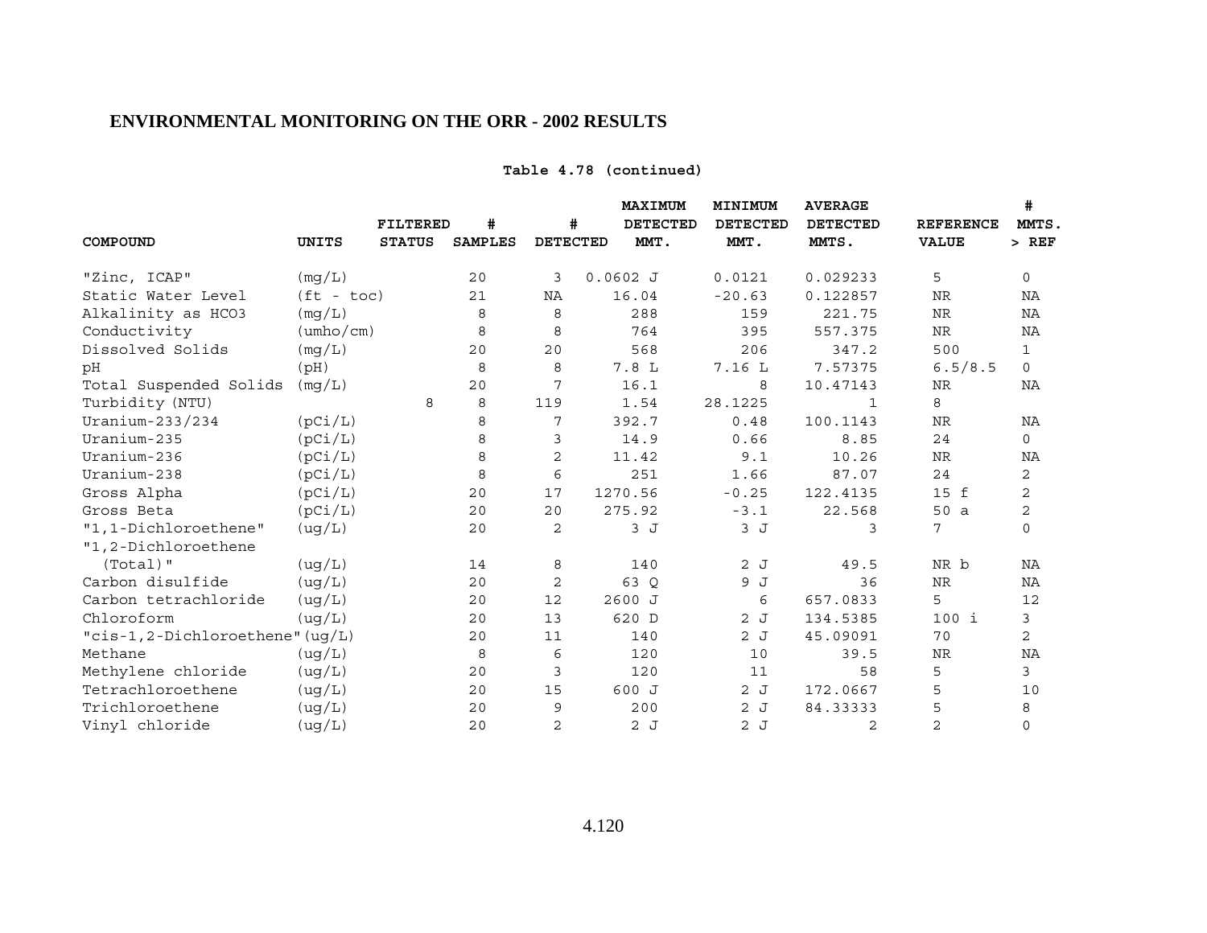## ENVIRONMENTAL MONITORING ON THE ORR - 2002 RESULTS

**Table 4.78 (continued)**

| COMPOUND | UNITS | FILTERED STATUS | # SAMPLES | # DETECTED | MAXIMUM DETECTED MMT. | MINIMUM DETECTED MMT. | AVERAGE DETECTED MMTS. | REFERENCE VALUE | # MMTS. > REF |
|---|---|---|---|---|---|---|---|---|---|
| "Zinc, ICAP" | (mg/L) | | 20 | 3 | 0.0602 J | 0.0121 | 0.029233 | 5 | 0 |
| Static Water Level | (ft - toc) | | 21 | NA | 16.04 | -20.63 | 0.122857 | NR | NA |
| Alkalinity as HCO3 | (mg/L) | | 8 | 8 | 288 | 159 | 221.75 | NR | NA |
| Conductivity | (umho/cm) | | 8 | 8 | 764 | 395 | 557.375 | NR | NA |
| Dissolved Solids | (mg/L) | | 20 | 20 | 568 | 206 | 347.2 | 500 | 1 |
| pH | (pH) | | 8 | 8 | 7.8 L | 7.16 L | 7.57375 | 6.5/8.5 | 0 |
| Total Suspended Solids | (mg/L) | | 20 | 7 | 16.1 | 8 | 10.47143 | NR | NA |
| Turbidity (NTU) | | 8 | 8 | 119 | 1.54 | 28.1225 | 1 | 8 | |
| Uranium-233/234 | (pCi/L) | | 8 | 7 | 392.7 | 0.48 | 100.1143 | NR | NA |
| Uranium-235 | (pCi/L) | | 8 | 3 | 14.9 | 0.66 | 8.85 | 24 | 0 |
| Uranium-236 | (pCi/L) | | 8 | 2 | 11.42 | 9.1 | 10.26 | NR | NA |
| Uranium-238 | (pCi/L) | | 8 | 6 | 251 | 1.66 | 87.07 | 24 | 2 |
| Gross Alpha | (pCi/L) | | 20 | 17 | 1270.56 | -0.25 | 122.4135 | 15 f | 2 |
| Gross Beta | (pCi/L) | | 20 | 20 | 275.92 | -3.1 | 22.568 | 50 a | 2 |
| "1,1-Dichloroethene" | (ug/L) | | 20 | 2 | 3 J | 3 J | 3 | 7 | 0 |
| "1,2-Dichloroethene (Total)" | (ug/L) | | 14 | 8 | 140 | 2 J | 49.5 | NR b | NA |
| Carbon disulfide | (ug/L) | | 20 | 2 | 63 Q | 9 J | 36 | NR | NA |
| Carbon tetrachloride | (ug/L) | | 20 | 12 | 2600 J | 6 | 657.0833 | 5 | 12 |
| Chloroform | (ug/L) | | 20 | 13 | 620 D | 2 J | 134.5385 | 100 i | 3 |
| "cis-1,2-Dichloroethene" | (ug/L) | | 20 | 11 | 140 | 2 J | 45.09091 | 70 | 2 |
| Methane | (ug/L) | | 8 | 6 | 120 | 10 | 39.5 | NR | NA |
| Methylene chloride | (ug/L) | | 20 | 3 | 120 | 11 | 58 | 5 | 3 |
| Tetrachloroethene | (ug/L) | | 20 | 15 | 600 J | 2 J | 172.0667 | 5 | 10 |
| Trichloroethene | (ug/L) | | 20 | 9 | 200 | 2 J | 84.33333 | 5 | 8 |
| Vinyl chloride | (ug/L) | | 20 | 2 | 2 J | 2 J | 2 | 2 | 0 |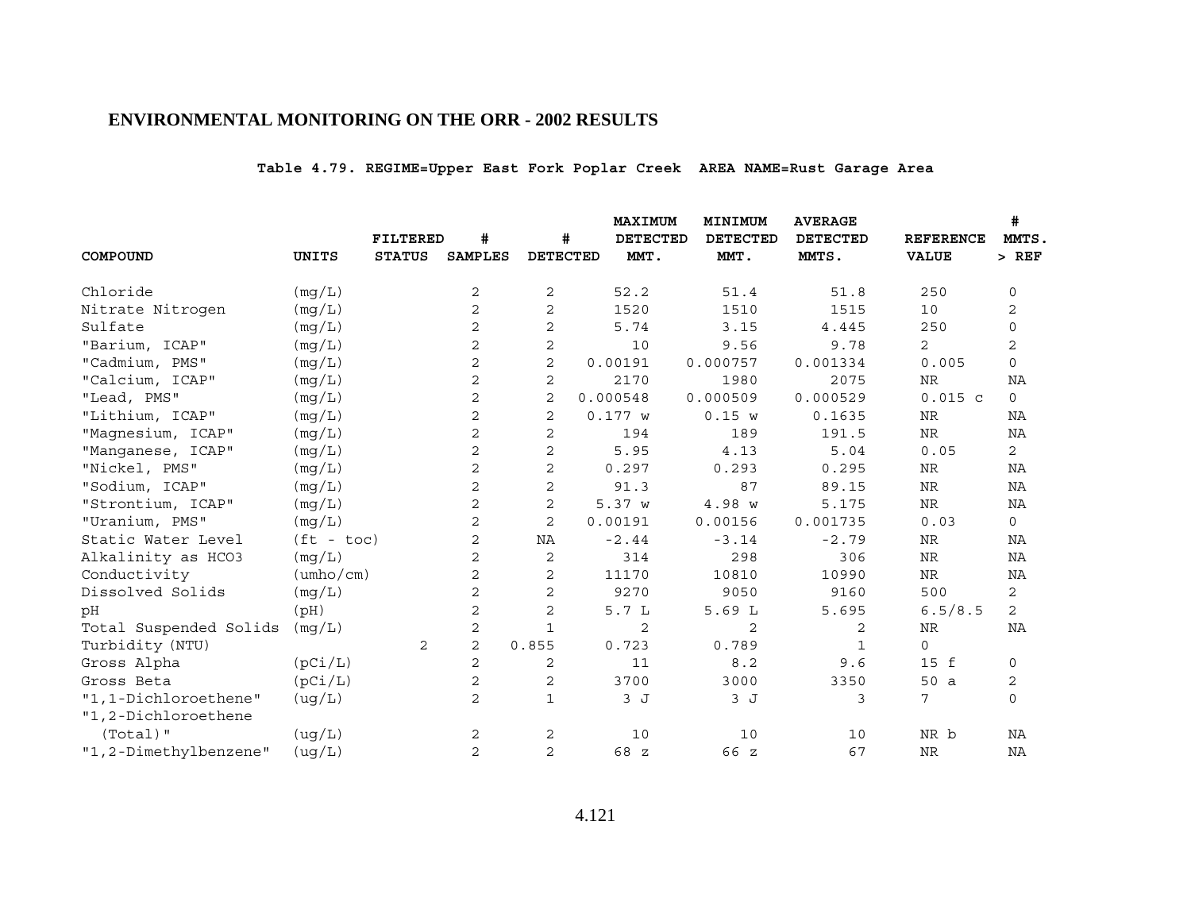## ENVIRONMENTAL MONITORING ON THE ORR - 2002 RESULTS

**Table 4.79. REGIME=Upper East Fork Poplar Creek AREA NAME=Rust Garage Area**

| COMPOUND | UNITS | FILTERED STATUS | # SAMPLES | # DETECTED | MAXIMUM DETECTED MMT. | MINIMUM DETECTED MMT. | AVERAGE DETECTED MMTS. | REFERENCE VALUE | # MMTS. > REF |
|---|---|---|---|---|---|---|---|---|---|
| Chloride | (mg/L) | | 2 | 2 | 52.2 | 51.4 | 51.8 | 250 | 0 |
| Nitrate Nitrogen | (mg/L) | | 2 | 2 | 1520 | 1510 | 1515 | 10 | 2 |
| Sulfate | (mg/L) | | 2 | 2 | 5.74 | 3.15 | 4.445 | 250 | 0 |
| "Barium, ICAP" | (mg/L) | | 2 | 2 | 10 | 9.56 | 9.78 | 2 | 2 |
| "Cadmium, PMS" | (mg/L) | | 2 | 2 | 0.00191 | 0.000757 | 0.001334 | 0.005 | 0 |
| "Calcium, ICAP" | (mg/L) | | 2 | 2 | 2170 | 1980 | 2075 | NR | NA |
| "Lead, PMS" | (mg/L) | | 2 | 2 | 0.000548 | 0.000509 | 0.000529 | 0.015 c | 0 |
| "Lithium, ICAP" | (mg/L) | | 2 | 2 | 0.177 w | 0.15 w | 0.1635 | NR | NA |
| "Magnesium, ICAP" | (mg/L) | | 2 | 2 | 194 | 189 | 191.5 | NR | NA |
| "Manganese, ICAP" | (mg/L) | | 2 | 2 | 5.95 | 4.13 | 5.04 | 0.05 | 2 |
| "Nickel, PMS" | (mg/L) | | 2 | 2 | 0.297 | 0.293 | 0.295 | NR | NA |
| "Sodium, ICAP" | (mg/L) | | 2 | 2 | 91.3 | 87 | 89.15 | NR | NA |
| "Strontium, ICAP" | (mg/L) | | 2 | 2 | 5.37 w | 4.98 w | 5.175 | NR | NA |
| "Uranium, PMS" | (mg/L) | | 2 | 2 | 0.00191 | 0.00156 | 0.001735 | 0.03 | 0 |
| Static Water Level | (ft - toc) | | 2 | NA | -2.44 | -3.14 | -2.79 | NR | NA |
| Alkalinity as HCO3 | (mg/L) | | 2 | 2 | 314 | 298 | 306 | NR | NA |
| Conductivity | (umho/cm) | | 2 | 2 | 11170 | 10810 | 10990 | NR | NA |
| Dissolved Solids | (mg/L) | | 2 | 2 | 9270 | 9050 | 9160 | 500 | 2 |
| pH | (pH) | | 2 | 2 | 5.7 L | 5.69 L | 5.695 | 6.5/8.5 | 2 |
| Total Suspended Solids | (mg/L) | | 2 | 1 | 2 | 2 | 2 | NR | NA |
| Turbidity (NTU) | | 2 | 2 | 0.855 | 0.723 | 0.789 | 1 | 0 | |
| Gross Alpha | (pCi/L) | | 2 | 2 | 11 | 8.2 | 9.6 | 15 f | 0 |
| Gross Beta | (pCi/L) | | 2 | 2 | 3700 | 3000 | 3350 | 50 a | 2 |
| "1,1-Dichloroethene" | (ug/L) | | 2 | 1 | 3 J | 3 J | 3 | 7 | 0 |
| "1,2-Dichloroethene (Total)" | (ug/L) | | 2 | 2 | 10 | 10 | 10 | NR b | NA |
| "1,2-Dimethylbenzene" | (ug/L) | | 2 | 2 | 68 z | 66 z | 67 | NR | NA |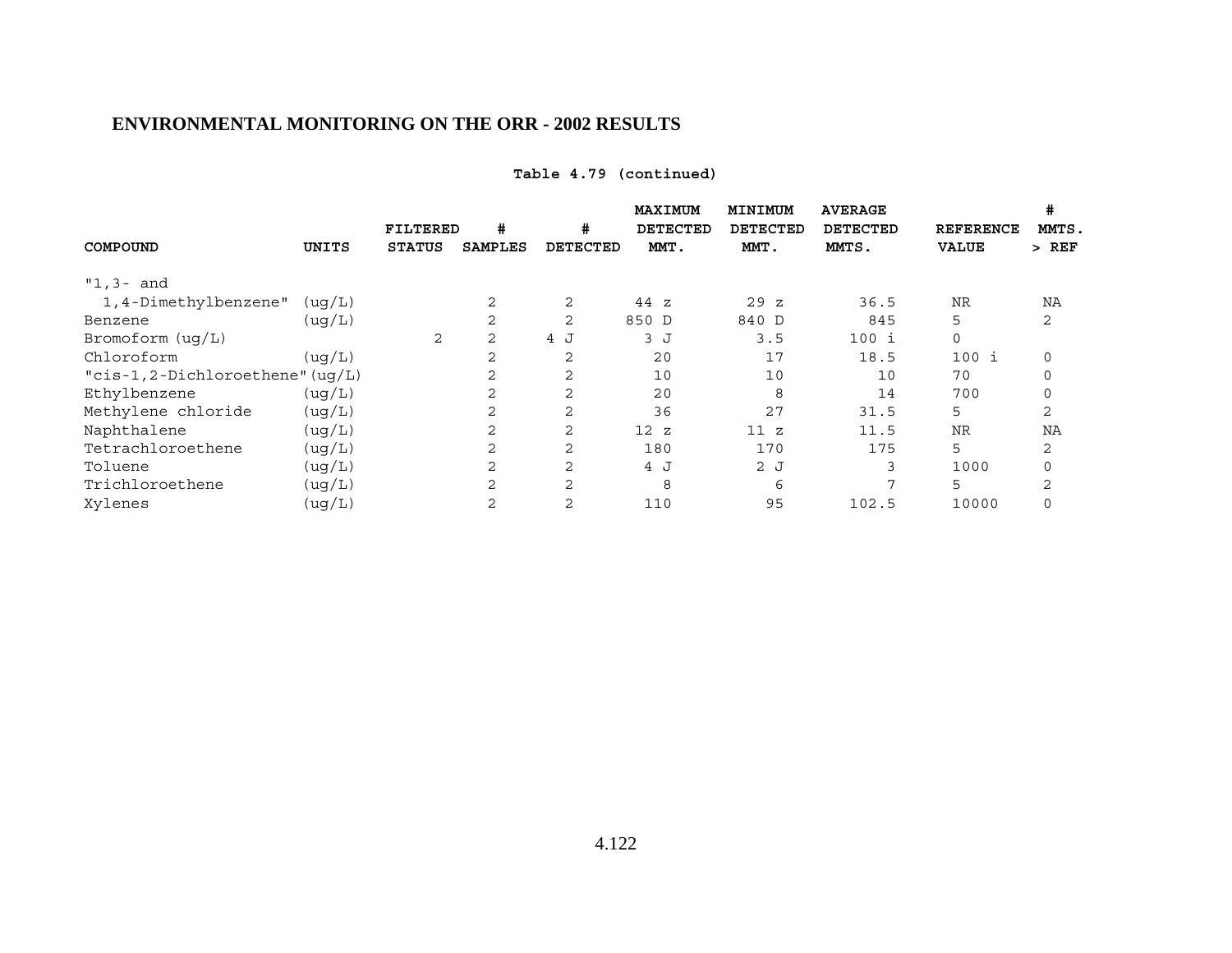## ENVIRONMENTAL MONITORING ON THE ORR - 2002 RESULTS

**Table 4.79 (continued)**

| COMPOUND | UNITS | FILTERED STATUS | # SAMPLES | # DETECTED | MAXIMUM DETECTED MMT. | MINIMUM DETECTED MMT. | AVERAGE DETECTED MMTS. | REFERENCE VALUE | # MMTS. > REF |
|---|---|---|---|---|---|---|---|---|---|
| "1,3- and 1,4-Dimethylbenzene" | (ug/L) | | 2 | 2 | 44 z | 29 z | 36.5 | NR | NA |
| Benzene | (ug/L) | | 2 | 2 | 850 D | 840 D | 845 | 5 | 2 |
| Bromoform (ug/L) | | 2 | 2 | 4 J | 3 J | 3.5 | 100 i | 0 | |
| Chloroform | (ug/L) | | 2 | 2 | 20 | 17 | 18.5 | 100 i | 0 |
| "cis-1,2-Dichloroethene" | (ug/L) | | 2 | 2 | 10 | 10 | 10 | 70 | 0 |
| Ethylbenzene | (ug/L) | | 2 | 2 | 20 | 8 | 14 | 700 | 0 |
| Methylene chloride | (ug/L) | | 2 | 2 | 36 | 27 | 31.5 | 5 | 2 |
| Naphthalene | (ug/L) | | 2 | 2 | 12 z | 11 z | 11.5 | NR | NA |
| Tetrachloroethene | (ug/L) | | 2 | 2 | 180 | 170 | 175 | 5 | 2 |
| Toluene | (ug/L) | | 2 | 2 | 4 J | 2 J | 3 | 1000 | 0 |
| Trichloroethene | (ug/L) | | 2 | 2 | 8 | 6 | 7 | 5 | 2 |
| Xylenes | (ug/L) | | 2 | 2 | 110 | 95 | 102.5 | 10000 | 0 |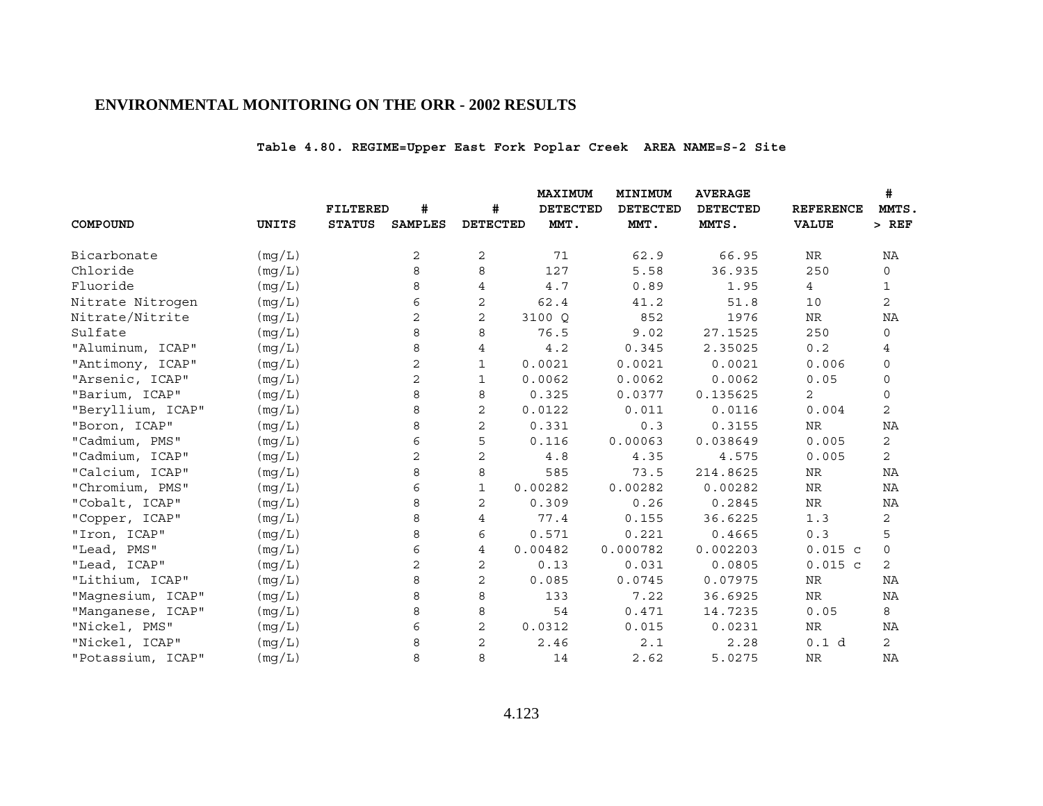## ENVIRONMENTAL MONITORING ON THE ORR - 2002 RESULTS

**Table 4.80. REGIME=Upper East Fork Poplar Creek AREA NAME=S-2 Site**

| COMPOUND | UNITS | FILTERED STATUS | # SAMPLES | # DETECTED | MAXIMUM DETECTED MMT. | MINIMUM DETECTED MMT. | AVERAGE DETECTED MMTS. | REFERENCE VALUE | # MMTS. > REF |
|---|---|---|---|---|---|---|---|---|---|
| Bicarbonate | (mg/L) | | 2 | 2 | 71 | 62.9 | 66.95 | NR | NA |
| Chloride | (mg/L) | | 8 | 8 | 127 | 5.58 | 36.935 | 250 | 0 |
| Fluoride | (mg/L) | | 8 | 4 | 4.7 | 0.89 | 1.95 | 4 | 1 |
| Nitrate Nitrogen | (mg/L) | | 6 | 2 | 62.4 | 41.2 | 51.8 | 10 | 2 |
| Nitrate/Nitrite | (mg/L) | | 2 | 2 | 3100 Q | 852 | 1976 | NR | NA |
| Sulfate | (mg/L) | | 8 | 8 | 76.5 | 9.02 | 27.1525 | 250 | 0 |
| "Aluminum, ICAP" | (mg/L) | | 8 | 4 | 4.2 | 0.345 | 2.35025 | 0.2 | 4 |
| "Antimony, ICAP" | (mg/L) | | 2 | 1 | 0.0021 | 0.0021 | 0.0021 | 0.006 | 0 |
| "Arsenic, ICAP" | (mg/L) | | 2 | 1 | 0.0062 | 0.0062 | 0.0062 | 0.05 | 0 |
| "Barium, ICAP" | (mg/L) | | 8 | 8 | 0.325 | 0.0377 | 0.135625 | 2 | 0 |
| "Beryllium, ICAP" | (mg/L) | | 8 | 2 | 0.0122 | 0.011 | 0.0116 | 0.004 | 2 |
| "Boron, ICAP" | (mg/L) | | 8 | 2 | 0.331 | 0.3 | 0.3155 | NR | NA |
| "Cadmium, PMS" | (mg/L) | | 6 | 5 | 0.116 | 0.00063 | 0.038649 | 0.005 | 2 |
| "Cadmium, ICAP" | (mg/L) | | 2 | 2 | 4.8 | 4.35 | 4.575 | 0.005 | 2 |
| "Calcium, ICAP" | (mg/L) | | 8 | 8 | 585 | 73.5 | 214.8625 | NR | NA |
| "Chromium, PMS" | (mg/L) | | 6 | 1 | 0.00282 | 0.00282 | 0.00282 | NR | NA |
| "Cobalt, ICAP" | (mg/L) | | 8 | 2 | 0.309 | 0.26 | 0.2845 | NR | NA |
| "Copper, ICAP" | (mg/L) | | 8 | 4 | 77.4 | 0.155 | 36.6225 | 1.3 | 2 |
| "Iron, ICAP" | (mg/L) | | 8 | 6 | 0.571 | 0.221 | 0.4665 | 0.3 | 5 |
| "Lead, PMS" | (mg/L) | | 6 | 4 | 0.00482 | 0.000782 | 0.002203 | 0.015 c | 0 |
| "Lead, ICAP" | (mg/L) | | 2 | 2 | 0.13 | 0.031 | 0.0805 | 0.015 c | 2 |
| "Lithium, ICAP" | (mg/L) | | 8 | 2 | 0.085 | 0.0745 | 0.07975 | NR | NA |
| "Magnesium, ICAP" | (mg/L) | | 8 | 8 | 133 | 7.22 | 36.6925 | NR | NA |
| "Manganese, ICAP" | (mg/L) | | 8 | 8 | 54 | 0.471 | 14.7235 | 0.05 | 8 |
| "Nickel, PMS" | (mg/L) | | 6 | 2 | 0.0312 | 0.015 | 0.0231 | NR | NA |
| "Nickel, ICAP" | (mg/L) | | 8 | 2 | 2.46 | 2.1 | 2.28 | 0.1 d | 2 |
| "Potassium, ICAP" | (mg/L) | | 8 | 8 | 14 | 2.62 | 5.0275 | NR | NA |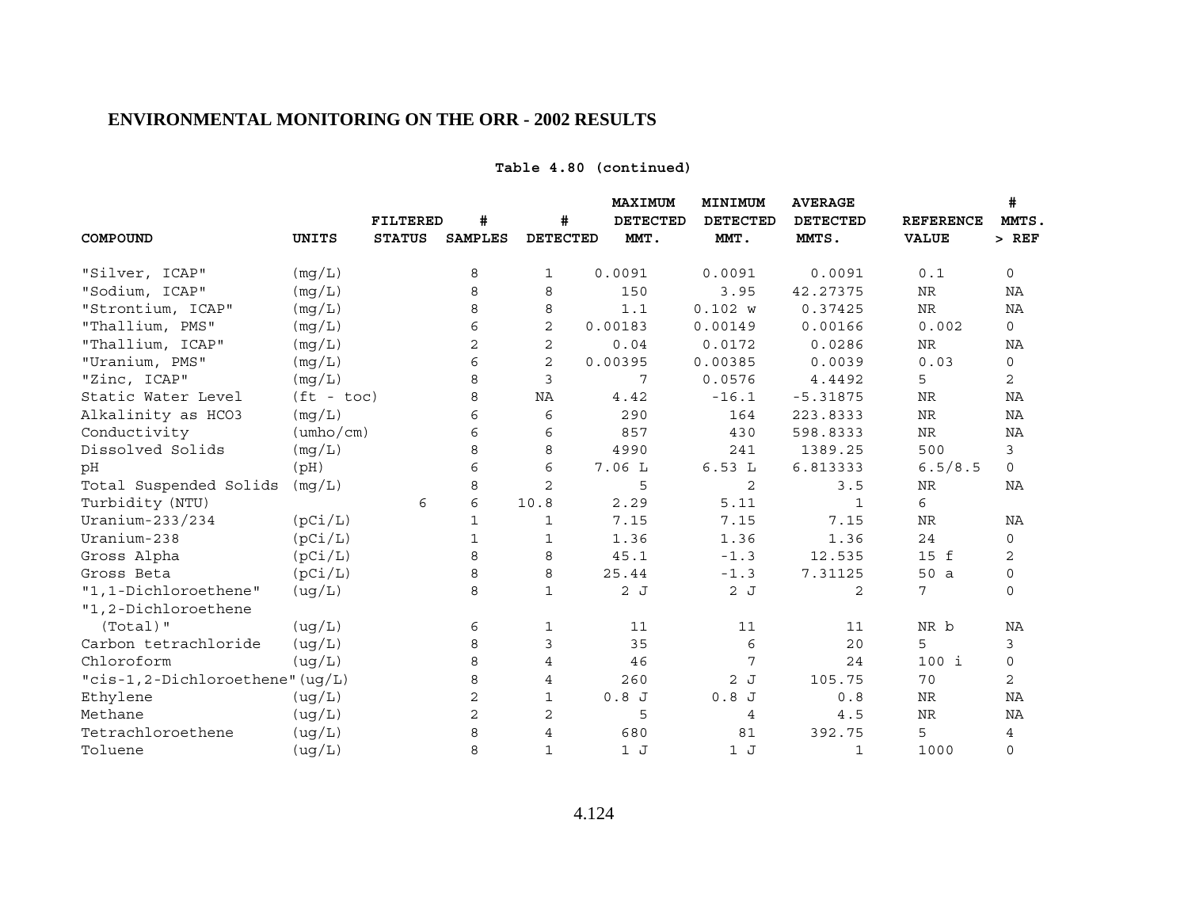**Table 4.80 (continued)**

| COMPOUND | UNITS | FILTERED STATUS | # SAMPLES | # DETECTED | MAXIMUM DETECTED MMT. | MINIMUM DETECTED MMT. | AVERAGE DETECTED MMTS. | REFERENCE VALUE | # MMTS. > REF |
|---|---|---|---|---|---|---|---|---|---|
| "Silver, ICAP" | (mg/L) | | 8 | 1 | 0.0091 | 0.0091 | 0.0091 | 0.1 | 0 |
| "Sodium, ICAP" | (mg/L) | | 8 | 8 | 150 | 3.95 | 42.27375 | NR | NA |
| "Strontium, ICAP" | (mg/L) | | 8 | 8 | 1.1 | 0.102 w | 0.37425 | NR | NA |
| "Thallium, PMS" | (mg/L) | | 6 | 2 | 0.00183 | 0.00149 | 0.00166 | 0.002 | 0 |
| "Thallium, ICAP" | (mg/L) | | 2 | 2 | 0.04 | 0.0172 | 0.0286 | NR | NA |
| "Uranium, PMS" | (mg/L) | | 6 | 2 | 0.00395 | 0.00385 | 0.0039 | 0.03 | 0 |
| "Zinc, ICAP" | (mg/L) | | 8 | 3 | 7 | 0.0576 | 4.4492 | 5 | 2 |
| Static Water Level | (ft - toc) | | 8 | NA | 4.42 | -16.1 | -5.31875 | NR | NA |
| Alkalinity as HCO3 | (mg/L) | | 6 | 6 | 290 | 164 | 223.8333 | NR | NA |
| Conductivity | (umho/cm) | | 6 | 6 | 857 | 430 | 598.8333 | NR | NA |
| Dissolved Solids | (mg/L) | | 8 | 8 | 4990 | 241 | 1389.25 | 500 | 3 |
| pH | (pH) | | 6 | 6 | 7.06 L | 6.53 L | 6.813333 | 6.5/8.5 | 0 |
| Total Suspended Solids | (mg/L) | | 8 | 2 | 5 | 2 | 3.5 | NR | NA |
| Turbidity (NTU) | | 6 | 6 | 10.8 | 2.29 | 5.11 | 1 | 6 | |
| Uranium-233/234 | (pCi/L) | | 1 | 1 | 7.15 | 7.15 | 7.15 | NR | NA |
| Uranium-238 | (pCi/L) | | 1 | 1 | 1.36 | 1.36 | 1.36 | 24 | 0 |
| Gross Alpha | (pCi/L) | | 8 | 8 | 45.1 | -1.3 | 12.535 | 15 f | 2 |
| Gross Beta | (pCi/L) | | 8 | 8 | 25.44 | -1.3 | 7.31125 | 50 a | 0 |
| "1,1-Dichloroethene" | (ug/L) | | 8 | 1 | 2 J | 2 J | 2 | 7 | 0 |
| "1,2-Dichloroethene (Total)" | (ug/L) | | 6 | 1 | 11 | 11 | 11 | NR b | NA |
| Carbon tetrachloride | (ug/L) | | 8 | 3 | 35 | 6 | 20 | 5 | 3 |
| Chloroform | (ug/L) | | 8 | 4 | 46 | 7 | 24 | 100 i | 0 |
| "cis-1,2-Dichloroethene" | (ug/L) | | 8 | 4 | 260 | 2 J | 105.75 | 70 | 2 |
| Ethylene | (ug/L) | | 2 | 1 | 0.8 J | 0.8 J | 0.8 | NR | NA |
| Methane | (ug/L) | | 2 | 2 | 5 | 4 | 4.5 | NR | NA |
| Tetrachloroethene | (ug/L) | | 8 | 4 | 680 | 81 | 392.75 | 5 | 4 |
| Toluene | (ug/L) | | 8 | 1 | 1 J | 1 J | 1 | 1000 | 0 |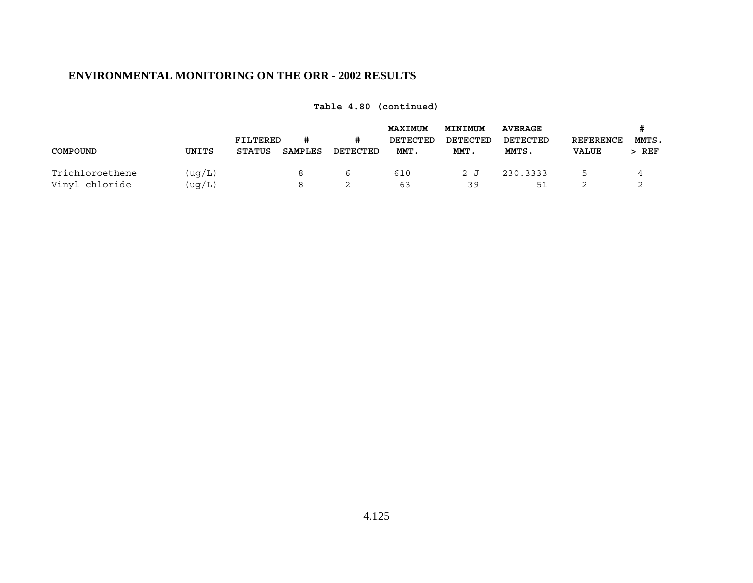## ENVIRONMENTAL MONITORING ON THE ORR - 2002 RESULTS

**Table 4.80 (continued)**

| COMPOUND | UNITS | FILTERED STATUS | # SAMPLES | # DETECTED | MAXIMUM DETECTED MMT. | MINIMUM DETECTED MMT. | AVERAGE DETECTED MMTS. | REFERENCE VALUE | # MMTS. > REF |
|---|---|---|---|---|---|---|---|---|---|
| Trichloroethene | (ug/L) | | 8 | 6 | 610 | 2 J | 230.3333 | 5 | 4 |
| Vinyl chloride | (ug/L) | | 8 | 2 | 63 | 39 | 51 | 2 | 2 |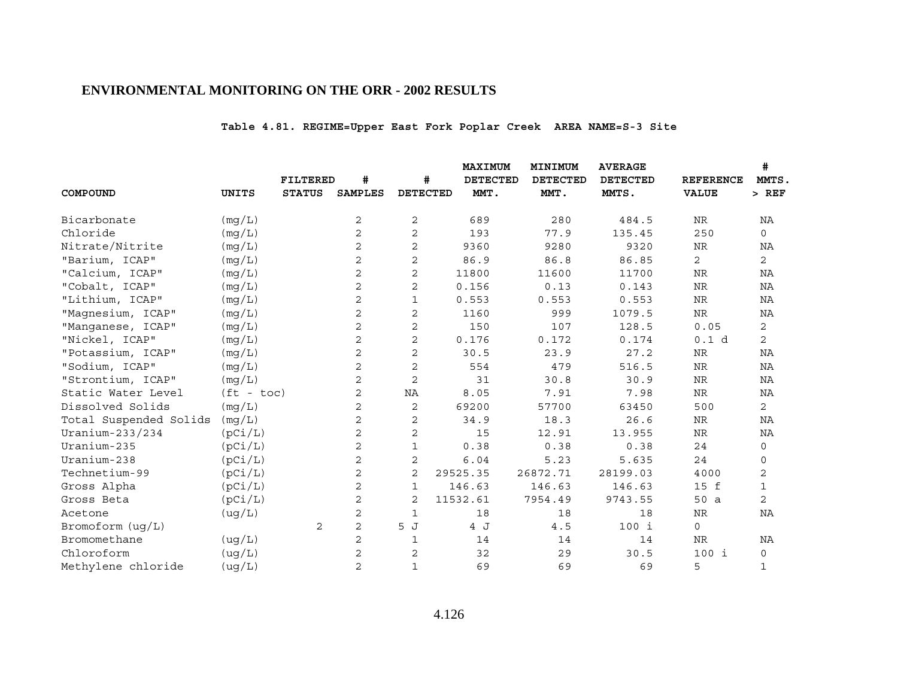## ENVIRONMENTAL MONITORING ON THE ORR - 2002 RESULTS

**Table 4.81. REGIME=Upper East Fork Poplar Creek AREA NAME=S-3 Site**

| COMPOUND | UNITS | FILTERED STATUS | # SAMPLES | # DETECTED | MAXIMUM DETECTED MMT. | MINIMUM DETECTED MMT. | AVERAGE DETECTED MMTS. | REFERENCE VALUE | # MMTS. > REF |
|---|---|---|---|---|---|---|---|---|---|
| Bicarbonate | (mg/L) | | 2 | 2 | 689 | 280 | 484.5 | NR | NA |
| Chloride | (mg/L) | | 2 | 2 | 193 | 77.9 | 135.45 | 250 | 0 |
| Nitrate/Nitrite | (mg/L) | | 2 | 2 | 9360 | 9280 | 9320 | NR | NA |
| "Barium, ICAP" | (mg/L) | | 2 | 2 | 86.9 | 86.8 | 86.85 | 2 | 2 |
| "Calcium, ICAP" | (mg/L) | | 2 | 2 | 11800 | 11600 | 11700 | NR | NA |
| "Cobalt, ICAP" | (mg/L) | | 2 | 2 | 0.156 | 0.13 | 0.143 | NR | NA |
| "Lithium, ICAP" | (mg/L) | | 2 | 1 | 0.553 | 0.553 | 0.553 | NR | NA |
| "Magnesium, ICAP" | (mg/L) | | 2 | 2 | 1160 | 999 | 1079.5 | NR | NA |
| "Manganese, ICAP" | (mg/L) | | 2 | 2 | 150 | 107 | 128.5 | 0.05 | 2 |
| "Nickel, ICAP" | (mg/L) | | 2 | 2 | 0.176 | 0.172 | 0.174 | 0.1 d | 2 |
| "Potassium, ICAP" | (mg/L) | | 2 | 2 | 30.5 | 23.9 | 27.2 | NR | NA |
| "Sodium, ICAP" | (mg/L) | | 2 | 2 | 554 | 479 | 516.5 | NR | NA |
| "Strontium, ICAP" | (mg/L) | | 2 | 2 | 31 | 30.8 | 30.9 | NR | NA |
| Static Water Level | (ft - toc) | | 2 | NA | 8.05 | 7.91 | 7.98 | NR | NA |
| Dissolved Solids | (mg/L) | | 2 | 2 | 69200 | 57700 | 63450 | 500 | 2 |
| Total Suspended Solids | (mg/L) | | 2 | 2 | 34.9 | 18.3 | 26.6 | NR | NA |
| Uranium-233/234 | (pCi/L) | | 2 | 2 | 15 | 12.91 | 13.955 | NR | NA |
| Uranium-235 | (pCi/L) | | 2 | 1 | 0.38 | 0.38 | 0.38 | 24 | 0 |
| Uranium-238 | (pCi/L) | | 2 | 2 | 6.04 | 5.23 | 5.635 | 24 | 0 |
| Technetium-99 | (pCi/L) | | 2 | 2 | 29525.35 | 26872.71 | 28199.03 | 4000 | 2 |
| Gross Alpha | (pCi/L) | | 2 | 1 | 146.63 | 146.63 | 146.63 | 15 f | 1 |
| Gross Beta | (pCi/L) | | 2 | 2 | 11532.61 | 7954.49 | 9743.55 | 50 a | 2 |
| Acetone | (ug/L) | | 2 | 1 | 18 | 18 | 18 | NR | NA |
| Bromoform (ug/L) | | 2 | 2 | 5 J | 4 J | 4.5 | 100 i | 0 | |
| Bromomethane | (ug/L) | | 2 | 1 | 14 | 14 | 14 | NR | NA |
| Chloroform | (ug/L) | | 2 | 2 | 32 | 29 | 30.5 | 100 i | 0 |
| Methylene chloride | (ug/L) | | 2 | 1 | 69 | 69 | 69 | 5 | 1 |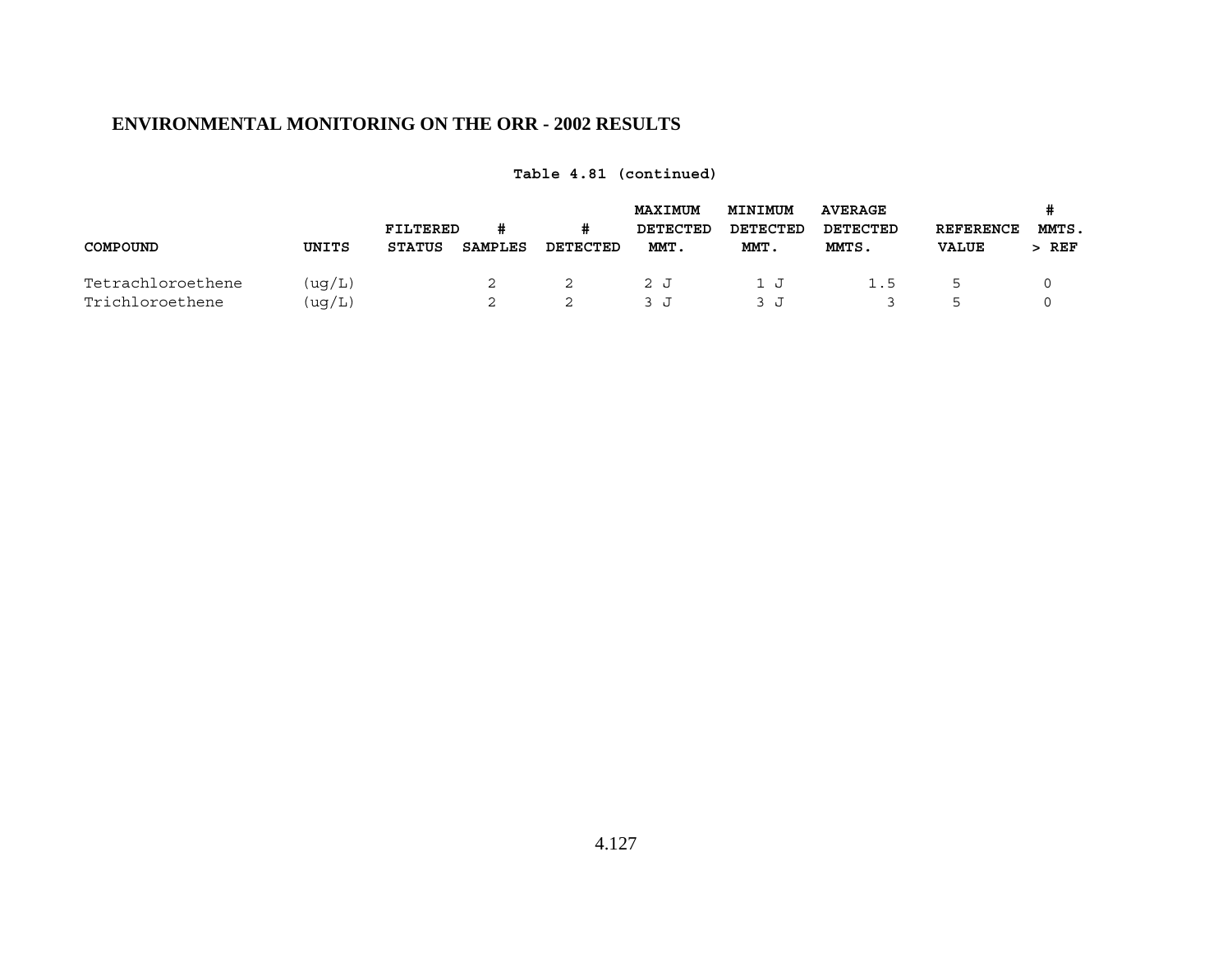**ENVIRONMENTAL MONITORING ON THE ORR - 2002 RESULTS**

**Table 4.81 (continued)**

| COMPOUND | UNITS | FILTERED STATUS | # SAMPLES | # DETECTED | MAXIMUM DETECTED MMT. | MINIMUM DETECTED MMT. | AVERAGE DETECTED MMTS. | REFERENCE VALUE | # MMTS. > REF |
|---|---|---|---|---|---|---|---|---|---|
| Tetrachloroethene | (ug/L) | | 2 | 2 | 2 J | 1 J | 1.5 | 5 | 0 |
| Trichloroethene | (ug/L) | | 2 | 2 | 3 J | 3 J | 3 | 5 | 0 |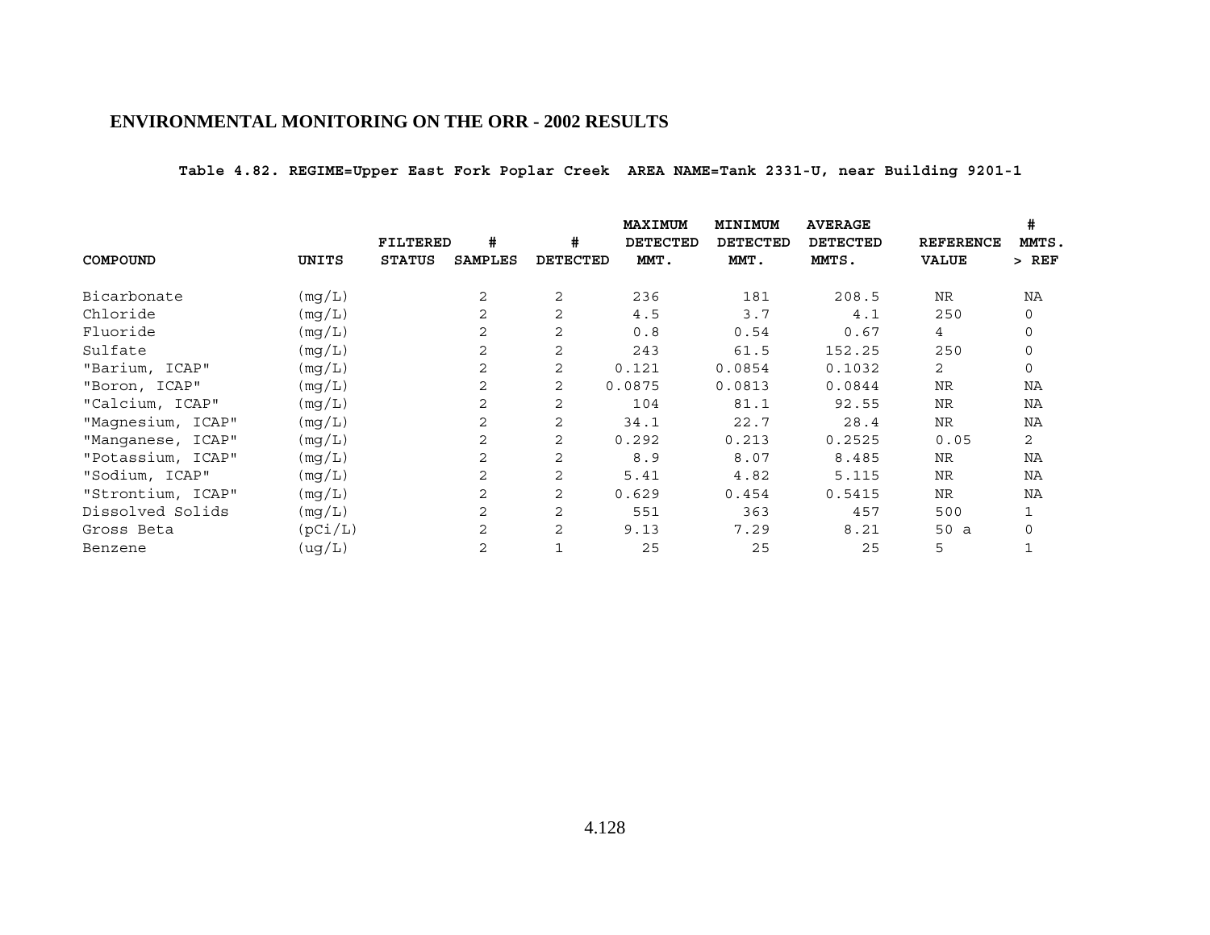## ENVIRONMENTAL MONITORING ON THE ORR - 2002 RESULTS

**Table 4.82. REGIME=Upper East Fork Poplar Creek AREA NAME=Tank 2331-U, near Building 9201-1**

| COMPOUND | UNITS | FILTERED STATUS | # SAMPLES | # DETECTED | MAXIMUM DETECTED MMT. | MINIMUM DETECTED MMT. | AVERAGE DETECTED MMTS. | REFERENCE VALUE | # MMTS. > REF |
|---|---|---|---|---|---|---|---|---|---|
| Bicarbonate | (mg/L) | | 2 | 2 | 236 | 181 | 208.5 | NR | NA |
| Chloride | (mg/L) | | 2 | 2 | 4.5 | 3.7 | 4.1 | 250 | 0 |
| Fluoride | (mg/L) | | 2 | 2 | 0.8 | 0.54 | 0.67 | 4 | 0 |
| Sulfate | (mg/L) | | 2 | 2 | 243 | 61.5 | 152.25 | 250 | 0 |
| "Barium, ICAP" | (mg/L) | | 2 | 2 | 0.121 | 0.0854 | 0.1032 | 2 | 0 |
| "Boron, ICAP" | (mg/L) | | 2 | 2 | 0.0875 | 0.0813 | 0.0844 | NR | NA |
| "Calcium, ICAP" | (mg/L) | | 2 | 2 | 104 | 81.1 | 92.55 | NR | NA |
| "Magnesium, ICAP" | (mg/L) | | 2 | 2 | 34.1 | 22.7 | 28.4 | NR | NA |
| "Manganese, ICAP" | (mg/L) | | 2 | 2 | 0.292 | 0.213 | 0.2525 | 0.05 | 2 |
| "Potassium, ICAP" | (mg/L) | | 2 | 2 | 8.9 | 8.07 | 8.485 | NR | NA |
| "Sodium, ICAP" | (mg/L) | | 2 | 2 | 5.41 | 4.82 | 5.115 | NR | NA |
| "Strontium, ICAP" | (mg/L) | | 2 | 2 | 0.629 | 0.454 | 0.5415 | NR | NA |
| Dissolved Solids | (mg/L) | | 2 | 2 | 551 | 363 | 457 | 500 | 1 |
| Gross Beta | (pCi/L) | | 2 | 2 | 9.13 | 7.29 | 8.21 | 50 a | 0 |
| Benzene | (ug/L) | | 2 | 1 | 25 | 25 | 25 | 5 | 1 |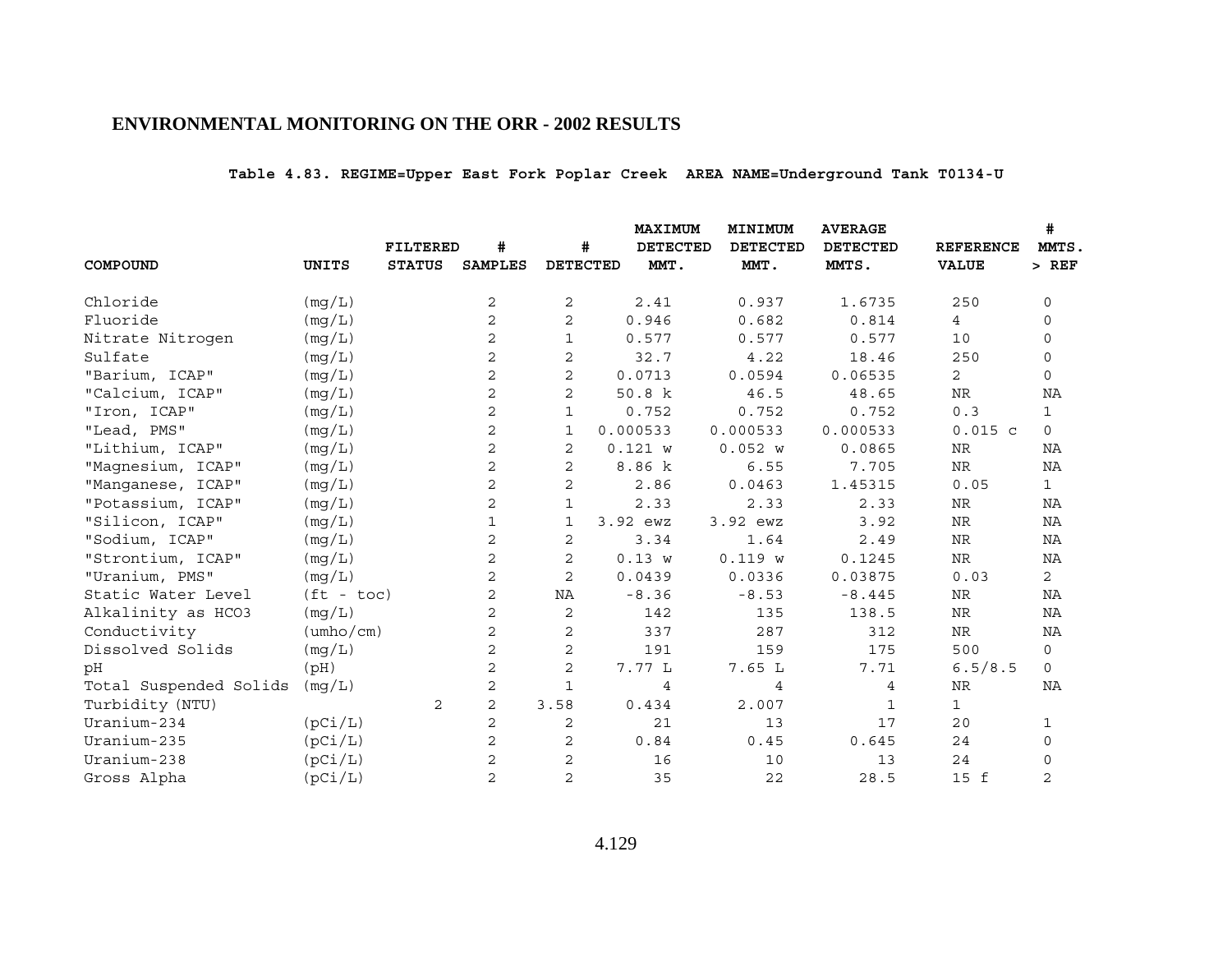**Table 4.83. REGIME=Upper East Fork Poplar Creek AREA NAME=Underground Tank T0134-U**

| COMPOUND | UNITS | FILTERED STATUS | # SAMPLES | # DETECTED | MAXIMUM DETECTED MMT. | MINIMUM DETECTED MMT. | AVERAGE DETECTED MMTS. | REFERENCE VALUE | # MMTS. > REF |
|---|---|---|---|---|---|---|---|---|---|
| Chloride | (mg/L) | | 2 | 2 | 2.41 | 0.937 | 1.6735 | 250 | 0 |
| Fluoride | (mg/L) | | 2 | 2 | 0.946 | 0.682 | 0.814 | 4 | 0 |
| Nitrate Nitrogen | (mg/L) | | 2 | 1 | 0.577 | 0.577 | 0.577 | 10 | 0 |
| Sulfate | (mg/L) | | 2 | 2 | 32.7 | 4.22 | 18.46 | 250 | 0 |
| "Barium, ICAP" | (mg/L) | | 2 | 2 | 0.0713 | 0.0594 | 0.06535 | 2 | 0 |
| "Calcium, ICAP" | (mg/L) | | 2 | 2 | 50.8 k | 46.5 | 48.65 | NR | NA |
| "Iron, ICAP" | (mg/L) | | 2 | 1 | 0.752 | 0.752 | 0.752 | 0.3 | 1 |
| "Lead, PMS" | (mg/L) | | 2 | 1 | 0.000533 | 0.000533 | 0.000533 | 0.015 c | 0 |
| "Lithium, ICAP" | (mg/L) | | 2 | 2 | 0.121 w | 0.052 w | 0.0865 | NR | NA |
| "Magnesium, ICAP" | (mg/L) | | 2 | 2 | 8.86 k | 6.55 | 7.705 | NR | NA |
| "Manganese, ICAP" | (mg/L) | | 2 | 2 | 2.86 | 0.0463 | 1.45315 | 0.05 | 1 |
| "Potassium, ICAP" | (mg/L) | | 2 | 1 | 2.33 | 2.33 | 2.33 | NR | NA |
| "Silicon, ICAP" | (mg/L) | | 1 | 1 | 3.92 ewz | 3.92 ewz | 3.92 | NR | NA |
| "Sodium, ICAP" | (mg/L) | | 2 | 2 | 3.34 | 1.64 | 2.49 | NR | NA |
| "Strontium, ICAP" | (mg/L) | | 2 | 2 | 0.13 w | 0.119 w | 0.1245 | NR | NA |
| "Uranium, PMS" | (mg/L) | | 2 | 2 | 0.0439 | 0.0336 | 0.03875 | 0.03 | 2 |
| Static Water Level | (ft - toc) | | 2 | NA | -8.36 | -8.53 | -8.445 | NR | NA |
| Alkalinity as HCO3 | (mg/L) | | 2 | 2 | 142 | 135 | 138.5 | NR | NA |
| Conductivity | (umho/cm) | | 2 | 2 | 337 | 287 | 312 | NR | NA |
| Dissolved Solids | (mg/L) | | 2 | 2 | 191 | 159 | 175 | 500 | 0 |
| pH | (pH) | | 2 | 2 | 7.77 L | 7.65 L | 7.71 | 6.5/8.5 | 0 |
| Total Suspended Solids | (mg/L) | | 2 | 1 | 4 | 4 | 4 | NR | NA |
| Turbidity (NTU) | | 2 | 2 | 3.58 | 0.434 | 2.007 | 1 | 1 | |
| Uranium-234 | (pCi/L) | | 2 | 2 | 21 | 13 | 17 | 20 | 1 |
| Uranium-235 | (pCi/L) | | 2 | 2 | 0.84 | 0.45 | 0.645 | 24 | 0 |
| Uranium-238 | (pCi/L) | | 2 | 2 | 16 | 10 | 13 | 24 | 0 |
| Gross Alpha | (pCi/L) | | 2 | 2 | 35 | 22 | 28.5 | 15 f | 2 |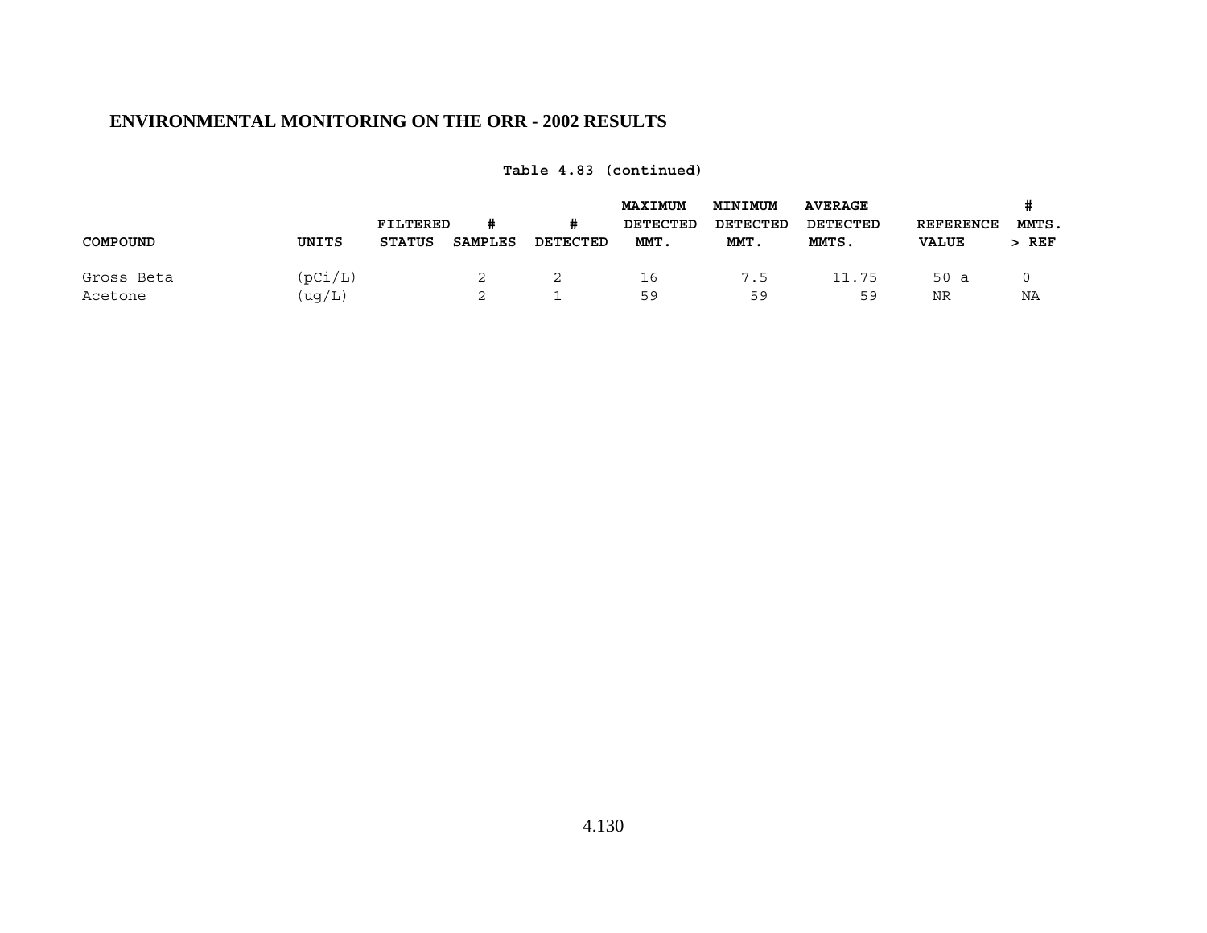## ENVIRONMENTAL MONITORING ON THE ORR - 2002 RESULTS

**Table 4.83 (continued)**

| COMPOUND | UNITS | FILTERED STATUS | # SAMPLES | # DETECTED | MAXIMUM DETECTED MMT. | MINIMUM DETECTED MMT. | AVERAGE DETECTED MMTS. | REFERENCE VALUE | # MMTS. > REF |
|---|---|---|---|---|---|---|---|---|---|
| Gross Beta | (pCi/L) | | 2 | 2 | 16 | 7.5 | 11.75 | 50 a | 0 |
| Acetone | (ug/L) | | 2 | 1 | 59 | 59 | 59 | NR | NA |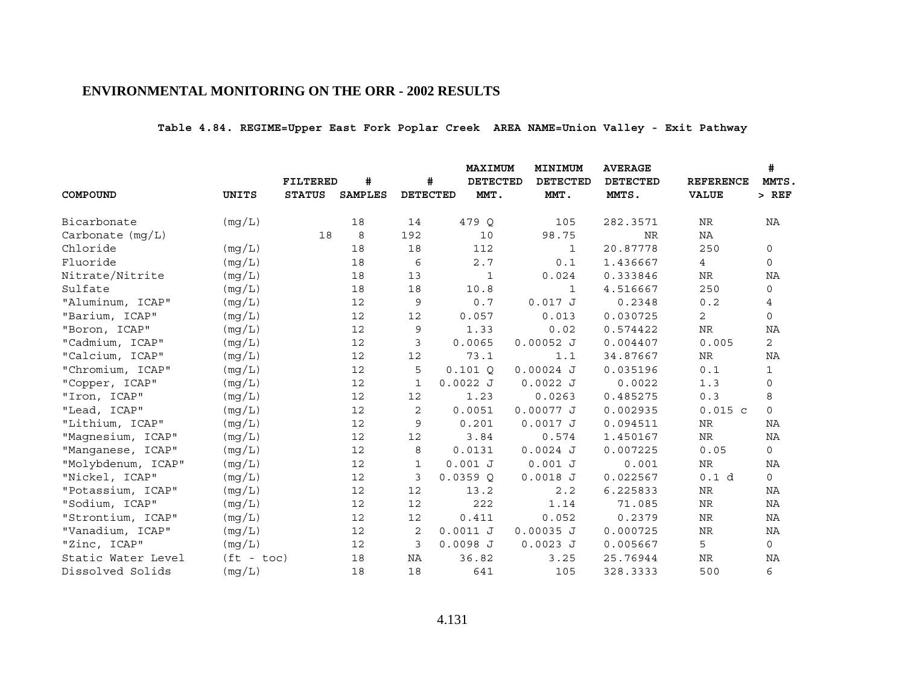# ENVIRONMENTAL MONITORING ON THE ORR - 2002 RESULTS

**Table 4.84. REGIME=Upper East Fork Poplar Creek AREA NAME=Union Valley - Exit Pathway**

| COMPOUND | UNITS | FILTERED STATUS | # SAMPLES | # DETECTED | MAXIMUM DETECTED MMT. | MINIMUM DETECTED MMT. | AVERAGE DETECTED MMTS. | REFERENCE VALUE | # MMTS. > REF |
|---|---|---|---|---|---|---|---|---|---|
| Bicarbonate | (mg/L) | | 18 | 14 | 479 Q | 105 | 282.3571 | NR | NA |
| Carbonate (mg/L) | | 18 | 8 | 192 | 10 | 98.75 | NR | NA | |
| Chloride | (mg/L) | | 18 | 18 | 112 | 1 | 20.87778 | 250 | 0 |
| Fluoride | (mg/L) | | 18 | 6 | 2.7 | 0.1 | 1.436667 | 4 | 0 |
| Nitrate/Nitrite | (mg/L) | | 18 | 13 | 1 | 0.024 | 0.333846 | NR | NA |
| Sulfate | (mg/L) | | 18 | 18 | 10.8 | 1 | 4.516667 | 250 | 0 |
| "Aluminum, ICAP" | (mg/L) | | 12 | 9 | 0.7 | 0.017 J | 0.2348 | 0.2 | 4 |
| "Barium, ICAP" | (mg/L) | | 12 | 12 | 0.057 | 0.013 | 0.030725 | 2 | 0 |
| "Boron, ICAP" | (mg/L) | | 12 | 9 | 1.33 | 0.02 | 0.574422 | NR | NA |
| "Cadmium, ICAP" | (mg/L) | | 12 | 3 | 0.0065 | 0.00052 J | 0.004407 | 0.005 | 2 |
| "Calcium, ICAP" | (mg/L) | | 12 | 12 | 73.1 | 1.1 | 34.87667 | NR | NA |
| "Chromium, ICAP" | (mg/L) | | 12 | 5 | 0.101 Q | 0.00024 J | 0.035196 | 0.1 | 1 |
| "Copper, ICAP" | (mg/L) | | 12 | 1 | 0.0022 J | 0.0022 J | 0.0022 | 1.3 | 0 |
| "Iron, ICAP" | (mg/L) | | 12 | 12 | 1.23 | 0.0263 | 0.485275 | 0.3 | 8 |
| "Lead, ICAP" | (mg/L) | | 12 | 2 | 0.0051 | 0.00077 J | 0.002935 | 0.015 c | 0 |
| "Lithium, ICAP" | (mg/L) | | 12 | 9 | 0.201 | 0.0017 J | 0.094511 | NR | NA |
| "Magnesium, ICAP" | (mg/L) | | 12 | 12 | 3.84 | 0.574 | 1.450167 | NR | NA |
| "Manganese, ICAP" | (mg/L) | | 12 | 8 | 0.0131 | 0.0024 J | 0.007225 | 0.05 | 0 |
| "Molybdenum, ICAP" | (mg/L) | | 12 | 1 | 0.001 J | 0.001 J | 0.001 | NR | NA |
| "Nickel, ICAP" | (mg/L) | | 12 | 3 | 0.0359 Q | 0.0018 J | 0.022567 | 0.1 d | 0 |
| "Potassium, ICAP" | (mg/L) | | 12 | 12 | 13.2 | 2.2 | 6.225833 | NR | NA |
| "Sodium, ICAP" | (mg/L) | | 12 | 12 | 222 | 1.14 | 71.085 | NR | NA |
| "Strontium, ICAP" | (mg/L) | | 12 | 12 | 0.411 | 0.052 | 0.2379 | NR | NA |
| "Vanadium, ICAP" | (mg/L) | | 12 | 2 | 0.0011 J | 0.00035 J | 0.000725 | NR | NA |
| "Zinc, ICAP" | (mg/L) | | 12 | 3 | 0.0098 J | 0.0023 J | 0.005667 | 5 | 0 |
| Static Water Level | (ft - toc) | | 18 | NA | 36.82 | 3.25 | 25.76944 | NR | NA |
| Dissolved Solids | (mg/L) | | 18 | 18 | 641 | 105 | 328.3333 | 500 | 6 |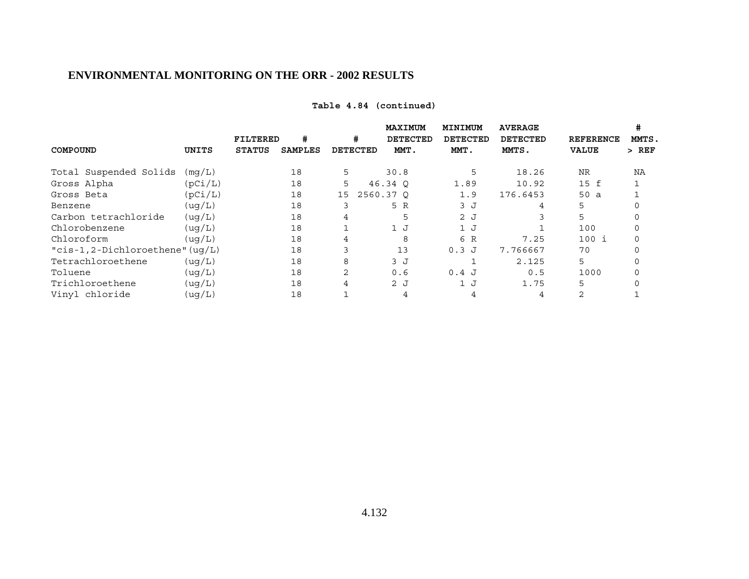## ENVIRONMENTAL MONITORING ON THE ORR - 2002 RESULTS

**Table 4.84 (continued)**

| COMPOUND | UNITS | FILTERED STATUS | # SAMPLES | # DETECTED | MAXIMUM DETECTED MMT. | MINIMUM DETECTED MMT. | AVERAGE DETECTED MMTS. | REFERENCE VALUE | # MMTS. > REF |
|---|---|---|---|---|---|---|---|---|---|
| Total Suspended Solids | (mg/L) | | 18 | 5 | 30.8 | 5 | 18.26 | NR | NA |
| Gross Alpha | (pCi/L) | | 18 | 5 | 46.34 Q | 1.89 | 10.92 | 15 f | 1 |
| Gross Beta | (pCi/L) | | 18 | 15 | 2560.37 Q | 1.9 | 176.6453 | 50 a | 1 |
| Benzene | (ug/L) | | 18 | 3 | 5 R | 3 J | 4 | 5 | 0 |
| Carbon tetrachloride | (ug/L) | | 18 | 4 | 5 | 2 J | 3 | 5 | 0 |
| Chlorobenzene | (ug/L) | | 18 | 1 | 1 J | 1 J | 1 | 100 | 0 |
| Chloroform | (ug/L) | | 18 | 4 | 8 | 6 R | 7.25 | 100 i | 0 |
| "cis-1,2-Dichloroethene" | (ug/L) | | 18 | 3 | 13 | 0.3 J | 7.766667 | 70 | 0 |
| Tetrachloroethene | (ug/L) | | 18 | 8 | 3 J | 1 | 2.125 | 5 | 0 |
| Toluene | (ug/L) | | 18 | 2 | 0.6 | 0.4 J | 0.5 | 1000 | 0 |
| Trichloroethene | (ug/L) | | 18 | 4 | 2 J | 1 J | 1.75 | 5 | 0 |
| Vinyl chloride | (ug/L) | | 18 | 1 | 4 | 4 | 4 | 2 | 1 |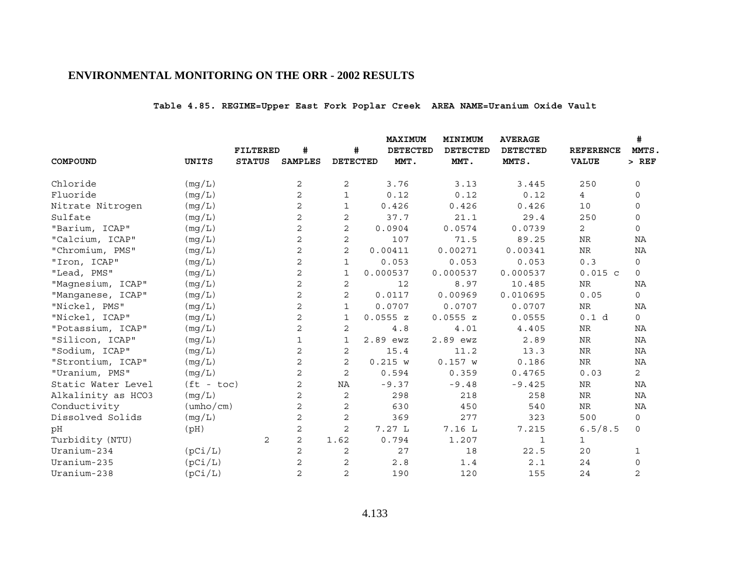## ENVIRONMENTAL MONITORING ON THE ORR - 2002 RESULTS

**Table 4.85. REGIME=Upper East Fork Poplar Creek AREA NAME=Uranium Oxide Vault**

| COMPOUND | UNITS | FILTERED STATUS | # SAMPLES | # DETECTED | MAXIMUM DETECTED MMT. | MINIMUM DETECTED MMT. | AVERAGE DETECTED MMTS. | REFERENCE VALUE | # MMTS. > REF |
|---|---|---|---|---|---|---|---|---|---|
| Chloride | (mg/L) | | 2 | 2 | 3.76 | 3.13 | 3.445 | 250 | 0 |
| Fluoride | (mg/L) | | 2 | 1 | 0.12 | 0.12 | 0.12 | 4 | 0 |
| Nitrate Nitrogen | (mg/L) | | 2 | 1 | 0.426 | 0.426 | 0.426 | 10 | 0 |
| Sulfate | (mg/L) | | 2 | 2 | 37.7 | 21.1 | 29.4 | 250 | 0 |
| "Barium, ICAP" | (mg/L) | | 2 | 2 | 0.0904 | 0.0574 | 0.0739 | 2 | 0 |
| "Calcium, ICAP" | (mg/L) | | 2 | 2 | 107 | 71.5 | 89.25 | NR | NA |
| "Chromium, PMS" | (mg/L) | | 2 | 2 | 0.00411 | 0.00271 | 0.00341 | NR | NA |
| "Iron, ICAP" | (mg/L) | | 2 | 1 | 0.053 | 0.053 | 0.053 | 0.3 | 0 |
| "Lead, PMS" | (mg/L) | | 2 | 1 | 0.000537 | 0.000537 | 0.000537 | 0.015 c | 0 |
| "Magnesium, ICAP" | (mg/L) | | 2 | 2 | 12 | 8.97 | 10.485 | NR | NA |
| "Manganese, ICAP" | (mg/L) | | 2 | 2 | 0.0117 | 0.00969 | 0.010695 | 0.05 | 0 |
| "Nickel, PMS" | (mg/L) | | 2 | 1 | 0.0707 | 0.0707 | 0.0707 | NR | NA |
| "Nickel, ICAP" | (mg/L) | | 2 | 1 | 0.0555 z | 0.0555 z | 0.0555 | 0.1 d | 0 |
| "Potassium, ICAP" | (mg/L) | | 2 | 2 | 4.8 | 4.01 | 4.405 | NR | NA |
| "Silicon, ICAP" | (mg/L) | | 1 | 1 | 2.89 ewz | 2.89 ewz | 2.89 | NR | NA |
| "Sodium, ICAP" | (mg/L) | | 2 | 2 | 15.4 | 11.2 | 13.3 | NR | NA |
| "Strontium, ICAP" | (mg/L) | | 2 | 2 | 0.215 w | 0.157 w | 0.186 | NR | NA |
| "Uranium, PMS" | (mg/L) | | 2 | 2 | 0.594 | 0.359 | 0.4765 | 0.03 | 2 |
| Static Water Level | (ft - toc) | | 2 | NA | -9.37 | -9.48 | -9.425 | NR | NA |
| Alkalinity as HCO3 | (mg/L) | | 2 | 2 | 298 | 218 | 258 | NR | NA |
| Conductivity | (umho/cm) | | 2 | 2 | 630 | 450 | 540 | NR | NA |
| Dissolved Solids | (mg/L) | | 2 | 2 | 369 | 277 | 323 | 500 | 0 |
| pH | (pH) | | 2 | 2 | 7.27 L | 7.16 L | 7.215 | 6.5/8.5 | 0 |
| Turbidity (NTU) | | 2 | 2 | 1.62 | 0.794 | 1.207 | 1 | 1 | |
| Uranium-234 | (pCi/L) | | 2 | 2 | 27 | 18 | 22.5 | 20 | 1 |
| Uranium-235 | (pCi/L) | | 2 | 2 | 2.8 | 1.4 | 2.1 | 24 | 0 |
| Uranium-238 | (pCi/L) | | 2 | 2 | 190 | 120 | 155 | 24 | 2 |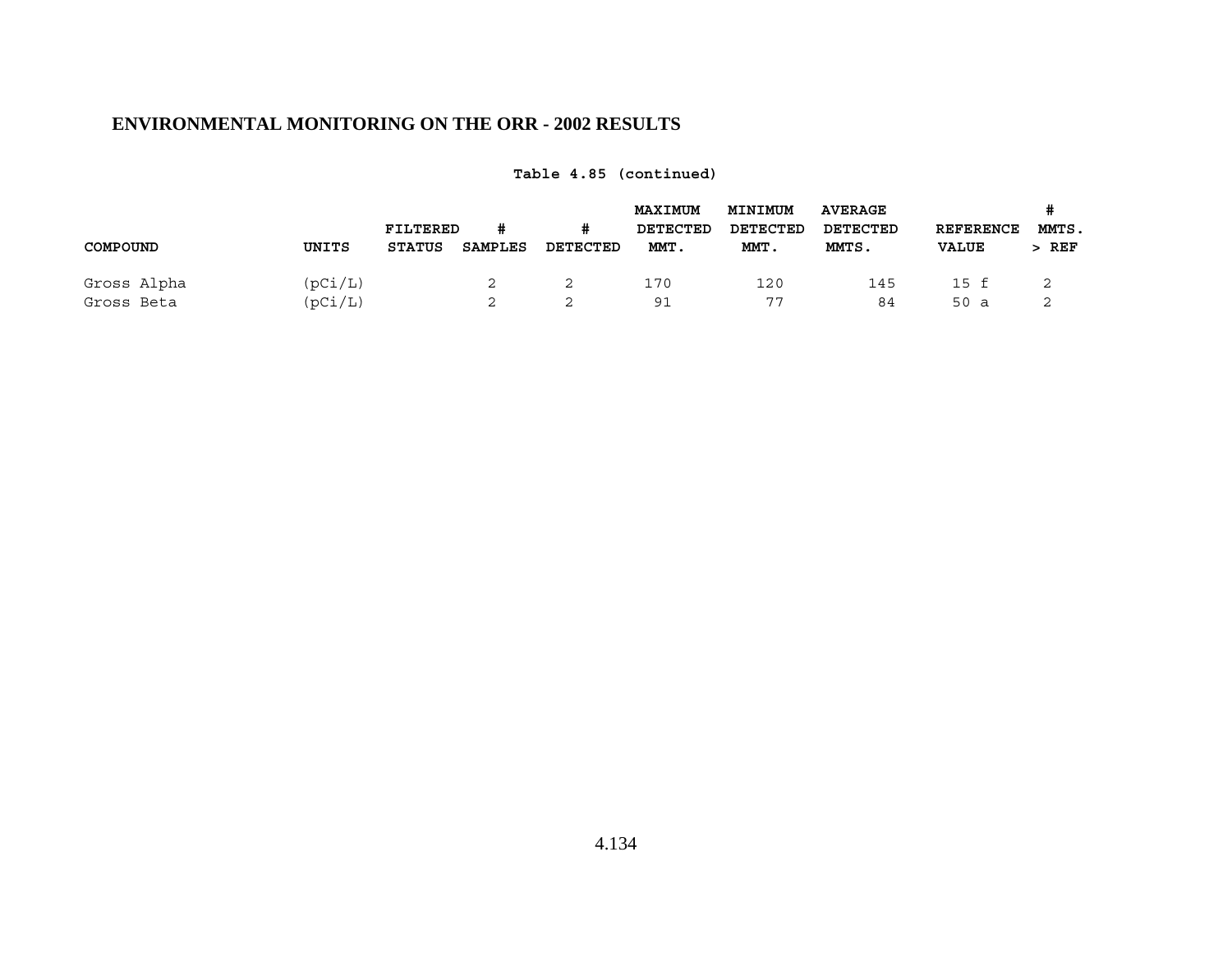## ENVIRONMENTAL MONITORING ON THE ORR - 2002 RESULTS

**Table 4.85 (continued)**

| COMPOUND | UNITS | FILTERED STATUS | # SAMPLES | # DETECTED | MAXIMUM DETECTED MMT. | MINIMUM DETECTED MMT. | AVERAGE DETECTED MMTS. | REFERENCE VALUE | # MMTS. > REF |
|---|---|---|---|---|---|---|---|---|---|
| Gross Alpha | (pCi/L) | | 2 | 2 | 170 | 120 | 145 | 15 f | 2 |
| Gross Beta | (pCi/L) | | 2 | 2 | 91 | 77 | 84 | 50 a | 2 |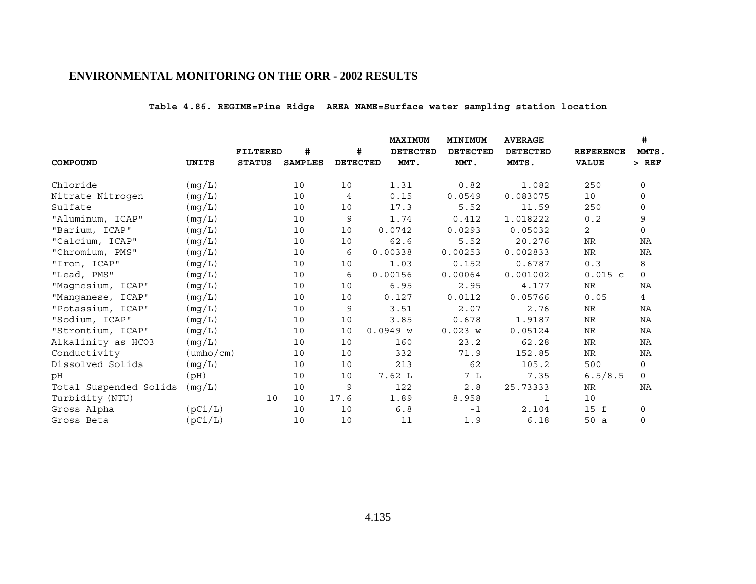# ENVIRONMENTAL MONITORING ON THE ORR - 2002 RESULTS

**Table 4.86. REGIME=Pine Ridge AREA NAME=Surface water sampling station location**

| COMPOUND | UNITS | FILTERED STATUS | # SAMPLES | # DETECTED | MAXIMUM DETECTED MMT. | MINIMUM DETECTED MMT. | AVERAGE DETECTED MMTS. | REFERENCE VALUE | # MMTS. > REF |
|---|---|---|---|---|---|---|---|---|---|
| Chloride | (mg/L) | | 10 | 10 | 1.31 | 0.82 | 1.082 | 250 | 0 |
| Nitrate Nitrogen | (mg/L) | | 10 | 4 | 0.15 | 0.0549 | 0.083075 | 10 | 0 |
| Sulfate | (mg/L) | | 10 | 10 | 17.3 | 5.52 | 11.59 | 250 | 0 |
| "Aluminum, ICAP" | (mg/L) | | 10 | 9 | 1.74 | 0.412 | 1.018222 | 0.2 | 9 |
| "Barium, ICAP" | (mg/L) | | 10 | 10 | 0.0742 | 0.0293 | 0.05032 | 2 | 0 |
| "Calcium, ICAP" | (mg/L) | | 10 | 10 | 62.6 | 5.52 | 20.276 | NR | NA |
| "Chromium, PMS" | (mg/L) | | 10 | 6 | 0.00338 | 0.00253 | 0.002833 | NR | NA |
| "Iron, ICAP" | (mg/L) | | 10 | 10 | 1.03 | 0.152 | 0.6787 | 0.3 | 8 |
| "Lead, PMS" | (mg/L) | | 10 | 6 | 0.00156 | 0.00064 | 0.001002 | 0.015 c | 0 |
| "Magnesium, ICAP" | (mg/L) | | 10 | 10 | 6.95 | 2.95 | 4.177 | NR | NA |
| "Manganese, ICAP" | (mg/L) | | 10 | 10 | 0.127 | 0.0112 | 0.05766 | 0.05 | 4 |
| "Potassium, ICAP" | (mg/L) | | 10 | 9 | 3.51 | 2.07 | 2.76 | NR | NA |
| "Sodium, ICAP" | (mg/L) | | 10 | 10 | 3.85 | 0.678 | 1.9187 | NR | NA |
| "Strontium, ICAP" | (mg/L) | | 10 | 10 | 0.0949 w | 0.023 w | 0.05124 | NR | NA |
| Alkalinity as HCO3 | (mg/L) | | 10 | 10 | 160 | 23.2 | 62.28 | NR | NA |
| Conductivity | (umho/cm) | | 10 | 10 | 332 | 71.9 | 152.85 | NR | NA |
| Dissolved Solids | (mg/L) | | 10 | 10 | 213 | 62 | 105.2 | 500 | 0 |
| pH | (pH) | | 10 | 10 | 7.62 L | 7 L | 7.35 | 6.5/8.5 | 0 |
| Total Suspended Solids | (mg/L) | | 10 | 9 | 122 | 2.8 | 25.73333 | NR | NA |
| Turbidity (NTU) | | 10 | 10 | 17.6 | 1.89 | 8.958 | 1 | 10 | |
| Gross Alpha | (pCi/L) | | 10 | 10 | 6.8 | -1 | 2.104 | 15 f | 0 |
| Gross Beta | (pCi/L) | | 10 | 10 | 11 | 1.9 | 6.18 | 50 a | 0 |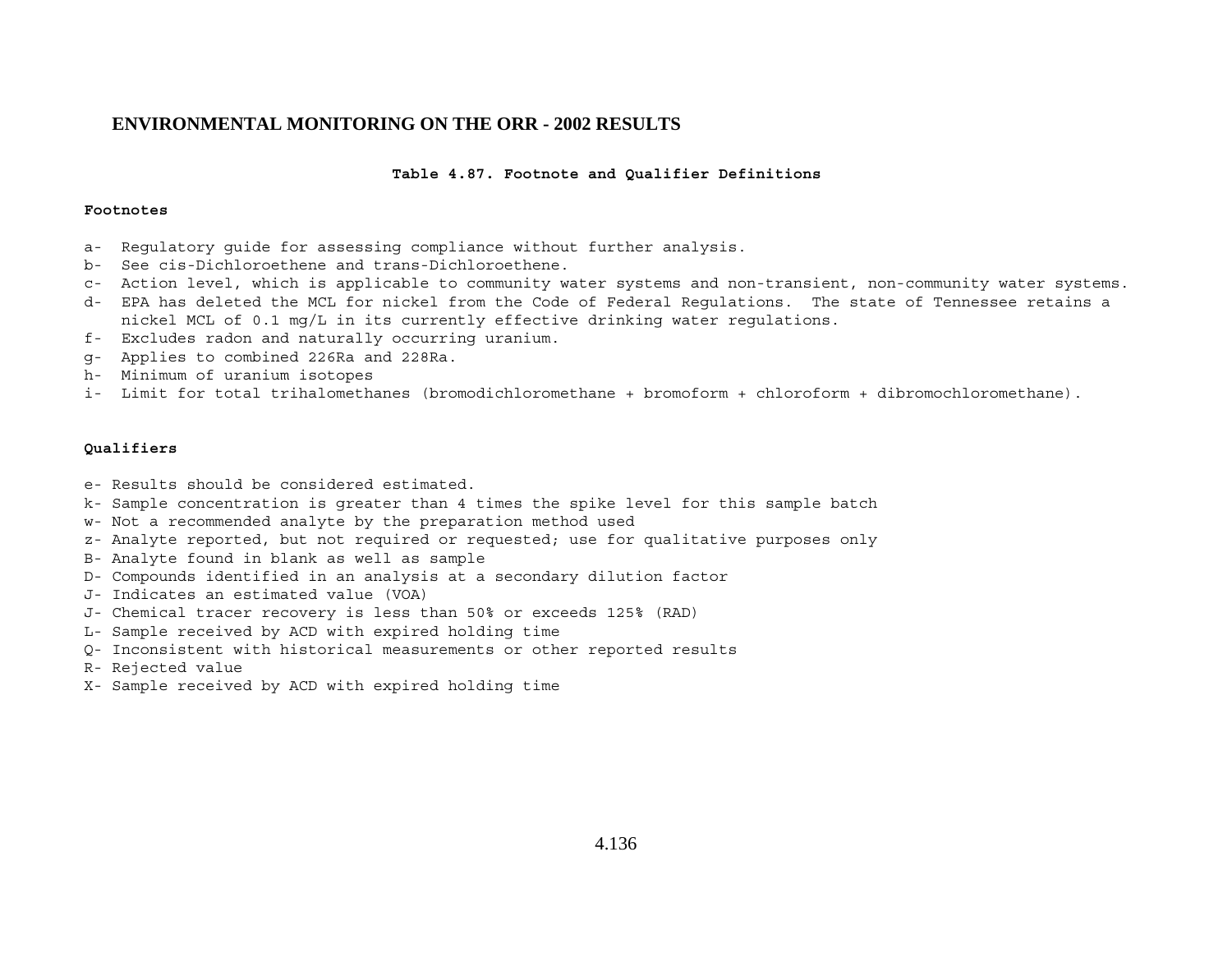## ENVIRONMENTAL MONITORING ON THE ORR - 2002 RESULTS

**Table 4.87. Footnote and Qualifier Definitions**

**Footnotes**

a- Regulatory guide for assessing compliance without further analysis.
b- See cis-Dichloroethene and trans-Dichloroethene.
c- Action level, which is applicable to community water systems and non-transient, non-community water systems.
d- EPA has deleted the MCL for nickel from the Code of Federal Regulations. The state of Tennessee retains a nickel MCL of 0.1 mg/L in its currently effective drinking water regulations.
f- Excludes radon and naturally occurring uranium.
g- Applies to combined 226Ra and 228Ra.
h- Minimum of uranium isotopes
i- Limit for total trihalomethanes (bromodichloromethane + bromoform + chloroform + dibromochloromethane).

**Qualifiers**

e- Results should be considered estimated.
k- Sample concentration is greater than 4 times the spike level for this sample batch
w- Not a recommended analyte by the preparation method used
z- Analyte reported, but not required or requested; use for qualitative purposes only
B- Analyte found in blank as well as sample
D- Compounds identified in an analysis at a secondary dilution factor
J- Indicates an estimated value (VOA)
J- Chemical tracer recovery is less than 50% or exceeds 125% (RAD)
L- Sample received by ACD with expired holding time
Q- Inconsistent with historical measurements or other reported results
R- Rejected value
X- Sample received by ACD with expired holding time